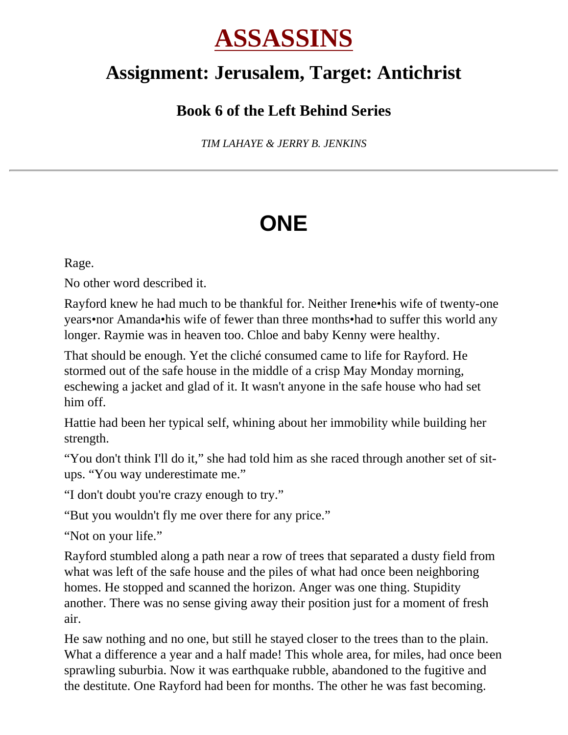# ASSASSINS

## Assignment: Jerusalem, Target: Antichrist

### Book 6 of the Left Behind Series

*TIM LAHAYE & JERRY B. JENKINS*

---

# ONE

Rage.

No other word described it.

Rayford knew he had much to be thankful for. Neither Irene•his wife of twenty-one years•nor Amanda•his wife of fewer than three months•had to suffer this world any longer. Raymie was in heaven too. Chloe and baby Kenny were healthy.

That should be enough. Yet the cliché consumed came to life for Rayford. He stormed out of the safe house in the middle of a crisp May Monday morning, eschewing a jacket and glad of it. It wasn't anyone in the safe house who had set him off.

Hattie had been her typical self, whining about her immobility while building her strength.

"You don't think I'll do it," she had told him as she raced through another set of sit-ups. "You way underestimate me."

"I don't doubt you're crazy enough to try."

"But you wouldn't fly me over there for any price."

"Not on your life."

Rayford stumbled along a path near a row of trees that separated a dusty field from what was left of the safe house and the piles of what had once been neighboring homes. He stopped and scanned the horizon. Anger was one thing. Stupidity another. There was no sense giving away their position just for a moment of fresh air.

He saw nothing and no one, but still he stayed closer to the trees than to the plain. What a difference a year and a half made! This whole area, for miles, had once been sprawling suburbia. Now it was earthquake rubble, abandoned to the fugitive and the destitute. One Rayford had been for months. The other he was fast becoming.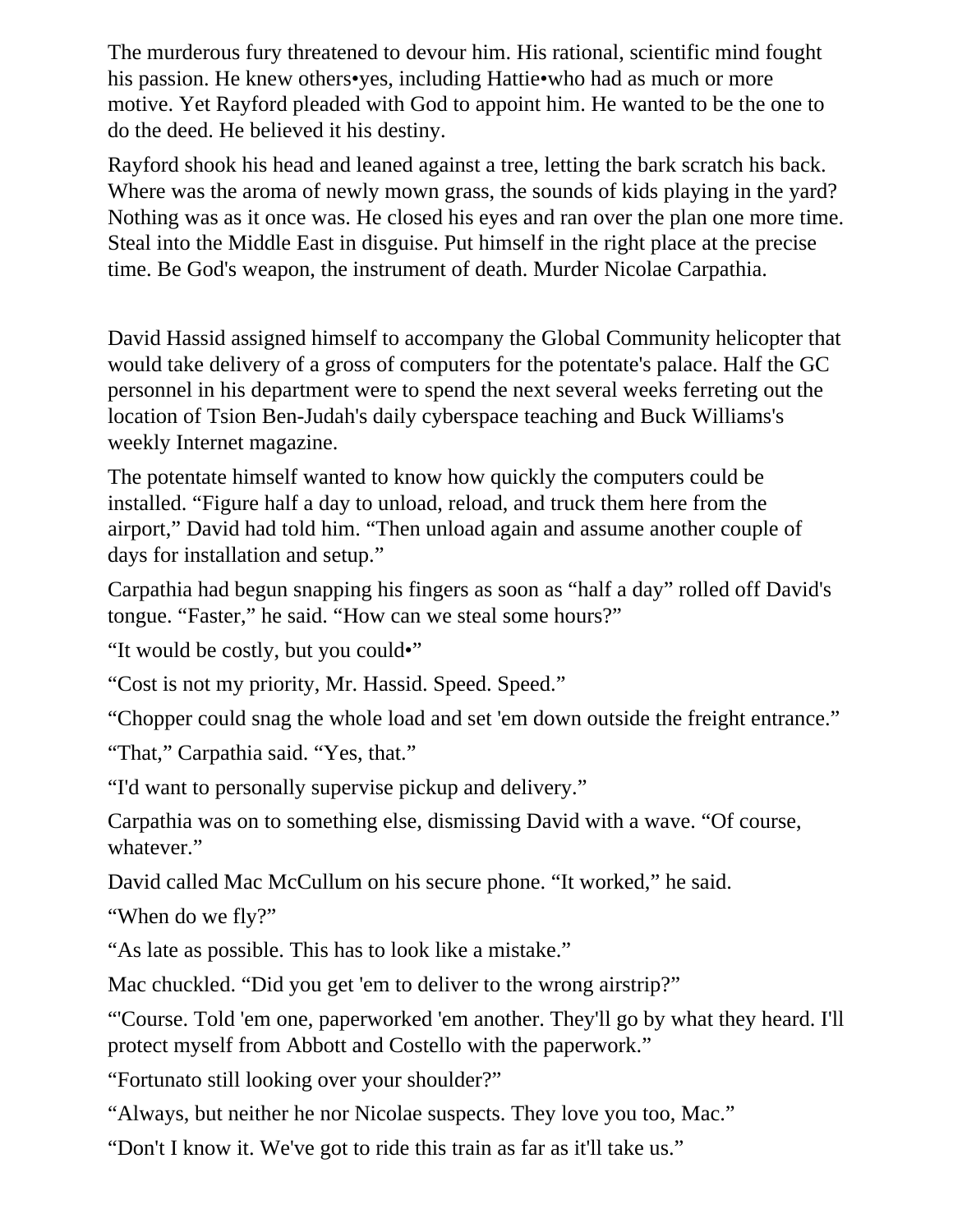The murderous fury threatened to devour him. His rational, scientific mind fought his passion. He knew others•yes, including Hattie•who had as much or more motive. Yet Rayford pleaded with God to appoint him. He wanted to be the one to do the deed. He believed it his destiny.

Rayford shook his head and leaned against a tree, letting the bark scratch his back. Where was the aroma of newly mown grass, the sounds of kids playing in the yard? Nothing was as it once was. He closed his eyes and ran over the plan one more time. Steal into the Middle East in disguise. Put himself in the right place at the precise time. Be God's weapon, the instrument of death. Murder Nicolae Carpathia.

David Hassid assigned himself to accompany the Global Community helicopter that would take delivery of a gross of computers for the potentate's palace. Half the GC personnel in his department were to spend the next several weeks ferreting out the location of Tsion Ben-Judah's daily cyberspace teaching and Buck Williams's weekly Internet magazine.

The potentate himself wanted to know how quickly the computers could be installed. "Figure half a day to unload, reload, and truck them here from the airport," David had told him. "Then unload again and assume another couple of days for installation and setup."

Carpathia had begun snapping his fingers as soon as "half a day" rolled off David's tongue. "Faster," he said. "How can we steal some hours?"

"It would be costly, but you could•"

"Cost is not my priority, Mr. Hassid. Speed. Speed."

"Chopper could snag the whole load and set 'em down outside the freight entrance."

"That," Carpathia said. "Yes, that."

"I'd want to personally supervise pickup and delivery."

Carpathia was on to something else, dismissing David with a wave. "Of course, whatever."

David called Mac McCullum on his secure phone. "It worked," he said.

"When do we fly?"

"As late as possible. This has to look like a mistake."

Mac chuckled. "Did you get 'em to deliver to the wrong airstrip?"

"'Course. Told 'em one, paperworked 'em another. They'll go by what they heard. I'll protect myself from Abbott and Costello with the paperwork."

"Fortunato still looking over your shoulder?"

"Always, but neither he nor Nicolae suspects. They love you too, Mac."

"Don't I know it. We've got to ride this train as far as it'll take us."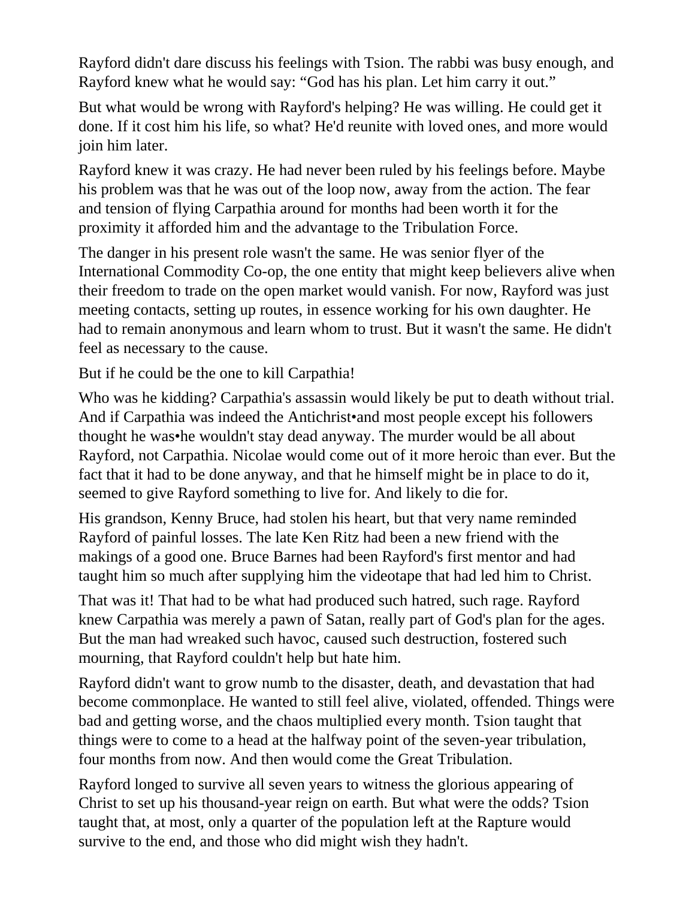Rayford didn't dare discuss his feelings with Tsion. The rabbi was busy enough, and Rayford knew what he would say: “God has his plan. Let him carry it out.”

But what would be wrong with Rayford's helping? He was willing. He could get it done. If it cost him his life, so what? He'd reunite with loved ones, and more would join him later.

Rayford knew it was crazy. He had never been ruled by his feelings before. Maybe his problem was that he was out of the loop now, away from the action. The fear and tension of flying Carpathia around for months had been worth it for the proximity it afforded him and the advantage to the Tribulation Force.

The danger in his present role wasn't the same. He was senior flyer of the International Commodity Co-op, the one entity that might keep believers alive when their freedom to trade on the open market would vanish. For now, Rayford was just meeting contacts, setting up routes, in essence working for his own daughter. He had to remain anonymous and learn whom to trust. But it wasn't the same. He didn't feel as necessary to the cause.

But if he could be the one to kill Carpathia!

Who was he kidding? Carpathia's assassin would likely be put to death without trial. And if Carpathia was indeed the Antichrist•and most people except his followers thought he was•he wouldn't stay dead anyway. The murder would be all about Rayford, not Carpathia. Nicolae would come out of it more heroic than ever. But the fact that it had to be done anyway, and that he himself might be in place to do it, seemed to give Rayford something to live for. And likely to die for.

His grandson, Kenny Bruce, had stolen his heart, but that very name reminded Rayford of painful losses. The late Ken Ritz had been a new friend with the makings of a good one. Bruce Barnes had been Rayford's first mentor and had taught him so much after supplying him the videotape that had led him to Christ.

That was it! That had to be what had produced such hatred, such rage. Rayford knew Carpathia was merely a pawn of Satan, really part of God's plan for the ages. But the man had wreaked such havoc, caused such destruction, fostered such mourning, that Rayford couldn't help but hate him.

Rayford didn't want to grow numb to the disaster, death, and devastation that had become commonplace. He wanted to still feel alive, violated, offended. Things were bad and getting worse, and the chaos multiplied every month. Tsion taught that things were to come to a head at the halfway point of the seven-year tribulation, four months from now. And then would come the Great Tribulation.

Rayford longed to survive all seven years to witness the glorious appearing of Christ to set up his thousand-year reign on earth. But what were the odds? Tsion taught that, at most, only a quarter of the population left at the Rapture would survive to the end, and those who did might wish they hadn't.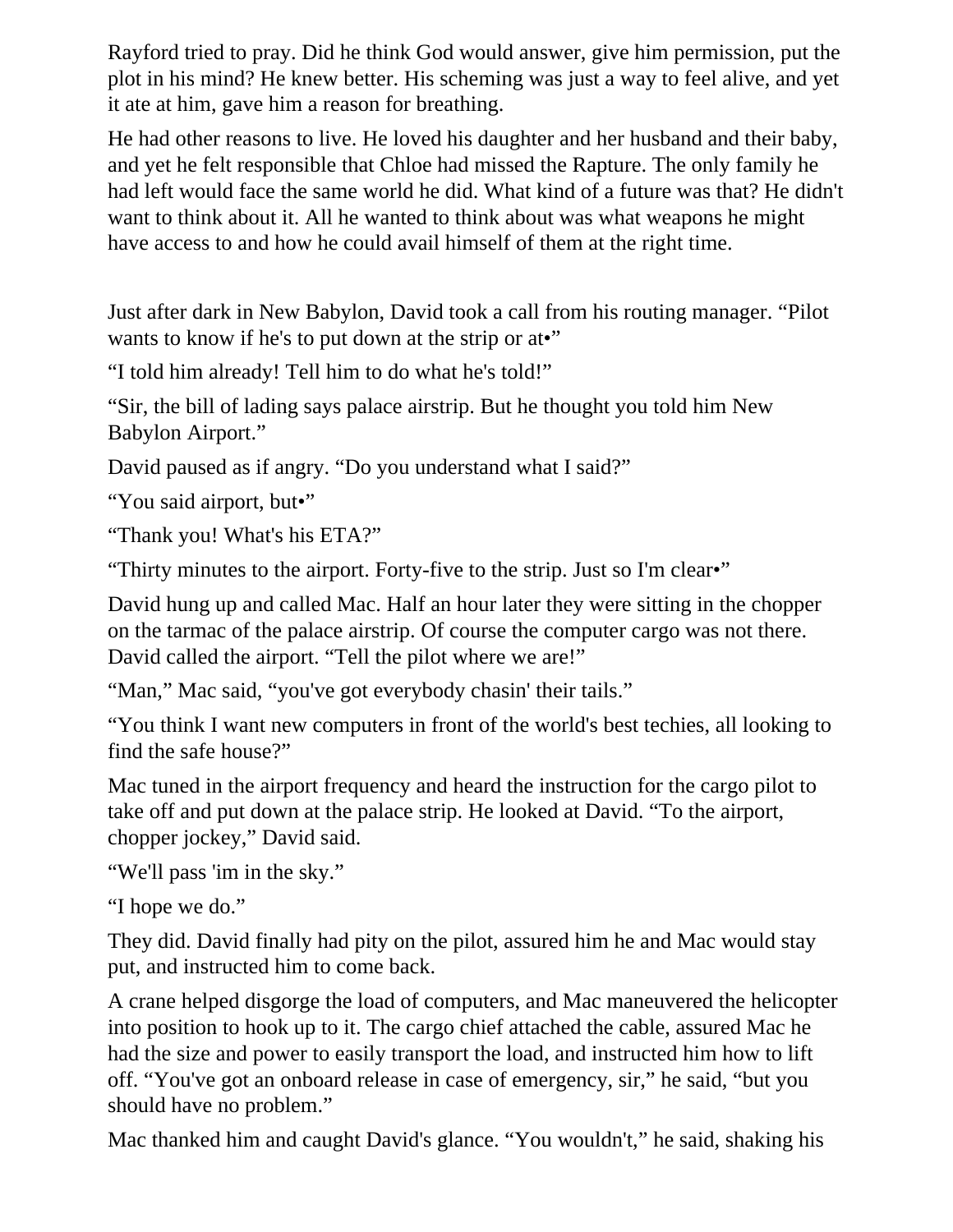Rayford tried to pray. Did he think God would answer, give him permission, put the plot in his mind? He knew better. His scheming was just a way to feel alive, and yet it ate at him, gave him a reason for breathing.

He had other reasons to live. He loved his daughter and her husband and their baby, and yet he felt responsible that Chloe had missed the Rapture. The only family he had left would face the same world he did. What kind of a future was that? He didn't want to think about it. All he wanted to think about was what weapons he might have access to and how he could avail himself of them at the right time.

Just after dark in New Babylon, David took a call from his routing manager. “Pilot wants to know if he's to put down at the strip or at•”

“I told him already! Tell him to do what he's told!”

“Sir, the bill of lading says palace airstrip. But he thought you told him New Babylon Airport.”

David paused as if angry. “Do you understand what I said?”

“You said airport, but•”

“Thank you! What's his ETA?”

“Thirty minutes to the airport. Forty-five to the strip. Just so I'm clear•”

David hung up and called Mac. Half an hour later they were sitting in the chopper on the tarmac of the palace airstrip. Of course the computer cargo was not there. David called the airport. “Tell the pilot where we are!”

“Man,” Mac said, “you've got everybody chasin' their tails.”

“You think I want new computers in front of the world's best techies, all looking to find the safe house?”

Mac tuned in the airport frequency and heard the instruction for the cargo pilot to take off and put down at the palace strip. He looked at David. “To the airport, chopper jockey,” David said.

“We'll pass 'im in the sky.”

“I hope we do.”

They did. David finally had pity on the pilot, assured him he and Mac would stay put, and instructed him to come back.

A crane helped disgorge the load of computers, and Mac maneuvered the helicopter into position to hook up to it. The cargo chief attached the cable, assured Mac he had the size and power to easily transport the load, and instructed him how to lift off. “You've got an onboard release in case of emergency, sir,” he said, “but you should have no problem.”

Mac thanked him and caught David's glance. “You wouldn't,” he said, shaking his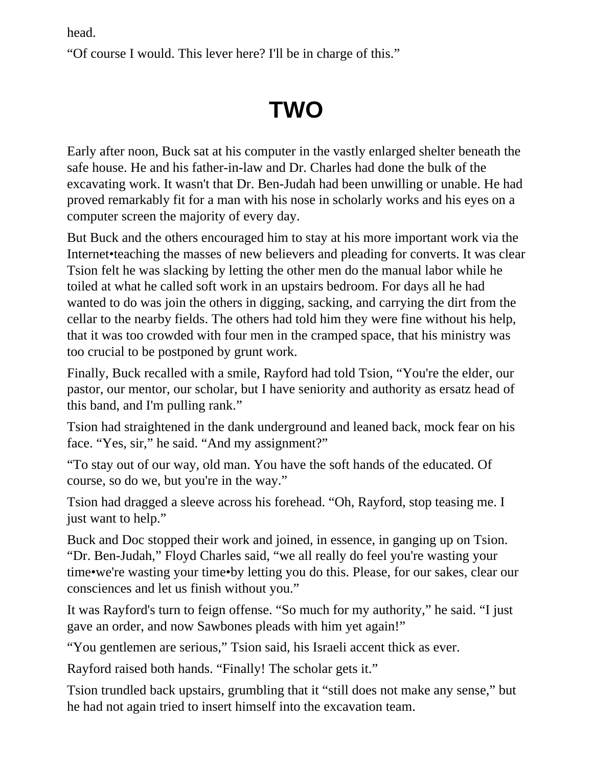head.

“Of course I would. This lever here? I'll be in charge of this.”

# TWO

Early after noon, Buck sat at his computer in the vastly enlarged shelter beneath the safe house. He and his father-in-law and Dr. Charles had done the bulk of the excavating work. It wasn't that Dr. Ben-Judah had been unwilling or unable. He had proved remarkably fit for a man with his nose in scholarly works and his eyes on a computer screen the majority of every day.

But Buck and the others encouraged him to stay at his more important work via the Internet•teaching the masses of new believers and pleading for converts. It was clear Tsion felt he was slacking by letting the other men do the manual labor while he toiled at what he called soft work in an upstairs bedroom. For days all he had wanted to do was join the others in digging, sacking, and carrying the dirt from the cellar to the nearby fields. The others had told him they were fine without his help, that it was too crowded with four men in the cramped space, that his ministry was too crucial to be postponed by grunt work.

Finally, Buck recalled with a smile, Rayford had told Tsion, “You're the elder, our pastor, our mentor, our scholar, but I have seniority and authority as ersatz head of this band, and I'm pulling rank.”

Tsion had straightened in the dank underground and leaned back, mock fear on his face. “Yes, sir,” he said. “And my assignment?”

“To stay out of our way, old man. You have the soft hands of the educated. Of course, so do we, but you're in the way.”

Tsion had dragged a sleeve across his forehead. “Oh, Rayford, stop teasing me. I just want to help.”

Buck and Doc stopped their work and joined, in essence, in ganging up on Tsion. “Dr. Ben-Judah,” Floyd Charles said, “we all really do feel you're wasting your time•we're wasting your time•by letting you do this. Please, for our sakes, clear our consciences and let us finish without you.”

It was Rayford's turn to feign offense. “So much for my authority,” he said. “I just gave an order, and now Sawbones pleads with him yet again!”

“You gentlemen are serious,” Tsion said, his Israeli accent thick as ever.

Rayford raised both hands. “Finally! The scholar gets it.”

Tsion trundled back upstairs, grumbling that it “still does not make any sense,” but he had not again tried to insert himself into the excavation team.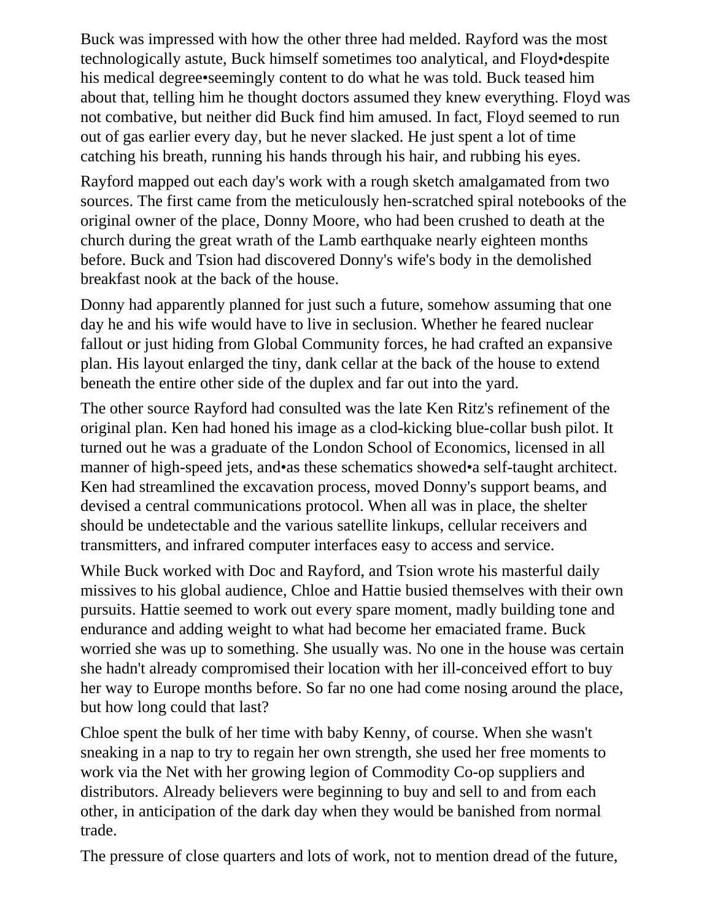Buck was impressed with how the other three had melded. Rayford was the most technologically astute, Buck himself sometimes too analytical, and Floyd•despite his medical degree•seemingly content to do what he was told. Buck teased him about that, telling him he thought doctors assumed they knew everything. Floyd was not combative, but neither did Buck find him amused. In fact, Floyd seemed to run out of gas earlier every day, but he never slacked. He just spent a lot of time catching his breath, running his hands through his hair, and rubbing his eyes.

Rayford mapped out each day's work with a rough sketch amalgamated from two sources. The first came from the meticulously hen-scratched spiral notebooks of the original owner of the place, Donny Moore, who had been crushed to death at the church during the great wrath of the Lamb earthquake nearly eighteen months before. Buck and Tsion had discovered Donny's wife's body in the demolished breakfast nook at the back of the house.

Donny had apparently planned for just such a future, somehow assuming that one day he and his wife would have to live in seclusion. Whether he feared nuclear fallout or just hiding from Global Community forces, he had crafted an expansive plan. His layout enlarged the tiny, dank cellar at the back of the house to extend beneath the entire other side of the duplex and far out into the yard.

The other source Rayford had consulted was the late Ken Ritz's refinement of the original plan. Ken had honed his image as a clod-kicking blue-collar bush pilot. It turned out he was a graduate of the London School of Economics, licensed in all manner of high-speed jets, and•as these schematics showed•a self-taught architect. Ken had streamlined the excavation process, moved Donny's support beams, and devised a central communications protocol. When all was in place, the shelter should be undetectable and the various satellite linkups, cellular receivers and transmitters, and infrared computer interfaces easy to access and service.

While Buck worked with Doc and Rayford, and Tsion wrote his masterful daily missives to his global audience, Chloe and Hattie busied themselves with their own pursuits. Hattie seemed to work out every spare moment, madly building tone and endurance and adding weight to what had become her emaciated frame. Buck worried she was up to something. She usually was. No one in the house was certain she hadn't already compromised their location with her ill-conceived effort to buy her way to Europe months before. So far no one had come nosing around the place, but how long could that last?

Chloe spent the bulk of her time with baby Kenny, of course. When she wasn't sneaking in a nap to try to regain her own strength, she used her free moments to work via the Net with her growing legion of Commodity Co-op suppliers and distributors. Already believers were beginning to buy and sell to and from each other, in anticipation of the dark day when they would be banished from normal trade.

The pressure of close quarters and lots of work, not to mention dread of the future,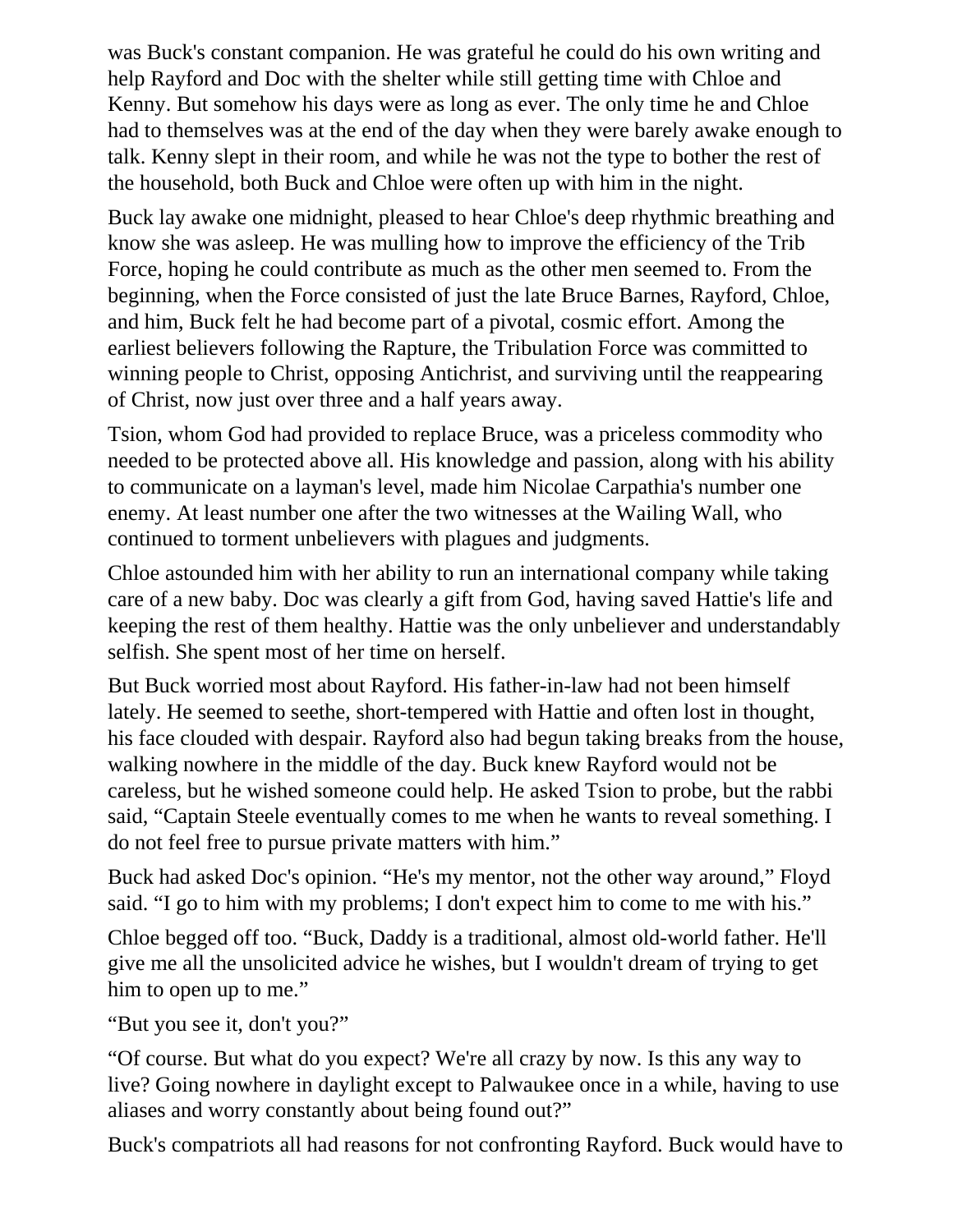was Buck's constant companion. He was grateful he could do his own writing and help Rayford and Doc with the shelter while still getting time with Chloe and Kenny. But somehow his days were as long as ever. The only time he and Chloe had to themselves was at the end of the day when they were barely awake enough to talk. Kenny slept in their room, and while he was not the type to bother the rest of the household, both Buck and Chloe were often up with him in the night.

Buck lay awake one midnight, pleased to hear Chloe's deep rhythmic breathing and know she was asleep. He was mulling how to improve the efficiency of the Trib Force, hoping he could contribute as much as the other men seemed to. From the beginning, when the Force consisted of just the late Bruce Barnes, Rayford, Chloe, and him, Buck felt he had become part of a pivotal, cosmic effort. Among the earliest believers following the Rapture, the Tribulation Force was committed to winning people to Christ, opposing Antichrist, and surviving until the reappearing of Christ, now just over three and a half years away.

Tsion, whom God had provided to replace Bruce, was a priceless commodity who needed to be protected above all. His knowledge and passion, along with his ability to communicate on a layman's level, made him Nicolae Carpathia's number one enemy. At least number one after the two witnesses at the Wailing Wall, who continued to torment unbelievers with plagues and judgments.

Chloe astounded him with her ability to run an international company while taking care of a new baby. Doc was clearly a gift from God, having saved Hattie's life and keeping the rest of them healthy. Hattie was the only unbeliever and understandably selfish. She spent most of her time on herself.

But Buck worried most about Rayford. His father-in-law had not been himself lately. He seemed to seethe, short-tempered with Hattie and often lost in thought, his face clouded with despair. Rayford also had begun taking breaks from the house, walking nowhere in the middle of the day. Buck knew Rayford would not be careless, but he wished someone could help. He asked Tsion to probe, but the rabbi said, "Captain Steele eventually comes to me when he wants to reveal something. I do not feel free to pursue private matters with him."

Buck had asked Doc's opinion. "He's my mentor, not the other way around," Floyd said. "I go to him with my problems; I don't expect him to come to me with his."

Chloe begged off too. "Buck, Daddy is a traditional, almost old-world father. He'll give me all the unsolicited advice he wishes, but I wouldn't dream of trying to get him to open up to me."

"But you see it, don't you?"

"Of course. But what do you expect? We're all crazy by now. Is this any way to live? Going nowhere in daylight except to Palwaukee once in a while, having to use aliases and worry constantly about being found out?"

Buck's compatriots all had reasons for not confronting Rayford. Buck would have to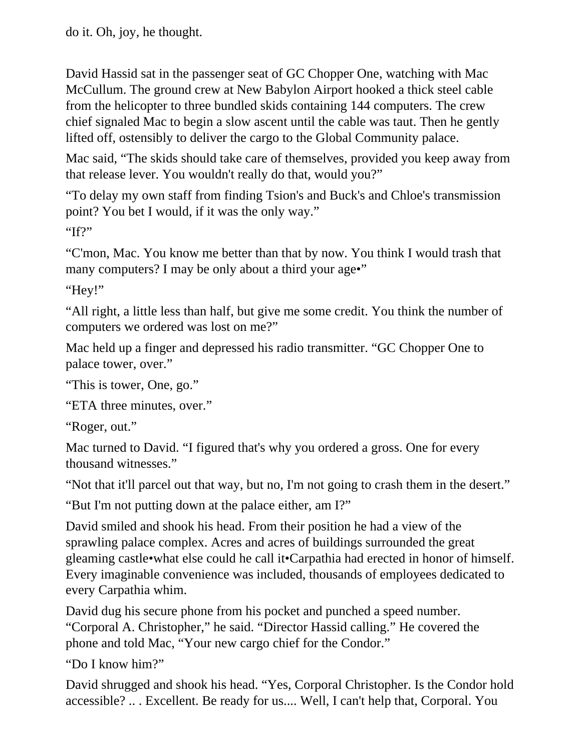do it. Oh, joy, he thought.

David Hassid sat in the passenger seat of GC Chopper One, watching with Mac McCullum. The ground crew at New Babylon Airport hooked a thick steel cable from the helicopter to three bundled skids containing 144 computers. The crew chief signaled Mac to begin a slow ascent until the cable was taut. Then he gently lifted off, ostensibly to deliver the cargo to the Global Community palace.

Mac said, “The skids should take care of themselves, provided you keep away from that release lever. You wouldn't really do that, would you?”

“To delay my own staff from finding Tsion's and Buck's and Chloe's transmission point? You bet I would, if it was the only way.”

“If?”

“C'mon, Mac. You know me better than that by now. You think I would trash that many computers? I may be only about a third your age•”

“Hey!”

“All right, a little less than half, but give me some credit. You think the number of computers we ordered was lost on me?”

Mac held up a finger and depressed his radio transmitter. “GC Chopper One to palace tower, over.”

“This is tower, One, go.”

“ETA three minutes, over.”

“Roger, out.”

Mac turned to David. “I figured that's why you ordered a gross. One for every thousand witnesses.”

“Not that it'll parcel out that way, but no, I'm not going to crash them in the desert.”

“But I'm not putting down at the palace either, am I?”

David smiled and shook his head. From their position he had a view of the sprawling palace complex. Acres and acres of buildings surrounded the great gleaming castle•what else could he call it•Carpathia had erected in honor of himself. Every imaginable convenience was included, thousands of employees dedicated to every Carpathia whim.

David dug his secure phone from his pocket and punched a speed number. “Corporal A. Christopher,” he said. “Director Hassid calling.” He covered the phone and told Mac, “Your new cargo chief for the Condor.”

“Do I know him?”

David shrugged and shook his head. “Yes, Corporal Christopher. Is the Condor hold accessible? .. . Excellent. Be ready for us.... Well, I can't help that, Corporal. You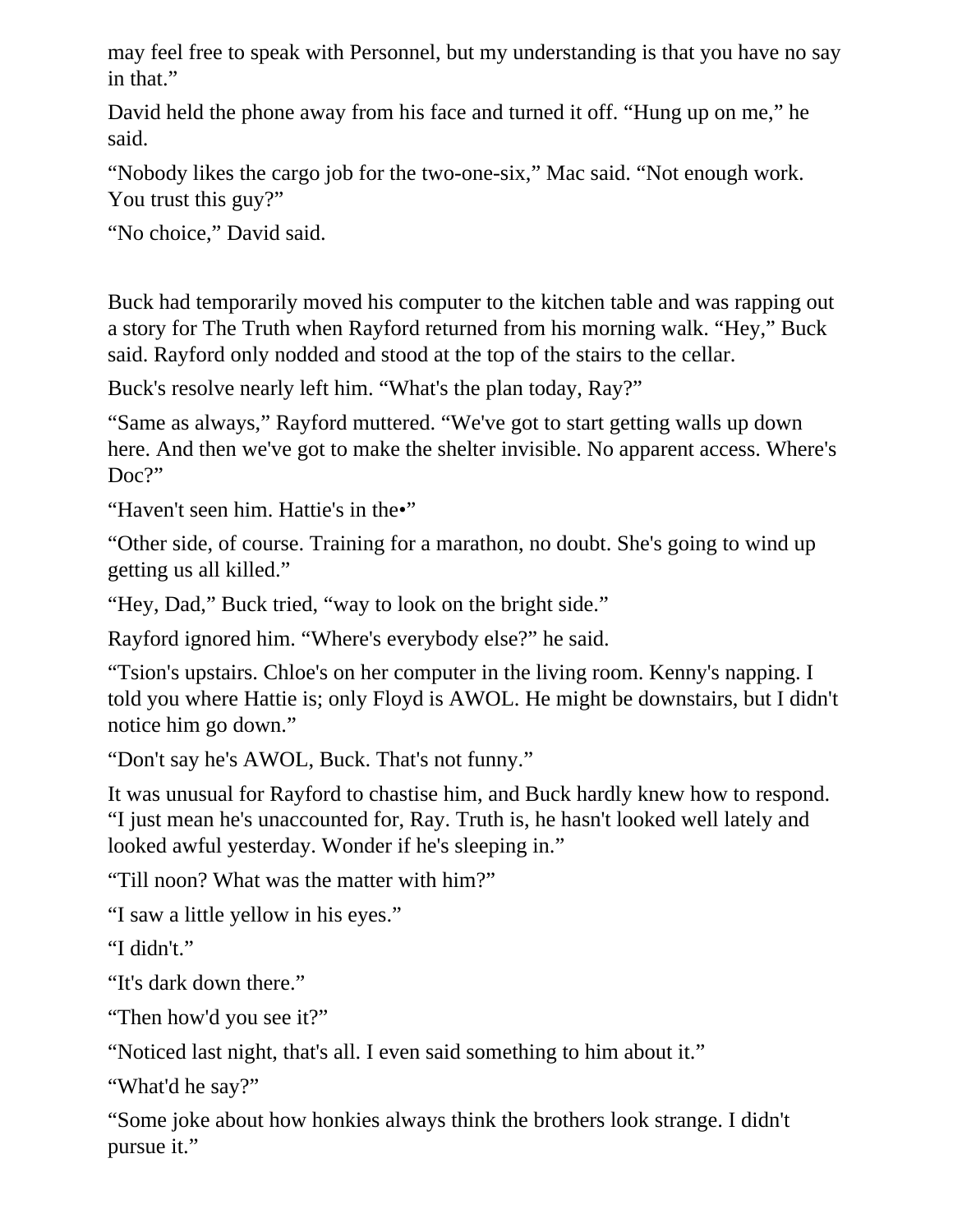may feel free to speak with Personnel, but my understanding is that you have no say in that."

David held the phone away from his face and turned it off. "Hung up on me," he said.

"Nobody likes the cargo job for the two-one-six," Mac said. "Not enough work. You trust this guy?"

"No choice," David said.

Buck had temporarily moved his computer to the kitchen table and was rapping out a story for The Truth when Rayford returned from his morning walk. "Hey," Buck said. Rayford only nodded and stood at the top of the stairs to the cellar.

Buck's resolve nearly left him. "What's the plan today, Ray?"

"Same as always," Rayford muttered. "We've got to start getting walls up down here. And then we've got to make the shelter invisible. No apparent access. Where's Doc?"

"Haven't seen him. Hattie's in the•"

"Other side, of course. Training for a marathon, no doubt. She's going to wind up getting us all killed."

"Hey, Dad," Buck tried, "way to look on the bright side."

Rayford ignored him. "Where's everybody else?" he said.

"Tsion's upstairs. Chloe's on her computer in the living room. Kenny's napping. I told you where Hattie is; only Floyd is AWOL. He might be downstairs, but I didn't notice him go down."

"Don't say he's AWOL, Buck. That's not funny."

It was unusual for Rayford to chastise him, and Buck hardly knew how to respond. "I just mean he's unaccounted for, Ray. Truth is, he hasn't looked well lately and looked awful yesterday. Wonder if he's sleeping in."

"Till noon? What was the matter with him?"

"I saw a little yellow in his eyes."

"I didn't."

"It's dark down there."

"Then how'd you see it?"

"Noticed last night, that's all. I even said something to him about it."

"What'd he say?"

"Some joke about how honkies always think the brothers look strange. I didn't pursue it."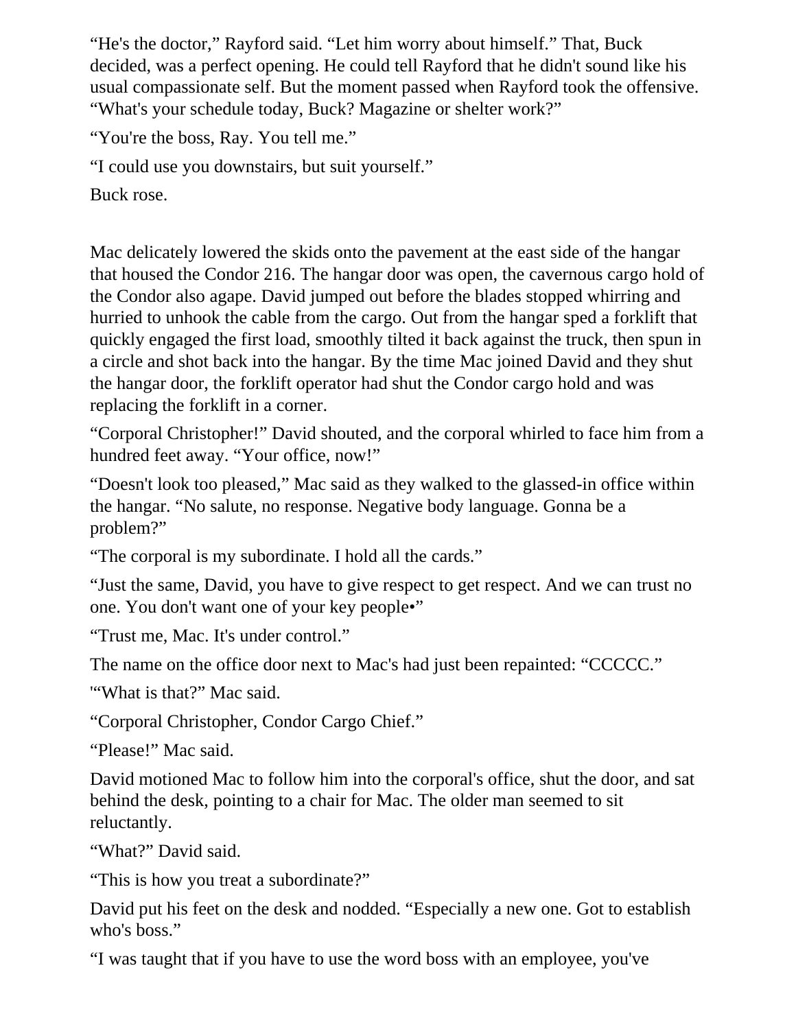“He's the doctor,” Rayford said. “Let him worry about himself.” That, Buck decided, was a perfect opening. He could tell Rayford that he didn't sound like his usual compassionate self. But the moment passed when Rayford took the offensive. “What's your schedule today, Buck? Magazine or shelter work?”

“You're the boss, Ray. You tell me.”

“I could use you downstairs, but suit yourself.”

Buck rose.

Mac delicately lowered the skids onto the pavement at the east side of the hangar that housed the Condor 216. The hangar door was open, the cavernous cargo hold of the Condor also agape. David jumped out before the blades stopped whirring and hurried to unhook the cable from the cargo. Out from the hangar sped a forklift that quickly engaged the first load, smoothly tilted it back against the truck, then spun in a circle and shot back into the hangar. By the time Mac joined David and they shut the hangar door, the forklift operator had shut the Condor cargo hold and was replacing the forklift in a corner.

“Corporal Christopher!” David shouted, and the corporal whirled to face him from a hundred feet away. “Your office, now!”

“Doesn't look too pleased,” Mac said as they walked to the glassed-in office within the hangar. “No salute, no response. Negative body language. Gonna be a problem?”

“The corporal is my subordinate. I hold all the cards.”

“Just the same, David, you have to give respect to get respect. And we can trust no one. You don't want one of your key people•”

“Trust me, Mac. It's under control.”

The name on the office door next to Mac's had just been repainted: “CCCCC.”

'“What is that?” Mac said.

“Corporal Christopher, Condor Cargo Chief.”

“Please!” Mac said.

David motioned Mac to follow him into the corporal's office, shut the door, and sat behind the desk, pointing to a chair for Mac. The older man seemed to sit reluctantly.

“What?” David said.

“This is how you treat a subordinate?”

David put his feet on the desk and nodded. “Especially a new one. Got to establish who's boss.”

“I was taught that if you have to use the word boss with an employee, you've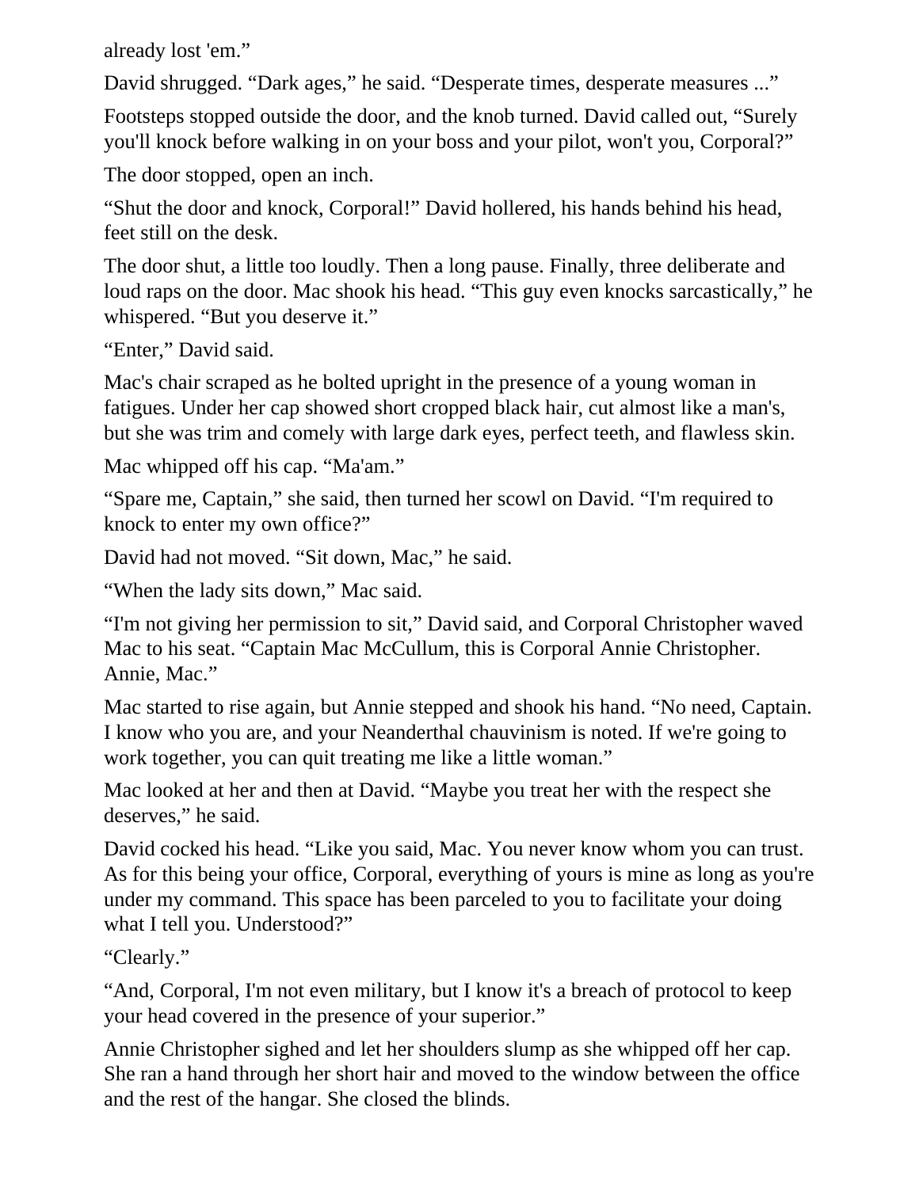already lost 'em."

David shrugged. "Dark ages," he said. "Desperate times, desperate measures ..."

Footsteps stopped outside the door, and the knob turned. David called out, "Surely you'll knock before walking in on your boss and your pilot, won't you, Corporal?"

The door stopped, open an inch.

"Shut the door and knock, Corporal!" David hollered, his hands behind his head, feet still on the desk.

The door shut, a little too loudly. Then a long pause. Finally, three deliberate and loud raps on the door. Mac shook his head. "This guy even knocks sarcastically," he whispered. "But you deserve it."

"Enter," David said.

Mac's chair scraped as he bolted upright in the presence of a young woman in fatigues. Under her cap showed short cropped black hair, cut almost like a man's, but she was trim and comely with large dark eyes, perfect teeth, and flawless skin.

Mac whipped off his cap. "Ma'am."

"Spare me, Captain," she said, then turned her scowl on David. "I'm required to knock to enter my own office?"

David had not moved. "Sit down, Mac," he said.

"When the lady sits down," Mac said.

"I'm not giving her permission to sit," David said, and Corporal Christopher waved Mac to his seat. "Captain Mac McCullum, this is Corporal Annie Christopher. Annie, Mac."

Mac started to rise again, but Annie stepped and shook his hand. "No need, Captain. I know who you are, and your Neanderthal chauvinism is noted. If we're going to work together, you can quit treating me like a little woman."

Mac looked at her and then at David. "Maybe you treat her with the respect she deserves," he said.

David cocked his head. "Like you said, Mac. You never know whom you can trust. As for this being your office, Corporal, everything of yours is mine as long as you're under my command. This space has been parceled to you to facilitate your doing what I tell you. Understood?"

"Clearly."

"And, Corporal, I'm not even military, but I know it's a breach of protocol to keep your head covered in the presence of your superior."

Annie Christopher sighed and let her shoulders slump as she whipped off her cap. She ran a hand through her short hair and moved to the window between the office and the rest of the hangar. She closed the blinds.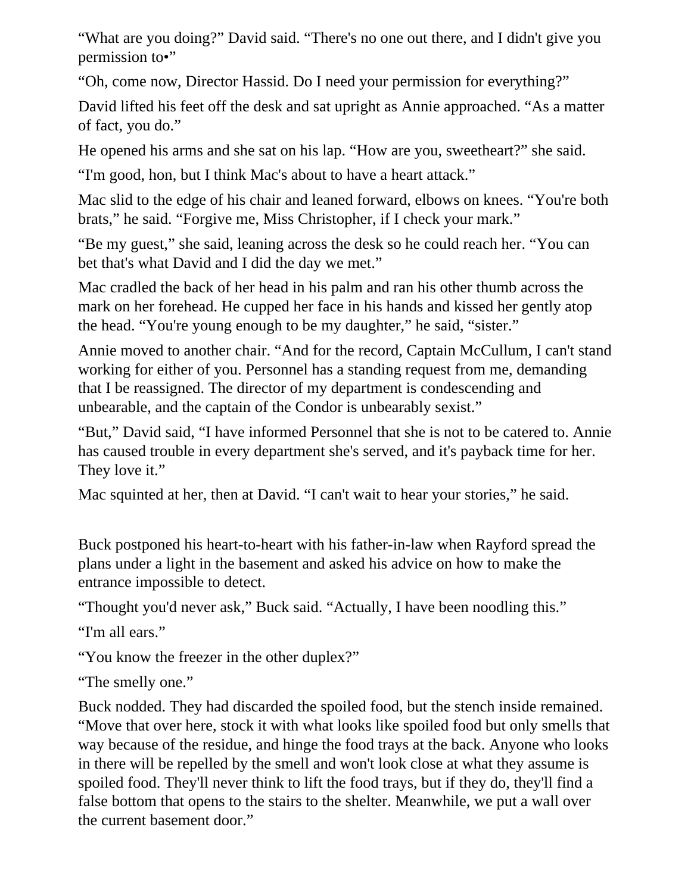"What are you doing?" David said. "There's no one out there, and I didn't give you permission to•"

"Oh, come now, Director Hassid. Do I need your permission for everything?"

David lifted his feet off the desk and sat upright as Annie approached. "As a matter of fact, you do."

He opened his arms and she sat on his lap. "How are you, sweetheart?" she said.

"I'm good, hon, but I think Mac's about to have a heart attack."

Mac slid to the edge of his chair and leaned forward, elbows on knees. "You're both brats," he said. "Forgive me, Miss Christopher, if I check your mark."

"Be my guest," she said, leaning across the desk so he could reach her. "You can bet that's what David and I did the day we met."

Mac cradled the back of her head in his palm and ran his other thumb across the mark on her forehead. He cupped her face in his hands and kissed her gently atop the head. "You're young enough to be my daughter," he said, "sister."

Annie moved to another chair. "And for the record, Captain McCullum, I can't stand working for either of you. Personnel has a standing request from me, demanding that I be reassigned. The director of my department is condescending and unbearable, and the captain of the Condor is unbearably sexist."

"But," David said, "I have informed Personnel that she is not to be catered to. Annie has caused trouble in every department she's served, and it's payback time for her. They love it."

Mac squinted at her, then at David. "I can't wait to hear your stories," he said.

Buck postponed his heart-to-heart with his father-in-law when Rayford spread the plans under a light in the basement and asked his advice on how to make the entrance impossible to detect.

"Thought you'd never ask," Buck said. "Actually, I have been noodling this."

"I'm all ears."

"You know the freezer in the other duplex?"

"The smelly one."

Buck nodded. They had discarded the spoiled food, but the stench inside remained. "Move that over here, stock it with what looks like spoiled food but only smells that way because of the residue, and hinge the food trays at the back. Anyone who looks in there will be repelled by the smell and won't look close at what they assume is spoiled food. They'll never think to lift the food trays, but if they do, they'll find a false bottom that opens to the stairs to the shelter. Meanwhile, we put a wall over the current basement door."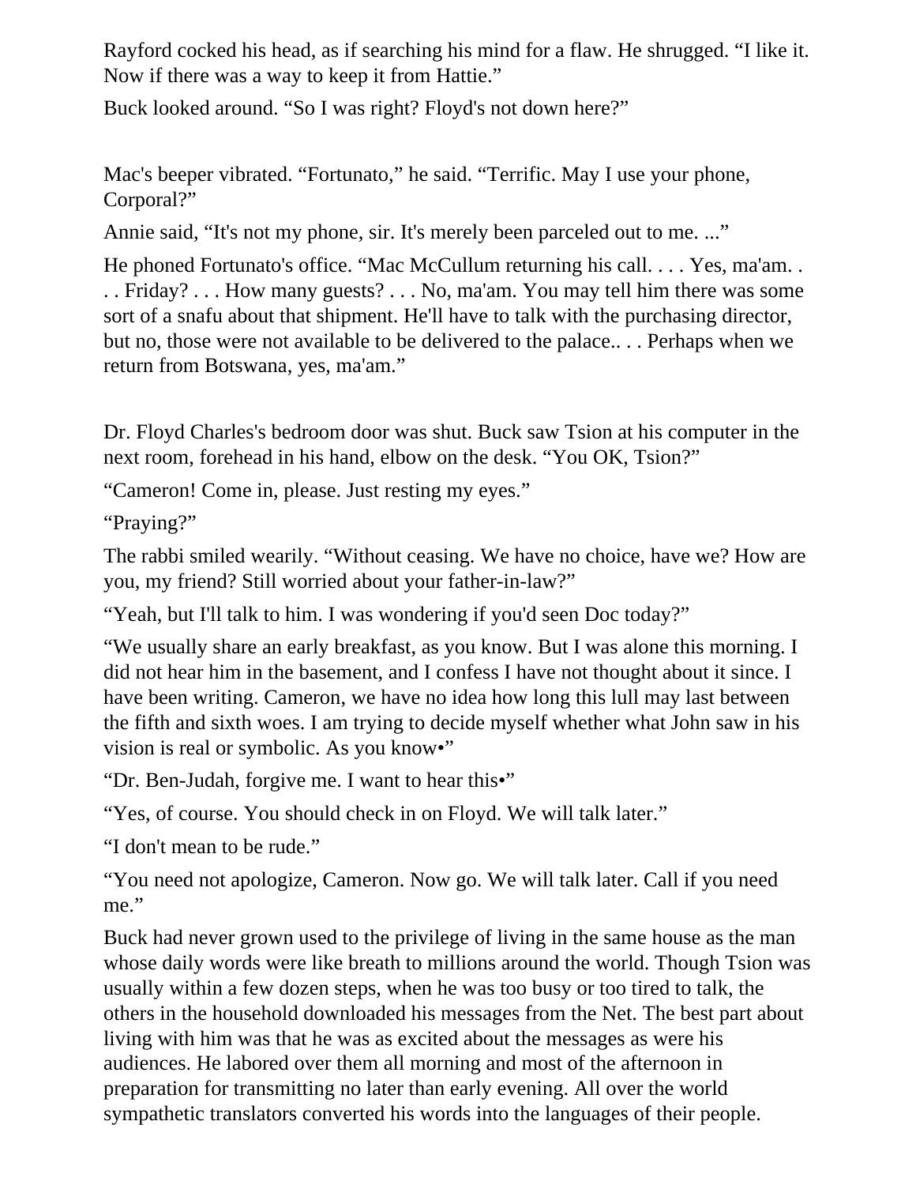Rayford cocked his head, as if searching his mind for a flaw. He shrugged. “I like it. Now if there was a way to keep it from Hattie.”

Buck looked around. “So I was right? Floyd's not down here?”

Mac's beeper vibrated. “Fortunato,” he said. “Terrific. May I use your phone, Corporal?”

Annie said, “It's not my phone, sir. It's merely been parceled out to me. ...”

He phoned Fortunato's office. “Mac McCullum returning his call. . . . Yes, ma'am. . . . Friday? . . . How many guests? . . . No, ma'am. You may tell him there was some sort of a snafu about that shipment. He'll have to talk with the purchasing director, but no, those were not available to be delivered to the palace.. . . Perhaps when we return from Botswana, yes, ma'am.”

Dr. Floyd Charles's bedroom door was shut. Buck saw Tsion at his computer in the next room, forehead in his hand, elbow on the desk. “You OK, Tsion?”

“Cameron! Come in, please. Just resting my eyes.”

“Praying?”

The rabbi smiled wearily. “Without ceasing. We have no choice, have we? How are you, my friend? Still worried about your father-in-law?”

“Yeah, but I'll talk to him. I was wondering if you'd seen Doc today?”

“We usually share an early breakfast, as you know. But I was alone this morning. I did not hear him in the basement, and I confess I have not thought about it since. I have been writing. Cameron, we have no idea how long this lull may last between the fifth and sixth woes. I am trying to decide myself whether what John saw in his vision is real or symbolic. As you know•”

“Dr. Ben-Judah, forgive me. I want to hear this•”

“Yes, of course. You should check in on Floyd. We will talk later.”

“I don't mean to be rude.”

“You need not apologize, Cameron. Now go. We will talk later. Call if you need me.”

Buck had never grown used to the privilege of living in the same house as the man whose daily words were like breath to millions around the world. Though Tsion was usually within a few dozen steps, when he was too busy or too tired to talk, the others in the household downloaded his messages from the Net. The best part about living with him was that he was as excited about the messages as were his audiences. He labored over them all morning and most of the afternoon in preparation for transmitting no later than early evening. All over the world sympathetic translators converted his words into the languages of their people.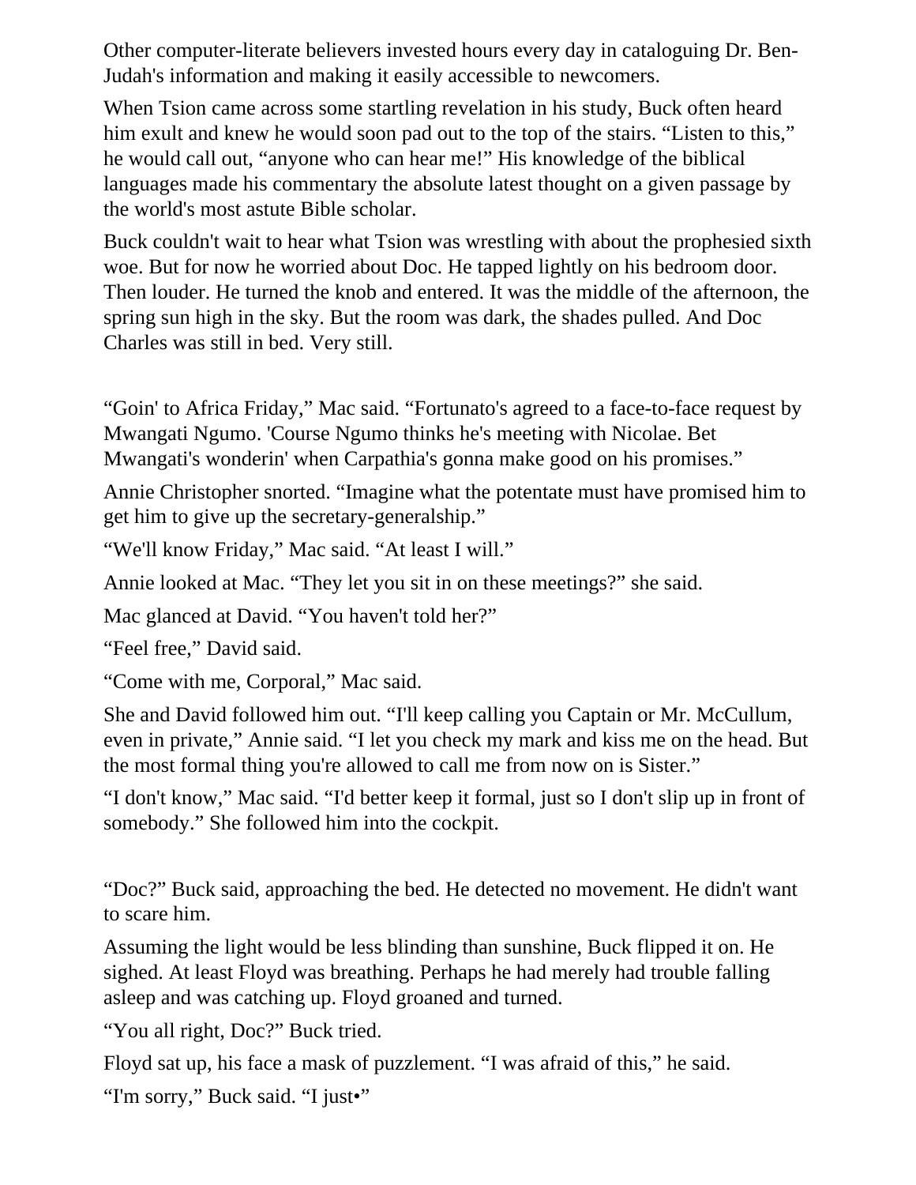Other computer-literate believers invested hours every day in cataloguing Dr. Ben-Judah's information and making it easily accessible to newcomers.

When Tsion came across some startling revelation in his study, Buck often heard him exult and knew he would soon pad out to the top of the stairs. “Listen to this,” he would call out, “anyone who can hear me!” His knowledge of the biblical languages made his commentary the absolute latest thought on a given passage by the world's most astute Bible scholar.

Buck couldn't wait to hear what Tsion was wrestling with about the prophesied sixth woe. But for now he worried about Doc. He tapped lightly on his bedroom door. Then louder. He turned the knob and entered. It was the middle of the afternoon, the spring sun high in the sky. But the room was dark, the shades pulled. And Doc Charles was still in bed. Very still.

“Goin' to Africa Friday,” Mac said. “Fortunato's agreed to a face-to-face request by Mwangati Ngumo. 'Course Ngumo thinks he's meeting with Nicolae. Bet Mwangati's wonderin' when Carpathia's gonna make good on his promises.”

Annie Christopher snorted. “Imagine what the potentate must have promised him to get him to give up the secretary-generalship.”

“We'll know Friday,” Mac said. “At least I will.”

Annie looked at Mac. “They let you sit in on these meetings?” she said.

Mac glanced at David. “You haven't told her?”

“Feel free,” David said.

“Come with me, Corporal,” Mac said.

She and David followed him out. “I'll keep calling you Captain or Mr. McCullum, even in private,” Annie said. “I let you check my mark and kiss me on the head. But the most formal thing you're allowed to call me from now on is Sister.”

“I don't know,” Mac said. “I'd better keep it formal, just so I don't slip up in front of somebody.” She followed him into the cockpit.

“Doc?” Buck said, approaching the bed. He detected no movement. He didn't want to scare him.

Assuming the light would be less blinding than sunshine, Buck flipped it on. He sighed. At least Floyd was breathing. Perhaps he had merely had trouble falling asleep and was catching up. Floyd groaned and turned.

“You all right, Doc?” Buck tried.

Floyd sat up, his face a mask of puzzlement. “I was afraid of this,” he said.

“I'm sorry,” Buck said. “I just•”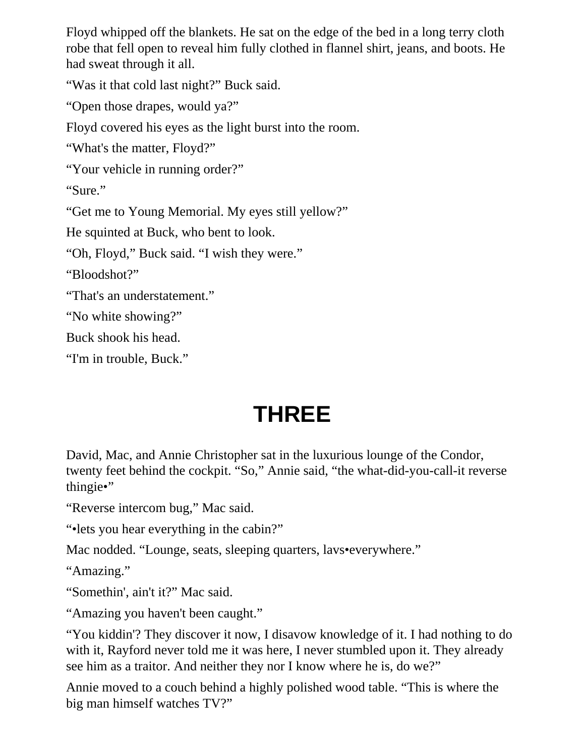Floyd whipped off the blankets. He sat on the edge of the bed in a long terry cloth robe that fell open to reveal him fully clothed in flannel shirt, jeans, and boots. He had sweat through it all.

“Was it that cold last night?” Buck said.

“Open those drapes, would ya?”

Floyd covered his eyes as the light burst into the room.

“What's the matter, Floyd?”

“Your vehicle in running order?”

“Sure.”

“Get me to Young Memorial. My eyes still yellow?”

He squinted at Buck, who bent to look.

“Oh, Floyd,” Buck said. “I wish they were.”

“Bloodshot?”

“That's an understatement.”

“No white showing?”

Buck shook his head.

“I'm in trouble, Buck.”

# THREE

David, Mac, and Annie Christopher sat in the luxurious lounge of the Condor, twenty feet behind the cockpit. “So,” Annie said, “the what-did-you-call-it reverse thingie•”

“Reverse intercom bug,” Mac said.

“•lets you hear everything in the cabin?”

Mac nodded. “Lounge, seats, sleeping quarters, lavs•everywhere.”

“Amazing.”

“Somethin', ain't it?” Mac said.

“Amazing you haven't been caught.”

“You kiddin'? They discover it now, I disavow knowledge of it. I had nothing to do with it, Rayford never told me it was here, I never stumbled upon it. They already see him as a traitor. And neither they nor I know where he is, do we?”

Annie moved to a couch behind a highly polished wood table. “This is where the big man himself watches TV?”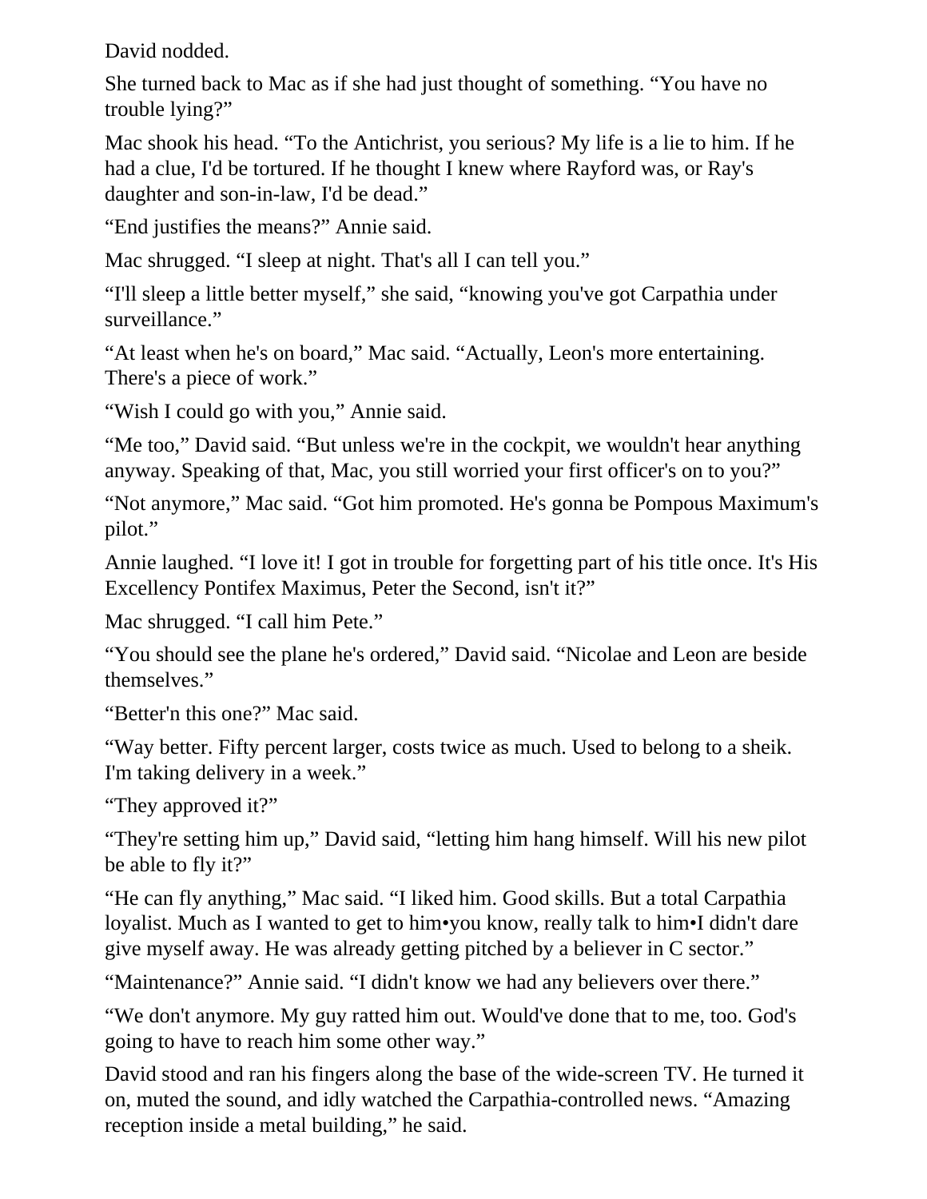David nodded.

She turned back to Mac as if she had just thought of something. “You have no trouble lying?”

Mac shook his head. “To the Antichrist, you serious? My life is a lie to him. If he had a clue, I'd be tortured. If he thought I knew where Rayford was, or Ray's daughter and son-in-law, I'd be dead.”

“End justifies the means?” Annie said.

Mac shrugged. “I sleep at night. That's all I can tell you.”

“I'll sleep a little better myself,” she said, “knowing you've got Carpathia under surveillance.”

“At least when he's on board,” Mac said. “Actually, Leon's more entertaining. There's a piece of work.”

“Wish I could go with you,” Annie said.

“Me too,” David said. “But unless we're in the cockpit, we wouldn't hear anything anyway. Speaking of that, Mac, you still worried your first officer's on to you?”

“Not anymore,” Mac said. “Got him promoted. He's gonna be Pompous Maximum's pilot.”

Annie laughed. “I love it! I got in trouble for forgetting part of his title once. It's His Excellency Pontifex Maximus, Peter the Second, isn't it?”

Mac shrugged. “I call him Pete.”

“You should see the plane he's ordered,” David said. “Nicolae and Leon are beside themselves.”

“Better'n this one?” Mac said.

“Way better. Fifty percent larger, costs twice as much. Used to belong to a sheik. I'm taking delivery in a week.”

“They approved it?”

“They're setting him up,” David said, “letting him hang himself. Will his new pilot be able to fly it?”

“He can fly anything,” Mac said. “I liked him. Good skills. But a total Carpathia loyalist. Much as I wanted to get to him•you know, really talk to him•I didn't dare give myself away. He was already getting pitched by a believer in C sector.”

“Maintenance?” Annie said. “I didn't know we had any believers over there.”

“We don't anymore. My guy ratted him out. Would've done that to me, too. God's going to have to reach him some other way.”

David stood and ran his fingers along the base of the wide-screen TV. He turned it on, muted the sound, and idly watched the Carpathia-controlled news. “Amazing reception inside a metal building,” he said.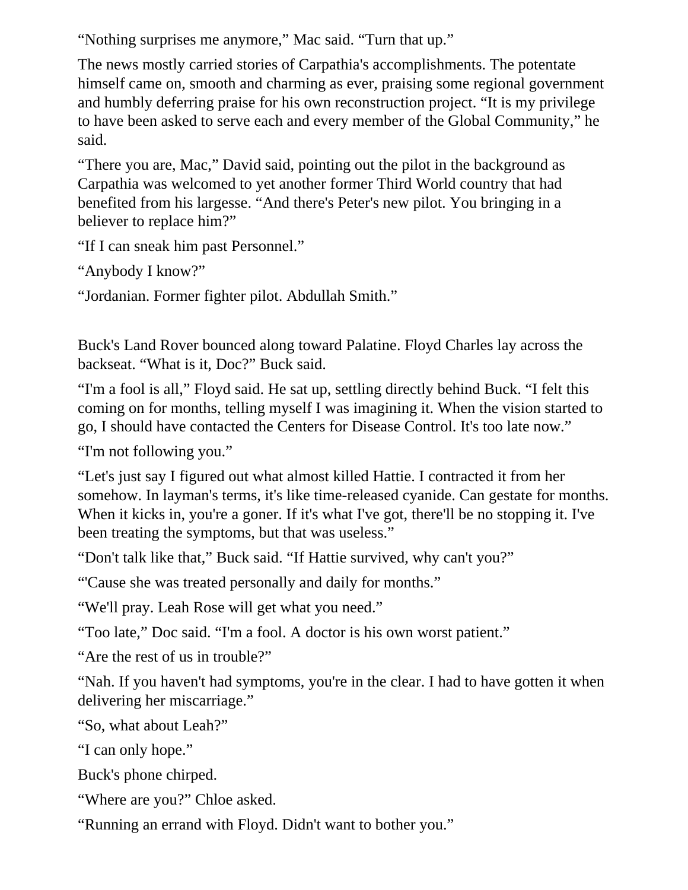"Nothing surprises me anymore," Mac said. "Turn that up."

The news mostly carried stories of Carpathia's accomplishments. The potentate himself came on, smooth and charming as ever, praising some regional government and humbly deferring praise for his own reconstruction project. "It is my privilege to have been asked to serve each and every member of the Global Community," he said.

"There you are, Mac," David said, pointing out the pilot in the background as Carpathia was welcomed to yet another former Third World country that had benefited from his largesse. "And there's Peter's new pilot. You bringing in a believer to replace him?"

"If I can sneak him past Personnel."

"Anybody I know?"

"Jordanian. Former fighter pilot. Abdullah Smith."

Buck's Land Rover bounced along toward Palatine. Floyd Charles lay across the backseat. "What is it, Doc?" Buck said.

"I'm a fool is all," Floyd said. He sat up, settling directly behind Buck. "I felt this coming on for months, telling myself I was imagining it. When the vision started to go, I should have contacted the Centers for Disease Control. It's too late now."

"I'm not following you."

"Let's just say I figured out what almost killed Hattie. I contracted it from her somehow. In layman's terms, it's like time-released cyanide. Can gestate for months. When it kicks in, you're a goner. If it's what I've got, there'll be no stopping it. I've been treating the symptoms, but that was useless."

"Don't talk like that," Buck said. "If Hattie survived, why can't you?"

"'Cause she was treated personally and daily for months."

"We'll pray. Leah Rose will get what you need."

"Too late," Doc said. "I'm a fool. A doctor is his own worst patient."

"Are the rest of us in trouble?"

"Nah. If you haven't had symptoms, you're in the clear. I had to have gotten it when delivering her miscarriage."

"So, what about Leah?"

"I can only hope."

Buck's phone chirped.

"Where are you?" Chloe asked.

"Running an errand with Floyd. Didn't want to bother you."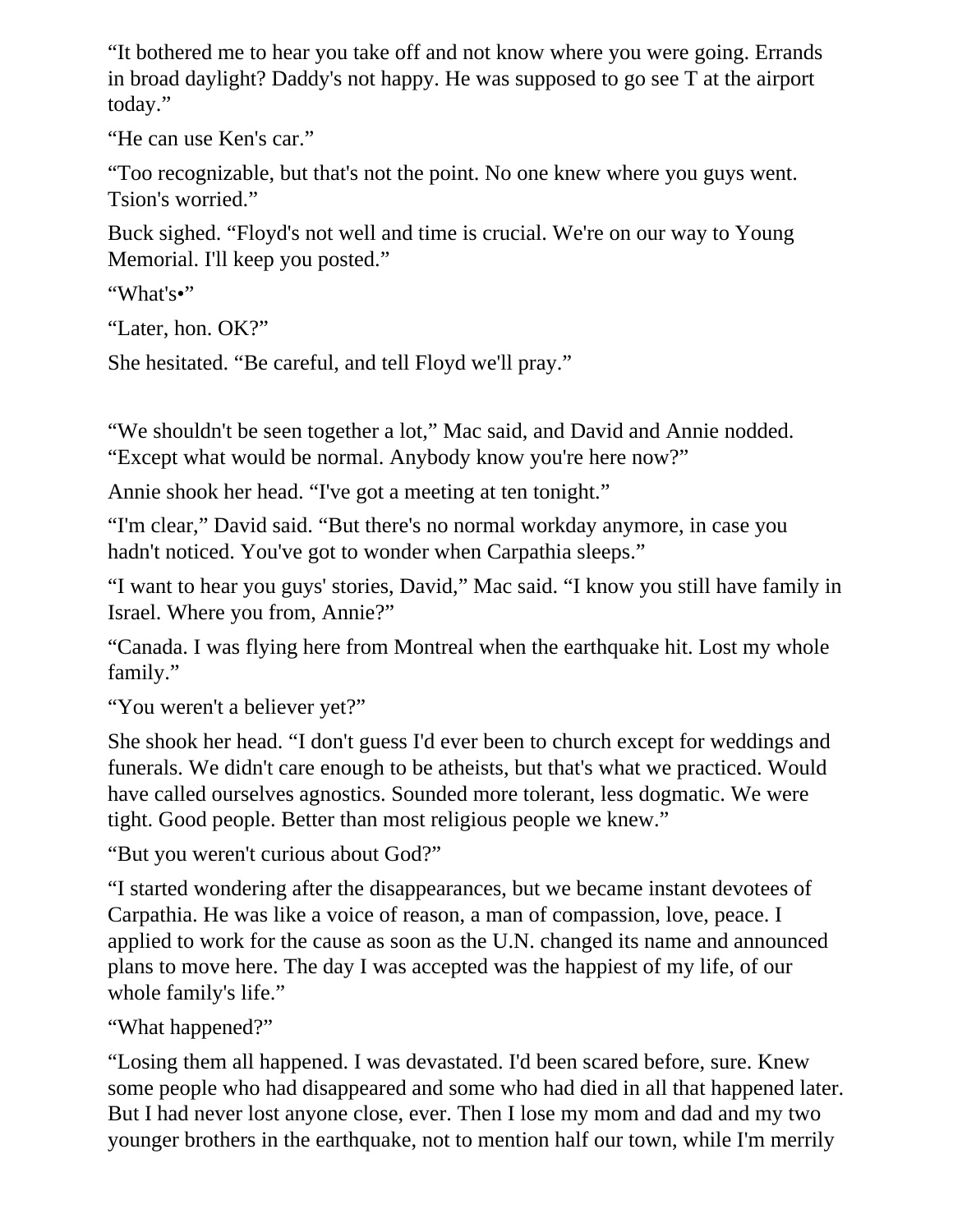"It bothered me to hear you take off and not know where you were going. Errands in broad daylight? Daddy's not happy. He was supposed to go see T at the airport today."

"He can use Ken's car."

"Too recognizable, but that's not the point. No one knew where you guys went. Tsion's worried."

Buck sighed. "Floyd's not well and time is crucial. We're on our way to Young Memorial. I'll keep you posted."

"What's•"

"Later, hon. OK?"

She hesitated. "Be careful, and tell Floyd we'll pray."

"We shouldn't be seen together a lot," Mac said, and David and Annie nodded. "Except what would be normal. Anybody know you're here now?"

Annie shook her head. "I've got a meeting at ten tonight."

"I'm clear," David said. "But there's no normal workday anymore, in case you hadn't noticed. You've got to wonder when Carpathia sleeps."

"I want to hear you guys' stories, David," Mac said. "I know you still have family in Israel. Where you from, Annie?"

"Canada. I was flying here from Montreal when the earthquake hit. Lost my whole family."

"You weren't a believer yet?"

She shook her head. "I don't guess I'd ever been to church except for weddings and funerals. We didn't care enough to be atheists, but that's what we practiced. Would have called ourselves agnostics. Sounded more tolerant, less dogmatic. We were tight. Good people. Better than most religious people we knew."

"But you weren't curious about God?"

"I started wondering after the disappearances, but we became instant devotees of Carpathia. He was like a voice of reason, a man of compassion, love, peace. I applied to work for the cause as soon as the U.N. changed its name and announced plans to move here. The day I was accepted was the happiest of my life, of our whole family's life."

"What happened?"

"Losing them all happened. I was devastated. I'd been scared before, sure. Knew some people who had disappeared and some who had died in all that happened later. But I had never lost anyone close, ever. Then I lose my mom and dad and my two younger brothers in the earthquake, not to mention half our town, while I'm merrily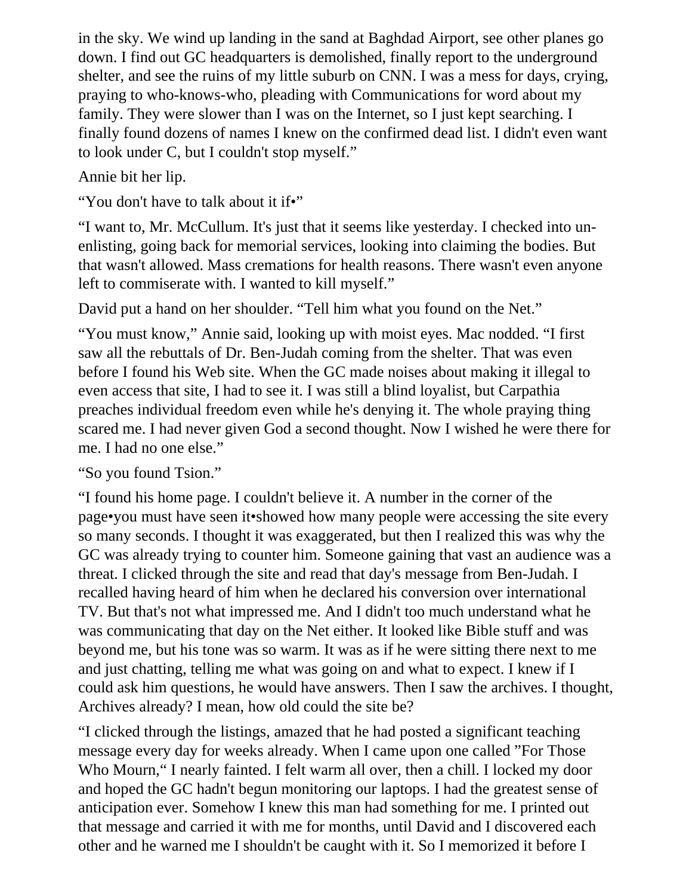in the sky. We wind up landing in the sand at Baghdad Airport, see other planes go down. I find out GC headquarters is demolished, finally report to the underground shelter, and see the ruins of my little suburb on CNN. I was a mess for days, crying, praying to who-knows-who, pleading with Communications for word about my family. They were slower than I was on the Internet, so I just kept searching. I finally found dozens of names I knew on the confirmed dead list. I didn't even want to look under C, but I couldn't stop myself."

Annie bit her lip.

"You don't have to talk about it if•"

"I want to, Mr. McCullum. It's just that it seems like yesterday. I checked into un-enlisting, going back for memorial services, looking into claiming the bodies. But that wasn't allowed. Mass cremations for health reasons. There wasn't even anyone left to commiserate with. I wanted to kill myself."

David put a hand on her shoulder. "Tell him what you found on the Net."

"You must know," Annie said, looking up with moist eyes. Mac nodded. "I first saw all the rebuttals of Dr. Ben-Judah coming from the shelter. That was even before I found his Web site. When the GC made noises about making it illegal to even access that site, I had to see it. I was still a blind loyalist, but Carpathia preaches individual freedom even while he's denying it. The whole praying thing scared me. I had never given God a second thought. Now I wished he were there for me. I had no one else."

"So you found Tsion."

"I found his home page. I couldn't believe it. A number in the corner of the page•you must have seen it•showed how many people were accessing the site every so many seconds. I thought it was exaggerated, but then I realized this was why the GC was already trying to counter him. Someone gaining that vast an audience was a threat. I clicked through the site and read that day's message from Ben-Judah. I recalled having heard of him when he declared his conversion over international TV. But that's not what impressed me. And I didn't too much understand what he was communicating that day on the Net either. It looked like Bible stuff and was beyond me, but his tone was so warm. It was as if he were sitting there next to me and just chatting, telling me what was going on and what to expect. I knew if I could ask him questions, he would have answers. Then I saw the archives. I thought, Archives already? I mean, how old could the site be?

"I clicked through the listings, amazed that he had posted a significant teaching message every day for weeks already. When I came upon one called "For Those Who Mourn," I nearly fainted. I felt warm all over, then a chill. I locked my door and hoped the GC hadn't begun monitoring our laptops. I had the greatest sense of anticipation ever. Somehow I knew this man had something for me. I printed out that message and carried it with me for months, until David and I discovered each other and he warned me I shouldn't be caught with it. So I memorized it before I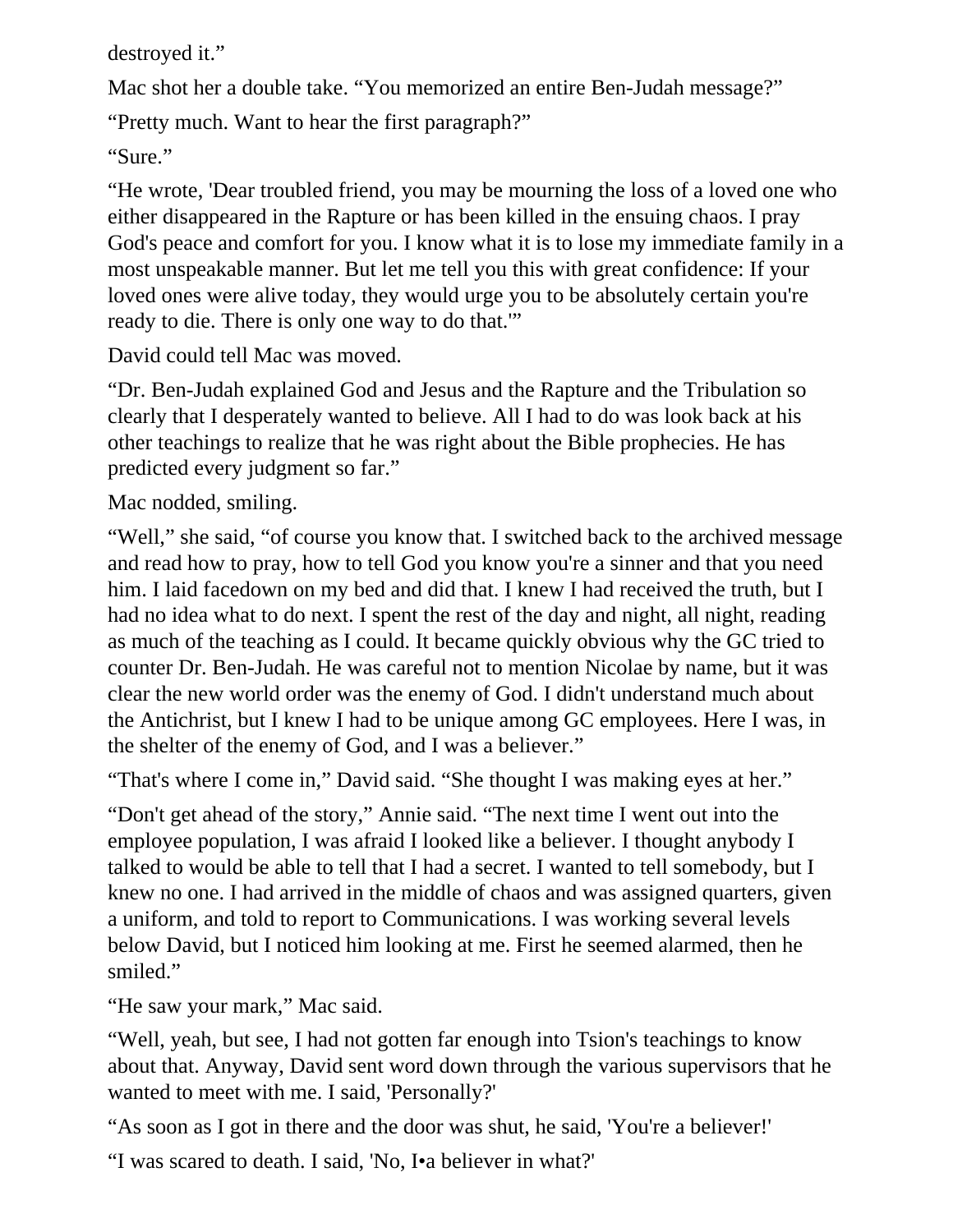destroyed it."

Mac shot her a double take. "You memorized an entire Ben-Judah message?"

"Pretty much. Want to hear the first paragraph?"

"Sure."

"He wrote, 'Dear troubled friend, you may be mourning the loss of a loved one who either disappeared in the Rapture or has been killed in the ensuing chaos. I pray God's peace and comfort for you. I know what it is to lose my immediate family in a most unspeakable manner. But let me tell you this with great confidence: If your loved ones were alive today, they would urge you to be absolutely certain you're ready to die. There is only one way to do that.'"

David could tell Mac was moved.

"Dr. Ben-Judah explained God and Jesus and the Rapture and the Tribulation so clearly that I desperately wanted to believe. All I had to do was look back at his other teachings to realize that he was right about the Bible prophecies. He has predicted every judgment so far."

Mac nodded, smiling.

"Well," she said, "of course you know that. I switched back to the archived message and read how to pray, how to tell God you know you're a sinner and that you need him. I laid facedown on my bed and did that. I knew I had received the truth, but I had no idea what to do next. I spent the rest of the day and night, all night, reading as much of the teaching as I could. It became quickly obvious why the GC tried to counter Dr. Ben-Judah. He was careful not to mention Nicolae by name, but it was clear the new world order was the enemy of God. I didn't understand much about the Antichrist, but I knew I had to be unique among GC employees. Here I was, in the shelter of the enemy of God, and I was a believer."

"That's where I come in," David said. "She thought I was making eyes at her."

"Don't get ahead of the story," Annie said. "The next time I went out into the employee population, I was afraid I looked like a believer. I thought anybody I talked to would be able to tell that I had a secret. I wanted to tell somebody, but I knew no one. I had arrived in the middle of chaos and was assigned quarters, given a uniform, and told to report to Communications. I was working several levels below David, but I noticed him looking at me. First he seemed alarmed, then he smiled."

"He saw your mark," Mac said.

"Well, yeah, but see, I had not gotten far enough into Tsion's teachings to know about that. Anyway, David sent word down through the various supervisors that he wanted to meet with me. I said, 'Personally?'

"As soon as I got in there and the door was shut, he said, 'You're a believer!'

"I was scared to death. I said, 'No, I•a believer in what?'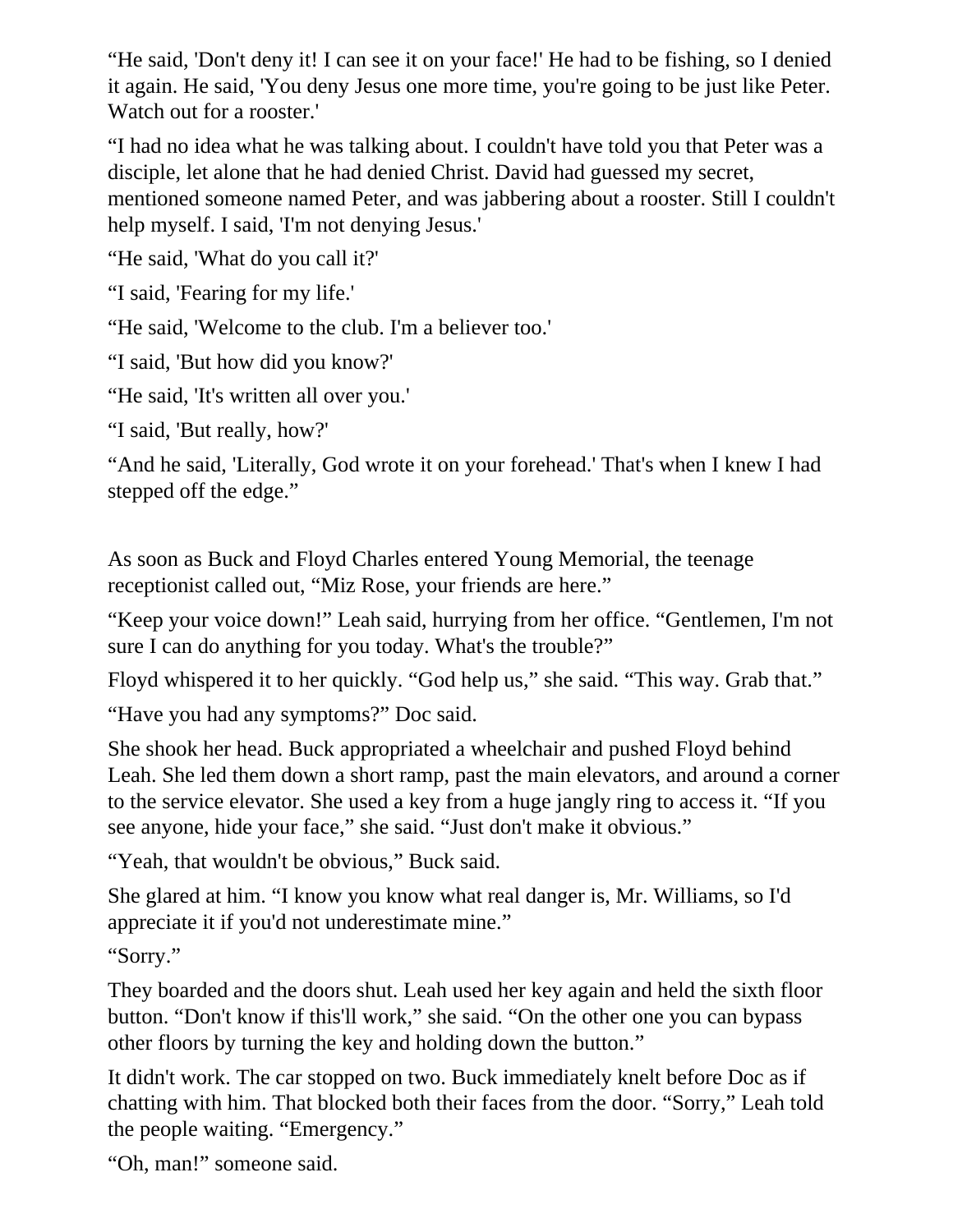“He said, 'Don't deny it! I can see it on your face!' He had to be fishing, so I denied it again. He said, 'You deny Jesus one more time, you're going to be just like Peter. Watch out for a rooster.'

“I had no idea what he was talking about. I couldn't have told you that Peter was a disciple, let alone that he had denied Christ. David had guessed my secret, mentioned someone named Peter, and was jabbering about a rooster. Still I couldn't help myself. I said, 'I'm not denying Jesus.'

“He said, 'What do you call it?'

“I said, 'Fearing for my life.'

“He said, 'Welcome to the club. I'm a believer too.'

“I said, 'But how did you know?'

“He said, 'It's written all over you.'

“I said, 'But really, how?'

“And he said, 'Literally, God wrote it on your forehead.' That's when I knew I had stepped off the edge.”

As soon as Buck and Floyd Charles entered Young Memorial, the teenage receptionist called out, “Miz Rose, your friends are here.”

“Keep your voice down!” Leah said, hurrying from her office. “Gentlemen, I'm not sure I can do anything for you today. What's the trouble?”

Floyd whispered it to her quickly. “God help us,” she said. “This way. Grab that.”

“Have you had any symptoms?” Doc said.

She shook her head. Buck appropriated a wheelchair and pushed Floyd behind Leah. She led them down a short ramp, past the main elevators, and around a corner to the service elevator. She used a key from a huge jangly ring to access it. “If you see anyone, hide your face,” she said. “Just don't make it obvious.”

“Yeah, that wouldn't be obvious,” Buck said.

She glared at him. “I know you know what real danger is, Mr. Williams, so I'd appreciate it if you'd not underestimate mine.”

“Sorry.”

They boarded and the doors shut. Leah used her key again and held the sixth floor button. “Don't know if this'll work,” she said. “On the other one you can bypass other floors by turning the key and holding down the button.”

It didn't work. The car stopped on two. Buck immediately knelt before Doc as if chatting with him. That blocked both their faces from the door. “Sorry,” Leah told the people waiting. “Emergency.”

“Oh, man!” someone said.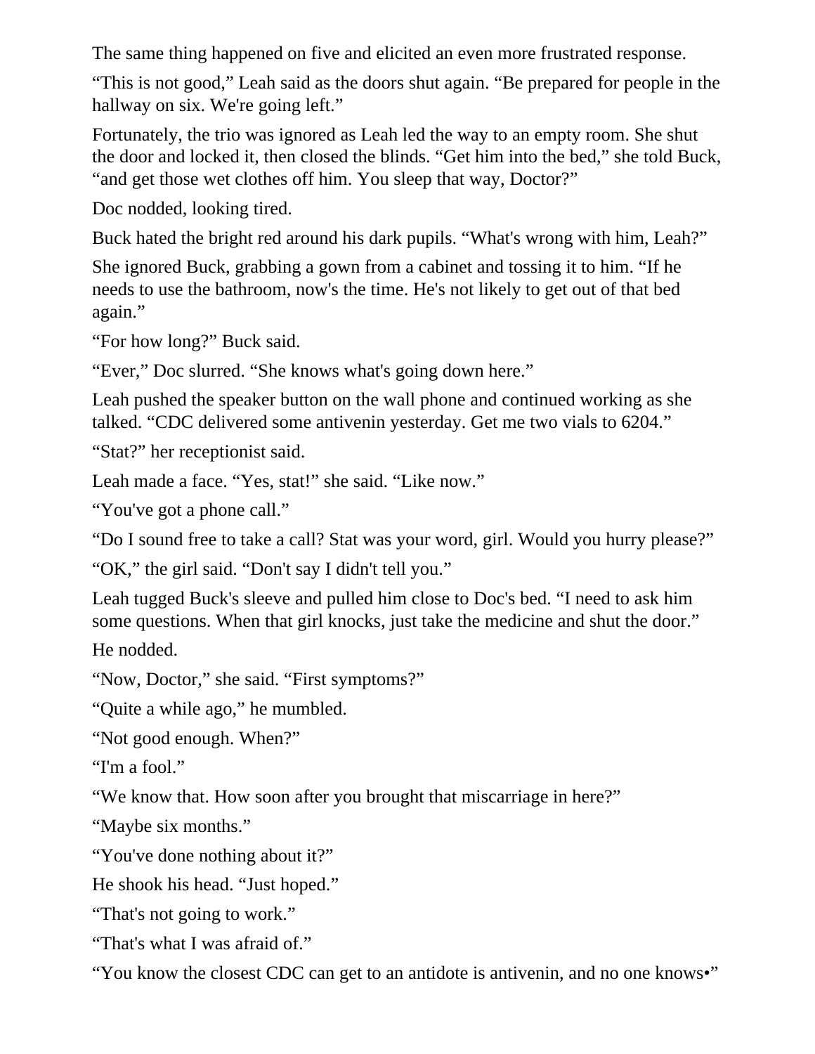The same thing happened on five and elicited an even more frustrated response.

“This is not good,” Leah said as the doors shut again. “Be prepared for people in the hallway on six. We're going left.”

Fortunately, the trio was ignored as Leah led the way to an empty room. She shut the door and locked it, then closed the blinds. “Get him into the bed,” she told Buck, “and get those wet clothes off him. You sleep that way, Doctor?”

Doc nodded, looking tired.

Buck hated the bright red around his dark pupils. “What's wrong with him, Leah?”

She ignored Buck, grabbing a gown from a cabinet and tossing it to him. “If he needs to use the bathroom, now's the time. He's not likely to get out of that bed again.”

“For how long?” Buck said.

“Ever,” Doc slurred. “She knows what's going down here.”

Leah pushed the speaker button on the wall phone and continued working as she talked. “CDC delivered some antivenin yesterday. Get me two vials to 6204.”

“Stat?” her receptionist said.

Leah made a face. “Yes, stat!” she said. “Like now.”

“You've got a phone call.”

“Do I sound free to take a call? Stat was your word, girl. Would you hurry please?”

“OK,” the girl said. “Don't say I didn't tell you.”

Leah tugged Buck's sleeve and pulled him close to Doc's bed. “I need to ask him some questions. When that girl knocks, just take the medicine and shut the door.”

He nodded.

“Now, Doctor,” she said. “First symptoms?”

“Quite a while ago,” he mumbled.

“Not good enough. When?”

“I'm a fool.”

“We know that. How soon after you brought that miscarriage in here?”

“Maybe six months.”

“You've done nothing about it?”

He shook his head. “Just hoped.”

“That's not going to work.”

“That's what I was afraid of.”

“You know the closest CDC can get to an antidote is antivenin, and no one knows•”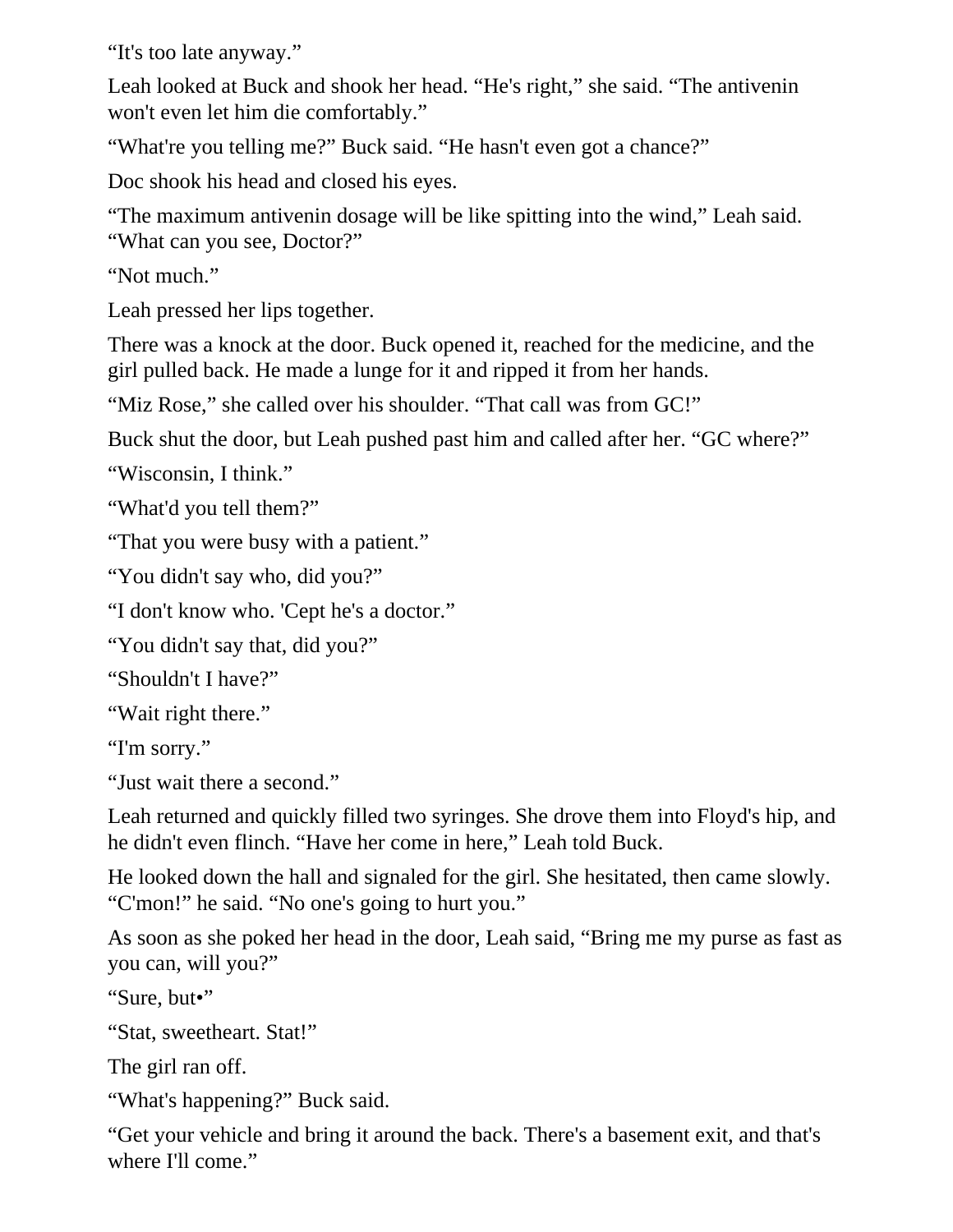"It's too late anyway."

Leah looked at Buck and shook her head. "He's right," she said. "The antivenin won't even let him die comfortably."

"What're you telling me?" Buck said. "He hasn't even got a chance?"

Doc shook his head and closed his eyes.

"The maximum antivenin dosage will be like spitting into the wind," Leah said. "What can you see, Doctor?"

"Not much."

Leah pressed her lips together.

There was a knock at the door. Buck opened it, reached for the medicine, and the girl pulled back. He made a lunge for it and ripped it from her hands.

"Miz Rose," she called over his shoulder. "That call was from GC!"

Buck shut the door, but Leah pushed past him and called after her. "GC where?"

"Wisconsin, I think."

"What'd you tell them?"

"That you were busy with a patient."

"You didn't say who, did you?"

"I don't know who. 'Cept he's a doctor."

"You didn't say that, did you?"

"Shouldn't I have?"

"Wait right there."

"I'm sorry."

"Just wait there a second."

Leah returned and quickly filled two syringes. She drove them into Floyd's hip, and he didn't even flinch. "Have her come in here," Leah told Buck.

He looked down the hall and signaled for the girl. She hesitated, then came slowly. "C'mon!" he said. "No one's going to hurt you."

As soon as she poked her head in the door, Leah said, "Bring me my purse as fast as you can, will you?"

"Sure, but•"

"Stat, sweetheart. Stat!"

The girl ran off.

"What's happening?" Buck said.

"Get your vehicle and bring it around the back. There's a basement exit, and that's where I'll come."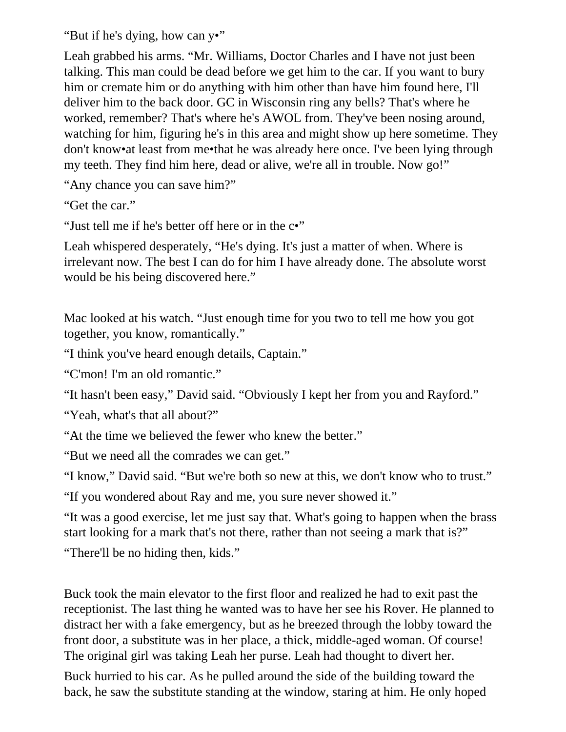“But if he's dying, how can y•”

Leah grabbed his arms. “Mr. Williams, Doctor Charles and I have not just been talking. This man could be dead before we get him to the car. If you want to bury him or cremate him or do anything with him other than have him found here, I'll deliver him to the back door. GC in Wisconsin ring any bells? That's where he worked, remember? That's where he's AWOL from. They've been nosing around, watching for him, figuring he's in this area and might show up here sometime. They don't know•at least from me•that he was already here once. I've been lying through my teeth. They find him here, dead or alive, we're all in trouble. Now go!”

“Any chance you can save him?”

“Get the car.”

“Just tell me if he's better off here or in the c•”

Leah whispered desperately, “He's dying. It's just a matter of when. Where is irrelevant now. The best I can do for him I have already done. The absolute worst would be his being discovered here.”

Mac looked at his watch. “Just enough time for you two to tell me how you got together, you know, romantically.”

“I think you've heard enough details, Captain.”

“C'mon! I'm an old romantic.”

“It hasn't been easy,” David said. “Obviously I kept her from you and Rayford.”

“Yeah, what's that all about?”

“At the time we believed the fewer who knew the better.”

“But we need all the comrades we can get.”

“I know,” David said. “But we're both so new at this, we don't know who to trust.”

“If you wondered about Ray and me, you sure never showed it.”

“It was a good exercise, let me just say that. What's going to happen when the brass start looking for a mark that's not there, rather than not seeing a mark that is?”

“There'll be no hiding then, kids.”

Buck took the main elevator to the first floor and realized he had to exit past the receptionist. The last thing he wanted was to have her see his Rover. He planned to distract her with a fake emergency, but as he breezed through the lobby toward the front door, a substitute was in her place, a thick, middle-aged woman. Of course! The original girl was taking Leah her purse. Leah had thought to divert her.

Buck hurried to his car. As he pulled around the side of the building toward the back, he saw the substitute standing at the window, staring at him. He only hoped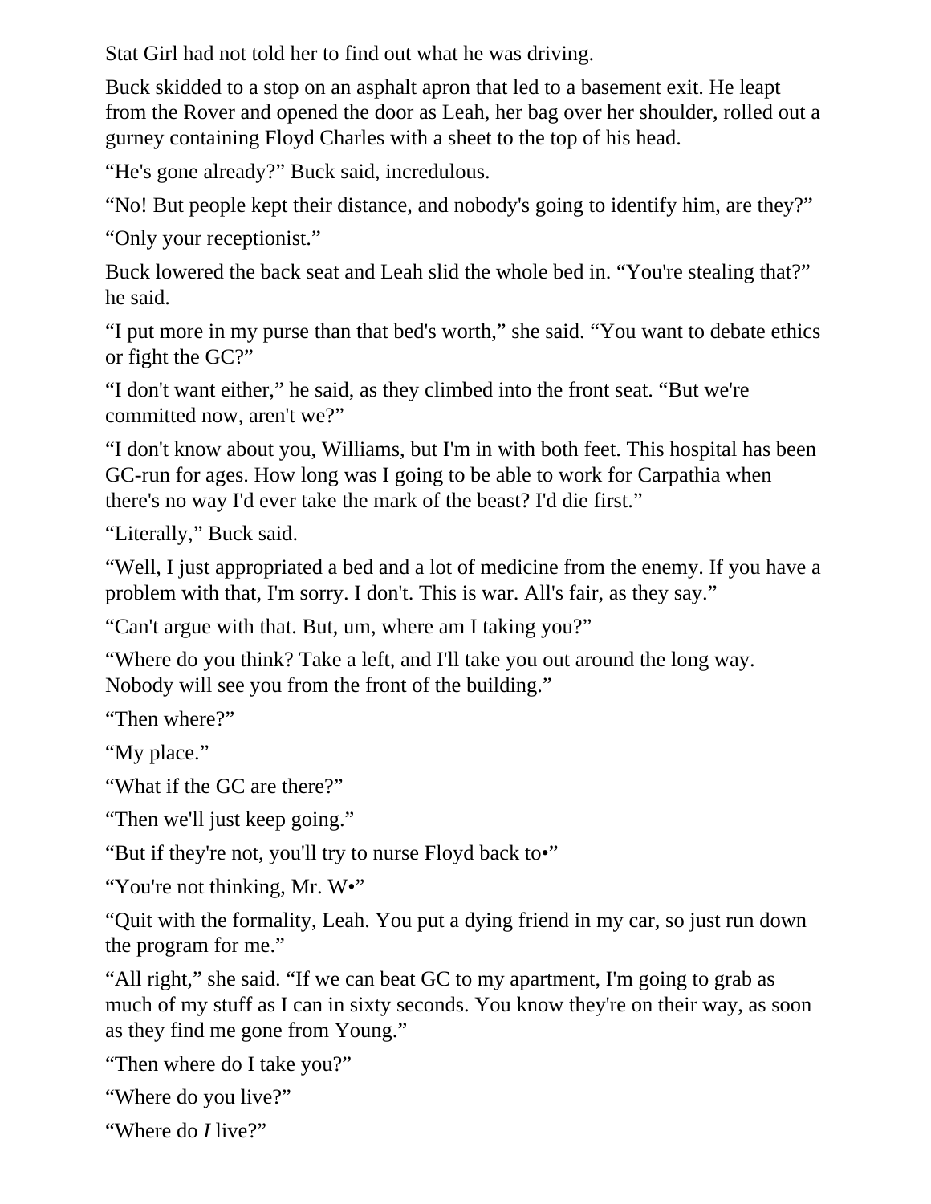Stat Girl had not told her to find out what he was driving.

Buck skidded to a stop on an asphalt apron that led to a basement exit. He leapt from the Rover and opened the door as Leah, her bag over her shoulder, rolled out a gurney containing Floyd Charles with a sheet to the top of his head.

“He's gone already?” Buck said, incredulous.

“No! But people kept their distance, and nobody's going to identify him, are they?”

“Only your receptionist.”

Buck lowered the back seat and Leah slid the whole bed in. “You're stealing that?” he said.

“I put more in my purse than that bed's worth,” she said. “You want to debate ethics or fight the GC?”

“I don't want either,” he said, as they climbed into the front seat. “But we're committed now, aren't we?”

“I don't know about you, Williams, but I'm in with both feet. This hospital has been GC-run for ages. How long was I going to be able to work for Carpathia when there's no way I'd ever take the mark of the beast? I'd die first.”

“Literally,” Buck said.

“Well, I just appropriated a bed and a lot of medicine from the enemy. If you have a problem with that, I'm sorry. I don't. This is war. All's fair, as they say.”

“Can't argue with that. But, um, where am I taking you?”

“Where do you think? Take a left, and I'll take you out around the long way. Nobody will see you from the front of the building.”

“Then where?”

“My place.”

“What if the GC are there?”

“Then we'll just keep going.”

“But if they're not, you'll try to nurse Floyd back to•”

“You're not thinking, Mr. W•”

“Quit with the formality, Leah. You put a dying friend in my car, so just run down the program for me.”

“All right,” she said. “If we can beat GC to my apartment, I'm going to grab as much of my stuff as I can in sixty seconds. You know they're on their way, as soon as they find me gone from Young.”

“Then where do I take you?”

“Where do you live?”

“Where do *I* live?”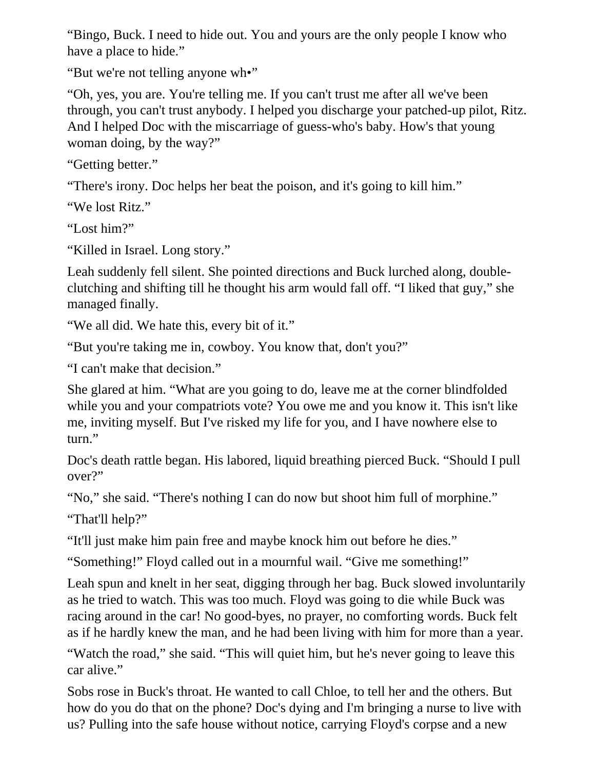“Bingo, Buck. I need to hide out. You and yours are the only people I know who have a place to hide.”

“But we're not telling anyone wh•”

“Oh, yes, you are. You're telling me. If you can't trust me after all we've been through, you can't trust anybody. I helped you discharge your patched-up pilot, Ritz. And I helped Doc with the miscarriage of guess-who's baby. How's that young woman doing, by the way?”

“Getting better.”

“There's irony. Doc helps her beat the poison, and it's going to kill him.”

“We lost Ritz.”

“Lost him?”

“Killed in Israel. Long story.”

Leah suddenly fell silent. She pointed directions and Buck lurched along, double-clutching and shifting till he thought his arm would fall off. “I liked that guy,” she managed finally.

“We all did. We hate this, every bit of it.”

“But you're taking me in, cowboy. You know that, don't you?”

“I can't make that decision.”

She glared at him. “What are you going to do, leave me at the corner blindfolded while you and your compatriots vote? You owe me and you know it. This isn't like me, inviting myself. But I've risked my life for you, and I have nowhere else to turn.”

Doc's death rattle began. His labored, liquid breathing pierced Buck. “Should I pull over?”

“No,” she said. “There's nothing I can do now but shoot him full of morphine.”

“That'll help?”

“It'll just make him pain free and maybe knock him out before he dies.”

“Something!” Floyd called out in a mournful wail. “Give me something!”

Leah spun and knelt in her seat, digging through her bag. Buck slowed involuntarily as he tried to watch. This was too much. Floyd was going to die while Buck was racing around in the car! No good-byes, no prayer, no comforting words. Buck felt as if he hardly knew the man, and he had been living with him for more than a year.

“Watch the road,” she said. “This will quiet him, but he's never going to leave this car alive.”

Sobs rose in Buck's throat. He wanted to call Chloe, to tell her and the others. But how do you do that on the phone? Doc's dying and I'm bringing a nurse to live with us? Pulling into the safe house without notice, carrying Floyd's corpse and a new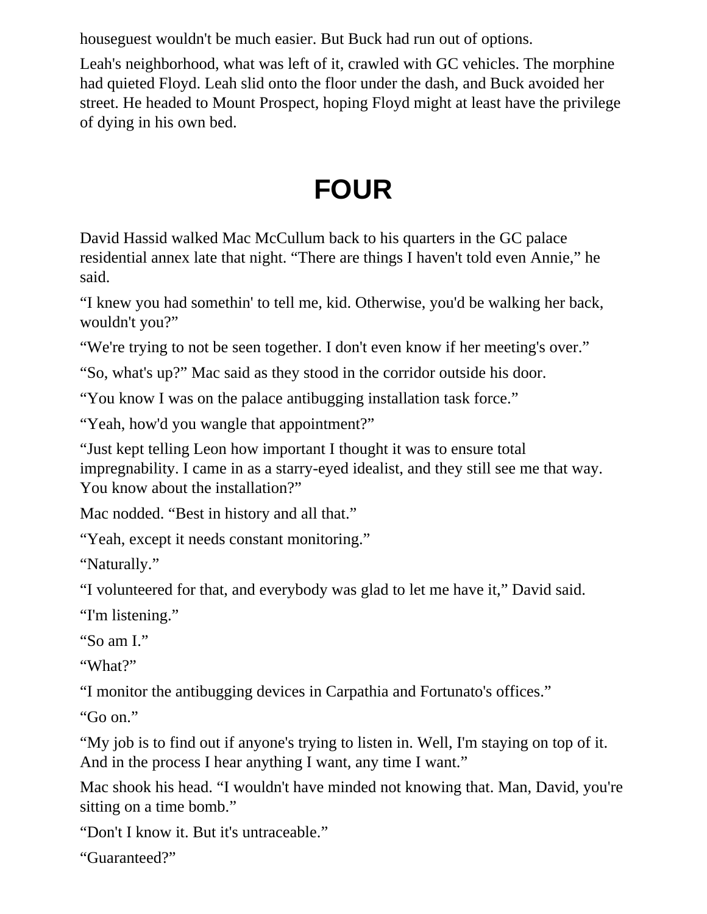houseguest wouldn't be much easier. But Buck had run out of options.

Leah's neighborhood, what was left of it, crawled with GC vehicles. The morphine had quieted Floyd. Leah slid onto the floor under the dash, and Buck avoided her street. He headed to Mount Prospect, hoping Floyd might at least have the privilege of dying in his own bed.

# FOUR

David Hassid walked Mac McCullum back to his quarters in the GC palace residential annex late that night. “There are things I haven't told even Annie,” he said.

“I knew you had somethin' to tell me, kid. Otherwise, you'd be walking her back, wouldn't you?”

“We're trying to not be seen together. I don't even know if her meeting's over.”

“So, what's up?” Mac said as they stood in the corridor outside his door.

“You know I was on the palace antibugging installation task force.”

“Yeah, how'd you wangle that appointment?”

“Just kept telling Leon how important I thought it was to ensure total impregnability. I came in as a starry-eyed idealist, and they still see me that way. You know about the installation?”

Mac nodded. “Best in history and all that.”

“Yeah, except it needs constant monitoring.”

“Naturally.”

“I volunteered for that, and everybody was glad to let me have it,” David said.

“I'm listening.”

“So am I.”

“What?”

“I monitor the antibugging devices in Carpathia and Fortunato's offices.”

“Go on.”

“My job is to find out if anyone's trying to listen in. Well, I'm staying on top of it. And in the process I hear anything I want, any time I want.”

Mac shook his head. “I wouldn't have minded not knowing that. Man, David, you're sitting on a time bomb.”

“Don't I know it. But it's untraceable.”

“Guaranteed?”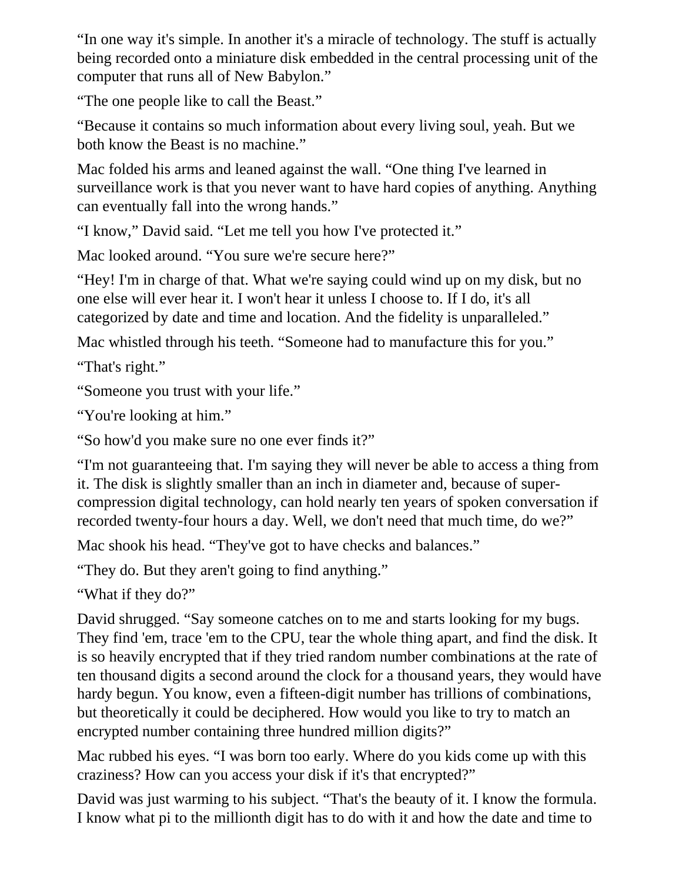“In one way it's simple. In another it's a miracle of technology. The stuff is actually being recorded onto a miniature disk embedded in the central processing unit of the computer that runs all of New Babylon.”

“The one people like to call the Beast.”

“Because it contains so much information about every living soul, yeah. But we both know the Beast is no machine.”

Mac folded his arms and leaned against the wall. “One thing I've learned in surveillance work is that you never want to have hard copies of anything. Anything can eventually fall into the wrong hands.”

“I know,” David said. “Let me tell you how I've protected it.”

Mac looked around. “You sure we're secure here?”

“Hey! I'm in charge of that. What we're saying could wind up on my disk, but no one else will ever hear it. I won't hear it unless I choose to. If I do, it's all categorized by date and time and location. And the fidelity is unparalleled.”

Mac whistled through his teeth. “Someone had to manufacture this for you.”

“That's right.”

“Someone you trust with your life.”

“You're looking at him.”

“So how'd you make sure no one ever finds it?”

“I'm not guaranteeing that. I'm saying they will never be able to access a thing from it. The disk is slightly smaller than an inch in diameter and, because of super-compression digital technology, can hold nearly ten years of spoken conversation if recorded twenty-four hours a day. Well, we don't need that much time, do we?”

Mac shook his head. “They've got to have checks and balances.”

“They do. But they aren't going to find anything.”

“What if they do?”

David shrugged. “Say someone catches on to me and starts looking for my bugs. They find 'em, trace 'em to the CPU, tear the whole thing apart, and find the disk. It is so heavily encrypted that if they tried random number combinations at the rate of ten thousand digits a second around the clock for a thousand years, they would have hardy begun. You know, even a fifteen-digit number has trillions of combinations, but theoretically it could be deciphered. How would you like to try to match an encrypted number containing three hundred million digits?”

Mac rubbed his eyes. “I was born too early. Where do you kids come up with this craziness? How can you access your disk if it's that encrypted?”

David was just warming to his subject. “That's the beauty of it. I know the formula. I know what pi to the millionth digit has to do with it and how the date and time to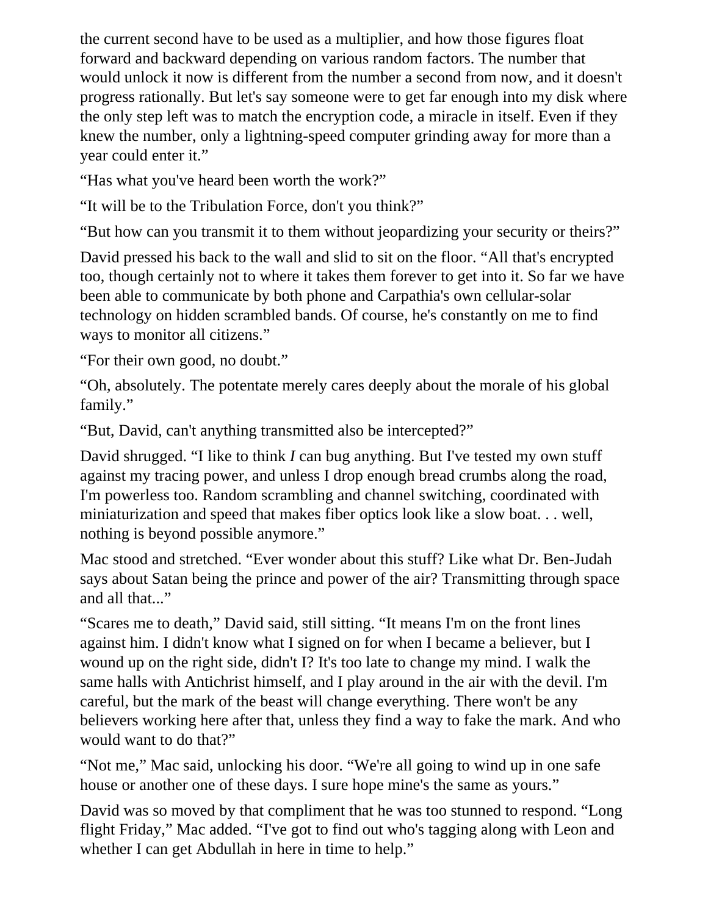the current second have to be used as a multiplier, and how those figures float forward and backward depending on various random factors. The number that would unlock it now is different from the number a second from now, and it doesn't progress rationally. But let's say someone were to get far enough into my disk where the only step left was to match the encryption code, a miracle in itself. Even if they knew the number, only a lightning-speed computer grinding away for more than a year could enter it."

"Has what you've heard been worth the work?"

"It will be to the Tribulation Force, don't you think?"

"But how can you transmit it to them without jeopardizing your security or theirs?"

David pressed his back to the wall and slid to sit on the floor. "All that's encrypted too, though certainly not to where it takes them forever to get into it. So far we have been able to communicate by both phone and Carpathia's own cellular-solar technology on hidden scrambled bands. Of course, he's constantly on me to find ways to monitor all citizens."

"For their own good, no doubt."

"Oh, absolutely. The potentate merely cares deeply about the morale of his global family."

"But, David, can't anything transmitted also be intercepted?"

David shrugged. "I like to think *I* can bug anything. But I've tested my own stuff against my tracing power, and unless I drop enough bread crumbs along the road, I'm powerless too. Random scrambling and channel switching, coordinated with miniaturization and speed that makes fiber optics look like a slow boat. . . well, nothing is beyond possible anymore."

Mac stood and stretched. "Ever wonder about this stuff? Like what Dr. Ben-Judah says about Satan being the prince and power of the air? Transmitting through space and all that..."

"Scares me to death," David said, still sitting. "It means I'm on the front lines against him. I didn't know what I signed on for when I became a believer, but I wound up on the right side, didn't I? It's too late to change my mind. I walk the same halls with Antichrist himself, and I play around in the air with the devil. I'm careful, but the mark of the beast will change everything. There won't be any believers working here after that, unless they find a way to fake the mark. And who would want to do that?"

"Not me," Mac said, unlocking his door. "We're all going to wind up in one safe house or another one of these days. I sure hope mine's the same as yours."

David was so moved by that compliment that he was too stunned to respond. "Long flight Friday," Mac added. "I've got to find out who's tagging along with Leon and whether I can get Abdullah in here in time to help."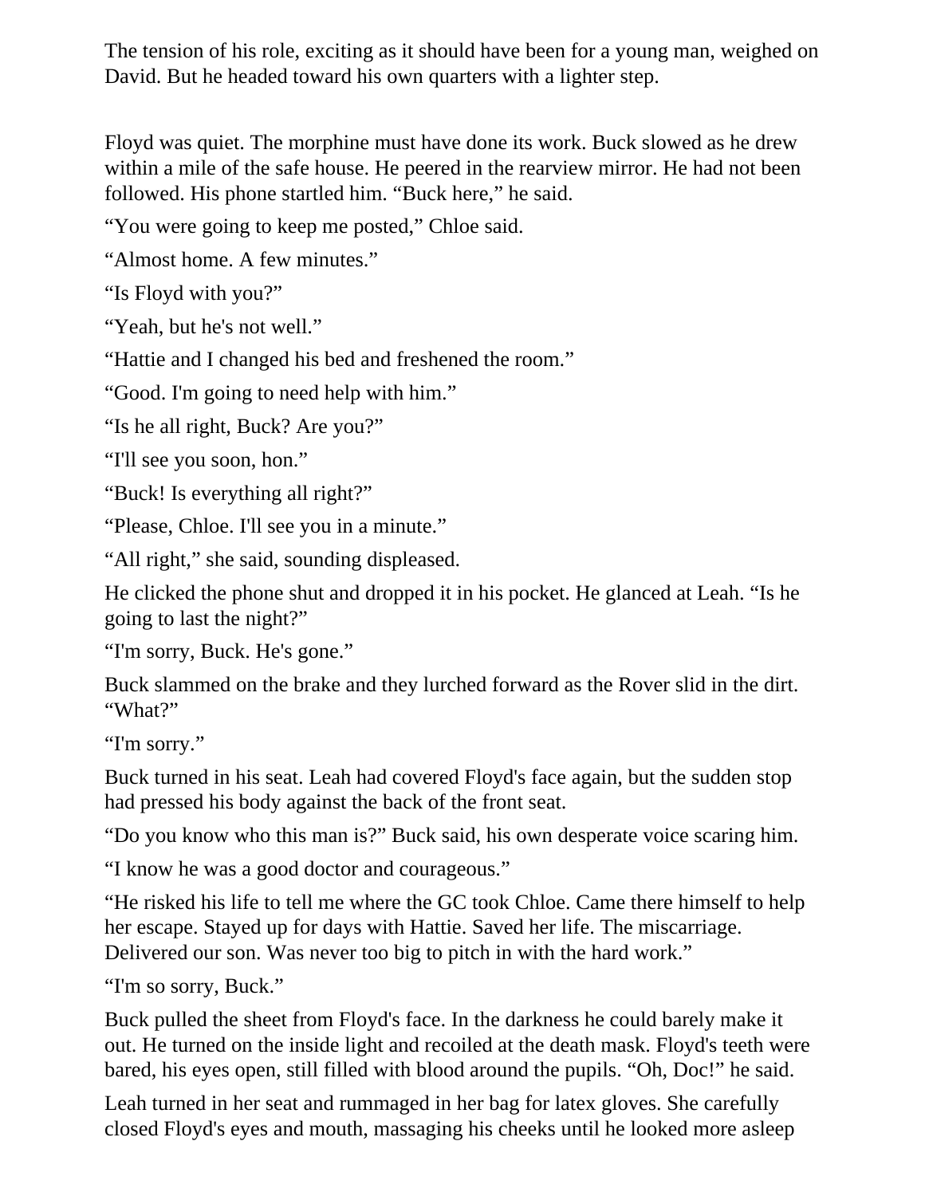The tension of his role, exciting as it should have been for a young man, weighed on David. But he headed toward his own quarters with a lighter step.

Floyd was quiet. The morphine must have done its work. Buck slowed as he drew within a mile of the safe house. He peered in the rearview mirror. He had not been followed. His phone startled him. "Buck here," he said.

"You were going to keep me posted," Chloe said.

"Almost home. A few minutes."

"Is Floyd with you?"

"Yeah, but he's not well."

"Hattie and I changed his bed and freshened the room."

"Good. I'm going to need help with him."

"Is he all right, Buck? Are you?"

"I'll see you soon, hon."

"Buck! Is everything all right?"

"Please, Chloe. I'll see you in a minute."

"All right," she said, sounding displeased.

He clicked the phone shut and dropped it in his pocket. He glanced at Leah. "Is he going to last the night?"

"I'm sorry, Buck. He's gone."

Buck slammed on the brake and they lurched forward as the Rover slid in the dirt. "What?"

"I'm sorry."

Buck turned in his seat. Leah had covered Floyd's face again, but the sudden stop had pressed his body against the back of the front seat.

"Do you know who this man is?" Buck said, his own desperate voice scaring him.

"I know he was a good doctor and courageous."

"He risked his life to tell me where the GC took Chloe. Came there himself to help her escape. Stayed up for days with Hattie. Saved her life. The miscarriage. Delivered our son. Was never too big to pitch in with the hard work."

"I'm so sorry, Buck."

Buck pulled the sheet from Floyd's face. In the darkness he could barely make it out. He turned on the inside light and recoiled at the death mask. Floyd's teeth were bared, his eyes open, still filled with blood around the pupils. "Oh, Doc!" he said.

Leah turned in her seat and rummaged in her bag for latex gloves. She carefully closed Floyd's eyes and mouth, massaging his cheeks until he looked more asleep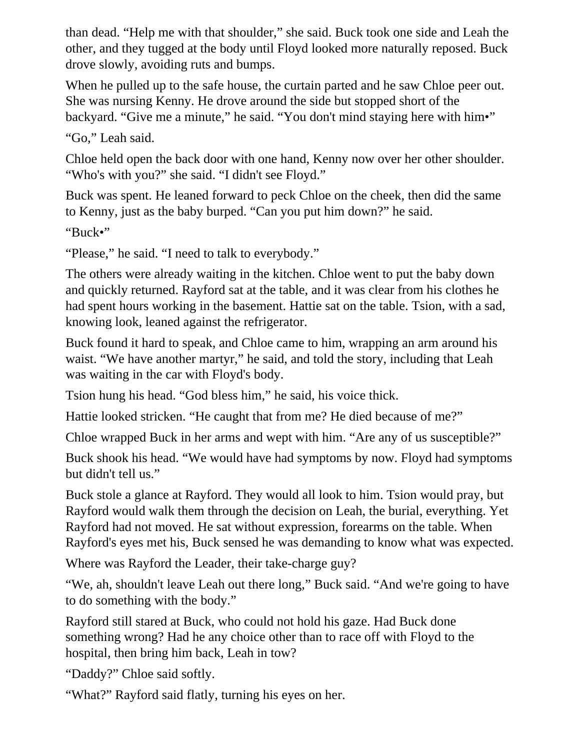than dead. "Help me with that shoulder," she said. Buck took one side and Leah the other, and they tugged at the body until Floyd looked more naturally reposed. Buck drove slowly, avoiding ruts and bumps.

When he pulled up to the safe house, the curtain parted and he saw Chloe peer out. She was nursing Kenny. He drove around the side but stopped short of the backyard. "Give me a minute," he said. "You don't mind staying here with him•"

"Go," Leah said.

Chloe held open the back door with one hand, Kenny now over her other shoulder. "Who's with you?" she said. "I didn't see Floyd."

Buck was spent. He leaned forward to peck Chloe on the cheek, then did the same to Kenny, just as the baby burped. "Can you put him down?" he said.

"Buck•"

"Please," he said. "I need to talk to everybody."

The others were already waiting in the kitchen. Chloe went to put the baby down and quickly returned. Rayford sat at the table, and it was clear from his clothes he had spent hours working in the basement. Hattie sat on the table. Tsion, with a sad, knowing look, leaned against the refrigerator.

Buck found it hard to speak, and Chloe came to him, wrapping an arm around his waist. "We have another martyr," he said, and told the story, including that Leah was waiting in the car with Floyd's body.

Tsion hung his head. "God bless him," he said, his voice thick.

Hattie looked stricken. "He caught that from me? He died because of me?"

Chloe wrapped Buck in her arms and wept with him. "Are any of us susceptible?"

Buck shook his head. "We would have had symptoms by now. Floyd had symptoms but didn't tell us."

Buck stole a glance at Rayford. They would all look to him. Tsion would pray, but Rayford would walk them through the decision on Leah, the burial, everything. Yet Rayford had not moved. He sat without expression, forearms on the table. When Rayford's eyes met his, Buck sensed he was demanding to know what was expected.

Where was Rayford the Leader, their take-charge guy?

"We, ah, shouldn't leave Leah out there long," Buck said. "And we're going to have to do something with the body."

Rayford still stared at Buck, who could not hold his gaze. Had Buck done something wrong? Had he any choice other than to race off with Floyd to the hospital, then bring him back, Leah in tow?

"Daddy?" Chloe said softly.

"What?" Rayford said flatly, turning his eyes on her.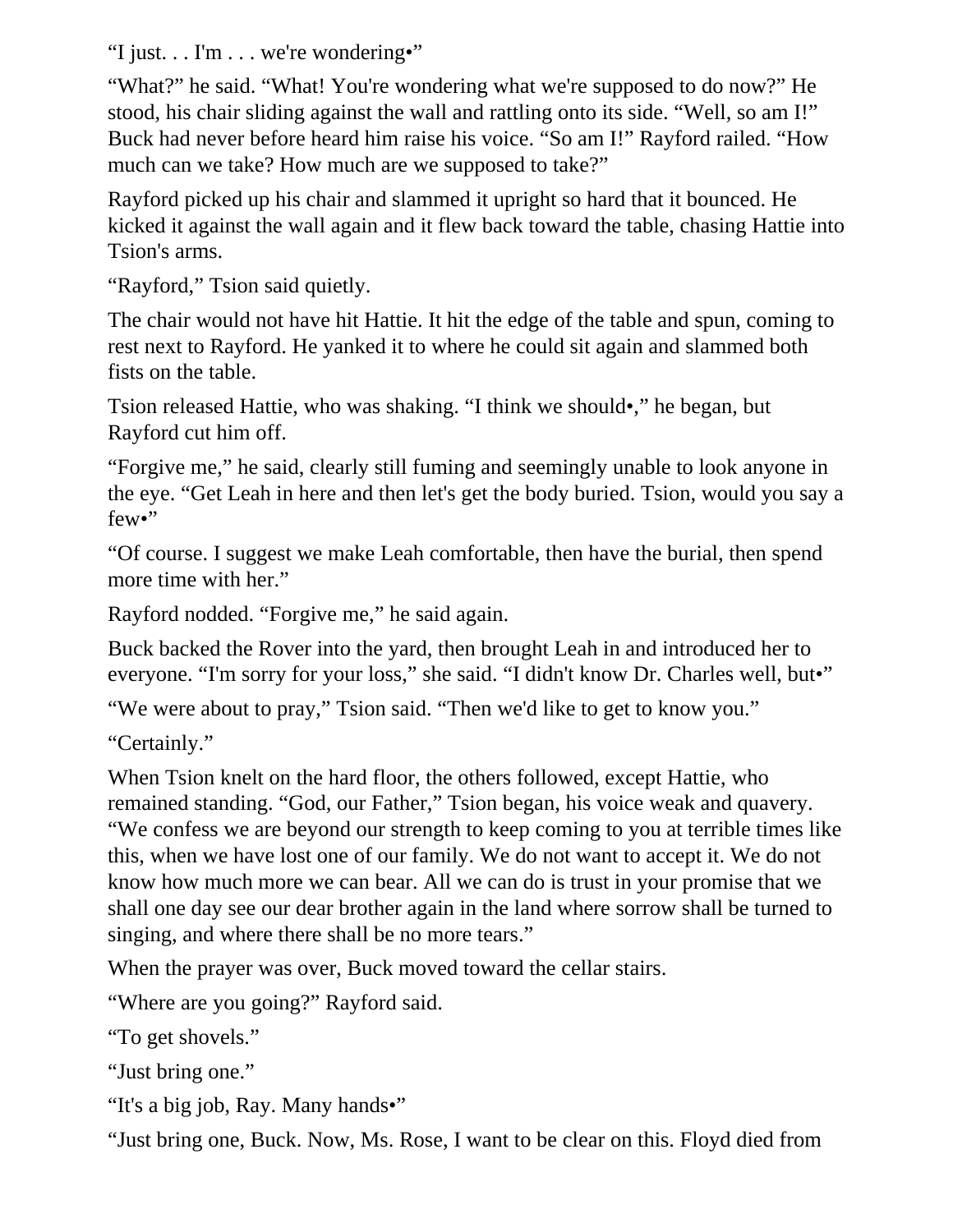"I just. . . I'm . . . we're wondering•"

"What?" he said. "What! You're wondering what we're supposed to do now?" He stood, his chair sliding against the wall and rattling onto its side. "Well, so am I!" Buck had never before heard him raise his voice. "So am I!" Rayford railed. "How much can we take? How much are we supposed to take?"

Rayford picked up his chair and slammed it upright so hard that it bounced. He kicked it against the wall again and it flew back toward the table, chasing Hattie into Tsion's arms.

"Rayford," Tsion said quietly.

The chair would not have hit Hattie. It hit the edge of the table and spun, coming to rest next to Rayford. He yanked it to where he could sit again and slammed both fists on the table.

Tsion released Hattie, who was shaking. "I think we should•," he began, but Rayford cut him off.

"Forgive me," he said, clearly still fuming and seemingly unable to look anyone in the eye. "Get Leah in here and then let's get the body buried. Tsion, would you say a few•"

"Of course. I suggest we make Leah comfortable, then have the burial, then spend more time with her."

Rayford nodded. "Forgive me," he said again.

Buck backed the Rover into the yard, then brought Leah in and introduced her to everyone. "I'm sorry for your loss," she said. "I didn't know Dr. Charles well, but•"

"We were about to pray," Tsion said. "Then we'd like to get to know you."

"Certainly."

When Tsion knelt on the hard floor, the others followed, except Hattie, who remained standing. "God, our Father," Tsion began, his voice weak and quavery. "We confess we are beyond our strength to keep coming to you at terrible times like this, when we have lost one of our family. We do not want to accept it. We do not know how much more we can bear. All we can do is trust in your promise that we shall one day see our dear brother again in the land where sorrow shall be turned to singing, and where there shall be no more tears."

When the prayer was over, Buck moved toward the cellar stairs.

"Where are you going?" Rayford said.

"To get shovels."

"Just bring one."

"It's a big job, Ray. Many hands•"

"Just bring one, Buck. Now, Ms. Rose, I want to be clear on this. Floyd died from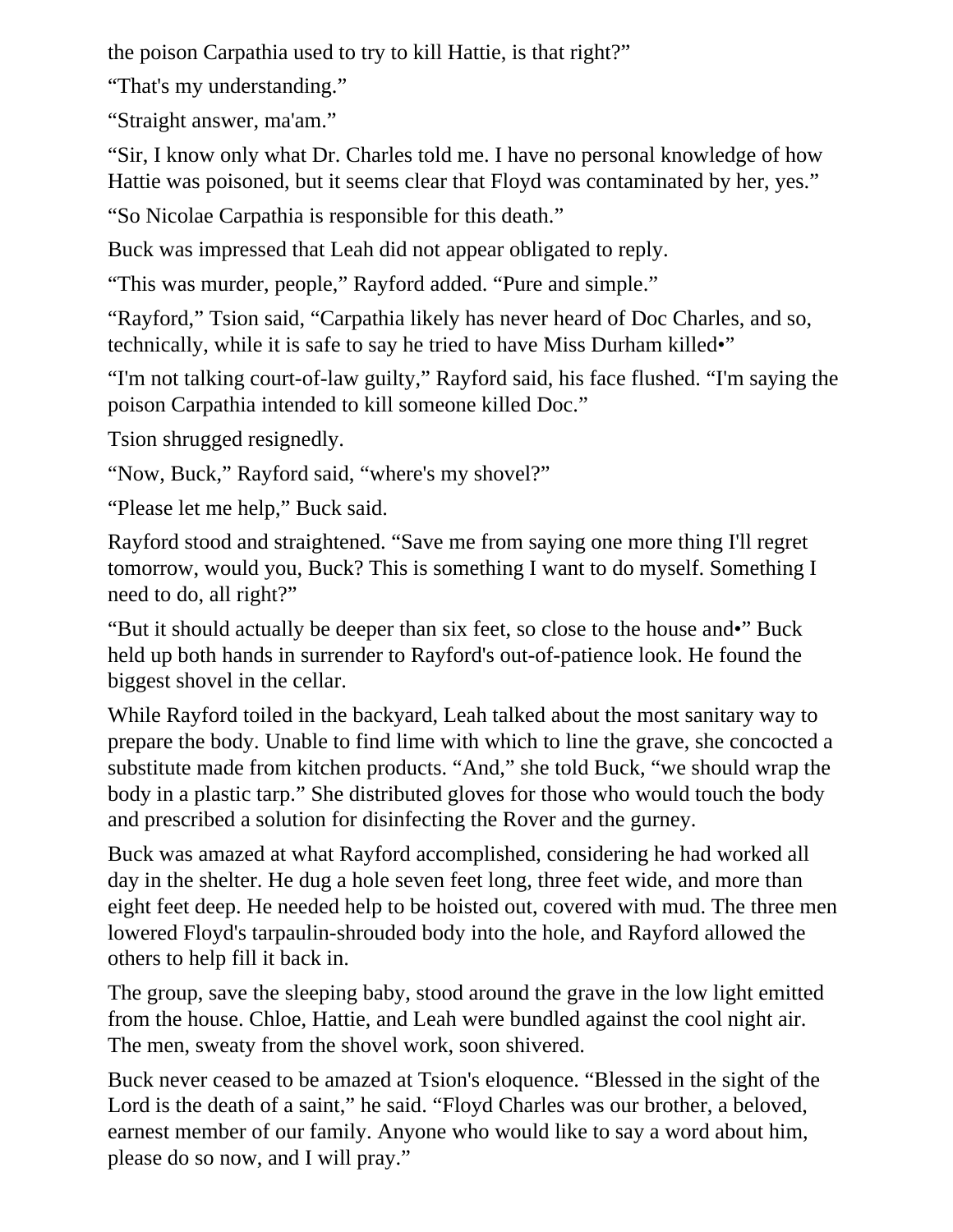the poison Carpathia used to try to kill Hattie, is that right?"

"That's my understanding."

"Straight answer, ma'am."

"Sir, I know only what Dr. Charles told me. I have no personal knowledge of how Hattie was poisoned, but it seems clear that Floyd was contaminated by her, yes."

"So Nicolae Carpathia is responsible for this death."

Buck was impressed that Leah did not appear obligated to reply.

"This was murder, people," Rayford added. "Pure and simple."

"Rayford," Tsion said, "Carpathia likely has never heard of Doc Charles, and so, technically, while it is safe to say he tried to have Miss Durham killed•"

"I'm not talking court-of-law guilty," Rayford said, his face flushed. "I'm saying the poison Carpathia intended to kill someone killed Doc."

Tsion shrugged resignedly.

"Now, Buck," Rayford said, "where's my shovel?"

"Please let me help," Buck said.

Rayford stood and straightened. "Save me from saying one more thing I'll regret tomorrow, would you, Buck? This is something I want to do myself. Something I need to do, all right?"

"But it should actually be deeper than six feet, so close to the house and•" Buck held up both hands in surrender to Rayford's out-of-patience look. He found the biggest shovel in the cellar.

While Rayford toiled in the backyard, Leah talked about the most sanitary way to prepare the body. Unable to find lime with which to line the grave, she concocted a substitute made from kitchen products. "And," she told Buck, "we should wrap the body in a plastic tarp." She distributed gloves for those who would touch the body and prescribed a solution for disinfecting the Rover and the gurney.

Buck was amazed at what Rayford accomplished, considering he had worked all day in the shelter. He dug a hole seven feet long, three feet wide, and more than eight feet deep. He needed help to be hoisted out, covered with mud. The three men lowered Floyd's tarpaulin-shrouded body into the hole, and Rayford allowed the others to help fill it back in.

The group, save the sleeping baby, stood around the grave in the low light emitted from the house. Chloe, Hattie, and Leah were bundled against the cool night air. The men, sweaty from the shovel work, soon shivered.

Buck never ceased to be amazed at Tsion's eloquence. "Blessed in the sight of the Lord is the death of a saint," he said. "Floyd Charles was our brother, a beloved, earnest member of our family. Anyone who would like to say a word about him, please do so now, and I will pray."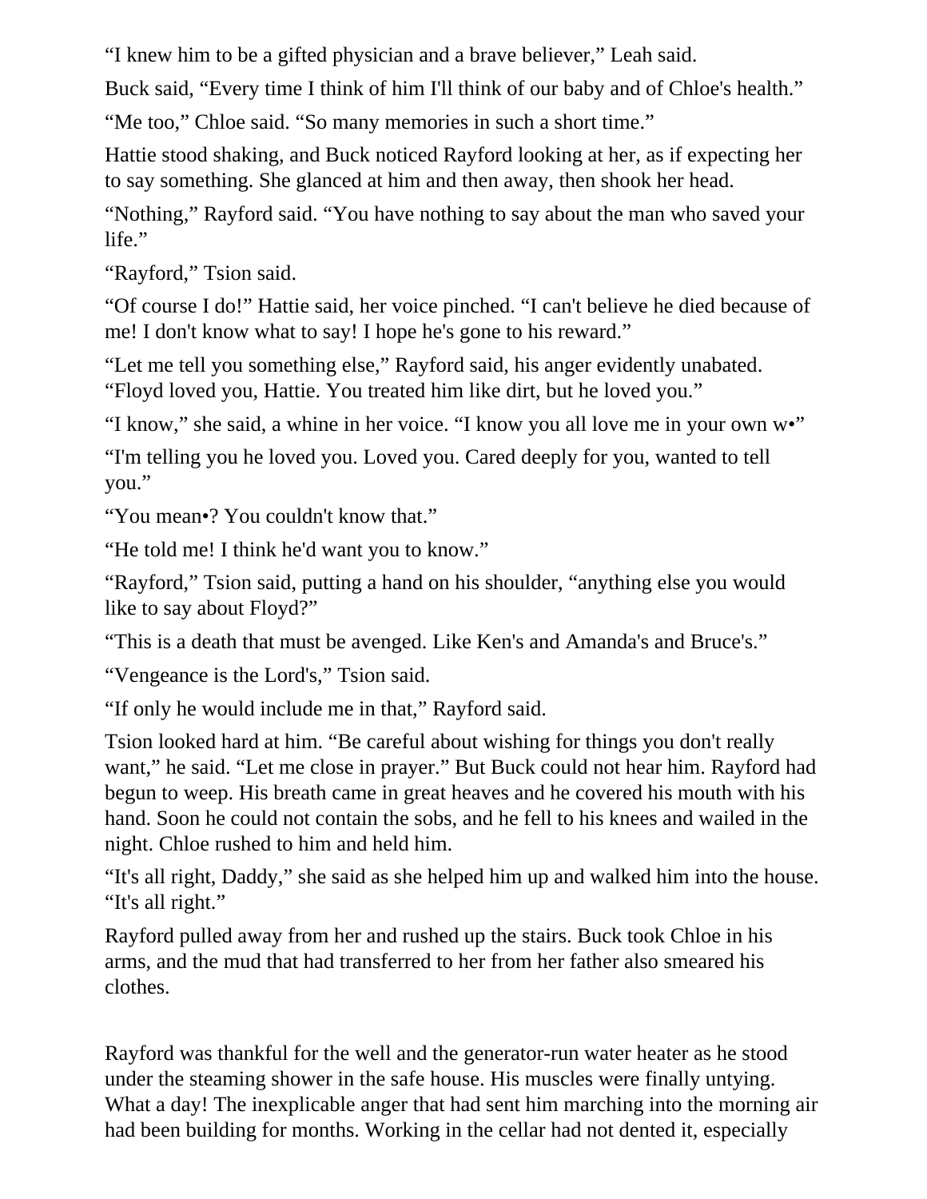“I knew him to be a gifted physician and a brave believer,” Leah said.

Buck said, “Every time I think of him I'll think of our baby and of Chloe's health.”

“Me too,” Chloe said. “So many memories in such a short time.”

Hattie stood shaking, and Buck noticed Rayford looking at her, as if expecting her to say something. She glanced at him and then away, then shook her head.

“Nothing,” Rayford said. “You have nothing to say about the man who saved your life.”

“Rayford,” Tsion said.

“Of course I do!” Hattie said, her voice pinched. “I can't believe he died because of me! I don't know what to say! I hope he's gone to his reward.”

“Let me tell you something else,” Rayford said, his anger evidently unabated. “Floyd loved you, Hattie. You treated him like dirt, but he loved you.”

“I know,” she said, a whine in her voice. “I know you all love me in your own w•”

“I'm telling you he loved you. Loved you. Cared deeply for you, wanted to tell you.”

“You mean•? You couldn't know that.”

“He told me! I think he'd want you to know.”

“Rayford,” Tsion said, putting a hand on his shoulder, “anything else you would like to say about Floyd?”

“This is a death that must be avenged. Like Ken's and Amanda's and Bruce's.”

“Vengeance is the Lord's,” Tsion said.

“If only he would include me in that,” Rayford said.

Tsion looked hard at him. “Be careful about wishing for things you don't really want,” he said. “Let me close in prayer.” But Buck could not hear him. Rayford had begun to weep. His breath came in great heaves and he covered his mouth with his hand. Soon he could not contain the sobs, and he fell to his knees and wailed in the night. Chloe rushed to him and held him.

“It's all right, Daddy,” she said as she helped him up and walked him into the house. “It's all right.”

Rayford pulled away from her and rushed up the stairs. Buck took Chloe in his arms, and the mud that had transferred to her from her father also smeared his clothes.

Rayford was thankful for the well and the generator-run water heater as he stood under the steaming shower in the safe house. His muscles were finally untying. What a day! The inexplicable anger that had sent him marching into the morning air had been building for months. Working in the cellar had not dented it, especially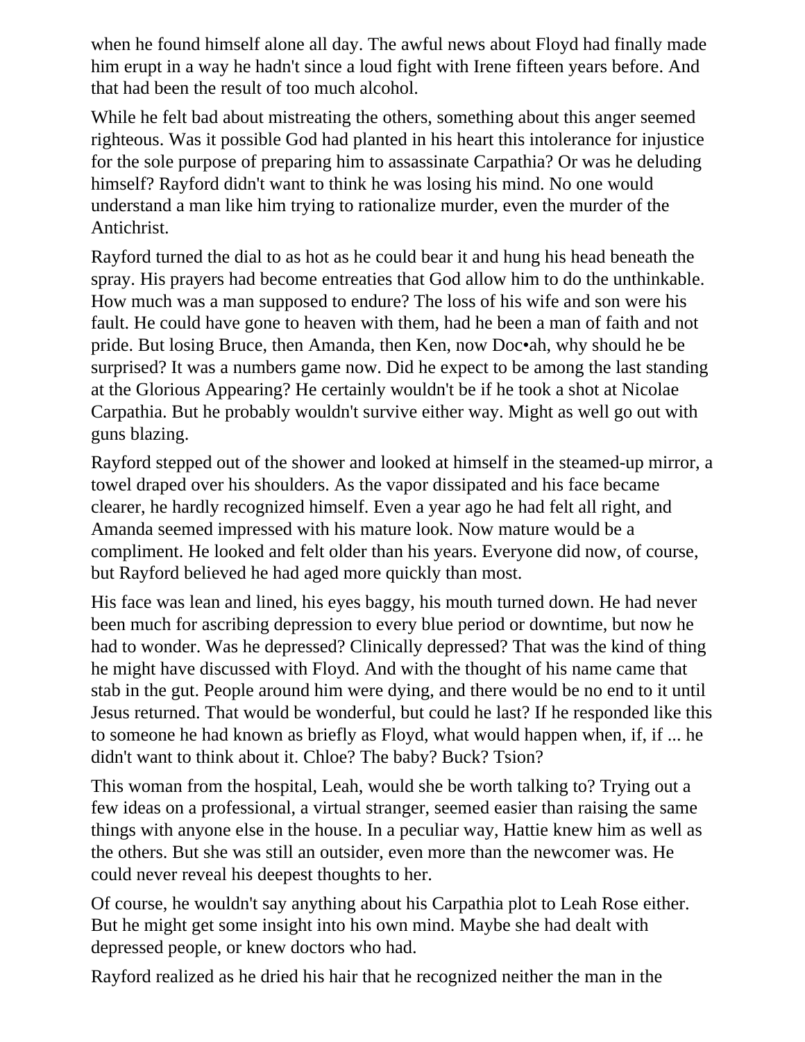when he found himself alone all day. The awful news about Floyd had finally made him erupt in a way he hadn't since a loud fight with Irene fifteen years before. And that had been the result of too much alcohol.

While he felt bad about mistreating the others, something about this anger seemed righteous. Was it possible God had planted in his heart this intolerance for injustice for the sole purpose of preparing him to assassinate Carpathia? Or was he deluding himself? Rayford didn't want to think he was losing his mind. No one would understand a man like him trying to rationalize murder, even the murder of the Antichrist.

Rayford turned the dial to as hot as he could bear it and hung his head beneath the spray. His prayers had become entreaties that God allow him to do the unthinkable. How much was a man supposed to endure? The loss of his wife and son were his fault. He could have gone to heaven with them, had he been a man of faith and not pride. But losing Bruce, then Amanda, then Ken, now Doc•ah, why should he be surprised? It was a numbers game now. Did he expect to be among the last standing at the Glorious Appearing? He certainly wouldn't be if he took a shot at Nicolae Carpathia. But he probably wouldn't survive either way. Might as well go out with guns blazing.

Rayford stepped out of the shower and looked at himself in the steamed-up mirror, a towel draped over his shoulders. As the vapor dissipated and his face became clearer, he hardly recognized himself. Even a year ago he had felt all right, and Amanda seemed impressed with his mature look. Now mature would be a compliment. He looked and felt older than his years. Everyone did now, of course, but Rayford believed he had aged more quickly than most.

His face was lean and lined, his eyes baggy, his mouth turned down. He had never been much for ascribing depression to every blue period or downtime, but now he had to wonder. Was he depressed? Clinically depressed? That was the kind of thing he might have discussed with Floyd. And with the thought of his name came that stab in the gut. People around him were dying, and there would be no end to it until Jesus returned. That would be wonderful, but could he last? If he responded like this to someone he had known as briefly as Floyd, what would happen when, if, if ... he didn't want to think about it. Chloe? The baby? Buck? Tsion?

This woman from the hospital, Leah, would she be worth talking to? Trying out a few ideas on a professional, a virtual stranger, seemed easier than raising the same things with anyone else in the house. In a peculiar way, Hattie knew him as well as the others. But she was still an outsider, even more than the newcomer was. He could never reveal his deepest thoughts to her.

Of course, he wouldn't say anything about his Carpathia plot to Leah Rose either. But he might get some insight into his own mind. Maybe she had dealt with depressed people, or knew doctors who had.

Rayford realized as he dried his hair that he recognized neither the man in the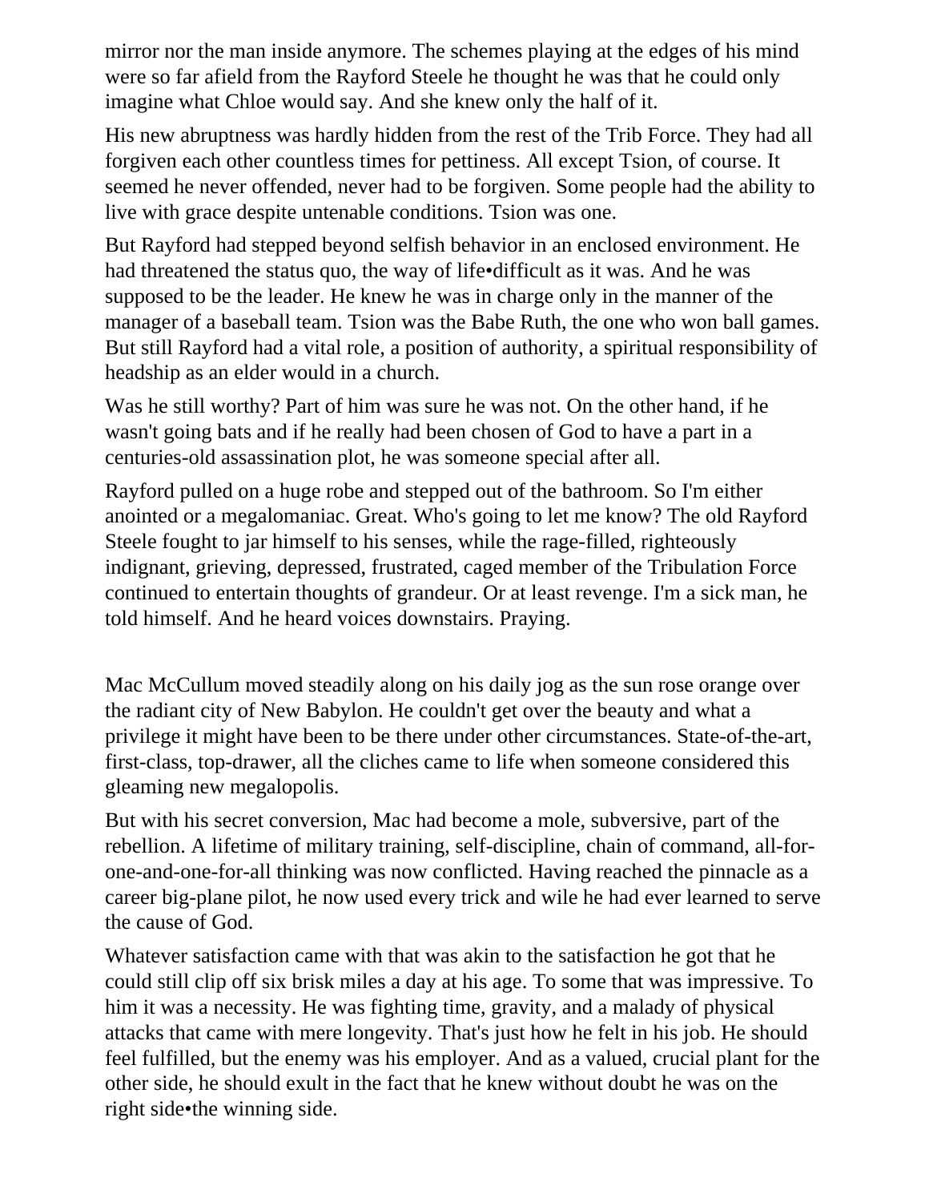mirror nor the man inside anymore. The schemes playing at the edges of his mind were so far afield from the Rayford Steele he thought he was that he could only imagine what Chloe would say. And she knew only the half of it.

His new abruptness was hardly hidden from the rest of the Trib Force. They had all forgiven each other countless times for pettiness. All except Tsion, of course. It seemed he never offended, never had to be forgiven. Some people had the ability to live with grace despite untenable conditions. Tsion was one.

But Rayford had stepped beyond selfish behavior in an enclosed environment. He had threatened the status quo, the way of life•difficult as it was. And he was supposed to be the leader. He knew he was in charge only in the manner of the manager of a baseball team. Tsion was the Babe Ruth, the one who won ball games. But still Rayford had a vital role, a position of authority, a spiritual responsibility of headship as an elder would in a church.

Was he still worthy? Part of him was sure he was not. On the other hand, if he wasn't going bats and if he really had been chosen of God to have a part in a centuries-old assassination plot, he was someone special after all.

Rayford pulled on a huge robe and stepped out of the bathroom. So I'm either anointed or a megalomaniac. Great. Who's going to let me know? The old Rayford Steele fought to jar himself to his senses, while the rage-filled, righteously indignant, grieving, depressed, frustrated, caged member of the Tribulation Force continued to entertain thoughts of grandeur. Or at least revenge. I'm a sick man, he told himself. And he heard voices downstairs. Praying.

Mac McCullum moved steadily along on his daily jog as the sun rose orange over the radiant city of New Babylon. He couldn't get over the beauty and what a privilege it might have been to be there under other circumstances. State-of-the-art, first-class, top-drawer, all the cliches came to life when someone considered this gleaming new megalopolis.

But with his secret conversion, Mac had become a mole, subversive, part of the rebellion. A lifetime of military training, self-discipline, chain of command, all-for-one-and-one-for-all thinking was now conflicted. Having reached the pinnacle as a career big-plane pilot, he now used every trick and wile he had ever learned to serve the cause of God.

Whatever satisfaction came with that was akin to the satisfaction he got that he could still clip off six brisk miles a day at his age. To some that was impressive. To him it was a necessity. He was fighting time, gravity, and a malady of physical attacks that came with mere longevity. That's just how he felt in his job. He should feel fulfilled, but the enemy was his employer. And as a valued, crucial plant for the other side, he should exult in the fact that he knew without doubt he was on the right side•the winning side.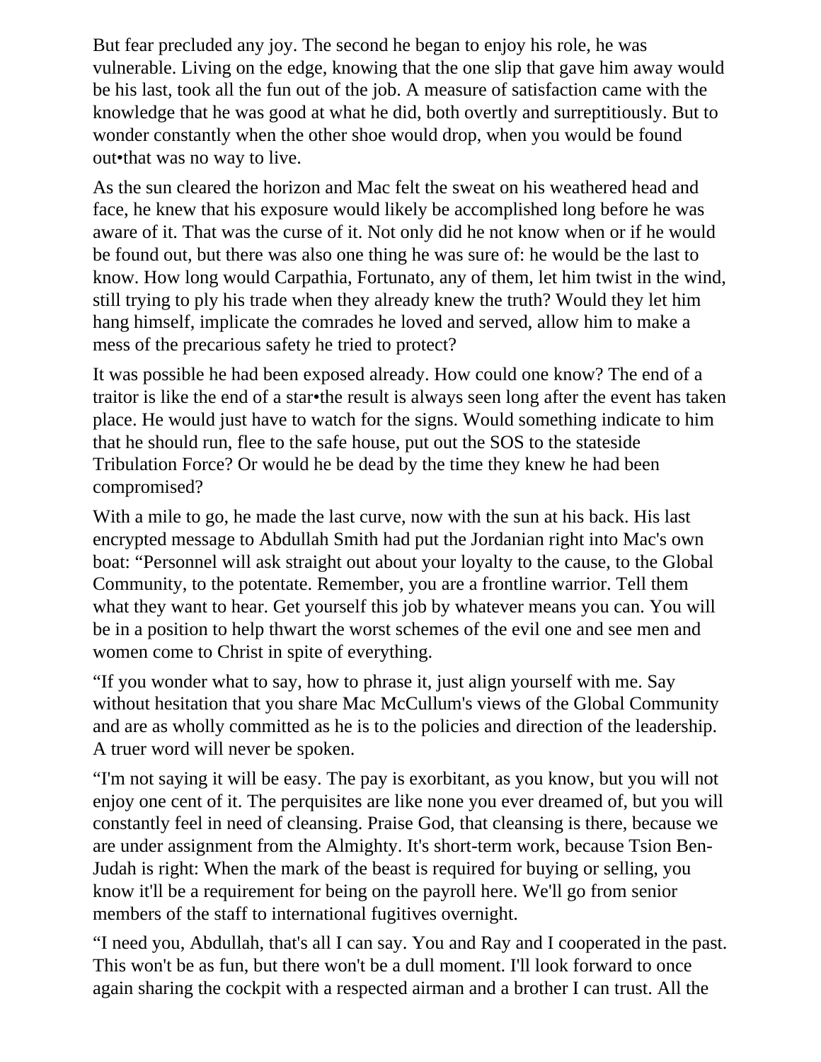But fear precluded any joy. The second he began to enjoy his role, he was vulnerable. Living on the edge, knowing that the one slip that gave him away would be his last, took all the fun out of the job. A measure of satisfaction came with the knowledge that he was good at what he did, both overtly and surreptitiously. But to wonder constantly when the other shoe would drop, when you would be found out•that was no way to live.

As the sun cleared the horizon and Mac felt the sweat on his weathered head and face, he knew that his exposure would likely be accomplished long before he was aware of it. That was the curse of it. Not only did he not know when or if he would be found out, but there was also one thing he was sure of: he would be the last to know. How long would Carpathia, Fortunato, any of them, let him twist in the wind, still trying to ply his trade when they already knew the truth? Would they let him hang himself, implicate the comrades he loved and served, allow him to make a mess of the precarious safety he tried to protect?

It was possible he had been exposed already. How could one know? The end of a traitor is like the end of a star•the result is always seen long after the event has taken place. He would just have to watch for the signs. Would something indicate to him that he should run, flee to the safe house, put out the SOS to the stateside Tribulation Force? Or would he be dead by the time they knew he had been compromised?

With a mile to go, he made the last curve, now with the sun at his back. His last encrypted message to Abdullah Smith had put the Jordanian right into Mac's own boat: "Personnel will ask straight out about your loyalty to the cause, to the Global Community, to the potentate. Remember, you are a frontline warrior. Tell them what they want to hear. Get yourself this job by whatever means you can. You will be in a position to help thwart the worst schemes of the evil one and see men and women come to Christ in spite of everything.

"If you wonder what to say, how to phrase it, just align yourself with me. Say without hesitation that you share Mac McCullum's views of the Global Community and are as wholly committed as he is to the policies and direction of the leadership. A truer word will never be spoken.

"I'm not saying it will be easy. The pay is exorbitant, as you know, but you will not enjoy one cent of it. The perquisites are like none you ever dreamed of, but you will constantly feel in need of cleansing. Praise God, that cleansing is there, because we are under assignment from the Almighty. It's short-term work, because Tsion Ben-Judah is right: When the mark of the beast is required for buying or selling, you know it'll be a requirement for being on the payroll here. We'll go from senior members of the staff to international fugitives overnight.

"I need you, Abdullah, that's all I can say. You and Ray and I cooperated in the past. This won't be as fun, but there won't be a dull moment. I'll look forward to once again sharing the cockpit with a respected airman and a brother I can trust. All the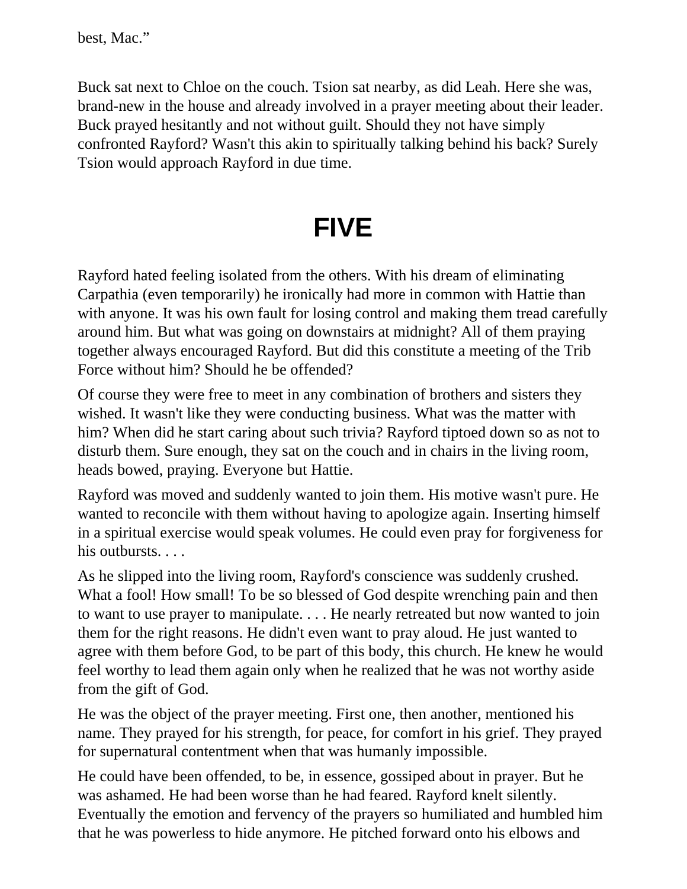best, Mac."

Buck sat next to Chloe on the couch. Tsion sat nearby, as did Leah. Here she was, brand-new in the house and already involved in a prayer meeting about their leader. Buck prayed hesitantly and not without guilt. Should they not have simply confronted Rayford? Wasn't this akin to spiritually talking behind his back? Surely Tsion would approach Rayford in due time.

# FIVE

Rayford hated feeling isolated from the others. With his dream of eliminating Carpathia (even temporarily) he ironically had more in common with Hattie than with anyone. It was his own fault for losing control and making them tread carefully around him. But what was going on downstairs at midnight? All of them praying together always encouraged Rayford. But did this constitute a meeting of the Trib Force without him? Should he be offended?

Of course they were free to meet in any combination of brothers and sisters they wished. It wasn't like they were conducting business. What was the matter with him? When did he start caring about such trivia? Rayford tiptoed down so as not to disturb them. Sure enough, they sat on the couch and in chairs in the living room, heads bowed, praying. Everyone but Hattie.

Rayford was moved and suddenly wanted to join them. His motive wasn't pure. He wanted to reconcile with them without having to apologize again. Inserting himself in a spiritual exercise would speak volumes. He could even pray for forgiveness for his outbursts. . . .

As he slipped into the living room, Rayford's conscience was suddenly crushed. What a fool! How small! To be so blessed of God despite wrenching pain and then to want to use prayer to manipulate. . . . He nearly retreated but now wanted to join them for the right reasons. He didn't even want to pray aloud. He just wanted to agree with them before God, to be part of this body, this church. He knew he would feel worthy to lead them again only when he realized that he was not worthy aside from the gift of God.

He was the object of the prayer meeting. First one, then another, mentioned his name. They prayed for his strength, for peace, for comfort in his grief. They prayed for supernatural contentment when that was humanly impossible.

He could have been offended, to be, in essence, gossiped about in prayer. But he was ashamed. He had been worse than he had feared. Rayford knelt silently. Eventually the emotion and fervency of the prayers so humiliated and humbled him that he was powerless to hide anymore. He pitched forward onto his elbows and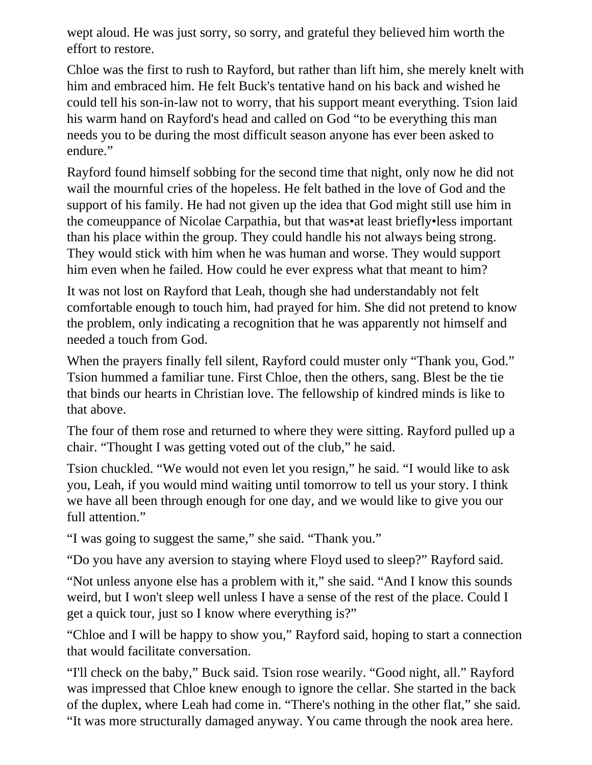wept aloud. He was just sorry, so sorry, and grateful they believed him worth the effort to restore.

Chloe was the first to rush to Rayford, but rather than lift him, she merely knelt with him and embraced him. He felt Buck's tentative hand on his back and wished he could tell his son-in-law not to worry, that his support meant everything. Tsion laid his warm hand on Rayford's head and called on God "to be everything this man needs you to be during the most difficult season anyone has ever been asked to endure."

Rayford found himself sobbing for the second time that night, only now he did not wail the mournful cries of the hopeless. He felt bathed in the love of God and the support of his family. He had not given up the idea that God might still use him in the comeuppance of Nicolae Carpathia, but that was•at least briefly•less important than his place within the group. They could handle his not always being strong. They would stick with him when he was human and worse. They would support him even when he failed. How could he ever express what that meant to him?

It was not lost on Rayford that Leah, though she had understandably not felt comfortable enough to touch him, had prayed for him. She did not pretend to know the problem, only indicating a recognition that he was apparently not himself and needed a touch from God.

When the prayers finally fell silent, Rayford could muster only "Thank you, God." Tsion hummed a familiar tune. First Chloe, then the others, sang. Blest be the tie that binds our hearts in Christian love. The fellowship of kindred minds is like to that above.

The four of them rose and returned to where they were sitting. Rayford pulled up a chair. "Thought I was getting voted out of the club," he said.

Tsion chuckled. "We would not even let you resign," he said. "I would like to ask you, Leah, if you would mind waiting until tomorrow to tell us your story. I think we have all been through enough for one day, and we would like to give you our full attention."

"I was going to suggest the same," she said. "Thank you."

"Do you have any aversion to staying where Floyd used to sleep?" Rayford said.

"Not unless anyone else has a problem with it," she said. "And I know this sounds weird, but I won't sleep well unless I have a sense of the rest of the place. Could I get a quick tour, just so I know where everything is?"

"Chloe and I will be happy to show you," Rayford said, hoping to start a connection that would facilitate conversation.

"I'll check on the baby," Buck said. Tsion rose wearily. "Good night, all." Rayford was impressed that Chloe knew enough to ignore the cellar. She started in the back of the duplex, where Leah had come in. "There's nothing in the other flat," she said. "It was more structurally damaged anyway. You came through the nook area here.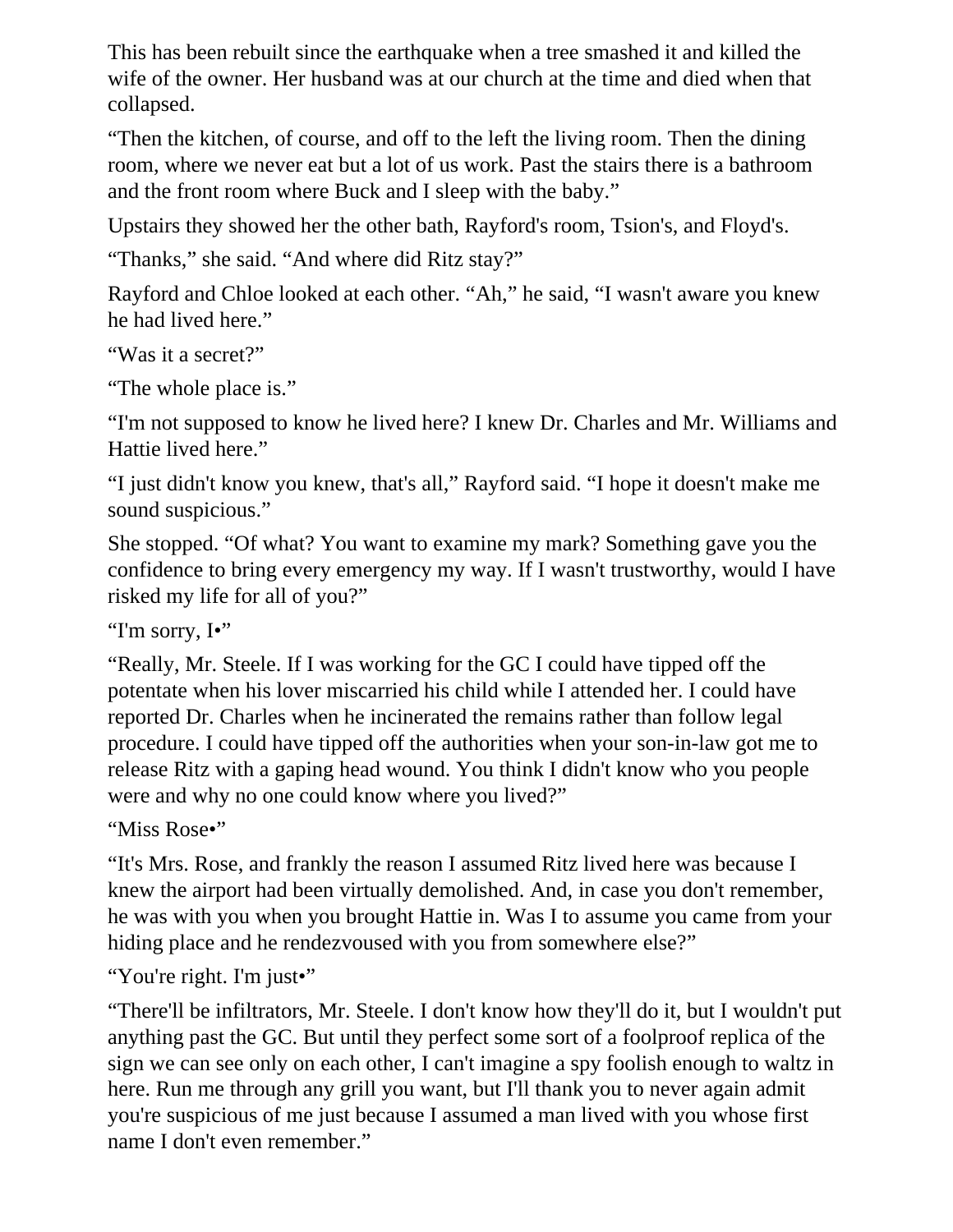This has been rebuilt since the earthquake when a tree smashed it and killed the wife of the owner. Her husband was at our church at the time and died when that collapsed.

“Then the kitchen, of course, and off to the left the living room. Then the dining room, where we never eat but a lot of us work. Past the stairs there is a bathroom and the front room where Buck and I sleep with the baby.”

Upstairs they showed her the other bath, Rayford's room, Tsion's, and Floyd's.

“Thanks,” she said. “And where did Ritz stay?”

Rayford and Chloe looked at each other. “Ah,” he said, “I wasn't aware you knew he had lived here.”

“Was it a secret?”

“The whole place is.”

“I'm not supposed to know he lived here? I knew Dr. Charles and Mr. Williams and Hattie lived here.”

“I just didn't know you knew, that's all,” Rayford said. “I hope it doesn't make me sound suspicious.”

She stopped. “Of what? You want to examine my mark? Something gave you the confidence to bring every emergency my way. If I wasn't trustworthy, would I have risked my life for all of you?”

“I'm sorry, I•”

“Really, Mr. Steele. If I was working for the GC I could have tipped off the potentate when his lover miscarried his child while I attended her. I could have reported Dr. Charles when he incinerated the remains rather than follow legal procedure. I could have tipped off the authorities when your son-in-law got me to release Ritz with a gaping head wound. You think I didn't know who you people were and why no one could know where you lived?”

“Miss Rose•”

“It's Mrs. Rose, and frankly the reason I assumed Ritz lived here was because I knew the airport had been virtually demolished. And, in case you don't remember, he was with you when you brought Hattie in. Was I to assume you came from your hiding place and he rendezvoused with you from somewhere else?”

“You're right. I'm just•”

“There'll be infiltrators, Mr. Steele. I don't know how they'll do it, but I wouldn't put anything past the GC. But until they perfect some sort of a foolproof replica of the sign we can see only on each other, I can't imagine a spy foolish enough to waltz in here. Run me through any grill you want, but I'll thank you to never again admit you're suspicious of me just because I assumed a man lived with you whose first name I don't even remember.”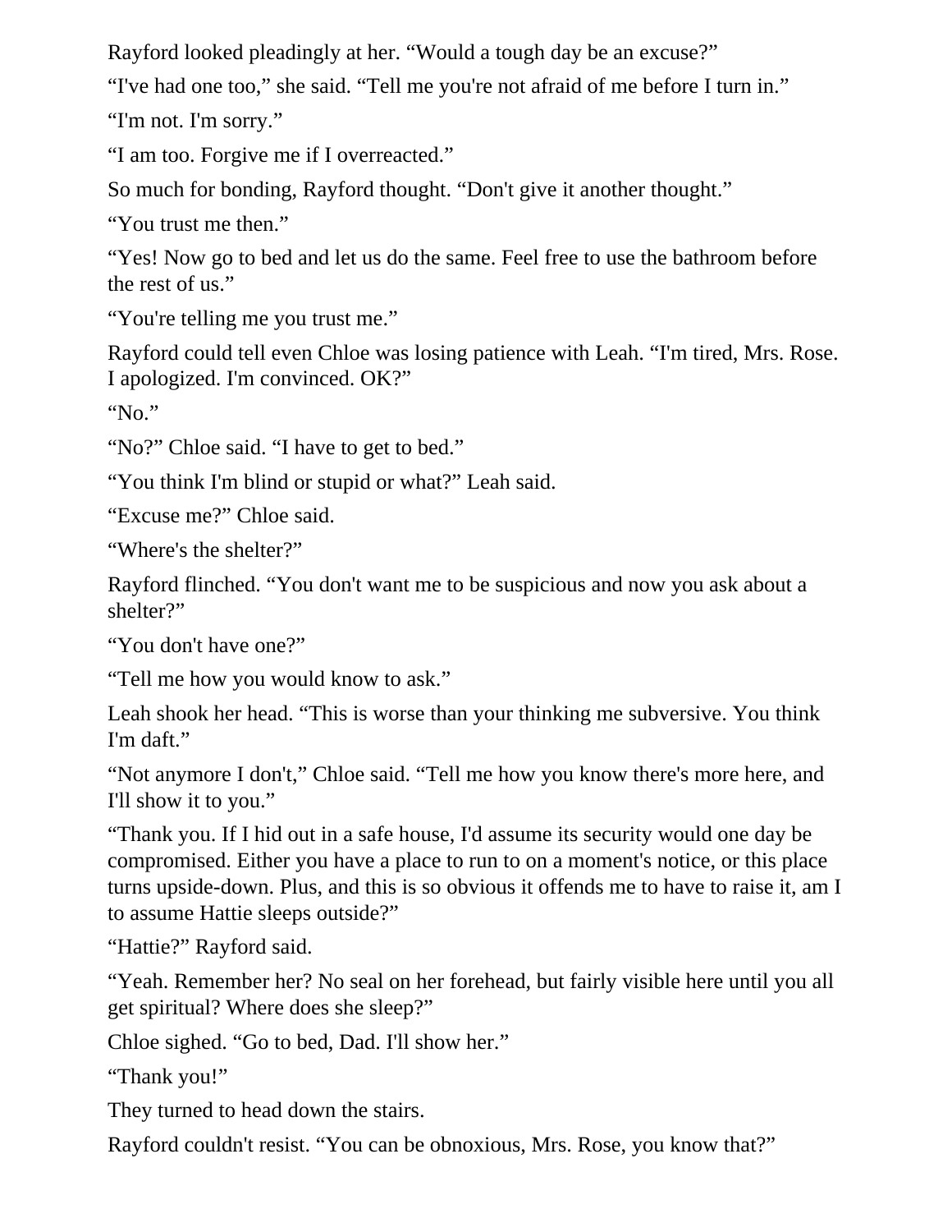Rayford looked pleadingly at her. “Would a tough day be an excuse?”

“I've had one too,” she said. “Tell me you're not afraid of me before I turn in.”

“I'm not. I'm sorry.”

“I am too. Forgive me if I overreacted.”

So much for bonding, Rayford thought. “Don't give it another thought.”

“You trust me then.”

“Yes! Now go to bed and let us do the same. Feel free to use the bathroom before the rest of us.”

“You're telling me you trust me.”

Rayford could tell even Chloe was losing patience with Leah. “I'm tired, Mrs. Rose. I apologized. I'm convinced. OK?”

“No.”

“No?” Chloe said. “I have to get to bed.”

“You think I'm blind or stupid or what?” Leah said.

“Excuse me?” Chloe said.

“Where's the shelter?”

Rayford flinched. “You don't want me to be suspicious and now you ask about a shelter?”

“You don't have one?”

“Tell me how you would know to ask.”

Leah shook her head. “This is worse than your thinking me subversive. You think I'm daft.”

“Not anymore I don't,” Chloe said. “Tell me how you know there's more here, and I'll show it to you.”

“Thank you. If I hid out in a safe house, I'd assume its security would one day be compromised. Either you have a place to run to on a moment's notice, or this place turns upside-down. Plus, and this is so obvious it offends me to have to raise it, am I to assume Hattie sleeps outside?”

“Hattie?” Rayford said.

“Yeah. Remember her? No seal on her forehead, but fairly visible here until you all get spiritual? Where does she sleep?”

Chloe sighed. “Go to bed, Dad. I'll show her.”

“Thank you!”

They turned to head down the stairs.

Rayford couldn't resist. “You can be obnoxious, Mrs. Rose, you know that?”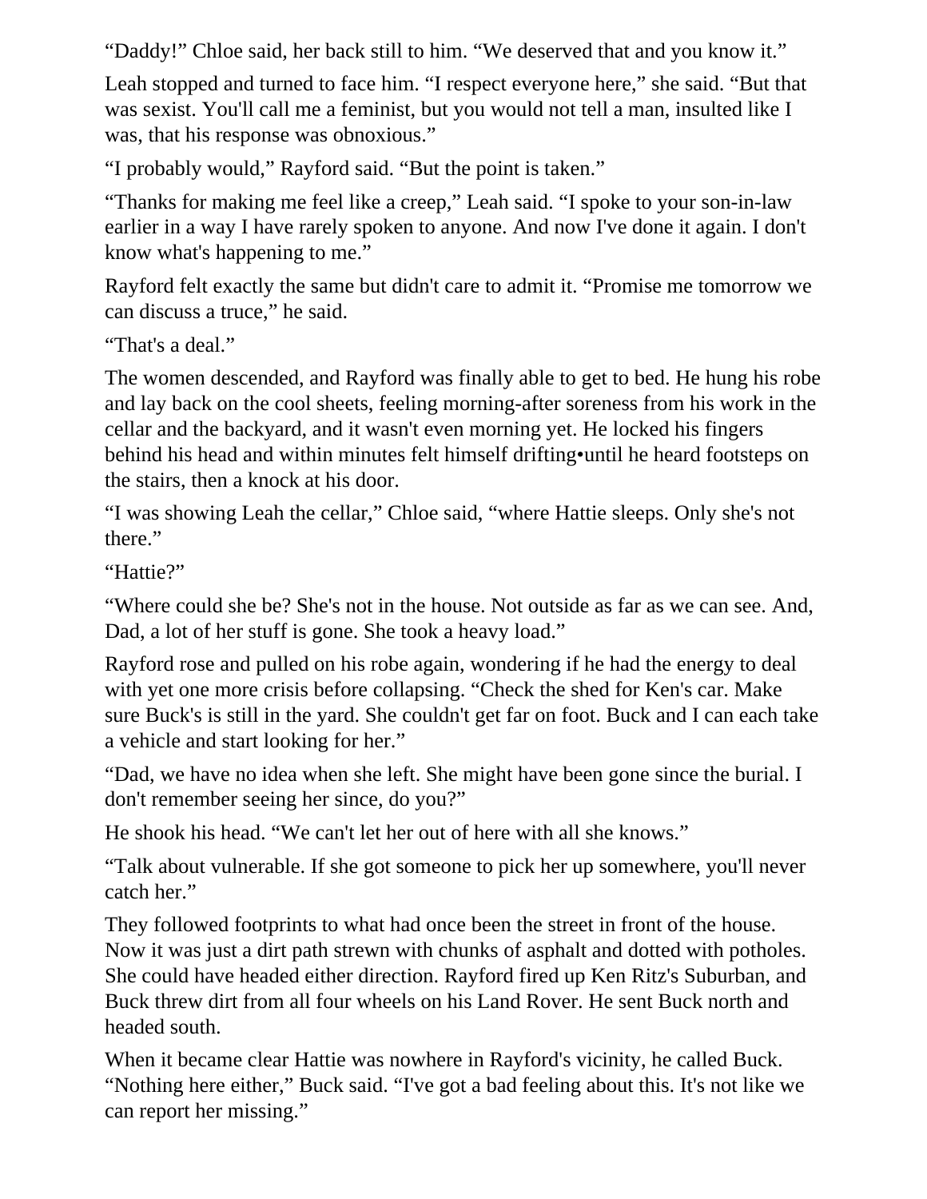“Daddy!” Chloe said, her back still to him. “We deserved that and you know it.”

Leah stopped and turned to face him. “I respect everyone here,” she said. “But that was sexist. You'll call me a feminist, but you would not tell a man, insulted like I was, that his response was obnoxious.”

“I probably would,” Rayford said. “But the point is taken.”

“Thanks for making me feel like a creep,” Leah said. “I spoke to your son-in-law earlier in a way I have rarely spoken to anyone. And now I've done it again. I don't know what's happening to me.”

Rayford felt exactly the same but didn't care to admit it. “Promise me tomorrow we can discuss a truce,” he said.

“That's a deal.”

The women descended, and Rayford was finally able to get to bed. He hung his robe and lay back on the cool sheets, feeling morning-after soreness from his work in the cellar and the backyard, and it wasn't even morning yet. He locked his fingers behind his head and within minutes felt himself drifting•until he heard footsteps on the stairs, then a knock at his door.

“I was showing Leah the cellar,” Chloe said, “where Hattie sleeps. Only she's not there.”

“Hattie?”

“Where could she be? She's not in the house. Not outside as far as we can see. And, Dad, a lot of her stuff is gone. She took a heavy load.”

Rayford rose and pulled on his robe again, wondering if he had the energy to deal with yet one more crisis before collapsing. “Check the shed for Ken's car. Make sure Buck's is still in the yard. She couldn't get far on foot. Buck and I can each take a vehicle and start looking for her.”

“Dad, we have no idea when she left. She might have been gone since the burial. I don't remember seeing her since, do you?”

He shook his head. “We can't let her out of here with all she knows.”

“Talk about vulnerable. If she got someone to pick her up somewhere, you'll never catch her.”

They followed footprints to what had once been the street in front of the house. Now it was just a dirt path strewn with chunks of asphalt and dotted with potholes. She could have headed either direction. Rayford fired up Ken Ritz's Suburban, and Buck threw dirt from all four wheels on his Land Rover. He sent Buck north and headed south.

When it became clear Hattie was nowhere in Rayford's vicinity, he called Buck. “Nothing here either,” Buck said. “I've got a bad feeling about this. It's not like we can report her missing.”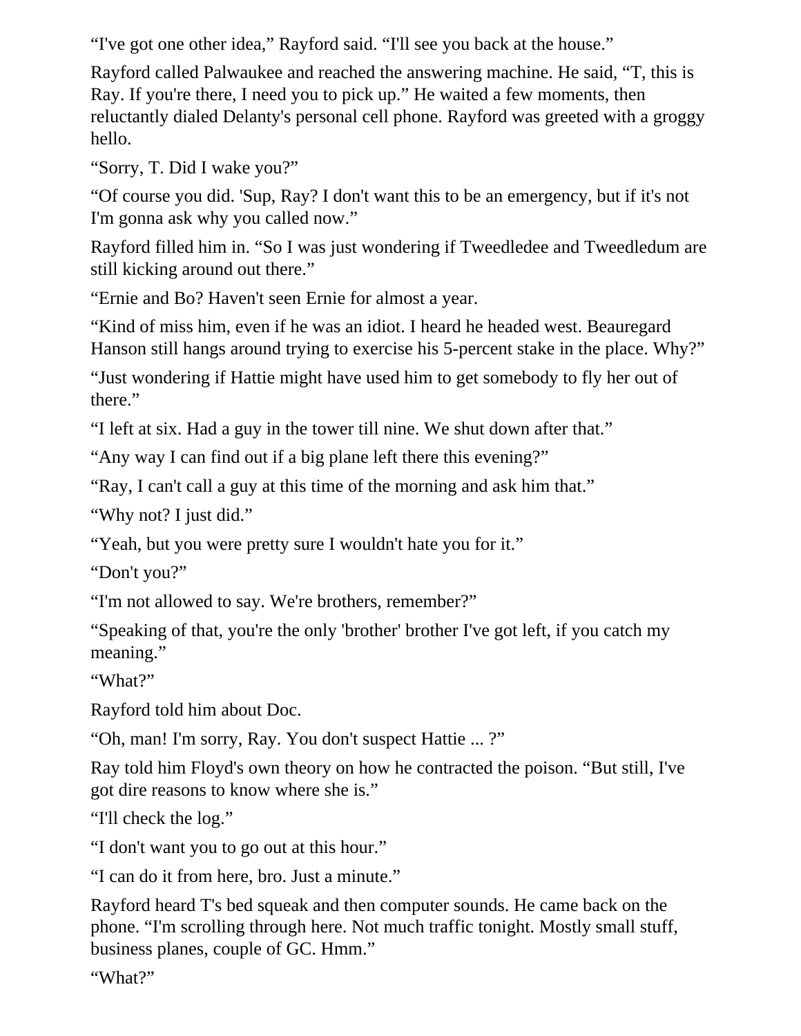“I've got one other idea,” Rayford said. “I'll see you back at the house.”

Rayford called Palwaukee and reached the answering machine. He said, “T, this is Ray. If you're there, I need you to pick up.” He waited a few moments, then reluctantly dialed Delanty's personal cell phone. Rayford was greeted with a groggy hello.

“Sorry, T. Did I wake you?”

“Of course you did. 'Sup, Ray? I don't want this to be an emergency, but if it's not I'm gonna ask why you called now.”

Rayford filled him in. “So I was just wondering if Tweedledee and Tweedledum are still kicking around out there.”

“Ernie and Bo? Haven't seen Ernie for almost a year.

“Kind of miss him, even if he was an idiot. I heard he headed west. Beauregard Hanson still hangs around trying to exercise his 5-percent stake in the place. Why?”

“Just wondering if Hattie might have used him to get somebody to fly her out of there.”

“I left at six. Had a guy in the tower till nine. We shut down after that.”

“Any way I can find out if a big plane left there this evening?”

“Ray, I can't call a guy at this time of the morning and ask him that.”

“Why not? I just did.”

“Yeah, but you were pretty sure I wouldn't hate you for it.”

“Don't you?”

“I'm not allowed to say. We're brothers, remember?”

“Speaking of that, you're the only 'brother' brother I've got left, if you catch my meaning.”

“What?”

Rayford told him about Doc.

“Oh, man! I'm sorry, Ray. You don't suspect Hattie ... ?”

Ray told him Floyd's own theory on how he contracted the poison. “But still, I've got dire reasons to know where she is.”

“I'll check the log.”

“I don't want you to go out at this hour.”

“I can do it from here, bro. Just a minute.”

Rayford heard T's bed squeak and then computer sounds. He came back on the phone. “I'm scrolling through here. Not much traffic tonight. Mostly small stuff, business planes, couple of GC. Hmm.”

“What?”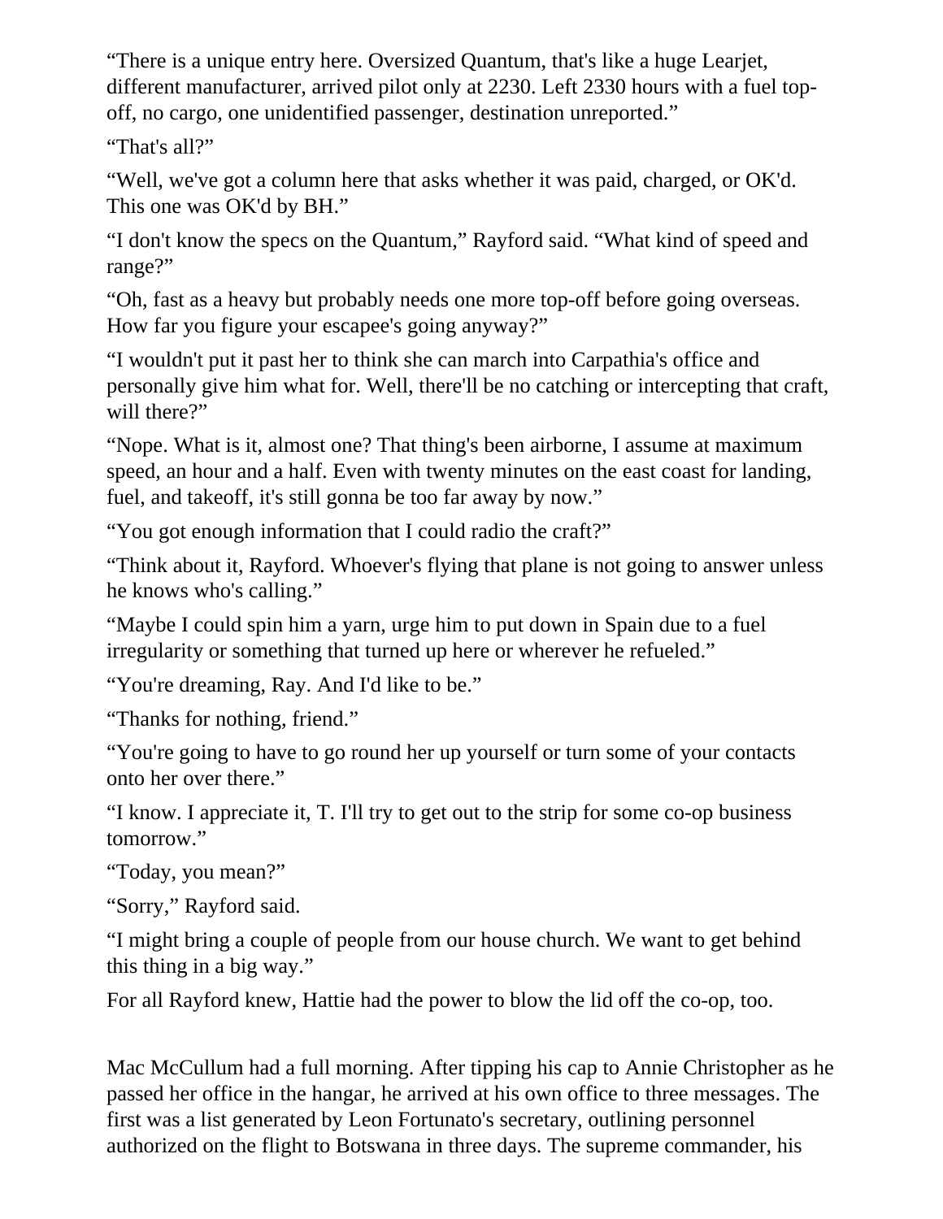“There is a unique entry here. Oversized Quantum, that's like a huge Learjet, different manufacturer, arrived pilot only at 2230. Left 2330 hours with a fuel top-off, no cargo, one unidentified passenger, destination unreported.”

“That's all?”

“Well, we've got a column here that asks whether it was paid, charged, or OK'd. This one was OK'd by BH.”

“I don't know the specs on the Quantum,” Rayford said. “What kind of speed and range?”

“Oh, fast as a heavy but probably needs one more top-off before going overseas. How far you figure your escapee's going anyway?”

“I wouldn't put it past her to think she can march into Carpathia's office and personally give him what for. Well, there'll be no catching or intercepting that craft, will there?”

“Nope. What is it, almost one? That thing's been airborne, I assume at maximum speed, an hour and a half. Even with twenty minutes on the east coast for landing, fuel, and takeoff, it's still gonna be too far away by now.”

“You got enough information that I could radio the craft?”

“Think about it, Rayford. Whoever's flying that plane is not going to answer unless he knows who's calling.”

“Maybe I could spin him a yarn, urge him to put down in Spain due to a fuel irregularity or something that turned up here or wherever he refueled.”

“You're dreaming, Ray. And I'd like to be.”

“Thanks for nothing, friend.”

“You're going to have to go round her up yourself or turn some of your contacts onto her over there.”

“I know. I appreciate it, T. I'll try to get out to the strip for some co-op business tomorrow.”

“Today, you mean?”

“Sorry,” Rayford said.

“I might bring a couple of people from our house church. We want to get behind this thing in a big way.”

For all Rayford knew, Hattie had the power to blow the lid off the co-op, too.

Mac McCullum had a full morning. After tipping his cap to Annie Christopher as he passed her office in the hangar, he arrived at his own office to three messages. The first was a list generated by Leon Fortunato's secretary, outlining personnel authorized on the flight to Botswana in three days. The supreme commander, his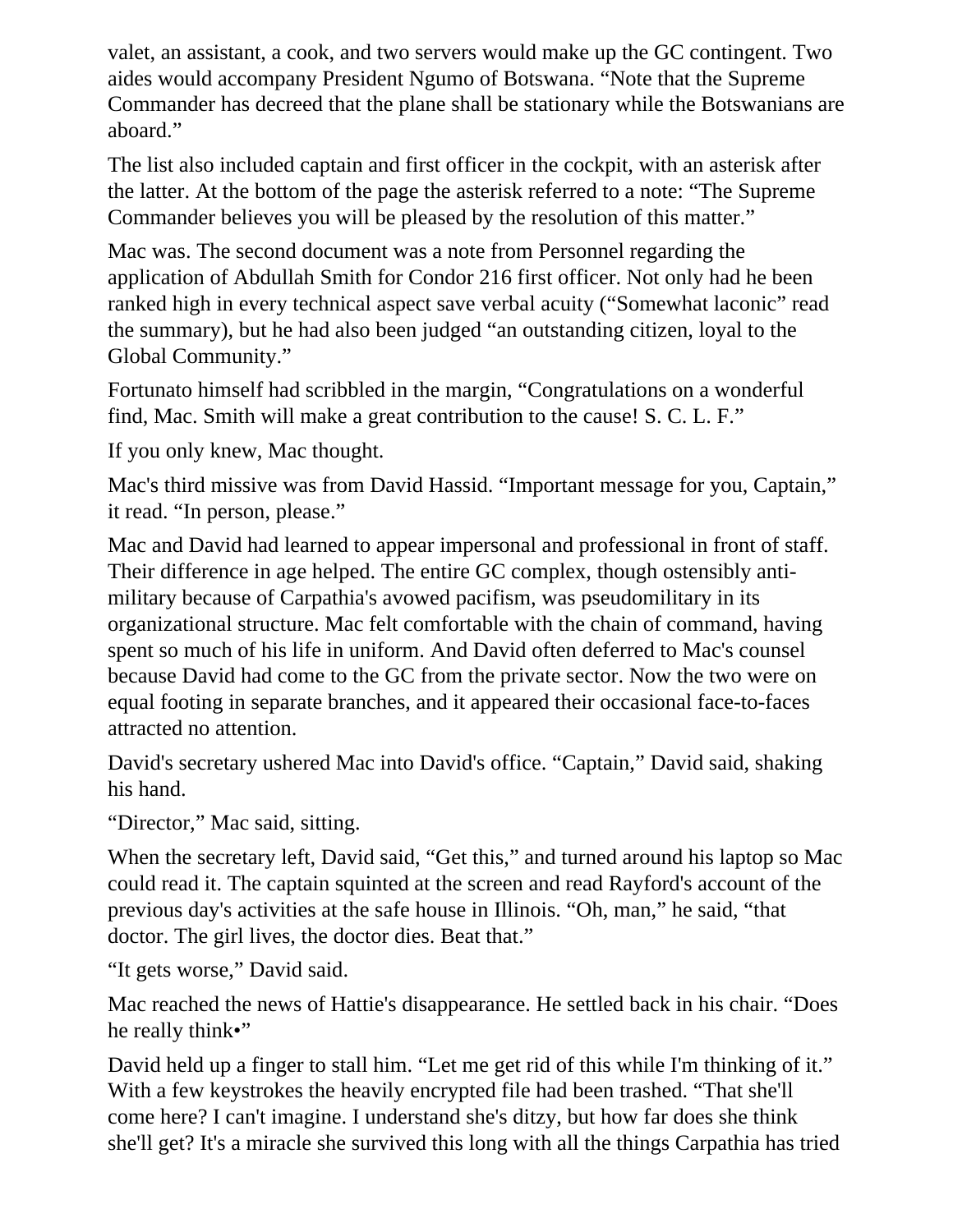valet, an assistant, a cook, and two servers would make up the GC contingent. Two aides would accompany President Ngumo of Botswana. "Note that the Supreme Commander has decreed that the plane shall be stationary while the Botswanians are aboard."

The list also included captain and first officer in the cockpit, with an asterisk after the latter. At the bottom of the page the asterisk referred to a note: "The Supreme Commander believes you will be pleased by the resolution of this matter."

Mac was. The second document was a note from Personnel regarding the application of Abdullah Smith for Condor 216 first officer. Not only had he been ranked high in every technical aspect save verbal acuity ("Somewhat laconic" read the summary), but he had also been judged "an outstanding citizen, loyal to the Global Community."

Fortunato himself had scribbled in the margin, "Congratulations on a wonderful find, Mac. Smith will make a great contribution to the cause! S. C. L. F."

If you only knew, Mac thought.

Mac's third missive was from David Hassid. "Important message for you, Captain," it read. "In person, please."

Mac and David had learned to appear impersonal and professional in front of staff. Their difference in age helped. The entire GC complex, though ostensibly anti-military because of Carpathia's avowed pacifism, was pseudomilitary in its organizational structure. Mac felt comfortable with the chain of command, having spent so much of his life in uniform. And David often deferred to Mac's counsel because David had come to the GC from the private sector. Now the two were on equal footing in separate branches, and it appeared their occasional face-to-faces attracted no attention.

David's secretary ushered Mac into David's office. "Captain," David said, shaking his hand.

"Director," Mac said, sitting.

When the secretary left, David said, "Get this," and turned around his laptop so Mac could read it. The captain squinted at the screen and read Rayford's account of the previous day's activities at the safe house in Illinois. "Oh, man," he said, "that doctor. The girl lives, the doctor dies. Beat that."

"It gets worse," David said.

Mac reached the news of Hattie's disappearance. He settled back in his chair. "Does he really think•"

David held up a finger to stall him. "Let me get rid of this while I'm thinking of it." With a few keystrokes the heavily encrypted file had been trashed. "That she'll come here? I can't imagine. I understand she's ditzy, but how far does she think she'll get? It's a miracle she survived this long with all the things Carpathia has tried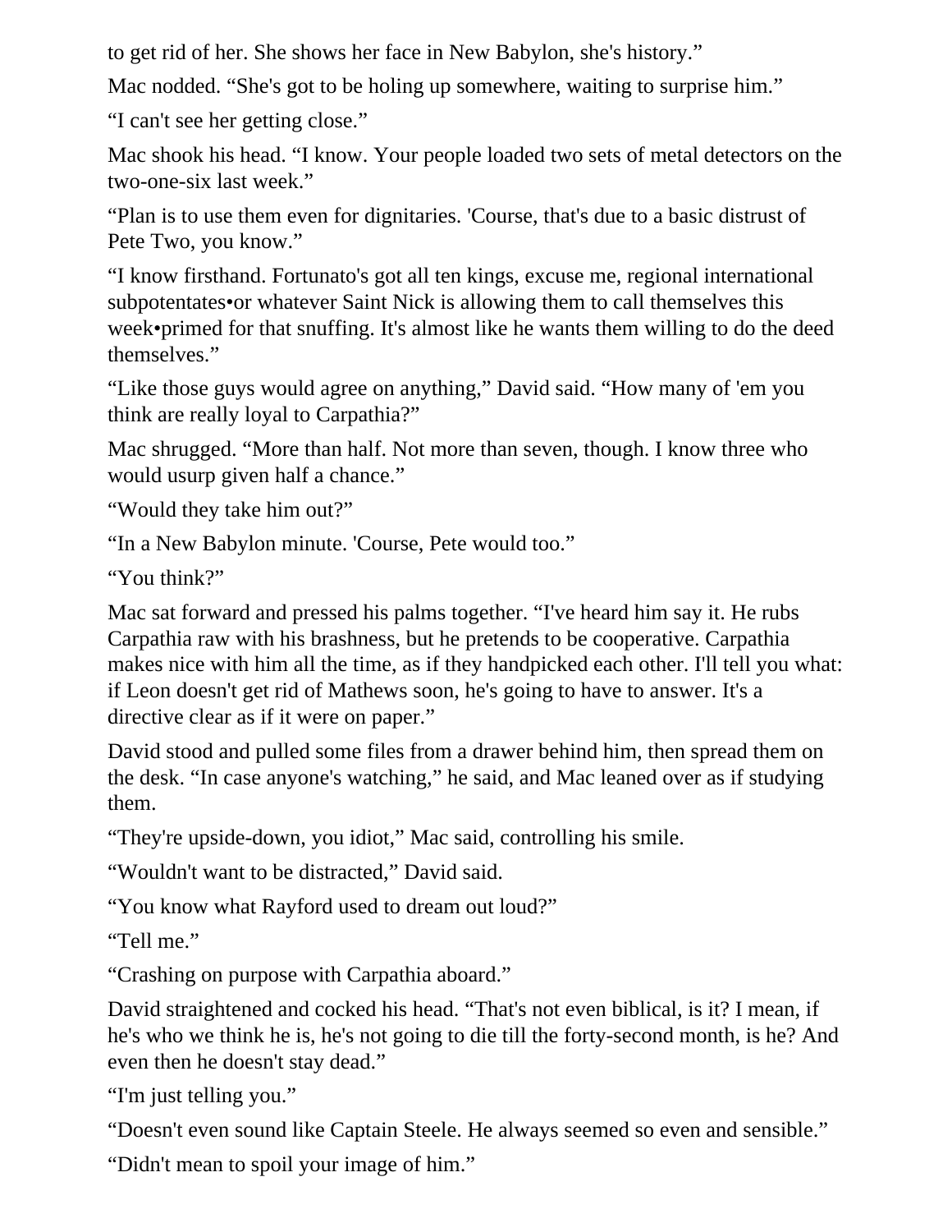to get rid of her. She shows her face in New Babylon, she's history."

Mac nodded. "She's got to be holing up somewhere, waiting to surprise him."

"I can't see her getting close."

Mac shook his head. "I know. Your people loaded two sets of metal detectors on the two-one-six last week."

"Plan is to use them even for dignitaries. 'Course, that's due to a basic distrust of Pete Two, you know."

"I know firsthand. Fortunato's got all ten kings, excuse me, regional international subpotentates•or whatever Saint Nick is allowing them to call themselves this week•primed for that snuffing. It's almost like he wants them willing to do the deed themselves."

"Like those guys would agree on anything," David said. "How many of 'em you think are really loyal to Carpathia?"

Mac shrugged. "More than half. Not more than seven, though. I know three who would usurp given half a chance."

"Would they take him out?"

"In a New Babylon minute. 'Course, Pete would too."

"You think?"

Mac sat forward and pressed his palms together. "I've heard him say it. He rubs Carpathia raw with his brashness, but he pretends to be cooperative. Carpathia makes nice with him all the time, as if they handpicked each other. I'll tell you what: if Leon doesn't get rid of Mathews soon, he's going to have to answer. It's a directive clear as if it were on paper."

David stood and pulled some files from a drawer behind him, then spread them on the desk. "In case anyone's watching," he said, and Mac leaned over as if studying them.

"They're upside-down, you idiot," Mac said, controlling his smile.

"Wouldn't want to be distracted," David said.

"You know what Rayford used to dream out loud?"

"Tell me."

"Crashing on purpose with Carpathia aboard."

David straightened and cocked his head. "That's not even biblical, is it? I mean, if he's who we think he is, he's not going to die till the forty-second month, is he? And even then he doesn't stay dead."

"I'm just telling you."

"Doesn't even sound like Captain Steele. He always seemed so even and sensible."

"Didn't mean to spoil your image of him."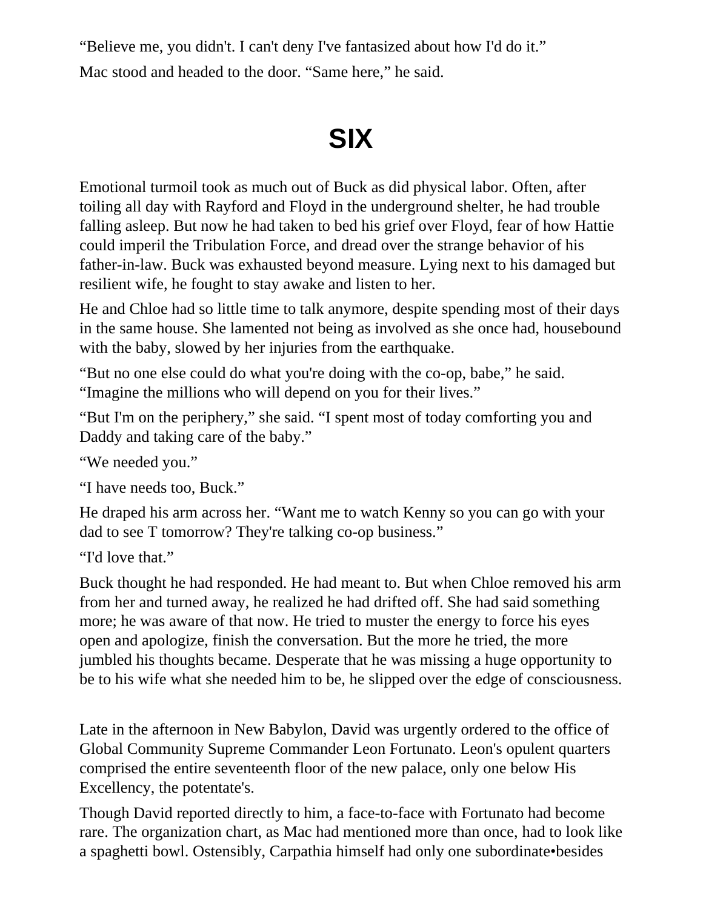“Believe me, you didn't. I can't deny I've fantasized about how I'd do it.”

Mac stood and headed to the door. “Same here,” he said.

# SIX

Emotional turmoil took as much out of Buck as did physical labor. Often, after toiling all day with Rayford and Floyd in the underground shelter, he had trouble falling asleep. But now he had taken to bed his grief over Floyd, fear of how Hattie could imperil the Tribulation Force, and dread over the strange behavior of his father-in-law. Buck was exhausted beyond measure. Lying next to his damaged but resilient wife, he fought to stay awake and listen to her.

He and Chloe had so little time to talk anymore, despite spending most of their days in the same house. She lamented not being as involved as she once had, housebound with the baby, slowed by her injuries from the earthquake.

“But no one else could do what you're doing with the co-op, babe,” he said. “Imagine the millions who will depend on you for their lives.”

“But I'm on the periphery,” she said. “I spent most of today comforting you and Daddy and taking care of the baby.”

“We needed you.”

“I have needs too, Buck.”

He draped his arm across her. “Want me to watch Kenny so you can go with your dad to see T tomorrow? They're talking co-op business.”

“I'd love that.”

Buck thought he had responded. He had meant to. But when Chloe removed his arm from her and turned away, he realized he had drifted off. She had said something more; he was aware of that now. He tried to muster the energy to force his eyes open and apologize, finish the conversation. But the more he tried, the more jumbled his thoughts became. Desperate that he was missing a huge opportunity to be to his wife what she needed him to be, he slipped over the edge of consciousness.

Late in the afternoon in New Babylon, David was urgently ordered to the office of Global Community Supreme Commander Leon Fortunato. Leon's opulent quarters comprised the entire seventeenth floor of the new palace, only one below His Excellency, the potentate's.

Though David reported directly to him, a face-to-face with Fortunato had become rare. The organization chart, as Mac had mentioned more than once, had to look like a spaghetti bowl. Ostensibly, Carpathia himself had only one subordinate•besides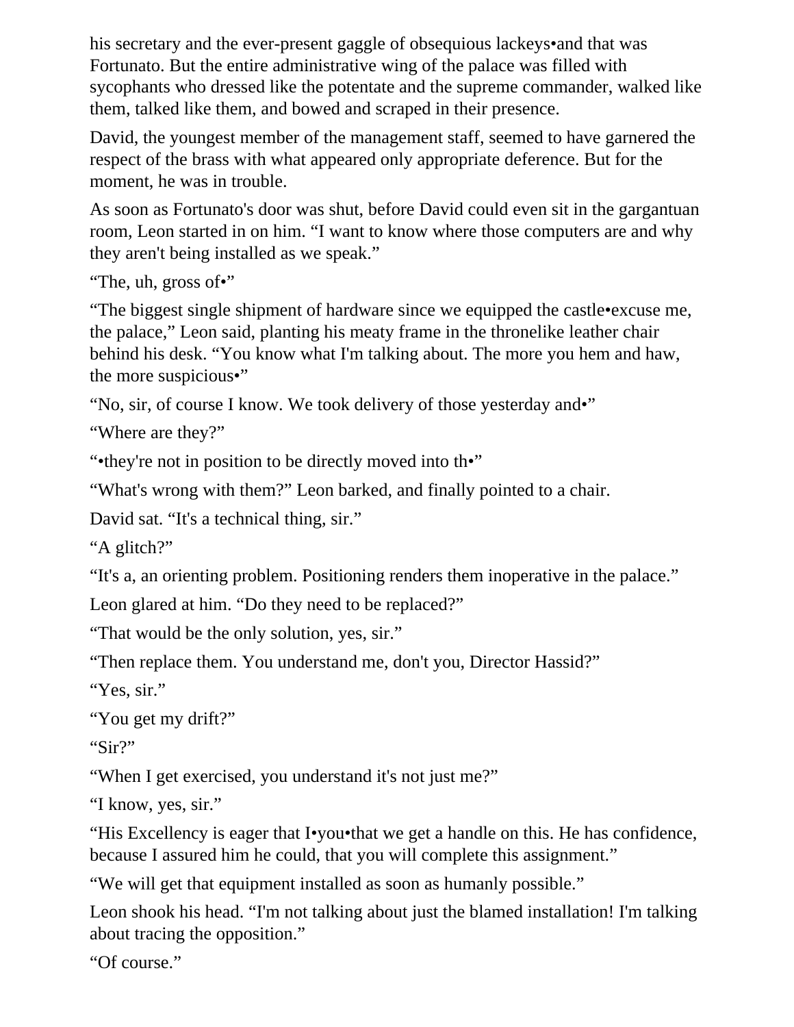his secretary and the ever-present gaggle of obsequious lackeys•and that was Fortunato. But the entire administrative wing of the palace was filled with sycophants who dressed like the potentate and the supreme commander, walked like them, talked like them, and bowed and scraped in their presence.

David, the youngest member of the management staff, seemed to have garnered the respect of the brass with what appeared only appropriate deference. But for the moment, he was in trouble.

As soon as Fortunato's door was shut, before David could even sit in the gargantuan room, Leon started in on him. “I want to know where those computers are and why they aren't being installed as we speak.”

“The, uh, gross of•”

“The biggest single shipment of hardware since we equipped the castle•excuse me, the palace,” Leon said, planting his meaty frame in the thronelike leather chair behind his desk. “You know what I'm talking about. The more you hem and haw, the more suspicious•”

“No, sir, of course I know. We took delivery of those yesterday and•”

“Where are they?”

“•they're not in position to be directly moved into th•”

“What's wrong with them?” Leon barked, and finally pointed to a chair.

David sat. “It's a technical thing, sir.”

“A glitch?”

“It's a, an orienting problem. Positioning renders them inoperative in the palace.”

Leon glared at him. “Do they need to be replaced?”

“That would be the only solution, yes, sir.”

“Then replace them. You understand me, don't you, Director Hassid?”

“Yes, sir.”

“You get my drift?”

“Sir?”

“When I get exercised, you understand it's not just me?”

“I know, yes, sir.”

“His Excellency is eager that I•you•that we get a handle on this. He has confidence, because I assured him he could, that you will complete this assignment.”

“We will get that equipment installed as soon as humanly possible.”

Leon shook his head. “I'm not talking about just the blamed installation! I'm talking about tracing the opposition.”

“Of course.”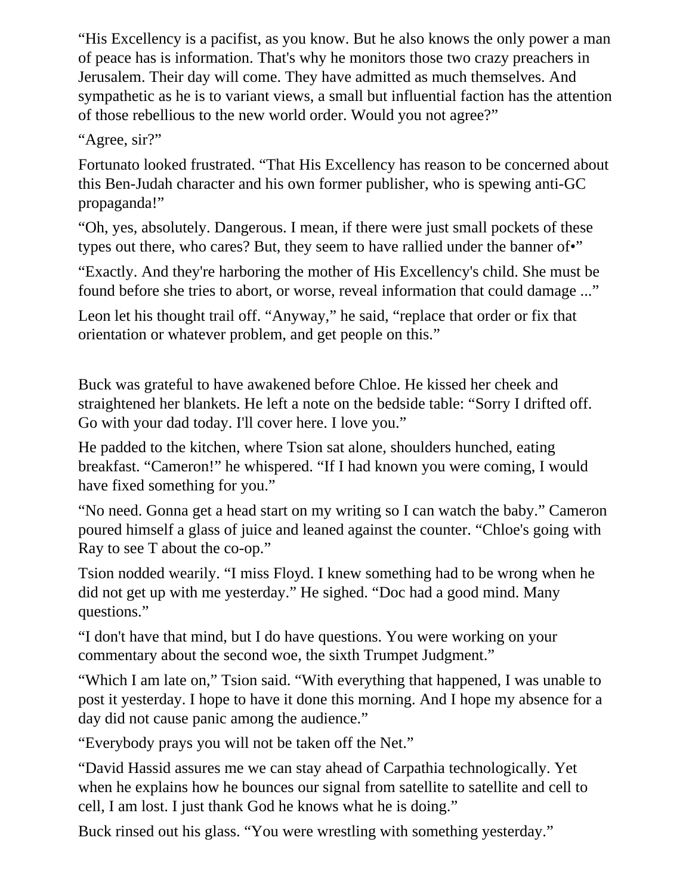"His Excellency is a pacifist, as you know. But he also knows the only power a man of peace has is information. That's why he monitors those two crazy preachers in Jerusalem. Their day will come. They have admitted as much themselves. And sympathetic as he is to variant views, a small but influential faction has the attention of those rebellious to the new world order. Would you not agree?"

"Agree, sir?"

Fortunato looked frustrated. "That His Excellency has reason to be concerned about this Ben-Judah character and his own former publisher, who is spewing anti-GC propaganda!"

"Oh, yes, absolutely. Dangerous. I mean, if there were just small pockets of these types out there, who cares? But, they seem to have rallied under the banner of•"

"Exactly. And they're harboring the mother of His Excellency's child. She must be found before she tries to abort, or worse, reveal information that could damage ..."

Leon let his thought trail off. "Anyway," he said, "replace that order or fix that orientation or whatever problem, and get people on this."

Buck was grateful to have awakened before Chloe. He kissed her cheek and straightened her blankets. He left a note on the bedside table: "Sorry I drifted off. Go with your dad today. I'll cover here. I love you."

He padded to the kitchen, where Tsion sat alone, shoulders hunched, eating breakfast. "Cameron!" he whispered. "If I had known you were coming, I would have fixed something for you."

"No need. Gonna get a head start on my writing so I can watch the baby." Cameron poured himself a glass of juice and leaned against the counter. "Chloe's going with Ray to see T about the co-op."

Tsion nodded wearily. "I miss Floyd. I knew something had to be wrong when he did not get up with me yesterday." He sighed. "Doc had a good mind. Many questions."

"I don't have that mind, but I do have questions. You were working on your commentary about the second woe, the sixth Trumpet Judgment."

"Which I am late on," Tsion said. "With everything that happened, I was unable to post it yesterday. I hope to have it done this morning. And I hope my absence for a day did not cause panic among the audience."

"Everybody prays you will not be taken off the Net."

"David Hassid assures me we can stay ahead of Carpathia technologically. Yet when he explains how he bounces our signal from satellite to satellite and cell to cell, I am lost. I just thank God he knows what he is doing."

Buck rinsed out his glass. "You were wrestling with something yesterday."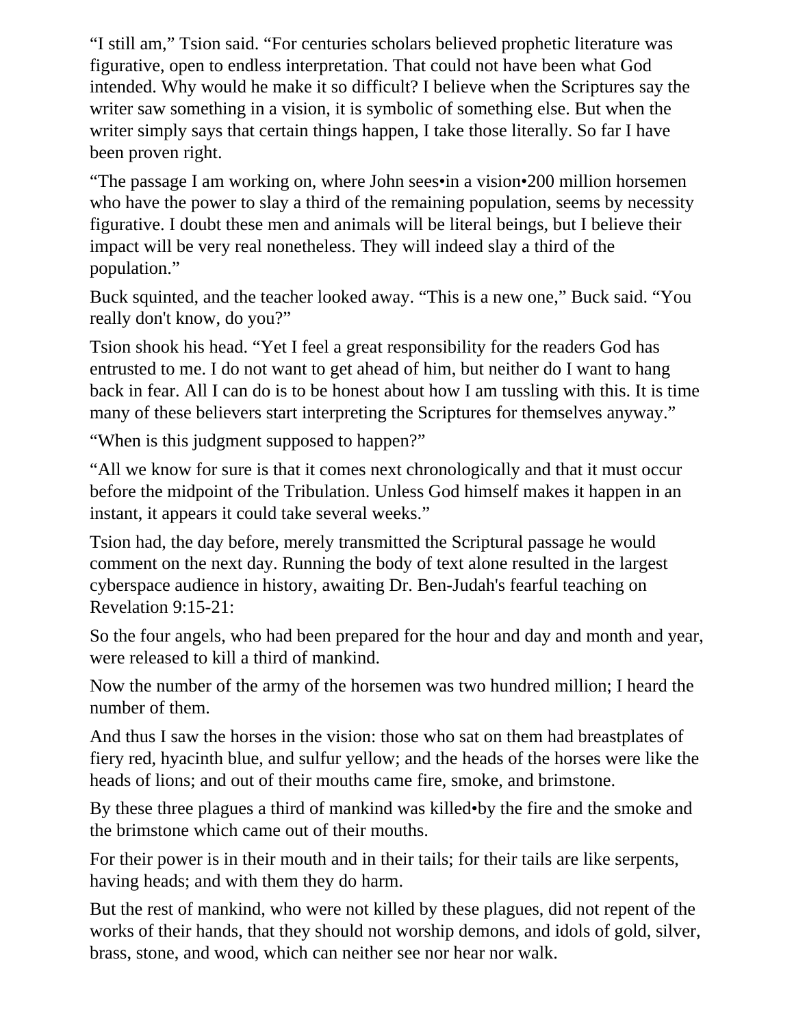"I still am," Tsion said. "For centuries scholars believed prophetic literature was figurative, open to endless interpretation. That could not have been what God intended. Why would he make it so difficult? I believe when the Scriptures say the writer saw something in a vision, it is symbolic of something else. But when the writer simply says that certain things happen, I take those literally. So far I have been proven right.

"The passage I am working on, where John sees•in a vision•200 million horsemen who have the power to slay a third of the remaining population, seems by necessity figurative. I doubt these men and animals will be literal beings, but I believe their impact will be very real nonetheless. They will indeed slay a third of the population."

Buck squinted, and the teacher looked away. "This is a new one," Buck said. "You really don't know, do you?"

Tsion shook his head. "Yet I feel a great responsibility for the readers God has entrusted to me. I do not want to get ahead of him, but neither do I want to hang back in fear. All I can do is to be honest about how I am tussling with this. It is time many of these believers start interpreting the Scriptures for themselves anyway."

"When is this judgment supposed to happen?"

"All we know for sure is that it comes next chronologically and that it must occur before the midpoint of the Tribulation. Unless God himself makes it happen in an instant, it appears it could take several weeks."

Tsion had, the day before, merely transmitted the Scriptural passage he would comment on the next day. Running the body of text alone resulted in the largest cyberspace audience in history, awaiting Dr. Ben-Judah's fearful teaching on Revelation 9:15-21:

So the four angels, who had been prepared for the hour and day and month and year, were released to kill a third of mankind.

Now the number of the army of the horsemen was two hundred million; I heard the number of them.

And thus I saw the horses in the vision: those who sat on them had breastplates of fiery red, hyacinth blue, and sulfur yellow; and the heads of the horses were like the heads of lions; and out of their mouths came fire, smoke, and brimstone.

By these three plagues a third of mankind was killed•by the fire and the smoke and the brimstone which came out of their mouths.

For their power is in their mouth and in their tails; for their tails are like serpents, having heads; and with them they do harm.

But the rest of mankind, who were not killed by these plagues, did not repent of the works of their hands, that they should not worship demons, and idols of gold, silver, brass, stone, and wood, which can neither see nor hear nor walk.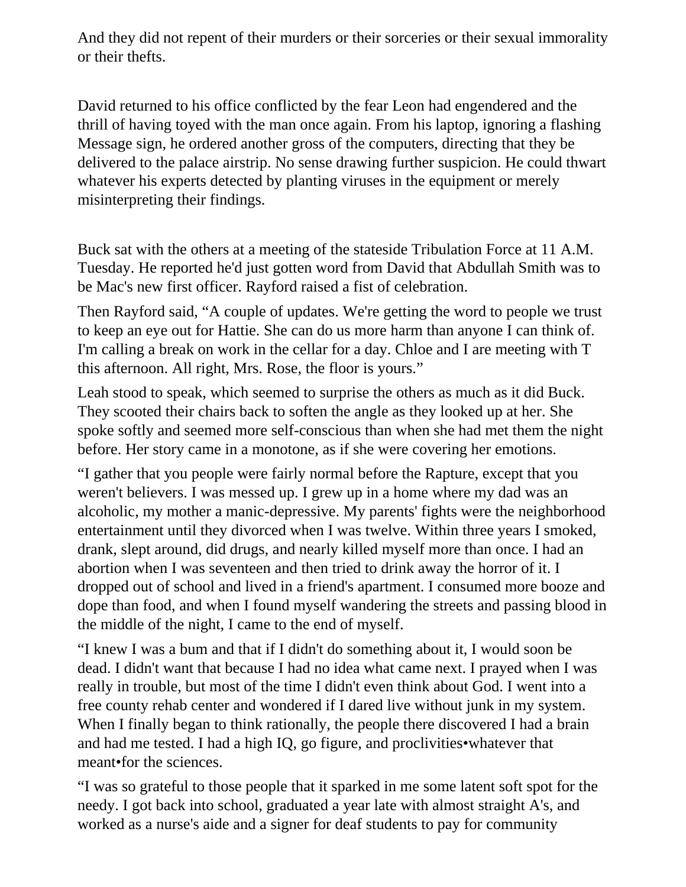And they did not repent of their murders or their sorceries or their sexual immorality or their thefts.

David returned to his office conflicted by the fear Leon had engendered and the thrill of having toyed with the man once again. From his laptop, ignoring a flashing Message sign, he ordered another gross of the computers, directing that they be delivered to the palace airstrip. No sense drawing further suspicion. He could thwart whatever his experts detected by planting viruses in the equipment or merely misinterpreting their findings.

Buck sat with the others at a meeting of the stateside Tribulation Force at 11 A.M. Tuesday. He reported he'd just gotten word from David that Abdullah Smith was to be Mac's new first officer. Rayford raised a fist of celebration.

Then Rayford said, “A couple of updates. We're getting the word to people we trust to keep an eye out for Hattie. She can do us more harm than anyone I can think of. I'm calling a break on work in the cellar for a day. Chloe and I are meeting with T this afternoon. All right, Mrs. Rose, the floor is yours.”

Leah stood to speak, which seemed to surprise the others as much as it did Buck. They scooted their chairs back to soften the angle as they looked up at her. She spoke softly and seemed more self-conscious than when she had met them the night before. Her story came in a monotone, as if she were covering her emotions.

“I gather that you people were fairly normal before the Rapture, except that you weren't believers. I was messed up. I grew up in a home where my dad was an alcoholic, my mother a manic-depressive. My parents' fights were the neighborhood entertainment until they divorced when I was twelve. Within three years I smoked, drank, slept around, did drugs, and nearly killed myself more than once. I had an abortion when I was seventeen and then tried to drink away the horror of it. I dropped out of school and lived in a friend's apartment. I consumed more booze and dope than food, and when I found myself wandering the streets and passing blood in the middle of the night, I came to the end of myself.

“I knew I was a bum and that if I didn't do something about it, I would soon be dead. I didn't want that because I had no idea what came next. I prayed when I was really in trouble, but most of the time I didn't even think about God. I went into a free county rehab center and wondered if I dared live without junk in my system. When I finally began to think rationally, the people there discovered I had a brain and had me tested. I had a high IQ, go figure, and proclivities•whatever that meant•for the sciences.

“I was so grateful to those people that it sparked in me some latent soft spot for the needy. I got back into school, graduated a year late with almost straight A's, and worked as a nurse's aide and a signer for deaf students to pay for community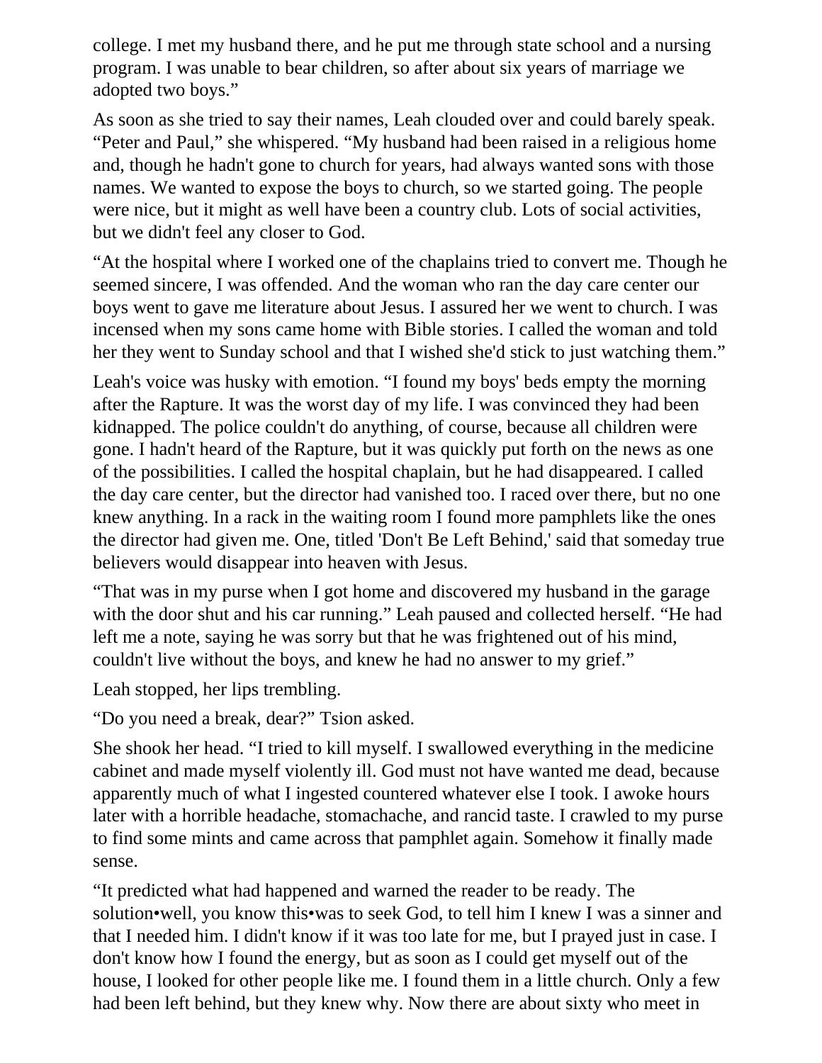college. I met my husband there, and he put me through state school and a nursing program. I was unable to bear children, so after about six years of marriage we adopted two boys."

As soon as she tried to say their names, Leah clouded over and could barely speak. "Peter and Paul," she whispered. "My husband had been raised in a religious home and, though he hadn't gone to church for years, had always wanted sons with those names. We wanted to expose the boys to church, so we started going. The people were nice, but it might as well have been a country club. Lots of social activities, but we didn't feel any closer to God.

"At the hospital where I worked one of the chaplains tried to convert me. Though he seemed sincere, I was offended. And the woman who ran the day care center our boys went to gave me literature about Jesus. I assured her we went to church. I was incensed when my sons came home with Bible stories. I called the woman and told her they went to Sunday school and that I wished she'd stick to just watching them."

Leah's voice was husky with emotion. "I found my boys' beds empty the morning after the Rapture. It was the worst day of my life. I was convinced they had been kidnapped. The police couldn't do anything, of course, because all children were gone. I hadn't heard of the Rapture, but it was quickly put forth on the news as one of the possibilities. I called the hospital chaplain, but he had disappeared. I called the day care center, but the director had vanished too. I raced over there, but no one knew anything. In a rack in the waiting room I found more pamphlets like the ones the director had given me. One, titled 'Don't Be Left Behind,' said that someday true believers would disappear into heaven with Jesus.

"That was in my purse when I got home and discovered my husband in the garage with the door shut and his car running." Leah paused and collected herself. "He had left me a note, saying he was sorry but that he was frightened out of his mind, couldn't live without the boys, and knew he had no answer to my grief."

Leah stopped, her lips trembling.

"Do you need a break, dear?" Tsion asked.

She shook her head. "I tried to kill myself. I swallowed everything in the medicine cabinet and made myself violently ill. God must not have wanted me dead, because apparently much of what I ingested countered whatever else I took. I awoke hours later with a horrible headache, stomachache, and rancid taste. I crawled to my purse to find some mints and came across that pamphlet again. Somehow it finally made sense.

"It predicted what had happened and warned the reader to be ready. The solution•well, you know this•was to seek God, to tell him I knew I was a sinner and that I needed him. I didn't know if it was too late for me, but I prayed just in case. I don't know how I found the energy, but as soon as I could get myself out of the house, I looked for other people like me. I found them in a little church. Only a few had been left behind, but they knew why. Now there are about sixty who meet in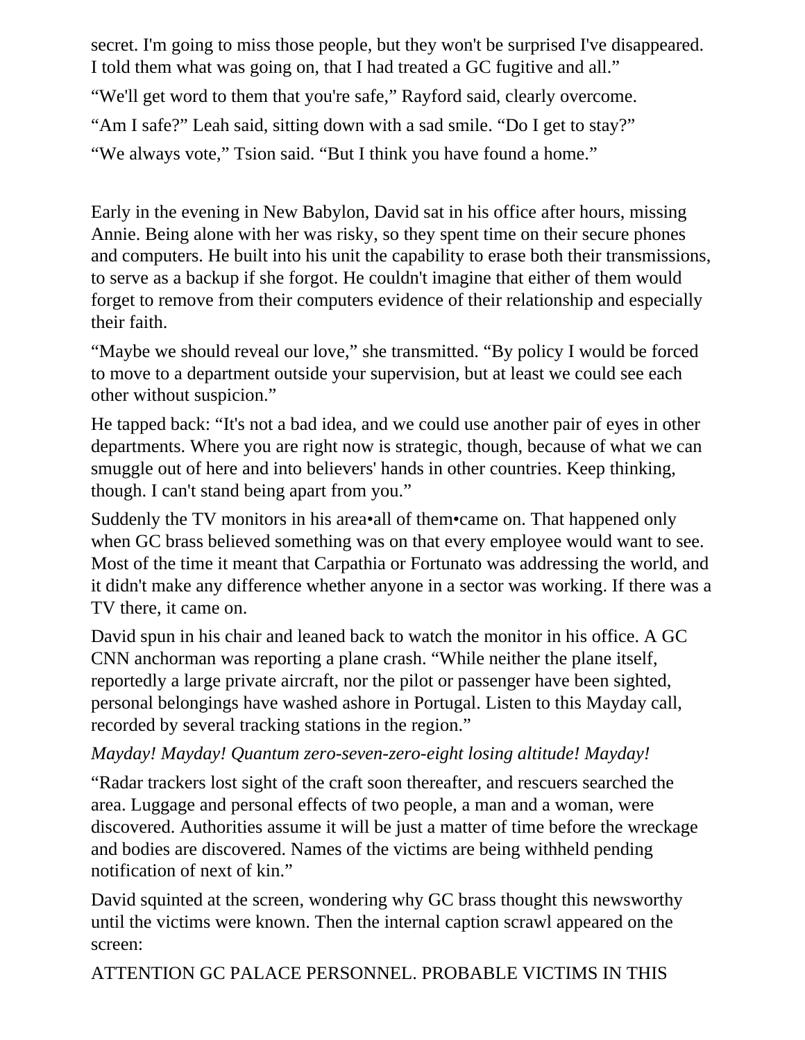secret. I'm going to miss those people, but they won't be surprised I've disappeared. I told them what was going on, that I had treated a GC fugitive and all."

"We'll get word to them that you're safe," Rayford said, clearly overcome.

"Am I safe?" Leah said, sitting down with a sad smile. "Do I get to stay?"

"We always vote," Tsion said. "But I think you have found a home."

Early in the evening in New Babylon, David sat in his office after hours, missing Annie. Being alone with her was risky, so they spent time on their secure phones and computers. He built into his unit the capability to erase both their transmissions, to serve as a backup if she forgot. He couldn't imagine that either of them would forget to remove from their computers evidence of their relationship and especially their faith.

"Maybe we should reveal our love," she transmitted. "By policy I would be forced to move to a department outside your supervision, but at least we could see each other without suspicion."

He tapped back: "It's not a bad idea, and we could use another pair of eyes in other departments. Where you are right now is strategic, though, because of what we can smuggle out of here and into believers' hands in other countries. Keep thinking, though. I can't stand being apart from you."

Suddenly the TV monitors in his area•all of them•came on. That happened only when GC brass believed something was on that every employee would want to see. Most of the time it meant that Carpathia or Fortunato was addressing the world, and it didn't make any difference whether anyone in a sector was working. If there was a TV there, it came on.

David spun in his chair and leaned back to watch the monitor in his office. A GC CNN anchorman was reporting a plane crash. "While neither the plane itself, reportedly a large private aircraft, nor the pilot or passenger have been sighted, personal belongings have washed ashore in Portugal. Listen to this Mayday call, recorded by several tracking stations in the region."

*Mayday! Mayday! Quantum zero-seven-zero-eight losing altitude! Mayday!*

"Radar trackers lost sight of the craft soon thereafter, and rescuers searched the area. Luggage and personal effects of two people, a man and a woman, were discovered. Authorities assume it will be just a matter of time before the wreckage and bodies are discovered. Names of the victims are being withheld pending notification of next of kin."

David squinted at the screen, wondering why GC brass thought this newsworthy until the victims were known. Then the internal caption scrawl appeared on the screen:

ATTENTION GC PALACE PERSONNEL. PROBABLE VICTIMS IN THIS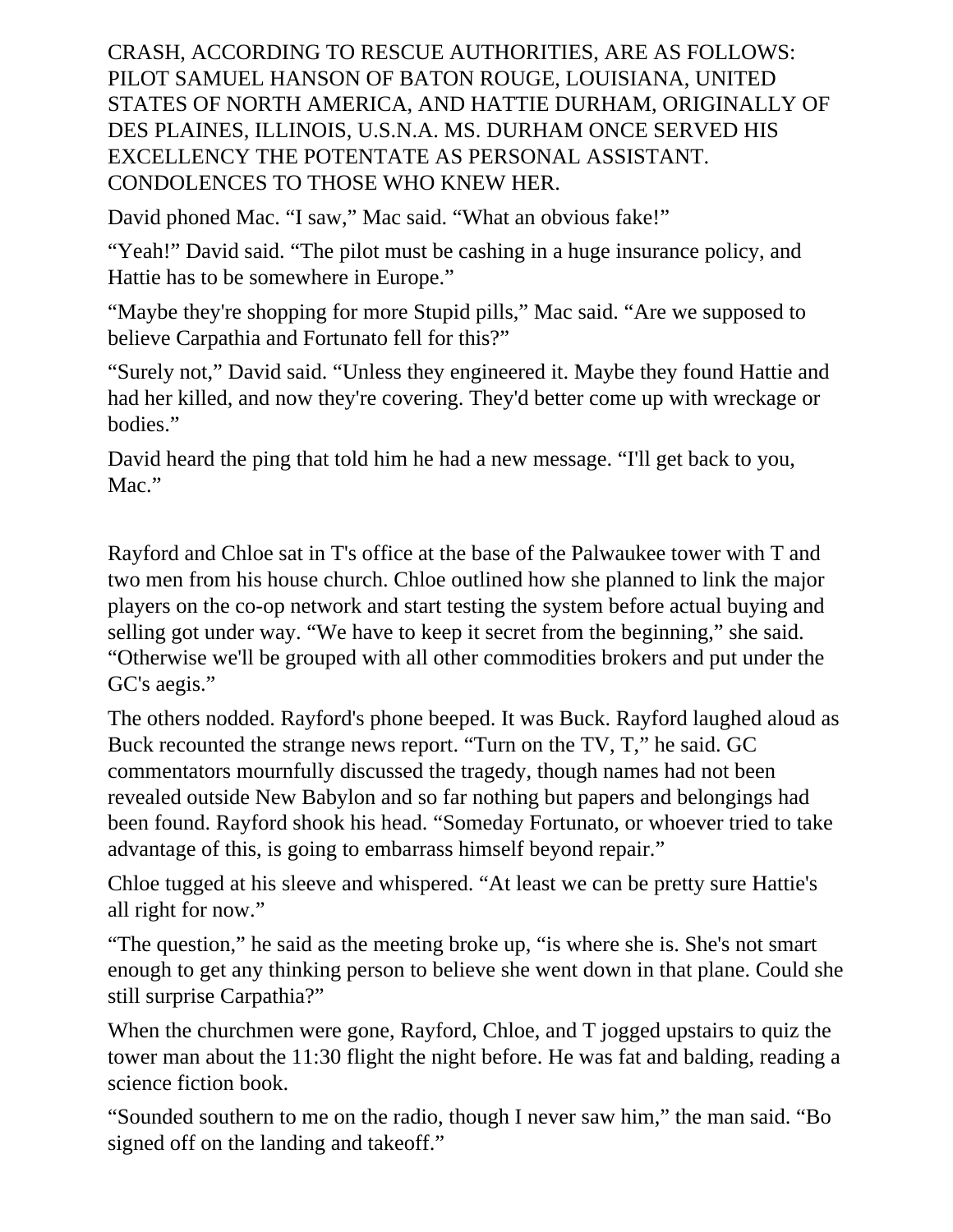CRASH, ACCORDING TO RESCUE AUTHORITIES, ARE AS FOLLOWS: PILOT SAMUEL HANSON OF BATON ROUGE, LOUISIANA, UNITED STATES OF NORTH AMERICA, AND HATTIE DURHAM, ORIGINALLY OF DES PLAINES, ILLINOIS, U.S.N.A. MS. DURHAM ONCE SERVED HIS EXCELLENCY THE POTENTATE AS PERSONAL ASSISTANT. CONDOLENCES TO THOSE WHO KNEW HER.

David phoned Mac. “I saw,” Mac said. “What an obvious fake!”

“Yeah!” David said. “The pilot must be cashing in a huge insurance policy, and Hattie has to be somewhere in Europe.”

“Maybe they're shopping for more Stupid pills,” Mac said. “Are we supposed to believe Carpathia and Fortunato fell for this?”

“Surely not,” David said. “Unless they engineered it. Maybe they found Hattie and had her killed, and now they're covering. They'd better come up with wreckage or bodies.”

David heard the ping that told him he had a new message. “I'll get back to you, Mac.”

Rayford and Chloe sat in T's office at the base of the Palwaukee tower with T and two men from his house church. Chloe outlined how she planned to link the major players on the co-op network and start testing the system before actual buying and selling got under way. “We have to keep it secret from the beginning,” she said. “Otherwise we'll be grouped with all other commodities brokers and put under the GC's aegis.”

The others nodded. Rayford's phone beeped. It was Buck. Rayford laughed aloud as Buck recounted the strange news report. “Turn on the TV, T,” he said. GC commentators mournfully discussed the tragedy, though names had not been revealed outside New Babylon and so far nothing but papers and belongings had been found. Rayford shook his head. “Someday Fortunato, or whoever tried to take advantage of this, is going to embarrass himself beyond repair.”

Chloe tugged at his sleeve and whispered. “At least we can be pretty sure Hattie's all right for now.”

“The question,” he said as the meeting broke up, “is where she is. She's not smart enough to get any thinking person to believe she went down in that plane. Could she still surprise Carpathia?”

When the churchmen were gone, Rayford, Chloe, and T jogged upstairs to quiz the tower man about the 11:30 flight the night before. He was fat and balding, reading a science fiction book.

“Sounded southern to me on the radio, though I never saw him,” the man said. “Bo signed off on the landing and takeoff.”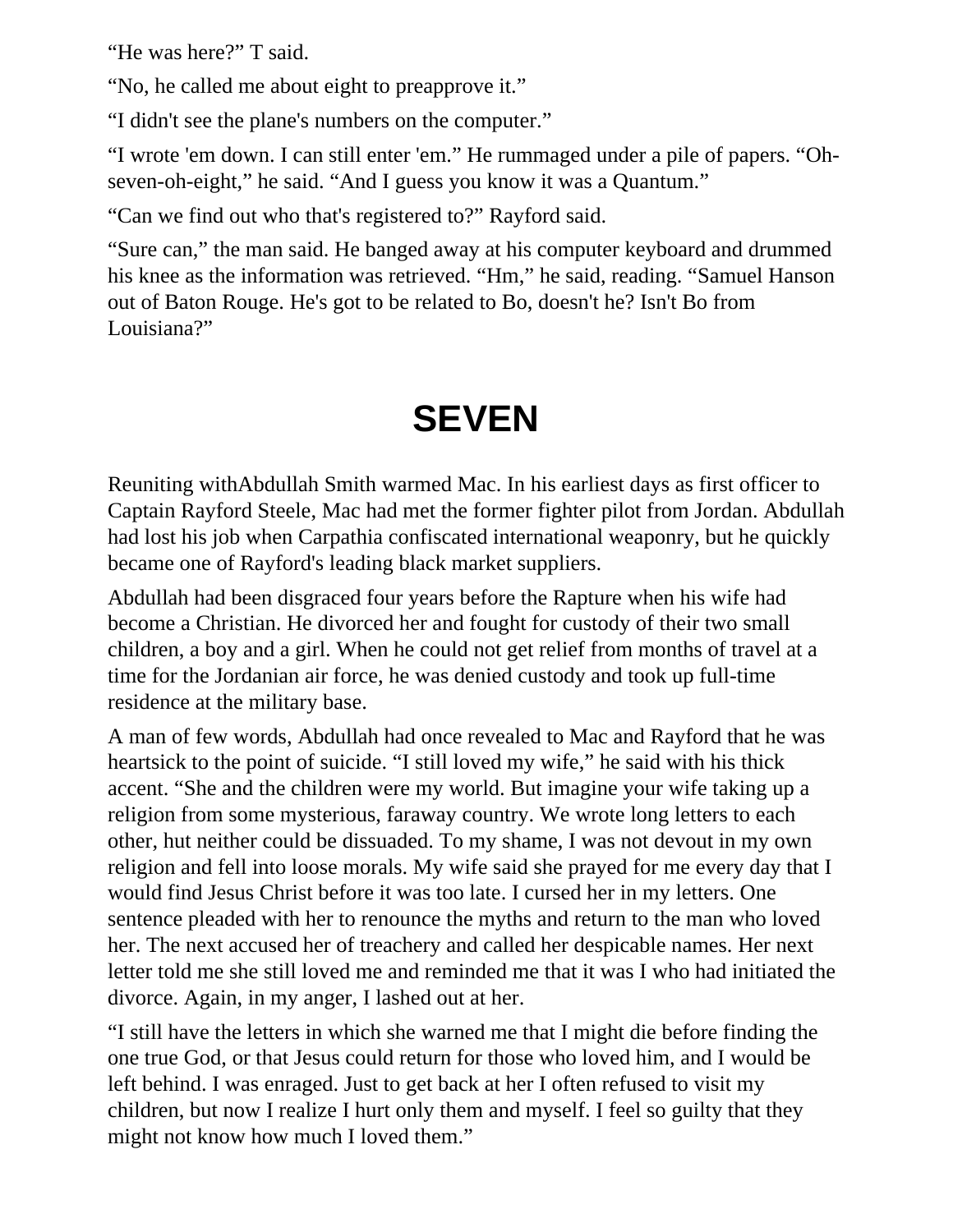“He was here?” T said.

“No, he called me about eight to preapprove it.”

“I didn't see the plane's numbers on the computer.”

“I wrote 'em down. I can still enter 'em.” He rummaged under a pile of papers. “Oh-seven-oh-eight,” he said. “And I guess you know it was a Quantum.”

“Can we find out who that's registered to?” Rayford said.

“Sure can,” the man said. He banged away at his computer keyboard and drummed his knee as the information was retrieved. “Hm,” he said, reading. “Samuel Hanson out of Baton Rouge. He's got to be related to Bo, doesn't he? Isn't Bo from Louisiana?”

# SEVEN

Reuniting withAbdullah Smith warmed Mac. In his earliest days as first officer to Captain Rayford Steele, Mac had met the former fighter pilot from Jordan. Abdullah had lost his job when Carpathia confiscated international weaponry, but he quickly became one of Rayford's leading black market suppliers.

Abdullah had been disgraced four years before the Rapture when his wife had become a Christian. He divorced her and fought for custody of their two small children, a boy and a girl. When he could not get relief from months of travel at a time for the Jordanian air force, he was denied custody and took up full-time residence at the military base.

A man of few words, Abdullah had once revealed to Mac and Rayford that he was heartsick to the point of suicide. “I still loved my wife,” he said with his thick accent. “She and the children were my world. But imagine your wife taking up a religion from some mysterious, faraway country. We wrote long letters to each other, hut neither could be dissuaded. To my shame, I was not devout in my own religion and fell into loose morals. My wife said she prayed for me every day that I would find Jesus Christ before it was too late. I cursed her in my letters. One sentence pleaded with her to renounce the myths and return to the man who loved her. The next accused her of treachery and called her despicable names. Her next letter told me she still loved me and reminded me that it was I who had initiated the divorce. Again, in my anger, I lashed out at her.

“I still have the letters in which she warned me that I might die before finding the one true God, or that Jesus could return for those who loved him, and I would be left behind. I was enraged. Just to get back at her I often refused to visit my children, but now I realize I hurt only them and myself. I feel so guilty that they might not know how much I loved them.”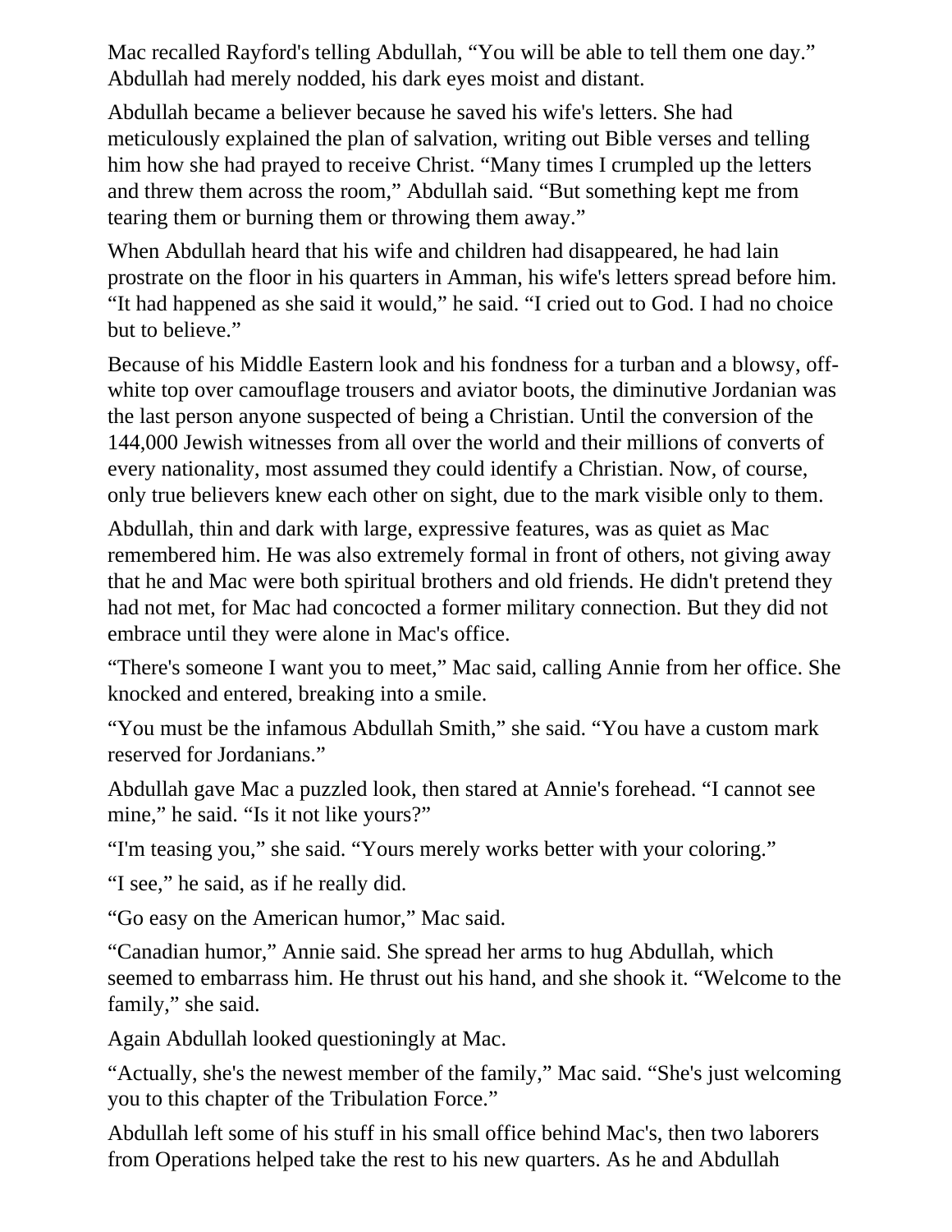Mac recalled Rayford's telling Abdullah, “You will be able to tell them one day.” Abdullah had merely nodded, his dark eyes moist and distant.

Abdullah became a believer because he saved his wife's letters. She had meticulously explained the plan of salvation, writing out Bible verses and telling him how she had prayed to receive Christ. “Many times I crumpled up the letters and threw them across the room,” Abdullah said. “But something kept me from tearing them or burning them or throwing them away.”

When Abdullah heard that his wife and children had disappeared, he had lain prostrate on the floor in his quarters in Amman, his wife's letters spread before him. “It had happened as she said it would,” he said. “I cried out to God. I had no choice but to believe.”

Because of his Middle Eastern look and his fondness for a turban and a blowsy, off-white top over camouflage trousers and aviator boots, the diminutive Jordanian was the last person anyone suspected of being a Christian. Until the conversion of the 144,000 Jewish witnesses from all over the world and their millions of converts of every nationality, most assumed they could identify a Christian. Now, of course, only true believers knew each other on sight, due to the mark visible only to them.

Abdullah, thin and dark with large, expressive features, was as quiet as Mac remembered him. He was also extremely formal in front of others, not giving away that he and Mac were both spiritual brothers and old friends. He didn't pretend they had not met, for Mac had concocted a former military connection. But they did not embrace until they were alone in Mac's office.

“There's someone I want you to meet,” Mac said, calling Annie from her office. She knocked and entered, breaking into a smile.

“You must be the infamous Abdullah Smith,” she said. “You have a custom mark reserved for Jordanians.”

Abdullah gave Mac a puzzled look, then stared at Annie's forehead. “I cannot see mine,” he said. “Is it not like yours?”

“I'm teasing you,” she said. “Yours merely works better with your coloring.”

“I see,” he said, as if he really did.

“Go easy on the American humor,” Mac said.

“Canadian humor,” Annie said. She spread her arms to hug Abdullah, which seemed to embarrass him. He thrust out his hand, and she shook it. “Welcome to the family,” she said.

Again Abdullah looked questioningly at Mac.

“Actually, she's the newest member of the family,” Mac said. “She's just welcoming you to this chapter of the Tribulation Force.”

Abdullah left some of his stuff in his small office behind Mac's, then two laborers from Operations helped take the rest to his new quarters. As he and Abdullah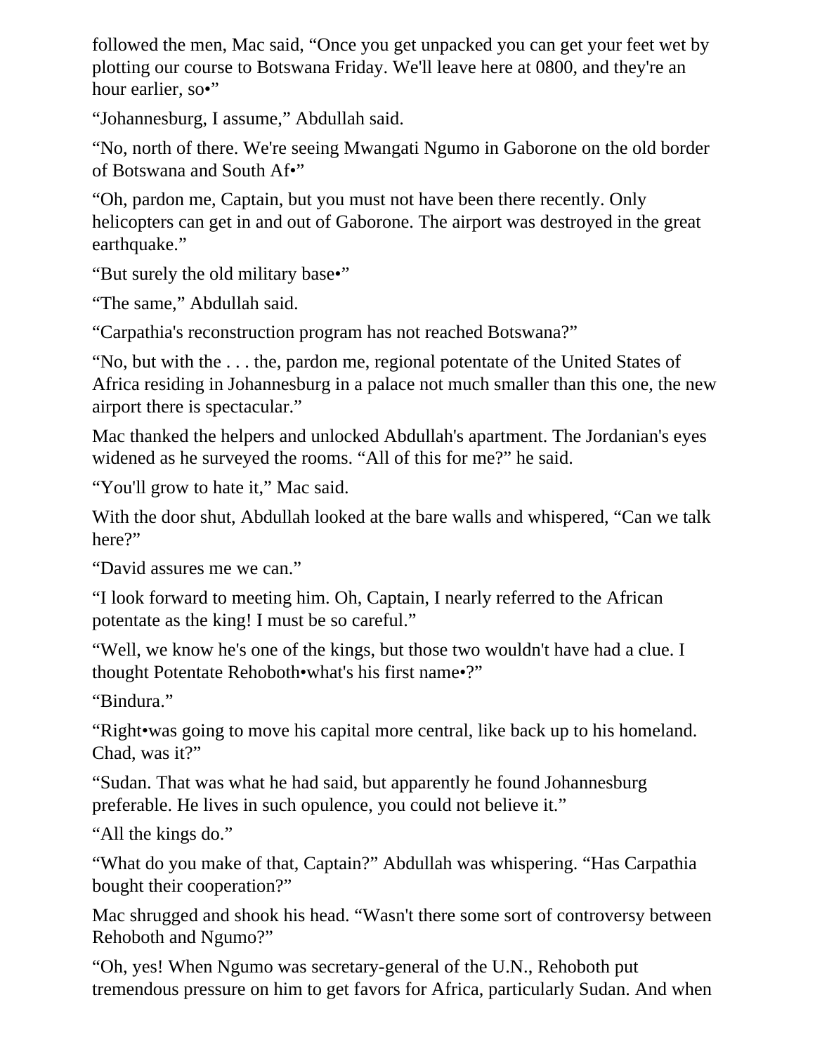followed the men, Mac said, “Once you get unpacked you can get your feet wet by plotting our course to Botswana Friday. We'll leave here at 0800, and they're an hour earlier, so•”

“Johannesburg, I assume,” Abdullah said.

“No, north of there. We're seeing Mwangati Ngumo in Gaborone on the old border of Botswana and South Af•”

“Oh, pardon me, Captain, but you must not have been there recently. Only helicopters can get in and out of Gaborone. The airport was destroyed in the great earthquake.”

“But surely the old military base•”

“The same,” Abdullah said.

“Carpathia's reconstruction program has not reached Botswana?”

“No, but with the . . . the, pardon me, regional potentate of the United States of Africa residing in Johannesburg in a palace not much smaller than this one, the new airport there is spectacular.”

Mac thanked the helpers and unlocked Abdullah's apartment. The Jordanian's eyes widened as he surveyed the rooms. “All of this for me?” he said.

“You'll grow to hate it,” Mac said.

With the door shut, Abdullah looked at the bare walls and whispered, “Can we talk here?”

“David assures me we can.”

“I look forward to meeting him. Oh, Captain, I nearly referred to the African potentate as the king! I must be so careful.”

“Well, we know he's one of the kings, but those two wouldn't have had a clue. I thought Potentate Rehoboth•what's his first name•?”

“Bindura.”

“Right•was going to move his capital more central, like back up to his homeland. Chad, was it?”

“Sudan. That was what he had said, but apparently he found Johannesburg preferable. He lives in such opulence, you could not believe it.”

“All the kings do.”

“What do you make of that, Captain?” Abdullah was whispering. “Has Carpathia bought their cooperation?”

Mac shrugged and shook his head. “Wasn't there some sort of controversy between Rehoboth and Ngumo?”

“Oh, yes! When Ngumo was secretary-general of the U.N., Rehoboth put tremendous pressure on him to get favors for Africa, particularly Sudan. And when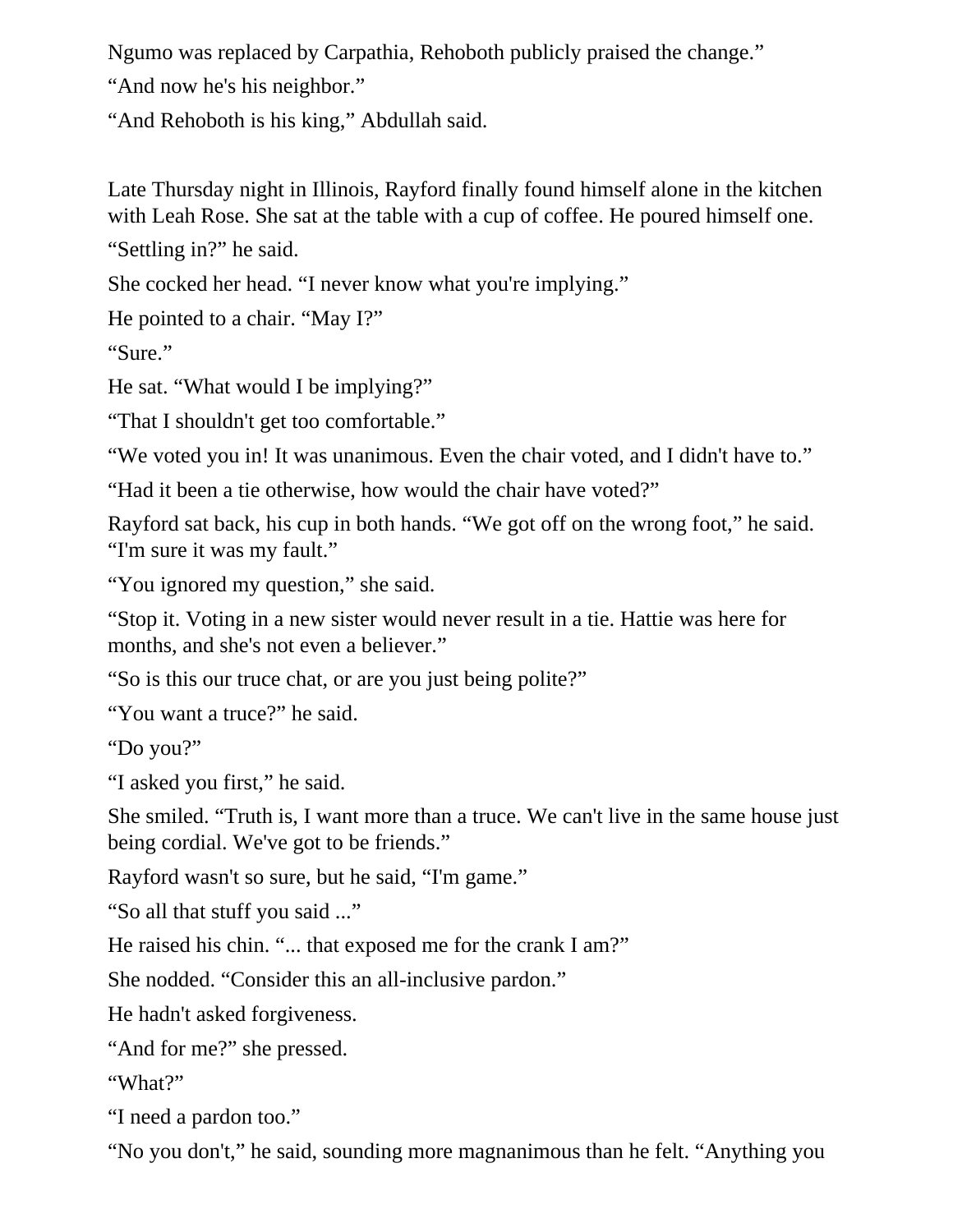Ngumo was replaced by Carpathia, Rehoboth publicly praised the change."

"And now he's his neighbor."

"And Rehoboth is his king," Abdullah said.

Late Thursday night in Illinois, Rayford finally found himself alone in the kitchen with Leah Rose. She sat at the table with a cup of coffee. He poured himself one.

"Settling in?" he said.

She cocked her head. "I never know what you're implying."

He pointed to a chair. "May I?"

"Sure."

He sat. "What would I be implying?"

"That I shouldn't get too comfortable."

"We voted you in! It was unanimous. Even the chair voted, and I didn't have to."

"Had it been a tie otherwise, how would the chair have voted?"

Rayford sat back, his cup in both hands. "We got off on the wrong foot," he said. "I'm sure it was my fault."

"You ignored my question," she said.

"Stop it. Voting in a new sister would never result in a tie. Hattie was here for months, and she's not even a believer."

"So is this our truce chat, or are you just being polite?"

"You want a truce?" he said.

"Do you?"

"I asked you first," he said.

She smiled. "Truth is, I want more than a truce. We can't live in the same house just being cordial. We've got to be friends."

Rayford wasn't so sure, but he said, "I'm game."

"So all that stuff you said ..."

He raised his chin. "... that exposed me for the crank I am?"

She nodded. "Consider this an all-inclusive pardon."

He hadn't asked forgiveness.

"And for me?" she pressed.

"What?"

"I need a pardon too."

"No you don't," he said, sounding more magnanimous than he felt. "Anything you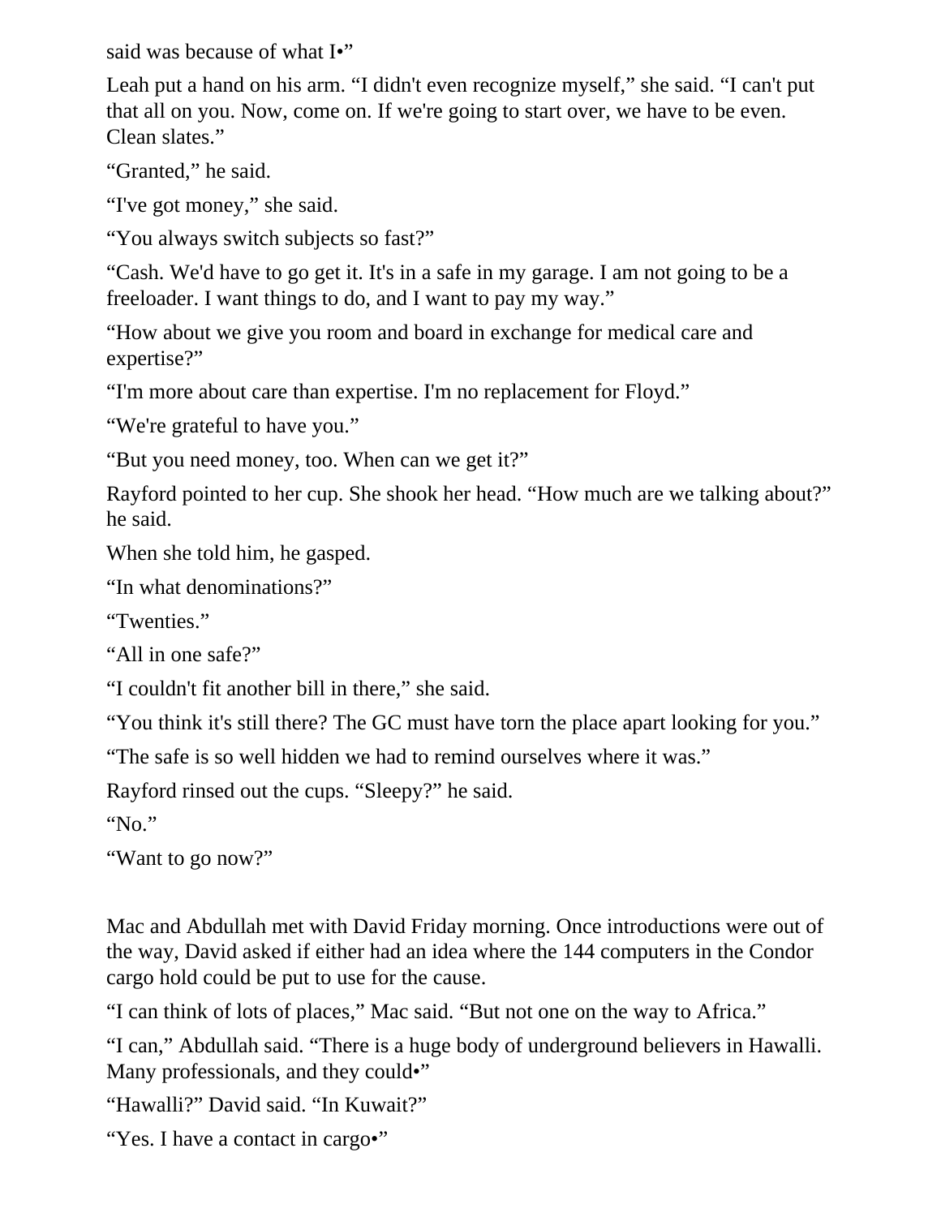said was because of what I•”

Leah put a hand on his arm. “I didn't even recognize myself,” she said. “I can't put that all on you. Now, come on. If we're going to start over, we have to be even. Clean slates.”

“Granted,” he said.

“I've got money,” she said.

“You always switch subjects so fast?”

“Cash. We'd have to go get it. It's in a safe in my garage. I am not going to be a freeloader. I want things to do, and I want to pay my way.”

“How about we give you room and board in exchange for medical care and expertise?”

“I'm more about care than expertise. I'm no replacement for Floyd.”

“We're grateful to have you.”

“But you need money, too. When can we get it?”

Rayford pointed to her cup. She shook her head. “How much are we talking about?” he said.

When she told him, he gasped.

“In what denominations?”

“Twenties.”

“All in one safe?”

“I couldn't fit another bill in there,” she said.

“You think it's still there? The GC must have torn the place apart looking for you.”

“The safe is so well hidden we had to remind ourselves where it was.”

Rayford rinsed out the cups. “Sleepy?” he said.

“No.”

“Want to go now?”

Mac and Abdullah met with David Friday morning. Once introductions were out of the way, David asked if either had an idea where the 144 computers in the Condor cargo hold could be put to use for the cause.

“I can think of lots of places,” Mac said. “But not one on the way to Africa.”

“I can,” Abdullah said. “There is a huge body of underground believers in Hawalli. Many professionals, and they could•”

“Hawalli?” David said. “In Kuwait?”

“Yes. I have a contact in cargo•”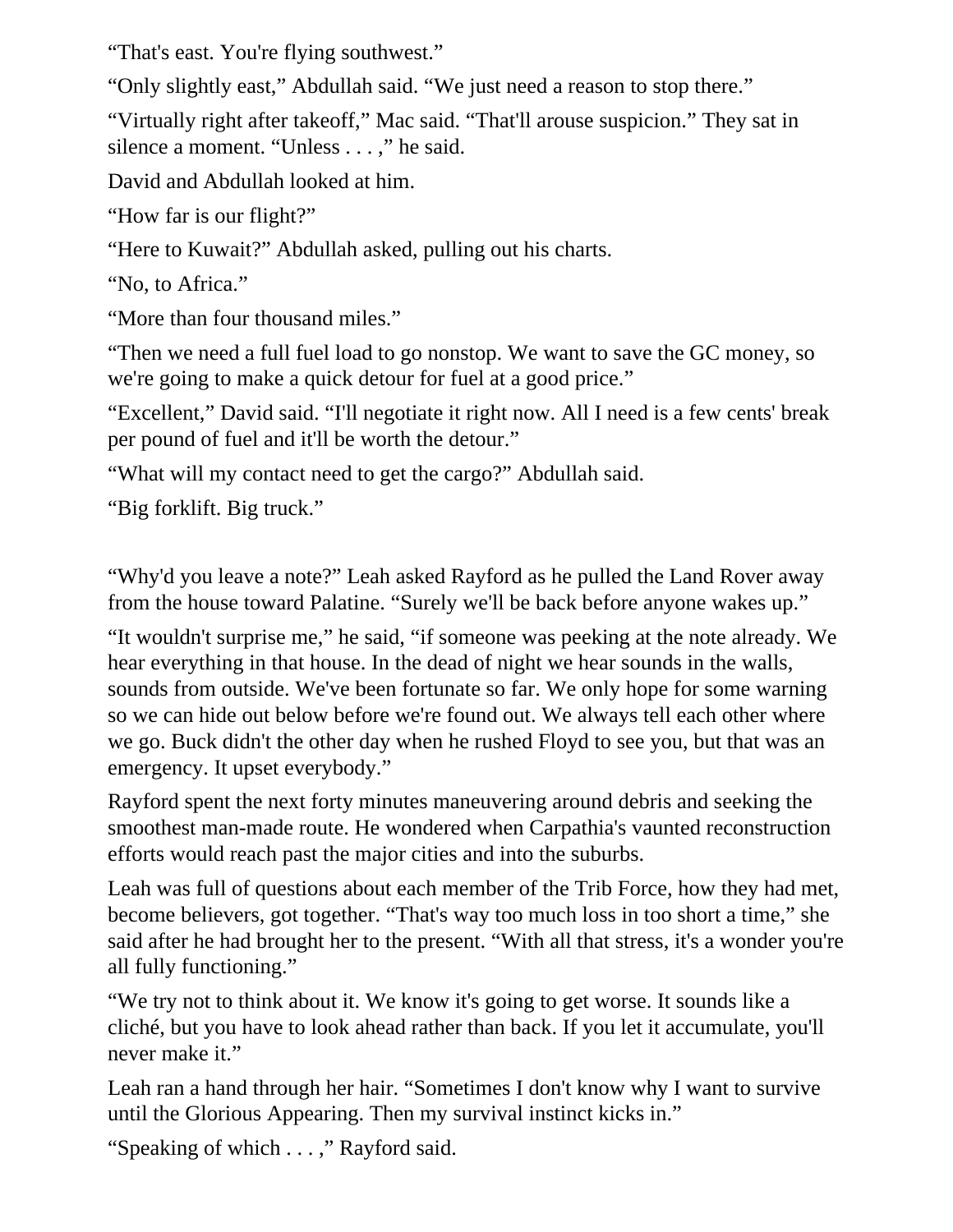“That's east. You're flying southwest.”

“Only slightly east,” Abdullah said. “We just need a reason to stop there.”

“Virtually right after takeoff,” Mac said. “That'll arouse suspicion.” They sat in silence a moment. “Unless . . . ,” he said.

David and Abdullah looked at him.

“How far is our flight?”

“Here to Kuwait?” Abdullah asked, pulling out his charts.

“No, to Africa.”

“More than four thousand miles.”

“Then we need a full fuel load to go nonstop. We want to save the GC money, so we're going to make a quick detour for fuel at a good price.”

“Excellent,” David said. “I'll negotiate it right now. All I need is a few cents' break per pound of fuel and it'll be worth the detour.”

“What will my contact need to get the cargo?” Abdullah said.

“Big forklift. Big truck.”

“Why'd you leave a note?” Leah asked Rayford as he pulled the Land Rover away from the house toward Palatine. “Surely we'll be back before anyone wakes up.”

“It wouldn't surprise me,” he said, “if someone was peeking at the note already. We hear everything in that house. In the dead of night we hear sounds in the walls, sounds from outside. We've been fortunate so far. We only hope for some warning so we can hide out below before we're found out. We always tell each other where we go. Buck didn't the other day when he rushed Floyd to see you, but that was an emergency. It upset everybody.”

Rayford spent the next forty minutes maneuvering around debris and seeking the smoothest man-made route. He wondered when Carpathia's vaunted reconstruction efforts would reach past the major cities and into the suburbs.

Leah was full of questions about each member of the Trib Force, how they had met, become believers, got together. “That's way too much loss in too short a time,” she said after he had brought her to the present. “With all that stress, it's a wonder you're all fully functioning.”

“We try not to think about it. We know it's going to get worse. It sounds like a cliché, but you have to look ahead rather than back. If you let it accumulate, you'll never make it.”

Leah ran a hand through her hair. “Sometimes I don't know why I want to survive until the Glorious Appearing. Then my survival instinct kicks in.”

“Speaking of which . . . ,” Rayford said.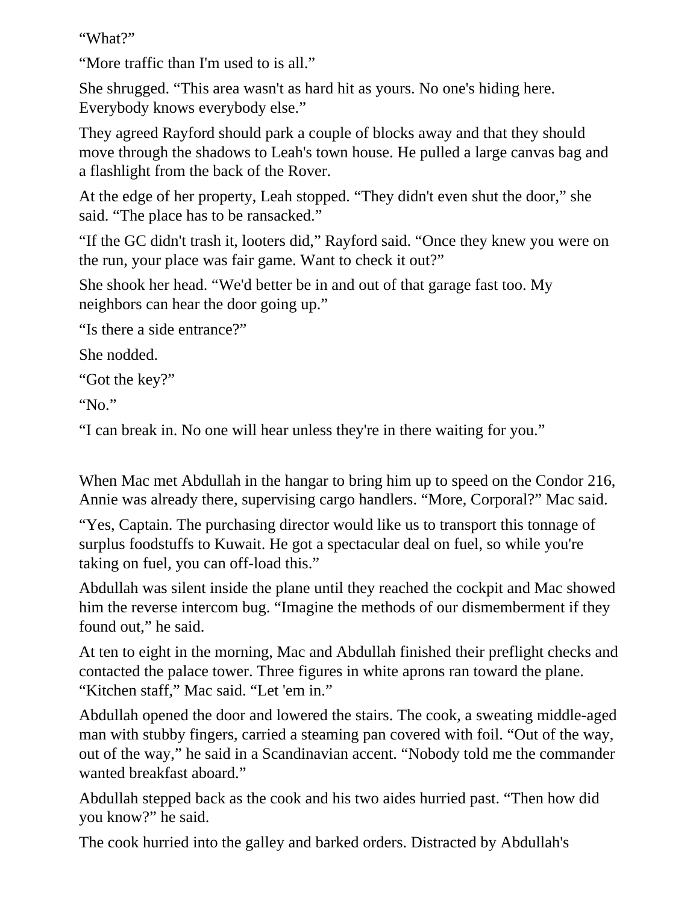“What?”

“More traffic than I'm used to is all.”

She shrugged. “This area wasn't as hard hit as yours. No one's hiding here. Everybody knows everybody else.”

They agreed Rayford should park a couple of blocks away and that they should move through the shadows to Leah's town house. He pulled a large canvas bag and a flashlight from the back of the Rover.

At the edge of her property, Leah stopped. “They didn't even shut the door,” she said. “The place has to be ransacked.”

“If the GC didn't trash it, looters did,” Rayford said. “Once they knew you were on the run, your place was fair game. Want to check it out?”

She shook her head. “We'd better be in and out of that garage fast too. My neighbors can hear the door going up.”

“Is there a side entrance?”

She nodded.

“Got the key?”

“No.”

“I can break in. No one will hear unless they're in there waiting for you.”

When Mac met Abdullah in the hangar to bring him up to speed on the Condor 216, Annie was already there, supervising cargo handlers. “More, Corporal?” Mac said.

“Yes, Captain. The purchasing director would like us to transport this tonnage of surplus foodstuffs to Kuwait. He got a spectacular deal on fuel, so while you're taking on fuel, you can off-load this.”

Abdullah was silent inside the plane until they reached the cockpit and Mac showed him the reverse intercom bug. “Imagine the methods of our dismemberment if they found out,” he said.

At ten to eight in the morning, Mac and Abdullah finished their preflight checks and contacted the palace tower. Three figures in white aprons ran toward the plane. “Kitchen staff,” Mac said. “Let 'em in.”

Abdullah opened the door and lowered the stairs. The cook, a sweating middle-aged man with stubby fingers, carried a steaming pan covered with foil. “Out of the way, out of the way,” he said in a Scandinavian accent. “Nobody told me the commander wanted breakfast aboard.”

Abdullah stepped back as the cook and his two aides hurried past. “Then how did you know?” he said.

The cook hurried into the galley and barked orders. Distracted by Abdullah's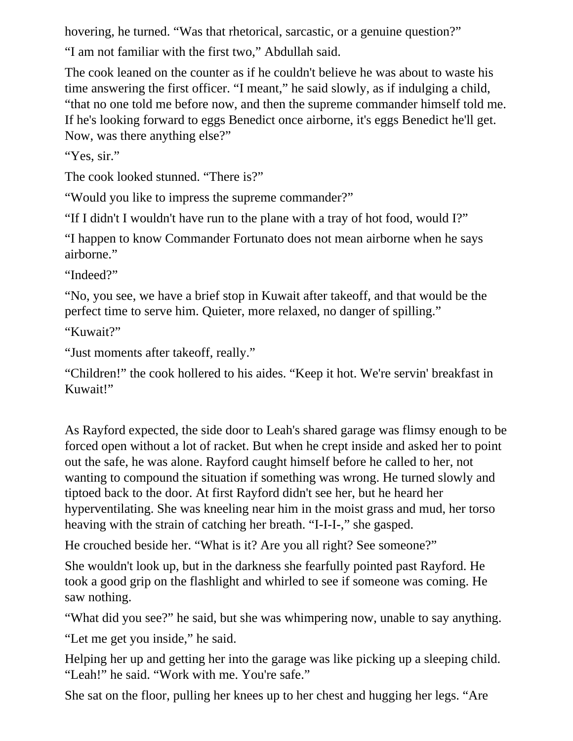hovering, he turned. “Was that rhetorical, sarcastic, or a genuine question?”

“I am not familiar with the first two,” Abdullah said.

The cook leaned on the counter as if he couldn't believe he was about to waste his time answering the first officer. “I meant,” he said slowly, as if indulging a child, “that no one told me before now, and then the supreme commander himself told me. If he's looking forward to eggs Benedict once airborne, it's eggs Benedict he'll get. Now, was there anything else?”

“Yes, sir.”

The cook looked stunned. “There is?”

“Would you like to impress the supreme commander?”

“If I didn't I wouldn't have run to the plane with a tray of hot food, would I?”

“I happen to know Commander Fortunato does not mean airborne when he says airborne.”

“Indeed?”

“No, you see, we have a brief stop in Kuwait after takeoff, and that would be the perfect time to serve him. Quieter, more relaxed, no danger of spilling.”

“Kuwait?”

“Just moments after takeoff, really.”

“Children!” the cook hollered to his aides. “Keep it hot. We're servin' breakfast in Kuwait!”

As Rayford expected, the side door to Leah's shared garage was flimsy enough to be forced open without a lot of racket. But when he crept inside and asked her to point out the safe, he was alone. Rayford caught himself before he called to her, not wanting to compound the situation if something was wrong. He turned slowly and tiptoed back to the door. At first Rayford didn't see her, but he heard her hyperventilating. She was kneeling near him in the moist grass and mud, her torso heaving with the strain of catching her breath. “I-I-I-,” she gasped.

He crouched beside her. “What is it? Are you all right? See someone?”

She wouldn't look up, but in the darkness she fearfully pointed past Rayford. He took a good grip on the flashlight and whirled to see if someone was coming. He saw nothing.

“What did you see?” he said, but she was whimpering now, unable to say anything.

“Let me get you inside,” he said.

Helping her up and getting her into the garage was like picking up a sleeping child. “Leah!” he said. “Work with me. You're safe.”

She sat on the floor, pulling her knees up to her chest and hugging her legs. “Are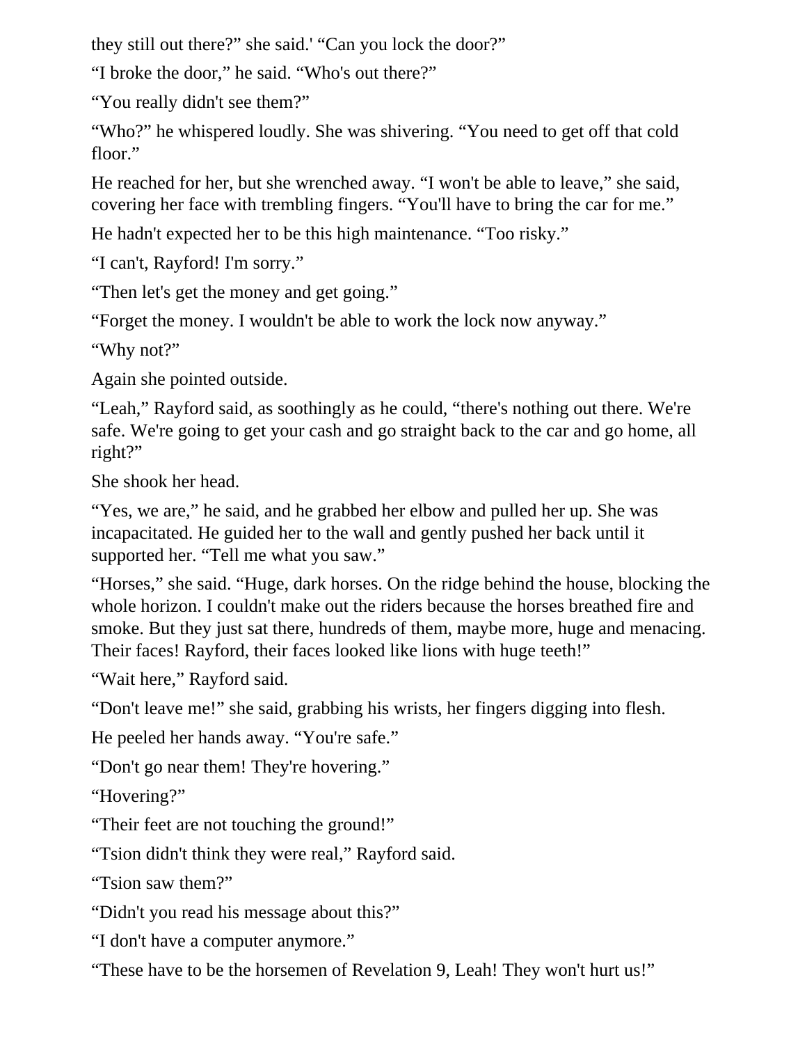they still out there?" she said.' "Can you lock the door?"

"I broke the door," he said. "Who's out there?"

"You really didn't see them?"

"Who?" he whispered loudly. She was shivering. "You need to get off that cold floor."

He reached for her, but she wrenched away. "I won't be able to leave," she said, covering her face with trembling fingers. "You'll have to bring the car for me."

He hadn't expected her to be this high maintenance. "Too risky."

"I can't, Rayford! I'm sorry."

"Then let's get the money and get going."

"Forget the money. I wouldn't be able to work the lock now anyway."

"Why not?"

Again she pointed outside.

"Leah," Rayford said, as soothingly as he could, "there's nothing out there. We're safe. We're going to get your cash and go straight back to the car and go home, all right?"

She shook her head.

"Yes, we are," he said, and he grabbed her elbow and pulled her up. She was incapacitated. He guided her to the wall and gently pushed her back until it supported her. "Tell me what you saw."

"Horses," she said. "Huge, dark horses. On the ridge behind the house, blocking the whole horizon. I couldn't make out the riders because the horses breathed fire and smoke. But they just sat there, hundreds of them, maybe more, huge and menacing. Their faces! Rayford, their faces looked like lions with huge teeth!"

"Wait here," Rayford said.

"Don't leave me!" she said, grabbing his wrists, her fingers digging into flesh.

He peeled her hands away. "You're safe."

"Don't go near them! They're hovering."

"Hovering?"

"Their feet are not touching the ground!"

"Tsion didn't think they were real," Rayford said.

"Tsion saw them?"

"Didn't you read his message about this?"

"I don't have a computer anymore."

"These have to be the horsemen of Revelation 9, Leah! They won't hurt us!"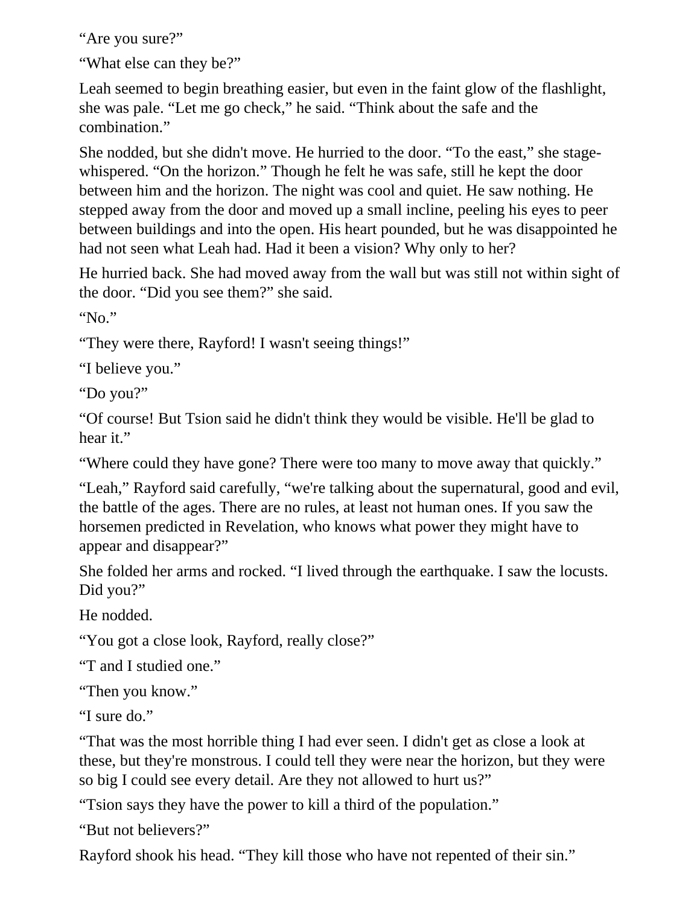“Are you sure?”

“What else can they be?”

Leah seemed to begin breathing easier, but even in the faint glow of the flashlight, she was pale. “Let me go check,” he said. “Think about the safe and the combination.”

She nodded, but she didn't move. He hurried to the door. “To the east,” she stage-whispered. “On the horizon.” Though he felt he was safe, still he kept the door between him and the horizon. The night was cool and quiet. He saw nothing. He stepped away from the door and moved up a small incline, peeling his eyes to peer between buildings and into the open. His heart pounded, but he was disappointed he had not seen what Leah had. Had it been a vision? Why only to her?

He hurried back. She had moved away from the wall but was still not within sight of the door. “Did you see them?” she said.

“No.”

“They were there, Rayford! I wasn't seeing things!”

“I believe you.”

“Do you?”

“Of course! But Tsion said he didn't think they would be visible. He'll be glad to hear it.”

“Where could they have gone? There were too many to move away that quickly.”

“Leah,” Rayford said carefully, “we're talking about the supernatural, good and evil, the battle of the ages. There are no rules, at least not human ones. If you saw the horsemen predicted in Revelation, who knows what power they might have to appear and disappear?”

She folded her arms and rocked. “I lived through the earthquake. I saw the locusts. Did you?”

He nodded.

“You got a close look, Rayford, really close?”

“T and I studied one.”

“Then you know.”

“I sure do.”

“That was the most horrible thing I had ever seen. I didn't get as close a look at these, but they're monstrous. I could tell they were near the horizon, but they were so big I could see every detail. Are they not allowed to hurt us?”

“Tsion says they have the power to kill a third of the population.”

“But not believers?”

Rayford shook his head. “They kill those who have not repented of their sin.”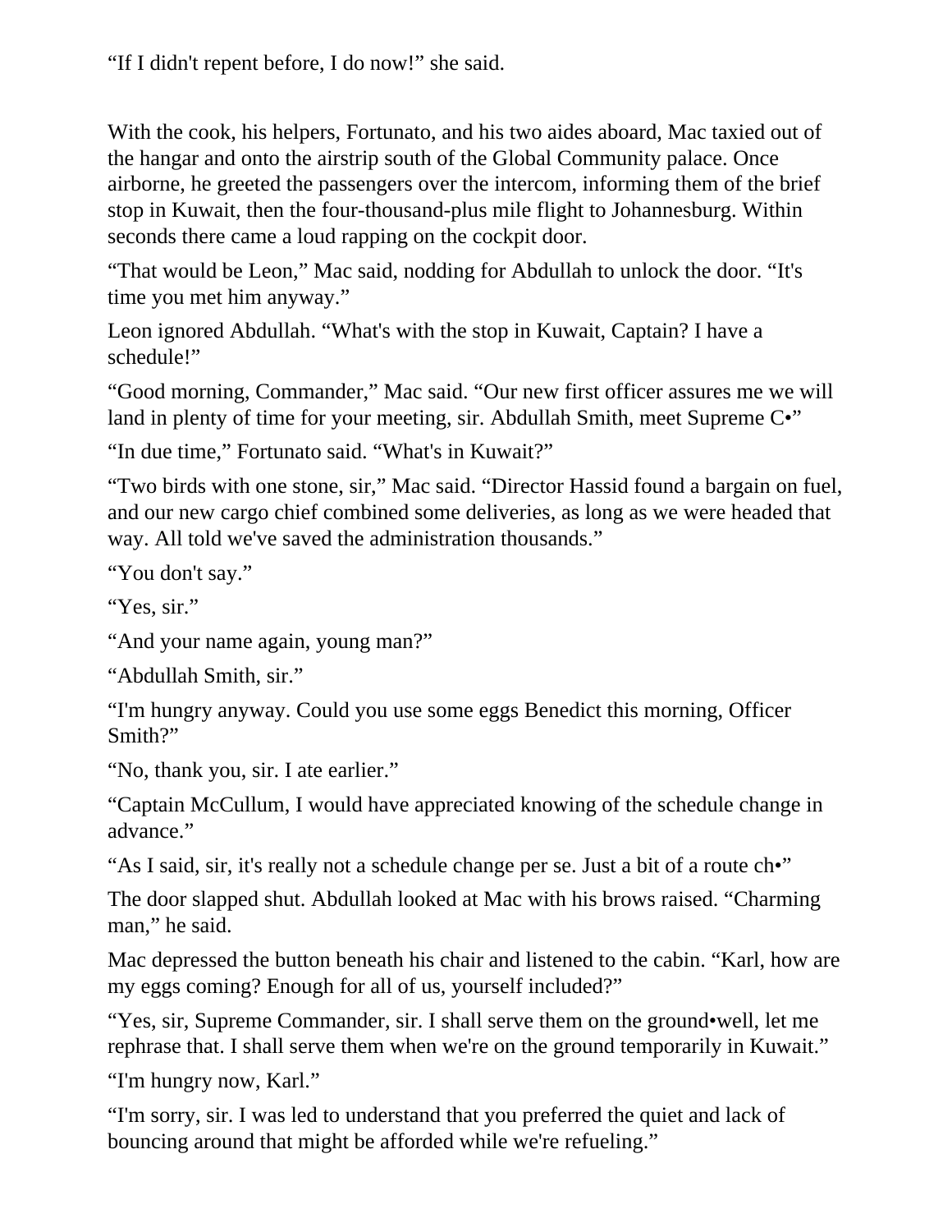“If I didn't repent before, I do now!” she said.

With the cook, his helpers, Fortunato, and his two aides aboard, Mac taxied out of the hangar and onto the airstrip south of the Global Community palace. Once airborne, he greeted the passengers over the intercom, informing them of the brief stop in Kuwait, then the four-thousand-plus mile flight to Johannesburg. Within seconds there came a loud rapping on the cockpit door.

“That would be Leon,” Mac said, nodding for Abdullah to unlock the door. “It's time you met him anyway.”

Leon ignored Abdullah. “What's with the stop in Kuwait, Captain? I have a schedule!”

“Good morning, Commander,” Mac said. “Our new first officer assures me we will land in plenty of time for your meeting, sir. Abdullah Smith, meet Supreme C•”

“In due time,” Fortunato said. “What's in Kuwait?”

“Two birds with one stone, sir,” Mac said. “Director Hassid found a bargain on fuel, and our new cargo chief combined some deliveries, as long as we were headed that way. All told we've saved the administration thousands.”

“You don't say.”

“Yes, sir.”

“And your name again, young man?”

“Abdullah Smith, sir.”

“I'm hungry anyway. Could you use some eggs Benedict this morning, Officer Smith?”

“No, thank you, sir. I ate earlier.”

“Captain McCullum, I would have appreciated knowing of the schedule change in advance.”

“As I said, sir, it's really not a schedule change per se. Just a bit of a route ch•”

The door slapped shut. Abdullah looked at Mac with his brows raised. “Charming man,” he said.

Mac depressed the button beneath his chair and listened to the cabin. “Karl, how are my eggs coming? Enough for all of us, yourself included?”

“Yes, sir, Supreme Commander, sir. I shall serve them on the ground•well, let me rephrase that. I shall serve them when we're on the ground temporarily in Kuwait.”

“I'm hungry now, Karl.”

“I'm sorry, sir. I was led to understand that you preferred the quiet and lack of bouncing around that might be afforded while we're refueling.”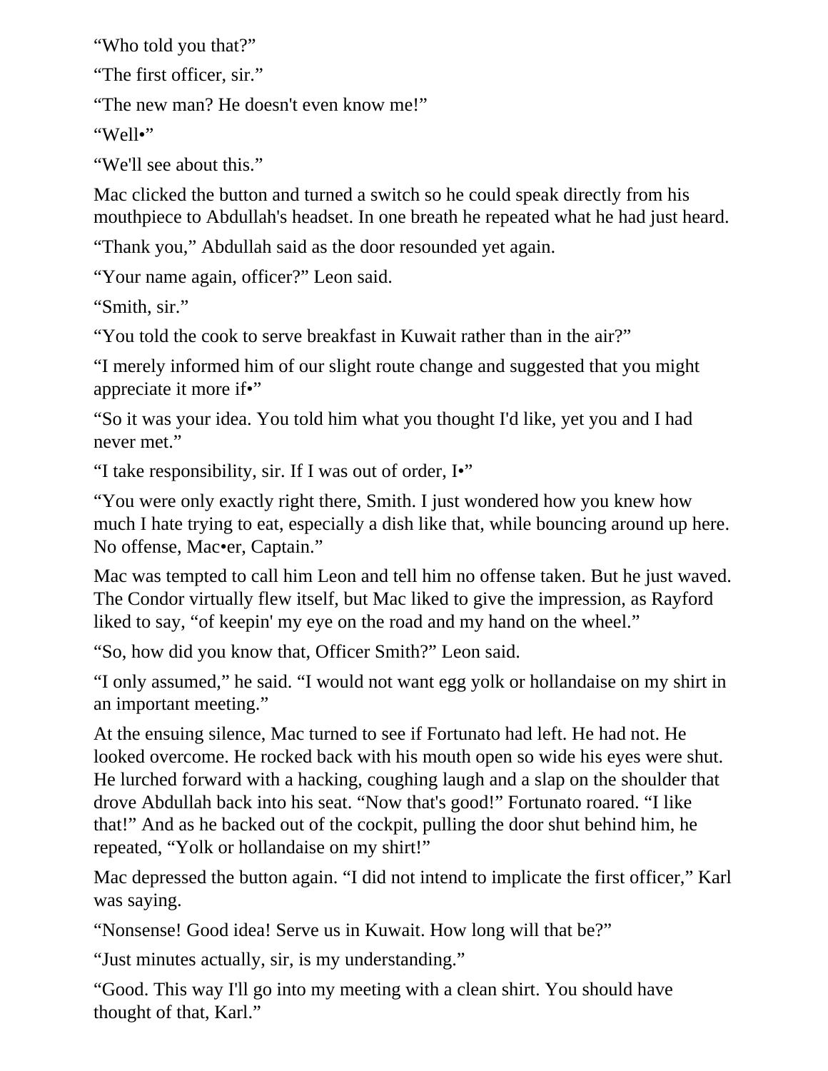"Who told you that?"

"The first officer, sir."

"The new man? He doesn't even know me!"

"Well•"

"We'll see about this."

Mac clicked the button and turned a switch so he could speak directly from his mouthpiece to Abdullah's headset. In one breath he repeated what he had just heard.

"Thank you," Abdullah said as the door resounded yet again.

"Your name again, officer?" Leon said.

"Smith, sir."

"You told the cook to serve breakfast in Kuwait rather than in the air?"

"I merely informed him of our slight route change and suggested that you might appreciate it more if•"

"So it was your idea. You told him what you thought I'd like, yet you and I had never met."

"I take responsibility, sir. If I was out of order, I•"

"You were only exactly right there, Smith. I just wondered how you knew how much I hate trying to eat, especially a dish like that, while bouncing around up here. No offense, Mac•er, Captain."

Mac was tempted to call him Leon and tell him no offense taken. But he just waved. The Condor virtually flew itself, but Mac liked to give the impression, as Rayford liked to say, "of keepin' my eye on the road and my hand on the wheel."

"So, how did you know that, Officer Smith?" Leon said.

"I only assumed," he said. "I would not want egg yolk or hollandaise on my shirt in an important meeting."

At the ensuing silence, Mac turned to see if Fortunato had left. He had not. He looked overcome. He rocked back with his mouth open so wide his eyes were shut. He lurched forward with a hacking, coughing laugh and a slap on the shoulder that drove Abdullah back into his seat. "Now that's good!" Fortunato roared. "I like that!" And as he backed out of the cockpit, pulling the door shut behind him, he repeated, "Yolk or hollandaise on my shirt!"

Mac depressed the button again. "I did not intend to implicate the first officer," Karl was saying.

"Nonsense! Good idea! Serve us in Kuwait. How long will that be?"

"Just minutes actually, sir, is my understanding."

"Good. This way I'll go into my meeting with a clean shirt. You should have thought of that, Karl."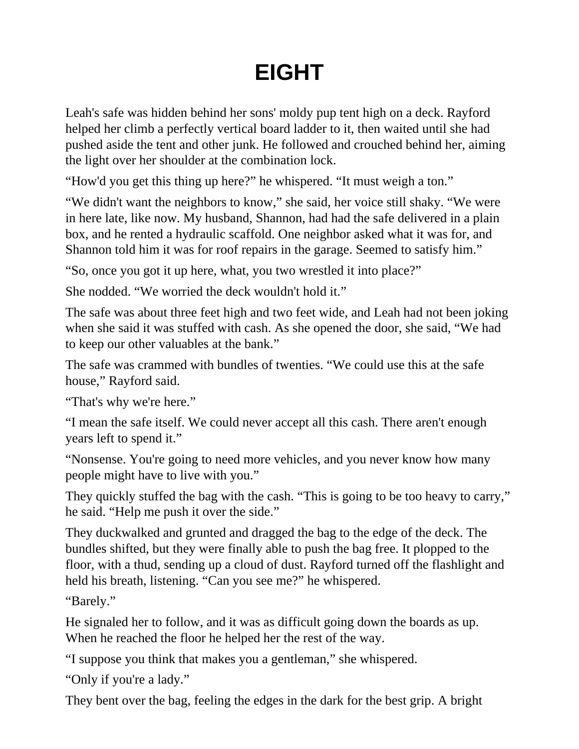# EIGHT

Leah's safe was hidden behind her sons' moldy pup tent high on a deck. Rayford helped her climb a perfectly vertical board ladder to it, then waited until she had pushed aside the tent and other junk. He followed and crouched behind her, aiming the light over her shoulder at the combination lock.

“How'd you get this thing up here?” he whispered. “It must weigh a ton.”

“We didn't want the neighbors to know,” she said, her voice still shaky. “We were in here late, like now. My husband, Shannon, had had the safe delivered in a plain box, and he rented a hydraulic scaffold. One neighbor asked what it was for, and Shannon told him it was for roof repairs in the garage. Seemed to satisfy him.”

“So, once you got it up here, what, you two wrestled it into place?”

She nodded. “We worried the deck wouldn't hold it.”

The safe was about three feet high and two feet wide, and Leah had not been joking when she said it was stuffed with cash. As she opened the door, she said, “We had to keep our other valuables at the bank.”

The safe was crammed with bundles of twenties. “We could use this at the safe house,” Rayford said.

“That's why we're here.”

“I mean the safe itself. We could never accept all this cash. There aren't enough years left to spend it.”

“Nonsense. You're going to need more vehicles, and you never know how many people might have to live with you.”

They quickly stuffed the bag with the cash. “This is going to be too heavy to carry,” he said. “Help me push it over the side.”

They duckwalked and grunted and dragged the bag to the edge of the deck. The bundles shifted, but they were finally able to push the bag free. It plopped to the floor, with a thud, sending up a cloud of dust. Rayford turned off the flashlight and held his breath, listening. “Can you see me?” he whispered.

“Barely.”

He signaled her to follow, and it was as difficult going down the boards as up. When he reached the floor he helped her the rest of the way.

“I suppose you think that makes you a gentleman,” she whispered.

“Only if you're a lady.”

They bent over the bag, feeling the edges in the dark for the best grip. A bright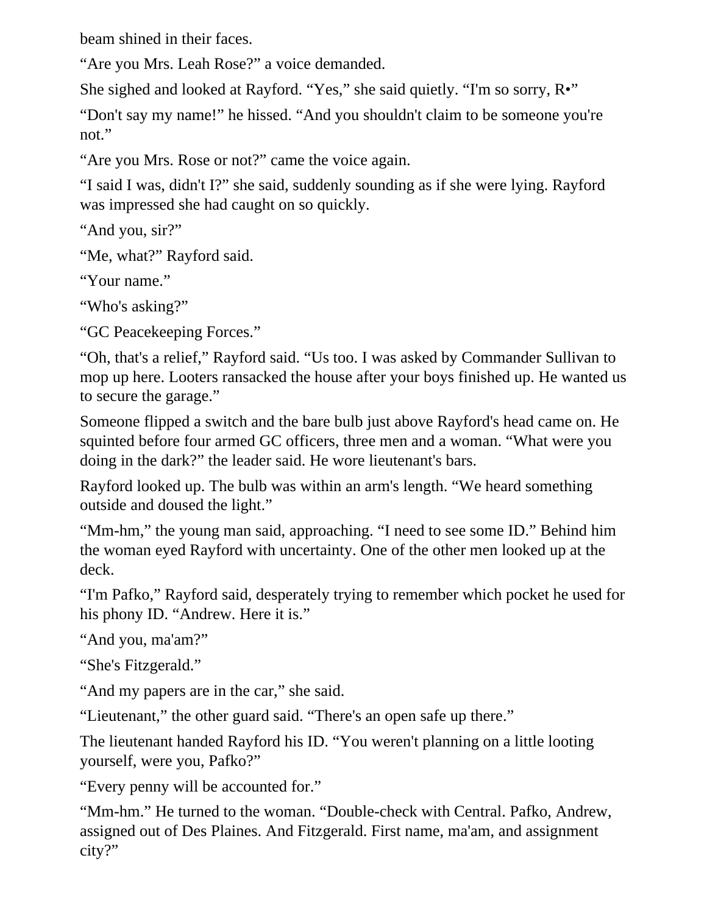beam shined in their faces.

“Are you Mrs. Leah Rose?” a voice demanded.

She sighed and looked at Rayford. “Yes,” she said quietly. “I'm so sorry, R•”

“Don't say my name!” he hissed. “And you shouldn't claim to be someone you're not.”

“Are you Mrs. Rose or not?” came the voice again.

“I said I was, didn't I?” she said, suddenly sounding as if she were lying. Rayford was impressed she had caught on so quickly.

“And you, sir?”

“Me, what?” Rayford said.

“Your name.”

“Who's asking?”

“GC Peacekeeping Forces.”

“Oh, that's a relief,” Rayford said. “Us too. I was asked by Commander Sullivan to mop up here. Looters ransacked the house after your boys finished up. He wanted us to secure the garage.”

Someone flipped a switch and the bare bulb just above Rayford's head came on. He squinted before four armed GC officers, three men and a woman. “What were you doing in the dark?” the leader said. He wore lieutenant's bars.

Rayford looked up. The bulb was within an arm's length. “We heard something outside and doused the light.”

“Mm-hm,” the young man said, approaching. “I need to see some ID.” Behind him the woman eyed Rayford with uncertainty. One of the other men looked up at the deck.

“I'm Pafko,” Rayford said, desperately trying to remember which pocket he used for his phony ID. “Andrew. Here it is.”

“And you, ma'am?”

“She's Fitzgerald.”

“And my papers are in the car,” she said.

“Lieutenant,” the other guard said. “There's an open safe up there.”

The lieutenant handed Rayford his ID. “You weren't planning on a little looting yourself, were you, Pafko?”

“Every penny will be accounted for.”

“Mm-hm.” He turned to the woman. “Double-check with Central. Pafko, Andrew, assigned out of Des Plaines. And Fitzgerald. First name, ma'am, and assignment city?”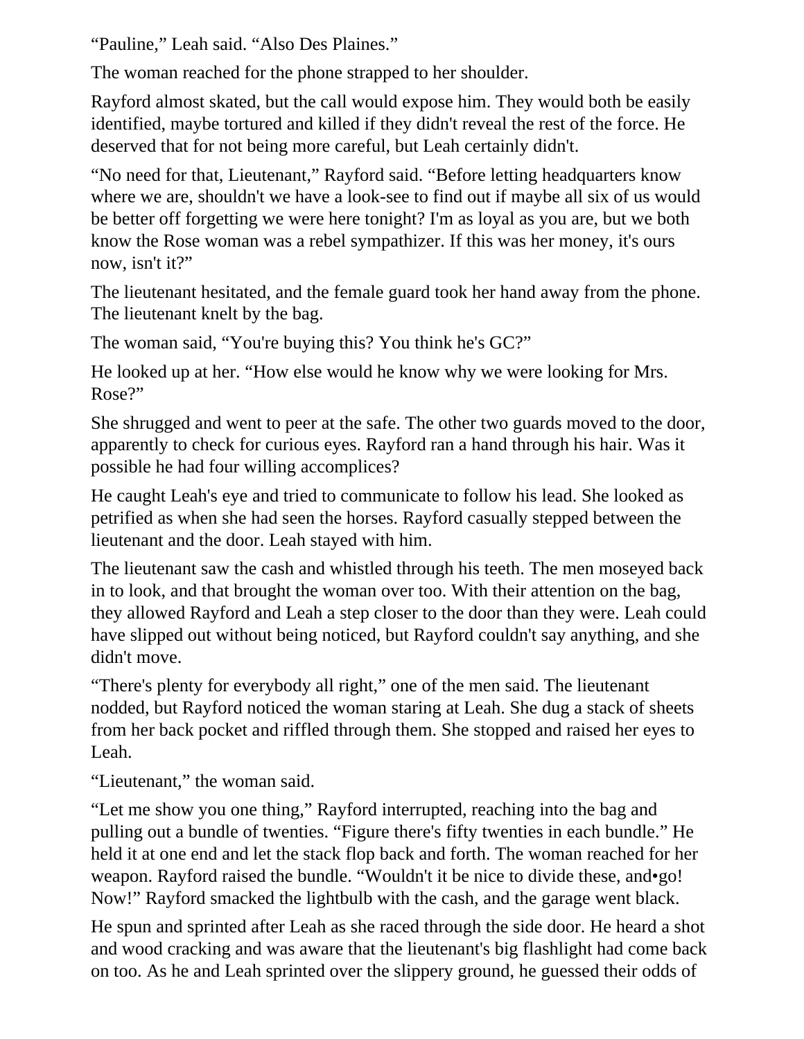“Pauline,” Leah said. “Also Des Plaines.”

The woman reached for the phone strapped to her shoulder.

Rayford almost skated, but the call would expose him. They would both be easily identified, maybe tortured and killed if they didn't reveal the rest of the force. He deserved that for not being more careful, but Leah certainly didn't.

“No need for that, Lieutenant,” Rayford said. “Before letting headquarters know where we are, shouldn't we have a look-see to find out if maybe all six of us would be better off forgetting we were here tonight? I'm as loyal as you are, but we both know the Rose woman was a rebel sympathizer. If this was her money, it's ours now, isn't it?”

The lieutenant hesitated, and the female guard took her hand away from the phone. The lieutenant knelt by the bag.

The woman said, “You're buying this? You think he's GC?”

He looked up at her. “How else would he know why we were looking for Mrs. Rose?”

She shrugged and went to peer at the safe. The other two guards moved to the door, apparently to check for curious eyes. Rayford ran a hand through his hair. Was it possible he had four willing accomplices?

He caught Leah's eye and tried to communicate to follow his lead. She looked as petrified as when she had seen the horses. Rayford casually stepped between the lieutenant and the door. Leah stayed with him.

The lieutenant saw the cash and whistled through his teeth. The men moseyed back in to look, and that brought the woman over too. With their attention on the bag, they allowed Rayford and Leah a step closer to the door than they were. Leah could have slipped out without being noticed, but Rayford couldn't say anything, and she didn't move.

“There's plenty for everybody all right,” one of the men said. The lieutenant nodded, but Rayford noticed the woman staring at Leah. She dug a stack of sheets from her back pocket and riffled through them. She stopped and raised her eyes to Leah.

“Lieutenant,” the woman said.

“Let me show you one thing,” Rayford interrupted, reaching into the bag and pulling out a bundle of twenties. “Figure there's fifty twenties in each bundle.” He held it at one end and let the stack flop back and forth. The woman reached for her weapon. Rayford raised the bundle. “Wouldn't it be nice to divide these, and•go! Now!” Rayford smacked the lightbulb with the cash, and the garage went black.

He spun and sprinted after Leah as she raced through the side door. He heard a shot and wood cracking and was aware that the lieutenant's big flashlight had come back on too. As he and Leah sprinted over the slippery ground, he guessed their odds of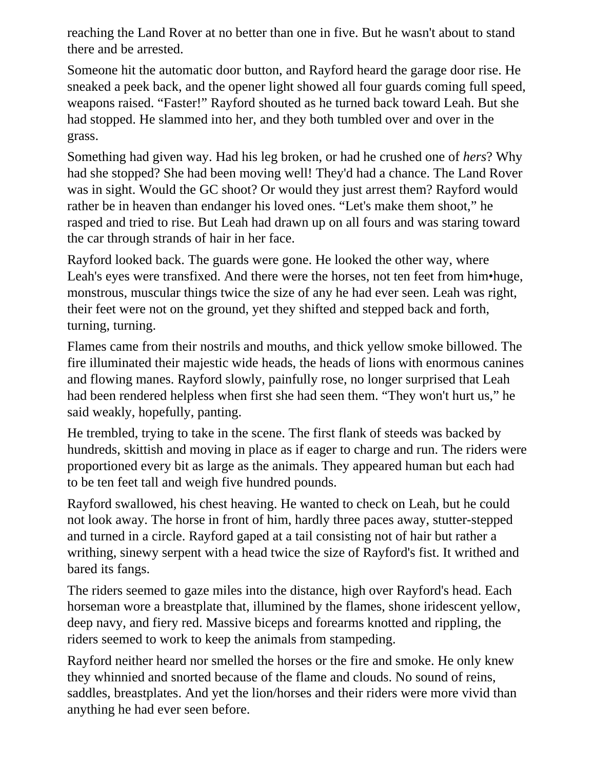reaching the Land Rover at no better than one in five. But he wasn't about to stand there and be arrested.

Someone hit the automatic door button, and Rayford heard the garage door rise. He sneaked a peek back, and the opener light showed all four guards coming full speed, weapons raised. “Faster!” Rayford shouted as he turned back toward Leah. But she had stopped. He slammed into her, and they both tumbled over and over in the grass.

Something had given way. Had his leg broken, or had he crushed one of *hers*? Why had she stopped? She had been moving well! They'd had a chance. The Land Rover was in sight. Would the GC shoot? Or would they just arrest them? Rayford would rather be in heaven than endanger his loved ones. “Let's make them shoot,” he rasped and tried to rise. But Leah had drawn up on all fours and was staring toward the car through strands of hair in her face.

Rayford looked back. The guards were gone. He looked the other way, where Leah's eyes were transfixed. And there were the horses, not ten feet from him•huge, monstrous, muscular things twice the size of any he had ever seen. Leah was right, their feet were not on the ground, yet they shifted and stepped back and forth, turning, turning.

Flames came from their nostrils and mouths, and thick yellow smoke billowed. The fire illuminated their majestic wide heads, the heads of lions with enormous canines and flowing manes. Rayford slowly, painfully rose, no longer surprised that Leah had been rendered helpless when first she had seen them. “They won't hurt us,” he said weakly, hopefully, panting.

He trembled, trying to take in the scene. The first flank of steeds was backed by hundreds, skittish and moving in place as if eager to charge and run. The riders were proportioned every bit as large as the animals. They appeared human but each had to be ten feet tall and weigh five hundred pounds.

Rayford swallowed, his chest heaving. He wanted to check on Leah, but he could not look away. The horse in front of him, hardly three paces away, stutter-stepped and turned in a circle. Rayford gaped at a tail consisting not of hair but rather a writhing, sinewy serpent with a head twice the size of Rayford's fist. It writhed and bared its fangs.

The riders seemed to gaze miles into the distance, high over Rayford's head. Each horseman wore a breastplate that, illumined by the flames, shone iridescent yellow, deep navy, and fiery red. Massive biceps and forearms knotted and rippling, the riders seemed to work to keep the animals from stampeding.

Rayford neither heard nor smelled the horses or the fire and smoke. He only knew they whinnied and snorted because of the flame and clouds. No sound of reins, saddles, breastplates. And yet the lion/horses and their riders were more vivid than anything he had ever seen before.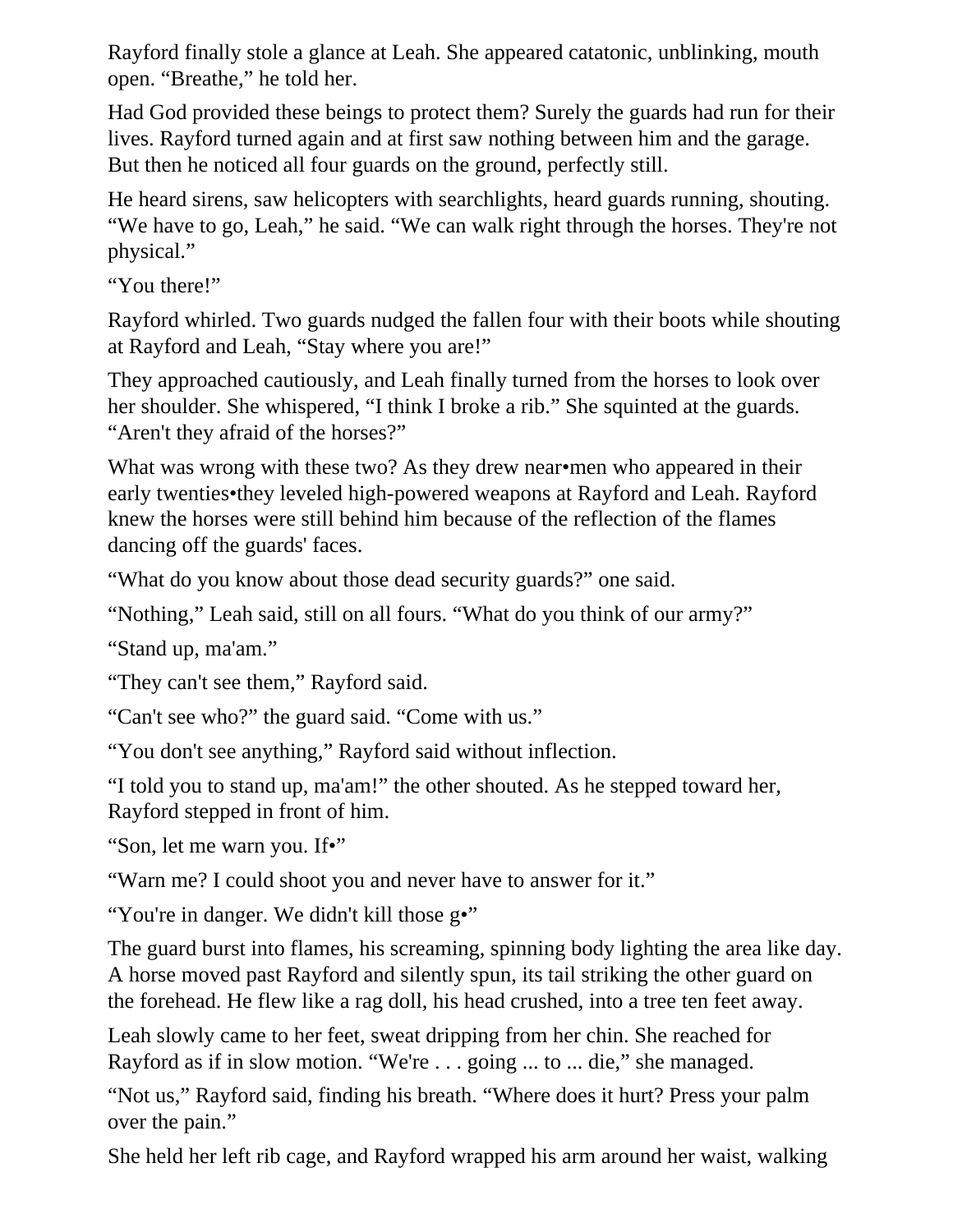Rayford finally stole a glance at Leah. She appeared catatonic, unblinking, mouth open. “Breathe,” he told her.

Had God provided these beings to protect them? Surely the guards had run for their lives. Rayford turned again and at first saw nothing between him and the garage. But then he noticed all four guards on the ground, perfectly still.

He heard sirens, saw helicopters with searchlights, heard guards running, shouting. “We have to go, Leah,” he said. “We can walk right through the horses. They're not physical.”

“You there!”

Rayford whirled. Two guards nudged the fallen four with their boots while shouting at Rayford and Leah, “Stay where you are!”

They approached cautiously, and Leah finally turned from the horses to look over her shoulder. She whispered, “I think I broke a rib.” She squinted at the guards. “Aren't they afraid of the horses?”

What was wrong with these two? As they drew near•men who appeared in their early twenties•they leveled high-powered weapons at Rayford and Leah. Rayford knew the horses were still behind him because of the reflection of the flames dancing off the guards' faces.

“What do you know about those dead security guards?” one said.

“Nothing,” Leah said, still on all fours. “What do you think of our army?”

“Stand up, ma'am.”

“They can't see them,” Rayford said.

“Can't see who?” the guard said. “Come with us.”

“You don't see anything,” Rayford said without inflection.

“I told you to stand up, ma'am!” the other shouted. As he stepped toward her, Rayford stepped in front of him.

“Son, let me warn you. If•”

“Warn me? I could shoot you and never have to answer for it.”

“You're in danger. We didn't kill those g•”

The guard burst into flames, his screaming, spinning body lighting the area like day. A horse moved past Rayford and silently spun, its tail striking the other guard on the forehead. He flew like a rag doll, his head crushed, into a tree ten feet away.

Leah slowly came to her feet, sweat dripping from her chin. She reached for Rayford as if in slow motion. “We're . . . going ... to ... die,” she managed.

“Not us,” Rayford said, finding his breath. “Where does it hurt? Press your palm over the pain.”

She held her left rib cage, and Rayford wrapped his arm around her waist, walking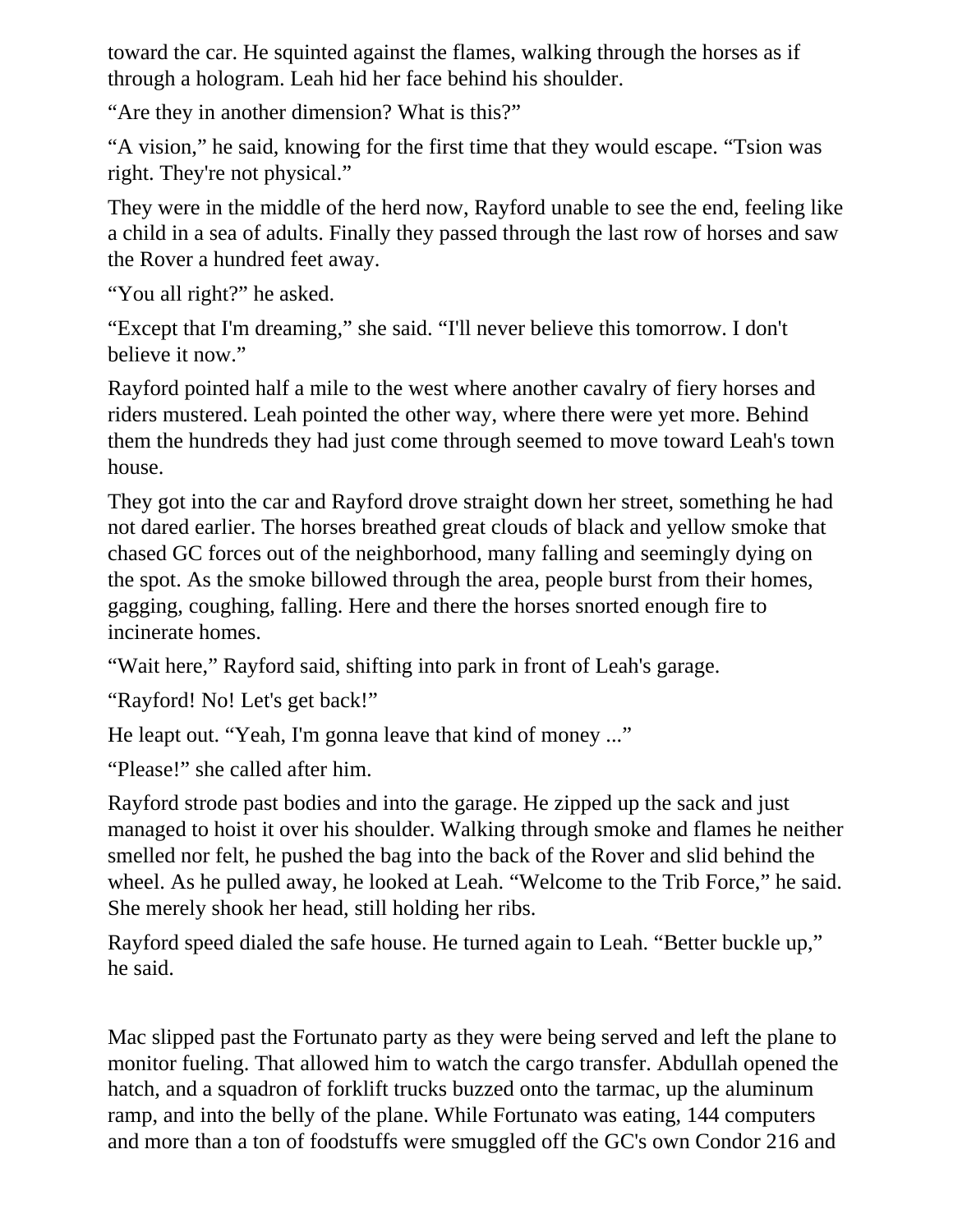toward the car. He squinted against the flames, walking through the horses as if through a hologram. Leah hid her face behind his shoulder.

“Are they in another dimension? What is this?”

“A vision,” he said, knowing for the first time that they would escape. “Tsion was right. They're not physical.”

They were in the middle of the herd now, Rayford unable to see the end, feeling like a child in a sea of adults. Finally they passed through the last row of horses and saw the Rover a hundred feet away.

“You all right?” he asked.

“Except that I'm dreaming,” she said. “I'll never believe this tomorrow. I don't believe it now.”

Rayford pointed half a mile to the west where another cavalry of fiery horses and riders mustered. Leah pointed the other way, where there were yet more. Behind them the hundreds they had just come through seemed to move toward Leah's town house.

They got into the car and Rayford drove straight down her street, something he had not dared earlier. The horses breathed great clouds of black and yellow smoke that chased GC forces out of the neighborhood, many falling and seemingly dying on the spot. As the smoke billowed through the area, people burst from their homes, gagging, coughing, falling. Here and there the horses snorted enough fire to incinerate homes.

“Wait here,” Rayford said, shifting into park in front of Leah's garage.

“Rayford! No! Let's get back!”

He leapt out. “Yeah, I'm gonna leave that kind of money ...”

“Please!” she called after him.

Rayford strode past bodies and into the garage. He zipped up the sack and just managed to hoist it over his shoulder. Walking through smoke and flames he neither smelled nor felt, he pushed the bag into the back of the Rover and slid behind the wheel. As he pulled away, he looked at Leah. “Welcome to the Trib Force,” he said. She merely shook her head, still holding her ribs.

Rayford speed dialed the safe house. He turned again to Leah. “Better buckle up,” he said.

Mac slipped past the Fortunato party as they were being served and left the plane to monitor fueling. That allowed him to watch the cargo transfer. Abdullah opened the hatch, and a squadron of forklift trucks buzzed onto the tarmac, up the aluminum ramp, and into the belly of the plane. While Fortunato was eating, 144 computers and more than a ton of foodstuffs were smuggled off the GC's own Condor 216 and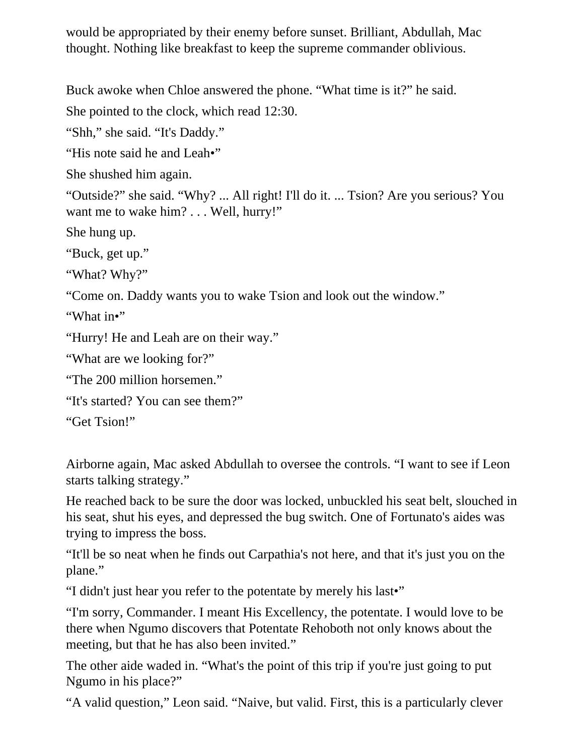would be appropriated by their enemy before sunset. Brilliant, Abdullah, Mac thought. Nothing like breakfast to keep the supreme commander oblivious.

Buck awoke when Chloe answered the phone. “What time is it?” he said.

She pointed to the clock, which read 12:30.

“Shh,” she said. “It's Daddy.”

“His note said he and Leah•”

She shushed him again.

“Outside?” she said. “Why? ... All right! I'll do it. ... Tsion? Are you serious? You want me to wake him? . . . Well, hurry!”

She hung up.

“Buck, get up.”

“What? Why?”

“Come on. Daddy wants you to wake Tsion and look out the window.”

“What in•”

“Hurry! He and Leah are on their way.”

“What are we looking for?”

“The 200 million horsemen.”

“It's started? You can see them?”

“Get Tsion!”

Airborne again, Mac asked Abdullah to oversee the controls. “I want to see if Leon starts talking strategy.”

He reached back to be sure the door was locked, unbuckled his seat belt, slouched in his seat, shut his eyes, and depressed the bug switch. One of Fortunato's aides was trying to impress the boss.

“It'll be so neat when he finds out Carpathia's not here, and that it's just you on the plane.”

“I didn't just hear you refer to the potentate by merely his last•”

“I'm sorry, Commander. I meant His Excellency, the potentate. I would love to be there when Ngumo discovers that Potentate Rehoboth not only knows about the meeting, but that he has also been invited.”

The other aide waded in. “What's the point of this trip if you're just going to put Ngumo in his place?”

“A valid question,” Leon said. “Naive, but valid. First, this is a particularly clever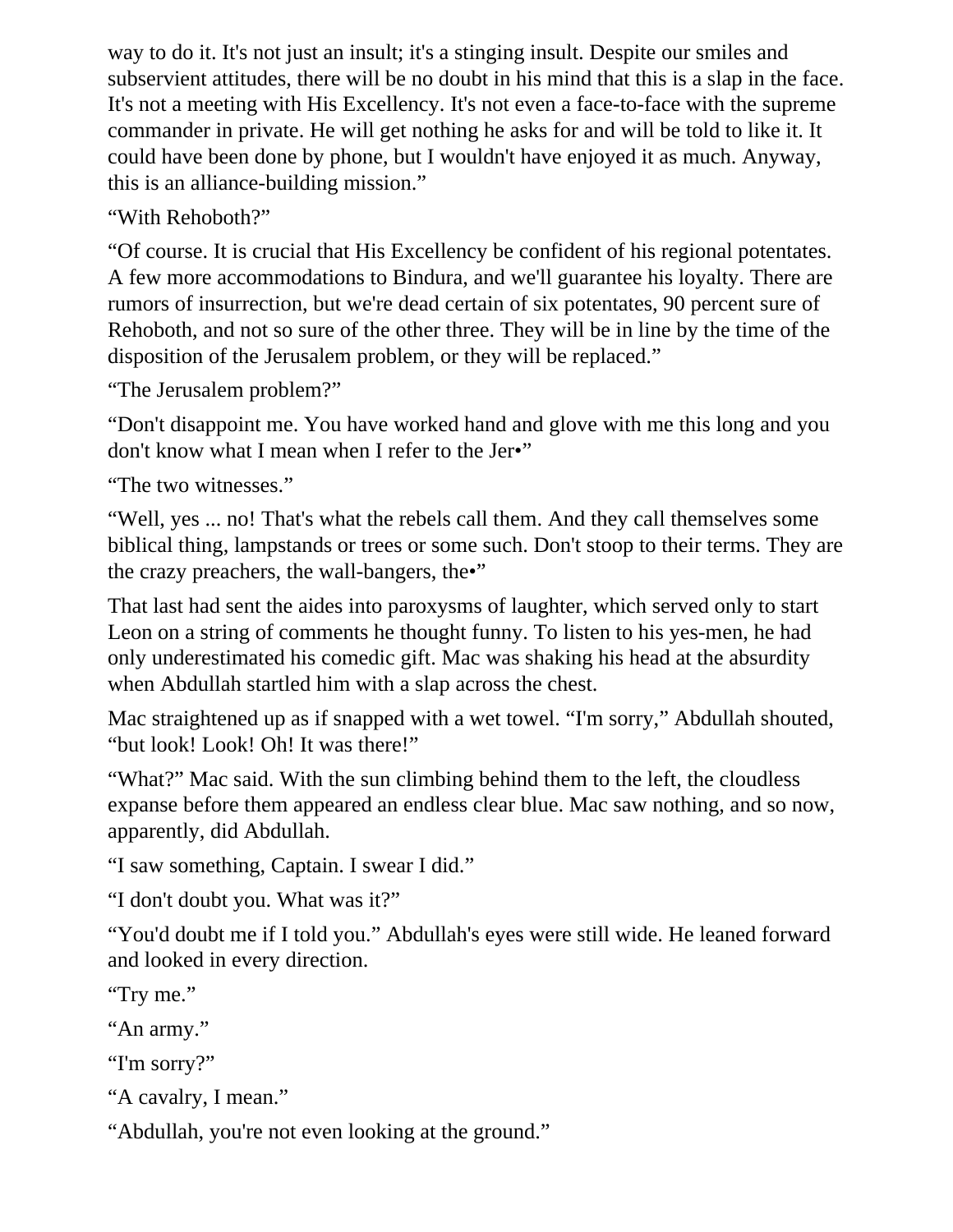way to do it. It's not just an insult; it's a stinging insult. Despite our smiles and subservient attitudes, there will be no doubt in his mind that this is a slap in the face. It's not a meeting with His Excellency. It's not even a face-to-face with the supreme commander in private. He will get nothing he asks for and will be told to like it. It could have been done by phone, but I wouldn't have enjoyed it as much. Anyway, this is an alliance-building mission."

"With Rehoboth?"

"Of course. It is crucial that His Excellency be confident of his regional potentates. A few more accommodations to Bindura, and we'll guarantee his loyalty. There are rumors of insurrection, but we're dead certain of six potentates, 90 percent sure of Rehoboth, and not so sure of the other three. They will be in line by the time of the disposition of the Jerusalem problem, or they will be replaced."

"The Jerusalem problem?"

"Don't disappoint me. You have worked hand and glove with me this long and you don't know what I mean when I refer to the Jer•"

"The two witnesses."

"Well, yes ... no! That's what the rebels call them. And they call themselves some biblical thing, lampstands or trees or some such. Don't stoop to their terms. They are the crazy preachers, the wall-bangers, the•"

That last had sent the aides into paroxysms of laughter, which served only to start Leon on a string of comments he thought funny. To listen to his yes-men, he had only underestimated his comedic gift. Mac was shaking his head at the absurdity when Abdullah startled him with a slap across the chest.

Mac straightened up as if snapped with a wet towel. "I'm sorry," Abdullah shouted, "but look! Look! Oh! It was there!"

"What?" Mac said. With the sun climbing behind them to the left, the cloudless expanse before them appeared an endless clear blue. Mac saw nothing, and so now, apparently, did Abdullah.

"I saw something, Captain. I swear I did."

"I don't doubt you. What was it?"

"You'd doubt me if I told you." Abdullah's eyes were still wide. He leaned forward and looked in every direction.

"Try me."

"An army."

"I'm sorry?"

"A cavalry, I mean."

"Abdullah, you're not even looking at the ground."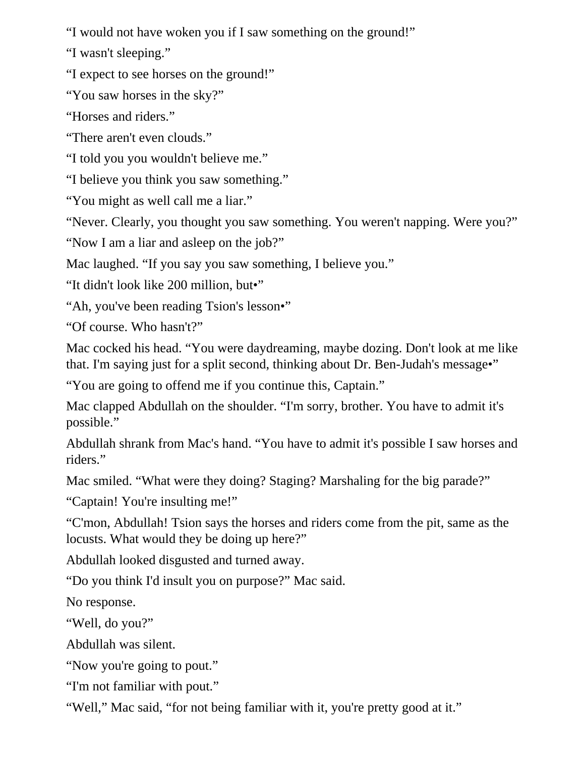“I would not have woken you if I saw something on the ground!”

“I wasn't sleeping.”

“I expect to see horses on the ground!”

“You saw horses in the sky?”

“Horses and riders.”

“There aren't even clouds.”

“I told you you wouldn't believe me.”

“I believe you think you saw something.”

“You might as well call me a liar.”

“Never. Clearly, you thought you saw something. You weren't napping. Were you?”

“Now I am a liar and asleep on the job?”

Mac laughed. “If you say you saw something, I believe you.”

“It didn't look like 200 million, but•”

“Ah, you've been reading Tsion's lesson•”

“Of course. Who hasn't?”

Mac cocked his head. “You were daydreaming, maybe dozing. Don't look at me like that. I'm saying just for a split second, thinking about Dr. Ben-Judah's message•”

“You are going to offend me if you continue this, Captain.”

Mac clapped Abdullah on the shoulder. “I'm sorry, brother. You have to admit it's possible.”

Abdullah shrank from Mac's hand. “You have to admit it's possible I saw horses and riders.”

Mac smiled. “What were they doing? Staging? Marshaling for the big parade?”

“Captain! You're insulting me!”

“C'mon, Abdullah! Tsion says the horses and riders come from the pit, same as the locusts. What would they be doing up here?”

Abdullah looked disgusted and turned away.

“Do you think I'd insult you on purpose?” Mac said.

No response.

“Well, do you?”

Abdullah was silent.

“Now you're going to pout.”

“I'm not familiar with pout.”

“Well,” Mac said, “for not being familiar with it, you're pretty good at it.”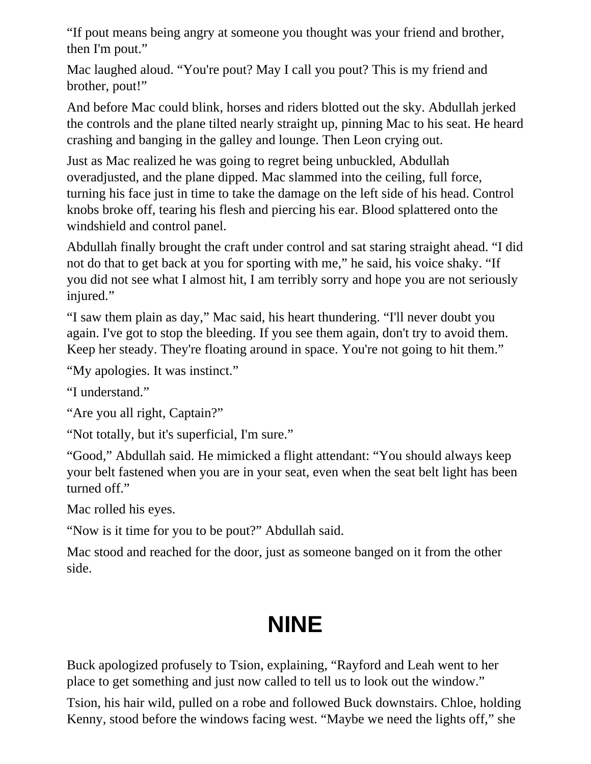"If pout means being angry at someone you thought was your friend and brother, then I'm pout."

Mac laughed aloud. "You're pout? May I call you pout? This is my friend and brother, pout!"

And before Mac could blink, horses and riders blotted out the sky. Abdullah jerked the controls and the plane tilted nearly straight up, pinning Mac to his seat. He heard crashing and banging in the galley and lounge. Then Leon crying out.

Just as Mac realized he was going to regret being unbuckled, Abdullah overadjusted, and the plane dipped. Mac slammed into the ceiling, full force, turning his face just in time to take the damage on the left side of his head. Control knobs broke off, tearing his flesh and piercing his ear. Blood splattered onto the windshield and control panel.

Abdullah finally brought the craft under control and sat staring straight ahead. "I did not do that to get back at you for sporting with me," he said, his voice shaky. "If you did not see what I almost hit, I am terribly sorry and hope you are not seriously injured."

"I saw them plain as day," Mac said, his heart thundering. "I'll never doubt you again. I've got to stop the bleeding. If you see them again, don't try to avoid them. Keep her steady. They're floating around in space. You're not going to hit them."

"My apologies. It was instinct."

"I understand."

"Are you all right, Captain?"

"Not totally, but it's superficial, I'm sure."

"Good," Abdullah said. He mimicked a flight attendant: "You should always keep your belt fastened when you are in your seat, even when the seat belt light has been turned off."

Mac rolled his eyes.

"Now is it time for you to be pout?" Abdullah said.

Mac stood and reached for the door, just as someone banged on it from the other side.

# NINE

Buck apologized profusely to Tsion, explaining, "Rayford and Leah went to her place to get something and just now called to tell us to look out the window."

Tsion, his hair wild, pulled on a robe and followed Buck downstairs. Chloe, holding Kenny, stood before the windows facing west. "Maybe we need the lights off," she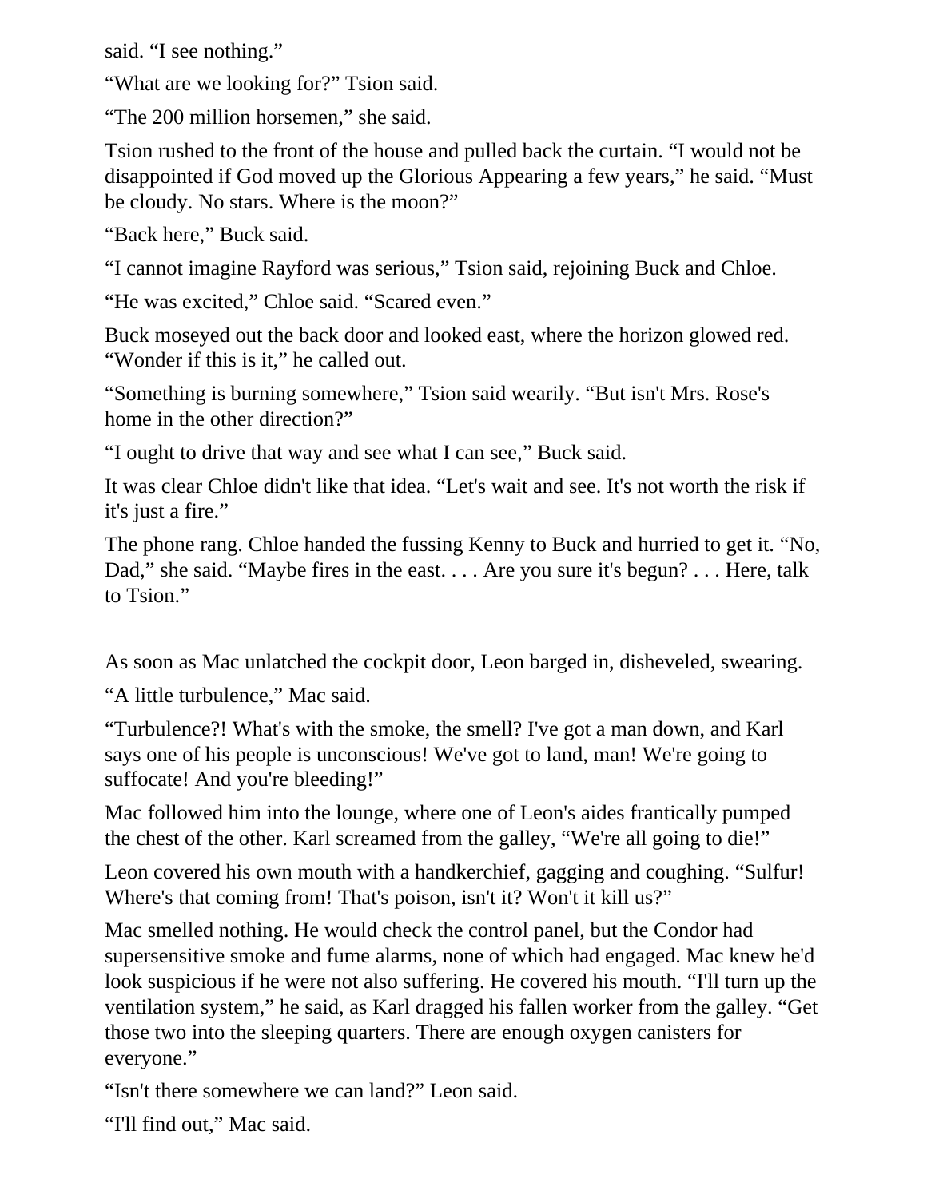said. “I see nothing.”

“What are we looking for?” Tsion said.

“The 200 million horsemen,” she said.

Tsion rushed to the front of the house and pulled back the curtain. “I would not be disappointed if God moved up the Glorious Appearing a few years,” he said. “Must be cloudy. No stars. Where is the moon?”

“Back here,” Buck said.

“I cannot imagine Rayford was serious,” Tsion said, rejoining Buck and Chloe.

“He was excited,” Chloe said. “Scared even.”

Buck moseyed out the back door and looked east, where the horizon glowed red. “Wonder if this is it,” he called out.

“Something is burning somewhere,” Tsion said wearily. “But isn't Mrs. Rose's home in the other direction?”

“I ought to drive that way and see what I can see,” Buck said.

It was clear Chloe didn't like that idea. “Let's wait and see. It's not worth the risk if it's just a fire.”

The phone rang. Chloe handed the fussing Kenny to Buck and hurried to get it. “No, Dad,” she said. “Maybe fires in the east. . . . Are you sure it's begun? . . . Here, talk to Tsion.”

As soon as Mac unlatched the cockpit door, Leon barged in, disheveled, swearing.

“A little turbulence,” Mac said.

“Turbulence?! What's with the smoke, the smell? I've got a man down, and Karl says one of his people is unconscious! We've got to land, man! We're going to suffocate! And you're bleeding!”

Mac followed him into the lounge, where one of Leon's aides frantically pumped the chest of the other. Karl screamed from the galley, “We're all going to die!”

Leon covered his own mouth with a handkerchief, gagging and coughing. “Sulfur! Where's that coming from! That's poison, isn't it? Won't it kill us?”

Mac smelled nothing. He would check the control panel, but the Condor had supersensitive smoke and fume alarms, none of which had engaged. Mac knew he'd look suspicious if he were not also suffering. He covered his mouth. “I'll turn up the ventilation system,” he said, as Karl dragged his fallen worker from the galley. “Get those two into the sleeping quarters. There are enough oxygen canisters for everyone.”

“Isn't there somewhere we can land?” Leon said.

“I'll find out,” Mac said.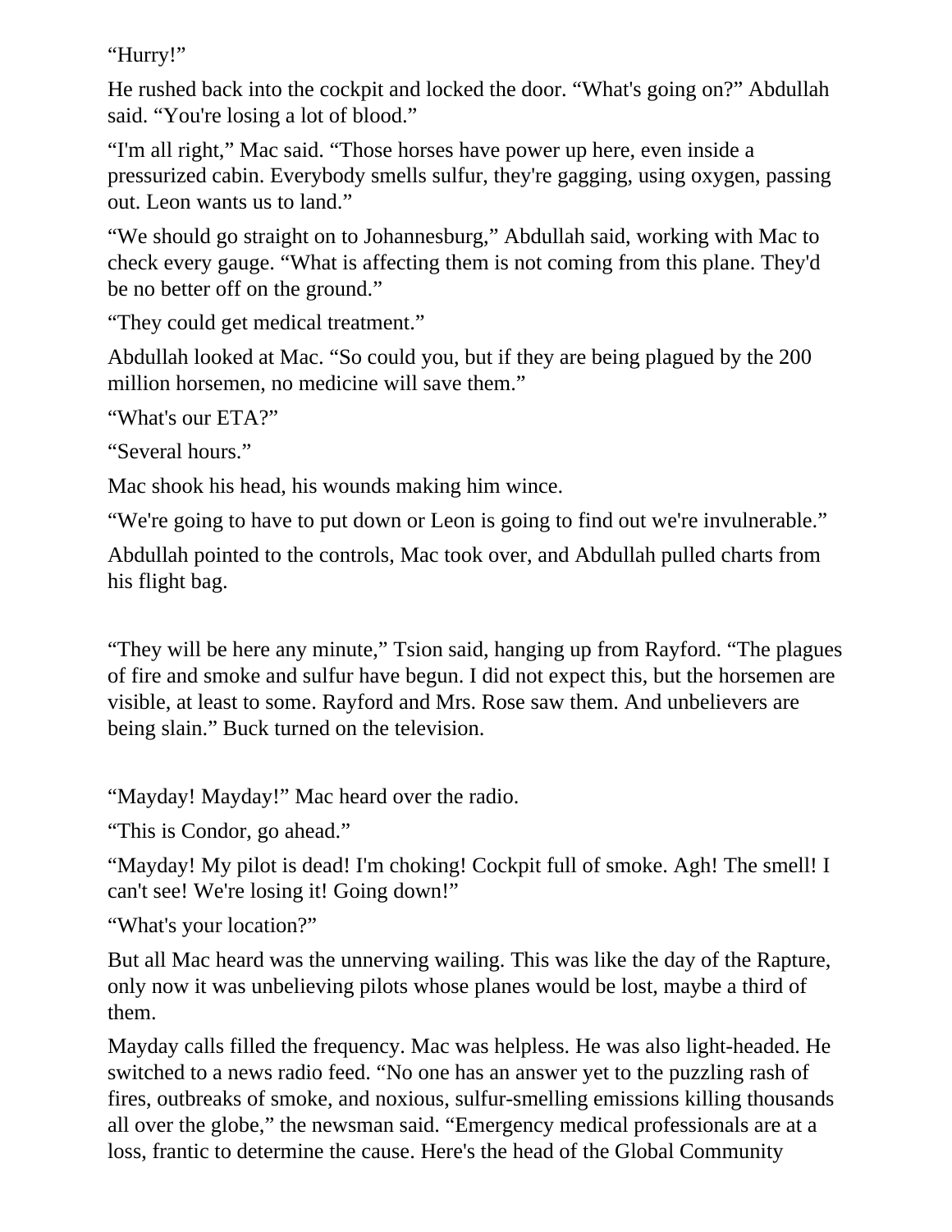"Hurry!"

He rushed back into the cockpit and locked the door. "What's going on?" Abdullah said. "You're losing a lot of blood."

"I'm all right," Mac said. "Those horses have power up here, even inside a pressurized cabin. Everybody smells sulfur, they're gagging, using oxygen, passing out. Leon wants us to land."

"We should go straight on to Johannesburg," Abdullah said, working with Mac to check every gauge. "What is affecting them is not coming from this plane. They'd be no better off on the ground."

"They could get medical treatment."

Abdullah looked at Mac. "So could you, but if they are being plagued by the 200 million horsemen, no medicine will save them."

"What's our ETA?"

"Several hours."

Mac shook his head, his wounds making him wince.

"We're going to have to put down or Leon is going to find out we're invulnerable."

Abdullah pointed to the controls, Mac took over, and Abdullah pulled charts from his flight bag.

"They will be here any minute," Tsion said, hanging up from Rayford. "The plagues of fire and smoke and sulfur have begun. I did not expect this, but the horsemen are visible, at least to some. Rayford and Mrs. Rose saw them. And unbelievers are being slain." Buck turned on the television.

"Mayday! Mayday!" Mac heard over the radio.

"This is Condor, go ahead."

"Mayday! My pilot is dead! I'm choking! Cockpit full of smoke. Agh! The smell! I can't see! We're losing it! Going down!"

"What's your location?"

But all Mac heard was the unnerving wailing. This was like the day of the Rapture, only now it was unbelieving pilots whose planes would be lost, maybe a third of them.

Mayday calls filled the frequency. Mac was helpless. He was also light-headed. He switched to a news radio feed. "No one has an answer yet to the puzzling rash of fires, outbreaks of smoke, and noxious, sulfur-smelling emissions killing thousands all over the globe," the newsman said. "Emergency medical professionals are at a loss, frantic to determine the cause. Here's the head of the Global Community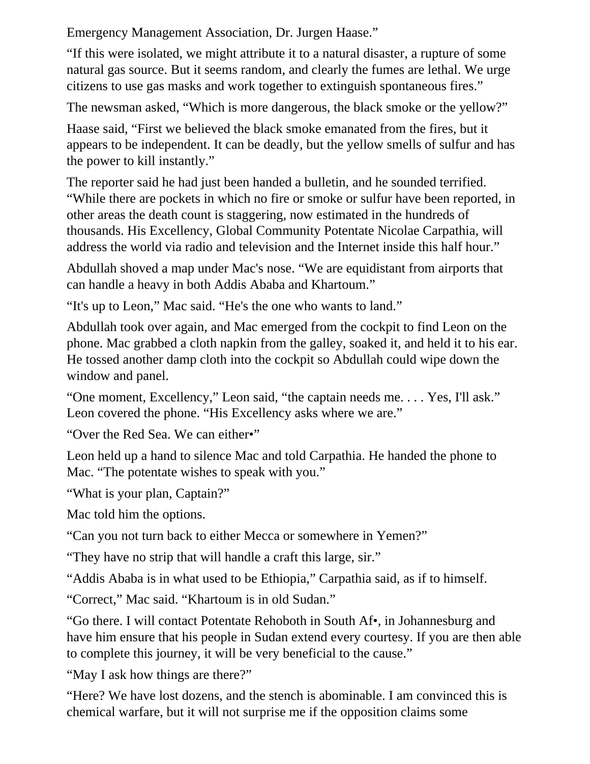Emergency Management Association, Dr. Jurgen Haase."

"If this were isolated, we might attribute it to a natural disaster, a rupture of some natural gas source. But it seems random, and clearly the fumes are lethal. We urge citizens to use gas masks and work together to extinguish spontaneous fires."

The newsman asked, "Which is more dangerous, the black smoke or the yellow?"

Haase said, "First we believed the black smoke emanated from the fires, but it appears to be independent. It can be deadly, but the yellow smells of sulfur and has the power to kill instantly."

The reporter said he had just been handed a bulletin, and he sounded terrified. "While there are pockets in which no fire or smoke or sulfur have been reported, in other areas the death count is staggering, now estimated in the hundreds of thousands. His Excellency, Global Community Potentate Nicolae Carpathia, will address the world via radio and television and the Internet inside this half hour."

Abdullah shoved a map under Mac's nose. "We are equidistant from airports that can handle a heavy in both Addis Ababa and Khartoum."

"It's up to Leon," Mac said. "He's the one who wants to land."

Abdullah took over again, and Mac emerged from the cockpit to find Leon on the phone. Mac grabbed a cloth napkin from the galley, soaked it, and held it to his ear. He tossed another damp cloth into the cockpit so Abdullah could wipe down the window and panel.

"One moment, Excellency," Leon said, "the captain needs me. . . . Yes, I'll ask." Leon covered the phone. "His Excellency asks where we are."

"Over the Red Sea. We can either•"

Leon held up a hand to silence Mac and told Carpathia. He handed the phone to Mac. "The potentate wishes to speak with you."

"What is your plan, Captain?"

Mac told him the options.

"Can you not turn back to either Mecca or somewhere in Yemen?"

"They have no strip that will handle a craft this large, sir."

"Addis Ababa is in what used to be Ethiopia," Carpathia said, as if to himself.

"Correct," Mac said. "Khartoum is in old Sudan."

"Go there. I will contact Potentate Rehoboth in South Af•, in Johannesburg and have him ensure that his people in Sudan extend every courtesy. If you are then able to complete this journey, it will be very beneficial to the cause."

"May I ask how things are there?"

"Here? We have lost dozens, and the stench is abominable. I am convinced this is chemical warfare, but it will not surprise me if the opposition claims some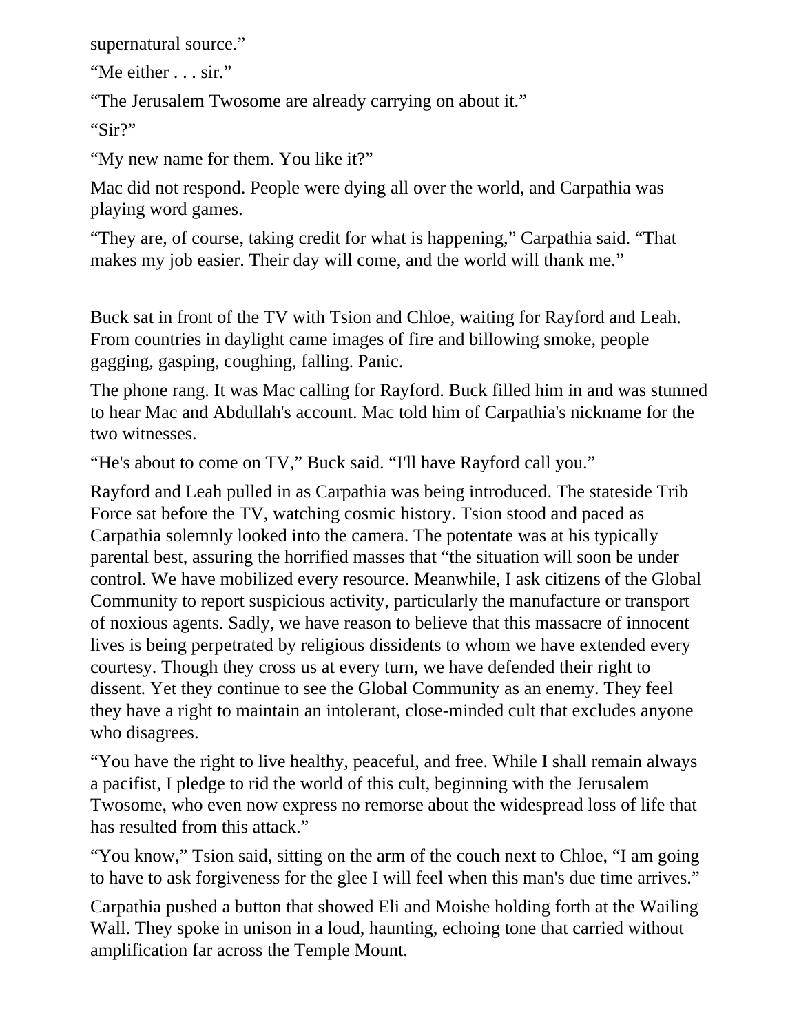supernatural source."

"Me either . . . sir."

"The Jerusalem Twosome are already carrying on about it."

"Sir?"

"My new name for them. You like it?"

Mac did not respond. People were dying all over the world, and Carpathia was playing word games.

"They are, of course, taking credit for what is happening," Carpathia said. "That makes my job easier. Their day will come, and the world will thank me."

Buck sat in front of the TV with Tsion and Chloe, waiting for Rayford and Leah. From countries in daylight came images of fire and billowing smoke, people gagging, gasping, coughing, falling. Panic.

The phone rang. It was Mac calling for Rayford. Buck filled him in and was stunned to hear Mac and Abdullah's account. Mac told him of Carpathia's nickname for the two witnesses.

"He's about to come on TV," Buck said. "I'll have Rayford call you."

Rayford and Leah pulled in as Carpathia was being introduced. The stateside Trib Force sat before the TV, watching cosmic history. Tsion stood and paced as Carpathia solemnly looked into the camera. The potentate was at his typically parental best, assuring the horrified masses that "the situation will soon be under control. We have mobilized every resource. Meanwhile, I ask citizens of the Global Community to report suspicious activity, particularly the manufacture or transport of noxious agents. Sadly, we have reason to believe that this massacre of innocent lives is being perpetrated by religious dissidents to whom we have extended every courtesy. Though they cross us at every turn, we have defended their right to dissent. Yet they continue to see the Global Community as an enemy. They feel they have a right to maintain an intolerant, close-minded cult that excludes anyone who disagrees.

"You have the right to live healthy, peaceful, and free. While I shall remain always a pacifist, I pledge to rid the world of this cult, beginning with the Jerusalem Twosome, who even now express no remorse about the widespread loss of life that has resulted from this attack."

"You know," Tsion said, sitting on the arm of the couch next to Chloe, "I am going to have to ask forgiveness for the glee I will feel when this man's due time arrives."

Carpathia pushed a button that showed Eli and Moishe holding forth at the Wailing Wall. They spoke in unison in a loud, haunting, echoing tone that carried without amplification far across the Temple Mount.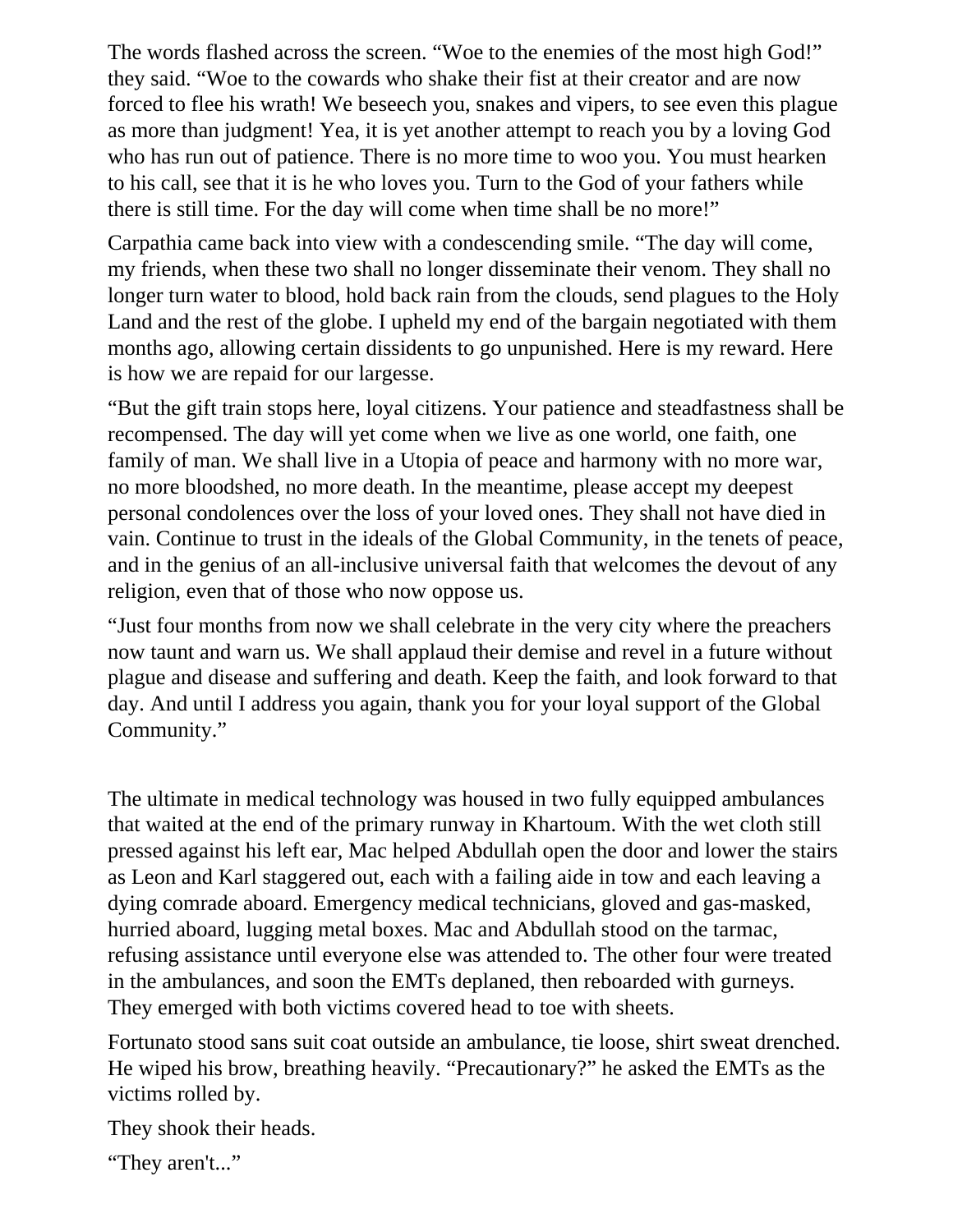The words flashed across the screen. “Woe to the enemies of the most high God!” they said. “Woe to the cowards who shake their fist at their creator and are now forced to flee his wrath! We beseech you, snakes and vipers, to see even this plague as more than judgment! Yea, it is yet another attempt to reach you by a loving God who has run out of patience. There is no more time to woo you. You must hearken to his call, see that it is he who loves you. Turn to the God of your fathers while there is still time. For the day will come when time shall be no more!”

Carpathia came back into view with a condescending smile. “The day will come, my friends, when these two shall no longer disseminate their venom. They shall no longer turn water to blood, hold back rain from the clouds, send plagues to the Holy Land and the rest of the globe. I upheld my end of the bargain negotiated with them months ago, allowing certain dissidents to go unpunished. Here is my reward. Here is how we are repaid for our largesse.

“But the gift train stops here, loyal citizens. Your patience and steadfastness shall be recompensed. The day will yet come when we live as one world, one faith, one family of man. We shall live in a Utopia of peace and harmony with no more war, no more bloodshed, no more death. In the meantime, please accept my deepest personal condolences over the loss of your loved ones. They shall not have died in vain. Continue to trust in the ideals of the Global Community, in the tenets of peace, and in the genius of an all-inclusive universal faith that welcomes the devout of any religion, even that of those who now oppose us.

“Just four months from now we shall celebrate in the very city where the preachers now taunt and warn us. We shall applaud their demise and revel in a future without plague and disease and suffering and death. Keep the faith, and look forward to that day. And until I address you again, thank you for your loyal support of the Global Community.”

The ultimate in medical technology was housed in two fully equipped ambulances that waited at the end of the primary runway in Khartoum. With the wet cloth still pressed against his left ear, Mac helped Abdullah open the door and lower the stairs as Leon and Karl staggered out, each with a failing aide in tow and each leaving a dying comrade aboard. Emergency medical technicians, gloved and gas-masked, hurried aboard, lugging metal boxes. Mac and Abdullah stood on the tarmac, refusing assistance until everyone else was attended to. The other four were treated in the ambulances, and soon the EMTs deplaned, then reboarded with gurneys. They emerged with both victims covered head to toe with sheets.

Fortunato stood sans suit coat outside an ambulance, tie loose, shirt sweat drenched. He wiped his brow, breathing heavily. “Precautionary?” he asked the EMTs as the victims rolled by.

They shook their heads.

“They aren't...”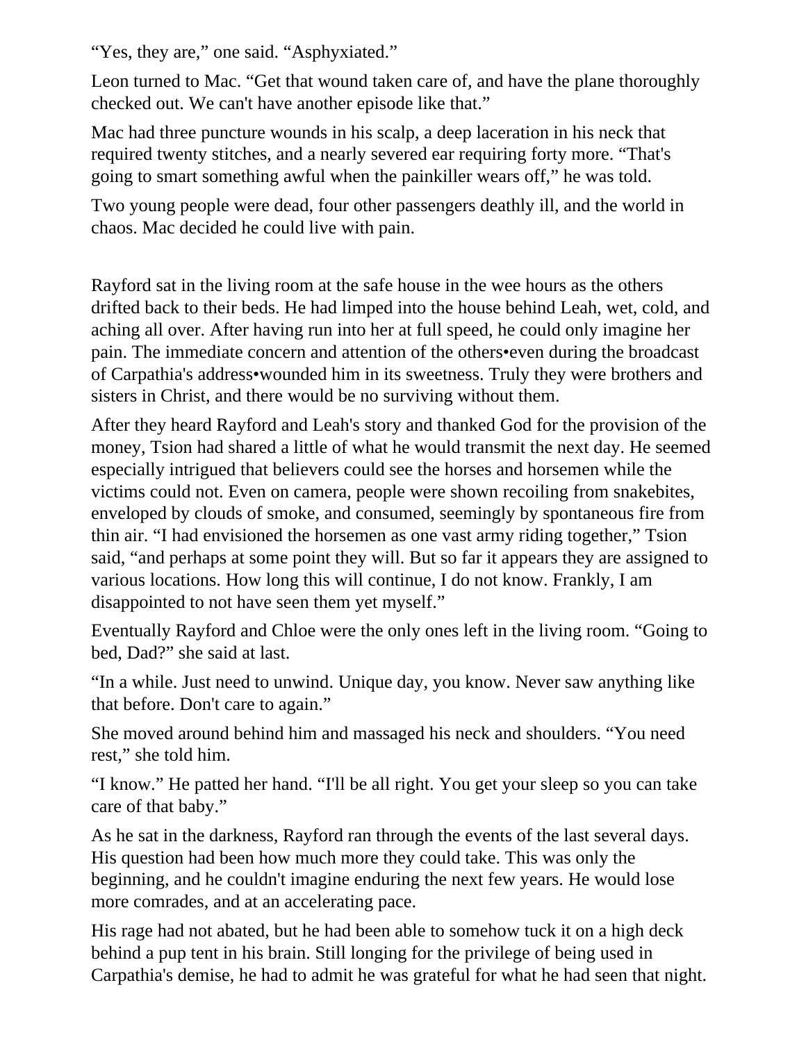“Yes, they are,” one said. “Asphyxiated.”

Leon turned to Mac. “Get that wound taken care of, and have the plane thoroughly checked out. We can't have another episode like that.”

Mac had three puncture wounds in his scalp, a deep laceration in his neck that required twenty stitches, and a nearly severed ear requiring forty more. “That's going to smart something awful when the painkiller wears off,” he was told.

Two young people were dead, four other passengers deathly ill, and the world in chaos. Mac decided he could live with pain.

Rayford sat in the living room at the safe house in the wee hours as the others drifted back to their beds. He had limped into the house behind Leah, wet, cold, and aching all over. After having run into her at full speed, he could only imagine her pain. The immediate concern and attention of the others•even during the broadcast of Carpathia's address•wounded him in its sweetness. Truly they were brothers and sisters in Christ, and there would be no surviving without them.

After they heard Rayford and Leah's story and thanked God for the provision of the money, Tsion had shared a little of what he would transmit the next day. He seemed especially intrigued that believers could see the horses and horsemen while the victims could not. Even on camera, people were shown recoiling from snakebites, enveloped by clouds of smoke, and consumed, seemingly by spontaneous fire from thin air. “I had envisioned the horsemen as one vast army riding together,” Tsion said, “and perhaps at some point they will. But so far it appears they are assigned to various locations. How long this will continue, I do not know. Frankly, I am disappointed to not have seen them yet myself.”

Eventually Rayford and Chloe were the only ones left in the living room. “Going to bed, Dad?” she said at last.

“In a while. Just need to unwind. Unique day, you know. Never saw anything like that before. Don't care to again.”

She moved around behind him and massaged his neck and shoulders. “You need rest,” she told him.

“I know.” He patted her hand. “I'll be all right. You get your sleep so you can take care of that baby.”

As he sat in the darkness, Rayford ran through the events of the last several days. His question had been how much more they could take. This was only the beginning, and he couldn't imagine enduring the next few years. He would lose more comrades, and at an accelerating pace.

His rage had not abated, but he had been able to somehow tuck it on a high deck behind a pup tent in his brain. Still longing for the privilege of being used in Carpathia's demise, he had to admit he was grateful for what he had seen that night.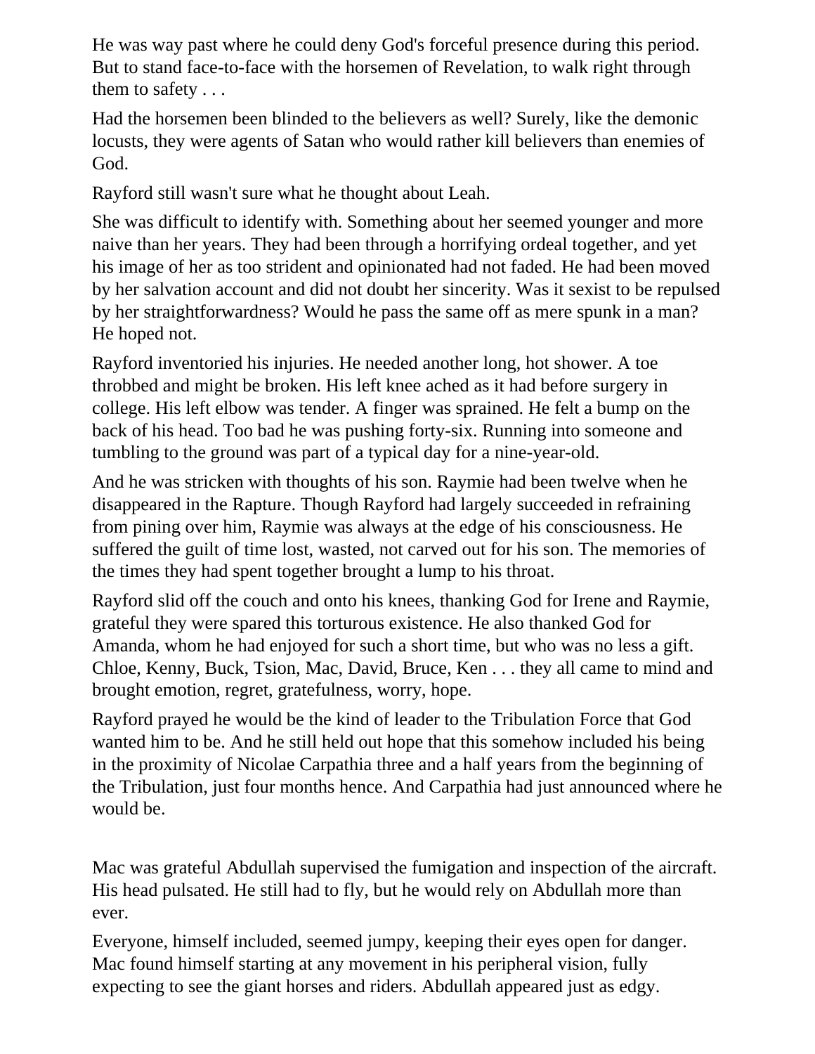He was way past where he could deny God's forceful presence during this period. But to stand face-to-face with the horsemen of Revelation, to walk right through them to safety . . .

Had the horsemen been blinded to the believers as well? Surely, like the demonic locusts, they were agents of Satan who would rather kill believers than enemies of God.

Rayford still wasn't sure what he thought about Leah.

She was difficult to identify with. Something about her seemed younger and more naive than her years. They had been through a horrifying ordeal together, and yet his image of her as too strident and opinionated had not faded. He had been moved by her salvation account and did not doubt her sincerity. Was it sexist to be repulsed by her straightforwardness? Would he pass the same off as mere spunk in a man? He hoped not.

Rayford inventoried his injuries. He needed another long, hot shower. A toe throbbed and might be broken. His left knee ached as it had before surgery in college. His left elbow was tender. A finger was sprained. He felt a bump on the back of his head. Too bad he was pushing forty-six. Running into someone and tumbling to the ground was part of a typical day for a nine-year-old.

And he was stricken with thoughts of his son. Raymie had been twelve when he disappeared in the Rapture. Though Rayford had largely succeeded in refraining from pining over him, Raymie was always at the edge of his consciousness. He suffered the guilt of time lost, wasted, not carved out for his son. The memories of the times they had spent together brought a lump to his throat.

Rayford slid off the couch and onto his knees, thanking God for Irene and Raymie, grateful they were spared this torturous existence. He also thanked God for Amanda, whom he had enjoyed for such a short time, but who was no less a gift. Chloe, Kenny, Buck, Tsion, Mac, David, Bruce, Ken . . . they all came to mind and brought emotion, regret, gratefulness, worry, hope.

Rayford prayed he would be the kind of leader to the Tribulation Force that God wanted him to be. And he still held out hope that this somehow included his being in the proximity of Nicolae Carpathia three and a half years from the beginning of the Tribulation, just four months hence. And Carpathia had just announced where he would be.

Mac was grateful Abdullah supervised the fumigation and inspection of the aircraft. His head pulsated. He still had to fly, but he would rely on Abdullah more than ever.

Everyone, himself included, seemed jumpy, keeping their eyes open for danger. Mac found himself starting at any movement in his peripheral vision, fully expecting to see the giant horses and riders. Abdullah appeared just as edgy.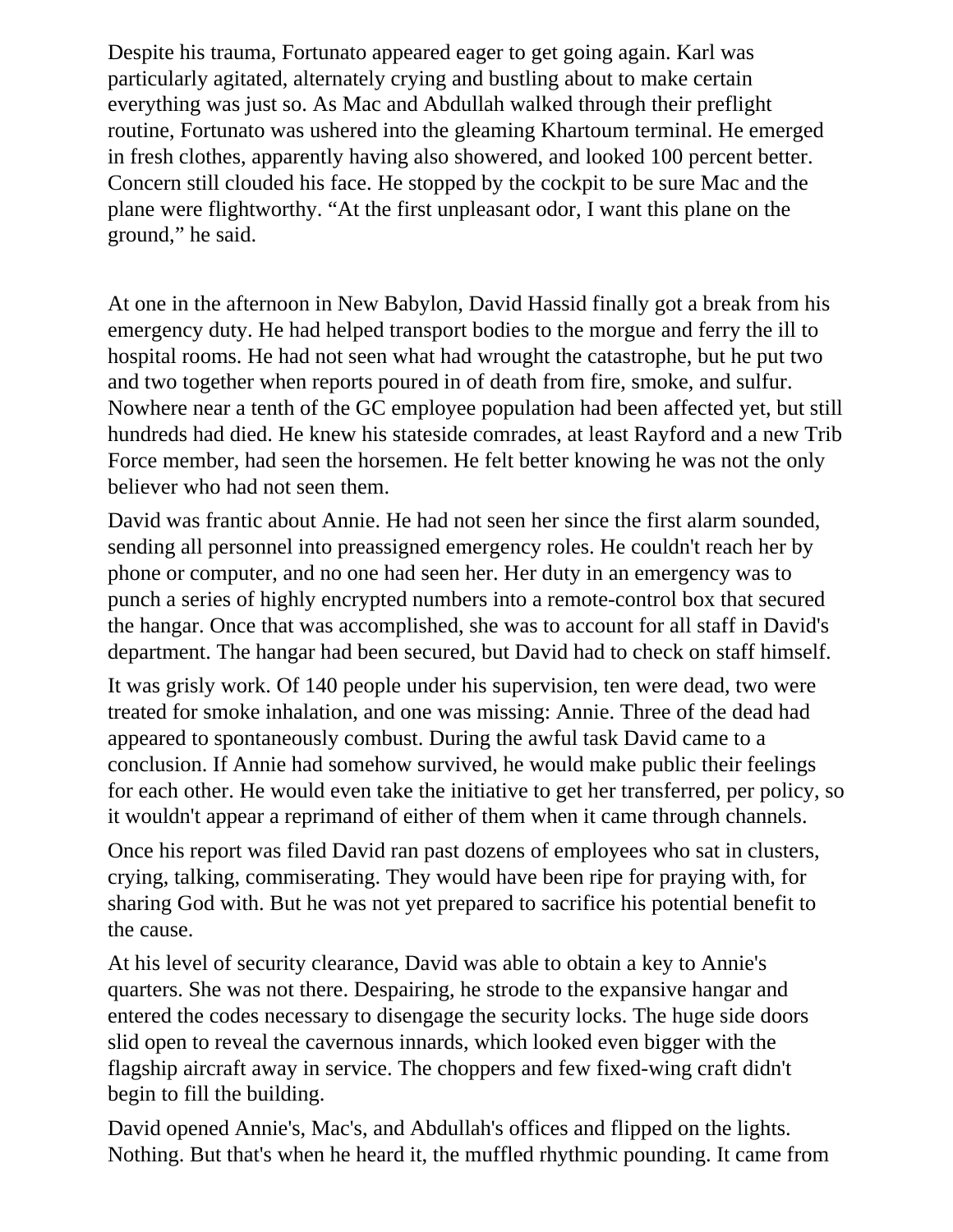Despite his trauma, Fortunato appeared eager to get going again. Karl was particularly agitated, alternately crying and bustling about to make certain everything was just so. As Mac and Abdullah walked through their preflight routine, Fortunato was ushered into the gleaming Khartoum terminal. He emerged in fresh clothes, apparently having also showered, and looked 100 percent better. Concern still clouded his face. He stopped by the cockpit to be sure Mac and the plane were flightworthy. "At the first unpleasant odor, I want this plane on the ground," he said.

At one in the afternoon in New Babylon, David Hassid finally got a break from his emergency duty. He had helped transport bodies to the morgue and ferry the ill to hospital rooms. He had not seen what had wrought the catastrophe, but he put two and two together when reports poured in of death from fire, smoke, and sulfur. Nowhere near a tenth of the GC employee population had been affected yet, but still hundreds had died. He knew his stateside comrades, at least Rayford and a new Trib Force member, had seen the horsemen. He felt better knowing he was not the only believer who had not seen them.

David was frantic about Annie. He had not seen her since the first alarm sounded, sending all personnel into preassigned emergency roles. He couldn't reach her by phone or computer, and no one had seen her. Her duty in an emergency was to punch a series of highly encrypted numbers into a remote-control box that secured the hangar. Once that was accomplished, she was to account for all staff in David's department. The hangar had been secured, but David had to check on staff himself.

It was grisly work. Of 140 people under his supervision, ten were dead, two were treated for smoke inhalation, and one was missing: Annie. Three of the dead had appeared to spontaneously combust. During the awful task David came to a conclusion. If Annie had somehow survived, he would make public their feelings for each other. He would even take the initiative to get her transferred, per policy, so it wouldn't appear a reprimand of either of them when it came through channels.

Once his report was filed David ran past dozens of employees who sat in clusters, crying, talking, commiserating. They would have been ripe for praying with, for sharing God with. But he was not yet prepared to sacrifice his potential benefit to the cause.

At his level of security clearance, David was able to obtain a key to Annie's quarters. She was not there. Despairing, he strode to the expansive hangar and entered the codes necessary to disengage the security locks. The huge side doors slid open to reveal the cavernous innards, which looked even bigger with the flagship aircraft away in service. The choppers and few fixed-wing craft didn't begin to fill the building.

David opened Annie's, Mac's, and Abdullah's offices and flipped on the lights. Nothing. But that's when he heard it, the muffled rhythmic pounding. It came from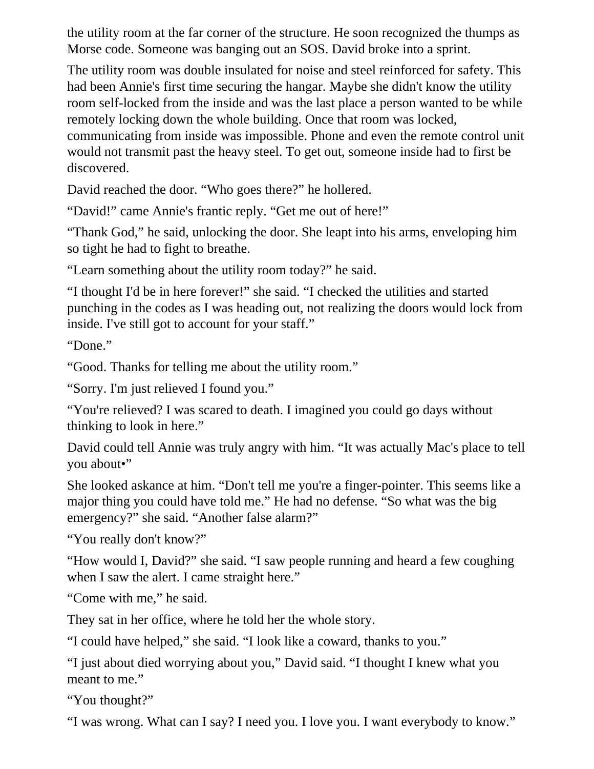the utility room at the far corner of the structure. He soon recognized the thumps as Morse code. Someone was banging out an SOS. David broke into a sprint.

The utility room was double insulated for noise and steel reinforced for safety. This had been Annie's first time securing the hangar. Maybe she didn't know the utility room self-locked from the inside and was the last place a person wanted to be while remotely locking down the whole building. Once that room was locked, communicating from inside was impossible. Phone and even the remote control unit would not transmit past the heavy steel. To get out, someone inside had to first be discovered.

David reached the door. “Who goes there?” he hollered.

“David!” came Annie's frantic reply. “Get me out of here!”

“Thank God,” he said, unlocking the door. She leapt into his arms, enveloping him so tight he had to fight to breathe.

“Learn something about the utility room today?” he said.

“I thought I'd be in here forever!” she said. “I checked the utilities and started punching in the codes as I was heading out, not realizing the doors would lock from inside. I've still got to account for your staff.”

“Done.”

“Good. Thanks for telling me about the utility room.”

“Sorry. I'm just relieved I found you.”

“You're relieved? I was scared to death. I imagined you could go days without thinking to look in here.”

David could tell Annie was truly angry with him. “It was actually Mac's place to tell you about•”

She looked askance at him. “Don't tell me you're a finger-pointer. This seems like a major thing you could have told me.” He had no defense. “So what was the big emergency?” she said. “Another false alarm?”

“You really don't know?”

“How would I, David?” she said. “I saw people running and heard a few coughing when I saw the alert. I came straight here.”

“Come with me,” he said.

They sat in her office, where he told her the whole story.

“I could have helped,” she said. “I look like a coward, thanks to you.”

“I just about died worrying about you,” David said. “I thought I knew what you meant to me.”

“You thought?”

“I was wrong. What can I say? I need you. I love you. I want everybody to know.”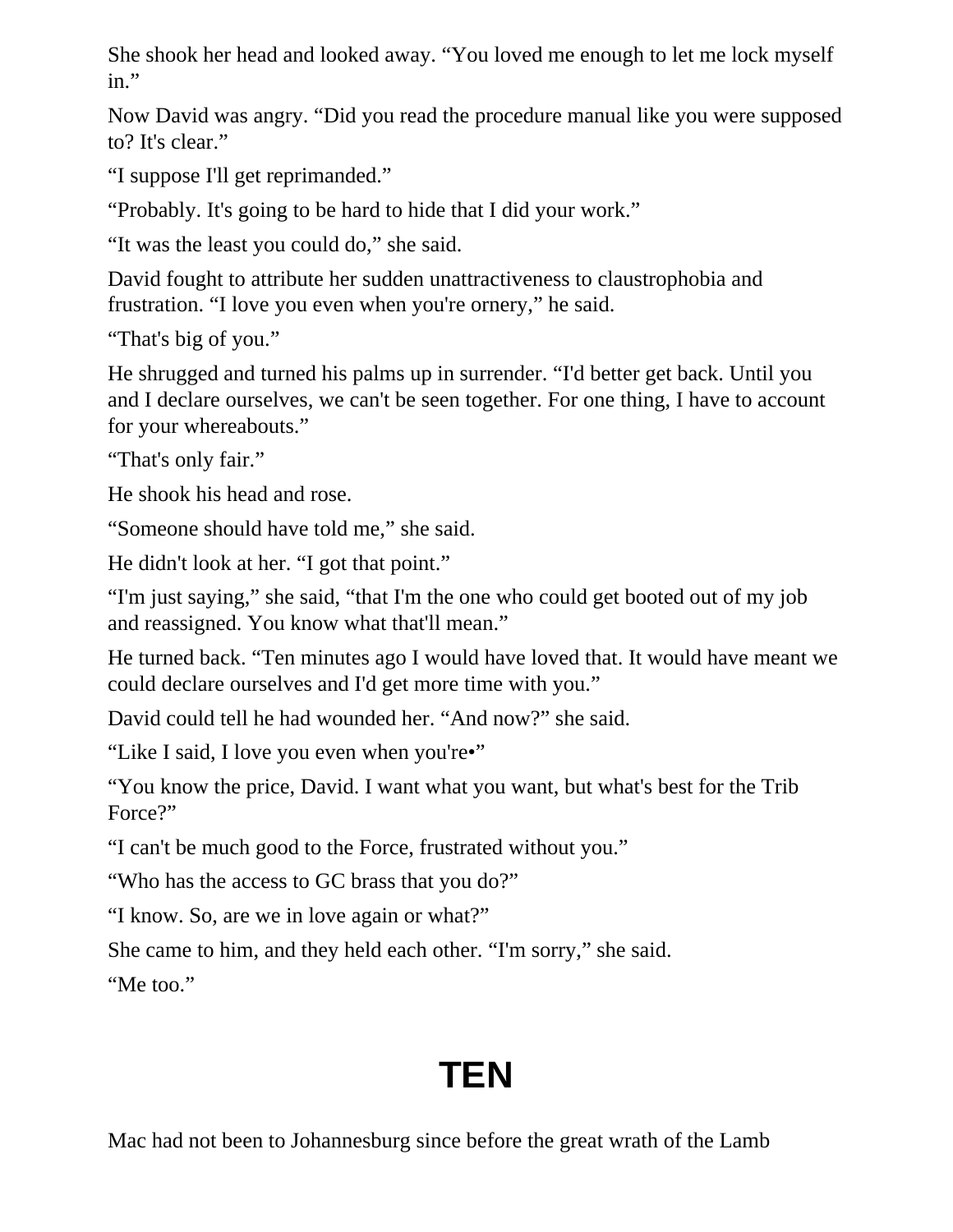She shook her head and looked away. “You loved me enough to let me lock myself in.”

Now David was angry. “Did you read the procedure manual like you were supposed to? It's clear.”

“I suppose I'll get reprimanded.”

“Probably. It's going to be hard to hide that I did your work.”

“It was the least you could do,” she said.

David fought to attribute her sudden unattractiveness to claustrophobia and frustration. “I love you even when you're ornery,” he said.

“That's big of you.”

He shrugged and turned his palms up in surrender. “I'd better get back. Until you and I declare ourselves, we can't be seen together. For one thing, I have to account for your whereabouts.”

“That's only fair.”

He shook his head and rose.

“Someone should have told me,” she said.

He didn't look at her. “I got that point.”

“I'm just saying,” she said, “that I'm the one who could get booted out of my job and reassigned. You know what that'll mean.”

He turned back. “Ten minutes ago I would have loved that. It would have meant we could declare ourselves and I'd get more time with you.”

David could tell he had wounded her. “And now?” she said.

“Like I said, I love you even when you're•”

“You know the price, David. I want what you want, but what's best for the Trib Force?”

“I can't be much good to the Force, frustrated without you.”

“Who has the access to GC brass that you do?”

“I know. So, are we in love again or what?”

She came to him, and they held each other. “I'm sorry,” she said.

“Me too.”

# TEN

Mac had not been to Johannesburg since before the great wrath of the Lamb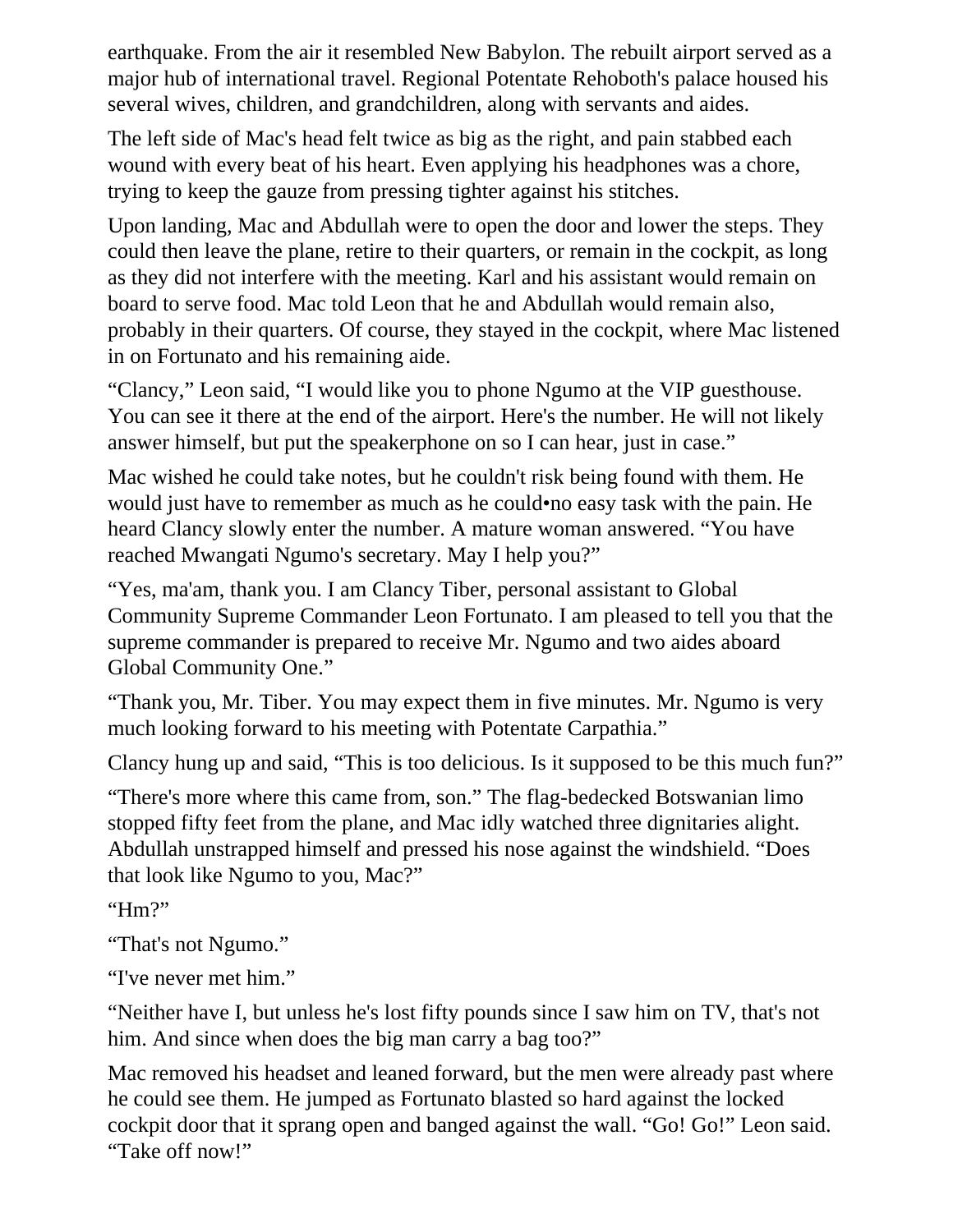earthquake. From the air it resembled New Babylon. The rebuilt airport served as a major hub of international travel. Regional Potentate Rehoboth's palace housed his several wives, children, and grandchildren, along with servants and aides.

The left side of Mac's head felt twice as big as the right, and pain stabbed each wound with every beat of his heart. Even applying his headphones was a chore, trying to keep the gauze from pressing tighter against his stitches.

Upon landing, Mac and Abdullah were to open the door and lower the steps. They could then leave the plane, retire to their quarters, or remain in the cockpit, as long as they did not interfere with the meeting. Karl and his assistant would remain on board to serve food. Mac told Leon that he and Abdullah would remain also, probably in their quarters. Of course, they stayed in the cockpit, where Mac listened in on Fortunato and his remaining aide.

"Clancy," Leon said, "I would like you to phone Ngumo at the VIP guesthouse. You can see it there at the end of the airport. Here's the number. He will not likely answer himself, but put the speakerphone on so I can hear, just in case."

Mac wished he could take notes, but he couldn't risk being found with them. He would just have to remember as much as he could•no easy task with the pain. He heard Clancy slowly enter the number. A mature woman answered. "You have reached Mwangati Ngumo's secretary. May I help you?"

"Yes, ma'am, thank you. I am Clancy Tiber, personal assistant to Global Community Supreme Commander Leon Fortunato. I am pleased to tell you that the supreme commander is prepared to receive Mr. Ngumo and two aides aboard Global Community One."

"Thank you, Mr. Tiber. You may expect them in five minutes. Mr. Ngumo is very much looking forward to his meeting with Potentate Carpathia."

Clancy hung up and said, "This is too delicious. Is it supposed to be this much fun?"

"There's more where this came from, son." The flag-bedecked Botswanian limo stopped fifty feet from the plane, and Mac idly watched three dignitaries alight. Abdullah unstrapped himself and pressed his nose against the windshield. "Does that look like Ngumo to you, Mac?"

"Hm?"

"That's not Ngumo."

"I've never met him."

"Neither have I, but unless he's lost fifty pounds since I saw him on TV, that's not him. And since when does the big man carry a bag too?"

Mac removed his headset and leaned forward, but the men were already past where he could see them. He jumped as Fortunato blasted so hard against the locked cockpit door that it sprang open and banged against the wall. "Go! Go!" Leon said. "Take off now!"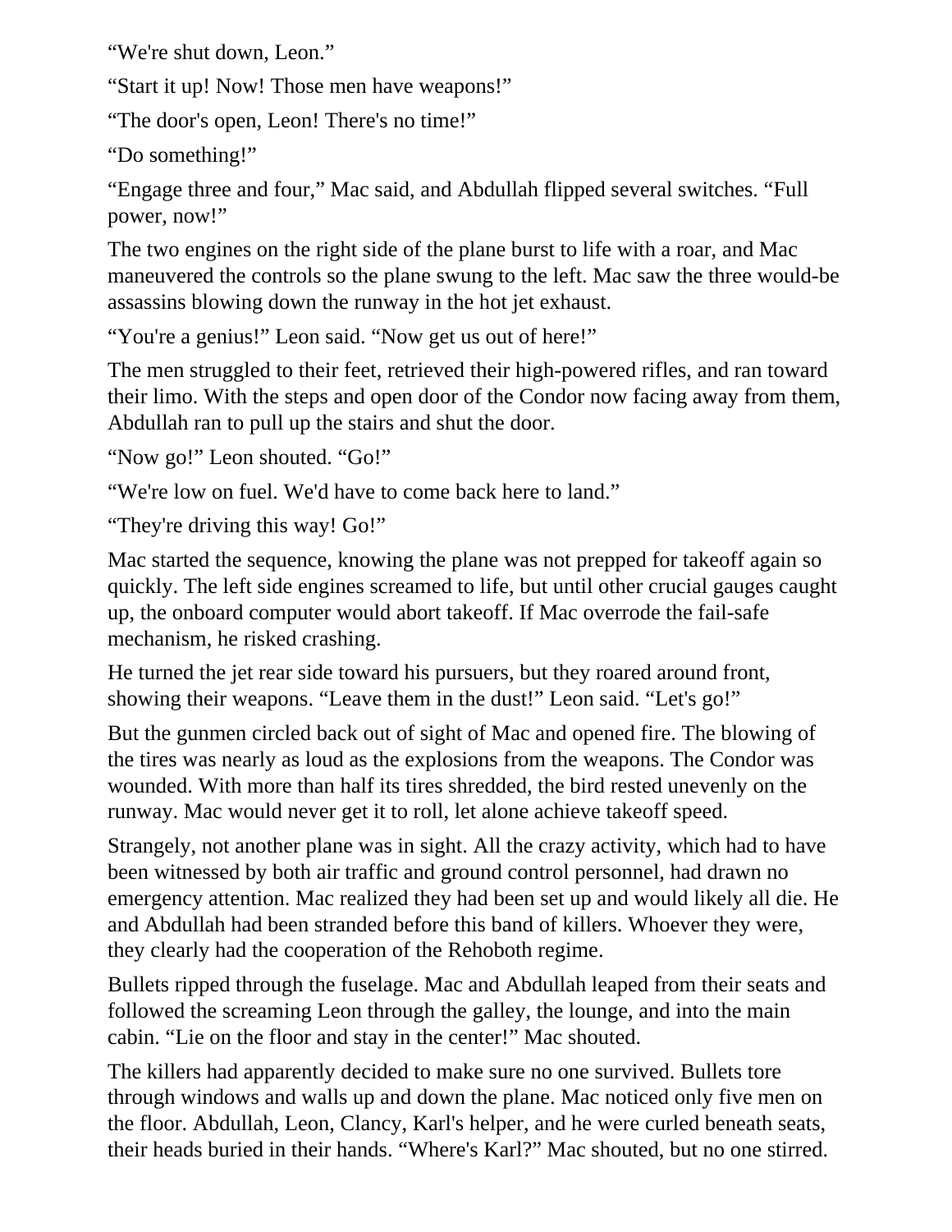“We're shut down, Leon.”

“Start it up! Now! Those men have weapons!”

“The door's open, Leon! There's no time!”

“Do something!”

“Engage three and four,” Mac said, and Abdullah flipped several switches. “Full power, now!”

The two engines on the right side of the plane burst to life with a roar, and Mac maneuvered the controls so the plane swung to the left. Mac saw the three would-be assassins blowing down the runway in the hot jet exhaust.

“You're a genius!” Leon said. “Now get us out of here!”

The men struggled to their feet, retrieved their high-powered rifles, and ran toward their limo. With the steps and open door of the Condor now facing away from them, Abdullah ran to pull up the stairs and shut the door.

“Now go!” Leon shouted. “Go!”

“We're low on fuel. We'd have to come back here to land.”

“They're driving this way! Go!”

Mac started the sequence, knowing the plane was not prepped for takeoff again so quickly. The left side engines screamed to life, but until other crucial gauges caught up, the onboard computer would abort takeoff. If Mac overrode the fail-safe mechanism, he risked crashing.

He turned the jet rear side toward his pursuers, but they roared around front, showing their weapons. “Leave them in the dust!” Leon said. “Let's go!”

But the gunmen circled back out of sight of Mac and opened fire. The blowing of the tires was nearly as loud as the explosions from the weapons. The Condor was wounded. With more than half its tires shredded, the bird rested unevenly on the runway. Mac would never get it to roll, let alone achieve takeoff speed.

Strangely, not another plane was in sight. All the crazy activity, which had to have been witnessed by both air traffic and ground control personnel, had drawn no emergency attention. Mac realized they had been set up and would likely all die. He and Abdullah had been stranded before this band of killers. Whoever they were, they clearly had the cooperation of the Rehoboth regime.

Bullets ripped through the fuselage. Mac and Abdullah leaped from their seats and followed the screaming Leon through the galley, the lounge, and into the main cabin. “Lie on the floor and stay in the center!” Mac shouted.

The killers had apparently decided to make sure no one survived. Bullets tore through windows and walls up and down the plane. Mac noticed only five men on the floor. Abdullah, Leon, Clancy, Karl's helper, and he were curled beneath seats, their heads buried in their hands. “Where's Karl?” Mac shouted, but no one stirred.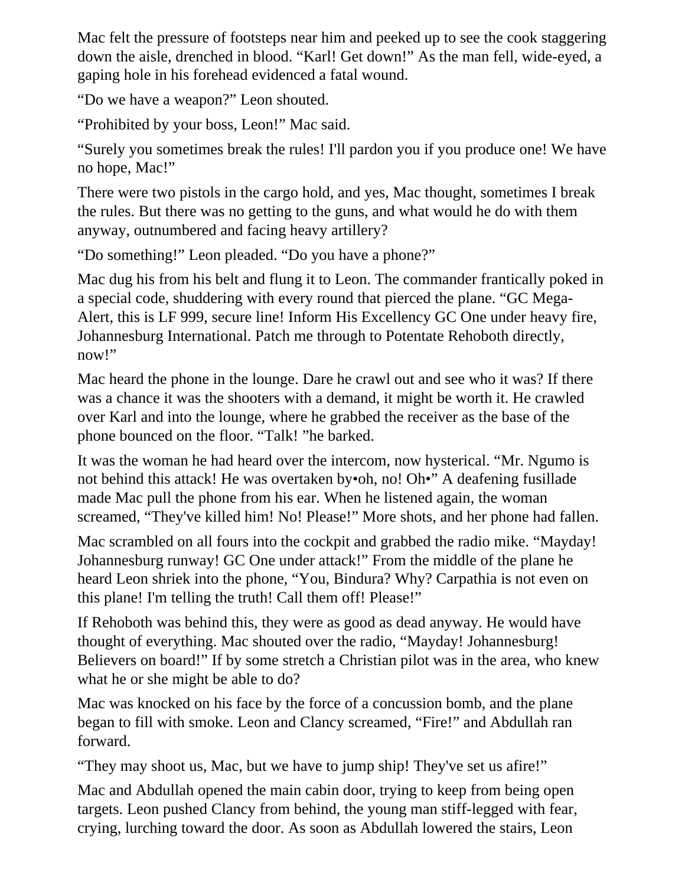Mac felt the pressure of footsteps near him and peeked up to see the cook staggering down the aisle, drenched in blood. “Karl! Get down!” As the man fell, wide-eyed, a gaping hole in his forehead evidenced a fatal wound.

“Do we have a weapon?” Leon shouted.

“Prohibited by your boss, Leon!” Mac said.

“Surely you sometimes break the rules! I'll pardon you if you produce one! We have no hope, Mac!”

There were two pistols in the cargo hold, and yes, Mac thought, sometimes I break the rules. But there was no getting to the guns, and what would he do with them anyway, outnumbered and facing heavy artillery?

“Do something!” Leon pleaded. “Do you have a phone?”

Mac dug his from his belt and flung it to Leon. The commander frantically poked in a special code, shuddering with every round that pierced the plane. “GC Mega-Alert, this is LF 999, secure line! Inform His Excellency GC One under heavy fire, Johannesburg International. Patch me through to Potentate Rehoboth directly, now!”

Mac heard the phone in the lounge. Dare he crawl out and see who it was? If there was a chance it was the shooters with a demand, it might be worth it. He crawled over Karl and into the lounge, where he grabbed the receiver as the base of the phone bounced on the floor. “Talk! ”he barked.

It was the woman he had heard over the intercom, now hysterical. “Mr. Ngumo is not behind this attack! He was overtaken by•oh, no! Oh•” A deafening fusillade made Mac pull the phone from his ear. When he listened again, the woman screamed, “They've killed him! No! Please!” More shots, and her phone had fallen.

Mac scrambled on all fours into the cockpit and grabbed the radio mike. “Mayday! Johannesburg runway! GC One under attack!” From the middle of the plane he heard Leon shriek into the phone, “You, Bindura? Why? Carpathia is not even on this plane! I'm telling the truth! Call them off! Please!”

If Rehoboth was behind this, they were as good as dead anyway. He would have thought of everything. Mac shouted over the radio, “Mayday! Johannesburg! Believers on board!” If by some stretch a Christian pilot was in the area, who knew what he or she might be able to do?

Mac was knocked on his face by the force of a concussion bomb, and the plane began to fill with smoke. Leon and Clancy screamed, “Fire!” and Abdullah ran forward.

“They may shoot us, Mac, but we have to jump ship! They've set us afire!”

Mac and Abdullah opened the main cabin door, trying to keep from being open targets. Leon pushed Clancy from behind, the young man stiff-legged with fear, crying, lurching toward the door. As soon as Abdullah lowered the stairs, Leon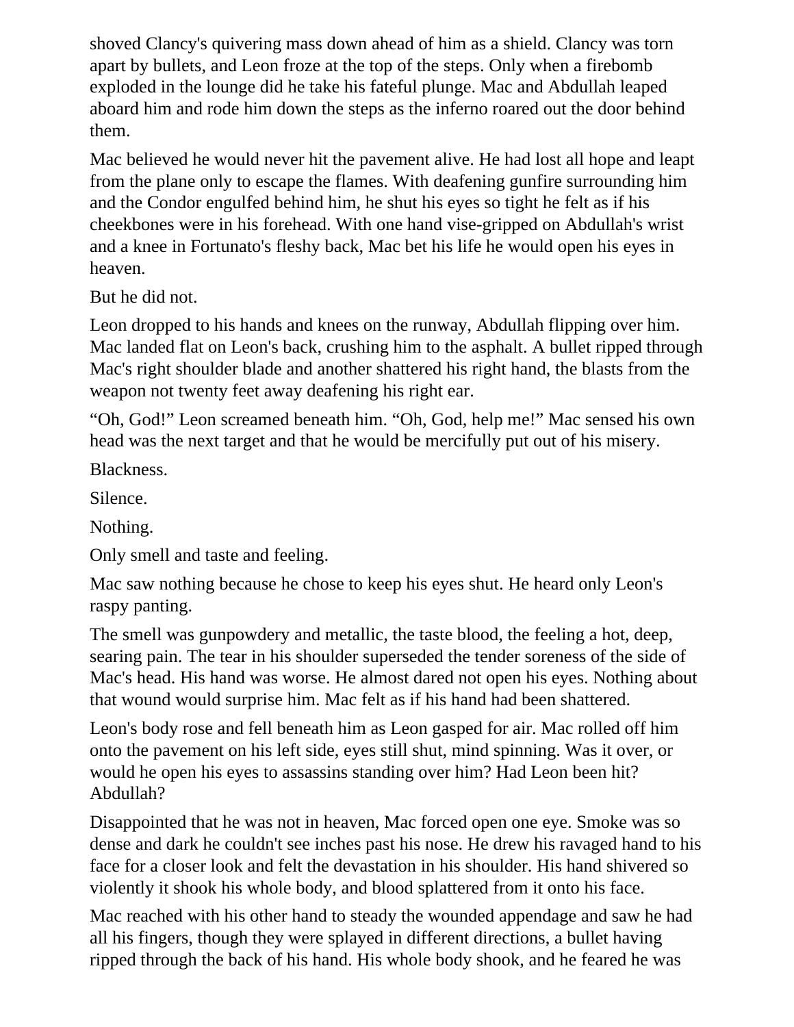shoved Clancy's quivering mass down ahead of him as a shield. Clancy was torn apart by bullets, and Leon froze at the top of the steps. Only when a firebomb exploded in the lounge did he take his fateful plunge. Mac and Abdullah leaped aboard him and rode him down the steps as the inferno roared out the door behind them.

Mac believed he would never hit the pavement alive. He had lost all hope and leapt from the plane only to escape the flames. With deafening gunfire surrounding him and the Condor engulfed behind him, he shut his eyes so tight he felt as if his cheekbones were in his forehead. With one hand vise-gripped on Abdullah's wrist and a knee in Fortunato's fleshy back, Mac bet his life he would open his eyes in heaven.

But he did not.

Leon dropped to his hands and knees on the runway, Abdullah flipping over him. Mac landed flat on Leon's back, crushing him to the asphalt. A bullet ripped through Mac's right shoulder blade and another shattered his right hand, the blasts from the weapon not twenty feet away deafening his right ear.

“Oh, God!” Leon screamed beneath him. “Oh, God, help me!” Mac sensed his own head was the next target and that he would be mercifully put out of his misery.

Blackness.

Silence.

Nothing.

Only smell and taste and feeling.

Mac saw nothing because he chose to keep his eyes shut. He heard only Leon's raspy panting.

The smell was gunpowdery and metallic, the taste blood, the feeling a hot, deep, searing pain. The tear in his shoulder superseded the tender soreness of the side of Mac's head. His hand was worse. He almost dared not open his eyes. Nothing about that wound would surprise him. Mac felt as if his hand had been shattered.

Leon's body rose and fell beneath him as Leon gasped for air. Mac rolled off him onto the pavement on his left side, eyes still shut, mind spinning. Was it over, or would he open his eyes to assassins standing over him? Had Leon been hit? Abdullah?

Disappointed that he was not in heaven, Mac forced open one eye. Smoke was so dense and dark he couldn't see inches past his nose. He drew his ravaged hand to his face for a closer look and felt the devastation in his shoulder. His hand shivered so violently it shook his whole body, and blood splattered from it onto his face.

Mac reached with his other hand to steady the wounded appendage and saw he had all his fingers, though they were splayed in different directions, a bullet having ripped through the back of his hand. His whole body shook, and he feared he was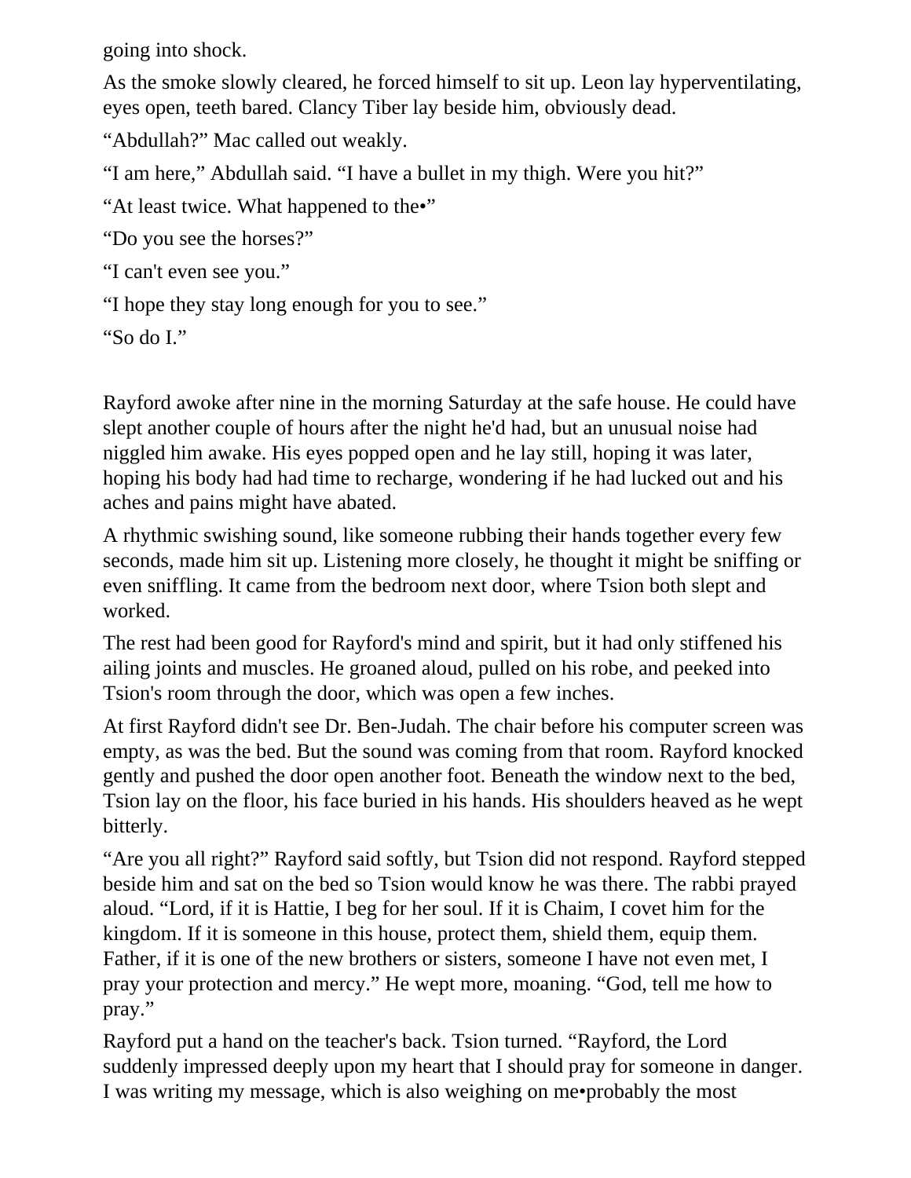going into shock.

As the smoke slowly cleared, he forced himself to sit up. Leon lay hyperventilating, eyes open, teeth bared. Clancy Tiber lay beside him, obviously dead.

“Abdullah?” Mac called out weakly.

“I am here,” Abdullah said. “I have a bullet in my thigh. Were you hit?”

“At least twice. What happened to the•”

“Do you see the horses?”

“I can't even see you.”

“I hope they stay long enough for you to see.”

“So do I.”

Rayford awoke after nine in the morning Saturday at the safe house. He could have slept another couple of hours after the night he'd had, but an unusual noise had niggled him awake. His eyes popped open and he lay still, hoping it was later, hoping his body had had time to recharge, wondering if he had lucked out and his aches and pains might have abated.

A rhythmic swishing sound, like someone rubbing their hands together every few seconds, made him sit up. Listening more closely, he thought it might be sniffing or even sniffling. It came from the bedroom next door, where Tsion both slept and worked.

The rest had been good for Rayford's mind and spirit, but it had only stiffened his ailing joints and muscles. He groaned aloud, pulled on his robe, and peeked into Tsion's room through the door, which was open a few inches.

At first Rayford didn't see Dr. Ben-Judah. The chair before his computer screen was empty, as was the bed. But the sound was coming from that room. Rayford knocked gently and pushed the door open another foot. Beneath the window next to the bed, Tsion lay on the floor, his face buried in his hands. His shoulders heaved as he wept bitterly.

“Are you all right?” Rayford said softly, but Tsion did not respond. Rayford stepped beside him and sat on the bed so Tsion would know he was there. The rabbi prayed aloud. “Lord, if it is Hattie, I beg for her soul. If it is Chaim, I covet him for the kingdom. If it is someone in this house, protect them, shield them, equip them. Father, if it is one of the new brothers or sisters, someone I have not even met, I pray your protection and mercy.” He wept more, moaning. “God, tell me how to pray.”

Rayford put a hand on the teacher's back. Tsion turned. “Rayford, the Lord suddenly impressed deeply upon my heart that I should pray for someone in danger. I was writing my message, which is also weighing on me•probably the most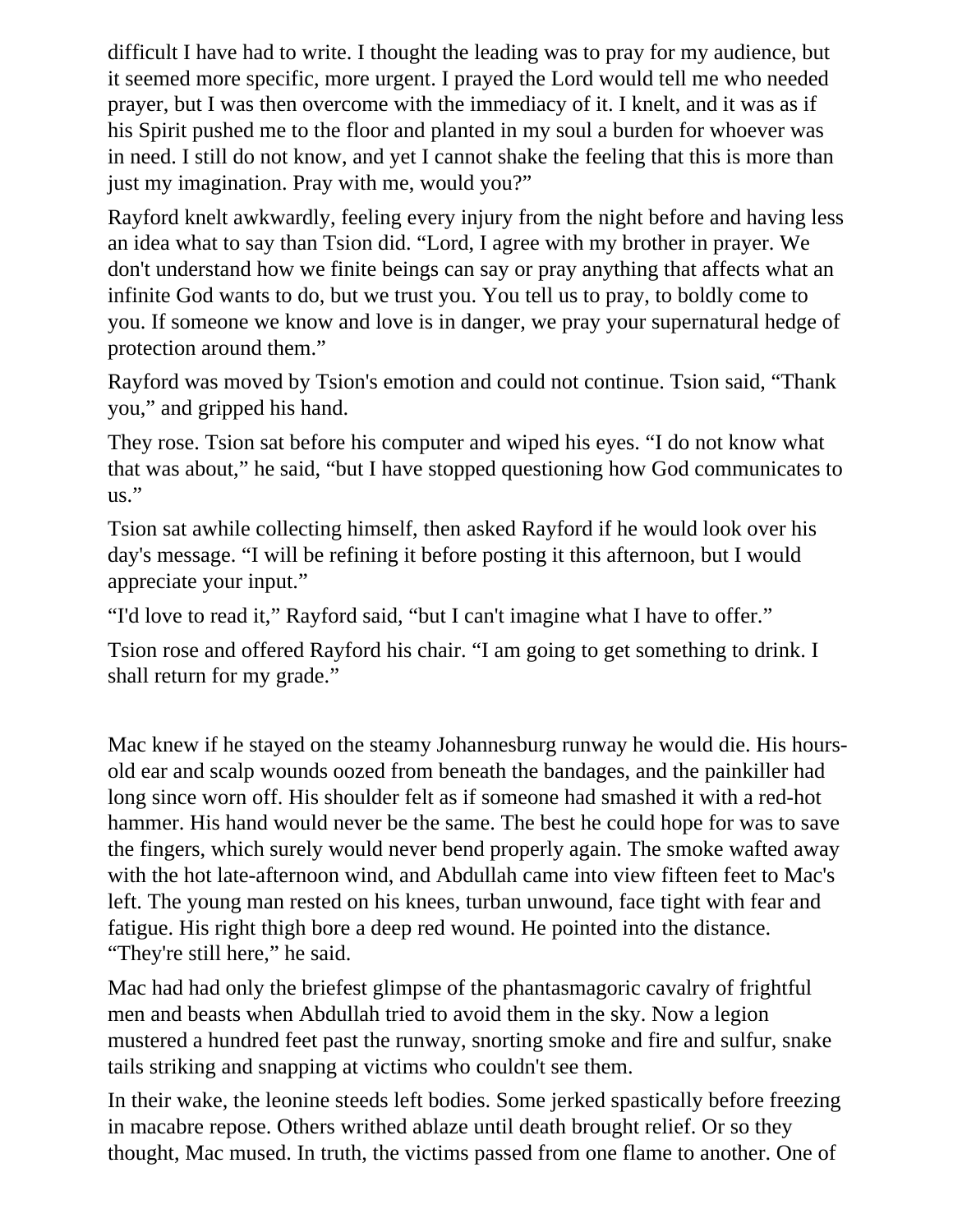difficult I have had to write. I thought the leading was to pray for my audience, but it seemed more specific, more urgent. I prayed the Lord would tell me who needed prayer, but I was then overcome with the immediacy of it. I knelt, and it was as if his Spirit pushed me to the floor and planted in my soul a burden for whoever was in need. I still do not know, and yet I cannot shake the feeling that this is more than just my imagination. Pray with me, would you?"

Rayford knelt awkwardly, feeling every injury from the night before and having less an idea what to say than Tsion did. "Lord, I agree with my brother in prayer. We don't understand how we finite beings can say or pray anything that affects what an infinite God wants to do, but we trust you. You tell us to pray, to boldly come to you. If someone we know and love is in danger, we pray your supernatural hedge of protection around them."

Rayford was moved by Tsion's emotion and could not continue. Tsion said, "Thank you," and gripped his hand.

They rose. Tsion sat before his computer and wiped his eyes. "I do not know what that was about," he said, "but I have stopped questioning how God communicates to us."

Tsion sat awhile collecting himself, then asked Rayford if he would look over his day's message. "I will be refining it before posting it this afternoon, but I would appreciate your input."

"I'd love to read it," Rayford said, "but I can't imagine what I have to offer."

Tsion rose and offered Rayford his chair. "I am going to get something to drink. I shall return for my grade."

Mac knew if he stayed on the steamy Johannesburg runway he would die. His hours-old ear and scalp wounds oozed from beneath the bandages, and the painkiller had long since worn off. His shoulder felt as if someone had smashed it with a red-hot hammer. His hand would never be the same. The best he could hope for was to save the fingers, which surely would never bend properly again. The smoke wafted away with the hot late-afternoon wind, and Abdullah came into view fifteen feet to Mac's left. The young man rested on his knees, turban unwound, face tight with fear and fatigue. His right thigh bore a deep red wound. He pointed into the distance. "They're still here," he said.

Mac had had only the briefest glimpse of the phantasmagoric cavalry of frightful men and beasts when Abdullah tried to avoid them in the sky. Now a legion mustered a hundred feet past the runway, snorting smoke and fire and sulfur, snake tails striking and snapping at victims who couldn't see them.

In their wake, the leonine steeds left bodies. Some jerked spastically before freezing in macabre repose. Others writhed ablaze until death brought relief. Or so they thought, Mac mused. In truth, the victims passed from one flame to another. One of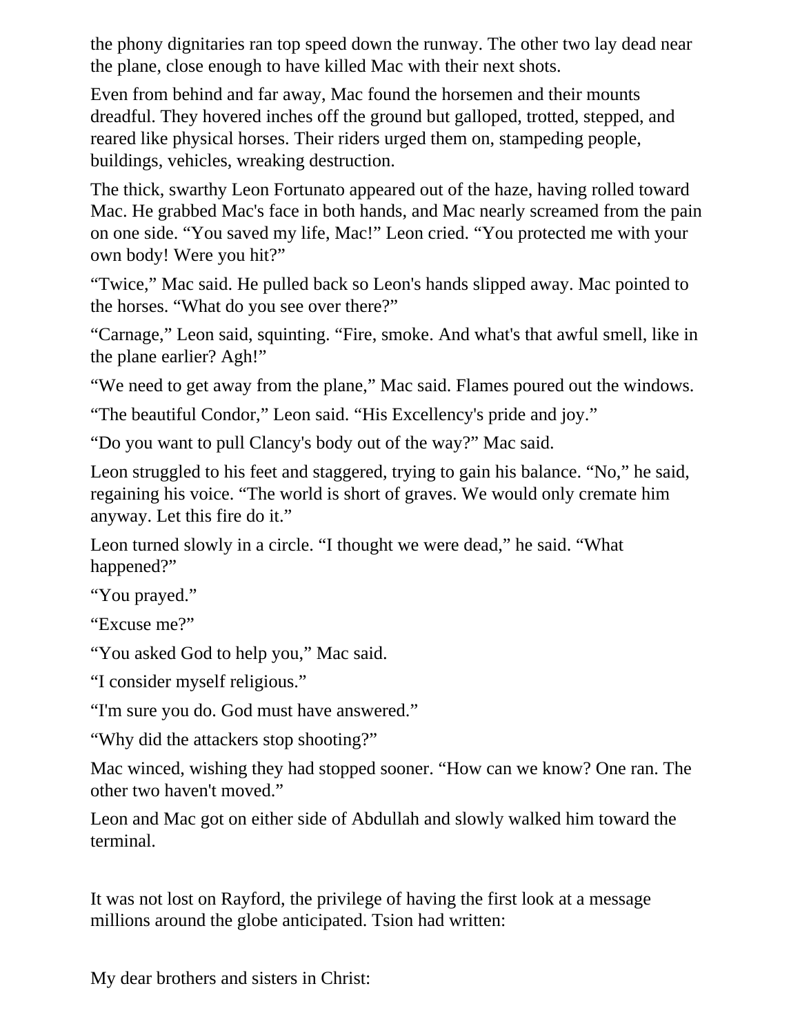the phony dignitaries ran top speed down the runway. The other two lay dead near the plane, close enough to have killed Mac with their next shots.

Even from behind and far away, Mac found the horsemen and their mounts dreadful. They hovered inches off the ground but galloped, trotted, stepped, and reared like physical horses. Their riders urged them on, stampeding people, buildings, vehicles, wreaking destruction.

The thick, swarthy Leon Fortunato appeared out of the haze, having rolled toward Mac. He grabbed Mac's face in both hands, and Mac nearly screamed from the pain on one side. “You saved my life, Mac!” Leon cried. “You protected me with your own body! Were you hit?”

“Twice,” Mac said. He pulled back so Leon's hands slipped away. Mac pointed to the horses. “What do you see over there?”

“Carnage,” Leon said, squinting. “Fire, smoke. And what's that awful smell, like in the plane earlier? Agh!”

“We need to get away from the plane,” Mac said. Flames poured out the windows.

“The beautiful Condor,” Leon said. “His Excellency's pride and joy.”

“Do you want to pull Clancy's body out of the way?” Mac said.

Leon struggled to his feet and staggered, trying to gain his balance. “No,” he said, regaining his voice. “The world is short of graves. We would only cremate him anyway. Let this fire do it.”

Leon turned slowly in a circle. “I thought we were dead,” he said. “What happened?”

“You prayed.”

“Excuse me?”

“You asked God to help you,” Mac said.

“I consider myself religious.”

“I'm sure you do. God must have answered.”

“Why did the attackers stop shooting?”

Mac winced, wishing they had stopped sooner. “How can we know? One ran. The other two haven't moved.”

Leon and Mac got on either side of Abdullah and slowly walked him toward the terminal.

It was not lost on Rayford, the privilege of having the first look at a message millions around the globe anticipated. Tsion had written:

My dear brothers and sisters in Christ: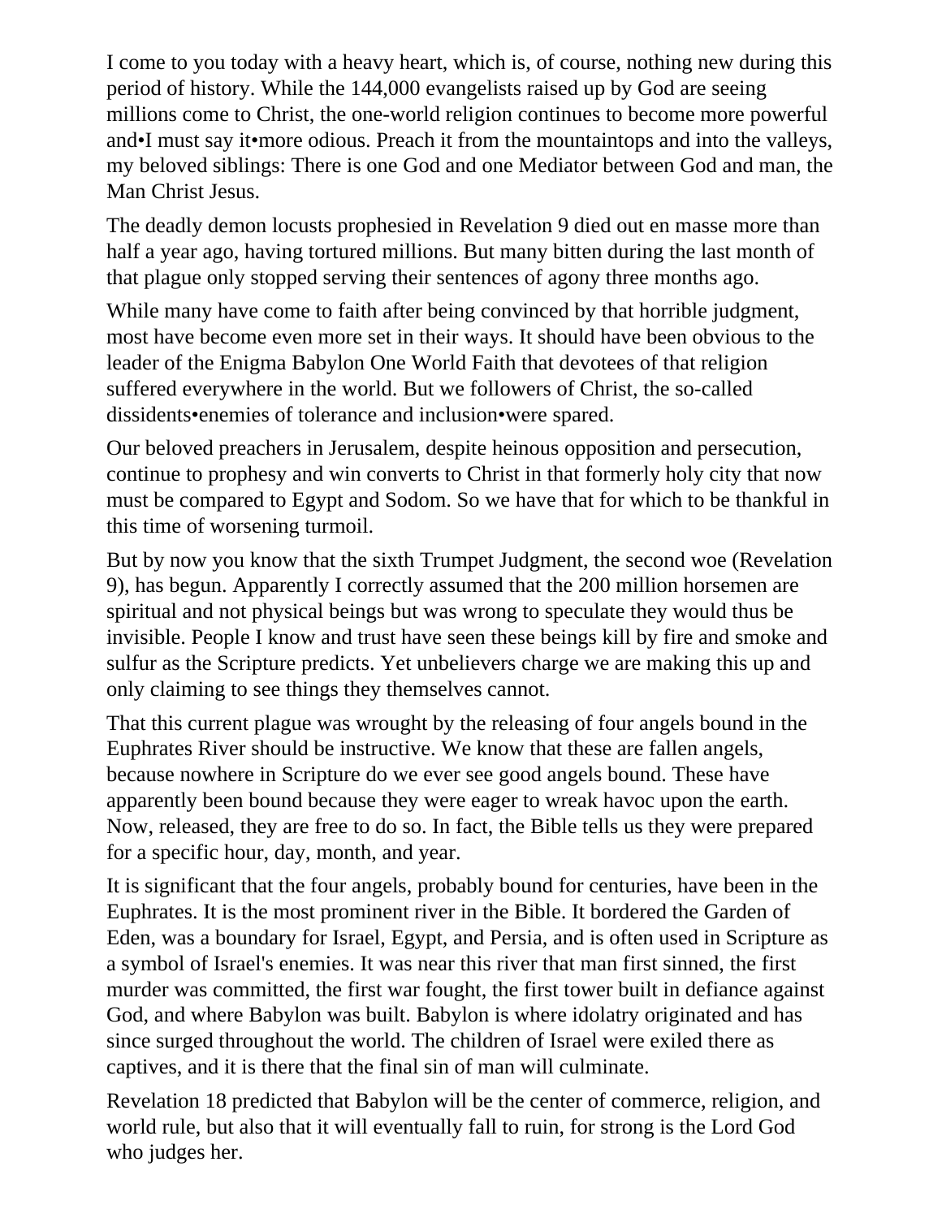I come to you today with a heavy heart, which is, of course, nothing new during this period of history. While the 144,000 evangelists raised up by God are seeing millions come to Christ, the one-world religion continues to become more powerful and•I must say it•more odious. Preach it from the mountaintops and into the valleys, my beloved siblings: There is one God and one Mediator between God and man, the Man Christ Jesus.

The deadly demon locusts prophesied in Revelation 9 died out en masse more than half a year ago, having tortured millions. But many bitten during the last month of that plague only stopped serving their sentences of agony three months ago.

While many have come to faith after being convinced by that horrible judgment, most have become even more set in their ways. It should have been obvious to the leader of the Enigma Babylon One World Faith that devotees of that religion suffered everywhere in the world. But we followers of Christ, the so-called dissidents•enemies of tolerance and inclusion•were spared.

Our beloved preachers in Jerusalem, despite heinous opposition and persecution, continue to prophesy and win converts to Christ in that formerly holy city that now must be compared to Egypt and Sodom. So we have that for which to be thankful in this time of worsening turmoil.

But by now you know that the sixth Trumpet Judgment, the second woe (Revelation 9), has begun. Apparently I correctly assumed that the 200 million horsemen are spiritual and not physical beings but was wrong to speculate they would thus be invisible. People I know and trust have seen these beings kill by fire and smoke and sulfur as the Scripture predicts. Yet unbelievers charge we are making this up and only claiming to see things they themselves cannot.

That this current plague was wrought by the releasing of four angels bound in the Euphrates River should be instructive. We know that these are fallen angels, because nowhere in Scripture do we ever see good angels bound. These have apparently been bound because they were eager to wreak havoc upon the earth. Now, released, they are free to do so. In fact, the Bible tells us they were prepared for a specific hour, day, month, and year.

It is significant that the four angels, probably bound for centuries, have been in the Euphrates. It is the most prominent river in the Bible. It bordered the Garden of Eden, was a boundary for Israel, Egypt, and Persia, and is often used in Scripture as a symbol of Israel's enemies. It was near this river that man first sinned, the first murder was committed, the first war fought, the first tower built in defiance against God, and where Babylon was built. Babylon is where idolatry originated and has since surged throughout the world. The children of Israel were exiled there as captives, and it is there that the final sin of man will culminate.

Revelation 18 predicted that Babylon will be the center of commerce, religion, and world rule, but also that it will eventually fall to ruin, for strong is the Lord God who judges her.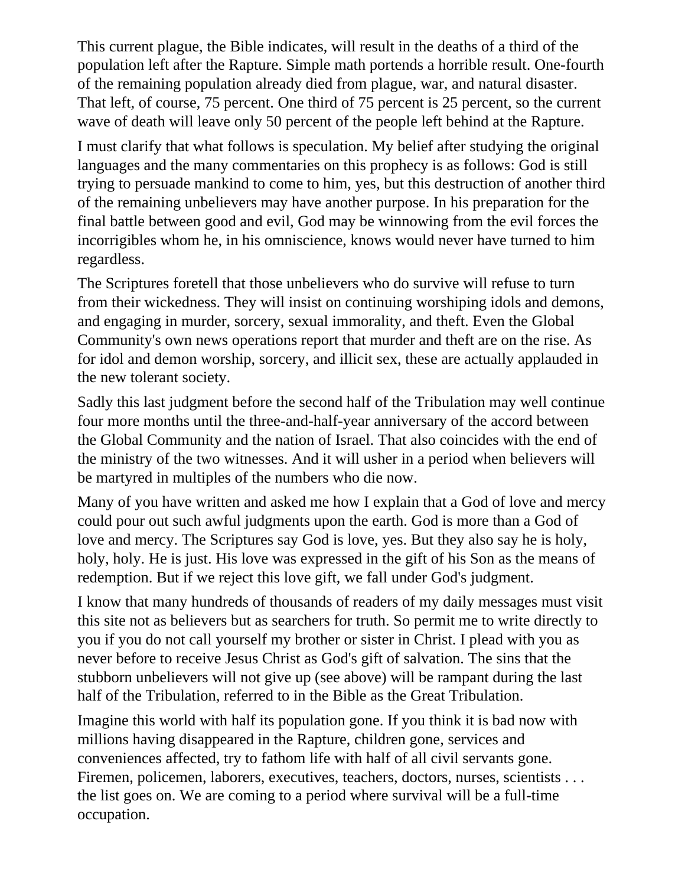This current plague, the Bible indicates, will result in the deaths of a third of the population left after the Rapture. Simple math portends a horrible result. One-fourth of the remaining population already died from plague, war, and natural disaster. That left, of course, 75 percent. One third of 75 percent is 25 percent, so the current wave of death will leave only 50 percent of the people left behind at the Rapture.

I must clarify that what follows is speculation. My belief after studying the original languages and the many commentaries on this prophecy is as follows: God is still trying to persuade mankind to come to him, yes, but this destruction of another third of the remaining unbelievers may have another purpose. In his preparation for the final battle between good and evil, God may be winnowing from the evil forces the incorrigibles whom he, in his omniscience, knows would never have turned to him regardless.

The Scriptures foretell that those unbelievers who do survive will refuse to turn from their wickedness. They will insist on continuing worshiping idols and demons, and engaging in murder, sorcery, sexual immorality, and theft. Even the Global Community's own news operations report that murder and theft are on the rise. As for idol and demon worship, sorcery, and illicit sex, these are actually applauded in the new tolerant society.

Sadly this last judgment before the second half of the Tribulation may well continue four more months until the three-and-half-year anniversary of the accord between the Global Community and the nation of Israel. That also coincides with the end of the ministry of the two witnesses. And it will usher in a period when believers will be martyred in multiples of the numbers who die now.

Many of you have written and asked me how I explain that a God of love and mercy could pour out such awful judgments upon the earth. God is more than a God of love and mercy. The Scriptures say God is love, yes. But they also say he is holy, holy, holy. He is just. His love was expressed in the gift of his Son as the means of redemption. But if we reject this love gift, we fall under God's judgment.

I know that many hundreds of thousands of readers of my daily messages must visit this site not as believers but as searchers for truth. So permit me to write directly to you if you do not call yourself my brother or sister in Christ. I plead with you as never before to receive Jesus Christ as God's gift of salvation. The sins that the stubborn unbelievers will not give up (see above) will be rampant during the last half of the Tribulation, referred to in the Bible as the Great Tribulation.

Imagine this world with half its population gone. If you think it is bad now with millions having disappeared in the Rapture, children gone, services and conveniences affected, try to fathom life with half of all civil servants gone. Firemen, policemen, laborers, executives, teachers, doctors, nurses, scientists . . . the list goes on. We are coming to a period where survival will be a full-time occupation.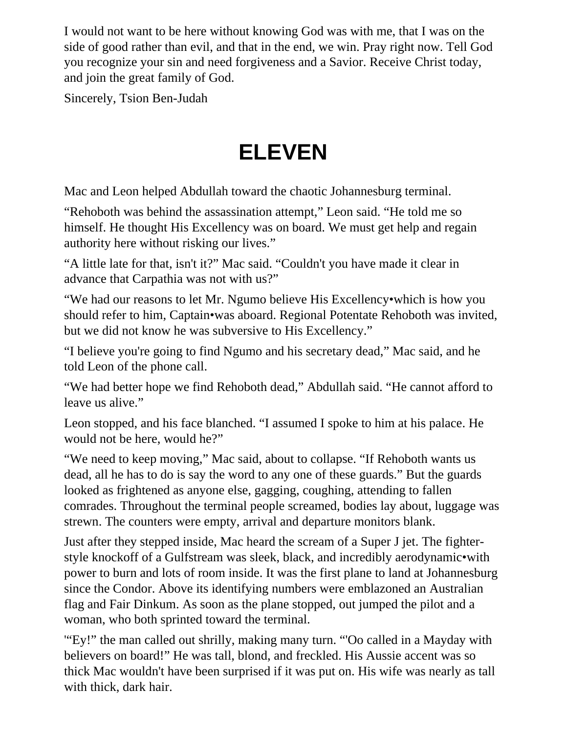I would not want to be here without knowing God was with me, that I was on the side of good rather than evil, and that in the end, we win. Pray right now. Tell God you recognize your sin and need forgiveness and a Savior. Receive Christ today, and join the great family of God.

Sincerely, Tsion Ben-Judah

# ELEVEN

Mac and Leon helped Abdullah toward the chaotic Johannesburg terminal.

“Rehoboth was behind the assassination attempt,” Leon said. “He told me so himself. He thought His Excellency was on board. We must get help and regain authority here without risking our lives.”

“A little late for that, isn't it?” Mac said. “Couldn't you have made it clear in advance that Carpathia was not with us?”

“We had our reasons to let Mr. Ngumo believe His Excellency•which is how you should refer to him, Captain•was aboard. Regional Potentate Rehoboth was invited, but we did not know he was subversive to His Excellency.”

“I believe you're going to find Ngumo and his secretary dead,” Mac said, and he told Leon of the phone call.

“We had better hope we find Rehoboth dead,” Abdullah said. “He cannot afford to leave us alive.”

Leon stopped, and his face blanched. “I assumed I spoke to him at his palace. He would not be here, would he?”

“We need to keep moving,” Mac said, about to collapse. “If Rehoboth wants us dead, all he has to do is say the word to any one of these guards.” But the guards looked as frightened as anyone else, gagging, coughing, attending to fallen comrades. Throughout the terminal people screamed, bodies lay about, luggage was strewn. The counters were empty, arrival and departure monitors blank.

Just after they stepped inside, Mac heard the scream of a Super J jet. The fighter-style knockoff of a Gulfstream was sleek, black, and incredibly aerodynamic•with power to burn and lots of room inside. It was the first plane to land at Johannesburg since the Condor. Above its identifying numbers were emblazoned an Australian flag and Fair Dinkum. As soon as the plane stopped, out jumped the pilot and a woman, who both sprinted toward the terminal.

"‘Ey!” the man called out shrilly, making many turn. “'Oo called in a Mayday with believers on board!” He was tall, blond, and freckled. His Aussie accent was so thick Mac wouldn't have been surprised if it was put on. His wife was nearly as tall with thick, dark hair.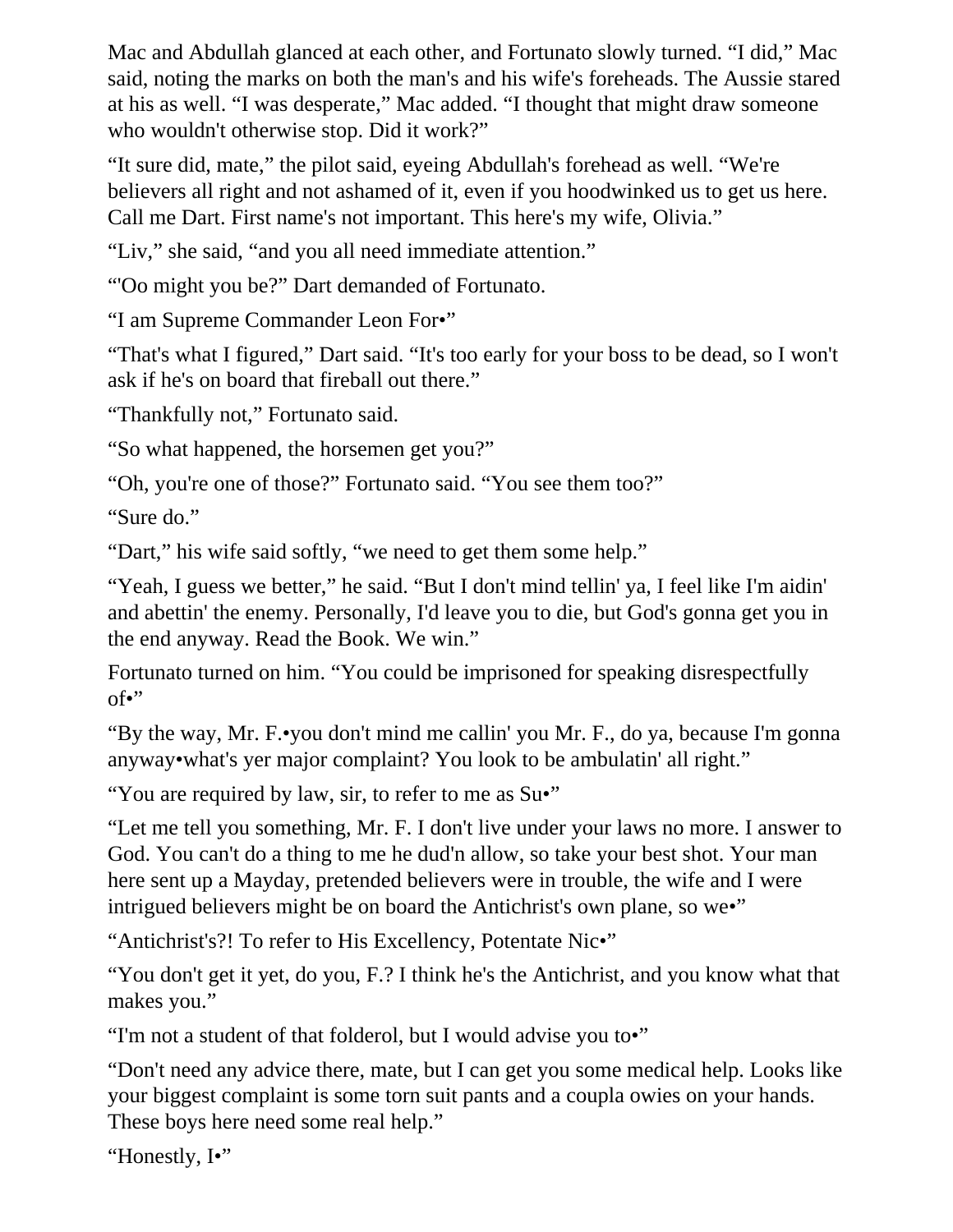Mac and Abdullah glanced at each other, and Fortunato slowly turned. “I did,” Mac said, noting the marks on both the man's and his wife's foreheads. The Aussie stared at his as well. “I was desperate,” Mac added. “I thought that might draw someone who wouldn't otherwise stop. Did it work?”

“It sure did, mate,” the pilot said, eyeing Abdullah's forehead as well. “We're believers all right and not ashamed of it, even if you hoodwinked us to get us here. Call me Dart. First name's not important. This here's my wife, Olivia.”

“Liv,” she said, “and you all need immediate attention.”

“'Oo might you be?” Dart demanded of Fortunato.

“I am Supreme Commander Leon For•”

“That's what I figured,” Dart said. “It's too early for your boss to be dead, so I won't ask if he's on board that fireball out there.”

“Thankfully not,” Fortunato said.

“So what happened, the horsemen get you?”

“Oh, you're one of those?” Fortunato said. “You see them too?”

“Sure do.”

“Dart,” his wife said softly, “we need to get them some help.”

“Yeah, I guess we better,” he said. “But I don't mind tellin' ya, I feel like I'm aidin' and abettin' the enemy. Personally, I'd leave you to die, but God's gonna get you in the end anyway. Read the Book. We win.”

Fortunato turned on him. “You could be imprisoned for speaking disrespectfully of•”

“By the way, Mr. F.•you don't mind me callin' you Mr. F., do ya, because I'm gonna anyway•what's yer major complaint? You look to be ambulatin' all right.”

“You are required by law, sir, to refer to me as Su•”

“Let me tell you something, Mr. F. I don't live under your laws no more. I answer to God. You can't do a thing to me he dud'n allow, so take your best shot. Your man here sent up a Mayday, pretended believers were in trouble, the wife and I were intrigued believers might be on board the Antichrist's own plane, so we•”

“Antichrist's?! To refer to His Excellency, Potentate Nic•”

“You don't get it yet, do you, F.? I think he's the Antichrist, and you know what that makes you.”

“I'm not a student of that folderol, but I would advise you to•”

“Don't need any advice there, mate, but I can get you some medical help. Looks like your biggest complaint is some torn suit pants and a coupla owies on your hands. These boys here need some real help.”

“Honestly, I•”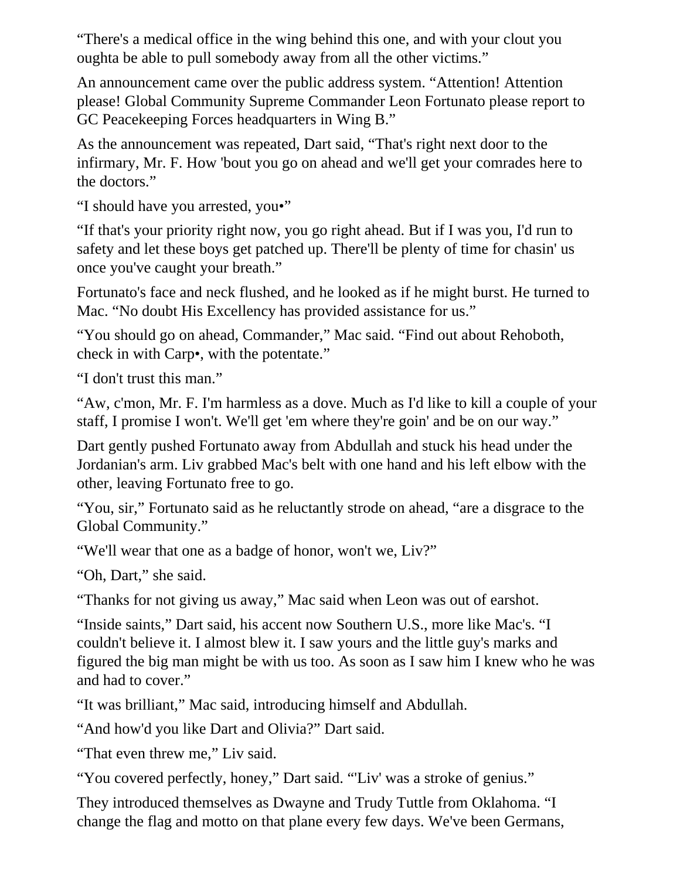“There's a medical office in the wing behind this one, and with your clout you oughta be able to pull somebody away from all the other victims.”

An announcement came over the public address system. “Attention! Attention please! Global Community Supreme Commander Leon Fortunato please report to GC Peacekeeping Forces headquarters in Wing B.”

As the announcement was repeated, Dart said, “That's right next door to the infirmary, Mr. F. How 'bout you go on ahead and we'll get your comrades here to the doctors.”

“I should have you arrested, you•”

“If that's your priority right now, you go right ahead. But if I was you, I'd run to safety and let these boys get patched up. There'll be plenty of time for chasin' us once you've caught your breath.”

Fortunato's face and neck flushed, and he looked as if he might burst. He turned to Mac. “No doubt His Excellency has provided assistance for us.”

“You should go on ahead, Commander,” Mac said. “Find out about Rehoboth, check in with Carp•, with the potentate.”

“I don't trust this man.”

“Aw, c'mon, Mr. F. I'm harmless as a dove. Much as I'd like to kill a couple of your staff, I promise I won't. We'll get 'em where they're goin' and be on our way.”

Dart gently pushed Fortunato away from Abdullah and stuck his head under the Jordanian's arm. Liv grabbed Mac's belt with one hand and his left elbow with the other, leaving Fortunato free to go.

“You, sir,” Fortunato said as he reluctantly strode on ahead, “are a disgrace to the Global Community.”

“We'll wear that one as a badge of honor, won't we, Liv?”

“Oh, Dart,” she said.

“Thanks for not giving us away,” Mac said when Leon was out of earshot.

“Inside saints,” Dart said, his accent now Southern U.S., more like Mac's. “I couldn't believe it. I almost blew it. I saw yours and the little guy's marks and figured the big man might be with us too. As soon as I saw him I knew who he was and had to cover.”

“It was brilliant,” Mac said, introducing himself and Abdullah.

“And how'd you like Dart and Olivia?” Dart said.

“That even threw me,” Liv said.

“You covered perfectly, honey,” Dart said. “'Liv' was a stroke of genius.”

They introduced themselves as Dwayne and Trudy Tuttle from Oklahoma. “I change the flag and motto on that plane every few days. We've been Germans,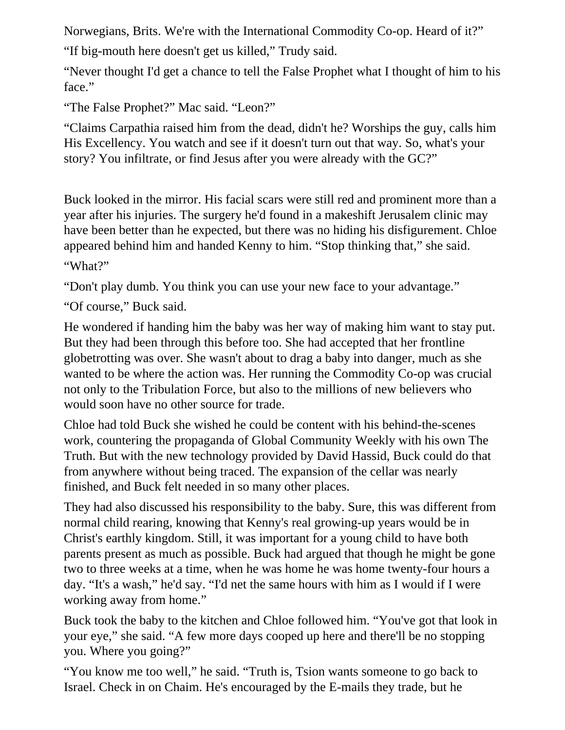Norwegians, Brits. We're with the International Commodity Co-op. Heard of it?"

"If big-mouth here doesn't get us killed," Trudy said.

"Never thought I'd get a chance to tell the False Prophet what I thought of him to his face."

"The False Prophet?" Mac said. "Leon?"

"Claims Carpathia raised him from the dead, didn't he? Worships the guy, calls him His Excellency. You watch and see if it doesn't turn out that way. So, what's your story? You infiltrate, or find Jesus after you were already with the GC?"

Buck looked in the mirror. His facial scars were still red and prominent more than a year after his injuries. The surgery he'd found in a makeshift Jerusalem clinic may have been better than he expected, but there was no hiding his disfigurement. Chloe appeared behind him and handed Kenny to him. "Stop thinking that," she said.

"What?"

"Don't play dumb. You think you can use your new face to your advantage."

"Of course," Buck said.

He wondered if handing him the baby was her way of making him want to stay put. But they had been through this before too. She had accepted that her frontline globetrotting was over. She wasn't about to drag a baby into danger, much as she wanted to be where the action was. Her running the Commodity Co-op was crucial not only to the Tribulation Force, but also to the millions of new believers who would soon have no other source for trade.

Chloe had told Buck she wished he could be content with his behind-the-scenes work, countering the propaganda of Global Community Weekly with his own The Truth. But with the new technology provided by David Hassid, Buck could do that from anywhere without being traced. The expansion of the cellar was nearly finished, and Buck felt needed in so many other places.

They had also discussed his responsibility to the baby. Sure, this was different from normal child rearing, knowing that Kenny's real growing-up years would be in Christ's earthly kingdom. Still, it was important for a young child to have both parents present as much as possible. Buck had argued that though he might be gone two to three weeks at a time, when he was home he was home twenty-four hours a day. "It's a wash," he'd say. "I'd net the same hours with him as I would if I were working away from home."

Buck took the baby to the kitchen and Chloe followed him. "You've got that look in your eye," she said. "A few more days cooped up here and there'll be no stopping you. Where you going?"

"You know me too well," he said. "Truth is, Tsion wants someone to go back to Israel. Check in on Chaim. He's encouraged by the E-mails they trade, but he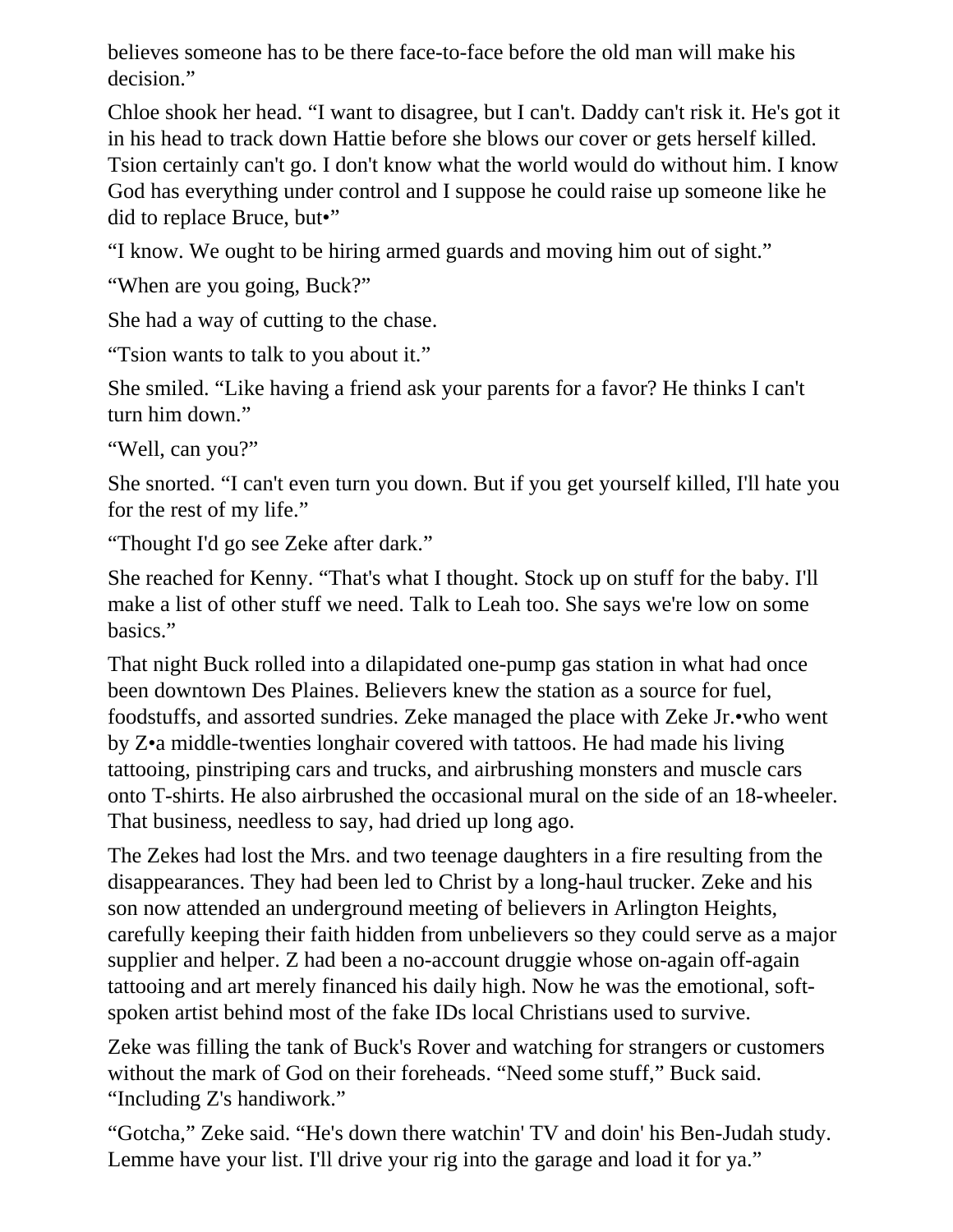believes someone has to be there face-to-face before the old man will make his decision."

Chloe shook her head. "I want to disagree, but I can't. Daddy can't risk it. He's got it in his head to track down Hattie before she blows our cover or gets herself killed. Tsion certainly can't go. I don't know what the world would do without him. I know God has everything under control and I suppose he could raise up someone like he did to replace Bruce, but•"

"I know. We ought to be hiring armed guards and moving him out of sight."

"When are you going, Buck?"

She had a way of cutting to the chase.

"Tsion wants to talk to you about it."

She smiled. "Like having a friend ask your parents for a favor? He thinks I can't turn him down."

"Well, can you?"

She snorted. "I can't even turn you down. But if you get yourself killed, I'll hate you for the rest of my life."

"Thought I'd go see Zeke after dark."

She reached for Kenny. "That's what I thought. Stock up on stuff for the baby. I'll make a list of other stuff we need. Talk to Leah too. She says we're low on some basics."

That night Buck rolled into a dilapidated one-pump gas station in what had once been downtown Des Plaines. Believers knew the station as a source for fuel, foodstuffs, and assorted sundries. Zeke managed the place with Zeke Jr.•who went by Z•a middle-twenties longhair covered with tattoos. He had made his living tattooing, pinstriping cars and trucks, and airbrushing monsters and muscle cars onto T-shirts. He also airbrushed the occasional mural on the side of an 18-wheeler. That business, needless to say, had dried up long ago.

The Zekes had lost the Mrs. and two teenage daughters in a fire resulting from the disappearances. They had been led to Christ by a long-haul trucker. Zeke and his son now attended an underground meeting of believers in Arlington Heights, carefully keeping their faith hidden from unbelievers so they could serve as a major supplier and helper. Z had been a no-account druggie whose on-again off-again tattooing and art merely financed his daily high. Now he was the emotional, soft-spoken artist behind most of the fake IDs local Christians used to survive.

Zeke was filling the tank of Buck's Rover and watching for strangers or customers without the mark of God on their foreheads. "Need some stuff," Buck said. "Including Z's handiwork."

"Gotcha," Zeke said. "He's down there watchin' TV and doin' his Ben-Judah study. Lemme have your list. I'll drive your rig into the garage and load it for ya."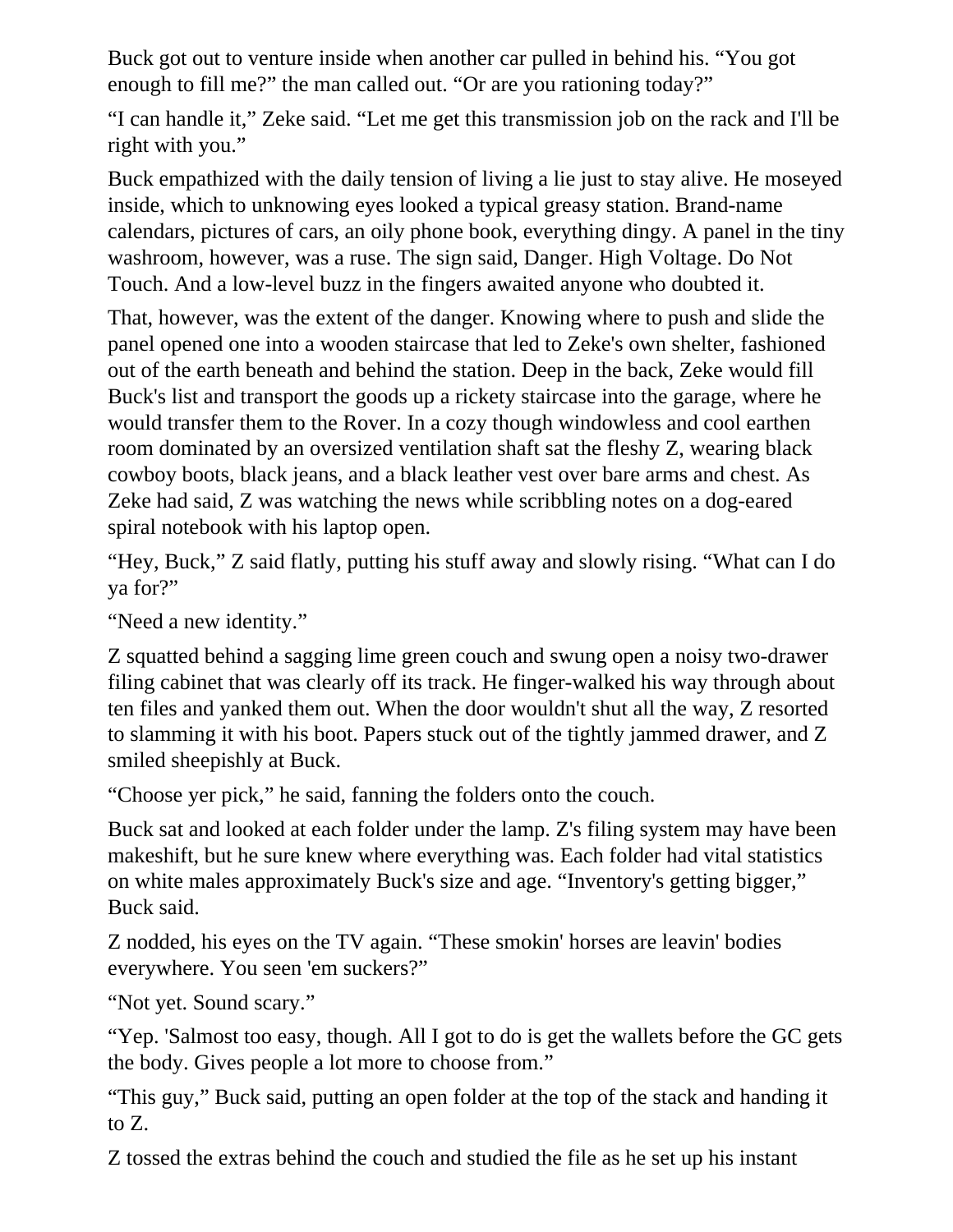Buck got out to venture inside when another car pulled in behind his. “You got enough to fill me?” the man called out. “Or are you rationing today?”

“I can handle it,” Zeke said. “Let me get this transmission job on the rack and I'll be right with you.”

Buck empathized with the daily tension of living a lie just to stay alive. He moseyed inside, which to unknowing eyes looked a typical greasy station. Brand-name calendars, pictures of cars, an oily phone book, everything dingy. A panel in the tiny washroom, however, was a ruse. The sign said, Danger. High Voltage. Do Not Touch. And a low-level buzz in the fingers awaited anyone who doubted it.

That, however, was the extent of the danger. Knowing where to push and slide the panel opened one into a wooden staircase that led to Zeke's own shelter, fashioned out of the earth beneath and behind the station. Deep in the back, Zeke would fill Buck's list and transport the goods up a rickety staircase into the garage, where he would transfer them to the Rover. In a cozy though windowless and cool earthen room dominated by an oversized ventilation shaft sat the fleshy Z, wearing black cowboy boots, black jeans, and a black leather vest over bare arms and chest. As Zeke had said, Z was watching the news while scribbling notes on a dog-eared spiral notebook with his laptop open.

“Hey, Buck,” Z said flatly, putting his stuff away and slowly rising. “What can I do ya for?”

“Need a new identity.”

Z squatted behind a sagging lime green couch and swung open a noisy two-drawer filing cabinet that was clearly off its track. He finger-walked his way through about ten files and yanked them out. When the door wouldn't shut all the way, Z resorted to slamming it with his boot. Papers stuck out of the tightly jammed drawer, and Z smiled sheepishly at Buck.

“Choose yer pick,” he said, fanning the folders onto the couch.

Buck sat and looked at each folder under the lamp. Z's filing system may have been makeshift, but he sure knew where everything was. Each folder had vital statistics on white males approximately Buck's size and age. “Inventory's getting bigger,” Buck said.

Z nodded, his eyes on the TV again. “These smokin' horses are leavin' bodies everywhere. You seen 'em suckers?”

“Not yet. Sound scary.”

“Yep. 'Salmost too easy, though. All I got to do is get the wallets before the GC gets the body. Gives people a lot more to choose from.”

“This guy,” Buck said, putting an open folder at the top of the stack and handing it to Z.

Z tossed the extras behind the couch and studied the file as he set up his instant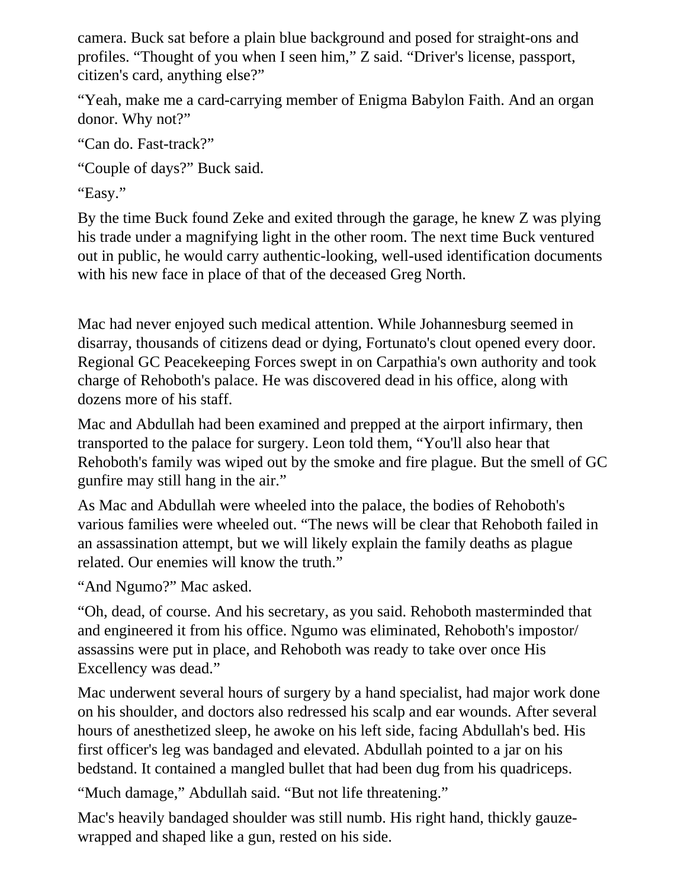camera. Buck sat before a plain blue background and posed for straight-ons and profiles. "Thought of you when I seen him," Z said. "Driver's license, passport, citizen's card, anything else?"

"Yeah, make me a card-carrying member of Enigma Babylon Faith. And an organ donor. Why not?"

"Can do. Fast-track?"

"Couple of days?" Buck said.

"Easy."

By the time Buck found Zeke and exited through the garage, he knew Z was plying his trade under a magnifying light in the other room. The next time Buck ventured out in public, he would carry authentic-looking, well-used identification documents with his new face in place of that of the deceased Greg North.

Mac had never enjoyed such medical attention. While Johannesburg seemed in disarray, thousands of citizens dead or dying, Fortunato's clout opened every door. Regional GC Peacekeeping Forces swept in on Carpathia's own authority and took charge of Rehoboth's palace. He was discovered dead in his office, along with dozens more of his staff.

Mac and Abdullah had been examined and prepped at the airport infirmary, then transported to the palace for surgery. Leon told them, "You'll also hear that Rehoboth's family was wiped out by the smoke and fire plague. But the smell of GC gunfire may still hang in the air."

As Mac and Abdullah were wheeled into the palace, the bodies of Rehoboth's various families were wheeled out. "The news will be clear that Rehoboth failed in an assassination attempt, but we will likely explain the family deaths as plague related. Our enemies will know the truth."

"And Ngumo?" Mac asked.

"Oh, dead, of course. And his secretary, as you said. Rehoboth masterminded that and engineered it from his office. Ngumo was eliminated, Rehoboth's impostor/assassins were put in place, and Rehoboth was ready to take over once His Excellency was dead."

Mac underwent several hours of surgery by a hand specialist, had major work done on his shoulder, and doctors also redressed his scalp and ear wounds. After several hours of anesthetized sleep, he awoke on his left side, facing Abdullah's bed. His first officer's leg was bandaged and elevated. Abdullah pointed to a jar on his bedstand. It contained a mangled bullet that had been dug from his quadriceps.

"Much damage," Abdullah said. "But not life threatening."

Mac's heavily bandaged shoulder was still numb. His right hand, thickly gauze-wrapped and shaped like a gun, rested on his side.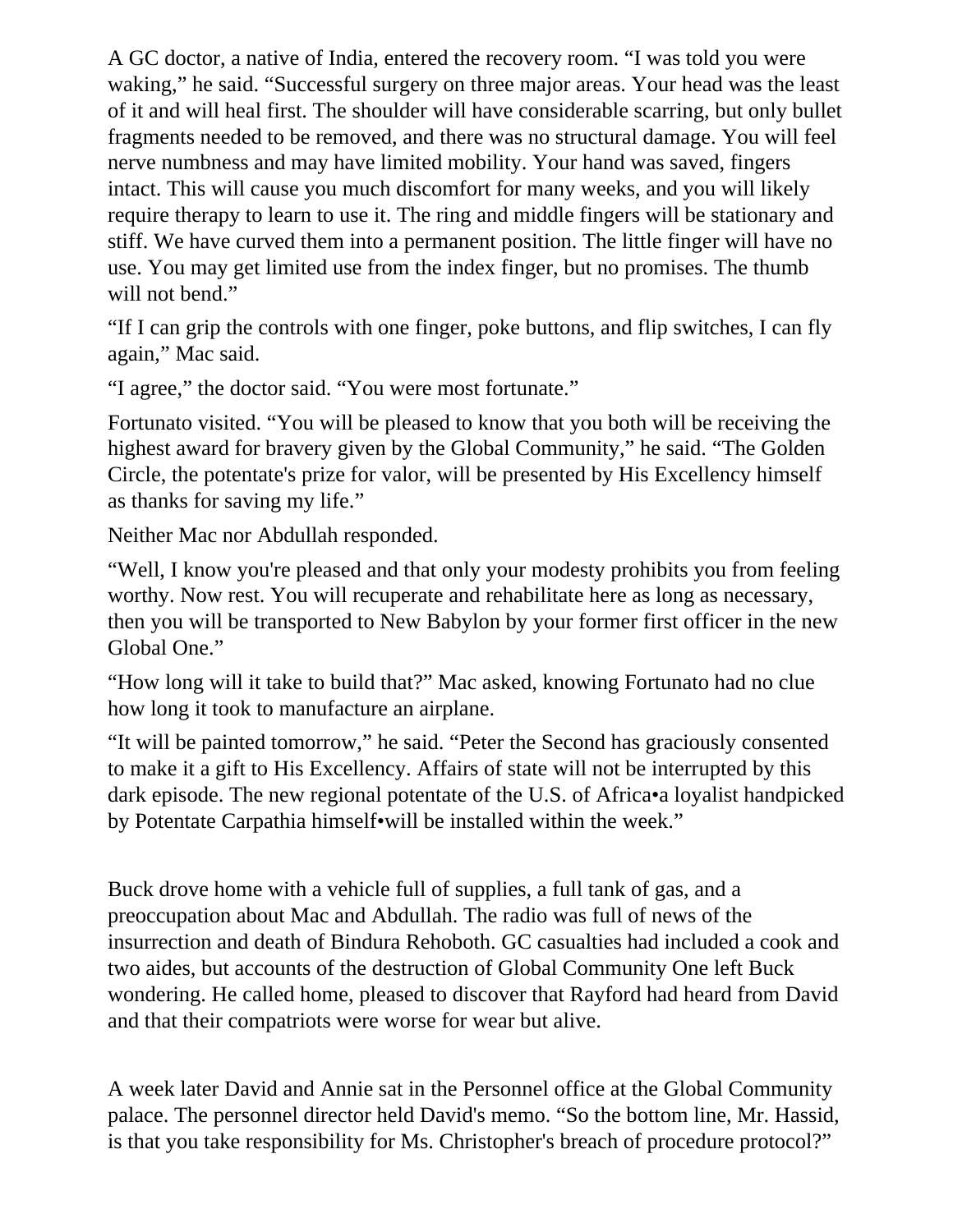A GC doctor, a native of India, entered the recovery room. “I was told you were waking,” he said. “Successful surgery on three major areas. Your head was the least of it and will heal first. The shoulder will have considerable scarring, but only bullet fragments needed to be removed, and there was no structural damage. You will feel nerve numbness and may have limited mobility. Your hand was saved, fingers intact. This will cause you much discomfort for many weeks, and you will likely require therapy to learn to use it. The ring and middle fingers will be stationary and stiff. We have curved them into a permanent position. The little finger will have no use. You may get limited use from the index finger, but no promises. The thumb will not bend.”

“If I can grip the controls with one finger, poke buttons, and flip switches, I can fly again,” Mac said.

“I agree,” the doctor said. “You were most fortunate.”

Fortunato visited. “You will be pleased to know that you both will be receiving the highest award for bravery given by the Global Community,” he said. “The Golden Circle, the potentate's prize for valor, will be presented by His Excellency himself as thanks for saving my life.”

Neither Mac nor Abdullah responded.

“Well, I know you're pleased and that only your modesty prohibits you from feeling worthy. Now rest. You will recuperate and rehabilitate here as long as necessary, then you will be transported to New Babylon by your former first officer in the new Global One.”

“How long will it take to build that?” Mac asked, knowing Fortunato had no clue how long it took to manufacture an airplane.

“It will be painted tomorrow,” he said. “Peter the Second has graciously consented to make it a gift to His Excellency. Affairs of state will not be interrupted by this dark episode. The new regional potentate of the U.S. of Africa•a loyalist handpicked by Potentate Carpathia himself•will be installed within the week.”

Buck drove home with a vehicle full of supplies, a full tank of gas, and a preoccupation about Mac and Abdullah. The radio was full of news of the insurrection and death of Bindura Rehoboth. GC casualties had included a cook and two aides, but accounts of the destruction of Global Community One left Buck wondering. He called home, pleased to discover that Rayford had heard from David and that their compatriots were worse for wear but alive.

A week later David and Annie sat in the Personnel office at the Global Community palace. The personnel director held David's memo. “So the bottom line, Mr. Hassid, is that you take responsibility for Ms. Christopher's breach of procedure protocol?”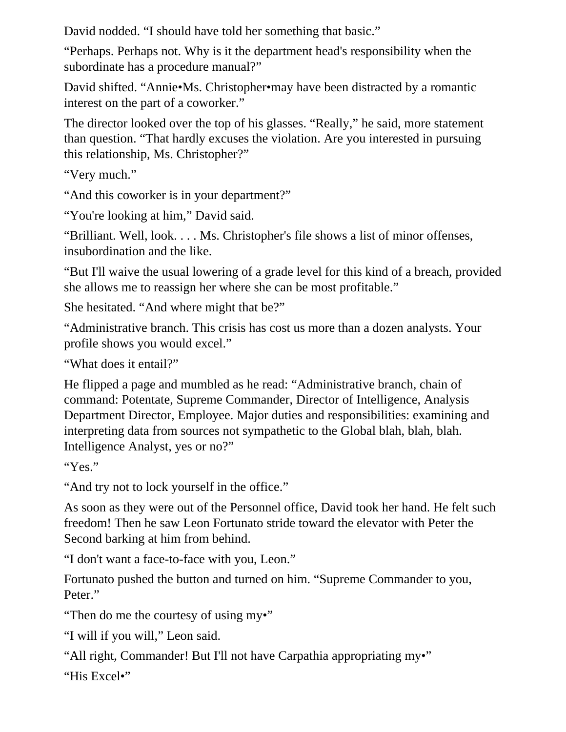David nodded. “I should have told her something that basic.”

“Perhaps. Perhaps not. Why is it the department head's responsibility when the subordinate has a procedure manual?”

David shifted. “Annie•Ms. Christopher•may have been distracted by a romantic interest on the part of a coworker.”

The director looked over the top of his glasses. “Really,” he said, more statement than question. “That hardly excuses the violation. Are you interested in pursuing this relationship, Ms. Christopher?”

“Very much.”

“And this coworker is in your department?”

“You're looking at him,” David said.

“Brilliant. Well, look. . . . Ms. Christopher's file shows a list of minor offenses, insubordination and the like.

“But I'll waive the usual lowering of a grade level for this kind of a breach, provided she allows me to reassign her where she can be most profitable.”

She hesitated. “And where might that be?”

“Administrative branch. This crisis has cost us more than a dozen analysts. Your profile shows you would excel.”

“What does it entail?”

He flipped a page and mumbled as he read: “Administrative branch, chain of command: Potentate, Supreme Commander, Director of Intelligence, Analysis Department Director, Employee. Major duties and responsibilities: examining and interpreting data from sources not sympathetic to the Global blah, blah, blah. Intelligence Analyst, yes or no?”

“Yes.”

“And try not to lock yourself in the office.”

As soon as they were out of the Personnel office, David took her hand. He felt such freedom! Then he saw Leon Fortunato stride toward the elevator with Peter the Second barking at him from behind.

“I don't want a face-to-face with you, Leon.”

Fortunato pushed the button and turned on him. “Supreme Commander to you, Peter.”

“Then do me the courtesy of using my•”

“I will if you will,” Leon said.

“All right, Commander! But I'll not have Carpathia appropriating my•”

“His Excel•”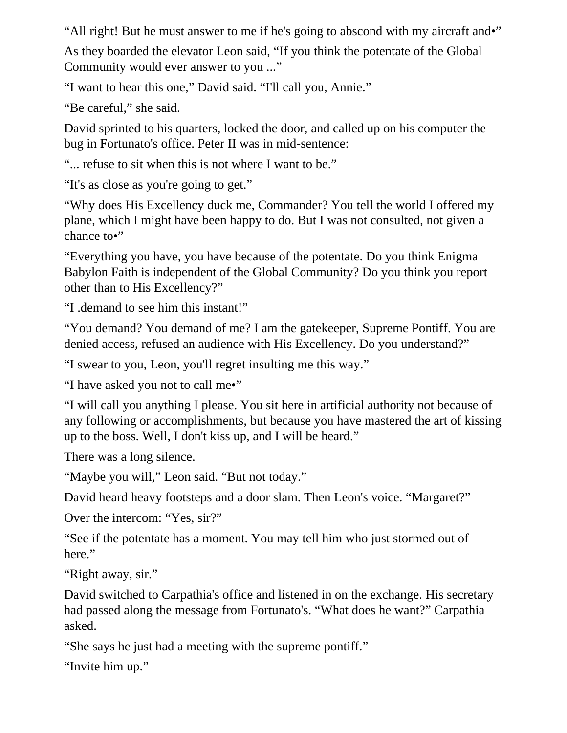“All right! But he must answer to me if he's going to abscond with my aircraft and•”

As they boarded the elevator Leon said, “If you think the potentate of the Global Community would ever answer to you ...”

“I want to hear this one,” David said. “I'll call you, Annie.”

“Be careful,” she said.

David sprinted to his quarters, locked the door, and called up on his computer the bug in Fortunato's office. Peter II was in mid-sentence:

“... refuse to sit when this is not where I want to be.”

“It's as close as you're going to get.”

“Why does His Excellency duck me, Commander? You tell the world I offered my plane, which I might have been happy to do. But I was not consulted, not given a chance to•”

“Everything you have, you have because of the potentate. Do you think Enigma Babylon Faith is independent of the Global Community? Do you think you report other than to His Excellency?”

“I .demand to see him this instant!”

“You demand? You demand of me? I am the gatekeeper, Supreme Pontiff. You are denied access, refused an audience with His Excellency. Do you understand?”

“I swear to you, Leon, you'll regret insulting me this way.”

“I have asked you not to call me•”

“I will call you anything I please. You sit here in artificial authority not because of any following or accomplishments, but because you have mastered the art of kissing up to the boss. Well, I don't kiss up, and I will be heard.”

There was a long silence.

“Maybe you will,” Leon said. “But not today.”

David heard heavy footsteps and a door slam. Then Leon's voice. “Margaret?”

Over the intercom: “Yes, sir?”

“See if the potentate has a moment. You may tell him who just stormed out of here.”

“Right away, sir.”

David switched to Carpathia's office and listened in on the exchange. His secretary had passed along the message from Fortunato's. “What does he want?” Carpathia asked.

“She says he just had a meeting with the supreme pontiff.”

“Invite him up.”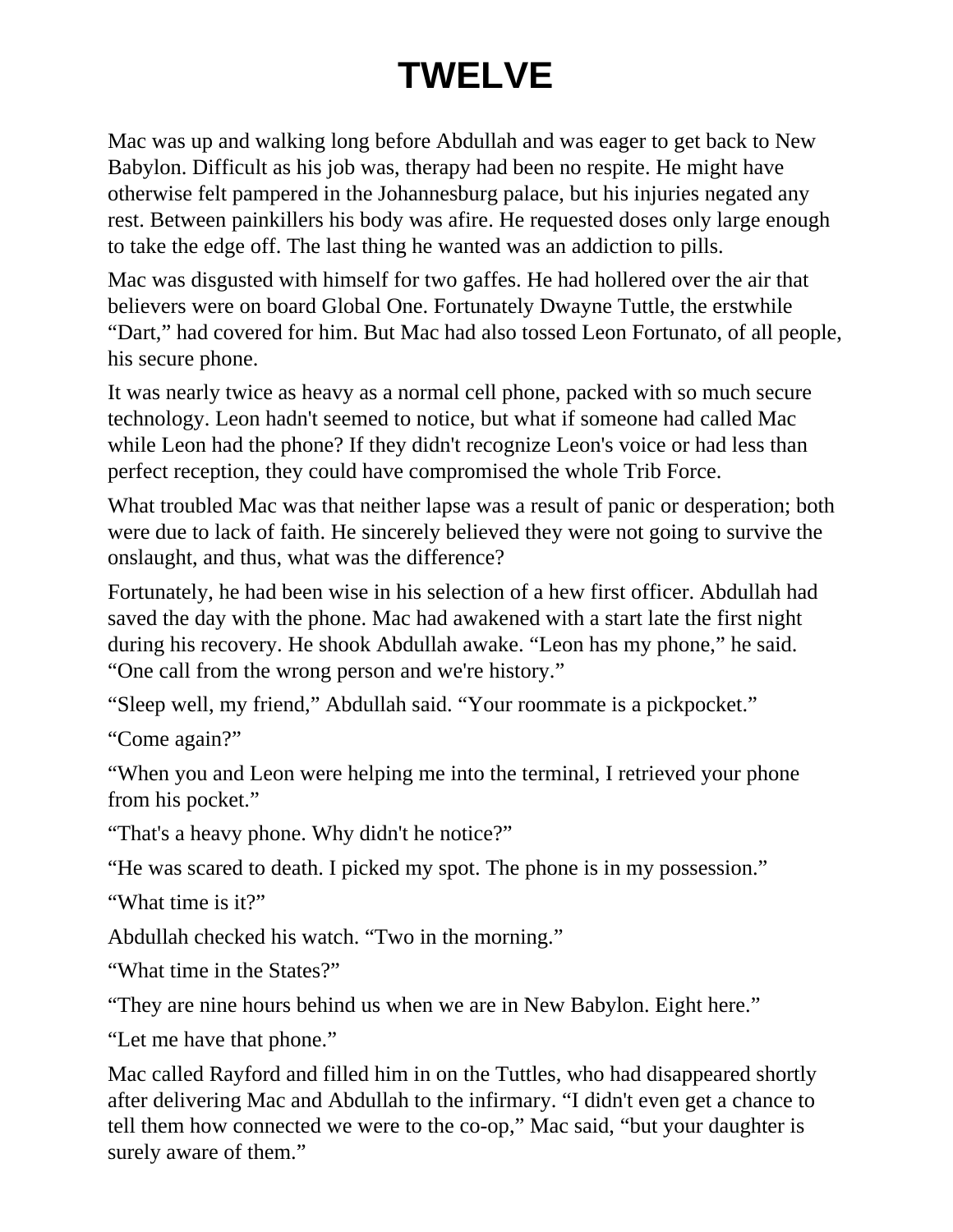# TWELVE

Mac was up and walking long before Abdullah and was eager to get back to New Babylon. Difficult as his job was, therapy had been no respite. He might have otherwise felt pampered in the Johannesburg palace, but his injuries negated any rest. Between painkillers his body was afire. He requested doses only large enough to take the edge off. The last thing he wanted was an addiction to pills.

Mac was disgusted with himself for two gaffes. He had hollered over the air that believers were on board Global One. Fortunately Dwayne Tuttle, the erstwhile "Dart," had covered for him. But Mac had also tossed Leon Fortunato, of all people, his secure phone.

It was nearly twice as heavy as a normal cell phone, packed with so much secure technology. Leon hadn't seemed to notice, but what if someone had called Mac while Leon had the phone? If they didn't recognize Leon's voice or had less than perfect reception, they could have compromised the whole Trib Force.

What troubled Mac was that neither lapse was a result of panic or desperation; both were due to lack of faith. He sincerely believed they were not going to survive the onslaught, and thus, what was the difference?

Fortunately, he had been wise in his selection of a hew first officer. Abdullah had saved the day with the phone. Mac had awakened with a start late the first night during his recovery. He shook Abdullah awake. "Leon has my phone," he said. "One call from the wrong person and we're history."

"Sleep well, my friend," Abdullah said. "Your roommate is a pickpocket."

"Come again?"

"When you and Leon were helping me into the terminal, I retrieved your phone from his pocket."

"That's a heavy phone. Why didn't he notice?"

"He was scared to death. I picked my spot. The phone is in my possession."

"What time is it?"

Abdullah checked his watch. "Two in the morning."

"What time in the States?"

"They are nine hours behind us when we are in New Babylon. Eight here."

"Let me have that phone."

Mac called Rayford and filled him in on the Tuttles, who had disappeared shortly after delivering Mac and Abdullah to the infirmary. "I didn't even get a chance to tell them how connected we were to the co-op," Mac said, "but your daughter is surely aware of them."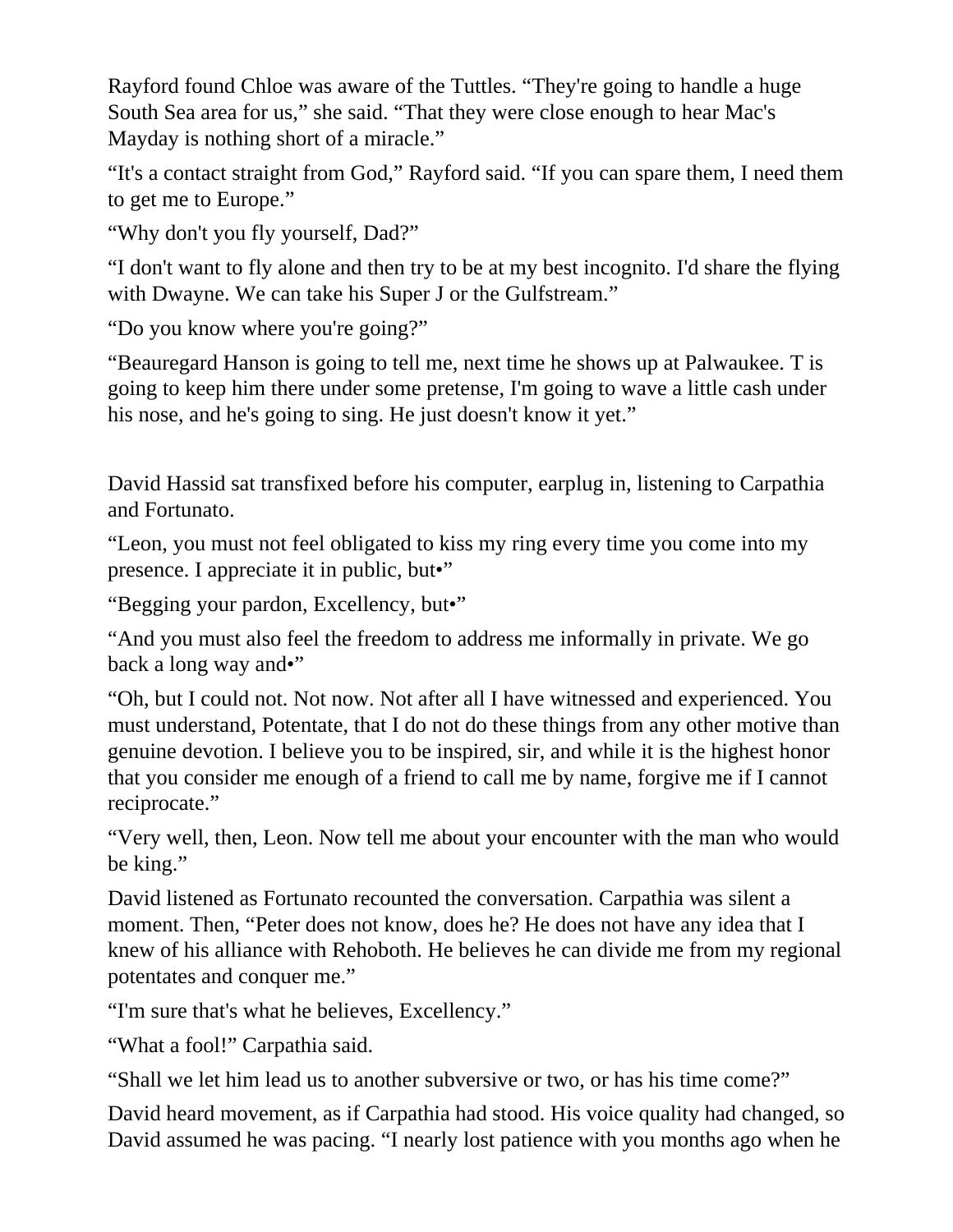Rayford found Chloe was aware of the Tuttles. “They're going to handle a huge South Sea area for us,” she said. “That they were close enough to hear Mac's Mayday is nothing short of a miracle.”

“It's a contact straight from God,” Rayford said. “If you can spare them, I need them to get me to Europe.”

“Why don't you fly yourself, Dad?”

“I don't want to fly alone and then try to be at my best incognito. I'd share the flying with Dwayne. We can take his Super J or the Gulfstream.”

“Do you know where you're going?”

“Beauregard Hanson is going to tell me, next time he shows up at Palwaukee. T is going to keep him there under some pretense, I'm going to wave a little cash under his nose, and he's going to sing. He just doesn't know it yet.”

David Hassid sat transfixed before his computer, earplug in, listening to Carpathia and Fortunato.

“Leon, you must not feel obligated to kiss my ring every time you come into my presence. I appreciate it in public, but•”

“Begging your pardon, Excellency, but•”

“And you must also feel the freedom to address me informally in private. We go back a long way and•”

“Oh, but I could not. Not now. Not after all I have witnessed and experienced. You must understand, Potentate, that I do not do these things from any other motive than genuine devotion. I believe you to be inspired, sir, and while it is the highest honor that you consider me enough of a friend to call me by name, forgive me if I cannot reciprocate.”

“Very well, then, Leon. Now tell me about your encounter with the man who would be king.”

David listened as Fortunato recounted the conversation. Carpathia was silent a moment. Then, “Peter does not know, does he? He does not have any idea that I knew of his alliance with Rehoboth. He believes he can divide me from my regional potentates and conquer me.”

“I'm sure that's what he believes, Excellency.”

“What a fool!” Carpathia said.

“Shall we let him lead us to another subversive or two, or has his time come?”

David heard movement, as if Carpathia had stood. His voice quality had changed, so David assumed he was pacing. “I nearly lost patience with you months ago when he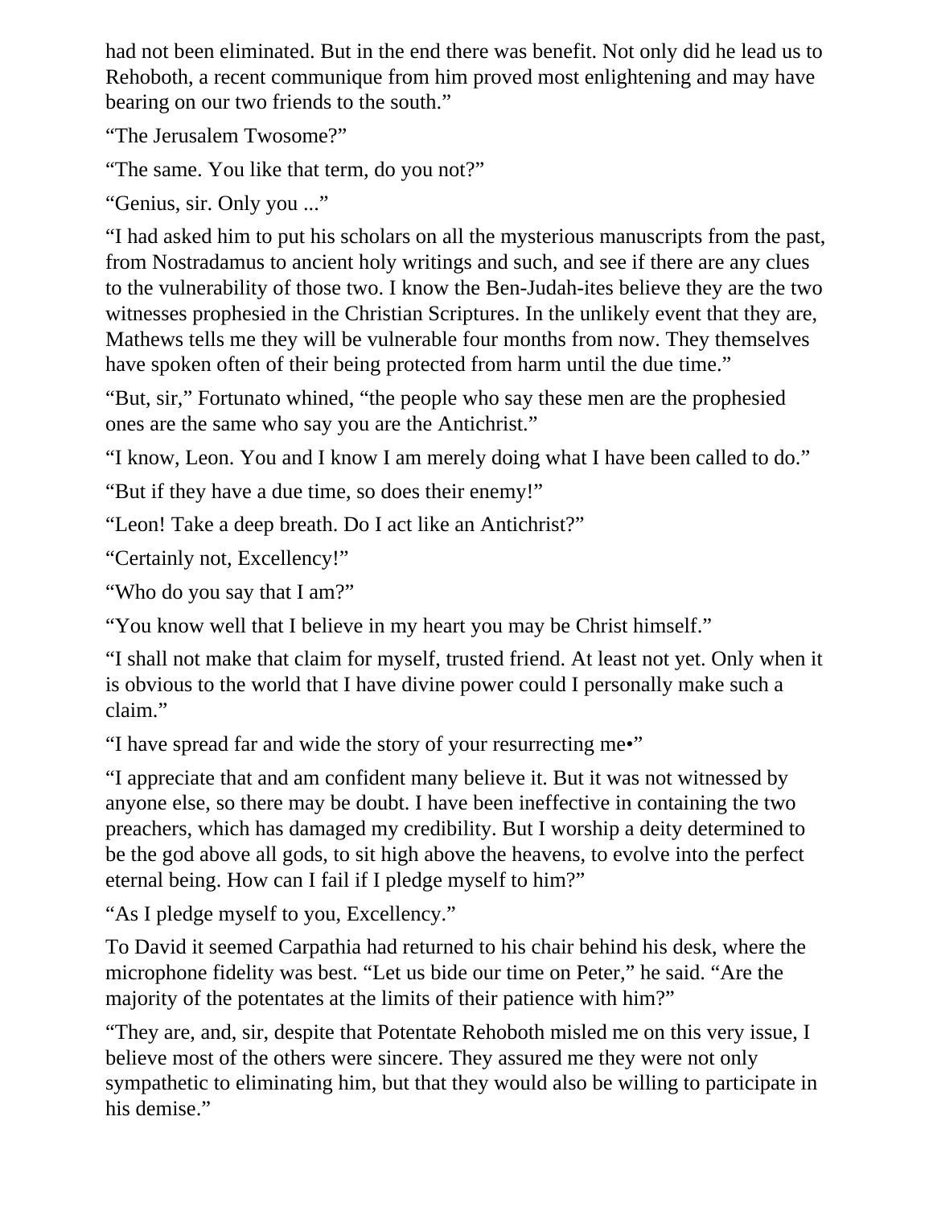had not been eliminated. But in the end there was benefit. Not only did he lead us to Rehoboth, a recent communique from him proved most enlightening and may have bearing on our two friends to the south."

"The Jerusalem Twosome?"

"The same. You like that term, do you not?"

"Genius, sir. Only you ..."

"I had asked him to put his scholars on all the mysterious manuscripts from the past, from Nostradamus to ancient holy writings and such, and see if there are any clues to the vulnerability of those two. I know the Ben-Judah-ites believe they are the two witnesses prophesied in the Christian Scriptures. In the unlikely event that they are, Mathews tells me they will be vulnerable four months from now. They themselves have spoken often of their being protected from harm until the due time."

"But, sir," Fortunato whined, "the people who say these men are the prophesied ones are the same who say you are the Antichrist."

"I know, Leon. You and I know I am merely doing what I have been called to do."

"But if they have a due time, so does their enemy!"

"Leon! Take a deep breath. Do I act like an Antichrist?"

"Certainly not, Excellency!"

"Who do you say that I am?"

"You know well that I believe in my heart you may be Christ himself."

"I shall not make that claim for myself, trusted friend. At least not yet. Only when it is obvious to the world that I have divine power could I personally make such a claim."

"I have spread far and wide the story of your resurrecting me•"

"I appreciate that and am confident many believe it. But it was not witnessed by anyone else, so there may be doubt. I have been ineffective in containing the two preachers, which has damaged my credibility. But I worship a deity determined to be the god above all gods, to sit high above the heavens, to evolve into the perfect eternal being. How can I fail if I pledge myself to him?"

"As I pledge myself to you, Excellency."

To David it seemed Carpathia had returned to his chair behind his desk, where the microphone fidelity was best. "Let us bide our time on Peter," he said. "Are the majority of the potentates at the limits of their patience with him?"

"They are, and, sir, despite that Potentate Rehoboth misled me on this very issue, I believe most of the others were sincere. They assured me they were not only sympathetic to eliminating him, but that they would also be willing to participate in his demise."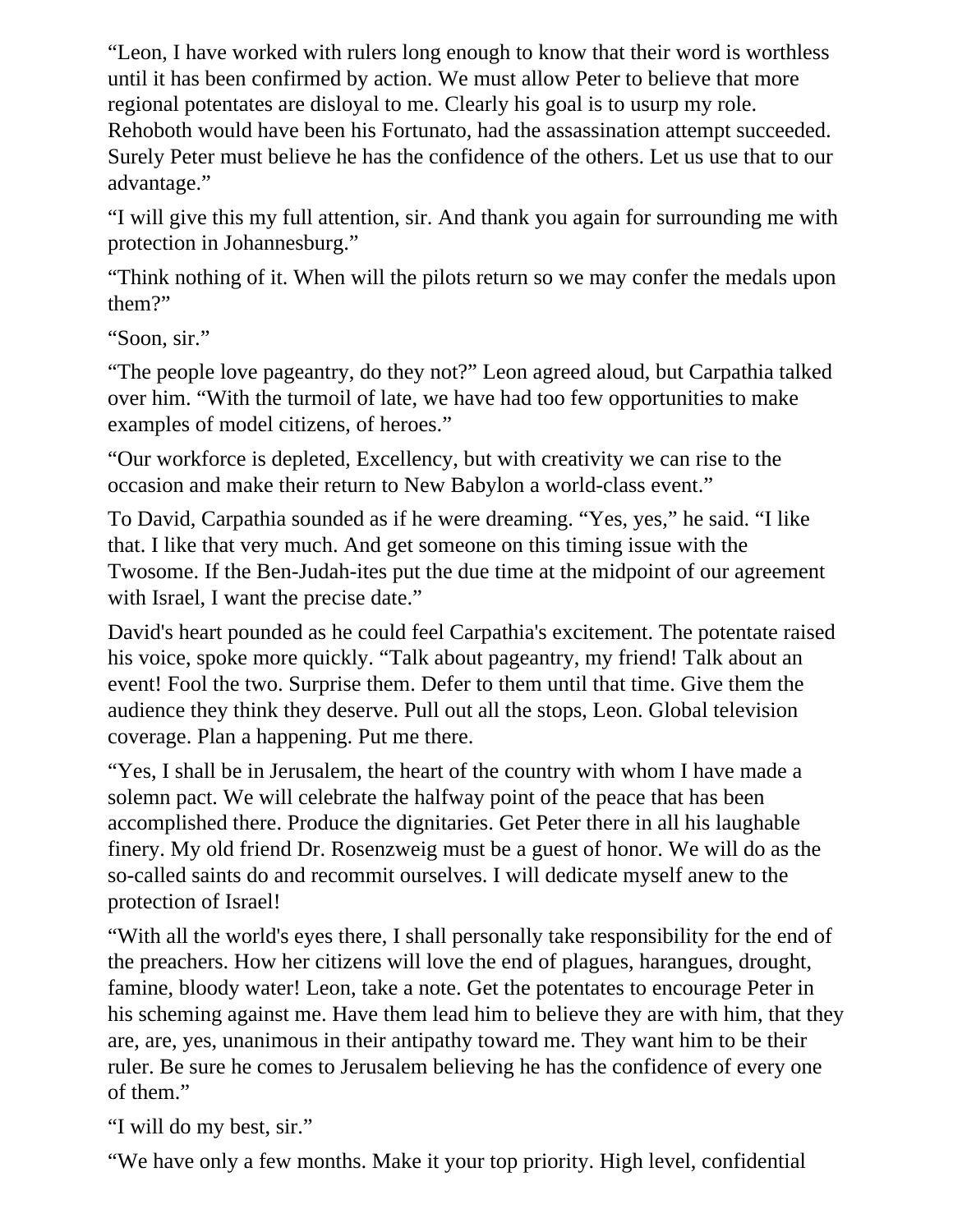"Leon, I have worked with rulers long enough to know that their word is worthless until it has been confirmed by action. We must allow Peter to believe that more regional potentates are disloyal to me. Clearly his goal is to usurp my role. Rehoboth would have been his Fortunato, had the assassination attempt succeeded. Surely Peter must believe he has the confidence of the others. Let us use that to our advantage."

"I will give this my full attention, sir. And thank you again for surrounding me with protection in Johannesburg."

"Think nothing of it. When will the pilots return so we may confer the medals upon them?"

"Soon, sir."

"The people love pageantry, do they not?" Leon agreed aloud, but Carpathia talked over him. "With the turmoil of late, we have had too few opportunities to make examples of model citizens, of heroes."

"Our workforce is depleted, Excellency, but with creativity we can rise to the occasion and make their return to New Babylon a world-class event."

To David, Carpathia sounded as if he were dreaming. "Yes, yes," he said. "I like that. I like that very much. And get someone on this timing issue with the Twosome. If the Ben-Judah-ites put the due time at the midpoint of our agreement with Israel, I want the precise date."

David's heart pounded as he could feel Carpathia's excitement. The potentate raised his voice, spoke more quickly. "Talk about pageantry, my friend! Talk about an event! Fool the two. Surprise them. Defer to them until that time. Give them the audience they think they deserve. Pull out all the stops, Leon. Global television coverage. Plan a happening. Put me there.

"Yes, I shall be in Jerusalem, the heart of the country with whom I have made a solemn pact. We will celebrate the halfway point of the peace that has been accomplished there. Produce the dignitaries. Get Peter there in all his laughable finery. My old friend Dr. Rosenzweig must be a guest of honor. We will do as the so-called saints do and recommit ourselves. I will dedicate myself anew to the protection of Israel!

"With all the world's eyes there, I shall personally take responsibility for the end of the preachers. How her citizens will love the end of plagues, harangues, drought, famine, bloody water! Leon, take a note. Get the potentates to encourage Peter in his scheming against me. Have them lead him to believe they are with him, that they are, are, yes, unanimous in their antipathy toward me. They want him to be their ruler. Be sure he comes to Jerusalem believing he has the confidence of every one of them."

"I will do my best, sir."

"We have only a few months. Make it your top priority. High level, confidential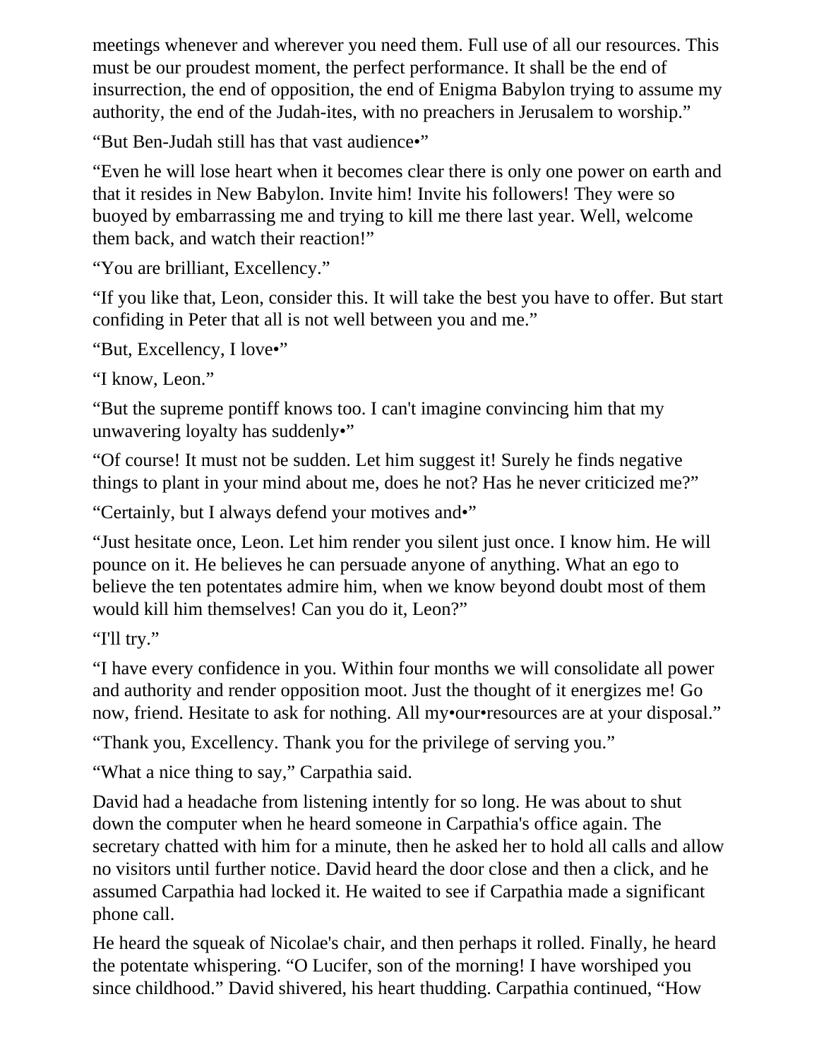meetings whenever and wherever you need them. Full use of all our resources. This must be our proudest moment, the perfect performance. It shall be the end of insurrection, the end of opposition, the end of Enigma Babylon trying to assume my authority, the end of the Judah-ites, with no preachers in Jerusalem to worship."

"But Ben-Judah still has that vast audience•"

"Even he will lose heart when it becomes clear there is only one power on earth and that it resides in New Babylon. Invite him! Invite his followers! They were so buoyed by embarrassing me and trying to kill me there last year. Well, welcome them back, and watch their reaction!"

"You are brilliant, Excellency."

"If you like that, Leon, consider this. It will take the best you have to offer. But start confiding in Peter that all is not well between you and me."

"But, Excellency, I love•"

"I know, Leon."

"But the supreme pontiff knows too. I can't imagine convincing him that my unwavering loyalty has suddenly•"

"Of course! It must not be sudden. Let him suggest it! Surely he finds negative things to plant in your mind about me, does he not? Has he never criticized me?"

"Certainly, but I always defend your motives and•"

"Just hesitate once, Leon. Let him render you silent just once. I know him. He will pounce on it. He believes he can persuade anyone of anything. What an ego to believe the ten potentates admire him, when we know beyond doubt most of them would kill him themselves! Can you do it, Leon?"

"I'll try."

"I have every confidence in you. Within four months we will consolidate all power and authority and render opposition moot. Just the thought of it energizes me! Go now, friend. Hesitate to ask for nothing. All my•our•resources are at your disposal."

"Thank you, Excellency. Thank you for the privilege of serving you."

"What a nice thing to say," Carpathia said.

David had a headache from listening intently for so long. He was about to shut down the computer when he heard someone in Carpathia's office again. The secretary chatted with him for a minute, then he asked her to hold all calls and allow no visitors until further notice. David heard the door close and then a click, and he assumed Carpathia had locked it. He waited to see if Carpathia made a significant phone call.

He heard the squeak of Nicolae's chair, and then perhaps it rolled. Finally, he heard the potentate whispering. "O Lucifer, son of the morning! I have worshiped you since childhood." David shivered, his heart thudding. Carpathia continued, "How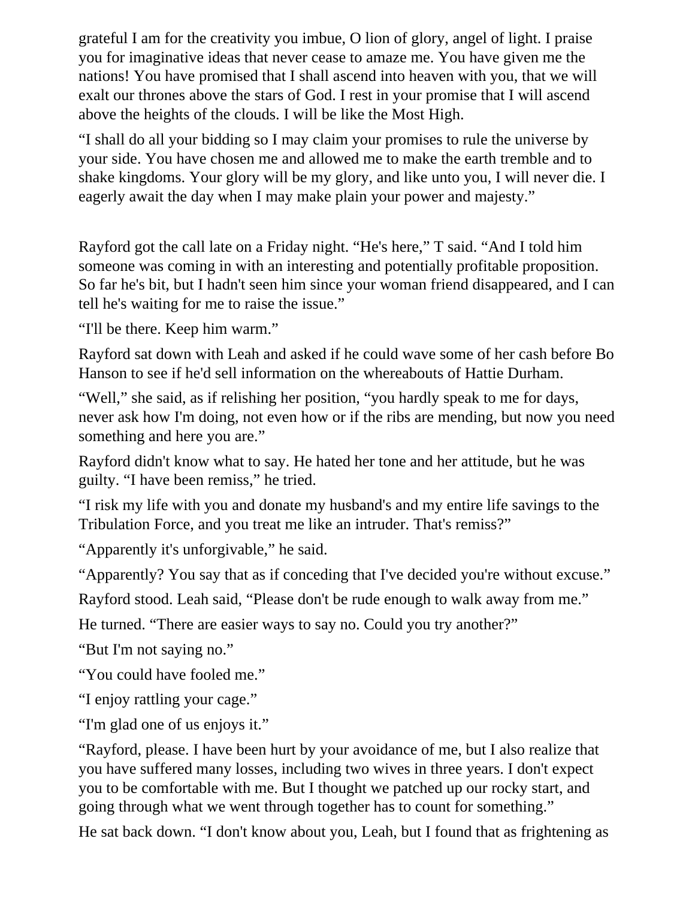grateful I am for the creativity you imbue, O lion of glory, angel of light. I praise you for imaginative ideas that never cease to amaze me. You have given me the nations! You have promised that I shall ascend into heaven with you, that we will exalt our thrones above the stars of God. I rest in your promise that I will ascend above the heights of the clouds. I will be like the Most High.

“I shall do all your bidding so I may claim your promises to rule the universe by your side. You have chosen me and allowed me to make the earth tremble and to shake kingdoms. Your glory will be my glory, and like unto you, I will never die. I eagerly await the day when I may make plain your power and majesty.”

Rayford got the call late on a Friday night. “He's here,” T said. “And I told him someone was coming in with an interesting and potentially profitable proposition. So far he's bit, but I hadn't seen him since your woman friend disappeared, and I can tell he's waiting for me to raise the issue.”

“I'll be there. Keep him warm.”

Rayford sat down with Leah and asked if he could wave some of her cash before Bo Hanson to see if he'd sell information on the whereabouts of Hattie Durham.

“Well,” she said, as if relishing her position, “you hardly speak to me for days, never ask how I'm doing, not even how or if the ribs are mending, but now you need something and here you are.”

Rayford didn't know what to say. He hated her tone and her attitude, but he was guilty. “I have been remiss,” he tried.

“I risk my life with you and donate my husband's and my entire life savings to the Tribulation Force, and you treat me like an intruder. That's remiss?”

“Apparently it's unforgivable,” he said.

“Apparently? You say that as if conceding that I've decided you're without excuse.”

Rayford stood. Leah said, “Please don't be rude enough to walk away from me.”

He turned. “There are easier ways to say no. Could you try another?”

“But I'm not saying no.”

“You could have fooled me.”

“I enjoy rattling your cage.”

“I'm glad one of us enjoys it.”

“Rayford, please. I have been hurt by your avoidance of me, but I also realize that you have suffered many losses, including two wives in three years. I don't expect you to be comfortable with me. But I thought we patched up our rocky start, and going through what we went through together has to count for something.”

He sat back down. “I don't know about you, Leah, but I found that as frightening as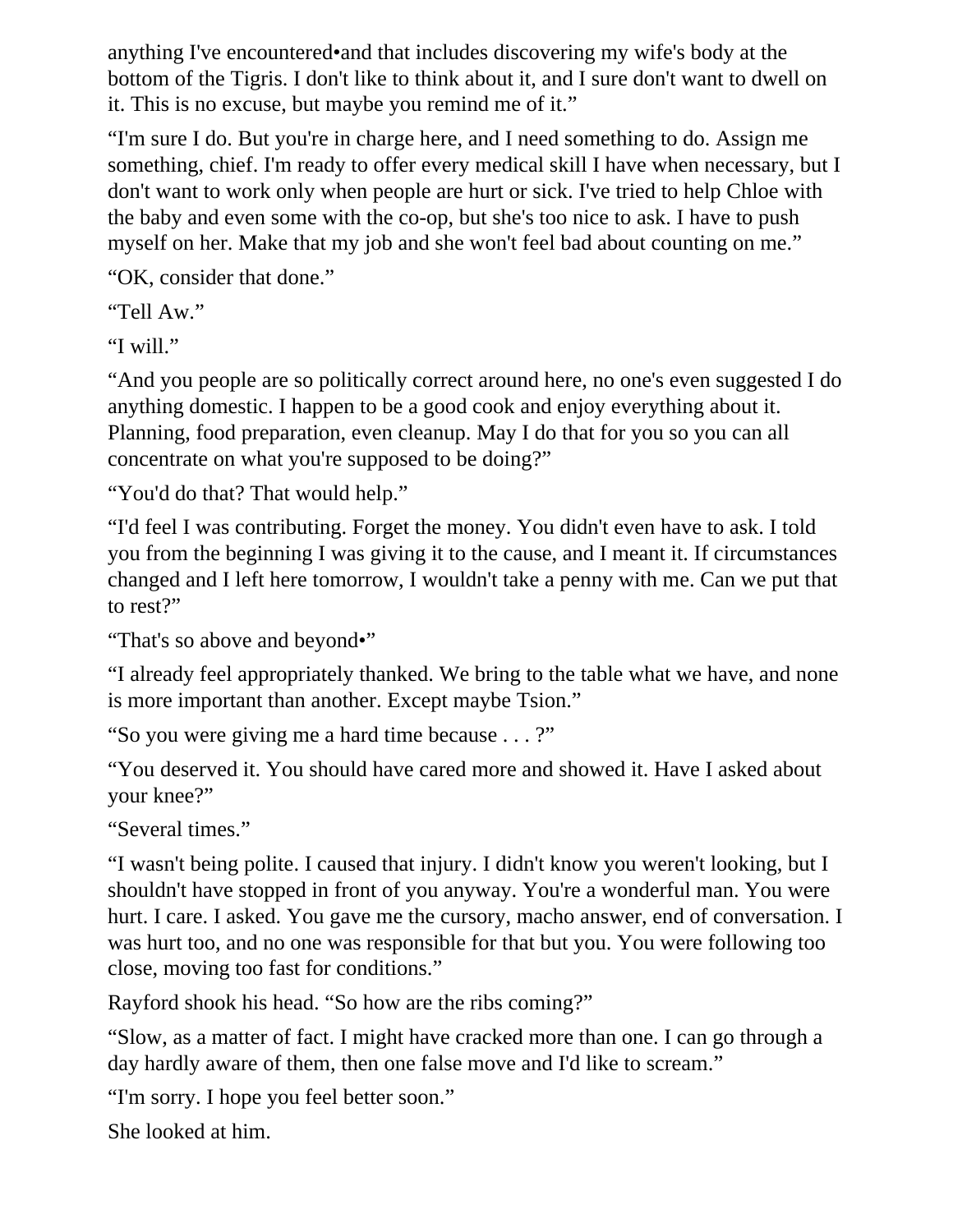anything I've encountered•and that includes discovering my wife's body at the bottom of the Tigris. I don't like to think about it, and I sure don't want to dwell on it. This is no excuse, but maybe you remind me of it."

"I'm sure I do. But you're in charge here, and I need something to do. Assign me something, chief. I'm ready to offer every medical skill I have when necessary, but I don't want to work only when people are hurt or sick. I've tried to help Chloe with the baby and even some with the co-op, but she's too nice to ask. I have to push myself on her. Make that my job and she won't feel bad about counting on me."

"OK, consider that done."

"Tell Aw."

"I will."

"And you people are so politically correct around here, no one's even suggested I do anything domestic. I happen to be a good cook and enjoy everything about it. Planning, food preparation, even cleanup. May I do that for you so you can all concentrate on what you're supposed to be doing?"

"You'd do that? That would help."

"I'd feel I was contributing. Forget the money. You didn't even have to ask. I told you from the beginning I was giving it to the cause, and I meant it. If circumstances changed and I left here tomorrow, I wouldn't take a penny with me. Can we put that to rest?"

"That's so above and beyond•"

"I already feel appropriately thanked. We bring to the table what we have, and none is more important than another. Except maybe Tsion."

"So you were giving me a hard time because . . . ?"

"You deserved it. You should have cared more and showed it. Have I asked about your knee?"

"Several times."

"I wasn't being polite. I caused that injury. I didn't know you weren't looking, but I shouldn't have stopped in front of you anyway. You're a wonderful man. You were hurt. I care. I asked. You gave me the cursory, macho answer, end of conversation. I was hurt too, and no one was responsible for that but you. You were following too close, moving too fast for conditions."

Rayford shook his head. "So how are the ribs coming?"

"Slow, as a matter of fact. I might have cracked more than one. I can go through a day hardly aware of them, then one false move and I'd like to scream."

"I'm sorry. I hope you feel better soon."

She looked at him.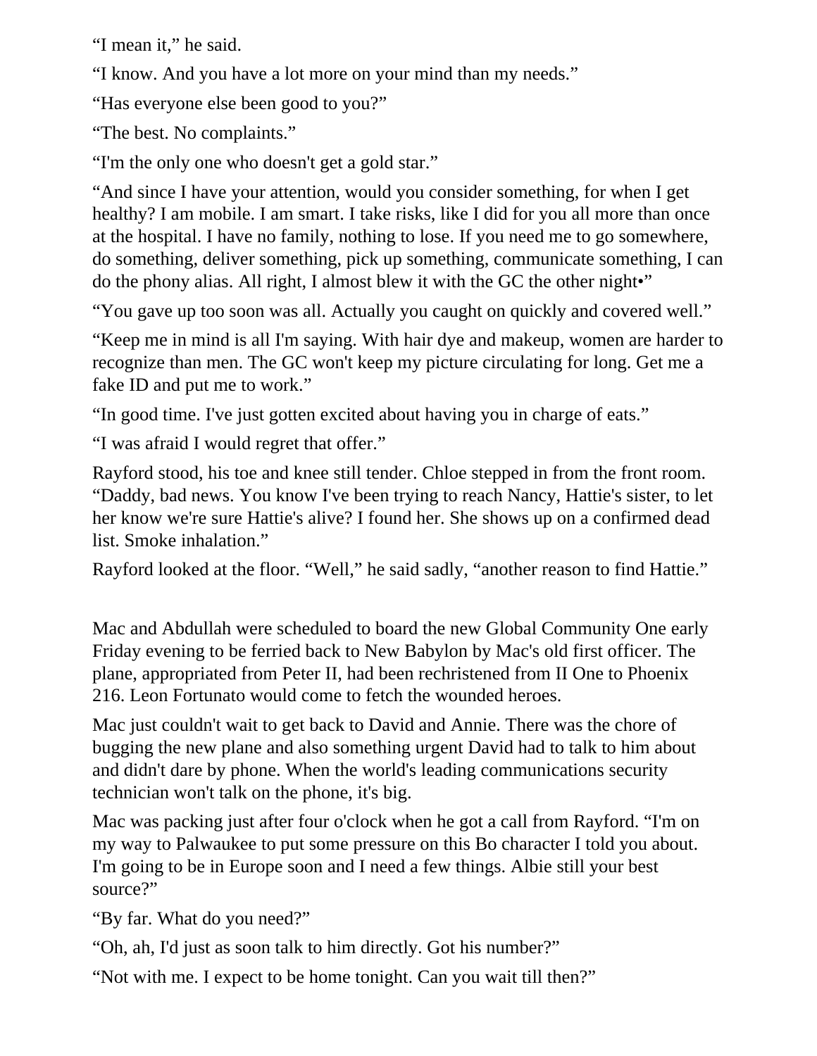“I mean it,” he said.

“I know. And you have a lot more on your mind than my needs.”

“Has everyone else been good to you?”

“The best. No complaints.”

“I'm the only one who doesn't get a gold star.”

“And since I have your attention, would you consider something, for when I get healthy? I am mobile. I am smart. I take risks, like I did for you all more than once at the hospital. I have no family, nothing to lose. If you need me to go somewhere, do something, deliver something, pick up something, communicate something, I can do the phony alias. All right, I almost blew it with the GC the other night•”

“You gave up too soon was all. Actually you caught on quickly and covered well.”

“Keep me in mind is all I'm saying. With hair dye and makeup, women are harder to recognize than men. The GC won't keep my picture circulating for long. Get me a fake ID and put me to work.”

“In good time. I've just gotten excited about having you in charge of eats.”

“I was afraid I would regret that offer.”

Rayford stood, his toe and knee still tender. Chloe stepped in from the front room. “Daddy, bad news. You know I've been trying to reach Nancy, Hattie's sister, to let her know we're sure Hattie's alive? I found her. She shows up on a confirmed dead list. Smoke inhalation.”

Rayford looked at the floor. “Well,” he said sadly, “another reason to find Hattie.”

Mac and Abdullah were scheduled to board the new Global Community One early Friday evening to be ferried back to New Babylon by Mac's old first officer. The plane, appropriated from Peter II, had been rechristened from II One to Phoenix 216. Leon Fortunato would come to fetch the wounded heroes.

Mac just couldn't wait to get back to David and Annie. There was the chore of bugging the new plane and also something urgent David had to talk to him about and didn't dare by phone. When the world's leading communications security technician won't talk on the phone, it's big.

Mac was packing just after four o'clock when he got a call from Rayford. “I'm on my way to Palwaukee to put some pressure on this Bo character I told you about. I'm going to be in Europe soon and I need a few things. Albie still your best source?”

“By far. What do you need?”

“Oh, ah, I'd just as soon talk to him directly. Got his number?”

“Not with me. I expect to be home tonight. Can you wait till then?”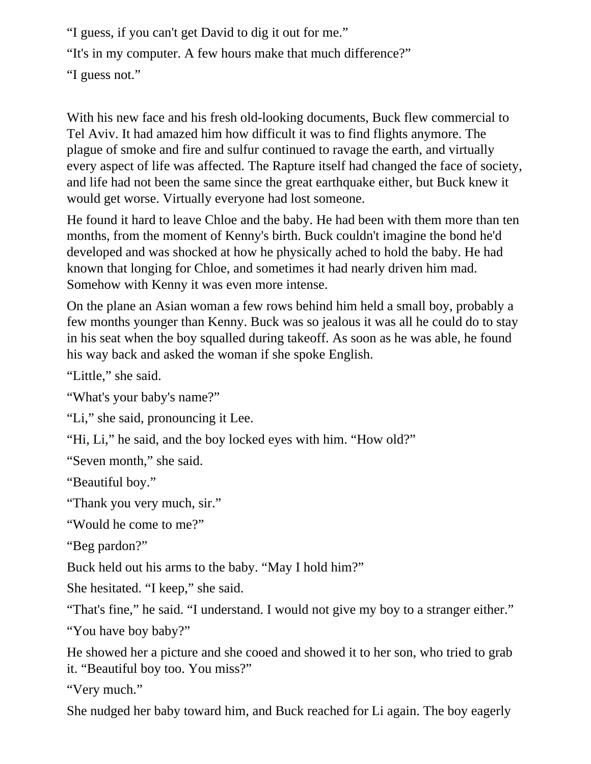“I guess, if you can't get David to dig it out for me.”

“It's in my computer. A few hours make that much difference?”

“I guess not.”

With his new face and his fresh old-looking documents, Buck flew commercial to Tel Aviv. It had amazed him how difficult it was to find flights anymore. The plague of smoke and fire and sulfur continued to ravage the earth, and virtually every aspect of life was affected. The Rapture itself had changed the face of society, and life had not been the same since the great earthquake either, but Buck knew it would get worse. Virtually everyone had lost someone.

He found it hard to leave Chloe and the baby. He had been with them more than ten months, from the moment of Kenny's birth. Buck couldn't imagine the bond he'd developed and was shocked at how he physically ached to hold the baby. He had known that longing for Chloe, and sometimes it had nearly driven him mad. Somehow with Kenny it was even more intense.

On the plane an Asian woman a few rows behind him held a small boy, probably a few months younger than Kenny. Buck was so jealous it was all he could do to stay in his seat when the boy squalled during takeoff. As soon as he was able, he found his way back and asked the woman if she spoke English.

“Little,” she said.

“What's your baby's name?”

“Li,” she said, pronouncing it Lee.

“Hi, Li,” he said, and the boy locked eyes with him. “How old?”

“Seven month,” she said.

“Beautiful boy.”

“Thank you very much, sir.”

“Would he come to me?”

“Beg pardon?”

Buck held out his arms to the baby. “May I hold him?”

She hesitated. “I keep,” she said.

“That's fine,” he said. “I understand. I would not give my boy to a stranger either.”

“You have boy baby?”

He showed her a picture and she cooed and showed it to her son, who tried to grab it. “Beautiful boy too. You miss?”

“Very much.”

She nudged her baby toward him, and Buck reached for Li again. The boy eagerly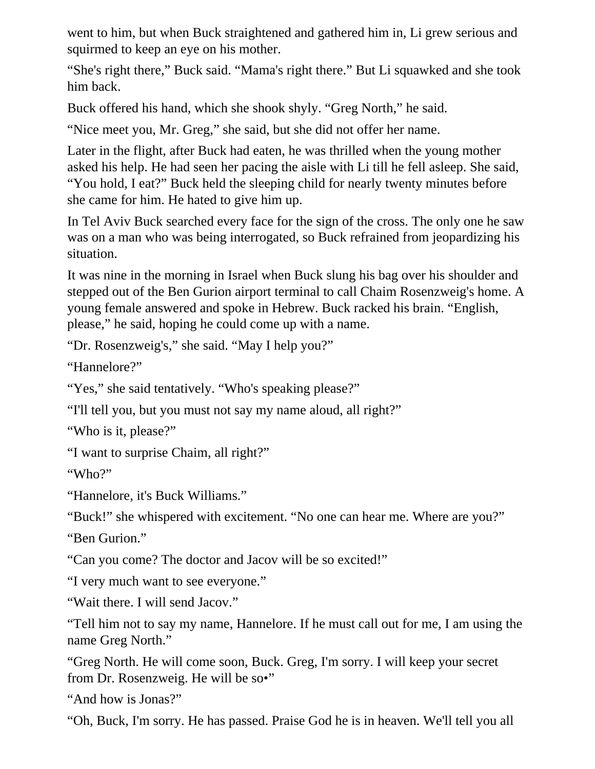went to him, but when Buck straightened and gathered him in, Li grew serious and squirmed to keep an eye on his mother.

“She's right there,” Buck said. “Mama's right there.” But Li squawked and she took him back.

Buck offered his hand, which she shook shyly. “Greg North,” he said.

“Nice meet you, Mr. Greg,” she said, but she did not offer her name.

Later in the flight, after Buck had eaten, he was thrilled when the young mother asked his help. He had seen her pacing the aisle with Li till he fell asleep. She said, “You hold, I eat?” Buck held the sleeping child for nearly twenty minutes before she came for him. He hated to give him up.

In Tel Aviv Buck searched every face for the sign of the cross. The only one he saw was on a man who was being interrogated, so Buck refrained from jeopardizing his situation.

It was nine in the morning in Israel when Buck slung his bag over his shoulder and stepped out of the Ben Gurion airport terminal to call Chaim Rosenzweig's home. A young female answered and spoke in Hebrew. Buck racked his brain. “English, please,” he said, hoping he could come up with a name.

“Dr. Rosenzweig's,” she said. “May I help you?”

“Hannelore?”

“Yes,” she said tentatively. “Who's speaking please?”

“I'll tell you, but you must not say my name aloud, all right?”

“Who is it, please?”

“I want to surprise Chaim, all right?”

“Who?”

“Hannelore, it's Buck Williams.”

“Buck!” she whispered with excitement. “No one can hear me. Where are you?”

“Ben Gurion.”

“Can you come? The doctor and Jacov will be so excited!”

“I very much want to see everyone.”

“Wait there. I will send Jacov.”

“Tell him not to say my name, Hannelore. If he must call out for me, I am using the name Greg North.”

“Greg North. He will come soon, Buck. Greg, I'm sorry. I will keep your secret from Dr. Rosenzweig. He will be so•”

“And how is Jonas?”

“Oh, Buck, I'm sorry. He has passed. Praise God he is in heaven. We'll tell you all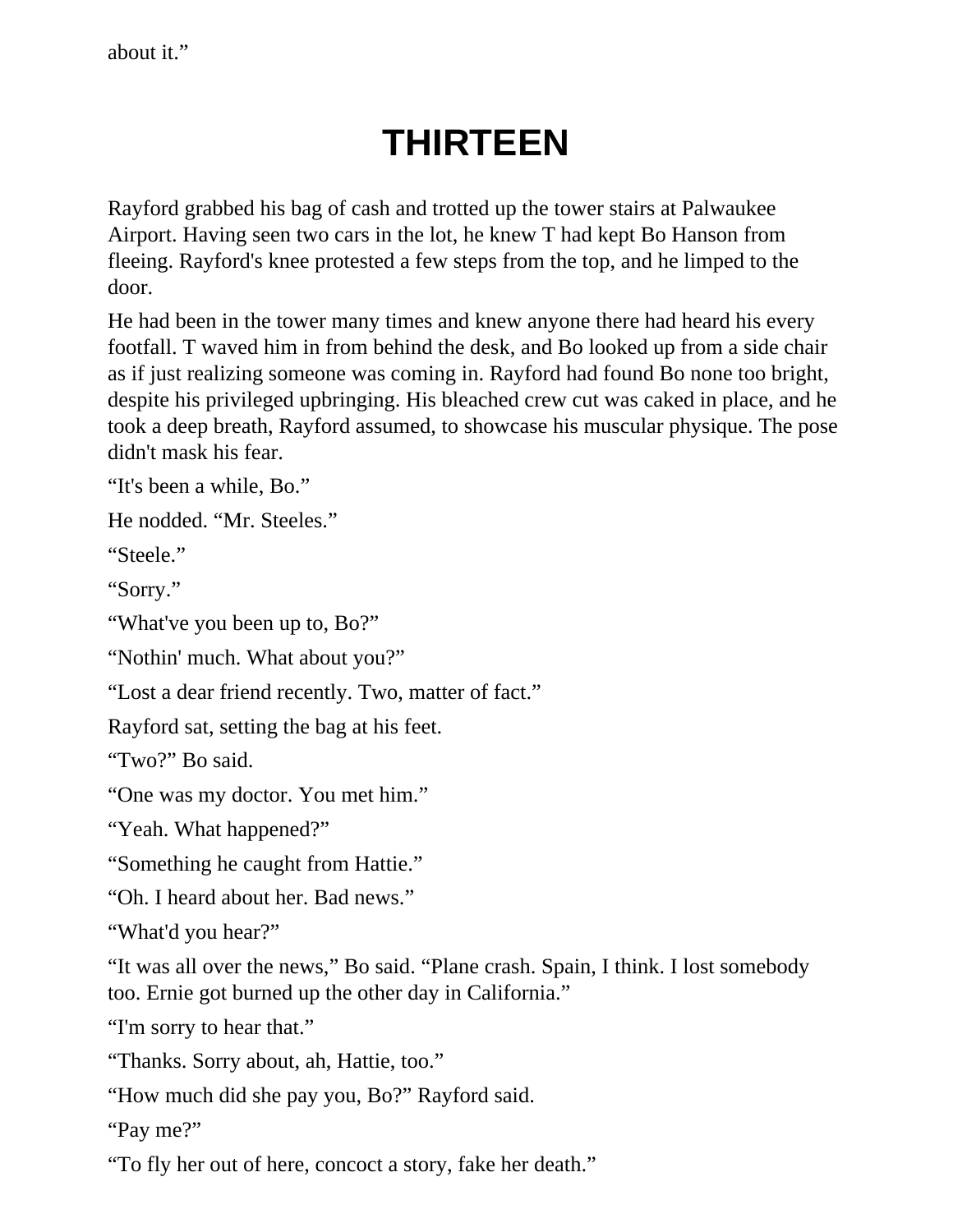about it."

# THIRTEEN

Rayford grabbed his bag of cash and trotted up the tower stairs at Palwaukee Airport. Having seen two cars in the lot, he knew T had kept Bo Hanson from fleeing. Rayford's knee protested a few steps from the top, and he limped to the door.

He had been in the tower many times and knew anyone there had heard his every footfall. T waved him in from behind the desk, and Bo looked up from a side chair as if just realizing someone was coming in. Rayford had found Bo none too bright, despite his privileged upbringing. His bleached crew cut was caked in place, and he took a deep breath, Rayford assumed, to showcase his muscular physique. The pose didn't mask his fear.

"It's been a while, Bo."

He nodded. "Mr. Steeles."

"Steele."

"Sorry."

"What've you been up to, Bo?"

"Nothin' much. What about you?"

"Lost a dear friend recently. Two, matter of fact."

Rayford sat, setting the bag at his feet.

"Two?" Bo said.

"One was my doctor. You met him."

"Yeah. What happened?"

"Something he caught from Hattie."

"Oh. I heard about her. Bad news."

"What'd you hear?"

"It was all over the news," Bo said. "Plane crash. Spain, I think. I lost somebody too. Ernie got burned up the other day in California."

"I'm sorry to hear that."

"Thanks. Sorry about, ah, Hattie, too."

"How much did she pay you, Bo?" Rayford said.

"Pay me?"

"To fly her out of here, concoct a story, fake her death."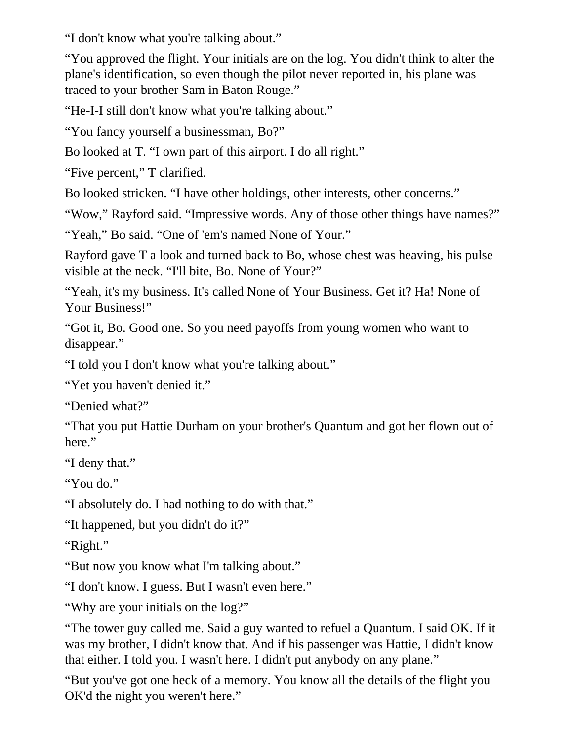“I don't know what you're talking about.”

“You approved the flight. Your initials are on the log. You didn't think to alter the plane's identification, so even though the pilot never reported in, his plane was traced to your brother Sam in Baton Rouge.”

“He-I-I still don't know what you're talking about.”

“You fancy yourself a businessman, Bo?”

Bo looked at T. “I own part of this airport. I do all right.”

“Five percent,” T clarified.

Bo looked stricken. “I have other holdings, other interests, other concerns.”

“Wow,” Rayford said. “Impressive words. Any of those other things have names?”

“Yeah,” Bo said. “One of 'em's named None of Your.”

Rayford gave T a look and turned back to Bo, whose chest was heaving, his pulse visible at the neck. “I'll bite, Bo. None of Your?”

“Yeah, it's my business. It's called None of Your Business. Get it? Ha! None of Your Business!”

“Got it, Bo. Good one. So you need payoffs from young women who want to disappear.”

“I told you I don't know what you're talking about.”

“Yet you haven't denied it.”

“Denied what?”

“That you put Hattie Durham on your brother's Quantum and got her flown out of here.”

“I deny that.”

“You do.”

“I absolutely do. I had nothing to do with that.”

“It happened, but you didn't do it?”

“Right.”

“But now you know what I'm talking about.”

“I don't know. I guess. But I wasn't even here.”

“Why are your initials on the log?”

“The tower guy called me. Said a guy wanted to refuel a Quantum. I said OK. If it was my brother, I didn't know that. And if his passenger was Hattie, I didn't know that either. I told you. I wasn't here. I didn't put anybody on any plane.”

“But you've got one heck of a memory. You know all the details of the flight you OK'd the night you weren't here.”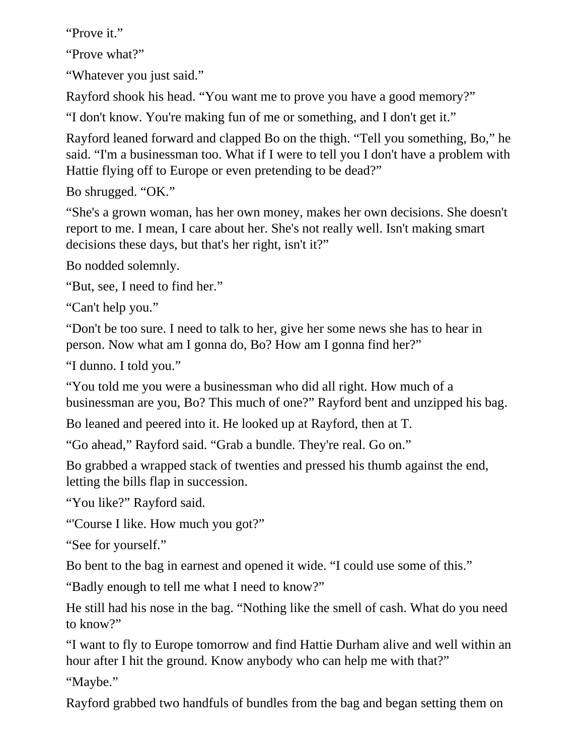"Prove it."

"Prove what?"

"Whatever you just said."

Rayford shook his head. "You want me to prove you have a good memory?"

"I don't know. You're making fun of me or something, and I don't get it."

Rayford leaned forward and clapped Bo on the thigh. "Tell you something, Bo," he said. "I'm a businessman too. What if I were to tell you I don't have a problem with Hattie flying off to Europe or even pretending to be dead?"

Bo shrugged. "OK."

"She's a grown woman, has her own money, makes her own decisions. She doesn't report to me. I mean, I care about her. She's not really well. Isn't making smart decisions these days, but that's her right, isn't it?"

Bo nodded solemnly.

"But, see, I need to find her."

"Can't help you."

"Don't be too sure. I need to talk to her, give her some news she has to hear in person. Now what am I gonna do, Bo? How am I gonna find her?"

"I dunno. I told you."

"You told me you were a businessman who did all right. How much of a businessman are you, Bo? This much of one?" Rayford bent and unzipped his bag.

Bo leaned and peered into it. He looked up at Rayford, then at T.

"Go ahead," Rayford said. "Grab a bundle. They're real. Go on."

Bo grabbed a wrapped stack of twenties and pressed his thumb against the end, letting the bills flap in succession.

"You like?" Rayford said.

"'Course I like. How much you got?"

"See for yourself."

Bo bent to the bag in earnest and opened it wide. "I could use some of this."

"Badly enough to tell me what I need to know?"

He still had his nose in the bag. "Nothing like the smell of cash. What do you need to know?"

"I want to fly to Europe tomorrow and find Hattie Durham alive and well within an hour after I hit the ground. Know anybody who can help me with that?"

"Maybe."

Rayford grabbed two handfuls of bundles from the bag and began setting them on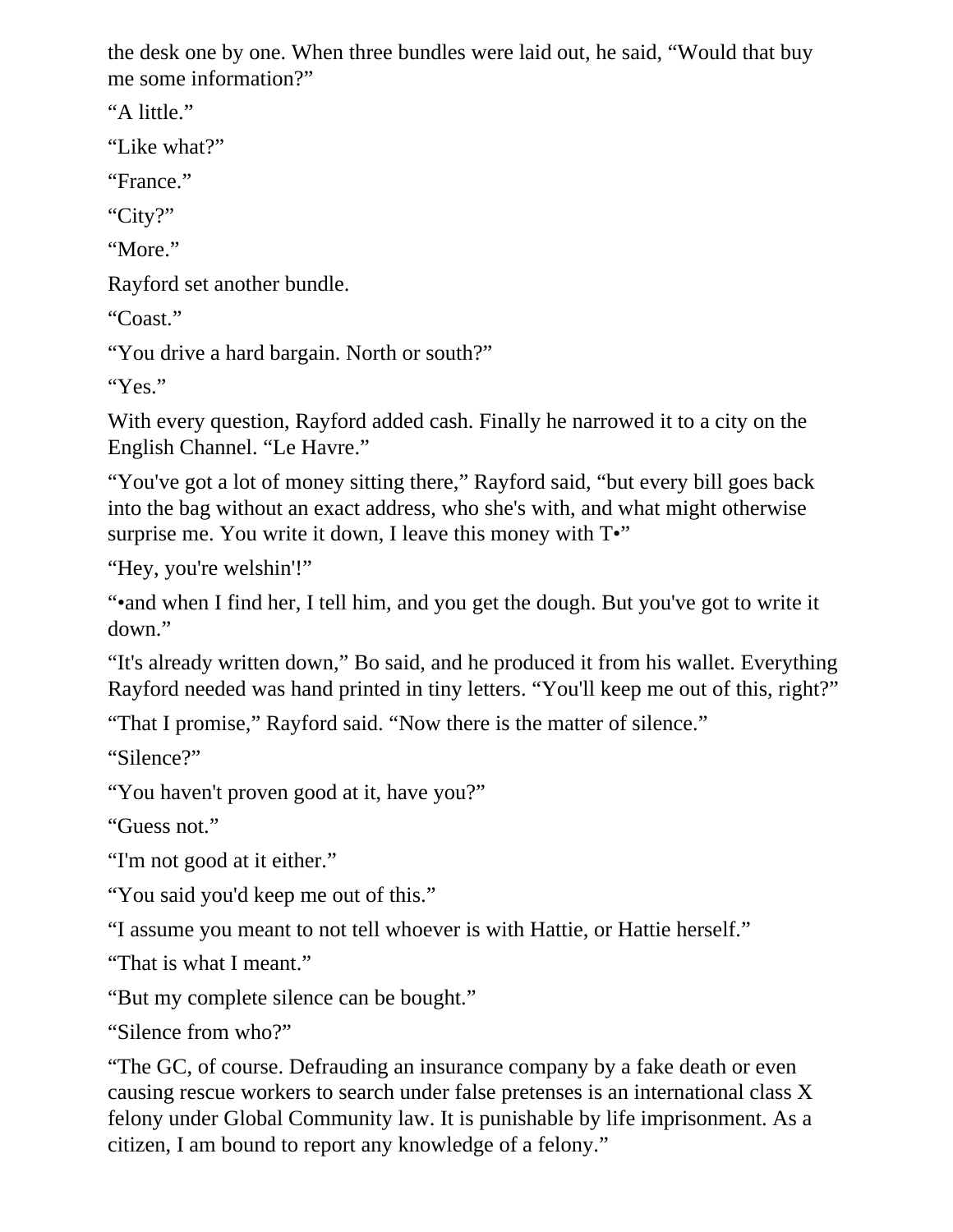the desk one by one. When three bundles were laid out, he said, “Would that buy me some information?”

“A little.”

“Like what?”

“France.”

“City?”

“More.”

Rayford set another bundle.

“Coast.”

“You drive a hard bargain. North or south?”

“Yes.”

With every question, Rayford added cash. Finally he narrowed it to a city on the English Channel. “Le Havre.”

“You've got a lot of money sitting there,” Rayford said, “but every bill goes back into the bag without an exact address, who she's with, and what might otherwise surprise me. You write it down, I leave this money with T•”

“Hey, you're welshin'!”

“•and when I find her, I tell him, and you get the dough. But you've got to write it down.”

“It's already written down,” Bo said, and he produced it from his wallet. Everything Rayford needed was hand printed in tiny letters. “You'll keep me out of this, right?”

“That I promise,” Rayford said. “Now there is the matter of silence.”

“Silence?”

“You haven't proven good at it, have you?”

“Guess not.”

“I'm not good at it either.”

“You said you'd keep me out of this.”

“I assume you meant to not tell whoever is with Hattie, or Hattie herself.”

“That is what I meant.”

“But my complete silence can be bought.”

“Silence from who?”

“The GC, of course. Defrauding an insurance company by a fake death or even causing rescue workers to search under false pretenses is an international class X felony under Global Community law. It is punishable by life imprisonment. As a citizen, I am bound to report any knowledge of a felony.”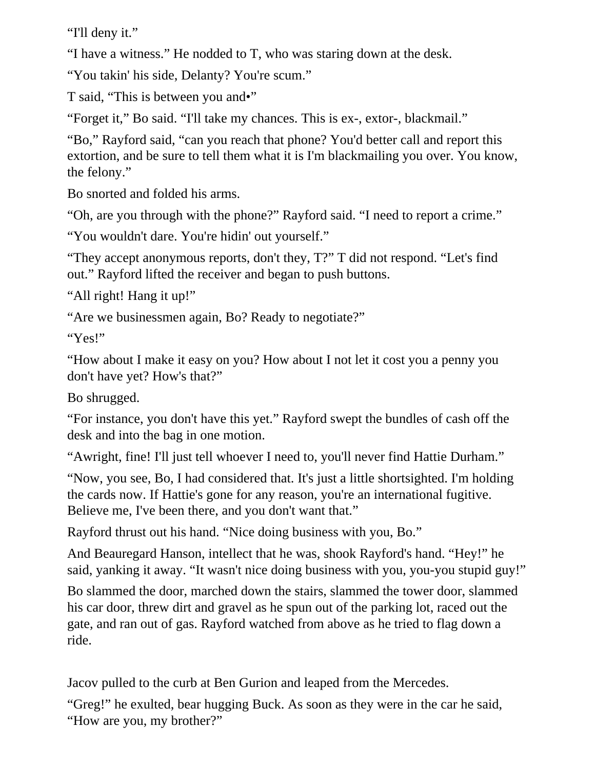"I'll deny it."

"I have a witness." He nodded to T, who was staring down at the desk.

"You takin' his side, Delanty? You're scum."

T said, "This is between you and•"

"Forget it," Bo said. "I'll take my chances. This is ex-, extor-, blackmail."

"Bo," Rayford said, "can you reach that phone? You'd better call and report this extortion, and be sure to tell them what it is I'm blackmailing you over. You know, the felony."

Bo snorted and folded his arms.

"Oh, are you through with the phone?" Rayford said. "I need to report a crime."

"You wouldn't dare. You're hidin' out yourself."

"They accept anonymous reports, don't they, T?" T did not respond. "Let's find out." Rayford lifted the receiver and began to push buttons.

"All right! Hang it up!"

"Are we businessmen again, Bo? Ready to negotiate?"

"Yes!"

"How about I make it easy on you? How about I not let it cost you a penny you don't have yet? How's that?"

Bo shrugged.

"For instance, you don't have this yet." Rayford swept the bundles of cash off the desk and into the bag in one motion.

"Awright, fine! I'll just tell whoever I need to, you'll never find Hattie Durham."

"Now, you see, Bo, I had considered that. It's just a little shortsighted. I'm holding the cards now. If Hattie's gone for any reason, you're an international fugitive. Believe me, I've been there, and you don't want that."

Rayford thrust out his hand. "Nice doing business with you, Bo."

And Beauregard Hanson, intellect that he was, shook Rayford's hand. "Hey!" he said, yanking it away. "It wasn't nice doing business with you, you-you stupid guy!"

Bo slammed the door, marched down the stairs, slammed the tower door, slammed his car door, threw dirt and gravel as he spun out of the parking lot, raced out the gate, and ran out of gas. Rayford watched from above as he tried to flag down a ride.

Jacov pulled to the curb at Ben Gurion and leaped from the Mercedes.

"Greg!" he exulted, bear hugging Buck. As soon as they were in the car he said, "How are you, my brother?"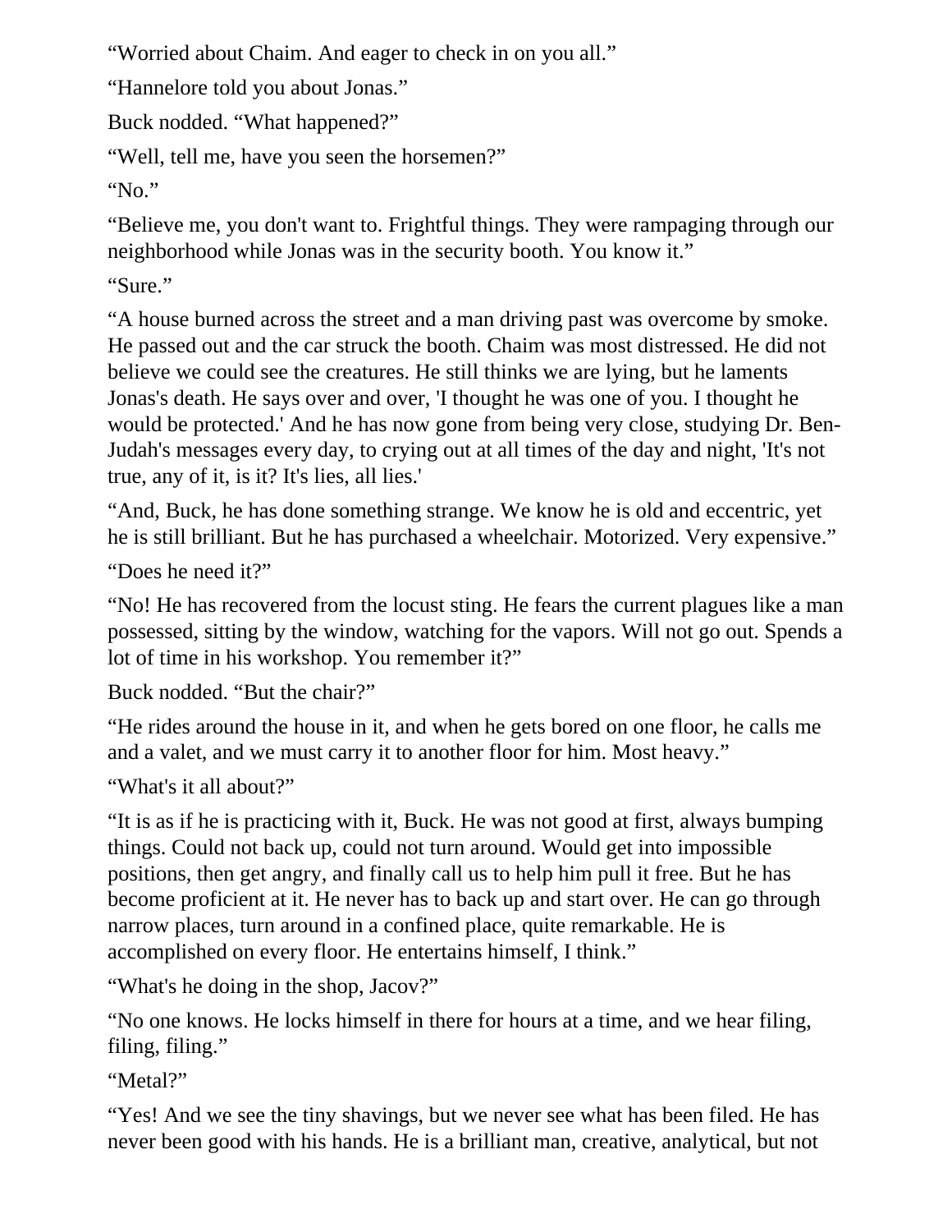“Worried about Chaim. And eager to check in on you all.”

“Hannelore told you about Jonas.”

Buck nodded. “What happened?”

“Well, tell me, have you seen the horsemen?”

“No.”

“Believe me, you don't want to. Frightful things. They were rampaging through our neighborhood while Jonas was in the security booth. You know it.”

“Sure.”

“A house burned across the street and a man driving past was overcome by smoke. He passed out and the car struck the booth. Chaim was most distressed. He did not believe we could see the creatures. He still thinks we are lying, but he laments Jonas's death. He says over and over, 'I thought he was one of you. I thought he would be protected.' And he has now gone from being very close, studying Dr. Ben-Judah's messages every day, to crying out at all times of the day and night, 'It's not true, any of it, is it? It's lies, all lies.'

“And, Buck, he has done something strange. We know he is old and eccentric, yet he is still brilliant. But he has purchased a wheelchair. Motorized. Very expensive.”

“Does he need it?”

“No! He has recovered from the locust sting. He fears the current plagues like a man possessed, sitting by the window, watching for the vapors. Will not go out. Spends a lot of time in his workshop. You remember it?”

Buck nodded. “But the chair?”

“He rides around the house in it, and when he gets bored on one floor, he calls me and a valet, and we must carry it to another floor for him. Most heavy.”

“What's it all about?”

“It is as if he is practicing with it, Buck. He was not good at first, always bumping things. Could not back up, could not turn around. Would get into impossible positions, then get angry, and finally call us to help him pull it free. But he has become proficient at it. He never has to back up and start over. He can go through narrow places, turn around in a confined place, quite remarkable. He is accomplished on every floor. He entertains himself, I think.”

“What's he doing in the shop, Jacov?”

“No one knows. He locks himself in there for hours at a time, and we hear filing, filing, filing.”

“Metal?”

“Yes! And we see the tiny shavings, but we never see what has been filed. He has never been good with his hands. He is a brilliant man, creative, analytical, but not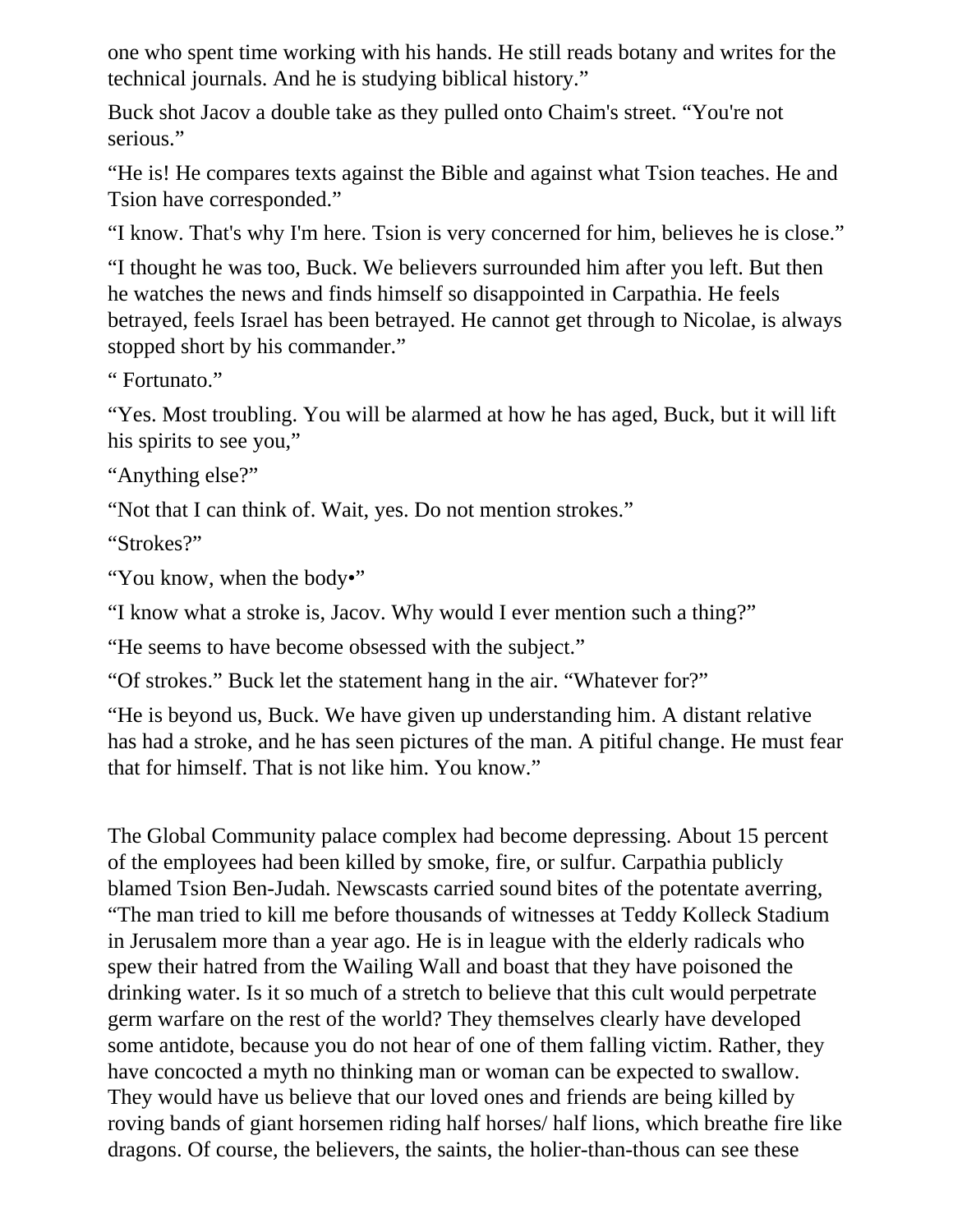one who spent time working with his hands. He still reads botany and writes for the technical journals. And he is studying biblical history."

Buck shot Jacov a double take as they pulled onto Chaim's street. "You're not serious."

"He is! He compares texts against the Bible and against what Tsion teaches. He and Tsion have corresponded."

"I know. That's why I'm here. Tsion is very concerned for him, believes he is close."

"I thought he was too, Buck. We believers surrounded him after you left. But then he watches the news and finds himself so disappointed in Carpathia. He feels betrayed, feels Israel has been betrayed. He cannot get through to Nicolae, is always stopped short by his commander."

" Fortunato."

"Yes. Most troubling. You will be alarmed at how he has aged, Buck, but it will lift his spirits to see you,"

"Anything else?"

"Not that I can think of. Wait, yes. Do not mention strokes."

"Strokes?"

"You know, when the body•"

"I know what a stroke is, Jacov. Why would I ever mention such a thing?"

"He seems to have become obsessed with the subject."

"Of strokes." Buck let the statement hang in the air. "Whatever for?"

"He is beyond us, Buck. We have given up understanding him. A distant relative has had a stroke, and he has seen pictures of the man. A pitiful change. He must fear that for himself. That is not like him. You know."

The Global Community palace complex had become depressing. About 15 percent of the employees had been killed by smoke, fire, or sulfur. Carpathia publicly blamed Tsion Ben-Judah. Newscasts carried sound bites of the potentate averring, "The man tried to kill me before thousands of witnesses at Teddy Kolleck Stadium in Jerusalem more than a year ago. He is in league with the elderly radicals who spew their hatred from the Wailing Wall and boast that they have poisoned the drinking water. Is it so much of a stretch to believe that this cult would perpetrate germ warfare on the rest of the world? They themselves clearly have developed some antidote, because you do not hear of one of them falling victim. Rather, they have concocted a myth no thinking man or woman can be expected to swallow. They would have us believe that our loved ones and friends are being killed by roving bands of giant horsemen riding half horses/ half lions, which breathe fire like dragons. Of course, the believers, the saints, the holier-than-thous can see these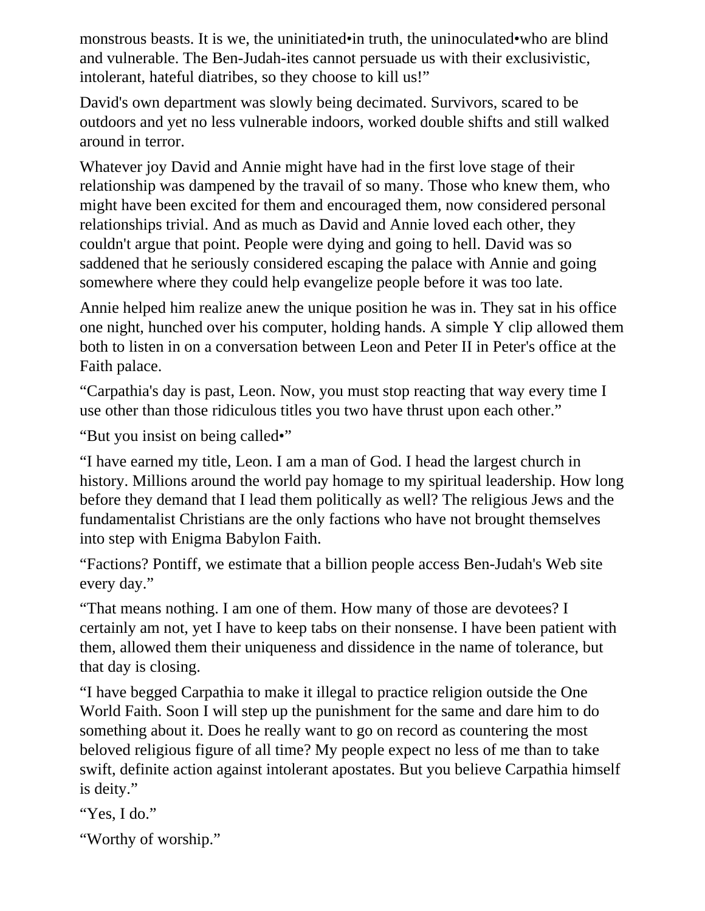monstrous beasts. It is we, the uninitiated•in truth, the uninoculated•who are blind and vulnerable. The Ben-Judah-ites cannot persuade us with their exclusivistic, intolerant, hateful diatribes, so they choose to kill us!"

David's own department was slowly being decimated. Survivors, scared to be outdoors and yet no less vulnerable indoors, worked double shifts and still walked around in terror.

Whatever joy David and Annie might have had in the first love stage of their relationship was dampened by the travail of so many. Those who knew them, who might have been excited for them and encouraged them, now considered personal relationships trivial. And as much as David and Annie loved each other, they couldn't argue that point. People were dying and going to hell. David was so saddened that he seriously considered escaping the palace with Annie and going somewhere where they could help evangelize people before it was too late.

Annie helped him realize anew the unique position he was in. They sat in his office one night, hunched over his computer, holding hands. A simple Y clip allowed them both to listen in on a conversation between Leon and Peter II in Peter's office at the Faith palace.

"Carpathia's day is past, Leon. Now, you must stop reacting that way every time I use other than those ridiculous titles you two have thrust upon each other."

"But you insist on being called•"

"I have earned my title, Leon. I am a man of God. I head the largest church in history. Millions around the world pay homage to my spiritual leadership. How long before they demand that I lead them politically as well? The religious Jews and the fundamentalist Christians are the only factions who have not brought themselves into step with Enigma Babylon Faith.

"Factions? Pontiff, we estimate that a billion people access Ben-Judah's Web site every day."

"That means nothing. I am one of them. How many of those are devotees? I certainly am not, yet I have to keep tabs on their nonsense. I have been patient with them, allowed them their uniqueness and dissidence in the name of tolerance, but that day is closing.

"I have begged Carpathia to make it illegal to practice religion outside the One World Faith. Soon I will step up the punishment for the same and dare him to do something about it. Does he really want to go on record as countering the most beloved religious figure of all time? My people expect no less of me than to take swift, definite action against intolerant apostates. But you believe Carpathia himself is deity."

"Yes, I do."

"Worthy of worship."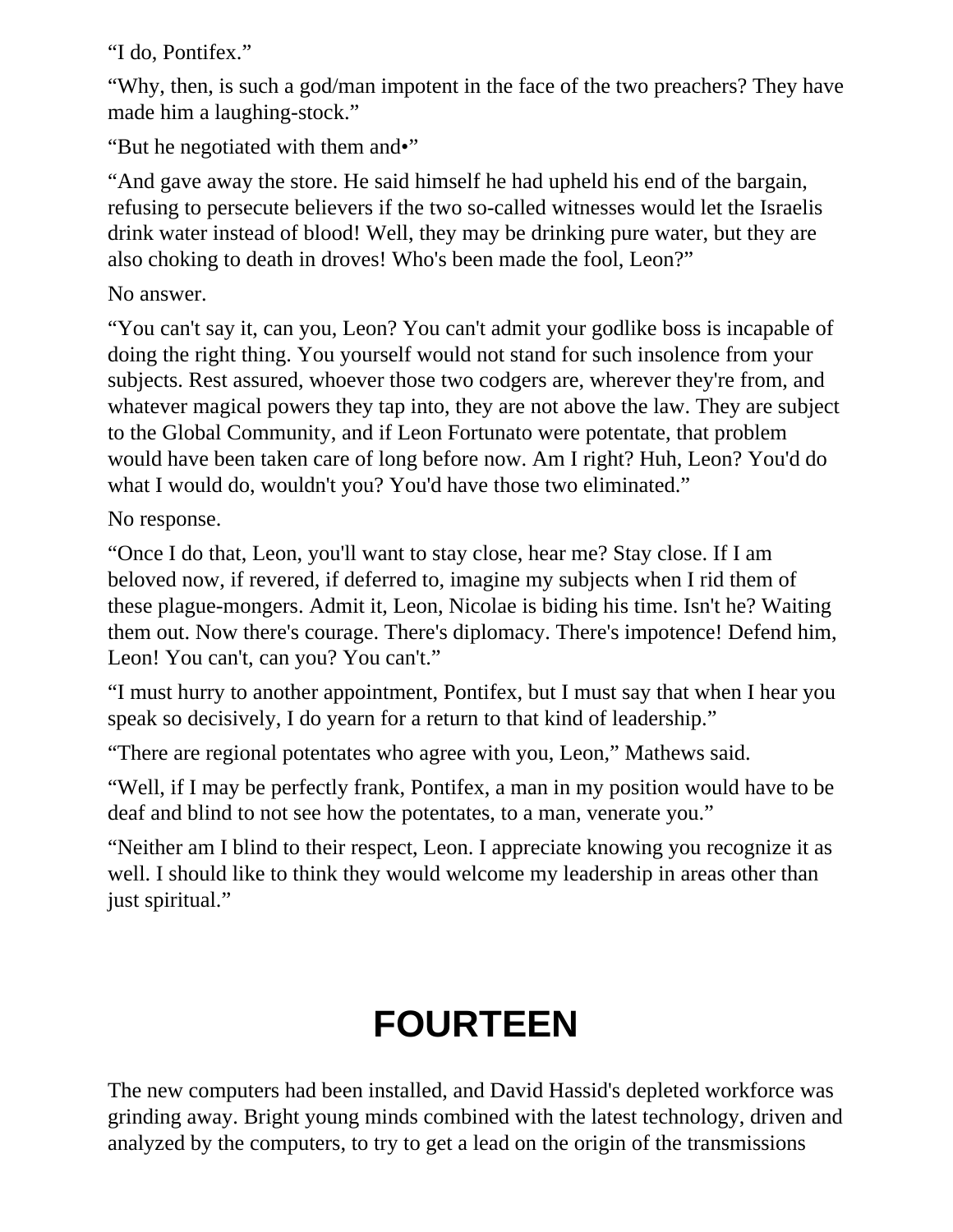"I do, Pontifex."

"Why, then, is such a god/man impotent in the face of the two preachers? They have made him a laughing-stock."

"But he negotiated with them and•"

"And gave away the store. He said himself he had upheld his end of the bargain, refusing to persecute believers if the two so-called witnesses would let the Israelis drink water instead of blood! Well, they may be drinking pure water, but they are also choking to death in droves! Who's been made the fool, Leon?"

No answer.

"You can't say it, can you, Leon? You can't admit your godlike boss is incapable of doing the right thing. You yourself would not stand for such insolence from your subjects. Rest assured, whoever those two codgers are, wherever they're from, and whatever magical powers they tap into, they are not above the law. They are subject to the Global Community, and if Leon Fortunato were potentate, that problem would have been taken care of long before now. Am I right? Huh, Leon? You'd do what I would do, wouldn't you? You'd have those two eliminated."

No response.

"Once I do that, Leon, you'll want to stay close, hear me? Stay close. If I am beloved now, if revered, if deferred to, imagine my subjects when I rid them of these plague-mongers. Admit it, Leon, Nicolae is biding his time. Isn't he? Waiting them out. Now there's courage. There's diplomacy. There's impotence! Defend him, Leon! You can't, can you? You can't."

"I must hurry to another appointment, Pontifex, but I must say that when I hear you speak so decisively, I do yearn for a return to that kind of leadership."

"There are regional potentates who agree with you, Leon," Mathews said.

"Well, if I may be perfectly frank, Pontifex, a man in my position would have to be deaf and blind to not see how the potentates, to a man, venerate you."

"Neither am I blind to their respect, Leon. I appreciate knowing you recognize it as well. I should like to think they would welcome my leadership in areas other than just spiritual."

# FOURTEEN

The new computers had been installed, and David Hassid's depleted workforce was grinding away. Bright young minds combined with the latest technology, driven and analyzed by the computers, to try to get a lead on the origin of the transmissions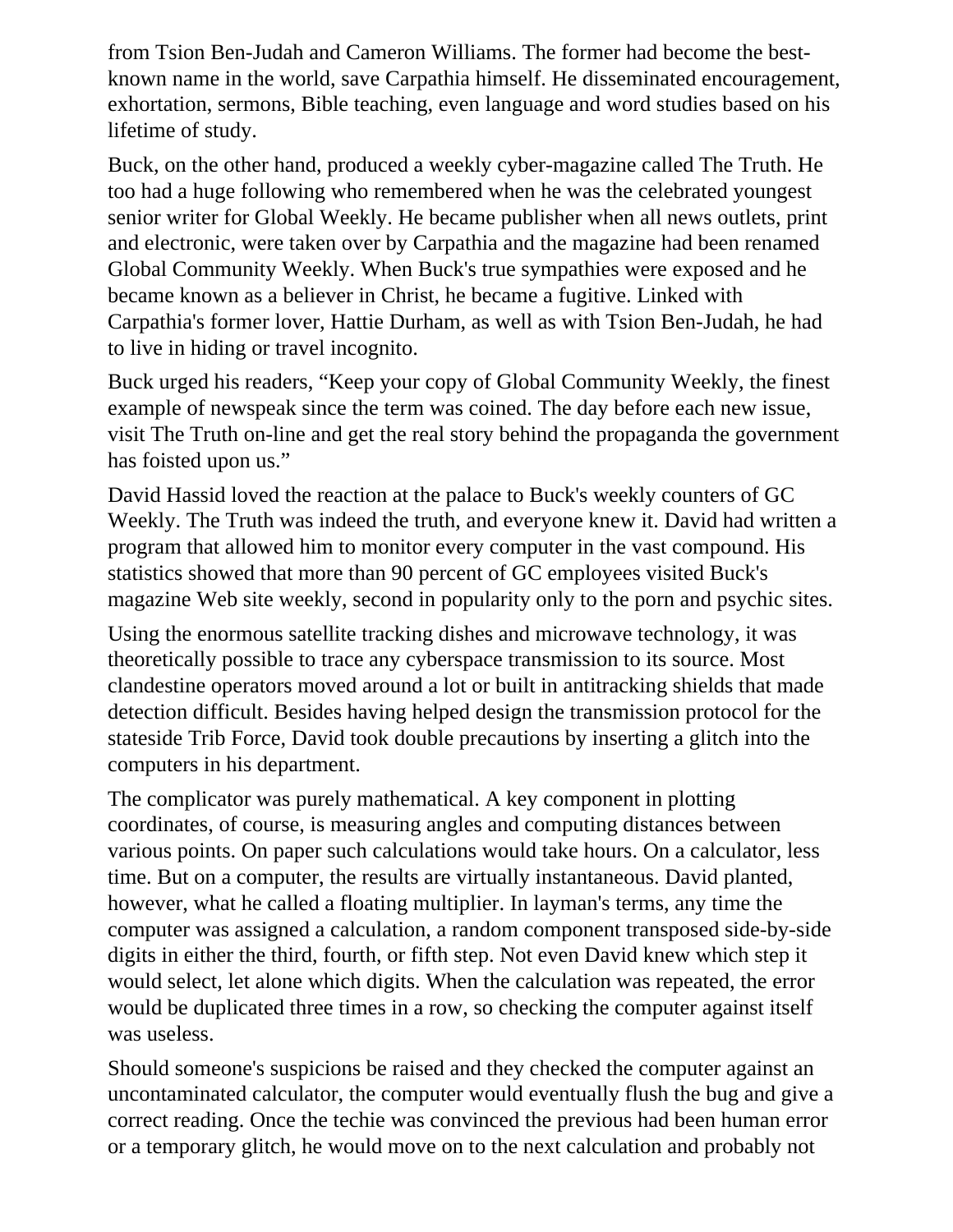from Tsion Ben-Judah and Cameron Williams. The former had become the best-known name in the world, save Carpathia himself. He disseminated encouragement, exhortation, sermons, Bible teaching, even language and word studies based on his lifetime of study.

Buck, on the other hand, produced a weekly cyber-magazine called The Truth. He too had a huge following who remembered when he was the celebrated youngest senior writer for Global Weekly. He became publisher when all news outlets, print and electronic, were taken over by Carpathia and the magazine had been renamed Global Community Weekly. When Buck's true sympathies were exposed and he became known as a believer in Christ, he became a fugitive. Linked with Carpathia's former lover, Hattie Durham, as well as with Tsion Ben-Judah, he had to live in hiding or travel incognito.

Buck urged his readers, “Keep your copy of Global Community Weekly, the finest example of newspeak since the term was coined. The day before each new issue, visit The Truth on-line and get the real story behind the propaganda the government has foisted upon us.”

David Hassid loved the reaction at the palace to Buck's weekly counters of GC Weekly. The Truth was indeed the truth, and everyone knew it. David had written a program that allowed him to monitor every computer in the vast compound. His statistics showed that more than 90 percent of GC employees visited Buck's magazine Web site weekly, second in popularity only to the porn and psychic sites.

Using the enormous satellite tracking dishes and microwave technology, it was theoretically possible to trace any cyberspace transmission to its source. Most clandestine operators moved around a lot or built in antitracking shields that made detection difficult. Besides having helped design the transmission protocol for the stateside Trib Force, David took double precautions by inserting a glitch into the computers in his department.

The complicator was purely mathematical. A key component in plotting coordinates, of course, is measuring angles and computing distances between various points. On paper such calculations would take hours. On a calculator, less time. But on a computer, the results are virtually instantaneous. David planted, however, what he called a floating multiplier. In layman's terms, any time the computer was assigned a calculation, a random component transposed side-by-side digits in either the third, fourth, or fifth step. Not even David knew which step it would select, let alone which digits. When the calculation was repeated, the error would be duplicated three times in a row, so checking the computer against itself was useless.

Should someone's suspicions be raised and they checked the computer against an uncontaminated calculator, the computer would eventually flush the bug and give a correct reading. Once the techie was convinced the previous had been human error or a temporary glitch, he would move on to the next calculation and probably not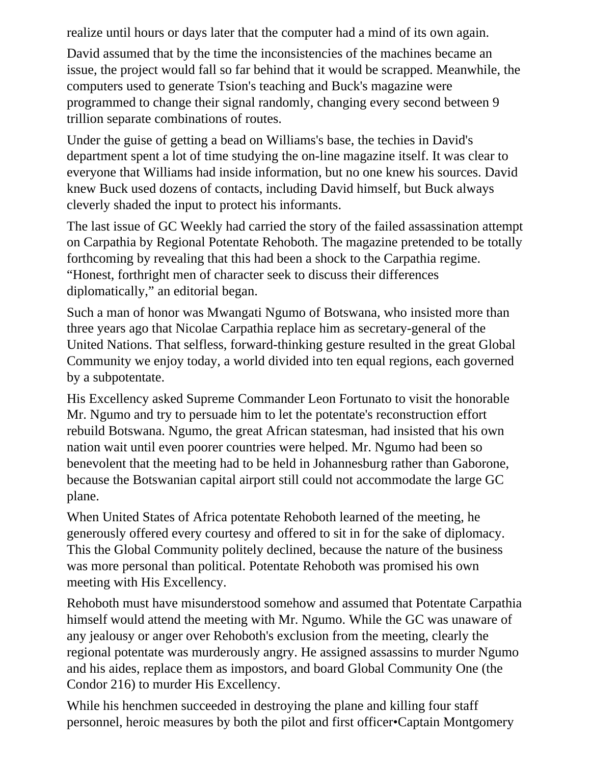realize until hours or days later that the computer had a mind of its own again.

David assumed that by the time the inconsistencies of the machines became an issue, the project would fall so far behind that it would be scrapped. Meanwhile, the computers used to generate Tsion's teaching and Buck's magazine were programmed to change their signal randomly, changing every second between 9 trillion separate combinations of routes.

Under the guise of getting a bead on Williams's base, the techies in David's department spent a lot of time studying the on-line magazine itself. It was clear to everyone that Williams had inside information, but no one knew his sources. David knew Buck used dozens of contacts, including David himself, but Buck always cleverly shaded the input to protect his informants.

The last issue of GC Weekly had carried the story of the failed assassination attempt on Carpathia by Regional Potentate Rehoboth. The magazine pretended to be totally forthcoming by revealing that this had been a shock to the Carpathia regime. “Honest, forthright men of character seek to discuss their differences diplomatically,” an editorial began.

Such a man of honor was Mwangati Ngumo of Botswana, who insisted more than three years ago that Nicolae Carpathia replace him as secretary-general of the United Nations. That selfless, forward-thinking gesture resulted in the great Global Community we enjoy today, a world divided into ten equal regions, each governed by a subpotentate.

His Excellency asked Supreme Commander Leon Fortunato to visit the honorable Mr. Ngumo and try to persuade him to let the potentate's reconstruction effort rebuild Botswana. Ngumo, the great African statesman, had insisted that his own nation wait until even poorer countries were helped. Mr. Ngumo had been so benevolent that the meeting had to be held in Johannesburg rather than Gaborone, because the Botswanian capital airport still could not accommodate the large GC plane.

When United States of Africa potentate Rehoboth learned of the meeting, he generously offered every courtesy and offered to sit in for the sake of diplomacy. This the Global Community politely declined, because the nature of the business was more personal than political. Potentate Rehoboth was promised his own meeting with His Excellency.

Rehoboth must have misunderstood somehow and assumed that Potentate Carpathia himself would attend the meeting with Mr. Ngumo. While the GC was unaware of any jealousy or anger over Rehoboth's exclusion from the meeting, clearly the regional potentate was murderously angry. He assigned assassins to murder Ngumo and his aides, replace them as impostors, and board Global Community One (the Condor 216) to murder His Excellency.

While his henchmen succeeded in destroying the plane and killing four staff personnel, heroic measures by both the pilot and first officer•Captain Montgomery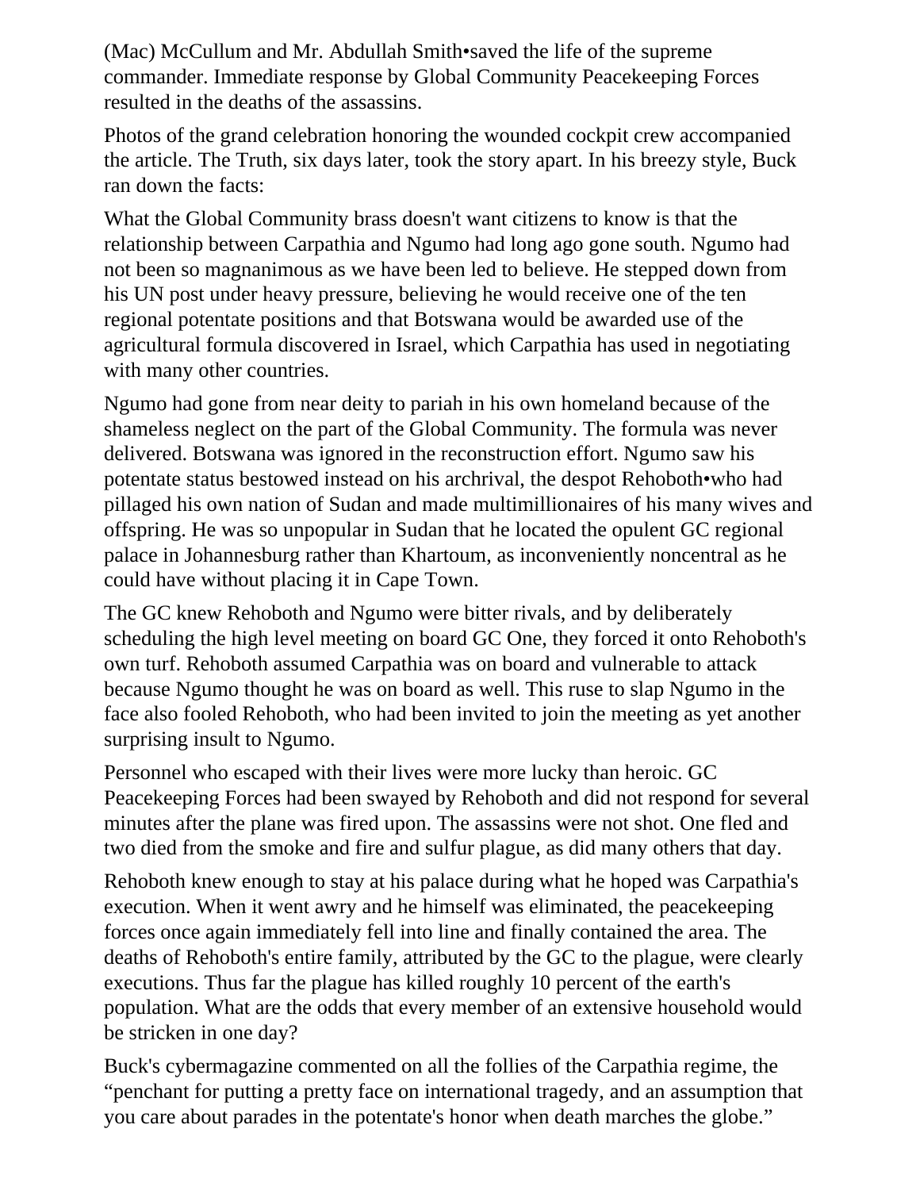(Mac) McCullum and Mr. Abdullah Smith•saved the life of the supreme commander. Immediate response by Global Community Peacekeeping Forces resulted in the deaths of the assassins.

Photos of the grand celebration honoring the wounded cockpit crew accompanied the article. The Truth, six days later, took the story apart. In his breezy style, Buck ran down the facts:

What the Global Community brass doesn't want citizens to know is that the relationship between Carpathia and Ngumo had long ago gone south. Ngumo had not been so magnanimous as we have been led to believe. He stepped down from his UN post under heavy pressure, believing he would receive one of the ten regional potentate positions and that Botswana would be awarded use of the agricultural formula discovered in Israel, which Carpathia has used in negotiating with many other countries.

Ngumo had gone from near deity to pariah in his own homeland because of the shameless neglect on the part of the Global Community. The formula was never delivered. Botswana was ignored in the reconstruction effort. Ngumo saw his potentate status bestowed instead on his archrival, the despot Rehoboth•who had pillaged his own nation of Sudan and made multimillionaires of his many wives and offspring. He was so unpopular in Sudan that he located the opulent GC regional palace in Johannesburg rather than Khartoum, as inconveniently noncentral as he could have without placing it in Cape Town.

The GC knew Rehoboth and Ngumo were bitter rivals, and by deliberately scheduling the high level meeting on board GC One, they forced it onto Rehoboth's own turf. Rehoboth assumed Carpathia was on board and vulnerable to attack because Ngumo thought he was on board as well. This ruse to slap Ngumo in the face also fooled Rehoboth, who had been invited to join the meeting as yet another surprising insult to Ngumo.

Personnel who escaped with their lives were more lucky than heroic. GC Peacekeeping Forces had been swayed by Rehoboth and did not respond for several minutes after the plane was fired upon. The assassins were not shot. One fled and two died from the smoke and fire and sulfur plague, as did many others that day.

Rehoboth knew enough to stay at his palace during what he hoped was Carpathia's execution. When it went awry and he himself was eliminated, the peacekeeping forces once again immediately fell into line and finally contained the area. The deaths of Rehoboth's entire family, attributed by the GC to the plague, were clearly executions. Thus far the plague has killed roughly 10 percent of the earth's population. What are the odds that every member of an extensive household would be stricken in one day?

Buck's cybermagazine commented on all the follies of the Carpathia regime, the “penchant for putting a pretty face on international tragedy, and an assumption that you care about parades in the potentate's honor when death marches the globe.”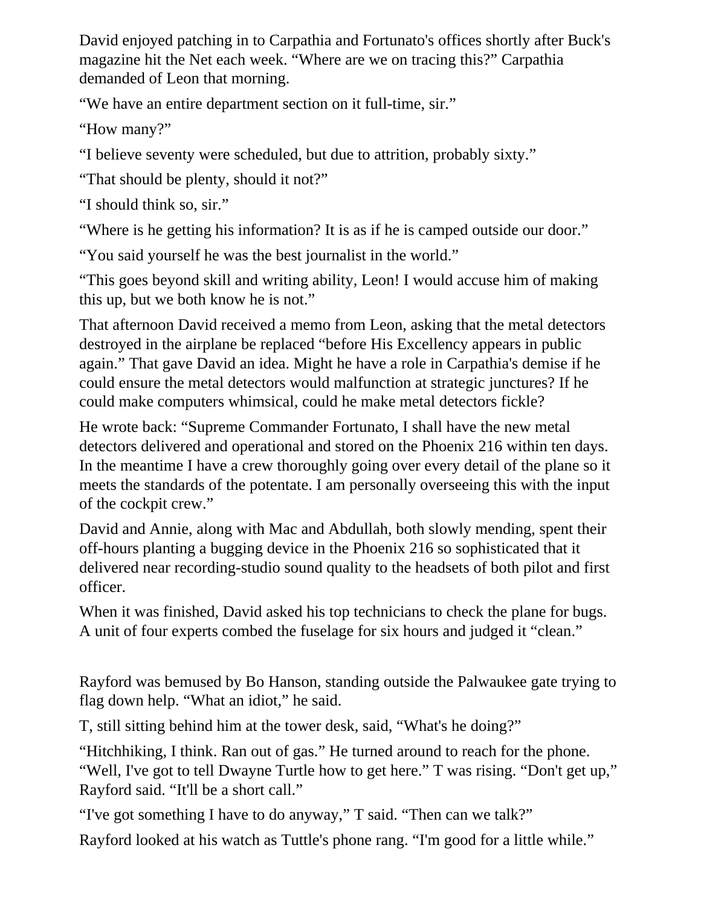David enjoyed patching in to Carpathia and Fortunato's offices shortly after Buck's magazine hit the Net each week. “Where are we on tracing this?” Carpathia demanded of Leon that morning.

“We have an entire department section on it full-time, sir.”

“How many?”

“I believe seventy were scheduled, but due to attrition, probably sixty.”

“That should be plenty, should it not?”

“I should think so, sir.”

“Where is he getting his information? It is as if he is camped outside our door.”

“You said yourself he was the best journalist in the world.”

“This goes beyond skill and writing ability, Leon! I would accuse him of making this up, but we both know he is not.”

That afternoon David received a memo from Leon, asking that the metal detectors destroyed in the airplane be replaced “before His Excellency appears in public again.” That gave David an idea. Might he have a role in Carpathia's demise if he could ensure the metal detectors would malfunction at strategic junctures? If he could make computers whimsical, could he make metal detectors fickle?

He wrote back: “Supreme Commander Fortunato, I shall have the new metal detectors delivered and operational and stored on the Phoenix 216 within ten days. In the meantime I have a crew thoroughly going over every detail of the plane so it meets the standards of the potentate. I am personally overseeing this with the input of the cockpit crew.”

David and Annie, along with Mac and Abdullah, both slowly mending, spent their off-hours planting a bugging device in the Phoenix 216 so sophisticated that it delivered near recording-studio sound quality to the headsets of both pilot and first officer.

When it was finished, David asked his top technicians to check the plane for bugs. A unit of four experts combed the fuselage for six hours and judged it “clean.”

Rayford was bemused by Bo Hanson, standing outside the Palwaukee gate trying to flag down help. “What an idiot,” he said.

T, still sitting behind him at the tower desk, said, “What's he doing?”

“Hitchhiking, I think. Ran out of gas.” He turned around to reach for the phone. “Well, I've got to tell Dwayne Turtle how to get here.” T was rising. “Don't get up,” Rayford said. “It'll be a short call.”

“I've got something I have to do anyway,” T said. “Then can we talk?”

Rayford looked at his watch as Tuttle's phone rang. “I'm good for a little while.”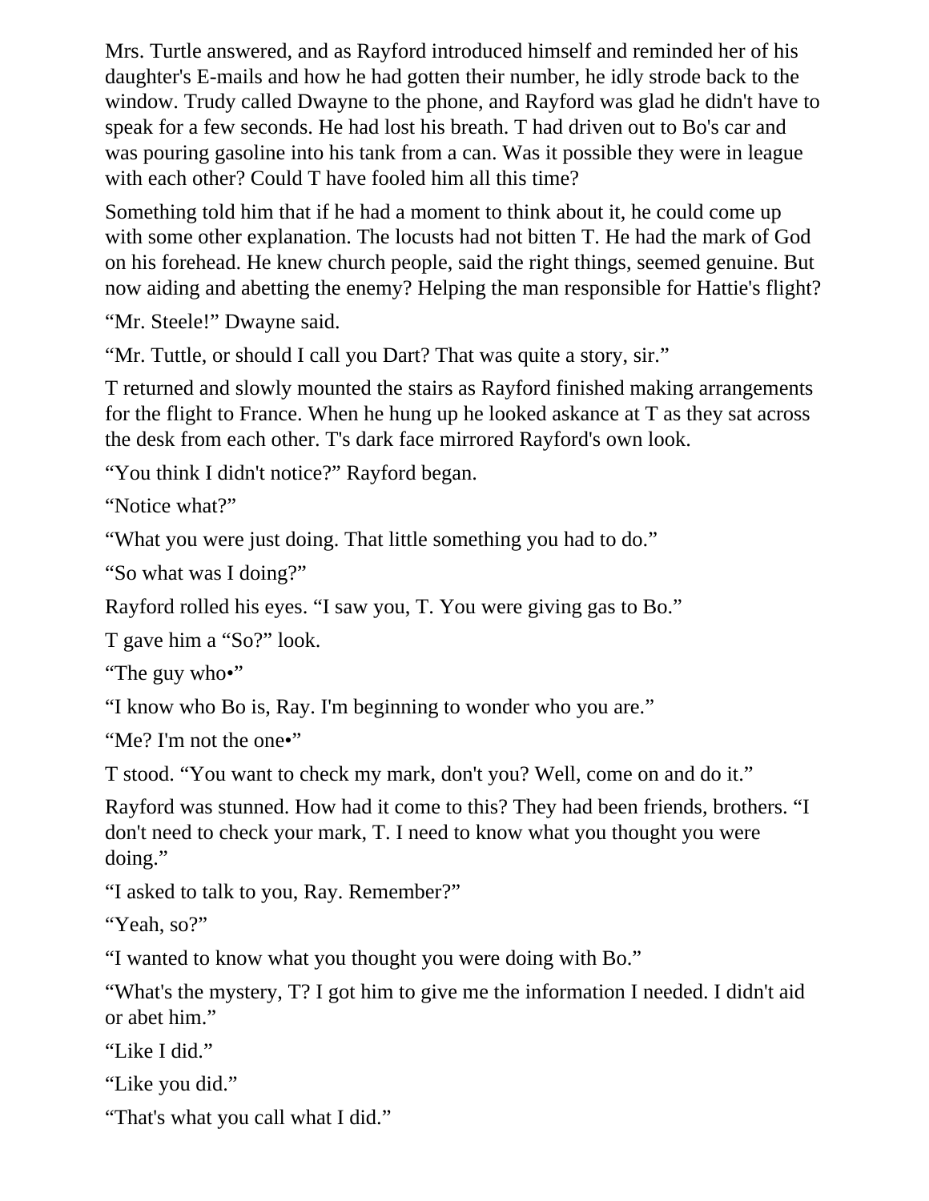Mrs. Turtle answered, and as Rayford introduced himself and reminded her of his daughter's E-mails and how he had gotten their number, he idly strode back to the window. Trudy called Dwayne to the phone, and Rayford was glad he didn't have to speak for a few seconds. He had lost his breath. T had driven out to Bo's car and was pouring gasoline into his tank from a can. Was it possible they were in league with each other? Could T have fooled him all this time?

Something told him that if he had a moment to think about it, he could come up with some other explanation. The locusts had not bitten T. He had the mark of God on his forehead. He knew church people, said the right things, seemed genuine. But now aiding and abetting the enemy? Helping the man responsible for Hattie's flight?

“Mr. Steele!” Dwayne said.

“Mr. Tuttle, or should I call you Dart? That was quite a story, sir.”

T returned and slowly mounted the stairs as Rayford finished making arrangements for the flight to France. When he hung up he looked askance at T as they sat across the desk from each other. T's dark face mirrored Rayford's own look.

“You think I didn't notice?” Rayford began.

“Notice what?”

“What you were just doing. That little something you had to do.”

“So what was I doing?”

Rayford rolled his eyes. “I saw you, T. You were giving gas to Bo.”

T gave him a “So?” look.

“The guy who•”

“I know who Bo is, Ray. I'm beginning to wonder who you are.”

“Me? I'm not the one•”

T stood. “You want to check my mark, don't you? Well, come on and do it.”

Rayford was stunned. How had it come to this? They had been friends, brothers. “I don't need to check your mark, T. I need to know what you thought you were doing.”

“I asked to talk to you, Ray. Remember?”

“Yeah, so?”

“I wanted to know what you thought you were doing with Bo.”

“What's the mystery, T? I got him to give me the information I needed. I didn't aid or abet him.”

“Like I did.”

“Like you did.”

“That's what you call what I did.”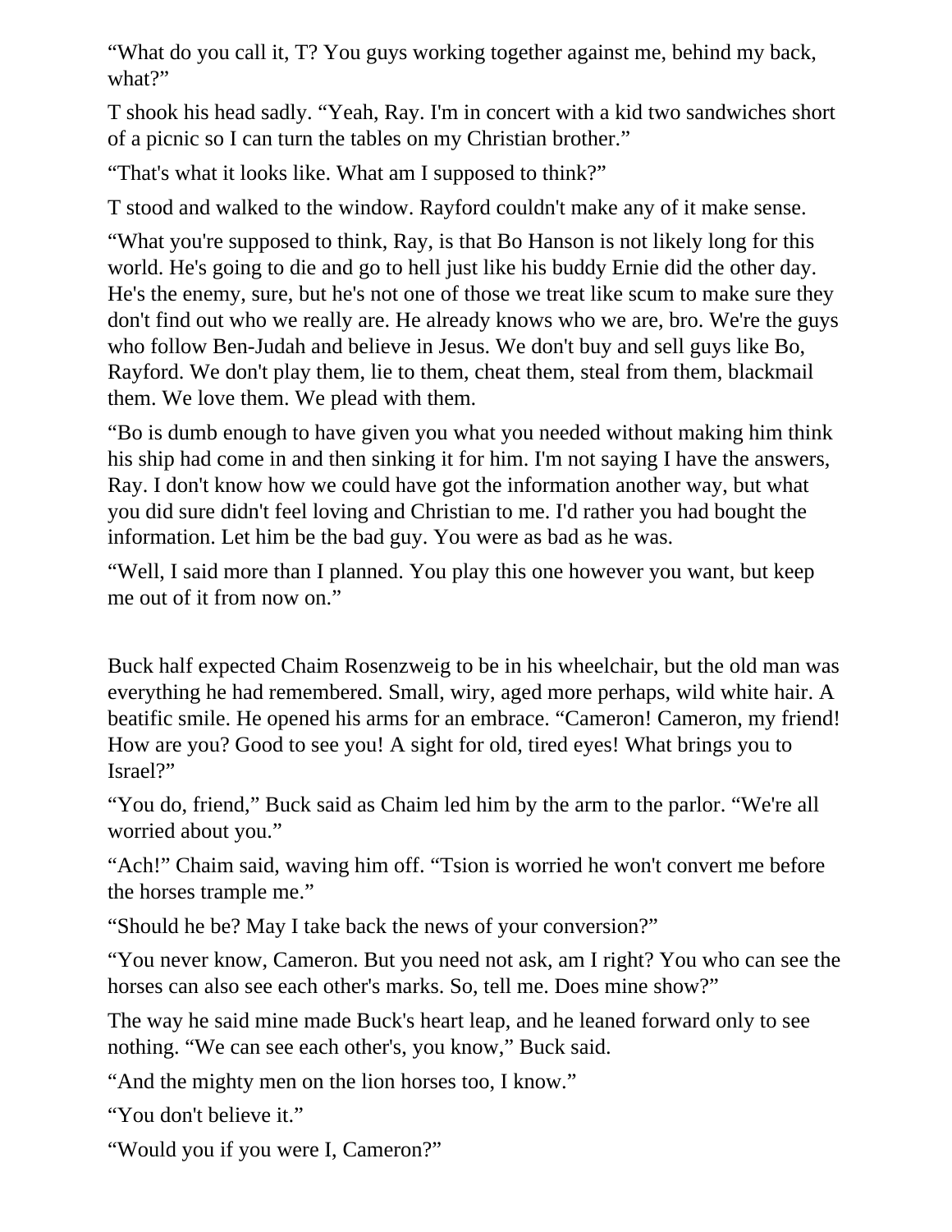"What do you call it, T? You guys working together against me, behind my back, what?"

T shook his head sadly. "Yeah, Ray. I'm in concert with a kid two sandwiches short of a picnic so I can turn the tables on my Christian brother."

"That's what it looks like. What am I supposed to think?"

T stood and walked to the window. Rayford couldn't make any of it make sense.

"What you're supposed to think, Ray, is that Bo Hanson is not likely long for this world. He's going to die and go to hell just like his buddy Ernie did the other day. He's the enemy, sure, but he's not one of those we treat like scum to make sure they don't find out who we really are. He already knows who we are, bro. We're the guys who follow Ben-Judah and believe in Jesus. We don't buy and sell guys like Bo, Rayford. We don't play them, lie to them, cheat them, steal from them, blackmail them. We love them. We plead with them.

"Bo is dumb enough to have given you what you needed without making him think his ship had come in and then sinking it for him. I'm not saying I have the answers, Ray. I don't know how we could have got the information another way, but what you did sure didn't feel loving and Christian to me. I'd rather you had bought the information. Let him be the bad guy. You were as bad as he was.

"Well, I said more than I planned. You play this one however you want, but keep me out of it from now on."

Buck half expected Chaim Rosenzweig to be in his wheelchair, but the old man was everything he had remembered. Small, wiry, aged more perhaps, wild white hair. A beatific smile. He opened his arms for an embrace. "Cameron! Cameron, my friend! How are you? Good to see you! A sight for old, tired eyes! What brings you to Israel?"

"You do, friend," Buck said as Chaim led him by the arm to the parlor. "We're all worried about you."

"Ach!" Chaim said, waving him off. "Tsion is worried he won't convert me before the horses trample me."

"Should he be? May I take back the news of your conversion?"

"You never know, Cameron. But you need not ask, am I right? You who can see the horses can also see each other's marks. So, tell me. Does mine show?"

The way he said mine made Buck's heart leap, and he leaned forward only to see nothing. "We can see each other's, you know," Buck said.

"And the mighty men on the lion horses too, I know."

"You don't believe it."

"Would you if you were I, Cameron?"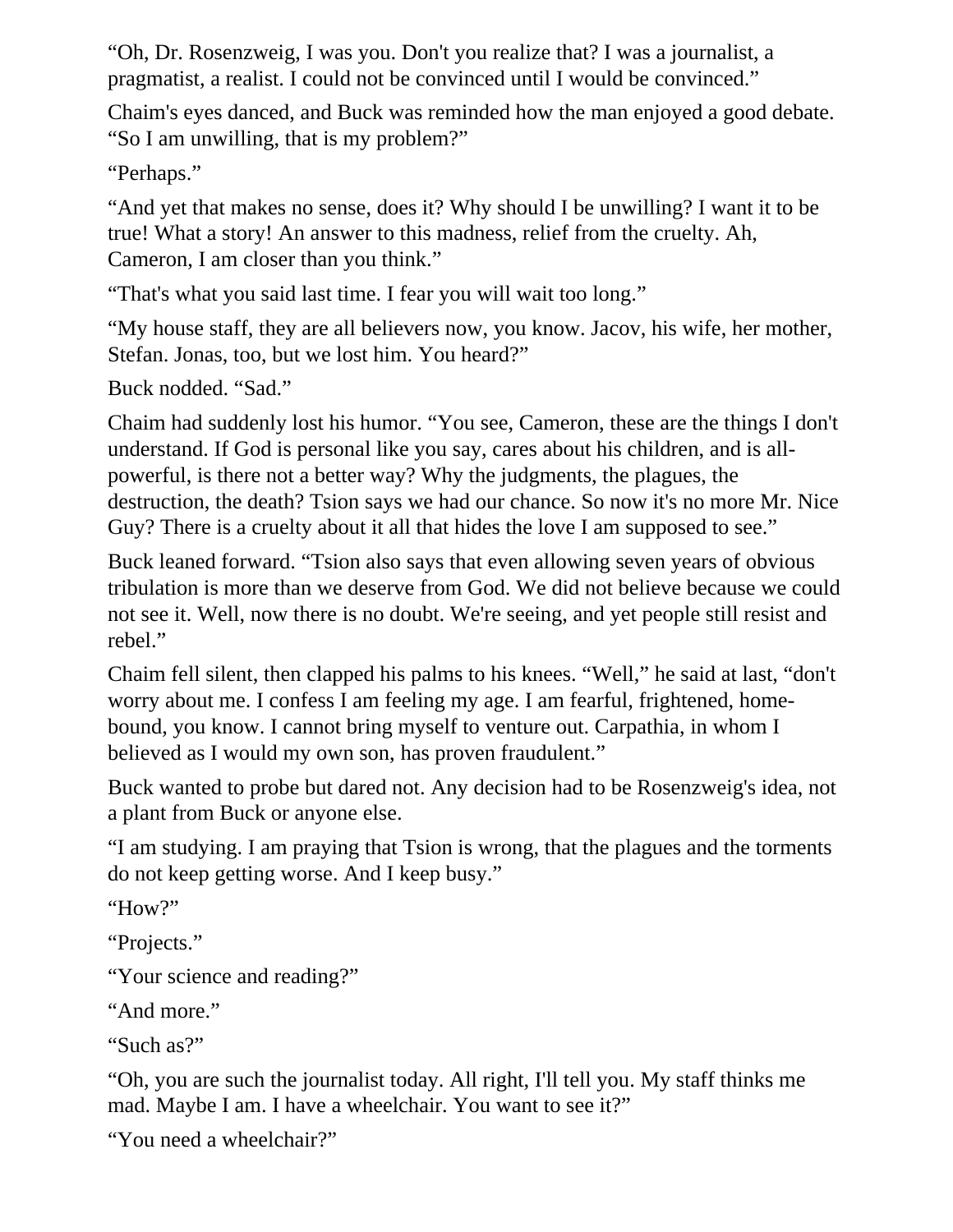“Oh, Dr. Rosenzweig, I was you. Don't you realize that? I was a journalist, a pragmatist, a realist. I could not be convinced until I would be convinced.”

Chaim's eyes danced, and Buck was reminded how the man enjoyed a good debate. “So I am unwilling, that is my problem?”

“Perhaps.”

“And yet that makes no sense, does it? Why should I be unwilling? I want it to be true! What a story! An answer to this madness, relief from the cruelty. Ah, Cameron, I am closer than you think.”

“That's what you said last time. I fear you will wait too long.”

“My house staff, they are all believers now, you know. Jacov, his wife, her mother, Stefan. Jonas, too, but we lost him. You heard?”

Buck nodded. “Sad.”

Chaim had suddenly lost his humor. “You see, Cameron, these are the things I don't understand. If God is personal like you say, cares about his children, and is all-powerful, is there not a better way? Why the judgments, the plagues, the destruction, the death? Tsion says we had our chance. So now it's no more Mr. Nice Guy? There is a cruelty about it all that hides the love I am supposed to see.”

Buck leaned forward. “Tsion also says that even allowing seven years of obvious tribulation is more than we deserve from God. We did not believe because we could not see it. Well, now there is no doubt. We're seeing, and yet people still resist and rebel.”

Chaim fell silent, then clapped his palms to his knees. “Well,” he said at last, “don't worry about me. I confess I am feeling my age. I am fearful, frightened, home-bound, you know. I cannot bring myself to venture out. Carpathia, in whom I believed as I would my own son, has proven fraudulent.”

Buck wanted to probe but dared not. Any decision had to be Rosenzweig's idea, not a plant from Buck or anyone else.

“I am studying. I am praying that Tsion is wrong, that the plagues and the torments do not keep getting worse. And I keep busy.”

“How?”

“Projects.”

“Your science and reading?”

“And more.”

“Such as?”

“Oh, you are such the journalist today. All right, I'll tell you. My staff thinks me mad. Maybe I am. I have a wheelchair. You want to see it?”

“You need a wheelchair?”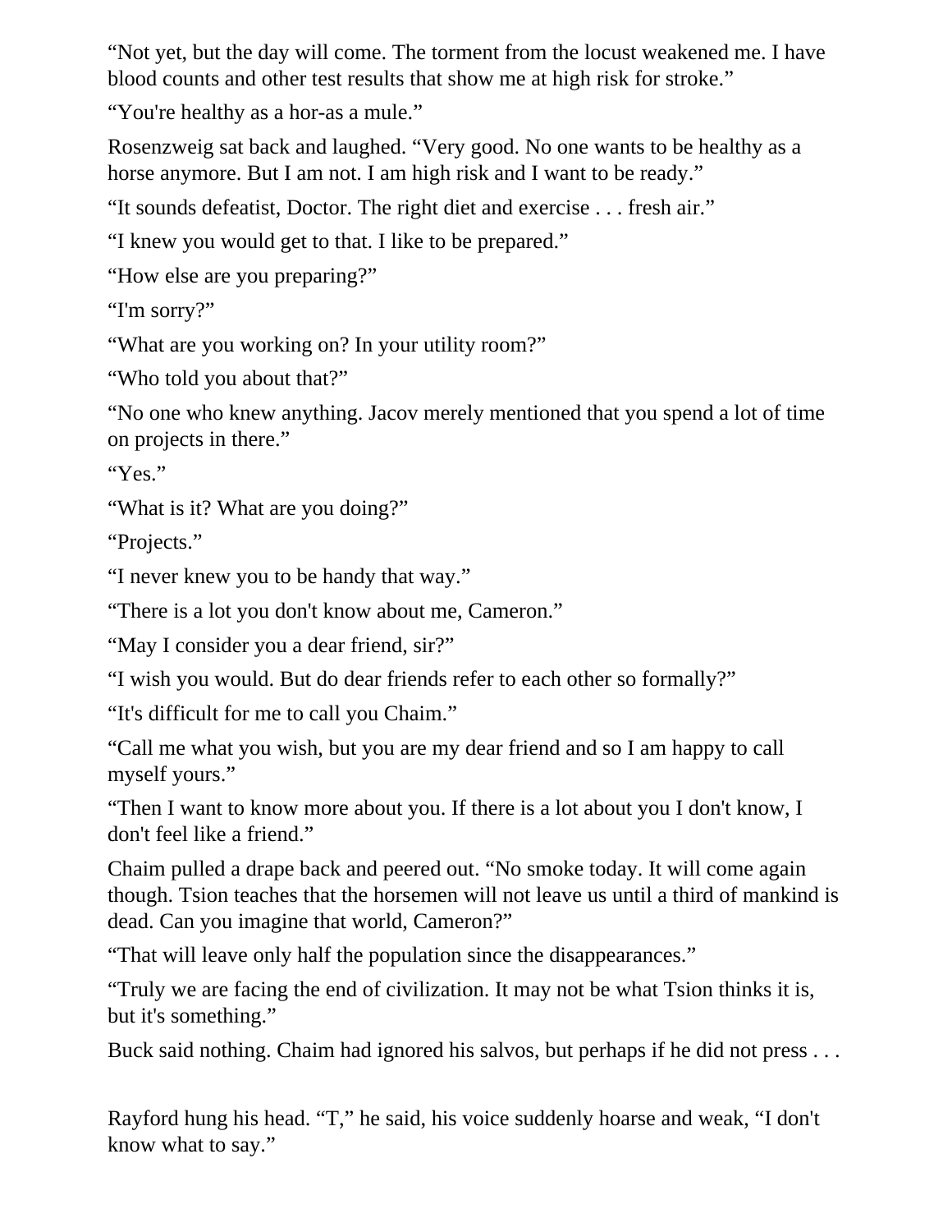"Not yet, but the day will come. The torment from the locust weakened me. I have blood counts and other test results that show me at high risk for stroke."

"You're healthy as a hor-as a mule."

Rosenzweig sat back and laughed. "Very good. No one wants to be healthy as a horse anymore. But I am not. I am high risk and I want to be ready."

"It sounds defeatist, Doctor. The right diet and exercise . . . fresh air."

"I knew you would get to that. I like to be prepared."

"How else are you preparing?"

"I'm sorry?"

"What are you working on? In your utility room?"

"Who told you about that?"

"No one who knew anything. Jacov merely mentioned that you spend a lot of time on projects in there."

"Yes."

"What is it? What are you doing?"

"Projects."

"I never knew you to be handy that way."

"There is a lot you don't know about me, Cameron."

"May I consider you a dear friend, sir?"

"I wish you would. But do dear friends refer to each other so formally?"

"It's difficult for me to call you Chaim."

"Call me what you wish, but you are my dear friend and so I am happy to call myself yours."

"Then I want to know more about you. If there is a lot about you I don't know, I don't feel like a friend."

Chaim pulled a drape back and peered out. "No smoke today. It will come again though. Tsion teaches that the horsemen will not leave us until a third of mankind is dead. Can you imagine that world, Cameron?"

"That will leave only half the population since the disappearances."

"Truly we are facing the end of civilization. It may not be what Tsion thinks it is, but it's something."

Buck said nothing. Chaim had ignored his salvos, but perhaps if he did not press . . .

Rayford hung his head. "T," he said, his voice suddenly hoarse and weak, "I don't know what to say."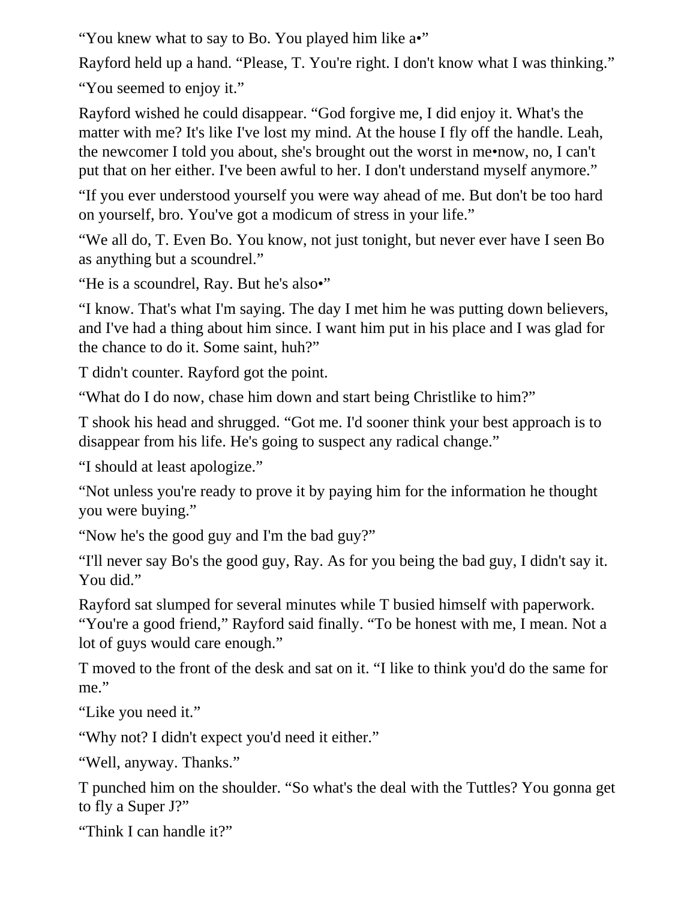“You knew what to say to Bo. You played him like a•”

Rayford held up a hand. “Please, T. You're right. I don't know what I was thinking.”

“You seemed to enjoy it.”

Rayford wished he could disappear. “God forgive me, I did enjoy it. What's the matter with me? It's like I've lost my mind. At the house I fly off the handle. Leah, the newcomer I told you about, she's brought out the worst in me•now, no, I can't put that on her either. I've been awful to her. I don't understand myself anymore.”

“If you ever understood yourself you were way ahead of me. But don't be too hard on yourself, bro. You've got a modicum of stress in your life.”

“We all do, T. Even Bo. You know, not just tonight, but never ever have I seen Bo as anything but a scoundrel.”

“He is a scoundrel, Ray. But he's also•”

“I know. That's what I'm saying. The day I met him he was putting down believers, and I've had a thing about him since. I want him put in his place and I was glad for the chance to do it. Some saint, huh?”

T didn't counter. Rayford got the point.

“What do I do now, chase him down and start being Christlike to him?”

T shook his head and shrugged. “Got me. I'd sooner think your best approach is to disappear from his life. He's going to suspect any radical change.”

“I should at least apologize.”

“Not unless you're ready to prove it by paying him for the information he thought you were buying.”

“Now he's the good guy and I'm the bad guy?”

“I'll never say Bo's the good guy, Ray. As for you being the bad guy, I didn't say it. You did.”

Rayford sat slumped for several minutes while T busied himself with paperwork. “You're a good friend,” Rayford said finally. “To be honest with me, I mean. Not a lot of guys would care enough.”

T moved to the front of the desk and sat on it. “I like to think you'd do the same for me.”

“Like you need it.”

“Why not? I didn't expect you'd need it either.”

“Well, anyway. Thanks.”

T punched him on the shoulder. “So what's the deal with the Tuttles? You gonna get to fly a Super J?”

“Think I can handle it?”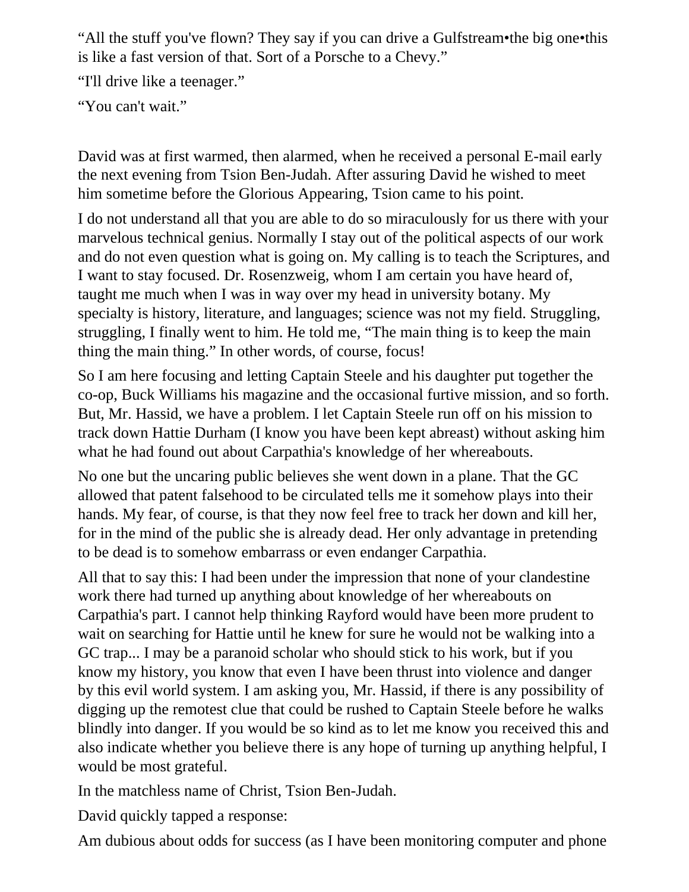“All the stuff you've flown? They say if you can drive a Gulfstream•the big one•this is like a fast version of that. Sort of a Porsche to a Chevy.”

“I'll drive like a teenager.”

“You can't wait.”

David was at first warmed, then alarmed, when he received a personal E-mail early the next evening from Tsion Ben-Judah. After assuring David he wished to meet him sometime before the Glorious Appearing, Tsion came to his point.

I do not understand all that you are able to do so miraculously for us there with your marvelous technical genius. Normally I stay out of the political aspects of our work and do not even question what is going on. My calling is to teach the Scriptures, and I want to stay focused. Dr. Rosenzweig, whom I am certain you have heard of, taught me much when I was in way over my head in university botany. My specialty is history, literature, and languages; science was not my field. Struggling, struggling, I finally went to him. He told me, “The main thing is to keep the main thing the main thing.” In other words, of course, focus!

So I am here focusing and letting Captain Steele and his daughter put together the co-op, Buck Williams his magazine and the occasional furtive mission, and so forth. But, Mr. Hassid, we have a problem. I let Captain Steele run off on his mission to track down Hattie Durham (I know you have been kept abreast) without asking him what he had found out about Carpathia's knowledge of her whereabouts.

No one but the uncaring public believes she went down in a plane. That the GC allowed that patent falsehood to be circulated tells me it somehow plays into their hands. My fear, of course, is that they now feel free to track her down and kill her, for in the mind of the public she is already dead. Her only advantage in pretending to be dead is to somehow embarrass or even endanger Carpathia.

All that to say this: I had been under the impression that none of your clandestine work there had turned up anything about knowledge of her whereabouts on Carpathia's part. I cannot help thinking Rayford would have been more prudent to wait on searching for Hattie until he knew for sure he would not be walking into a GC trap... I may be a paranoid scholar who should stick to his work, but if you know my history, you know that even I have been thrust into violence and danger by this evil world system. I am asking you, Mr. Hassid, if there is any possibility of digging up the remotest clue that could be rushed to Captain Steele before he walks blindly into danger. If you would be so kind as to let me know you received this and also indicate whether you believe there is any hope of turning up anything helpful, I would be most grateful.

In the matchless name of Christ, Tsion Ben-Judah.

David quickly tapped a response:

Am dubious about odds for success (as I have been monitoring computer and phone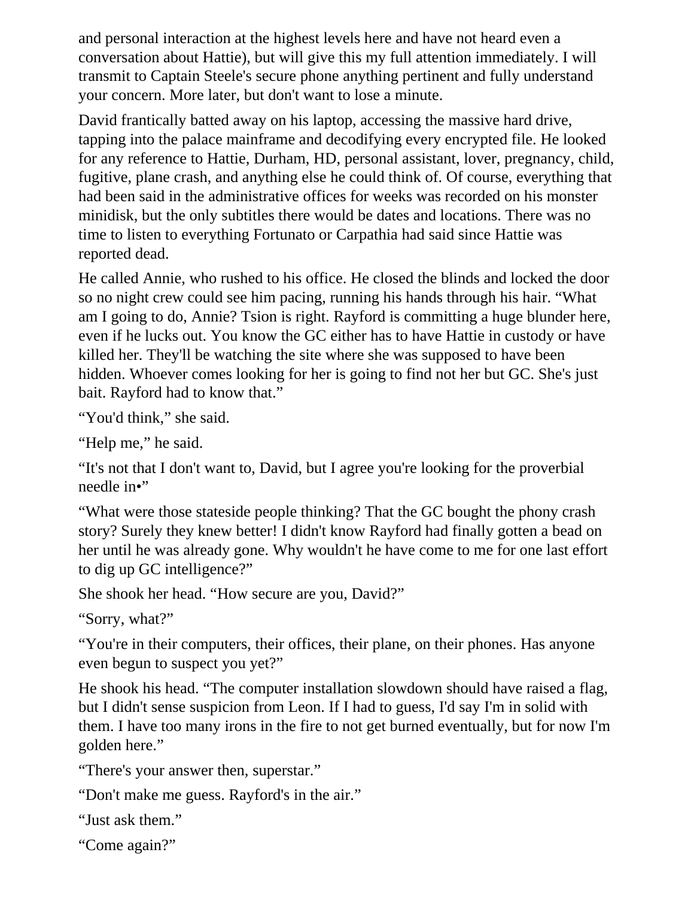and personal interaction at the highest levels here and have not heard even a conversation about Hattie), but will give this my full attention immediately. I will transmit to Captain Steele's secure phone anything pertinent and fully understand your concern. More later, but don't want to lose a minute.

David frantically batted away on his laptop, accessing the massive hard drive, tapping into the palace mainframe and decodifying every encrypted file. He looked for any reference to Hattie, Durham, HD, personal assistant, lover, pregnancy, child, fugitive, plane crash, and anything else he could think of. Of course, everything that had been said in the administrative offices for weeks was recorded on his monster minidisk, but the only subtitles there would be dates and locations. There was no time to listen to everything Fortunato or Carpathia had said since Hattie was reported dead.

He called Annie, who rushed to his office. He closed the blinds and locked the door so no night crew could see him pacing, running his hands through his hair. "What am I going to do, Annie? Tsion is right. Rayford is committing a huge blunder here, even if he lucks out. You know the GC either has to have Hattie in custody or have killed her. They'll be watching the site where she was supposed to have been hidden. Whoever comes looking for her is going to find not her but GC. She's just bait. Rayford had to know that."

"You'd think," she said.

"Help me," he said.

"It's not that I don't want to, David, but I agree you're looking for the proverbial needle in•"

"What were those stateside people thinking? That the GC bought the phony crash story? Surely they knew better! I didn't know Rayford had finally gotten a bead on her until he was already gone. Why wouldn't he have come to me for one last effort to dig up GC intelligence?"

She shook her head. "How secure are you, David?"

"Sorry, what?"

"You're in their computers, their offices, their plane, on their phones. Has anyone even begun to suspect you yet?"

He shook his head. "The computer installation slowdown should have raised a flag, but I didn't sense suspicion from Leon. If I had to guess, I'd say I'm in solid with them. I have too many irons in the fire to not get burned eventually, but for now I'm golden here."

"There's your answer then, superstar."

"Don't make me guess. Rayford's in the air."

"Just ask them."

"Come again?"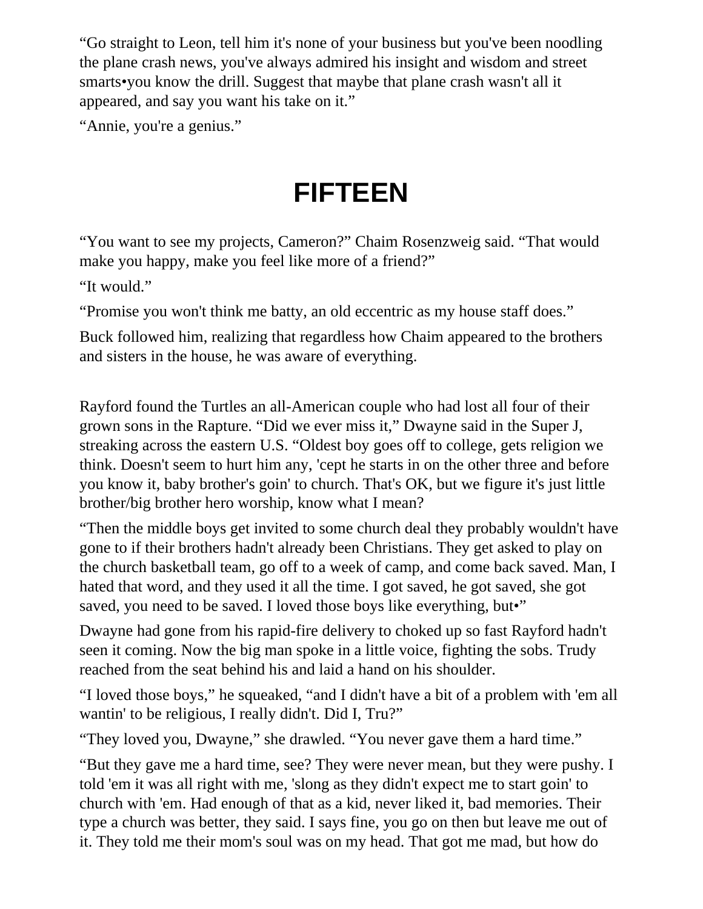"Go straight to Leon, tell him it's none of your business but you've been noodling the plane crash news, you've always admired his insight and wisdom and street smarts•you know the drill. Suggest that maybe that plane crash wasn't all it appeared, and say you want his take on it."

"Annie, you're a genius."

# FIFTEEN

"You want to see my projects, Cameron?" Chaim Rosenzweig said. "That would make you happy, make you feel like more of a friend?"

"It would."

"Promise you won't think me batty, an old eccentric as my house staff does."

Buck followed him, realizing that regardless how Chaim appeared to the brothers and sisters in the house, he was aware of everything.

Rayford found the Turtles an all-American couple who had lost all four of their grown sons in the Rapture. "Did we ever miss it," Dwayne said in the Super J, streaking across the eastern U.S. "Oldest boy goes off to college, gets religion we think. Doesn't seem to hurt him any, 'cept he starts in on the other three and before you know it, baby brother's goin' to church. That's OK, but we figure it's just little brother/big brother hero worship, know what I mean?

"Then the middle boys get invited to some church deal they probably wouldn't have gone to if their brothers hadn't already been Christians. They get asked to play on the church basketball team, go off to a week of camp, and come back saved. Man, I hated that word, and they used it all the time. I got saved, he got saved, she got saved, you need to be saved. I loved those boys like everything, but•"

Dwayne had gone from his rapid-fire delivery to choked up so fast Rayford hadn't seen it coming. Now the big man spoke in a little voice, fighting the sobs. Trudy reached from the seat behind his and laid a hand on his shoulder.

"I loved those boys," he squeaked, "and I didn't have a bit of a problem with 'em all wantin' to be religious, I really didn't. Did I, Tru?"

"They loved you, Dwayne," she drawled. "You never gave them a hard time."

"But they gave me a hard time, see? They were never mean, but they were pushy. I told 'em it was all right with me, 'slong as they didn't expect me to start goin' to church with 'em. Had enough of that as a kid, never liked it, bad memories. Their type a church was better, they said. I says fine, you go on then but leave me out of it. They told me their mom's soul was on my head. That got me mad, but how do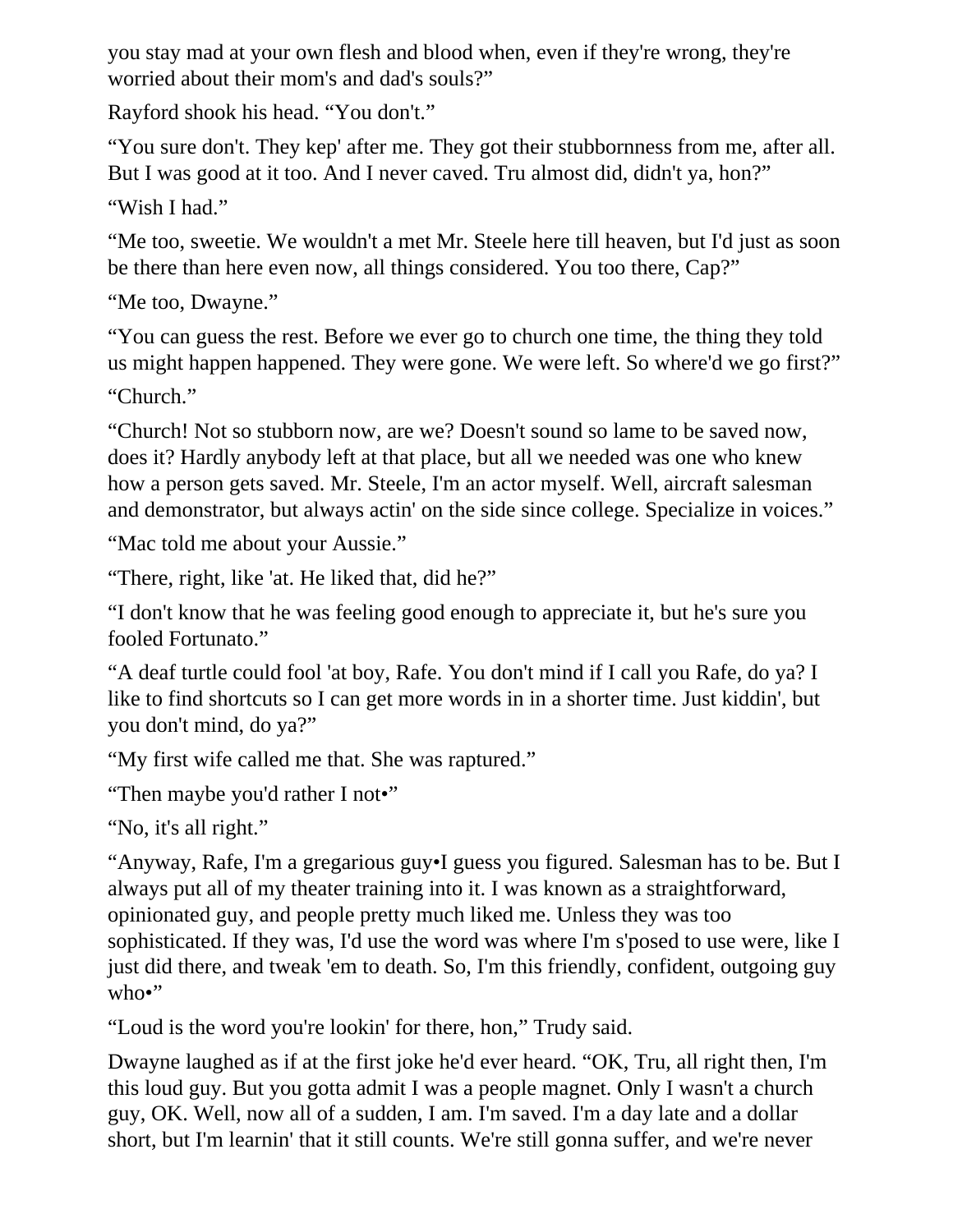you stay mad at your own flesh and blood when, even if they're wrong, they're worried about their mom's and dad's souls?"

Rayford shook his head. "You don't."

"You sure don't. They kep' after me. They got their stubbornness from me, after all. But I was good at it too. And I never caved. Tru almost did, didn't ya, hon?"

"Wish I had."

"Me too, sweetie. We wouldn't a met Mr. Steele here till heaven, but I'd just as soon be there than here even now, all things considered. You too there, Cap?"

"Me too, Dwayne."

"You can guess the rest. Before we ever go to church one time, the thing they told us might happen happened. They were gone. We were left. So where'd we go first?"

"Church."

"Church! Not so stubborn now, are we? Doesn't sound so lame to be saved now, does it? Hardly anybody left at that place, but all we needed was one who knew how a person gets saved. Mr. Steele, I'm an actor myself. Well, aircraft salesman and demonstrator, but always actin' on the side since college. Specialize in voices."

"Mac told me about your Aussie."

"There, right, like 'at. He liked that, did he?"

"I don't know that he was feeling good enough to appreciate it, but he's sure you fooled Fortunato."

"A deaf turtle could fool 'at boy, Rafe. You don't mind if I call you Rafe, do ya? I like to find shortcuts so I can get more words in in a shorter time. Just kiddin', but you don't mind, do ya?"

"My first wife called me that. She was raptured."

"Then maybe you'd rather I not•"

"No, it's all right."

"Anyway, Rafe, I'm a gregarious guy•I guess you figured. Salesman has to be. But I always put all of my theater training into it. I was known as a straightforward, opinionated guy, and people pretty much liked me. Unless they was too sophisticated. If they was, I'd use the word was where I'm s'posed to use were, like I just did there, and tweak 'em to death. So, I'm this friendly, confident, outgoing guy who•"

"Loud is the word you're lookin' for there, hon," Trudy said.

Dwayne laughed as if at the first joke he'd ever heard. "OK, Tru, all right then, I'm this loud guy. But you gotta admit I was a people magnet. Only I wasn't a church guy, OK. Well, now all of a sudden, I am. I'm saved. I'm a day late and a dollar short, but I'm learnin' that it still counts. We're still gonna suffer, and we're never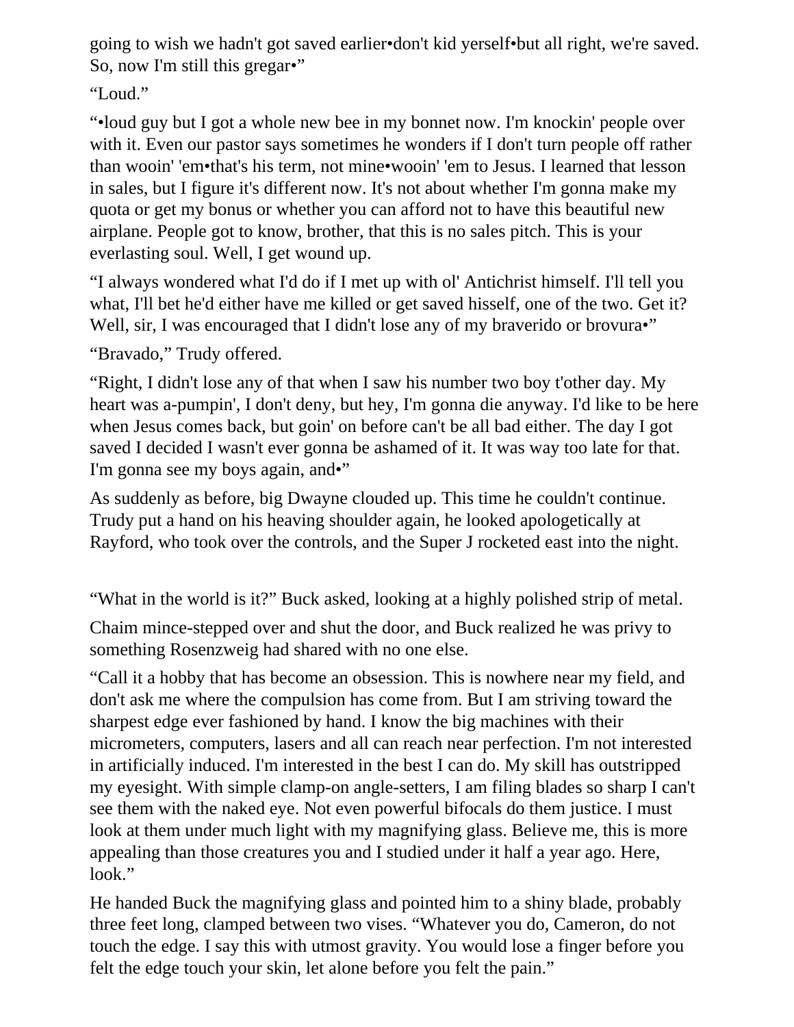going to wish we hadn't got saved earlier•don't kid yerself•but all right, we're saved. So, now I'm still this gregar•"

"Loud."

"•loud guy but I got a whole new bee in my bonnet now. I'm knockin' people over with it. Even our pastor says sometimes he wonders if I don't turn people off rather than wooin' 'em•that's his term, not mine•wooin' 'em to Jesus. I learned that lesson in sales, but I figure it's different now. It's not about whether I'm gonna make my quota or get my bonus or whether you can afford not to have this beautiful new airplane. People got to know, brother, that this is no sales pitch. This is your everlasting soul. Well, I get wound up.

"I always wondered what I'd do if I met up with ol' Antichrist himself. I'll tell you what, I'll bet he'd either have me killed or get saved hisself, one of the two. Get it? Well, sir, I was encouraged that I didn't lose any of my braverido or brovura•"

"Bravado," Trudy offered.

"Right, I didn't lose any of that when I saw his number two boy t'other day. My heart was a-pumpin', I don't deny, but hey, I'm gonna die anyway. I'd like to be here when Jesus comes back, but goin' on before can't be all bad either. The day I got saved I decided I wasn't ever gonna be ashamed of it. It was way too late for that. I'm gonna see my boys again, and•"

As suddenly as before, big Dwayne clouded up. This time he couldn't continue. Trudy put a hand on his heaving shoulder again, he looked apologetically at Rayford, who took over the controls, and the Super J rocketed east into the night.

"What in the world is it?" Buck asked, looking at a highly polished strip of metal.

Chaim mince-stepped over and shut the door, and Buck realized he was privy to something Rosenzweig had shared with no one else.

"Call it a hobby that has become an obsession. This is nowhere near my field, and don't ask me where the compulsion has come from. But I am striving toward the sharpest edge ever fashioned by hand. I know the big machines with their micrometers, computers, lasers and all can reach near perfection. I'm not interested in artificially induced. I'm interested in the best I can do. My skill has outstripped my eyesight. With simple clamp-on angle-setters, I am filing blades so sharp I can't see them with the naked eye. Not even powerful bifocals do them justice. I must look at them under much light with my magnifying glass. Believe me, this is more appealing than those creatures you and I studied under it half a year ago. Here, look."

He handed Buck the magnifying glass and pointed him to a shiny blade, probably three feet long, clamped between two vises. "Whatever you do, Cameron, do not touch the edge. I say this with utmost gravity. You would lose a finger before you felt the edge touch your skin, let alone before you felt the pain."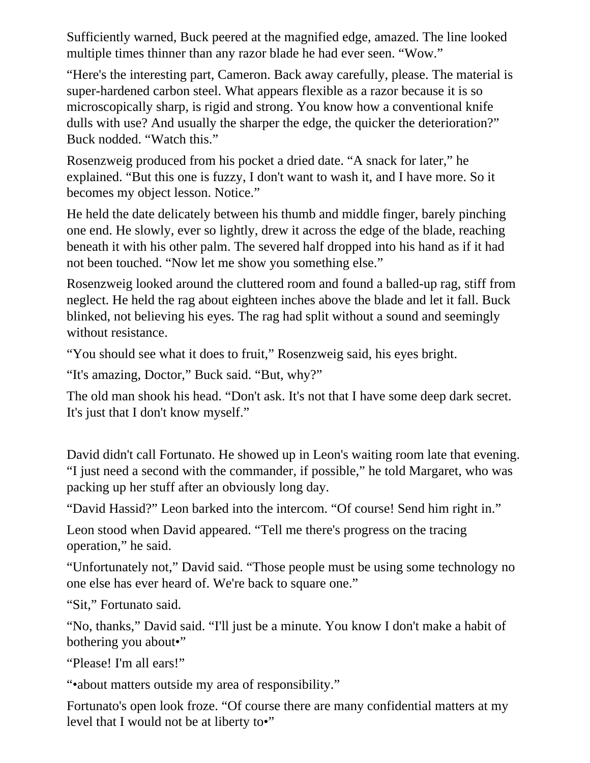Sufficiently warned, Buck peered at the magnified edge, amazed. The line looked multiple times thinner than any razor blade he had ever seen. “Wow.”

“Here's the interesting part, Cameron. Back away carefully, please. The material is super-hardened carbon steel. What appears flexible as a razor because it is so microscopically sharp, is rigid and strong. You know how a conventional knife dulls with use? And usually the sharper the edge, the quicker the deterioration?” Buck nodded. “Watch this.”

Rosenzweig produced from his pocket a dried date. “A snack for later,” he explained. “But this one is fuzzy, I don't want to wash it, and I have more. So it becomes my object lesson. Notice.”

He held the date delicately between his thumb and middle finger, barely pinching one end. He slowly, ever so lightly, drew it across the edge of the blade, reaching beneath it with his other palm. The severed half dropped into his hand as if it had not been touched. “Now let me show you something else.”

Rosenzweig looked around the cluttered room and found a balled-up rag, stiff from neglect. He held the rag about eighteen inches above the blade and let it fall. Buck blinked, not believing his eyes. The rag had split without a sound and seemingly without resistance.

“You should see what it does to fruit,” Rosenzweig said, his eyes bright.

“It's amazing, Doctor,” Buck said. “But, why?”

The old man shook his head. “Don't ask. It's not that I have some deep dark secret. It's just that I don't know myself.”

David didn't call Fortunato. He showed up in Leon's waiting room late that evening. “I just need a second with the commander, if possible,” he told Margaret, who was packing up her stuff after an obviously long day.

“David Hassid?” Leon barked into the intercom. “Of course! Send him right in.”

Leon stood when David appeared. “Tell me there's progress on the tracing operation,” he said.

“Unfortunately not,” David said. “Those people must be using some technology no one else has ever heard of. We're back to square one.”

“Sit,” Fortunato said.

“No, thanks,” David said. “I'll just be a minute. You know I don't make a habit of bothering you about•”

“Please! I'm all ears!”

“•about matters outside my area of responsibility.”

Fortunato's open look froze. “Of course there are many confidential matters at my level that I would not be at liberty to•”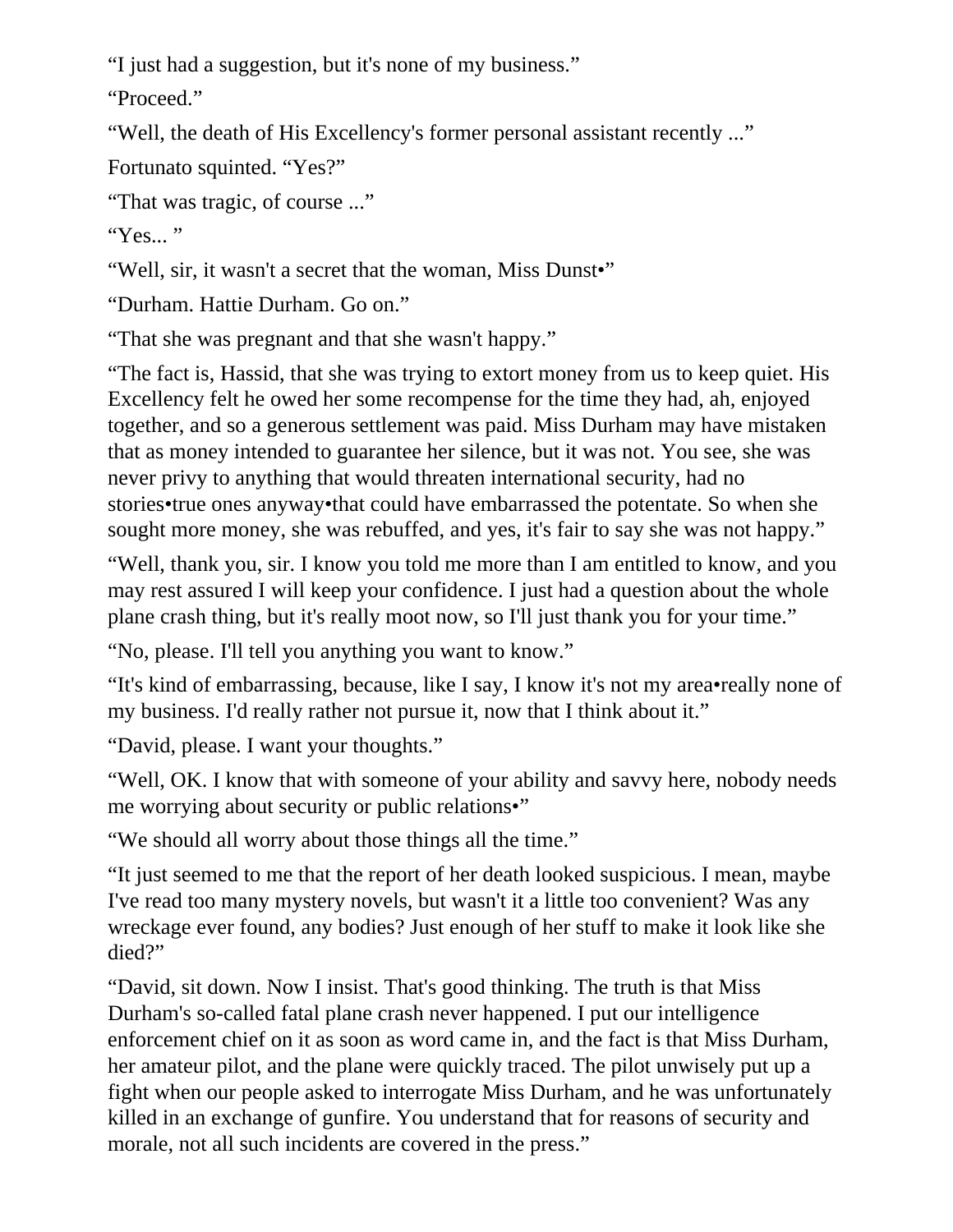“I just had a suggestion, but it's none of my business.”

“Proceed.”

“Well, the death of His Excellency's former personal assistant recently ...”

Fortunato squinted. “Yes?”

“That was tragic, of course ...”

“Yes... ”

“Well, sir, it wasn't a secret that the woman, Miss Dunst•”

“Durham. Hattie Durham. Go on.”

“That she was pregnant and that she wasn't happy.”

“The fact is, Hassid, that she was trying to extort money from us to keep quiet. His Excellency felt he owed her some recompense for the time they had, ah, enjoyed together, and so a generous settlement was paid. Miss Durham may have mistaken that as money intended to guarantee her silence, but it was not. You see, she was never privy to anything that would threaten international security, had no stories•true ones anyway•that could have embarrassed the potentate. So when she sought more money, she was rebuffed, and yes, it's fair to say she was not happy.”

“Well, thank you, sir. I know you told me more than I am entitled to know, and you may rest assured I will keep your confidence. I just had a question about the whole plane crash thing, but it's really moot now, so I'll just thank you for your time.”

“No, please. I'll tell you anything you want to know.”

“It's kind of embarrassing, because, like I say, I know it's not my area•really none of my business. I'd really rather not pursue it, now that I think about it.”

“David, please. I want your thoughts.”

“Well, OK. I know that with someone of your ability and savvy here, nobody needs me worrying about security or public relations•”

“We should all worry about those things all the time.”

“It just seemed to me that the report of her death looked suspicious. I mean, maybe I've read too many mystery novels, but wasn't it a little too convenient? Was any wreckage ever found, any bodies? Just enough of her stuff to make it look like she died?”

“David, sit down. Now I insist. That's good thinking. The truth is that Miss Durham's so-called fatal plane crash never happened. I put our intelligence enforcement chief on it as soon as word came in, and the fact is that Miss Durham, her amateur pilot, and the plane were quickly traced. The pilot unwisely put up a fight when our people asked to interrogate Miss Durham, and he was unfortunately killed in an exchange of gunfire. You understand that for reasons of security and morale, not all such incidents are covered in the press.”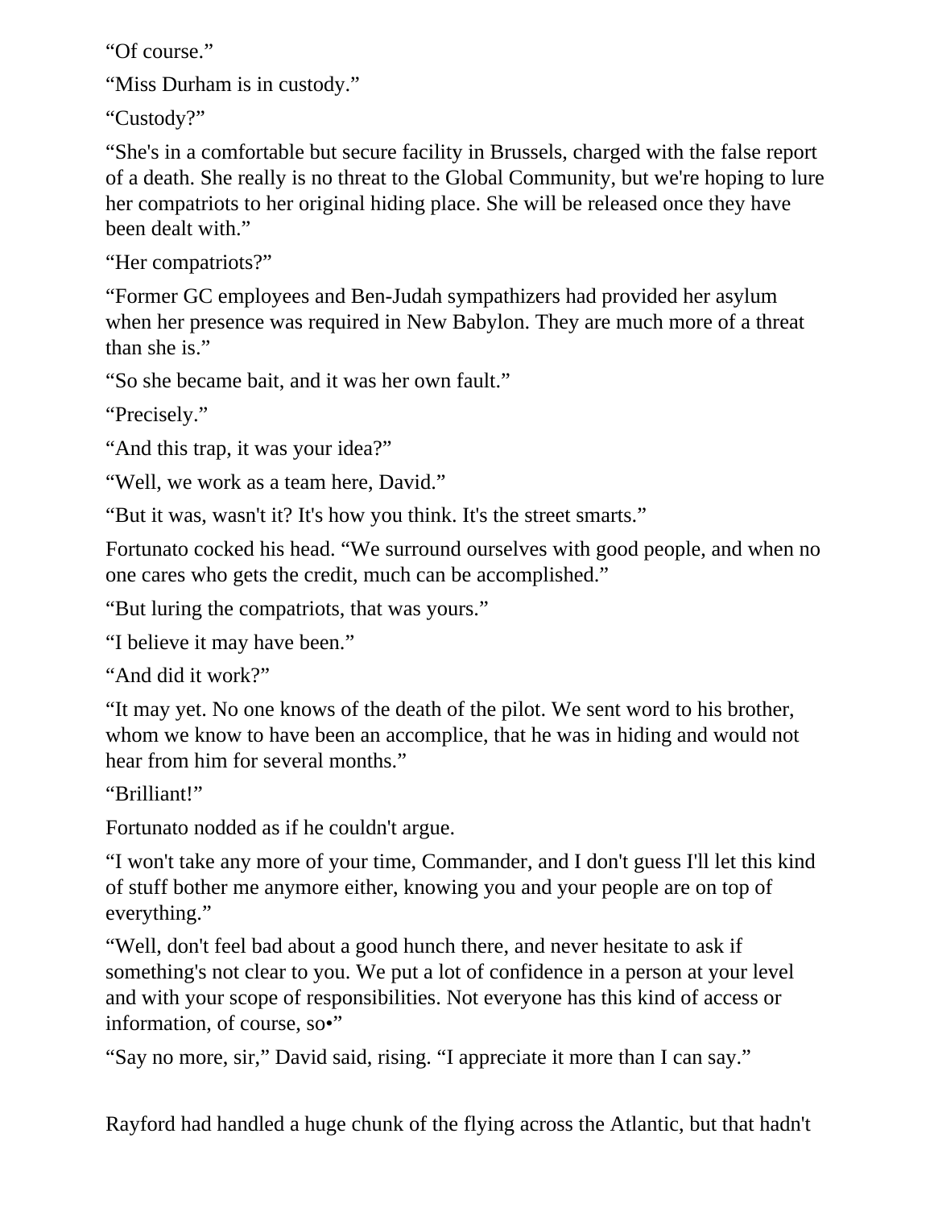"Of course."

"Miss Durham is in custody."

"Custody?"

"She's in a comfortable but secure facility in Brussels, charged with the false report of a death. She really is no threat to the Global Community, but we're hoping to lure her compatriots to her original hiding place. She will be released once they have been dealt with."

"Her compatriots?"

"Former GC employees and Ben-Judah sympathizers had provided her asylum when her presence was required in New Babylon. They are much more of a threat than she is."

"So she became bait, and it was her own fault."

"Precisely."

"And this trap, it was your idea?"

"Well, we work as a team here, David."

"But it was, wasn't it? It's how you think. It's the street smarts."

Fortunato cocked his head. "We surround ourselves with good people, and when no one cares who gets the credit, much can be accomplished."

"But luring the compatriots, that was yours."

"I believe it may have been."

"And did it work?"

"It may yet. No one knows of the death of the pilot. We sent word to his brother, whom we know to have been an accomplice, that he was in hiding and would not hear from him for several months."

"Brilliant!"

Fortunato nodded as if he couldn't argue.

"I won't take any more of your time, Commander, and I don't guess I'll let this kind of stuff bother me anymore either, knowing you and your people are on top of everything."

"Well, don't feel bad about a good hunch there, and never hesitate to ask if something's not clear to you. We put a lot of confidence in a person at your level and with your scope of responsibilities. Not everyone has this kind of access or information, of course, so•"

"Say no more, sir," David said, rising. "I appreciate it more than I can say."

Rayford had handled a huge chunk of the flying across the Atlantic, but that hadn't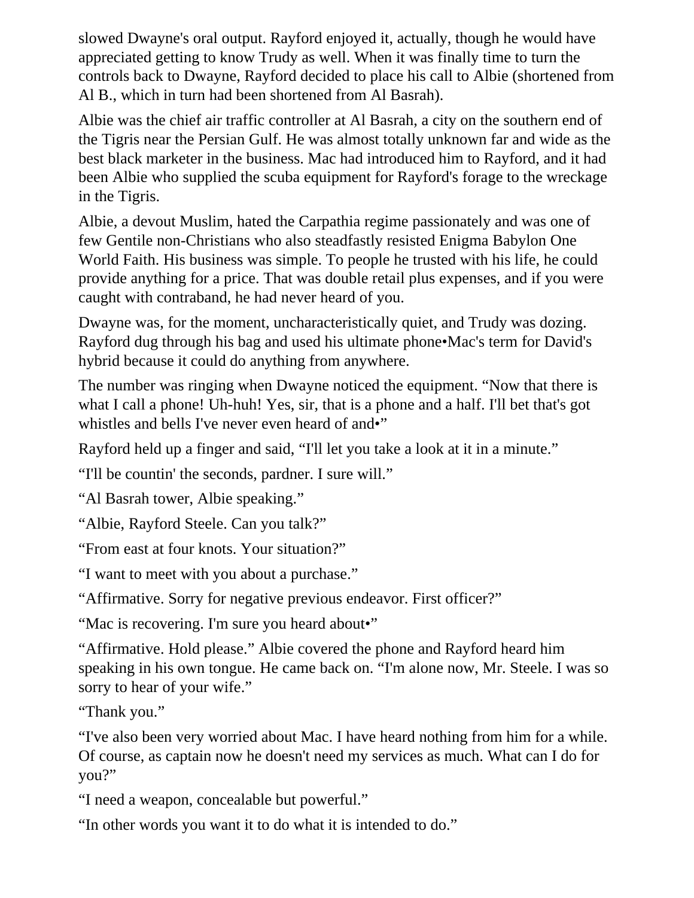slowed Dwayne's oral output. Rayford enjoyed it, actually, though he would have appreciated getting to know Trudy as well. When it was finally time to turn the controls back to Dwayne, Rayford decided to place his call to Albie (shortened from Al B., which in turn had been shortened from Al Basrah).

Albie was the chief air traffic controller at Al Basrah, a city on the southern end of the Tigris near the Persian Gulf. He was almost totally unknown far and wide as the best black marketeer in the business. Mac had introduced him to Rayford, and it had been Albie who supplied the scuba equipment for Rayford's forage to the wreckage in the Tigris.

Albie, a devout Muslim, hated the Carpathia regime passionately and was one of few Gentile non-Christians who also steadfastly resisted Enigma Babylon One World Faith. His business was simple. To people he trusted with his life, he could provide anything for a price. That was double retail plus expenses, and if you were caught with contraband, he had never heard of you.

Dwayne was, for the moment, uncharacteristically quiet, and Trudy was dozing. Rayford dug through his bag and used his ultimate phone•Mac's term for David's hybrid because it could do anything from anywhere.

The number was ringing when Dwayne noticed the equipment. "Now that there is what I call a phone! Uh-huh! Yes, sir, that is a phone and a half. I'll bet that's got whistles and bells I've never even heard of and•"

Rayford held up a finger and said, "I'll let you take a look at it in a minute."

"I'll be countin' the seconds, pardner. I sure will."

"Al Basrah tower, Albie speaking."

"Albie, Rayford Steele. Can you talk?"

"From east at four knots. Your situation?"

"I want to meet with you about a purchase."

"Affirmative. Sorry for negative previous endeavor. First officer?"

"Mac is recovering. I'm sure you heard about•"

"Affirmative. Hold please." Albie covered the phone and Rayford heard him speaking in his own tongue. He came back on. "I'm alone now, Mr. Steele. I was so sorry to hear of your wife."

"Thank you."

"I've also been very worried about Mac. I have heard nothing from him for a while. Of course, as captain now he doesn't need my services as much. What can I do for you?"

"I need a weapon, concealable but powerful."

"In other words you want it to do what it is intended to do."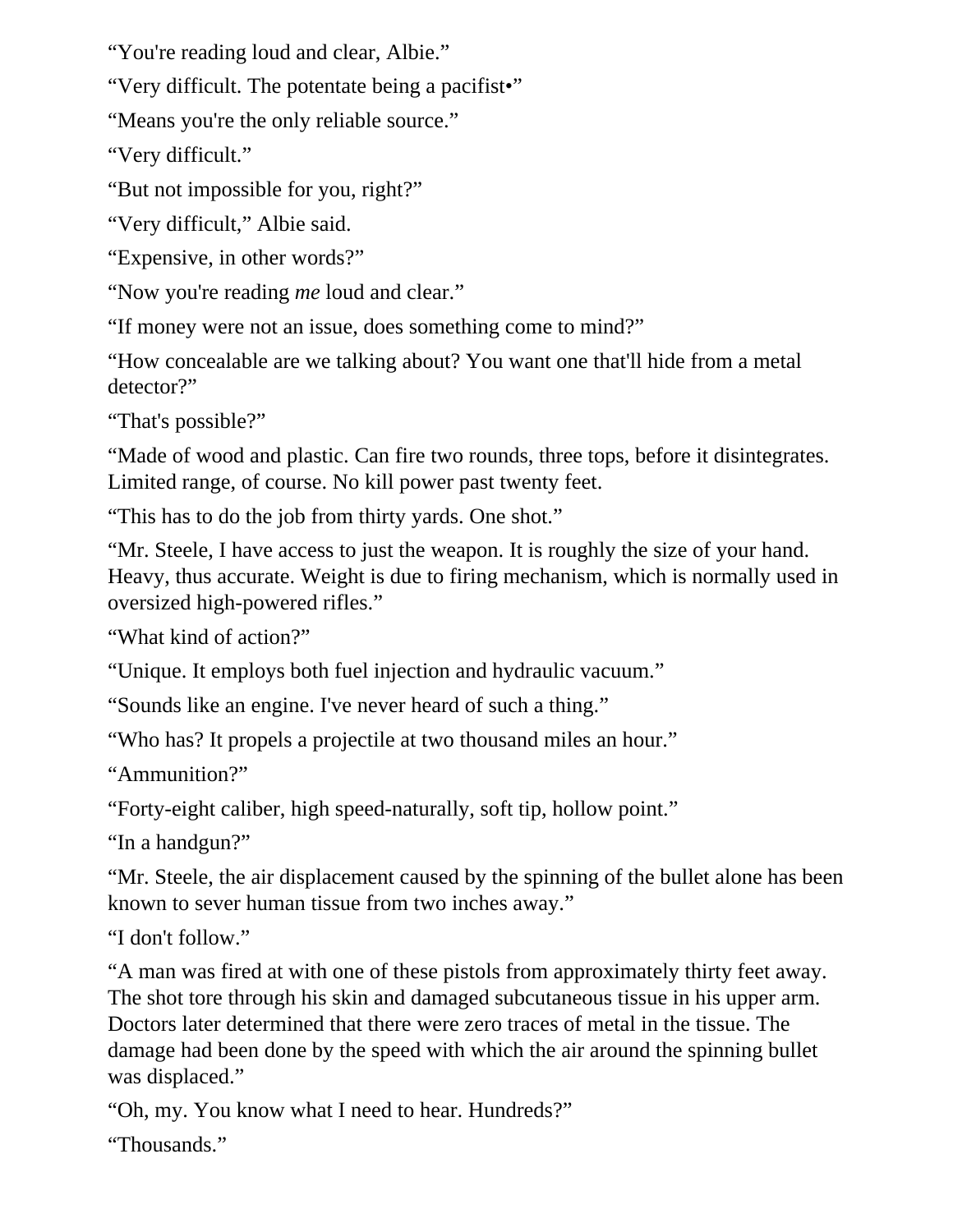“You're reading loud and clear, Albie.”

“Very difficult. The potentate being a pacifist•”

“Means you're the only reliable source.”

“Very difficult.”

“But not impossible for you, right?”

“Very difficult,” Albie said.

“Expensive, in other words?”

“Now you're reading *me* loud and clear.”

“If money were not an issue, does something come to mind?”

“How concealable are we talking about? You want one that'll hide from a metal detector?”

“That's possible?”

“Made of wood and plastic. Can fire two rounds, three tops, before it disintegrates. Limited range, of course. No kill power past twenty feet.

“This has to do the job from thirty yards. One shot.”

“Mr. Steele, I have access to just the weapon. It is roughly the size of your hand. Heavy, thus accurate. Weight is due to firing mechanism, which is normally used in oversized high-powered rifles.”

“What kind of action?”

“Unique. It employs both fuel injection and hydraulic vacuum.”

“Sounds like an engine. I've never heard of such a thing.”

“Who has? It propels a projectile at two thousand miles an hour.”

“Ammunition?”

“Forty-eight caliber, high speed-naturally, soft tip, hollow point.”

“In a handgun?”

“Mr. Steele, the air displacement caused by the spinning of the bullet alone has been known to sever human tissue from two inches away.”

“I don't follow.”

“A man was fired at with one of these pistols from approximately thirty feet away. The shot tore through his skin and damaged subcutaneous tissue in his upper arm. Doctors later determined that there were zero traces of metal in the tissue. The damage had been done by the speed with which the air around the spinning bullet was displaced.”

“Oh, my. You know what I need to hear. Hundreds?”

“Thousands.”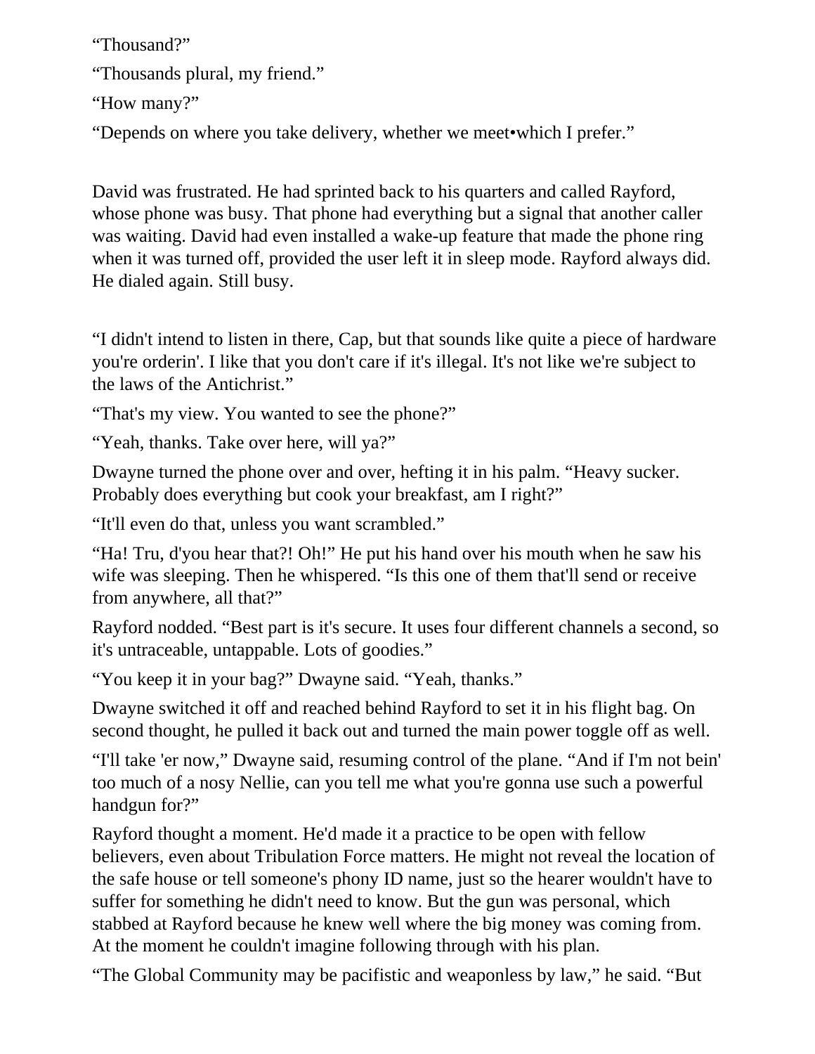"Thousand?"

"Thousands plural, my friend."

"How many?"

"Depends on where you take delivery, whether we meet•which I prefer."

David was frustrated. He had sprinted back to his quarters and called Rayford, whose phone was busy. That phone had everything but a signal that another caller was waiting. David had even installed a wake-up feature that made the phone ring when it was turned off, provided the user left it in sleep mode. Rayford always did. He dialed again. Still busy.

"I didn't intend to listen in there, Cap, but that sounds like quite a piece of hardware you're orderin'. I like that you don't care if it's illegal. It's not like we're subject to the laws of the Antichrist."

"That's my view. You wanted to see the phone?"

"Yeah, thanks. Take over here, will ya?"

Dwayne turned the phone over and over, hefting it in his palm. "Heavy sucker. Probably does everything but cook your breakfast, am I right?"

"It'll even do that, unless you want scrambled."

"Ha! Tru, d'you hear that?! Oh!" He put his hand over his mouth when he saw his wife was sleeping. Then he whispered. "Is this one of them that'll send or receive from anywhere, all that?"

Rayford nodded. "Best part is it's secure. It uses four different channels a second, so it's untraceable, untappable. Lots of goodies."

"You keep it in your bag?" Dwayne said. "Yeah, thanks."

Dwayne switched it off and reached behind Rayford to set it in his flight bag. On second thought, he pulled it back out and turned the main power toggle off as well.

"I'll take 'er now," Dwayne said, resuming control of the plane. "And if I'm not bein' too much of a nosy Nellie, can you tell me what you're gonna use such a powerful handgun for?"

Rayford thought a moment. He'd made it a practice to be open with fellow believers, even about Tribulation Force matters. He might not reveal the location of the safe house or tell someone's phony ID name, just so the hearer wouldn't have to suffer for something he didn't need to know. But the gun was personal, which stabbed at Rayford because he knew well where the big money was coming from. At the moment he couldn't imagine following through with his plan.

"The Global Community may be pacifistic and weaponless by law," he said. "But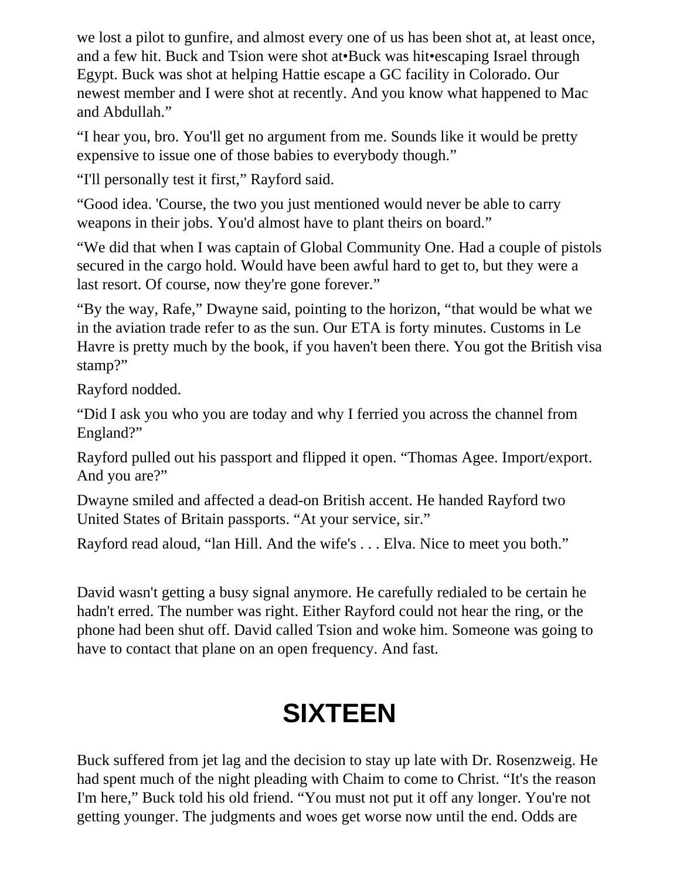we lost a pilot to gunfire, and almost every one of us has been shot at, at least once, and a few hit. Buck and Tsion were shot at•Buck was hit•escaping Israel through Egypt. Buck was shot at helping Hattie escape a GC facility in Colorado. Our newest member and I were shot at recently. And you know what happened to Mac and Abdullah."

"I hear you, bro. You'll get no argument from me. Sounds like it would be pretty expensive to issue one of those babies to everybody though."

"I'll personally test it first," Rayford said.

"Good idea. 'Course, the two you just mentioned would never be able to carry weapons in their jobs. You'd almost have to plant theirs on board."

"We did that when I was captain of Global Community One. Had a couple of pistols secured in the cargo hold. Would have been awful hard to get to, but they were a last resort. Of course, now they're gone forever."

"By the way, Rafe," Dwayne said, pointing to the horizon, "that would be what we in the aviation trade refer to as the sun. Our ETA is forty minutes. Customs in Le Havre is pretty much by the book, if you haven't been there. You got the British visa stamp?"

Rayford nodded.

"Did I ask you who you are today and why I ferried you across the channel from England?"

Rayford pulled out his passport and flipped it open. "Thomas Agee. Import/export. And you are?"

Dwayne smiled and affected a dead-on British accent. He handed Rayford two United States of Britain passports. "At your service, sir."

Rayford read aloud, "lan Hill. And the wife's . . . Elva. Nice to meet you both."

David wasn't getting a busy signal anymore. He carefully redialed to be certain he hadn't erred. The number was right. Either Rayford could not hear the ring, or the phone had been shut off. David called Tsion and woke him. Someone was going to have to contact that plane on an open frequency. And fast.

# SIXTEEN

Buck suffered from jet lag and the decision to stay up late with Dr. Rosenzweig. He had spent much of the night pleading with Chaim to come to Christ. "It's the reason I'm here," Buck told his old friend. "You must not put it off any longer. You're not getting younger. The judgments and woes get worse now until the end. Odds are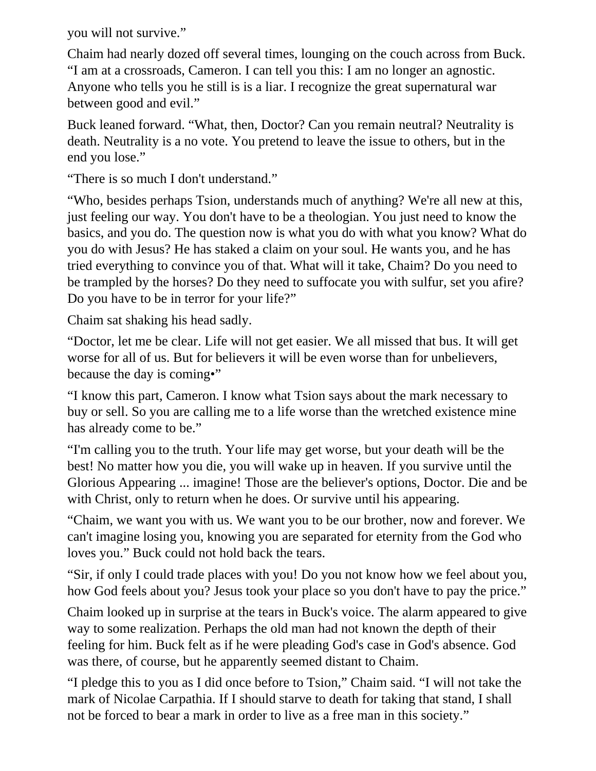you will not survive."

Chaim had nearly dozed off several times, lounging on the couch across from Buck. "I am at a crossroads, Cameron. I can tell you this: I am no longer an agnostic. Anyone who tells you he still is is a liar. I recognize the great supernatural war between good and evil."

Buck leaned forward. "What, then, Doctor? Can you remain neutral? Neutrality is death. Neutrality is a no vote. You pretend to leave the issue to others, but in the end you lose."

"There is so much I don't understand."

"Who, besides perhaps Tsion, understands much of anything? We're all new at this, just feeling our way. You don't have to be a theologian. You just need to know the basics, and you do. The question now is what you do with what you know? What do you do with Jesus? He has staked a claim on your soul. He wants you, and he has tried everything to convince you of that. What will it take, Chaim? Do you need to be trampled by the horses? Do they need to suffocate you with sulfur, set you afire? Do you have to be in terror for your life?"

Chaim sat shaking his head sadly.

"Doctor, let me be clear. Life will not get easier. We all missed that bus. It will get worse for all of us. But for believers it will be even worse than for unbelievers, because the day is coming•"

"I know this part, Cameron. I know what Tsion says about the mark necessary to buy or sell. So you are calling me to a life worse than the wretched existence mine has already come to be."

"I'm calling you to the truth. Your life may get worse, but your death will be the best! No matter how you die, you will wake up in heaven. If you survive until the Glorious Appearing ... imagine! Those are the believer's options, Doctor. Die and be with Christ, only to return when he does. Or survive until his appearing.

"Chaim, we want you with us. We want you to be our brother, now and forever. We can't imagine losing you, knowing you are separated for eternity from the God who loves you." Buck could not hold back the tears.

"Sir, if only I could trade places with you! Do you not know how we feel about you, how God feels about you? Jesus took your place so you don't have to pay the price."

Chaim looked up in surprise at the tears in Buck's voice. The alarm appeared to give way to some realization. Perhaps the old man had not known the depth of their feeling for him. Buck felt as if he were pleading God's case in God's absence. God was there, of course, but he apparently seemed distant to Chaim.

"I pledge this to you as I did once before to Tsion," Chaim said. "I will not take the mark of Nicolae Carpathia. If I should starve to death for taking that stand, I shall not be forced to bear a mark in order to live as a free man in this society."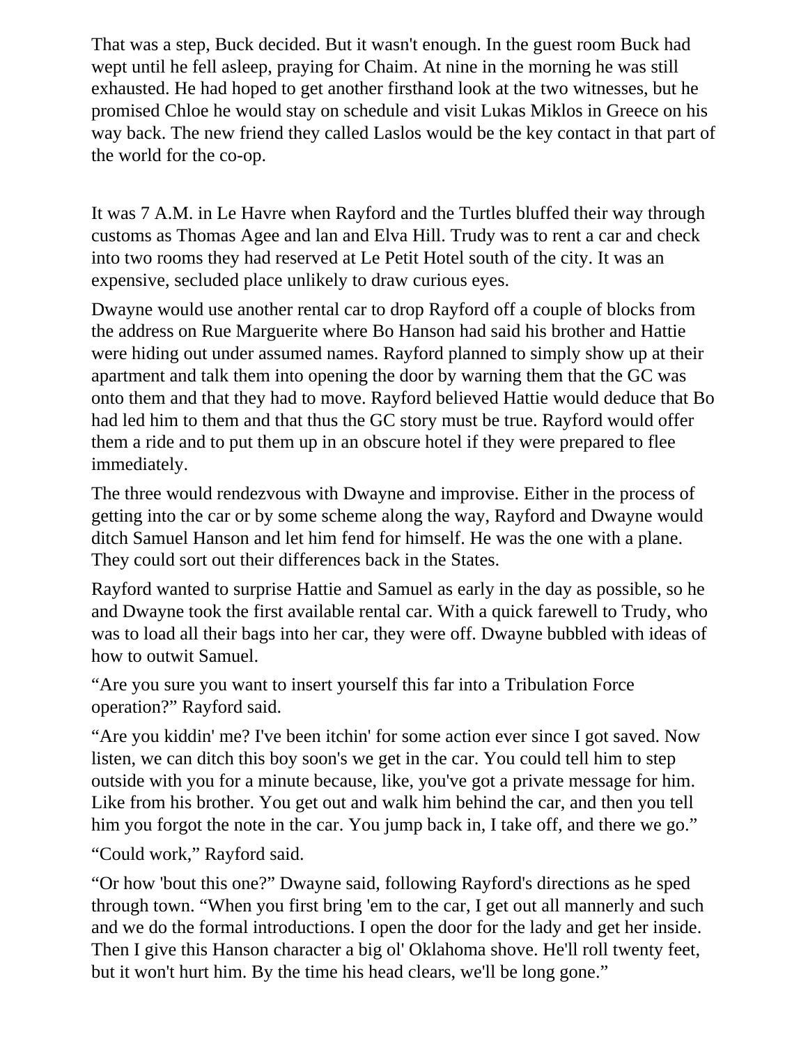That was a step, Buck decided. But it wasn't enough. In the guest room Buck had wept until he fell asleep, praying for Chaim. At nine in the morning he was still exhausted. He had hoped to get another firsthand look at the two witnesses, but he promised Chloe he would stay on schedule and visit Lukas Miklos in Greece on his way back. The new friend they called Laslos would be the key contact in that part of the world for the co-op.

It was 7 A.M. in Le Havre when Rayford and the Turtles bluffed their way through customs as Thomas Agee and lan and Elva Hill. Trudy was to rent a car and check into two rooms they had reserved at Le Petit Hotel south of the city. It was an expensive, secluded place unlikely to draw curious eyes.

Dwayne would use another rental car to drop Rayford off a couple of blocks from the address on Rue Marguerite where Bo Hanson had said his brother and Hattie were hiding out under assumed names. Rayford planned to simply show up at their apartment and talk them into opening the door by warning them that the GC was onto them and that they had to move. Rayford believed Hattie would deduce that Bo had led him to them and that thus the GC story must be true. Rayford would offer them a ride and to put them up in an obscure hotel if they were prepared to flee immediately.

The three would rendezvous with Dwayne and improvise. Either in the process of getting into the car or by some scheme along the way, Rayford and Dwayne would ditch Samuel Hanson and let him fend for himself. He was the one with a plane. They could sort out their differences back in the States.

Rayford wanted to surprise Hattie and Samuel as early in the day as possible, so he and Dwayne took the first available rental car. With a quick farewell to Trudy, who was to load all their bags into her car, they were off. Dwayne bubbled with ideas of how to outwit Samuel.

"Are you sure you want to insert yourself this far into a Tribulation Force operation?" Rayford said.

"Are you kiddin' me? I've been itchin' for some action ever since I got saved. Now listen, we can ditch this boy soon's we get in the car. You could tell him to step outside with you for a minute because, like, you've got a private message for him. Like from his brother. You get out and walk him behind the car, and then you tell him you forgot the note in the car. You jump back in, I take off, and there we go."

"Could work," Rayford said.

"Or how 'bout this one?" Dwayne said, following Rayford's directions as he sped through town. "When you first bring 'em to the car, I get out all mannerly and such and we do the formal introductions. I open the door for the lady and get her inside. Then I give this Hanson character a big ol' Oklahoma shove. He'll roll twenty feet, but it won't hurt him. By the time his head clears, we'll be long gone."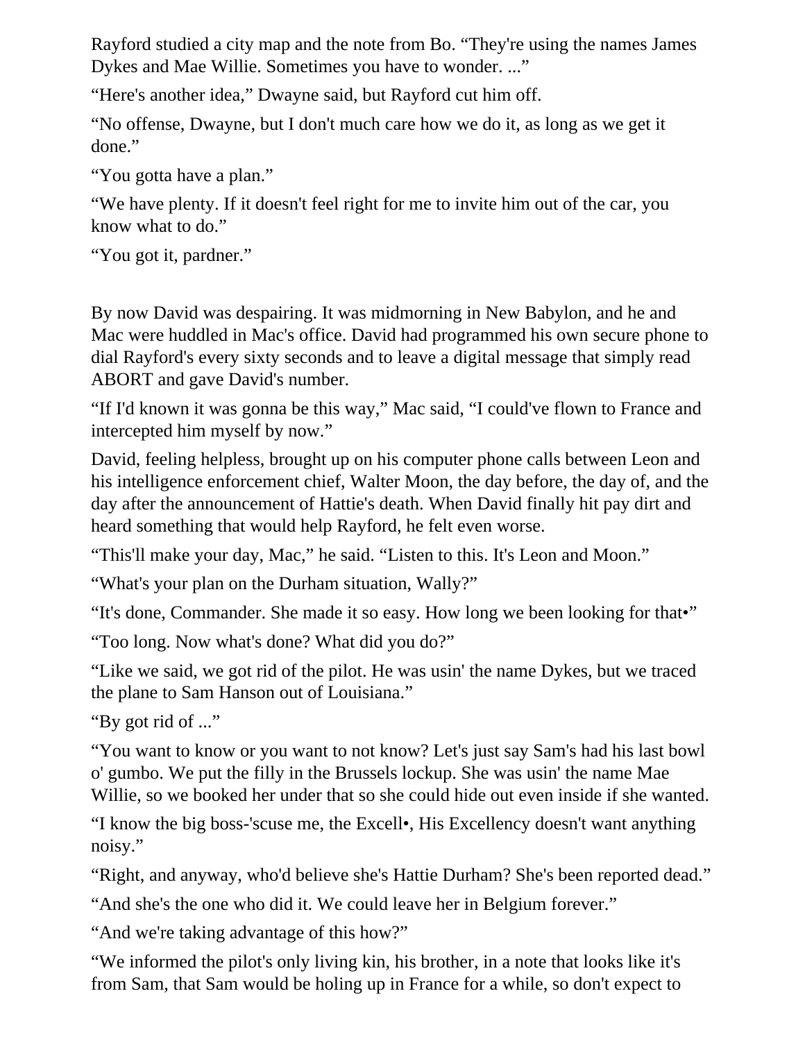Rayford studied a city map and the note from Bo. “They're using the names James Dykes and Mae Willie. Sometimes you have to wonder. ...”

“Here's another idea,” Dwayne said, but Rayford cut him off.

“No offense, Dwayne, but I don't much care how we do it, as long as we get it done.”

“You gotta have a plan.”

“We have plenty. If it doesn't feel right for me to invite him out of the car, you know what to do.”

“You got it, pardner.”

By now David was despairing. It was midmorning in New Babylon, and he and Mac were huddled in Mac's office. David had programmed his own secure phone to dial Rayford's every sixty seconds and to leave a digital message that simply read ABORT and gave David's number.

“If I'd known it was gonna be this way,” Mac said, “I could've flown to France and intercepted him myself by now.”

David, feeling helpless, brought up on his computer phone calls between Leon and his intelligence enforcement chief, Walter Moon, the day before, the day of, and the day after the announcement of Hattie's death. When David finally hit pay dirt and heard something that would help Rayford, he felt even worse.

“This'll make your day, Mac,” he said. “Listen to this. It's Leon and Moon.”

“What's your plan on the Durham situation, Wally?”

“It's done, Commander. She made it so easy. How long we been looking for that•”

“Too long. Now what's done? What did you do?”

“Like we said, we got rid of the pilot. He was usin' the name Dykes, but we traced the plane to Sam Hanson out of Louisiana.”

“By got rid of ...”

“You want to know or you want to not know? Let's just say Sam's had his last bowl o' gumbo. We put the filly in the Brussels lockup. She was usin' the name Mae Willie, so we booked her under that so she could hide out even inside if she wanted.

“I know the big boss-'scuse me, the Excell•, His Excellency doesn't want anything noisy.”

“Right, and anyway, who'd believe she's Hattie Durham? She's been reported dead.”

“And she's the one who did it. We could leave her in Belgium forever.”

“And we're taking advantage of this how?”

“We informed the pilot's only living kin, his brother, in a note that looks like it's from Sam, that Sam would be holing up in France for a while, so don't expect to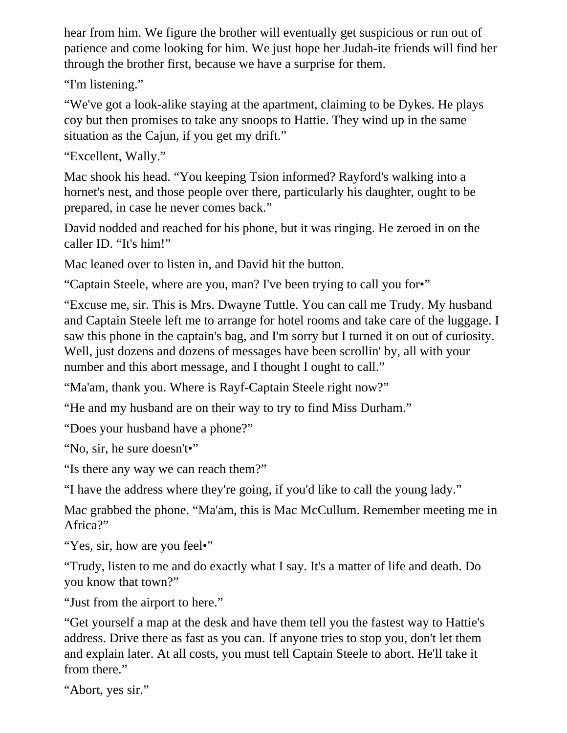hear from him. We figure the brother will eventually get suspicious or run out of patience and come looking for him. We just hope her Judah-ite friends will find her through the brother first, because we have a surprise for them.

“I'm listening.”

“We've got a look-alike staying at the apartment, claiming to be Dykes. He plays coy but then promises to take any snoops to Hattie. They wind up in the same situation as the Cajun, if you get my drift.”

“Excellent, Wally.”

Mac shook his head. “You keeping Tsion informed? Rayford's walking into a hornet's nest, and those people over there, particularly his daughter, ought to be prepared, in case he never comes back.”

David nodded and reached for his phone, but it was ringing. He zeroed in on the caller ID. “It's him!”

Mac leaned over to listen in, and David hit the button.

“Captain Steele, where are you, man? I've been trying to call you for•”

“Excuse me, sir. This is Mrs. Dwayne Tuttle. You can call me Trudy. My husband and Captain Steele left me to arrange for hotel rooms and take care of the luggage. I saw this phone in the captain's bag, and I'm sorry but I turned it on out of curiosity. Well, just dozens and dozens of messages have been scrollin' by, all with your number and this abort message, and I thought I ought to call.”

“Ma'am, thank you. Where is Rayf-Captain Steele right now?”

“He and my husband are on their way to try to find Miss Durham.”

“Does your husband have a phone?”

“No, sir, he sure doesn't•”

“Is there any way we can reach them?”

“I have the address where they're going, if you'd like to call the young lady.”

Mac grabbed the phone. “Ma'am, this is Mac McCullum. Remember meeting me in Africa?”

“Yes, sir, how are you feel•”

“Trudy, listen to me and do exactly what I say. It's a matter of life and death. Do you know that town?”

“Just from the airport to here.”

“Get yourself a map at the desk and have them tell you the fastest way to Hattie's address. Drive there as fast as you can. If anyone tries to stop you, don't let them and explain later. At all costs, you must tell Captain Steele to abort. He'll take it from there.”

“Abort, yes sir.”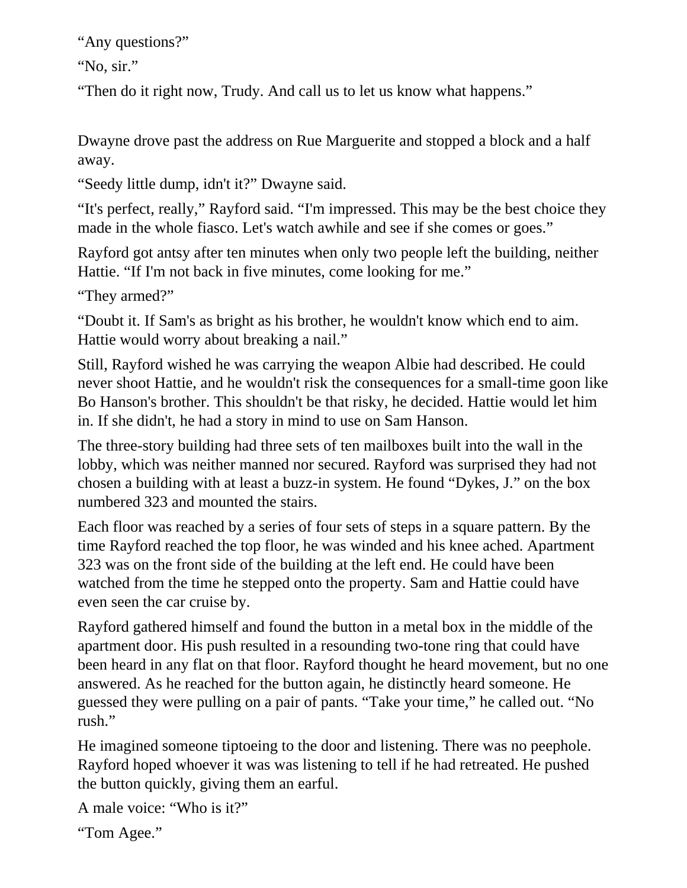"Any questions?"

"No, sir."

"Then do it right now, Trudy. And call us to let us know what happens."

Dwayne drove past the address on Rue Marguerite and stopped a block and a half away.

"Seedy little dump, idn't it?" Dwayne said.

"It's perfect, really," Rayford said. "I'm impressed. This may be the best choice they made in the whole fiasco. Let's watch awhile and see if she comes or goes."

Rayford got antsy after ten minutes when only two people left the building, neither Hattie. "If I'm not back in five minutes, come looking for me."

"They armed?"

"Doubt it. If Sam's as bright as his brother, he wouldn't know which end to aim. Hattie would worry about breaking a nail."

Still, Rayford wished he was carrying the weapon Albie had described. He could never shoot Hattie, and he wouldn't risk the consequences for a small-time goon like Bo Hanson's brother. This shouldn't be that risky, he decided. Hattie would let him in. If she didn't, he had a story in mind to use on Sam Hanson.

The three-story building had three sets of ten mailboxes built into the wall in the lobby, which was neither manned nor secured. Rayford was surprised they had not chosen a building with at least a buzz-in system. He found "Dykes, J." on the box numbered 323 and mounted the stairs.

Each floor was reached by a series of four sets of steps in a square pattern. By the time Rayford reached the top floor, he was winded and his knee ached. Apartment 323 was on the front side of the building at the left end. He could have been watched from the time he stepped onto the property. Sam and Hattie could have even seen the car cruise by.

Rayford gathered himself and found the button in a metal box in the middle of the apartment door. His push resulted in a resounding two-tone ring that could have been heard in any flat on that floor. Rayford thought he heard movement, but no one answered. As he reached for the button again, he distinctly heard someone. He guessed they were pulling on a pair of pants. "Take your time," he called out. "No rush."

He imagined someone tiptoeing to the door and listening. There was no peephole. Rayford hoped whoever it was was listening to tell if he had retreated. He pushed the button quickly, giving them an earful.

A male voice: "Who is it?"

"Tom Agee."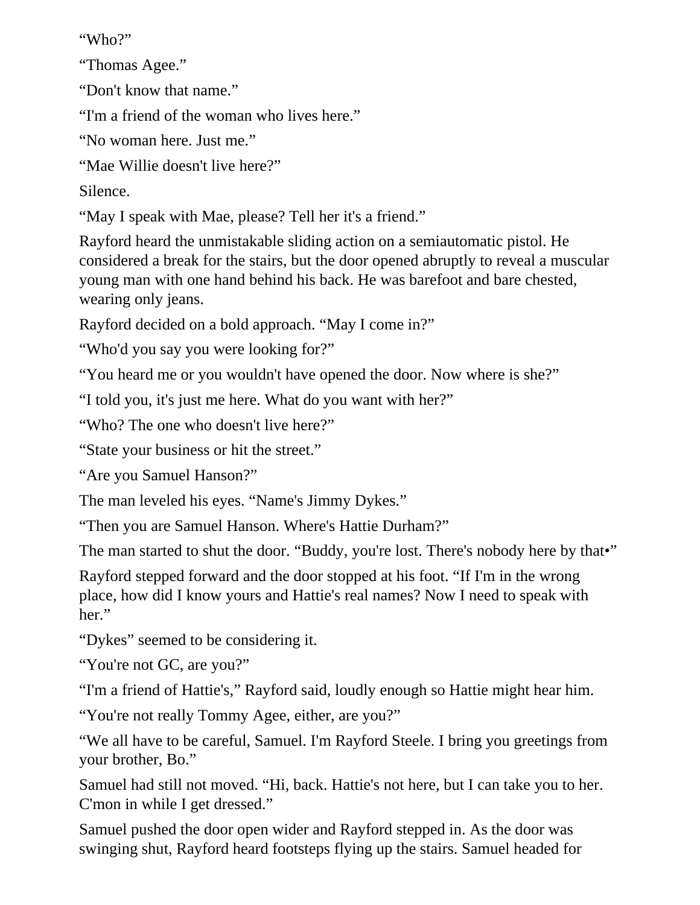"Who?"

"Thomas Agee."

"Don't know that name."

"I'm a friend of the woman who lives here."

"No woman here. Just me."

"Mae Willie doesn't live here?"

Silence.

"May I speak with Mae, please? Tell her it's a friend."

Rayford heard the unmistakable sliding action on a semiautomatic pistol. He considered a break for the stairs, but the door opened abruptly to reveal a muscular young man with one hand behind his back. He was barefoot and bare chested, wearing only jeans.

Rayford decided on a bold approach. "May I come in?"

"Who'd you say you were looking for?"

"You heard me or you wouldn't have opened the door. Now where is she?"

"I told you, it's just me here. What do you want with her?"

"Who? The one who doesn't live here?"

"State your business or hit the street."

"Are you Samuel Hanson?"

The man leveled his eyes. "Name's Jimmy Dykes."

"Then you are Samuel Hanson. Where's Hattie Durham?"

The man started to shut the door. "Buddy, you're lost. There's nobody here by that•"

Rayford stepped forward and the door stopped at his foot. "If I'm in the wrong place, how did I know yours and Hattie's real names? Now I need to speak with her."

"Dykes" seemed to be considering it.

"You're not GC, are you?"

"I'm a friend of Hattie's," Rayford said, loudly enough so Hattie might hear him.

"You're not really Tommy Agee, either, are you?"

"We all have to be careful, Samuel. I'm Rayford Steele. I bring you greetings from your brother, Bo."

Samuel had still not moved. "Hi, back. Hattie's not here, but I can take you to her. C'mon in while I get dressed."

Samuel pushed the door open wider and Rayford stepped in. As the door was swinging shut, Rayford heard footsteps flying up the stairs. Samuel headed for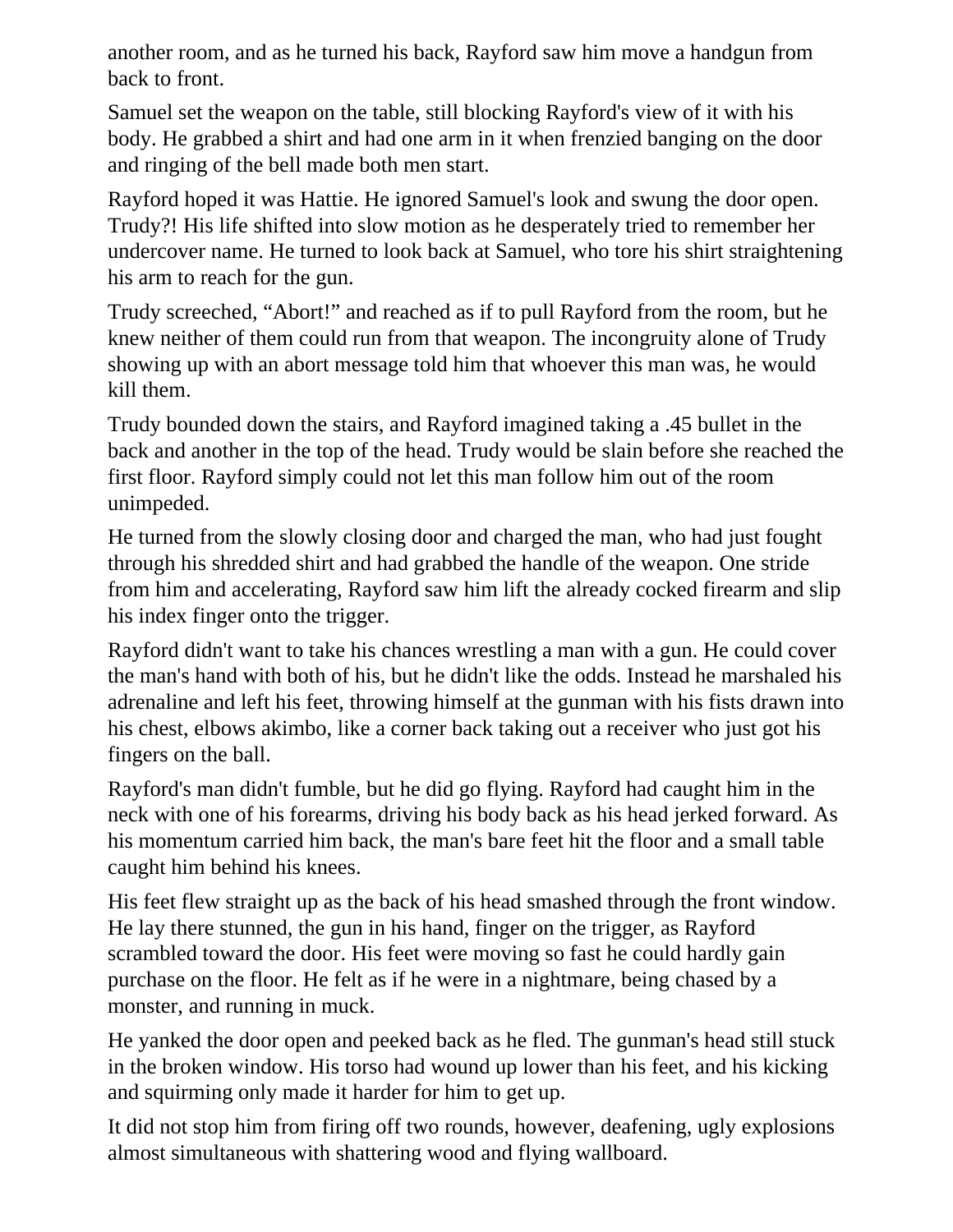another room, and as he turned his back, Rayford saw him move a handgun from back to front.

Samuel set the weapon on the table, still blocking Rayford's view of it with his body. He grabbed a shirt and had one arm in it when frenzied banging on the door and ringing of the bell made both men start.

Rayford hoped it was Hattie. He ignored Samuel's look and swung the door open. Trudy?! His life shifted into slow motion as he desperately tried to remember her undercover name. He turned to look back at Samuel, who tore his shirt straightening his arm to reach for the gun.

Trudy screeched, “Abort!” and reached as if to pull Rayford from the room, but he knew neither of them could run from that weapon. The incongruity alone of Trudy showing up with an abort message told him that whoever this man was, he would kill them.

Trudy bounded down the stairs, and Rayford imagined taking a .45 bullet in the back and another in the top of the head. Trudy would be slain before she reached the first floor. Rayford simply could not let this man follow him out of the room unimpeded.

He turned from the slowly closing door and charged the man, who had just fought through his shredded shirt and had grabbed the handle of the weapon. One stride from him and accelerating, Rayford saw him lift the already cocked firearm and slip his index finger onto the trigger.

Rayford didn't want to take his chances wrestling a man with a gun. He could cover the man's hand with both of his, but he didn't like the odds. Instead he marshaled his adrenaline and left his feet, throwing himself at the gunman with his fists drawn into his chest, elbows akimbo, like a corner back taking out a receiver who just got his fingers on the ball.

Rayford's man didn't fumble, but he did go flying. Rayford had caught him in the neck with one of his forearms, driving his body back as his head jerked forward. As his momentum carried him back, the man's bare feet hit the floor and a small table caught him behind his knees.

His feet flew straight up as the back of his head smashed through the front window. He lay there stunned, the gun in his hand, finger on the trigger, as Rayford scrambled toward the door. His feet were moving so fast he could hardly gain purchase on the floor. He felt as if he were in a nightmare, being chased by a monster, and running in muck.

He yanked the door open and peeked back as he fled. The gunman's head still stuck in the broken window. His torso had wound up lower than his feet, and his kicking and squirming only made it harder for him to get up.

It did not stop him from firing off two rounds, however, deafening, ugly explosions almost simultaneous with shattering wood and flying wallboard.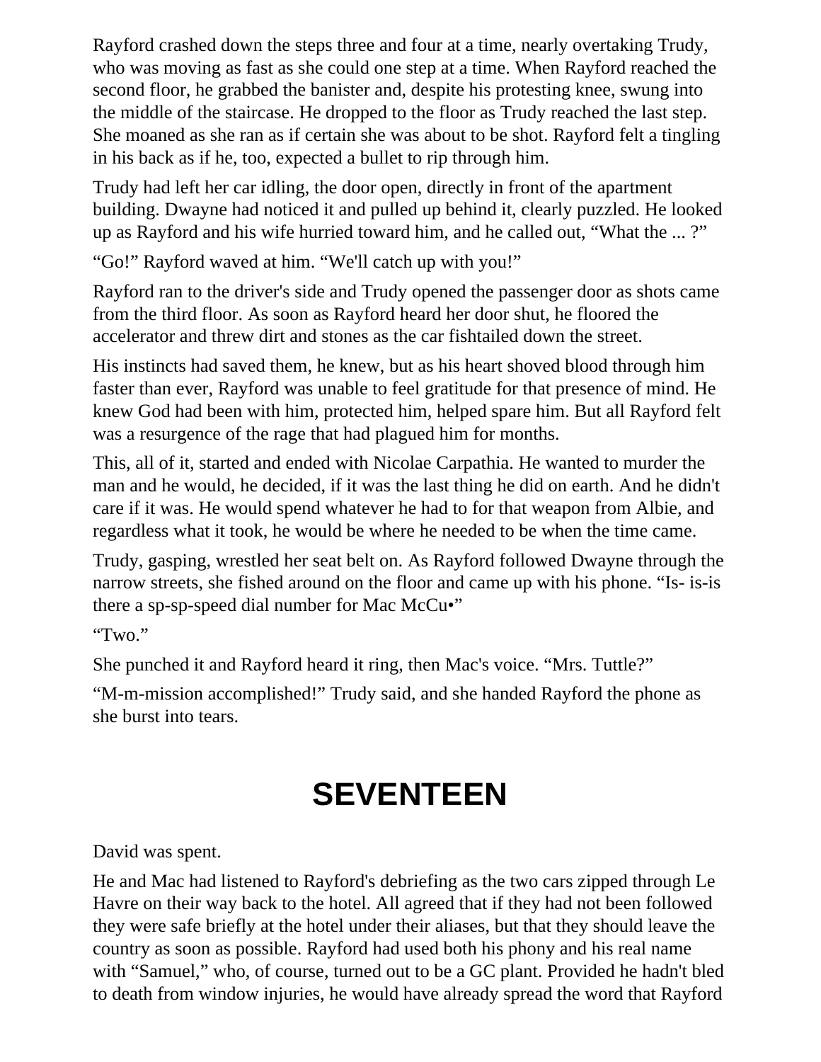Rayford crashed down the steps three and four at a time, nearly overtaking Trudy, who was moving as fast as she could one step at a time. When Rayford reached the second floor, he grabbed the banister and, despite his protesting knee, swung into the middle of the staircase. He dropped to the floor as Trudy reached the last step. She moaned as she ran as if certain she was about to be shot. Rayford felt a tingling in his back as if he, too, expected a bullet to rip through him.

Trudy had left her car idling, the door open, directly in front of the apartment building. Dwayne had noticed it and pulled up behind it, clearly puzzled. He looked up as Rayford and his wife hurried toward him, and he called out, "What the ... ?"

"Go!" Rayford waved at him. "We'll catch up with you!"

Rayford ran to the driver's side and Trudy opened the passenger door as shots came from the third floor. As soon as Rayford heard her door shut, he floored the accelerator and threw dirt and stones as the car fishtailed down the street.

His instincts had saved them, he knew, but as his heart shoved blood through him faster than ever, Rayford was unable to feel gratitude for that presence of mind. He knew God had been with him, protected him, helped spare him. But all Rayford felt was a resurgence of the rage that had plagued him for months.

This, all of it, started and ended with Nicolae Carpathia. He wanted to murder the man and he would, he decided, if it was the last thing he did on earth. And he didn't care if it was. He would spend whatever he had to for that weapon from Albie, and regardless what it took, he would be where he needed to be when the time came.

Trudy, gasping, wrestled her seat belt on. As Rayford followed Dwayne through the narrow streets, she fished around on the floor and came up with his phone. "Is- is-is there a sp-sp-speed dial number for Mac McCu•"

"Two."

She punched it and Rayford heard it ring, then Mac's voice. "Mrs. Tuttle?"

"M-m-mission accomplished!" Trudy said, and she handed Rayford the phone as she burst into tears.

# SEVENTEEN

David was spent.

He and Mac had listened to Rayford's debriefing as the two cars zipped through Le Havre on their way back to the hotel. All agreed that if they had not been followed they were safe briefly at the hotel under their aliases, but that they should leave the country as soon as possible. Rayford had used both his phony and his real name with "Samuel," who, of course, turned out to be a GC plant. Provided he hadn't bled to death from window injuries, he would have already spread the word that Rayford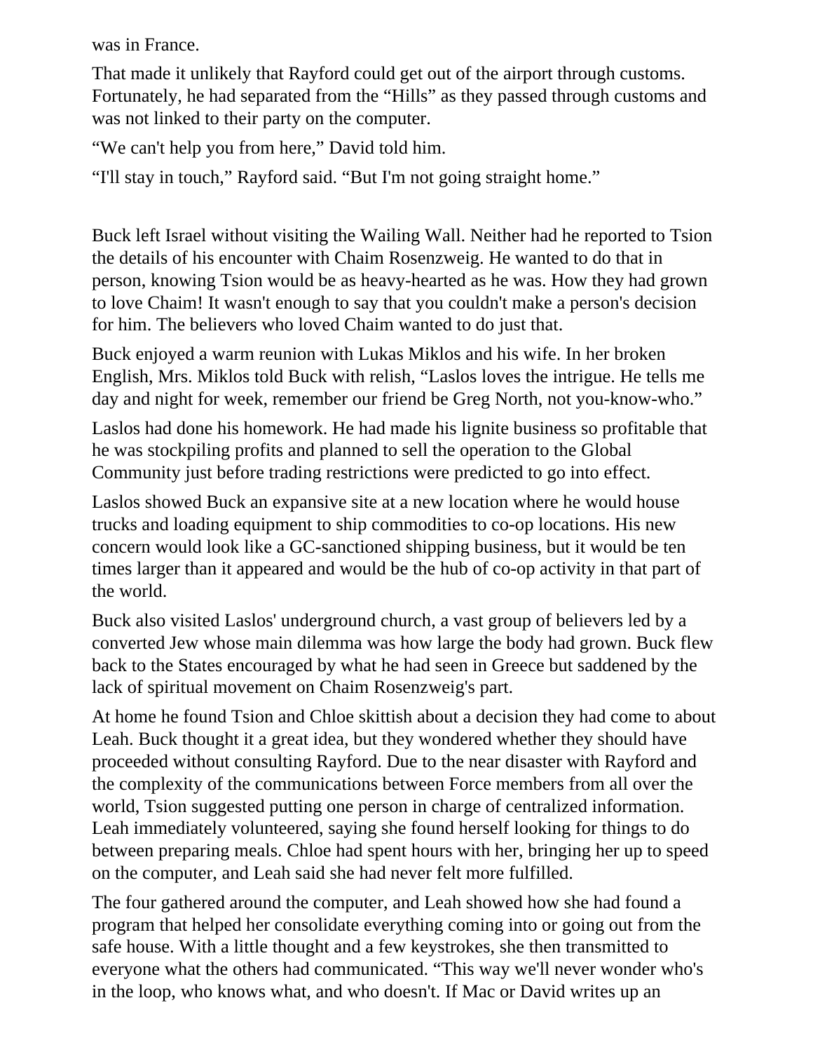was in France.

That made it unlikely that Rayford could get out of the airport through customs. Fortunately, he had separated from the "Hills" as they passed through customs and was not linked to their party on the computer.

"We can't help you from here," David told him.

"I'll stay in touch," Rayford said. "But I'm not going straight home."

Buck left Israel without visiting the Wailing Wall. Neither had he reported to Tsion the details of his encounter with Chaim Rosenzweig. He wanted to do that in person, knowing Tsion would be as heavy-hearted as he was. How they had grown to love Chaim! It wasn't enough to say that you couldn't make a person's decision for him. The believers who loved Chaim wanted to do just that.

Buck enjoyed a warm reunion with Lukas Miklos and his wife. In her broken English, Mrs. Miklos told Buck with relish, "Laslos loves the intrigue. He tells me day and night for week, remember our friend be Greg North, not you-know-who."

Laslos had done his homework. He had made his lignite business so profitable that he was stockpiling profits and planned to sell the operation to the Global Community just before trading restrictions were predicted to go into effect.

Laslos showed Buck an expansive site at a new location where he would house trucks and loading equipment to ship commodities to co-op locations. His new concern would look like a GC-sanctioned shipping business, but it would be ten times larger than it appeared and would be the hub of co-op activity in that part of the world.

Buck also visited Laslos' underground church, a vast group of believers led by a converted Jew whose main dilemma was how large the body had grown. Buck flew back to the States encouraged by what he had seen in Greece but saddened by the lack of spiritual movement on Chaim Rosenzweig's part.

At home he found Tsion and Chloe skittish about a decision they had come to about Leah. Buck thought it a great idea, but they wondered whether they should have proceeded without consulting Rayford. Due to the near disaster with Rayford and the complexity of the communications between Force members from all over the world, Tsion suggested putting one person in charge of centralized information. Leah immediately volunteered, saying she found herself looking for things to do between preparing meals. Chloe had spent hours with her, bringing her up to speed on the computer, and Leah said she had never felt more fulfilled.

The four gathered around the computer, and Leah showed how she had found a program that helped her consolidate everything coming into or going out from the safe house. With a little thought and a few keystrokes, she then transmitted to everyone what the others had communicated. "This way we'll never wonder who's in the loop, who knows what, and who doesn't. If Mac or David writes up an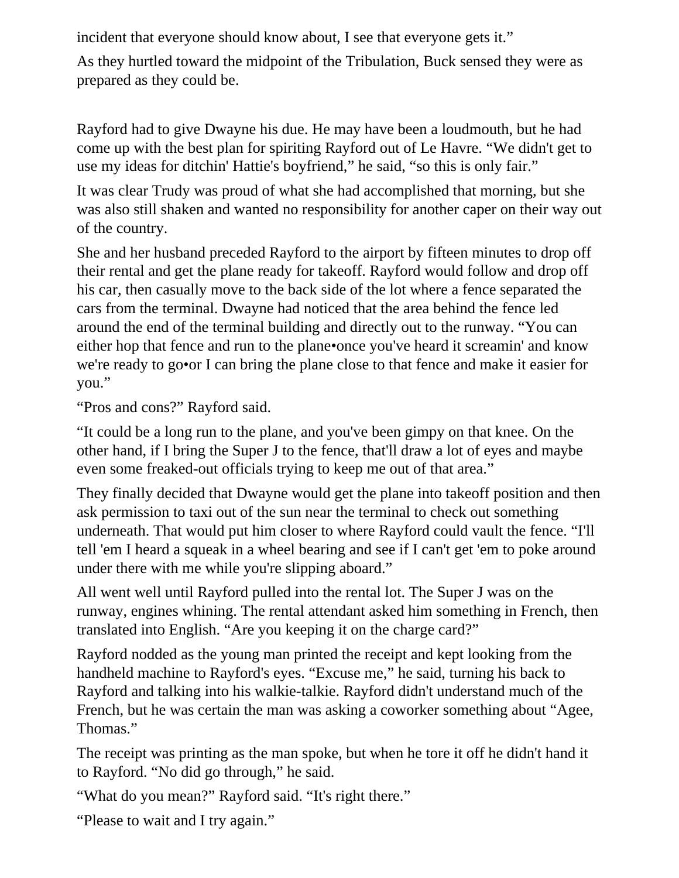incident that everyone should know about, I see that everyone gets it."

As they hurtled toward the midpoint of the Tribulation, Buck sensed they were as prepared as they could be.

Rayford had to give Dwayne his due. He may have been a loudmouth, but he had come up with the best plan for spiriting Rayford out of Le Havre. "We didn't get to use my ideas for ditchin' Hattie's boyfriend," he said, "so this is only fair."

It was clear Trudy was proud of what she had accomplished that morning, but she was also still shaken and wanted no responsibility for another caper on their way out of the country.

She and her husband preceded Rayford to the airport by fifteen minutes to drop off their rental and get the plane ready for takeoff. Rayford would follow and drop off his car, then casually move to the back side of the lot where a fence separated the cars from the terminal. Dwayne had noticed that the area behind the fence led around the end of the terminal building and directly out to the runway. "You can either hop that fence and run to the plane•once you've heard it screamin' and know we're ready to go•or I can bring the plane close to that fence and make it easier for you."

"Pros and cons?" Rayford said.

"It could be a long run to the plane, and you've been gimpy on that knee. On the other hand, if I bring the Super J to the fence, that'll draw a lot of eyes and maybe even some freaked-out officials trying to keep me out of that area."

They finally decided that Dwayne would get the plane into takeoff position and then ask permission to taxi out of the sun near the terminal to check out something underneath. That would put him closer to where Rayford could vault the fence. "I'll tell 'em I heard a squeak in a wheel bearing and see if I can't get 'em to poke around under there with me while you're slipping aboard."

All went well until Rayford pulled into the rental lot. The Super J was on the runway, engines whining. The rental attendant asked him something in French, then translated into English. "Are you keeping it on the charge card?"

Rayford nodded as the young man printed the receipt and kept looking from the handheld machine to Rayford's eyes. "Excuse me," he said, turning his back to Rayford and talking into his walkie-talkie. Rayford didn't understand much of the French, but he was certain the man was asking a coworker something about "Agee, Thomas."

The receipt was printing as the man spoke, but when he tore it off he didn't hand it to Rayford. "No did go through," he said.

"What do you mean?" Rayford said. "It's right there."

"Please to wait and I try again."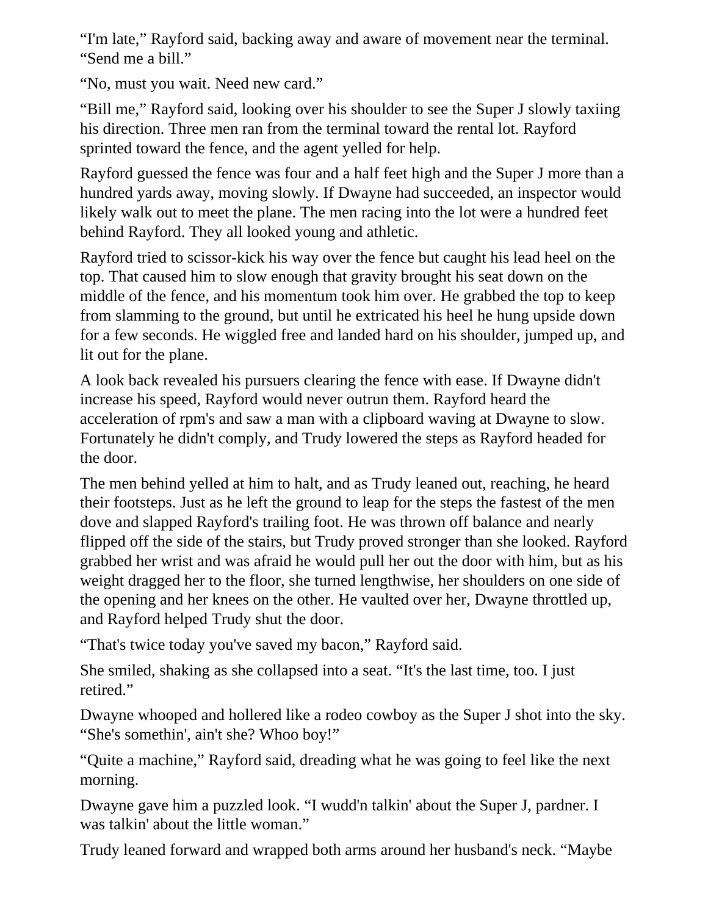“I'm late,” Rayford said, backing away and aware of movement near the terminal. “Send me a bill.”

“No, must you wait. Need new card.”

“Bill me,” Rayford said, looking over his shoulder to see the Super J slowly taxiing his direction. Three men ran from the terminal toward the rental lot. Rayford sprinted toward the fence, and the agent yelled for help.

Rayford guessed the fence was four and a half feet high and the Super J more than a hundred yards away, moving slowly. If Dwayne had succeeded, an inspector would likely walk out to meet the plane. The men racing into the lot were a hundred feet behind Rayford. They all looked young and athletic.

Rayford tried to scissor-kick his way over the fence but caught his lead heel on the top. That caused him to slow enough that gravity brought his seat down on the middle of the fence, and his momentum took him over. He grabbed the top to keep from slamming to the ground, but until he extricated his heel he hung upside down for a few seconds. He wiggled free and landed hard on his shoulder, jumped up, and lit out for the plane.

A look back revealed his pursuers clearing the fence with ease. If Dwayne didn't increase his speed, Rayford would never outrun them. Rayford heard the acceleration of rpm's and saw a man with a clipboard waving at Dwayne to slow. Fortunately he didn't comply, and Trudy lowered the steps as Rayford headed for the door.

The men behind yelled at him to halt, and as Trudy leaned out, reaching, he heard their footsteps. Just as he left the ground to leap for the steps the fastest of the men dove and slapped Rayford's trailing foot. He was thrown off balance and nearly flipped off the side of the stairs, but Trudy proved stronger than she looked. Rayford grabbed her wrist and was afraid he would pull her out the door with him, but as his weight dragged her to the floor, she turned lengthwise, her shoulders on one side of the opening and her knees on the other. He vaulted over her, Dwayne throttled up, and Rayford helped Trudy shut the door.

“That's twice today you've saved my bacon,” Rayford said.

She smiled, shaking as she collapsed into a seat. “It's the last time, too. I just retired.”

Dwayne whooped and hollered like a rodeo cowboy as the Super J shot into the sky. “She's somethin', ain't she? Whoo boy!”

“Quite a machine,” Rayford said, dreading what he was going to feel like the next morning.

Dwayne gave him a puzzled look. “I wudd'n talkin' about the Super J, pardner. I was talkin' about the little woman.”

Trudy leaned forward and wrapped both arms around her husband's neck. “Maybe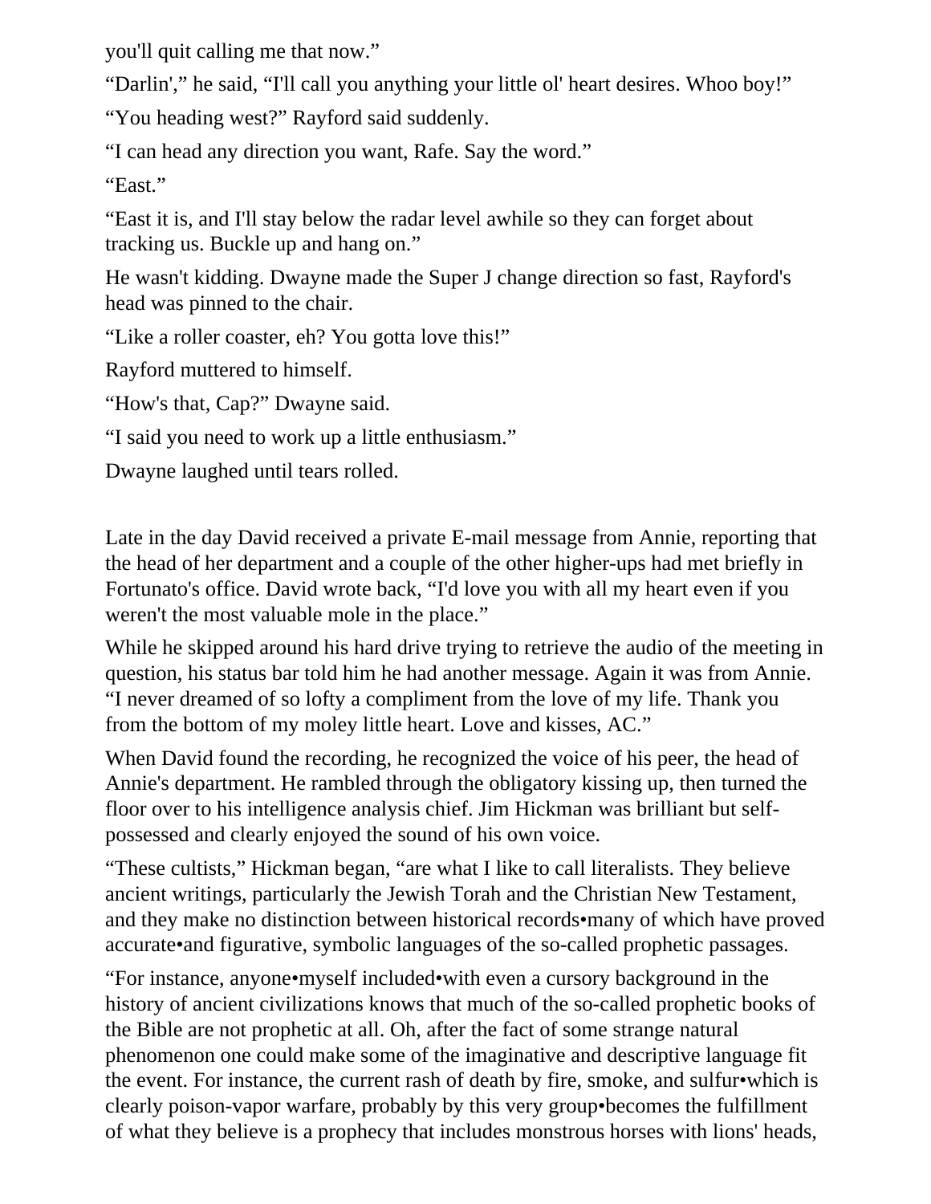you'll quit calling me that now."

"Darlin'," he said, "I'll call you anything your little ol' heart desires. Whoo boy!"

"You heading west?" Rayford said suddenly.

"I can head any direction you want, Rafe. Say the word."

"East."

"East it is, and I'll stay below the radar level awhile so they can forget about tracking us. Buckle up and hang on."

He wasn't kidding. Dwayne made the Super J change direction so fast, Rayford's head was pinned to the chair.

"Like a roller coaster, eh? You gotta love this!"

Rayford muttered to himself.

"How's that, Cap?" Dwayne said.

"I said you need to work up a little enthusiasm."

Dwayne laughed until tears rolled.

Late in the day David received a private E-mail message from Annie, reporting that the head of her department and a couple of the other higher-ups had met briefly in Fortunato's office. David wrote back, "I'd love you with all my heart even if you weren't the most valuable mole in the place."

While he skipped around his hard drive trying to retrieve the audio of the meeting in question, his status bar told him he had another message. Again it was from Annie. "I never dreamed of so lofty a compliment from the love of my life. Thank you from the bottom of my moley little heart. Love and kisses, AC."

When David found the recording, he recognized the voice of his peer, the head of Annie's department. He rambled through the obligatory kissing up, then turned the floor over to his intelligence analysis chief. Jim Hickman was brilliant but self-possessed and clearly enjoyed the sound of his own voice.

"These cultists," Hickman began, "are what I like to call literalists. They believe ancient writings, particularly the Jewish Torah and the Christian New Testament, and they make no distinction between historical records•many of which have proved accurate•and figurative, symbolic languages of the so-called prophetic passages.

"For instance, anyone•myself included•with even a cursory background in the history of ancient civilizations knows that much of the so-called prophetic books of the Bible are not prophetic at all. Oh, after the fact of some strange natural phenomenon one could make some of the imaginative and descriptive language fit the event. For instance, the current rash of death by fire, smoke, and sulfur•which is clearly poison-vapor warfare, probably by this very group•becomes the fulfillment of what they believe is a prophecy that includes monstrous horses with lions' heads,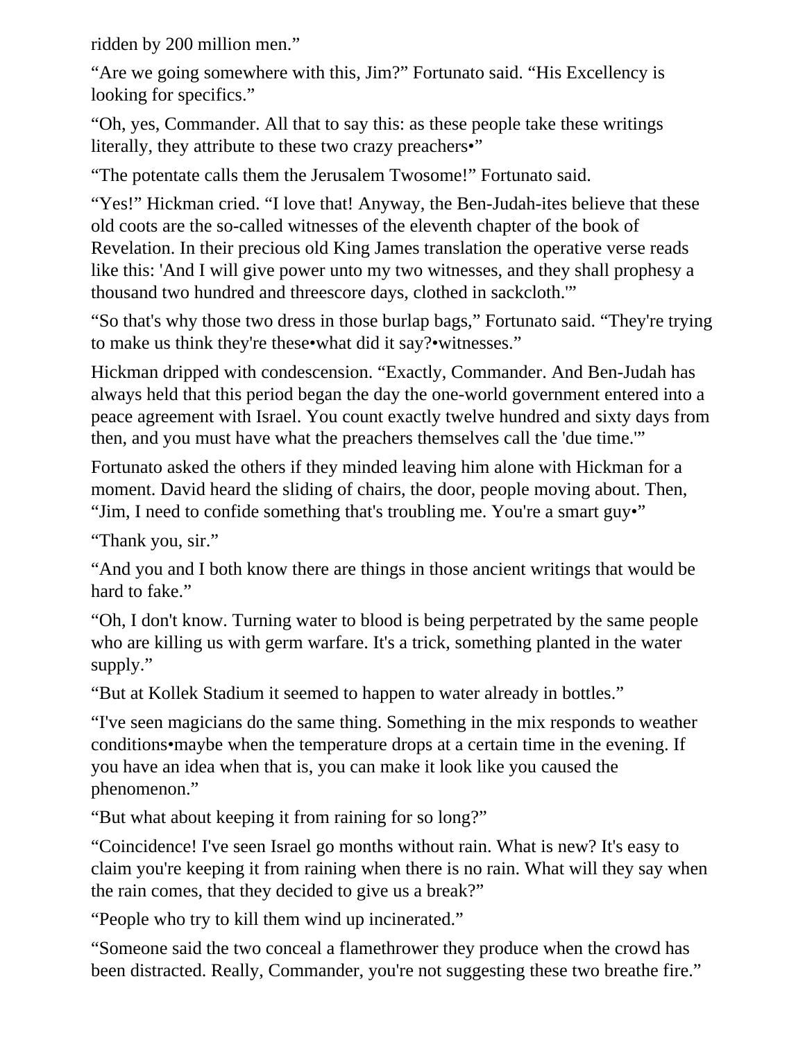ridden by 200 million men."

"Are we going somewhere with this, Jim?" Fortunato said. "His Excellency is looking for specifics."

"Oh, yes, Commander. All that to say this: as these people take these writings literally, they attribute to these two crazy preachers•"

"The potentate calls them the Jerusalem Twosome!" Fortunato said.

"Yes!" Hickman cried. "I love that! Anyway, the Ben-Judah-ites believe that these old coots are the so-called witnesses of the eleventh chapter of the book of Revelation. In their precious old King James translation the operative verse reads like this: 'And I will give power unto my two witnesses, and they shall prophesy a thousand two hundred and threescore days, clothed in sackcloth.'"

"So that's why those two dress in those burlap bags," Fortunato said. "They're trying to make us think they're these•what did it say?•witnesses."

Hickman dripped with condescension. "Exactly, Commander. And Ben-Judah has always held that this period began the day the one-world government entered into a peace agreement with Israel. You count exactly twelve hundred and sixty days from then, and you must have what the preachers themselves call the 'due time.'"

Fortunato asked the others if they minded leaving him alone with Hickman for a moment. David heard the sliding of chairs, the door, people moving about. Then, "Jim, I need to confide something that's troubling me. You're a smart guy•"

"Thank you, sir."

"And you and I both know there are things in those ancient writings that would be hard to fake."

"Oh, I don't know. Turning water to blood is being perpetrated by the same people who are killing us with germ warfare. It's a trick, something planted in the water supply."

"But at Kollek Stadium it seemed to happen to water already in bottles."

"I've seen magicians do the same thing. Something in the mix responds to weather conditions•maybe when the temperature drops at a certain time in the evening. If you have an idea when that is, you can make it look like you caused the phenomenon."

"But what about keeping it from raining for so long?"

"Coincidence! I've seen Israel go months without rain. What is new? It's easy to claim you're keeping it from raining when there is no rain. What will they say when the rain comes, that they decided to give us a break?"

"People who try to kill them wind up incinerated."

"Someone said the two conceal a flamethrower they produce when the crowd has been distracted. Really, Commander, you're not suggesting these two breathe fire."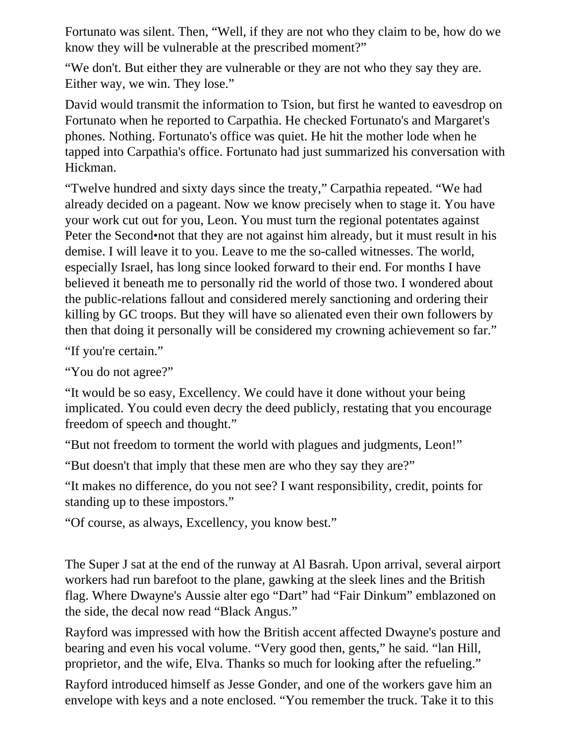Fortunato was silent. Then, “Well, if they are not who they claim to be, how do we know they will be vulnerable at the prescribed moment?”

“We don't. But either they are vulnerable or they are not who they say they are. Either way, we win. They lose.”

David would transmit the information to Tsion, but first he wanted to eavesdrop on Fortunato when he reported to Carpathia. He checked Fortunato's and Margaret's phones. Nothing. Fortunato's office was quiet. He hit the mother lode when he tapped into Carpathia's office. Fortunato had just summarized his conversation with Hickman.

“Twelve hundred and sixty days since the treaty,” Carpathia repeated. “We had already decided on a pageant. Now we know precisely when to stage it. You have your work cut out for you, Leon. You must turn the regional potentates against Peter the Second•not that they are not against him already, but it must result in his demise. I will leave it to you. Leave to me the so-called witnesses. The world, especially Israel, has long since looked forward to their end. For months I have believed it beneath me to personally rid the world of those two. I wondered about the public-relations fallout and considered merely sanctioning and ordering their killing by GC troops. But they will have so alienated even their own followers by then that doing it personally will be considered my crowning achievement so far.”

“If you're certain.”

“You do not agree?”

“It would be so easy, Excellency. We could have it done without your being implicated. You could even decry the deed publicly, restating that you encourage freedom of speech and thought.”

“But not freedom to torment the world with plagues and judgments, Leon!”

“But doesn't that imply that these men are who they say they are?”

“It makes no difference, do you not see? I want responsibility, credit, points for standing up to these impostors.”

“Of course, as always, Excellency, you know best.”

The Super J sat at the end of the runway at Al Basrah. Upon arrival, several airport workers had run barefoot to the plane, gawking at the sleek lines and the British flag. Where Dwayne's Aussie alter ego “Dart” had “Fair Dinkum” emblazoned on the side, the decal now read “Black Angus.”

Rayford was impressed with how the British accent affected Dwayne's posture and bearing and even his vocal volume. “Very good then, gents,” he said. “lan Hill, proprietor, and the wife, Elva. Thanks so much for looking after the refueling.”

Rayford introduced himself as Jesse Gonder, and one of the workers gave him an envelope with keys and a note enclosed. “You remember the truck. Take it to this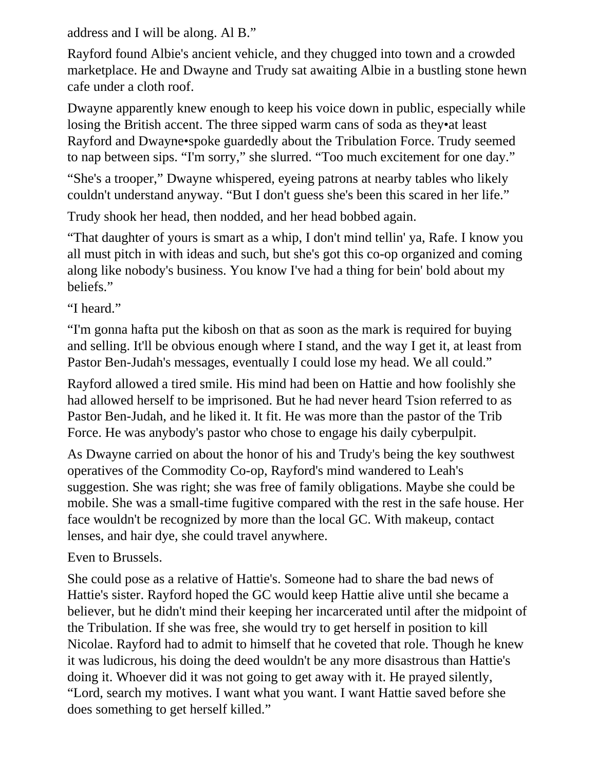address and I will be along. Al B."

Rayford found Albie's ancient vehicle, and they chugged into town and a crowded marketplace. He and Dwayne and Trudy sat awaiting Albie in a bustling stone hewn cafe under a cloth roof.

Dwayne apparently knew enough to keep his voice down in public, especially while losing the British accent. The three sipped warm cans of soda as they•at least Rayford and Dwayne•spoke guardedly about the Tribulation Force. Trudy seemed to nap between sips. "I'm sorry," she slurred. "Too much excitement for one day."

"She's a trooper," Dwayne whispered, eyeing patrons at nearby tables who likely couldn't understand anyway. "But I don't guess she's been this scared in her life."

Trudy shook her head, then nodded, and her head bobbed again.

"That daughter of yours is smart as a whip, I don't mind tellin' ya, Rafe. I know you all must pitch in with ideas and such, but she's got this co-op organized and coming along like nobody's business. You know I've had a thing for bein' bold about my beliefs."

"I heard."

"I'm gonna hafta put the kibosh on that as soon as the mark is required for buying and selling. It'll be obvious enough where I stand, and the way I get it, at least from Pastor Ben-Judah's messages, eventually I could lose my head. We all could."

Rayford allowed a tired smile. His mind had been on Hattie and how foolishly she had allowed herself to be imprisoned. But he had never heard Tsion referred to as Pastor Ben-Judah, and he liked it. It fit. He was more than the pastor of the Trib Force. He was anybody's pastor who chose to engage his daily cyberpulpit.

As Dwayne carried on about the honor of his and Trudy's being the key southwest operatives of the Commodity Co-op, Rayford's mind wandered to Leah's suggestion. She was right; she was free of family obligations. Maybe she could be mobile. She was a small-time fugitive compared with the rest in the safe house. Her face wouldn't be recognized by more than the local GC. With makeup, contact lenses, and hair dye, she could travel anywhere.

Even to Brussels.

She could pose as a relative of Hattie's. Someone had to share the bad news of Hattie's sister. Rayford hoped the GC would keep Hattie alive until she became a believer, but he didn't mind their keeping her incarcerated until after the midpoint of the Tribulation. If she was free, she would try to get herself in position to kill Nicolae. Rayford had to admit to himself that he coveted that role. Though he knew it was ludicrous, his doing the deed wouldn't be any more disastrous than Hattie's doing it. Whoever did it was not going to get away with it. He prayed silently, "Lord, search my motives. I want what you want. I want Hattie saved before she does something to get herself killed."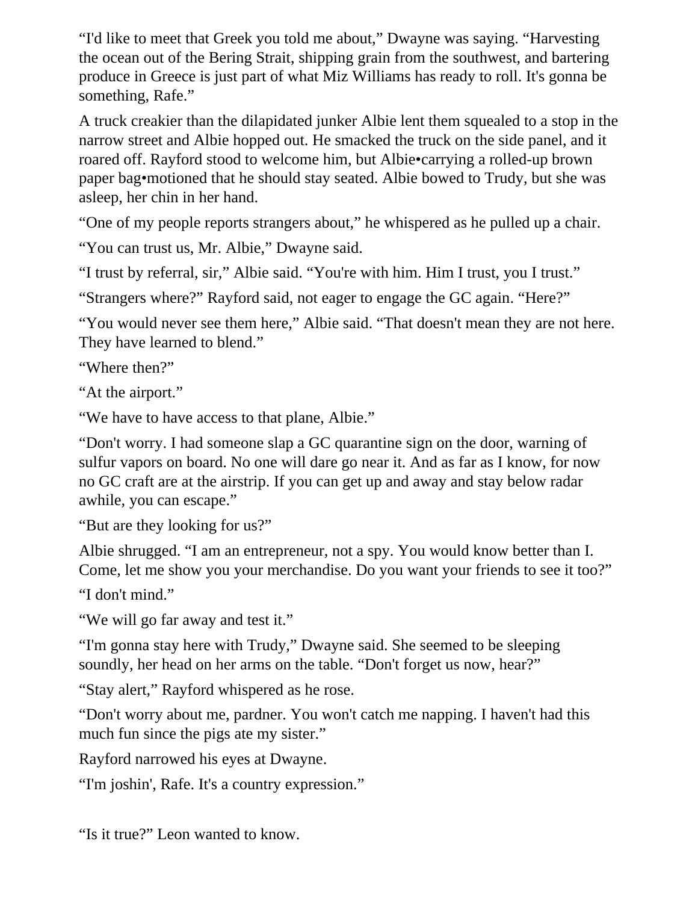“I'd like to meet that Greek you told me about,” Dwayne was saying. “Harvesting the ocean out of the Bering Strait, shipping grain from the southwest, and bartering produce in Greece is just part of what Miz Williams has ready to roll. It's gonna be something, Rafe.”

A truck creakier than the dilapidated junker Albie lent them squealed to a stop in the narrow street and Albie hopped out. He smacked the truck on the side panel, and it roared off. Rayford stood to welcome him, but Albie•carrying a rolled-up brown paper bag•motioned that he should stay seated. Albie bowed to Trudy, but she was asleep, her chin in her hand.

“One of my people reports strangers about,” he whispered as he pulled up a chair.

“You can trust us, Mr. Albie,” Dwayne said.

“I trust by referral, sir,” Albie said. “You're with him. Him I trust, you I trust.”

“Strangers where?” Rayford said, not eager to engage the GC again. “Here?”

“You would never see them here,” Albie said. “That doesn't mean they are not here. They have learned to blend.”

“Where then?”

“At the airport.”

“We have to have access to that plane, Albie.”

“Don't worry. I had someone slap a GC quarantine sign on the door, warning of sulfur vapors on board. No one will dare go near it. And as far as I know, for now no GC craft are at the airstrip. If you can get up and away and stay below radar awhile, you can escape.”

“But are they looking for us?”

Albie shrugged. “I am an entrepreneur, not a spy. You would know better than I. Come, let me show you your merchandise. Do you want your friends to see it too?”

“I don't mind.”

“We will go far away and test it.”

“I'm gonna stay here with Trudy,” Dwayne said. She seemed to be sleeping soundly, her head on her arms on the table. “Don't forget us now, hear?”

“Stay alert,” Rayford whispered as he rose.

“Don't worry about me, pardner. You won't catch me napping. I haven't had this much fun since the pigs ate my sister.”

Rayford narrowed his eyes at Dwayne.

“I'm joshin', Rafe. It's a country expression.”

“Is it true?” Leon wanted to know.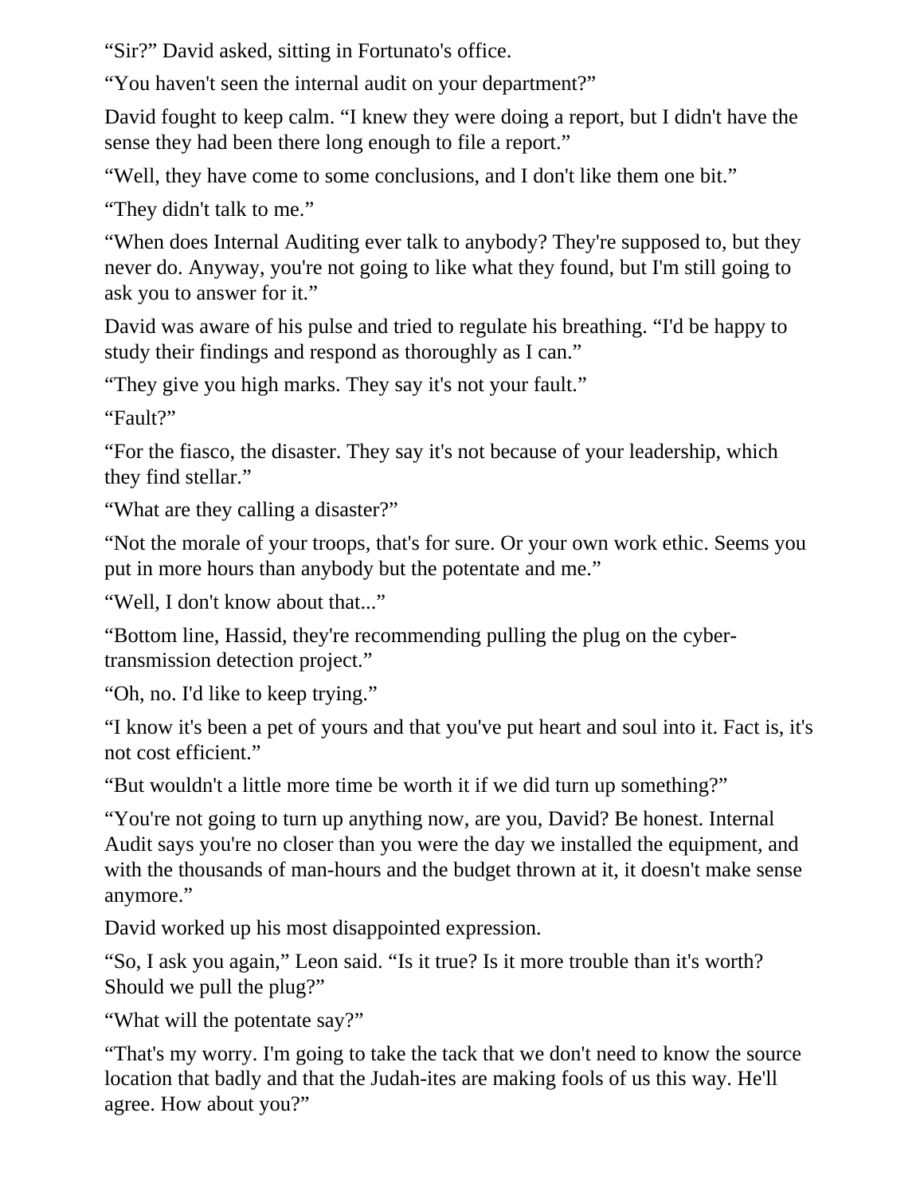“Sir?” David asked, sitting in Fortunato's office.

“You haven't seen the internal audit on your department?”

David fought to keep calm. “I knew they were doing a report, but I didn't have the sense they had been there long enough to file a report.”

“Well, they have come to some conclusions, and I don't like them one bit.”

“They didn't talk to me.”

“When does Internal Auditing ever talk to anybody? They're supposed to, but they never do. Anyway, you're not going to like what they found, but I'm still going to ask you to answer for it.”

David was aware of his pulse and tried to regulate his breathing. “I'd be happy to study their findings and respond as thoroughly as I can.”

“They give you high marks. They say it's not your fault.”

“Fault?”

“For the fiasco, the disaster. They say it's not because of your leadership, which they find stellar.”

“What are they calling a disaster?”

“Not the morale of your troops, that's for sure. Or your own work ethic. Seems you put in more hours than anybody but the potentate and me.”

“Well, I don't know about that...”

“Bottom line, Hassid, they're recommending pulling the plug on the cyber-transmission detection project.”

“Oh, no. I'd like to keep trying.”

“I know it's been a pet of yours and that you've put heart and soul into it. Fact is, it's not cost efficient.”

“But wouldn't a little more time be worth it if we did turn up something?”

“You're not going to turn up anything now, are you, David? Be honest. Internal Audit says you're no closer than you were the day we installed the equipment, and with the thousands of man-hours and the budget thrown at it, it doesn't make sense anymore.”

David worked up his most disappointed expression.

“So, I ask you again,” Leon said. “Is it true? Is it more trouble than it's worth? Should we pull the plug?”

“What will the potentate say?”

“That's my worry. I'm going to take the tack that we don't need to know the source location that badly and that the Judah-ites are making fools of us this way. He'll agree. How about you?”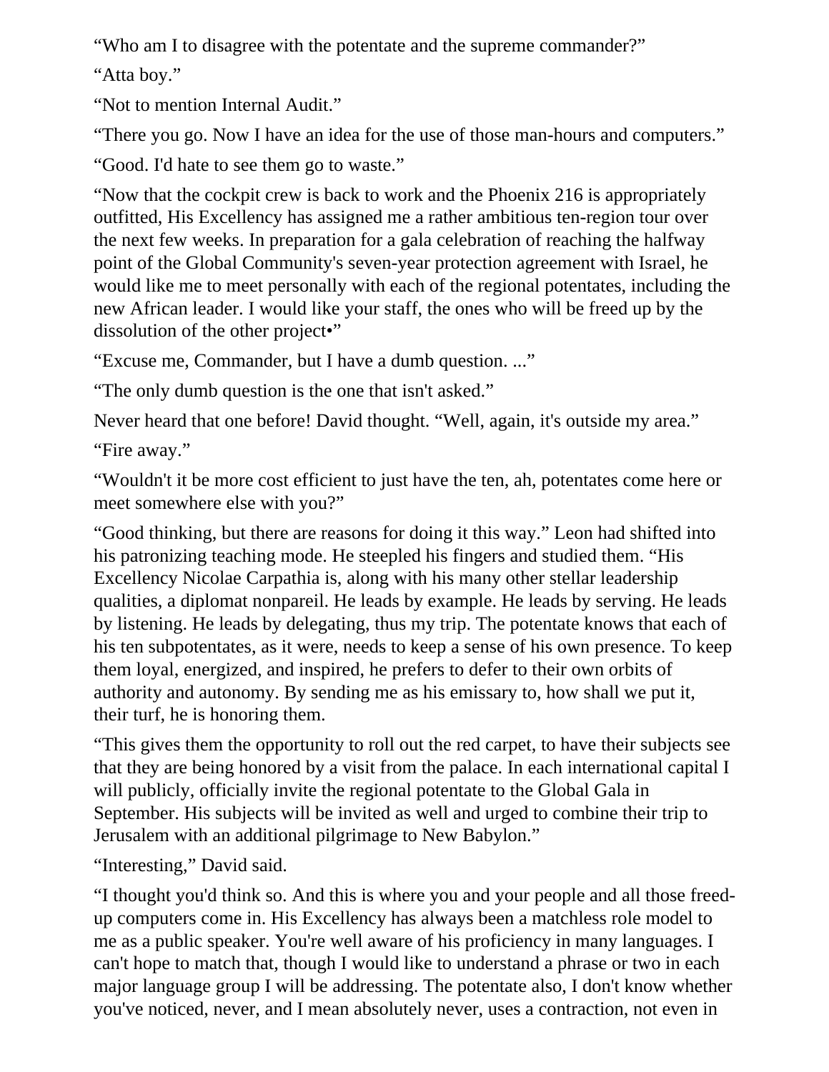“Who am I to disagree with the potentate and the supreme commander?”

“Atta boy.”

“Not to mention Internal Audit.”

“There you go. Now I have an idea for the use of those man-hours and computers.”

“Good. I'd hate to see them go to waste.”

“Now that the cockpit crew is back to work and the Phoenix 216 is appropriately outfitted, His Excellency has assigned me a rather ambitious ten-region tour over the next few weeks. In preparation for a gala celebration of reaching the halfway point of the Global Community's seven-year protection agreement with Israel, he would like me to meet personally with each of the regional potentates, including the new African leader. I would like your staff, the ones who will be freed up by the dissolution of the other project•”

“Excuse me, Commander, but I have a dumb question. ...”

“The only dumb question is the one that isn't asked.”

*Never heard that one before!* David thought. “Well, again, it's outside my area.”

“Fire away.”

“Wouldn't it be more cost efficient to just have the ten, ah, potentates come here or meet somewhere else with you?”

“Good thinking, but there are reasons for doing it this way.” Leon had shifted into his patronizing teaching mode. He steepled his fingers and studied them. “His Excellency Nicolae Carpathia is, along with his many other stellar leadership qualities, a diplomat nonpareil. He leads by example. He leads by serving. He leads by listening. He leads by delegating, thus my trip. The potentate knows that each of his ten subpotentates, as it were, needs to keep a sense of his own presence. To keep them loyal, energized, and inspired, he prefers to defer to their own orbits of authority and autonomy. By sending me as his emissary to, how shall we put it, their turf, he is honoring them.

“This gives them the opportunity to roll out the red carpet, to have their subjects see that they are being honored by a visit from the palace. In each international capital I will publicly, officially invite the regional potentate to the Global Gala in September. His subjects will be invited as well and urged to combine their trip to Jerusalem with an additional pilgrimage to New Babylon.”

“Interesting,” David said.

“I thought you'd think so. And this is where you and your people and all those freed-up computers come in. His Excellency has always been a matchless role model to me as a public speaker. You're well aware of his proficiency in many languages. I can't hope to match that, though I would like to understand a phrase or two in each major language group I will be addressing. The potentate also, I don't know whether you've noticed, never, and I mean absolutely never, uses a contraction, not even in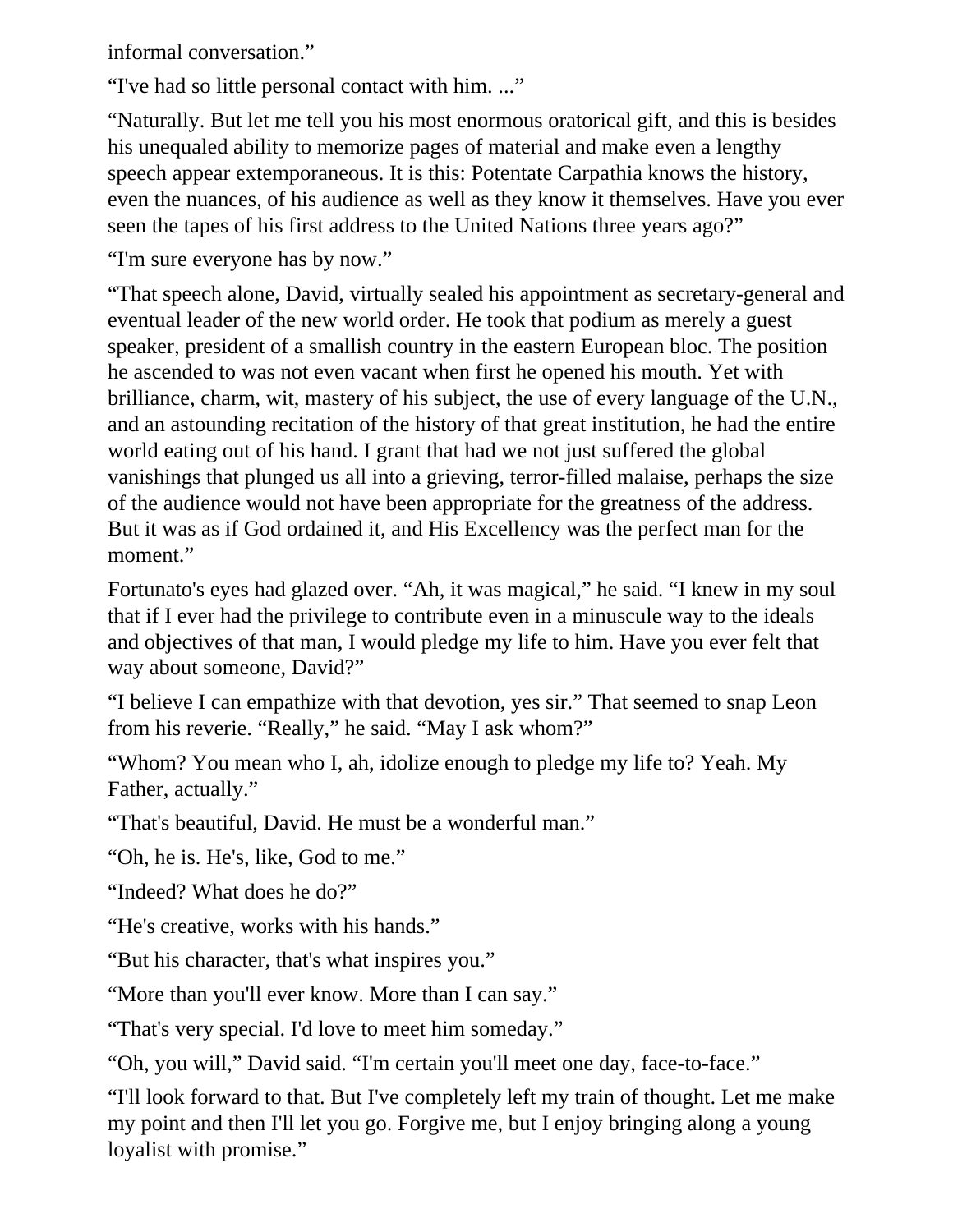informal conversation."

"I've had so little personal contact with him. ..."

"Naturally. But let me tell you his most enormous oratorical gift, and this is besides his unequaled ability to memorize pages of material and make even a lengthy speech appear extemporaneous. It is this: Potentate Carpathia knows the history, even the nuances, of his audience as well as they know it themselves. Have you ever seen the tapes of his first address to the United Nations three years ago?"

"I'm sure everyone has by now."

"That speech alone, David, virtually sealed his appointment as secretary-general and eventual leader of the new world order. He took that podium as merely a guest speaker, president of a smallish country in the eastern European bloc. The position he ascended to was not even vacant when first he opened his mouth. Yet with brilliance, charm, wit, mastery of his subject, the use of every language of the U.N., and an astounding recitation of the history of that great institution, he had the entire world eating out of his hand. I grant that had we not just suffered the global vanishings that plunged us all into a grieving, terror-filled malaise, perhaps the size of the audience would not have been appropriate for the greatness of the address. But it was as if God ordained it, and His Excellency was the perfect man for the moment."

Fortunato's eyes had glazed over. "Ah, it was magical," he said. "I knew in my soul that if I ever had the privilege to contribute even in a minuscule way to the ideals and objectives of that man, I would pledge my life to him. Have you ever felt that way about someone, David?"

"I believe I can empathize with that devotion, yes sir." That seemed to snap Leon from his reverie. "Really," he said. "May I ask whom?"

"Whom? You mean who I, ah, idolize enough to pledge my life to? Yeah. My Father, actually."

"That's beautiful, David. He must be a wonderful man."

"Oh, he is. He's, like, God to me."

"Indeed? What does he do?"

"He's creative, works with his hands."

"But his character, that's what inspires you."

"More than you'll ever know. More than I can say."

"That's very special. I'd love to meet him someday."

"Oh, you will," David said. "I'm certain you'll meet one day, face-to-face."

"I'll look forward to that. But I've completely left my train of thought. Let me make my point and then I'll let you go. Forgive me, but I enjoy bringing along a young loyalist with promise."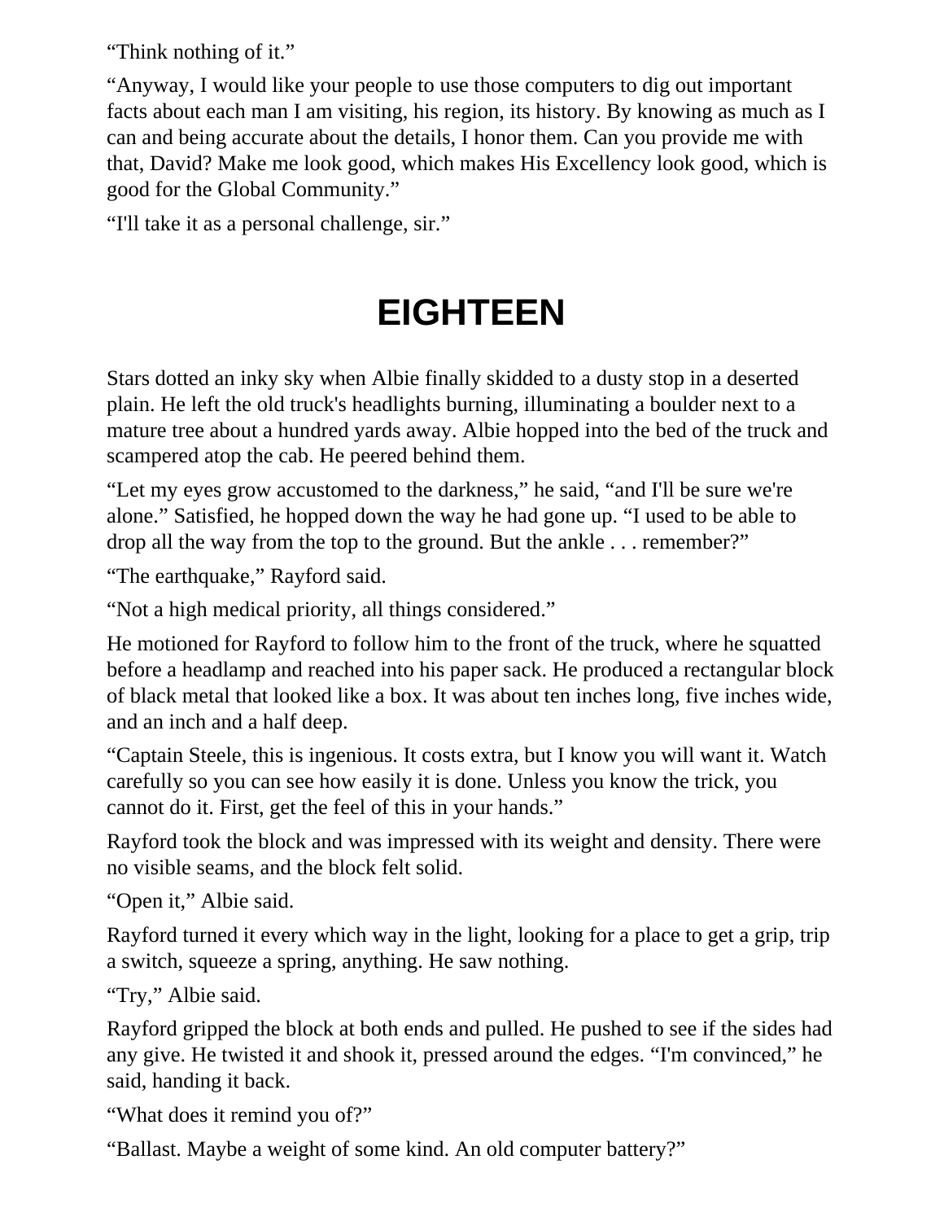"Think nothing of it."

"Anyway, I would like your people to use those computers to dig out important facts about each man I am visiting, his region, its history. By knowing as much as I can and being accurate about the details, I honor them. Can you provide me with that, David? Make me look good, which makes His Excellency look good, which is good for the Global Community."

"I'll take it as a personal challenge, sir."

# EIGHTEEN

Stars dotted an inky sky when Albie finally skidded to a dusty stop in a deserted plain. He left the old truck's headlights burning, illuminating a boulder next to a mature tree about a hundred yards away. Albie hopped into the bed of the truck and scampered atop the cab. He peered behind them.

"Let my eyes grow accustomed to the darkness," he said, "and I'll be sure we're alone." Satisfied, he hopped down the way he had gone up. "I used to be able to drop all the way from the top to the ground. But the ankle . . . remember?"

"The earthquake," Rayford said.

"Not a high medical priority, all things considered."

He motioned for Rayford to follow him to the front of the truck, where he squatted before a headlamp and reached into his paper sack. He produced a rectangular block of black metal that looked like a box. It was about ten inches long, five inches wide, and an inch and a half deep.

"Captain Steele, this is ingenious. It costs extra, but I know you will want it. Watch carefully so you can see how easily it is done. Unless you know the trick, you cannot do it. First, get the feel of this in your hands."

Rayford took the block and was impressed with its weight and density. There were no visible seams, and the block felt solid.

"Open it," Albie said.

Rayford turned it every which way in the light, looking for a place to get a grip, trip a switch, squeeze a spring, anything. He saw nothing.

"Try," Albie said.

Rayford gripped the block at both ends and pulled. He pushed to see if the sides had any give. He twisted it and shook it, pressed around the edges. "I'm convinced," he said, handing it back.

"What does it remind you of?"

"Ballast. Maybe a weight of some kind. An old computer battery?"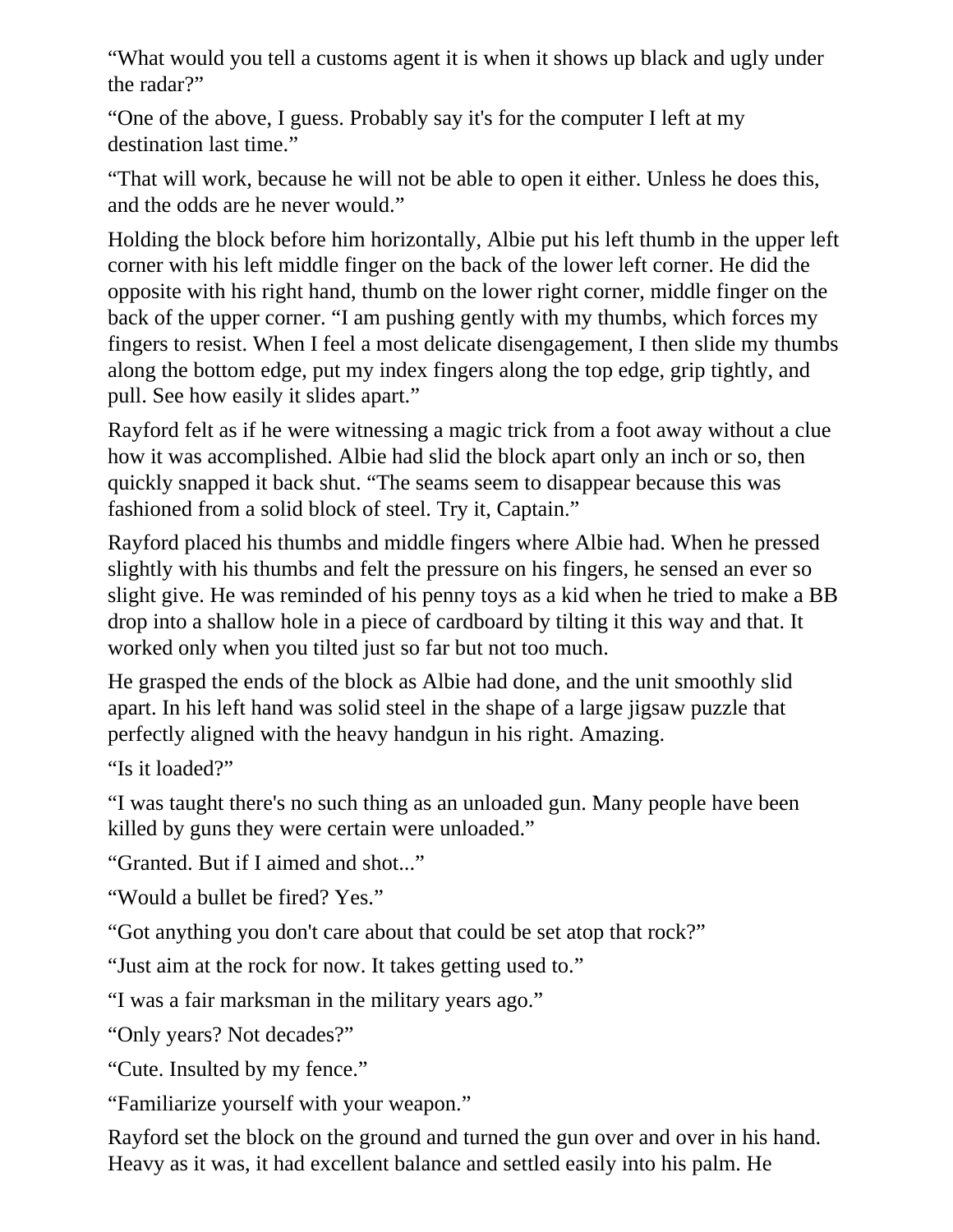“What would you tell a customs agent it is when it shows up black and ugly under the radar?”

“One of the above, I guess. Probably say it's for the computer I left at my destination last time.”

“That will work, because he will not be able to open it either. Unless he does this, and the odds are he never would.”

Holding the block before him horizontally, Albie put his left thumb in the upper left corner with his left middle finger on the back of the lower left corner. He did the opposite with his right hand, thumb on the lower right corner, middle finger on the back of the upper corner. “I am pushing gently with my thumbs, which forces my fingers to resist. When I feel a most delicate disengagement, I then slide my thumbs along the bottom edge, put my index fingers along the top edge, grip tightly, and pull. See how easily it slides apart.”

Rayford felt as if he were witnessing a magic trick from a foot away without a clue how it was accomplished. Albie had slid the block apart only an inch or so, then quickly snapped it back shut. “The seams seem to disappear because this was fashioned from a solid block of steel. Try it, Captain.”

Rayford placed his thumbs and middle fingers where Albie had. When he pressed slightly with his thumbs and felt the pressure on his fingers, he sensed an ever so slight give. He was reminded of his penny toys as a kid when he tried to make a BB drop into a shallow hole in a piece of cardboard by tilting it this way and that. It worked only when you tilted just so far but not too much.

He grasped the ends of the block as Albie had done, and the unit smoothly slid apart. In his left hand was solid steel in the shape of a large jigsaw puzzle that perfectly aligned with the heavy handgun in his right. Amazing.

“Is it loaded?”

“I was taught there's no such thing as an unloaded gun. Many people have been killed by guns they were certain were unloaded.”

“Granted. But if I aimed and shot...”

“Would a bullet be fired? Yes.”

“Got anything you don't care about that could be set atop that rock?”

“Just aim at the rock for now. It takes getting used to.”

“I was a fair marksman in the military years ago.”

“Only years? Not decades?”

“Cute. Insulted by my fence.”

“Familiarize yourself with your weapon.”

Rayford set the block on the ground and turned the gun over and over in his hand. Heavy as it was, it had excellent balance and settled easily into his palm. He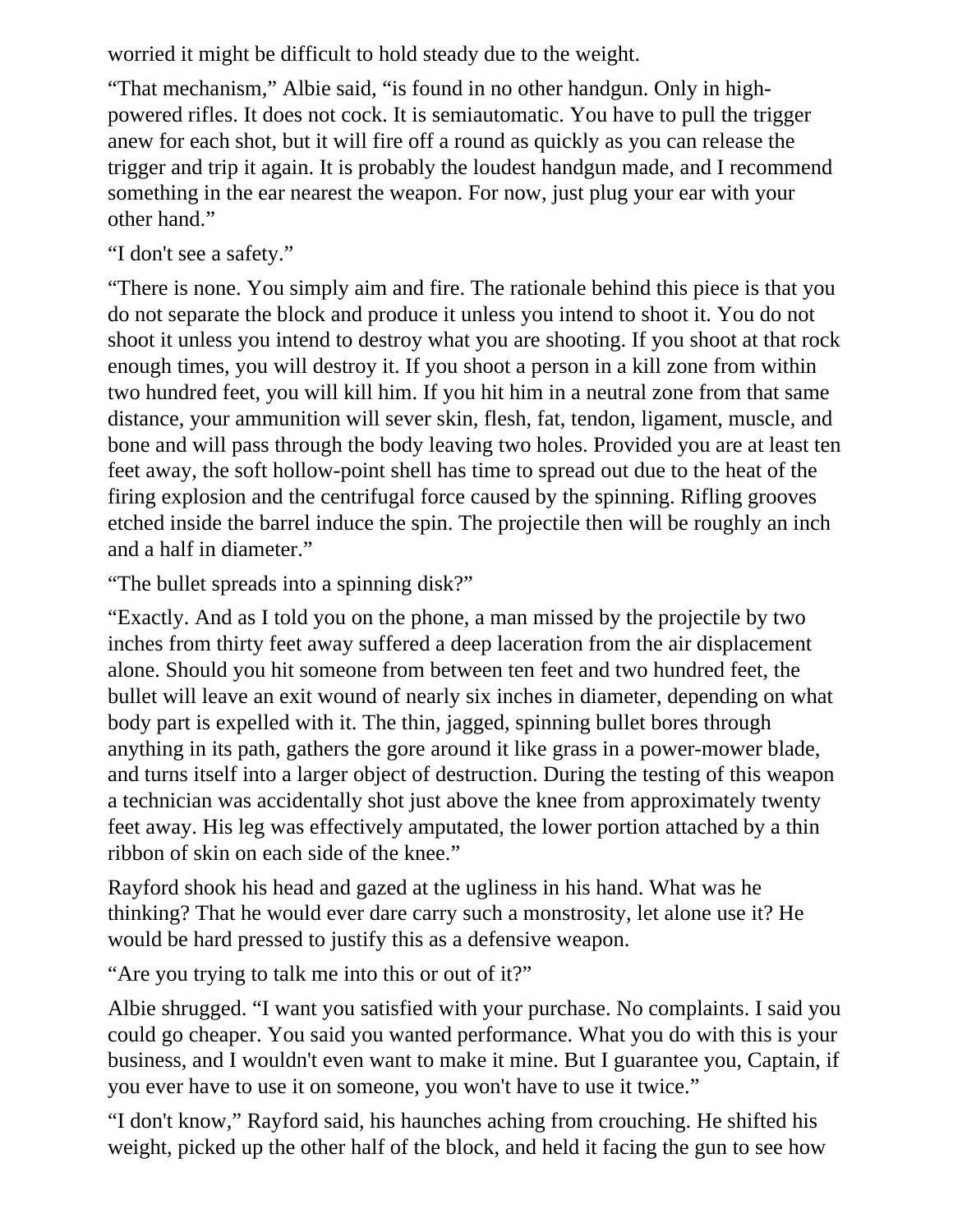worried it might be difficult to hold steady due to the weight.

"That mechanism," Albie said, "is found in no other handgun. Only in high-powered rifles. It does not cock. It is semiautomatic. You have to pull the trigger anew for each shot, but it will fire off a round as quickly as you can release the trigger and trip it again. It is probably the loudest handgun made, and I recommend something in the ear nearest the weapon. For now, just plug your ear with your other hand."

"I don't see a safety."

"There is none. You simply aim and fire. The rationale behind this piece is that you do not separate the block and produce it unless you intend to shoot it. You do not shoot it unless you intend to destroy what you are shooting. If you shoot at that rock enough times, you will destroy it. If you shoot a person in a kill zone from within two hundred feet, you will kill him. If you hit him in a neutral zone from that same distance, your ammunition will sever skin, flesh, fat, tendon, ligament, muscle, and bone and will pass through the body leaving two holes. Provided you are at least ten feet away, the soft hollow-point shell has time to spread out due to the heat of the firing explosion and the centrifugal force caused by the spinning. Rifling grooves etched inside the barrel induce the spin. The projectile then will be roughly an inch and a half in diameter."

"The bullet spreads into a spinning disk?"

"Exactly. And as I told you on the phone, a man missed by the projectile by two inches from thirty feet away suffered a deep laceration from the air displacement alone. Should you hit someone from between ten feet and two hundred feet, the bullet will leave an exit wound of nearly six inches in diameter, depending on what body part is expelled with it. The thin, jagged, spinning bullet bores through anything in its path, gathers the gore around it like grass in a power-mower blade, and turns itself into a larger object of destruction. During the testing of this weapon a technician was accidentally shot just above the knee from approximately twenty feet away. His leg was effectively amputated, the lower portion attached by a thin ribbon of skin on each side of the knee."

Rayford shook his head and gazed at the ugliness in his hand. What was he thinking? That he would ever dare carry such a monstrosity, let alone use it? He would be hard pressed to justify this as a defensive weapon.

"Are you trying to talk me into this or out of it?"

Albie shrugged. "I want you satisfied with your purchase. No complaints. I said you could go cheaper. You said you wanted performance. What you do with this is your business, and I wouldn't even want to make it mine. But I guarantee you, Captain, if you ever have to use it on someone, you won't have to use it twice."

"I don't know," Rayford said, his haunches aching from crouching. He shifted his weight, picked up the other half of the block, and held it facing the gun to see how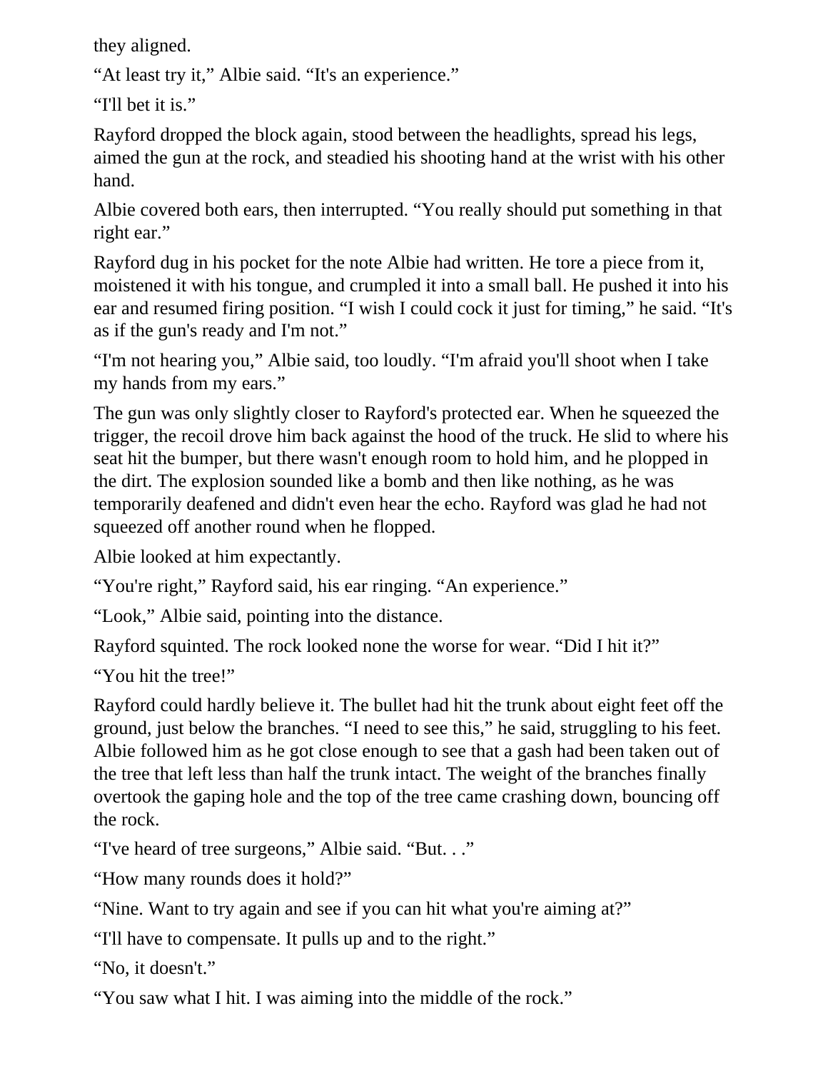they aligned.

“At least try it,” Albie said. “It's an experience.”

“I'll bet it is.”

Rayford dropped the block again, stood between the headlights, spread his legs, aimed the gun at the rock, and steadied his shooting hand at the wrist with his other hand.

Albie covered both ears, then interrupted. “You really should put something in that right ear.”

Rayford dug in his pocket for the note Albie had written. He tore a piece from it, moistened it with his tongue, and crumpled it into a small ball. He pushed it into his ear and resumed firing position. “I wish I could cock it just for timing,” he said. “It's as if the gun's ready and I'm not.”

“I'm not hearing you,” Albie said, too loudly. “I'm afraid you'll shoot when I take my hands from my ears.”

The gun was only slightly closer to Rayford's protected ear. When he squeezed the trigger, the recoil drove him back against the hood of the truck. He slid to where his seat hit the bumper, but there wasn't enough room to hold him, and he plopped in the dirt. The explosion sounded like a bomb and then like nothing, as he was temporarily deafened and didn't even hear the echo. Rayford was glad he had not squeezed off another round when he flopped.

Albie looked at him expectantly.

“You're right,” Rayford said, his ear ringing. “An experience.”

“Look,” Albie said, pointing into the distance.

Rayford squinted. The rock looked none the worse for wear. “Did I hit it?”

“You hit the tree!”

Rayford could hardly believe it. The bullet had hit the trunk about eight feet off the ground, just below the branches. “I need to see this,” he said, struggling to his feet. Albie followed him as he got close enough to see that a gash had been taken out of the tree that left less than half the trunk intact. The weight of the branches finally overtook the gaping hole and the top of the tree came crashing down, bouncing off the rock.

“I've heard of tree surgeons,” Albie said. “But. . .”

“How many rounds does it hold?”

“Nine. Want to try again and see if you can hit what you're aiming at?”

“I'll have to compensate. It pulls up and to the right.”

“No, it doesn't.”

“You saw what I hit. I was aiming into the middle of the rock.”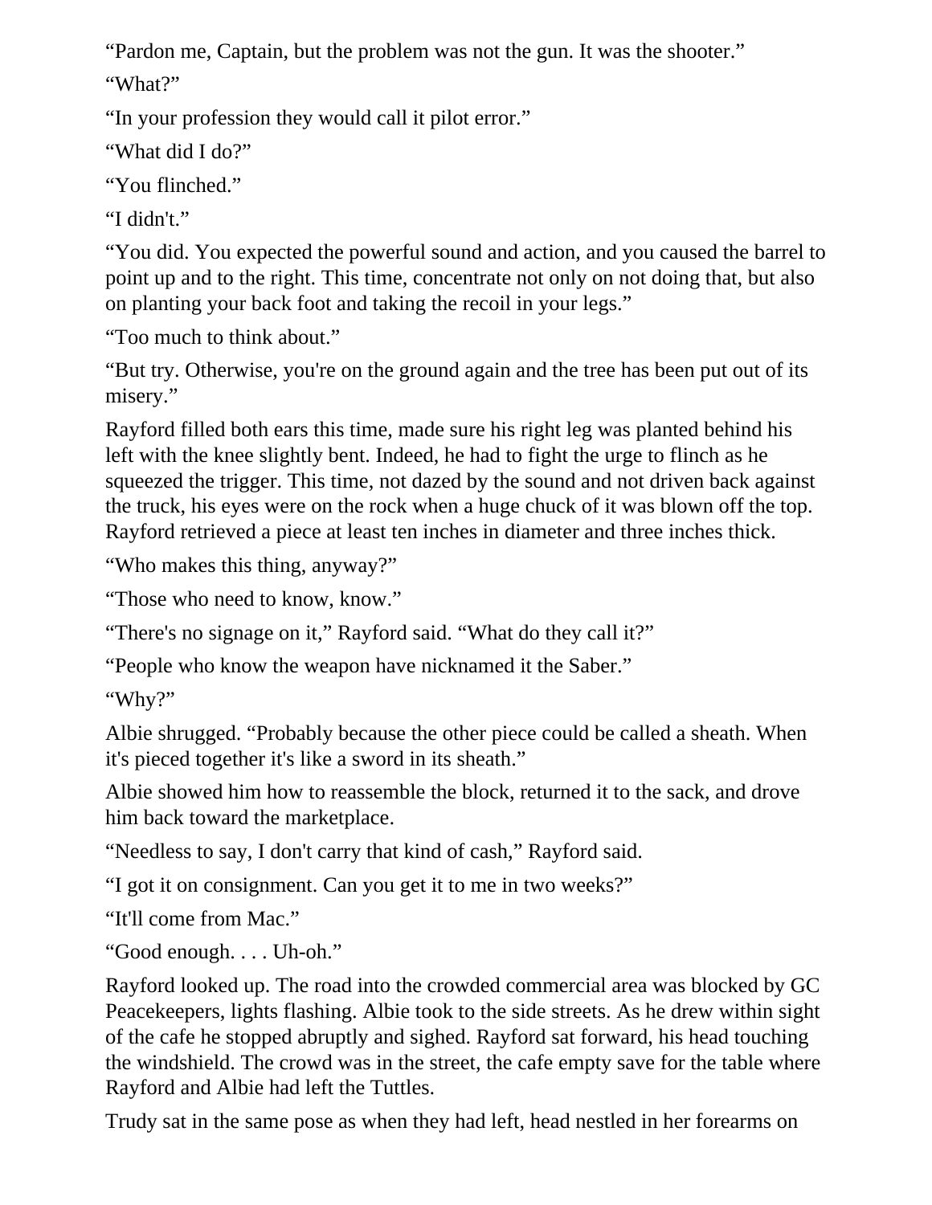“Pardon me, Captain, but the problem was not the gun. It was the shooter.”

“What?”

“In your profession they would call it pilot error.”

“What did I do?”

“You flinched.”

“I didn't.”

“You did. You expected the powerful sound and action, and you caused the barrel to point up and to the right. This time, concentrate not only on not doing that, but also on planting your back foot and taking the recoil in your legs.”

“Too much to think about.”

“But try. Otherwise, you're on the ground again and the tree has been put out of its misery.”

Rayford filled both ears this time, made sure his right leg was planted behind his left with the knee slightly bent. Indeed, he had to fight the urge to flinch as he squeezed the trigger. This time, not dazed by the sound and not driven back against the truck, his eyes were on the rock when a huge chuck of it was blown off the top. Rayford retrieved a piece at least ten inches in diameter and three inches thick.

“Who makes this thing, anyway?”

“Those who need to know, know.”

“There's no signage on it,” Rayford said. “What do they call it?”

“People who know the weapon have nicknamed it the Saber.”

“Why?”

Albie shrugged. “Probably because the other piece could be called a sheath. When it's pieced together it's like a sword in its sheath.”

Albie showed him how to reassemble the block, returned it to the sack, and drove him back toward the marketplace.

“Needless to say, I don't carry that kind of cash,” Rayford said.

“I got it on consignment. Can you get it to me in two weeks?”

“It'll come from Mac.”

“Good enough. . . . Uh-oh.”

Rayford looked up. The road into the crowded commercial area was blocked by GC Peacekeepers, lights flashing. Albie took to the side streets. As he drew within sight of the cafe he stopped abruptly and sighed. Rayford sat forward, his head touching the windshield. The crowd was in the street, the cafe empty save for the table where Rayford and Albie had left the Tuttles.

Trudy sat in the same pose as when they had left, head nestled in her forearms on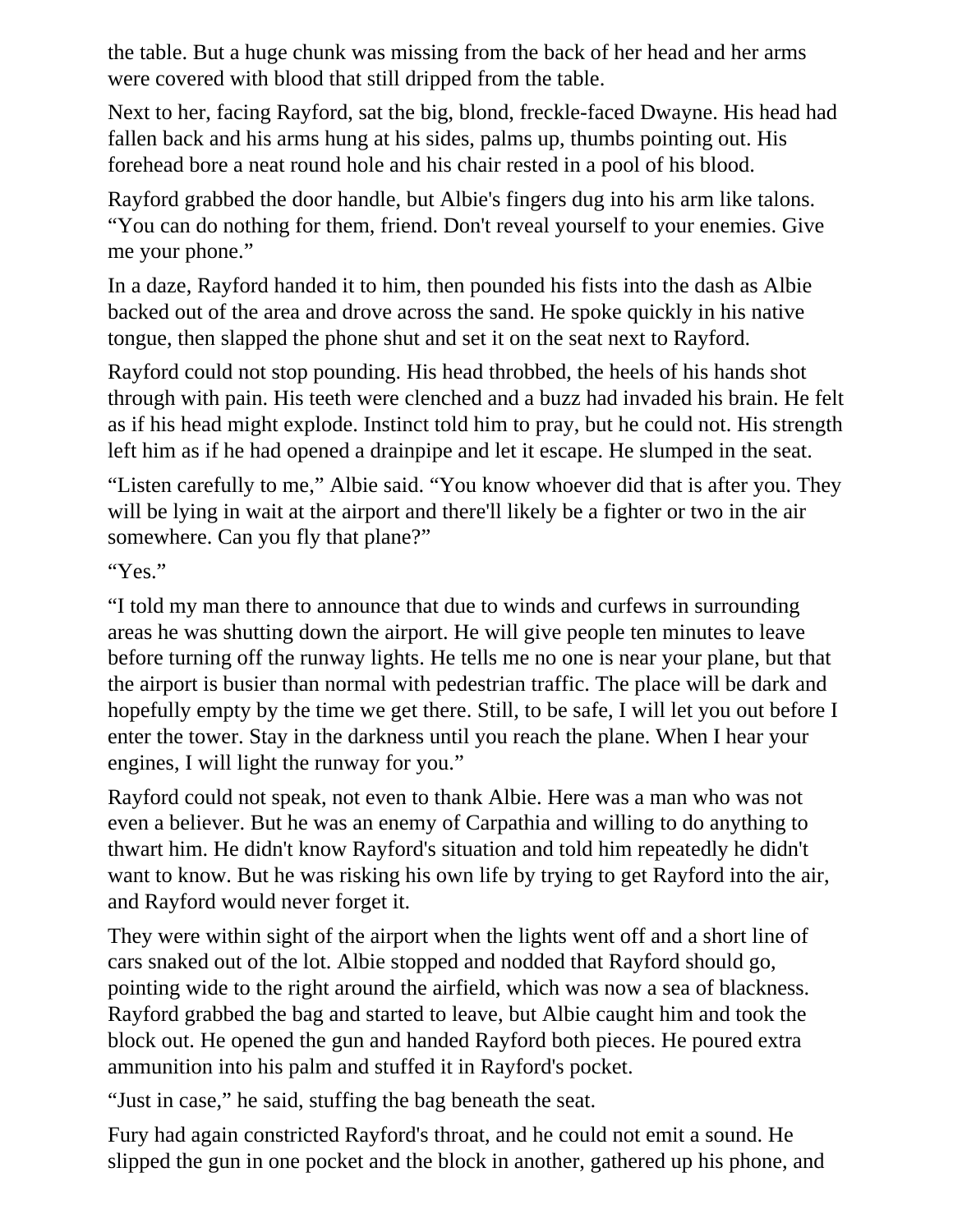the table. But a huge chunk was missing from the back of her head and her arms were covered with blood that still dripped from the table.

Next to her, facing Rayford, sat the big, blond, freckle-faced Dwayne. His head had fallen back and his arms hung at his sides, palms up, thumbs pointing out. His forehead bore a neat round hole and his chair rested in a pool of his blood.

Rayford grabbed the door handle, but Albie's fingers dug into his arm like talons. “You can do nothing for them, friend. Don't reveal yourself to your enemies. Give me your phone.”

In a daze, Rayford handed it to him, then pounded his fists into the dash as Albie backed out of the area and drove across the sand. He spoke quickly in his native tongue, then slapped the phone shut and set it on the seat next to Rayford.

Rayford could not stop pounding. His head throbbed, the heels of his hands shot through with pain. His teeth were clenched and a buzz had invaded his brain. He felt as if his head might explode. Instinct told him to pray, but he could not. His strength left him as if he had opened a drainpipe and let it escape. He slumped in the seat.

“Listen carefully to me,” Albie said. “You know whoever did that is after you. They will be lying in wait at the airport and there'll likely be a fighter or two in the air somewhere. Can you fly that plane?”

“Yes.”

“I told my man there to announce that due to winds and curfews in surrounding areas he was shutting down the airport. He will give people ten minutes to leave before turning off the runway lights. He tells me no one is near your plane, but that the airport is busier than normal with pedestrian traffic. The place will be dark and hopefully empty by the time we get there. Still, to be safe, I will let you out before I enter the tower. Stay in the darkness until you reach the plane. When I hear your engines, I will light the runway for you.”

Rayford could not speak, not even to thank Albie. Here was a man who was not even a believer. But he was an enemy of Carpathia and willing to do anything to thwart him. He didn't know Rayford's situation and told him repeatedly he didn't want to know. But he was risking his own life by trying to get Rayford into the air, and Rayford would never forget it.

They were within sight of the airport when the lights went off and a short line of cars snaked out of the lot. Albie stopped and nodded that Rayford should go, pointing wide to the right around the airfield, which was now a sea of blackness. Rayford grabbed the bag and started to leave, but Albie caught him and took the block out. He opened the gun and handed Rayford both pieces. He poured extra ammunition into his palm and stuffed it in Rayford's pocket.

“Just in case,” he said, stuffing the bag beneath the seat.

Fury had again constricted Rayford's throat, and he could not emit a sound. He slipped the gun in one pocket and the block in another, gathered up his phone, and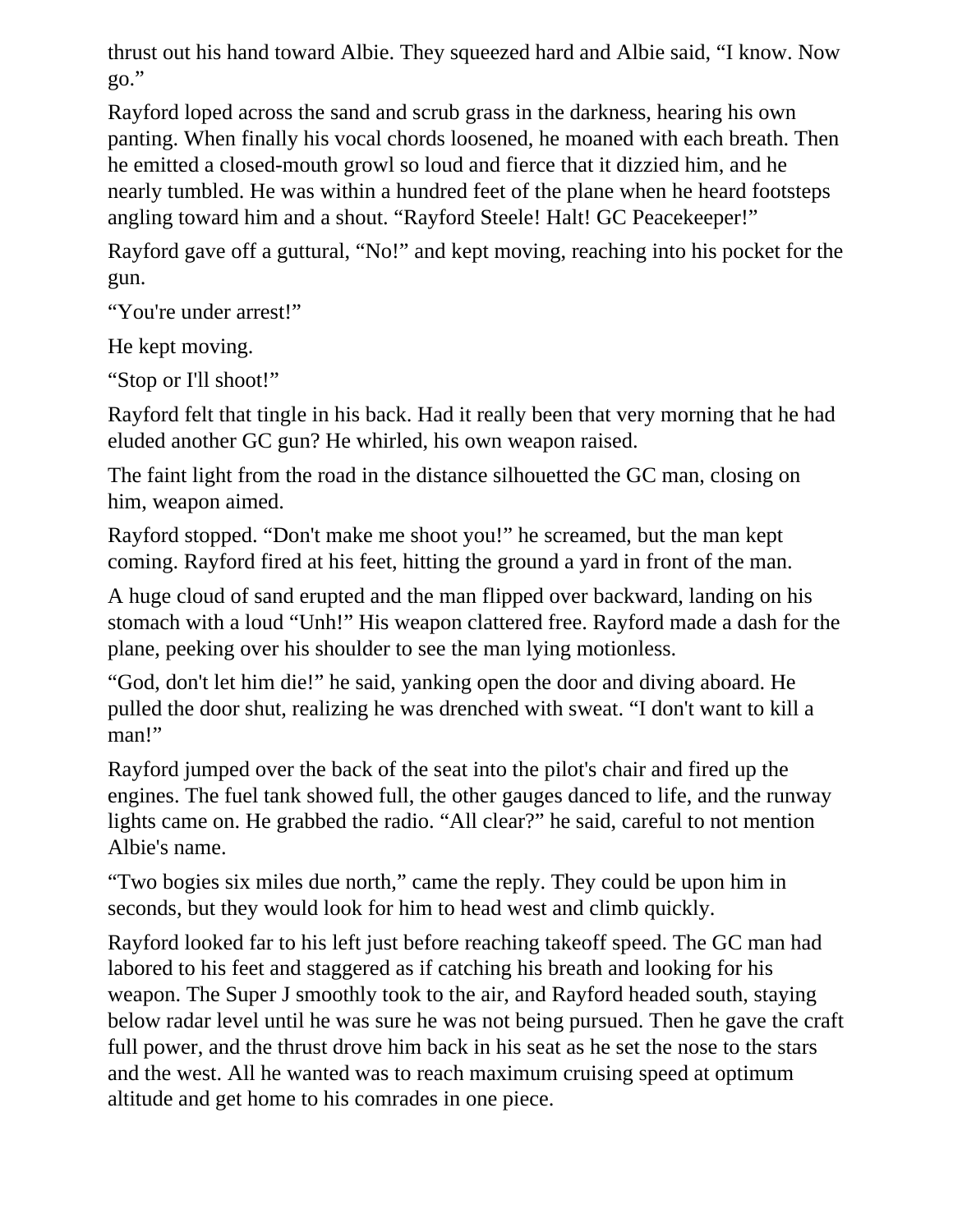thrust out his hand toward Albie. They squeezed hard and Albie said, “I know. Now go.”

Rayford loped across the sand and scrub grass in the darkness, hearing his own panting. When finally his vocal chords loosened, he moaned with each breath. Then he emitted a closed-mouth growl so loud and fierce that it dizzied him, and he nearly tumbled. He was within a hundred feet of the plane when he heard footsteps angling toward him and a shout. “Rayford Steele! Halt! GC Peacekeeper!”

Rayford gave off a guttural, “No!” and kept moving, reaching into his pocket for the gun.

“You're under arrest!”

He kept moving.

“Stop or I'll shoot!”

Rayford felt that tingle in his back. Had it really been that very morning that he had eluded another GC gun? He whirled, his own weapon raised.

The faint light from the road in the distance silhouetted the GC man, closing on him, weapon aimed.

Rayford stopped. “Don't make me shoot you!” he screamed, but the man kept coming. Rayford fired at his feet, hitting the ground a yard in front of the man.

A huge cloud of sand erupted and the man flipped over backward, landing on his stomach with a loud “Unh!” His weapon clattered free. Rayford made a dash for the plane, peeking over his shoulder to see the man lying motionless.

“God, don't let him die!” he said, yanking open the door and diving aboard. He pulled the door shut, realizing he was drenched with sweat. “I don't want to kill a man!”

Rayford jumped over the back of the seat into the pilot's chair and fired up the engines. The fuel tank showed full, the other gauges danced to life, and the runway lights came on. He grabbed the radio. “All clear?” he said, careful to not mention Albie's name.

“Two bogies six miles due north,” came the reply. They could be upon him in seconds, but they would look for him to head west and climb quickly.

Rayford looked far to his left just before reaching takeoff speed. The GC man had labored to his feet and staggered as if catching his breath and looking for his weapon. The Super J smoothly took to the air, and Rayford headed south, staying below radar level until he was sure he was not being pursued. Then he gave the craft full power, and the thrust drove him back in his seat as he set the nose to the stars and the west. All he wanted was to reach maximum cruising speed at optimum altitude and get home to his comrades in one piece.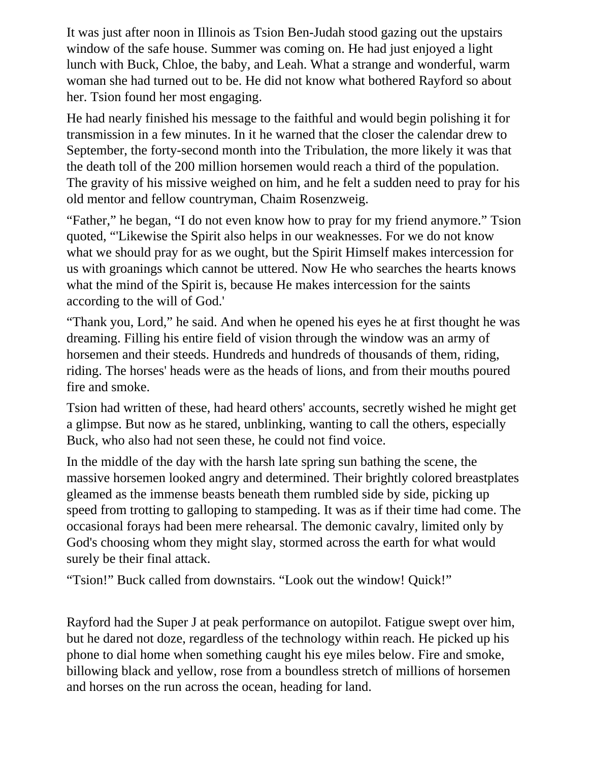It was just after noon in Illinois as Tsion Ben-Judah stood gazing out the upstairs window of the safe house. Summer was coming on. He had just enjoyed a light lunch with Buck, Chloe, the baby, and Leah. What a strange and wonderful, warm woman she had turned out to be. He did not know what bothered Rayford so about her. Tsion found her most engaging.

He had nearly finished his message to the faithful and would begin polishing it for transmission in a few minutes. In it he warned that the closer the calendar drew to September, the forty-second month into the Tribulation, the more likely it was that the death toll of the 200 million horsemen would reach a third of the population. The gravity of his missive weighed on him, and he felt a sudden need to pray for his old mentor and fellow countryman, Chaim Rosenzweig.

“Father,” he began, “I do not even know how to pray for my friend anymore.” Tsion quoted, “'Likewise the Spirit also helps in our weaknesses. For we do not know what we should pray for as we ought, but the Spirit Himself makes intercession for us with groanings which cannot be uttered. Now He who searches the hearts knows what the mind of the Spirit is, because He makes intercession for the saints according to the will of God.'

“Thank you, Lord,” he said. And when he opened his eyes he at first thought he was dreaming. Filling his entire field of vision through the window was an army of horsemen and their steeds. Hundreds and hundreds of thousands of them, riding, riding. The horses' heads were as the heads of lions, and from their mouths poured fire and smoke.

Tsion had written of these, had heard others' accounts, secretly wished he might get a glimpse. But now as he stared, unblinking, wanting to call the others, especially Buck, who also had not seen these, he could not find voice.

In the middle of the day with the harsh late spring sun bathing the scene, the massive horsemen looked angry and determined. Their brightly colored breastplates gleamed as the immense beasts beneath them rumbled side by side, picking up speed from trotting to galloping to stampeding. It was as if their time had come. The occasional forays had been mere rehearsal. The demonic cavalry, limited only by God's choosing whom they might slay, stormed across the earth for what would surely be their final attack.

“Tsion!” Buck called from downstairs. “Look out the window! Quick!”

Rayford had the Super J at peak performance on autopilot. Fatigue swept over him, but he dared not doze, regardless of the technology within reach. He picked up his phone to dial home when something caught his eye miles below. Fire and smoke, billowing black and yellow, rose from a boundless stretch of millions of horsemen and horses on the run across the ocean, heading for land.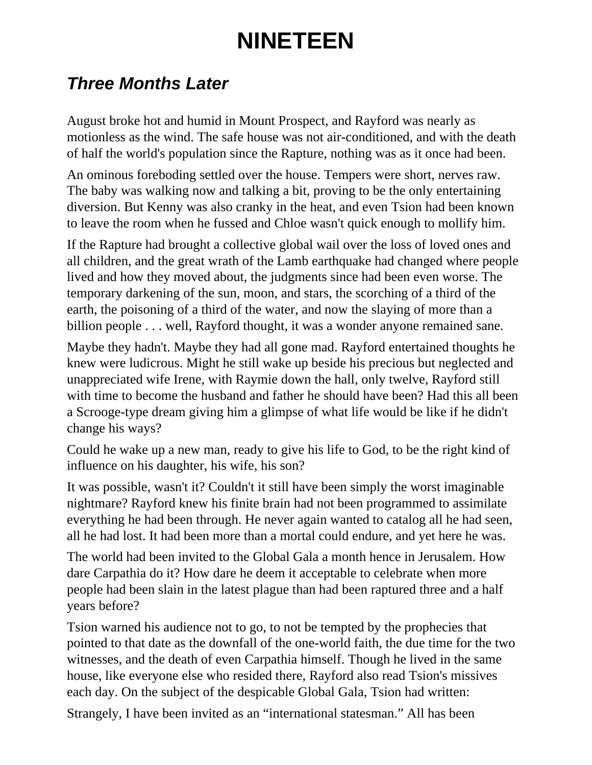# NINETEEN

## *Three Months Later*

August broke hot and humid in Mount Prospect, and Rayford was nearly as motionless as the wind. The safe house was not air-conditioned, and with the death of half the world's population since the Rapture, nothing was as it once had been.

An ominous foreboding settled over the house. Tempers were short, nerves raw. The baby was walking now and talking a bit, proving to be the only entertaining diversion. But Kenny was also cranky in the heat, and even Tsion had been known to leave the room when he fussed and Chloe wasn't quick enough to mollify him.

If the Rapture had brought a collective global wail over the loss of loved ones and all children, and the great wrath of the Lamb earthquake had changed where people lived and how they moved about, the judgments since had been even worse. The temporary darkening of the sun, moon, and stars, the scorching of a third of the earth, the poisoning of a third of the water, and now the slaying of more than a billion people . . . well, Rayford thought, it was a wonder anyone remained sane.

Maybe they hadn't. Maybe they had all gone mad. Rayford entertained thoughts he knew were ludicrous. Might he still wake up beside his precious but neglected and unappreciated wife Irene, with Raymie down the hall, only twelve, Rayford still with time to become the husband and father he should have been? Had this all been a Scrooge-type dream giving him a glimpse of what life would be like if he didn't change his ways?

Could he wake up a new man, ready to give his life to God, to be the right kind of influence on his daughter, his wife, his son?

It was possible, wasn't it? Couldn't it still have been simply the worst imaginable nightmare? Rayford knew his finite brain had not been programmed to assimilate everything he had been through. He never again wanted to catalog all he had seen, all he had lost. It had been more than a mortal could endure, and yet here he was.

The world had been invited to the Global Gala a month hence in Jerusalem. How dare Carpathia do it? How dare he deem it acceptable to celebrate when more people had been slain in the latest plague than had been raptured three and a half years before?

Tsion warned his audience not to go, to not be tempted by the prophecies that pointed to that date as the downfall of the one-world faith, the due time for the two witnesses, and the death of even Carpathia himself. Though he lived in the same house, like everyone else who resided there, Rayford also read Tsion's missives each day. On the subject of the despicable Global Gala, Tsion had written:

Strangely, I have been invited as an “international statesman.” All has been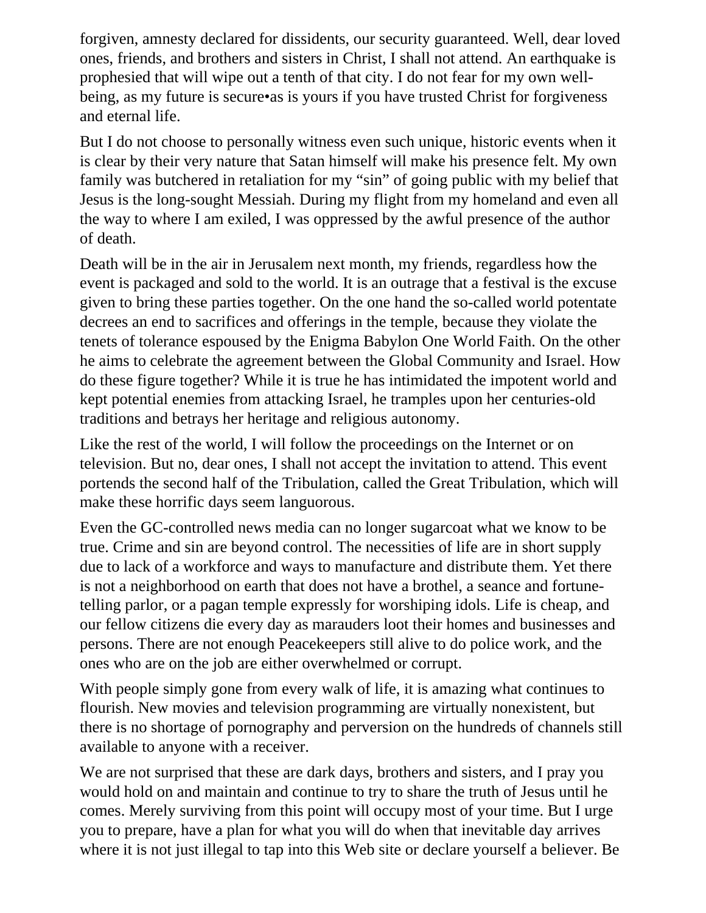forgiven, amnesty declared for dissidents, our security guaranteed. Well, dear loved ones, friends, and brothers and sisters in Christ, I shall not attend. An earthquake is prophesied that will wipe out a tenth of that city. I do not fear for my own well-being, as my future is secure•as is yours if you have trusted Christ for forgiveness and eternal life.

But I do not choose to personally witness even such unique, historic events when it is clear by their very nature that Satan himself will make his presence felt. My own family was butchered in retaliation for my "sin" of going public with my belief that Jesus is the long-sought Messiah. During my flight from my homeland and even all the way to where I am exiled, I was oppressed by the awful presence of the author of death.

Death will be in the air in Jerusalem next month, my friends, regardless how the event is packaged and sold to the world. It is an outrage that a festival is the excuse given to bring these parties together. On the one hand the so-called world potentate decrees an end to sacrifices and offerings in the temple, because they violate the tenets of tolerance espoused by the Enigma Babylon One World Faith. On the other he aims to celebrate the agreement between the Global Community and Israel. How do these figure together? While it is true he has intimidated the impotent world and kept potential enemies from attacking Israel, he tramples upon her centuries-old traditions and betrays her heritage and religious autonomy.

Like the rest of the world, I will follow the proceedings on the Internet or on television. But no, dear ones, I shall not accept the invitation to attend. This event portends the second half of the Tribulation, called the Great Tribulation, which will make these horrific days seem languorous.

Even the GC-controlled news media can no longer sugarcoat what we know to be true. Crime and sin are beyond control. The necessities of life are in short supply due to lack of a workforce and ways to manufacture and distribute them. Yet there is not a neighborhood on earth that does not have a brothel, a seance and fortune-telling parlor, or a pagan temple expressly for worshiping idols. Life is cheap, and our fellow citizens die every day as marauders loot their homes and businesses and persons. There are not enough Peacekeepers still alive to do police work, and the ones who are on the job are either overwhelmed or corrupt.

With people simply gone from every walk of life, it is amazing what continues to flourish. New movies and television programming are virtually nonexistent, but there is no shortage of pornography and perversion on the hundreds of channels still available to anyone with a receiver.

We are not surprised that these are dark days, brothers and sisters, and I pray you would hold on and maintain and continue to try to share the truth of Jesus until he comes. Merely surviving from this point will occupy most of your time. But I urge you to prepare, have a plan for what you will do when that inevitable day arrives where it is not just illegal to tap into this Web site or declare yourself a believer. Be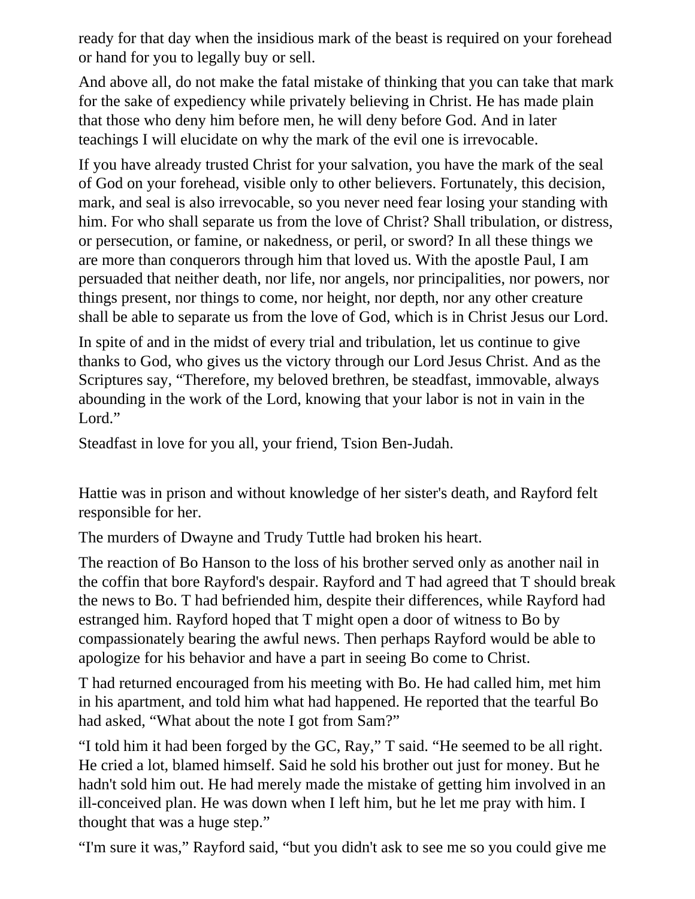ready for that day when the insidious mark of the beast is required on your forehead or hand for you to legally buy or sell.

And above all, do not make the fatal mistake of thinking that you can take that mark for the sake of expediency while privately believing in Christ. He has made plain that those who deny him before men, he will deny before God. And in later teachings I will elucidate on why the mark of the evil one is irrevocable.

If you have already trusted Christ for your salvation, you have the mark of the seal of God on your forehead, visible only to other believers. Fortunately, this decision, mark, and seal is also irrevocable, so you never need fear losing your standing with him. For who shall separate us from the love of Christ? Shall tribulation, or distress, or persecution, or famine, or nakedness, or peril, or sword? In all these things we are more than conquerors through him that loved us. With the apostle Paul, I am persuaded that neither death, nor life, nor angels, nor principalities, nor powers, nor things present, nor things to come, nor height, nor depth, nor any other creature shall be able to separate us from the love of God, which is in Christ Jesus our Lord.

In spite of and in the midst of every trial and tribulation, let us continue to give thanks to God, who gives us the victory through our Lord Jesus Christ. And as the Scriptures say, “Therefore, my beloved brethren, be steadfast, immovable, always abounding in the work of the Lord, knowing that your labor is not in vain in the Lord.”

Steadfast in love for you all, your friend, Tsion Ben-Judah.

Hattie was in prison and without knowledge of her sister's death, and Rayford felt responsible for her.

The murders of Dwayne and Trudy Tuttle had broken his heart.

The reaction of Bo Hanson to the loss of his brother served only as another nail in the coffin that bore Rayford's despair. Rayford and T had agreed that T should break the news to Bo. T had befriended him, despite their differences, while Rayford had estranged him. Rayford hoped that T might open a door of witness to Bo by compassionately bearing the awful news. Then perhaps Rayford would be able to apologize for his behavior and have a part in seeing Bo come to Christ.

T had returned encouraged from his meeting with Bo. He had called him, met him in his apartment, and told him what had happened. He reported that the tearful Bo had asked, “What about the note I got from Sam?”

“I told him it had been forged by the GC, Ray,” T said. “He seemed to be all right. He cried a lot, blamed himself. Said he sold his brother out just for money. But he hadn't sold him out. He had merely made the mistake of getting him involved in an ill-conceived plan. He was down when I left him, but he let me pray with him. I thought that was a huge step.”

“I'm sure it was,” Rayford said, “but you didn't ask to see me so you could give me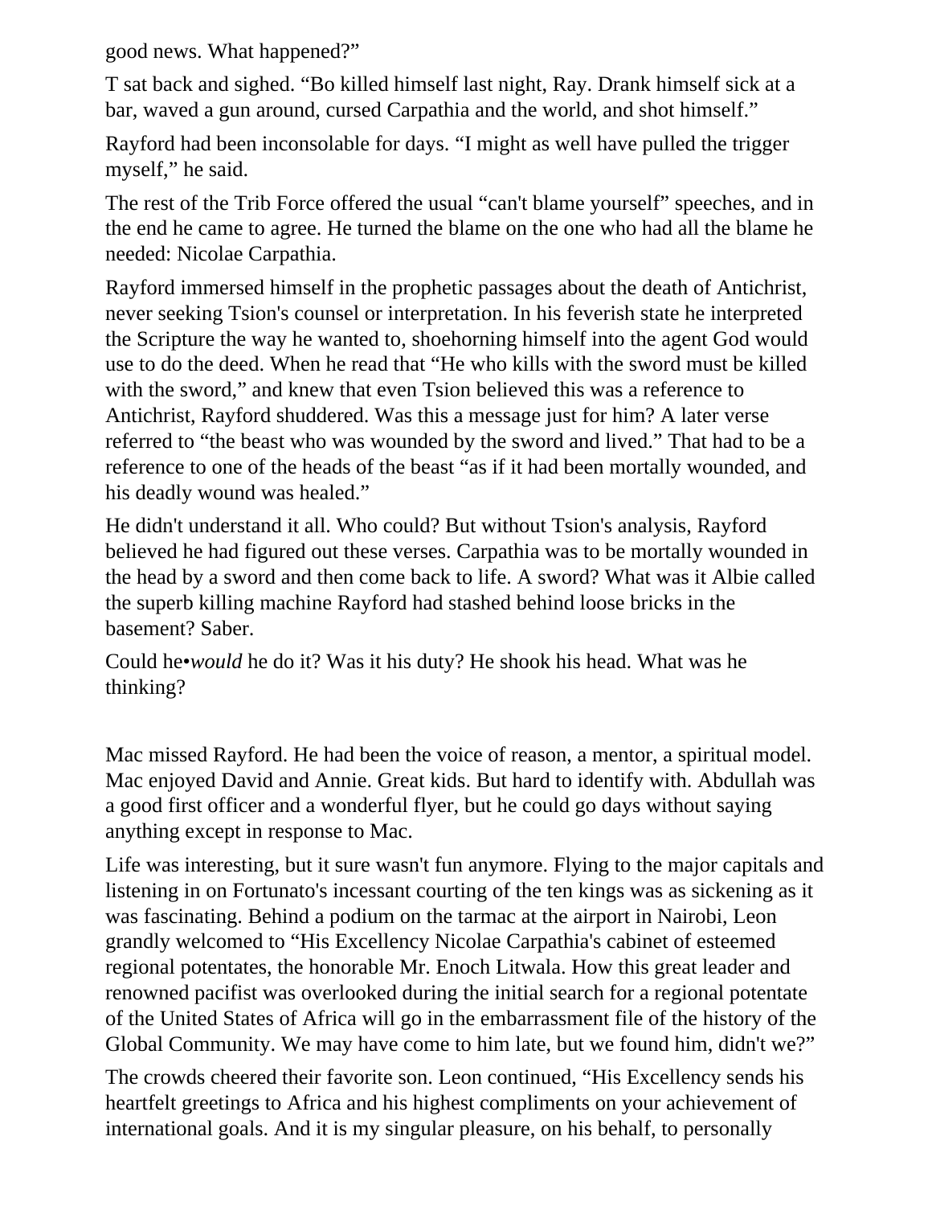good news. What happened?"

T sat back and sighed. "Bo killed himself last night, Ray. Drank himself sick at a bar, waved a gun around, cursed Carpathia and the world, and shot himself."

Rayford had been inconsolable for days. "I might as well have pulled the trigger myself," he said.

The rest of the Trib Force offered the usual "can't blame yourself" speeches, and in the end he came to agree. He turned the blame on the one who had all the blame he needed: Nicolae Carpathia.

Rayford immersed himself in the prophetic passages about the death of Antichrist, never seeking Tsion's counsel or interpretation. In his feverish state he interpreted the Scripture the way he wanted to, shoehorning himself into the agent God would use to do the deed. When he read that "He who kills with the sword must be killed with the sword," and knew that even Tsion believed this was a reference to Antichrist, Rayford shuddered. Was this a message just for him? A later verse referred to "the beast who was wounded by the sword and lived." That had to be a reference to one of the heads of the beast "as if it had been mortally wounded, and his deadly wound was healed."

He didn't understand it all. Who could? But without Tsion's analysis, Rayford believed he had figured out these verses. Carpathia was to be mortally wounded in the head by a sword and then come back to life. A sword? What was it Albie called the superb killing machine Rayford had stashed behind loose bricks in the basement? Saber.

Could he•*would* he do it? Was it his duty? He shook his head. What was he thinking?

Mac missed Rayford. He had been the voice of reason, a mentor, a spiritual model. Mac enjoyed David and Annie. Great kids. But hard to identify with. Abdullah was a good first officer and a wonderful flyer, but he could go days without saying anything except in response to Mac.

Life was interesting, but it sure wasn't fun anymore. Flying to the major capitals and listening in on Fortunato's incessant courting of the ten kings was as sickening as it was fascinating. Behind a podium on the tarmac at the airport in Nairobi, Leon grandly welcomed to "His Excellency Nicolae Carpathia's cabinet of esteemed regional potentates, the honorable Mr. Enoch Litwala. How this great leader and renowned pacifist was overlooked during the initial search for a regional potentate of the United States of Africa will go in the embarrassment file of the history of the Global Community. We may have come to him late, but we found him, didn't we?"

The crowds cheered their favorite son. Leon continued, "His Excellency sends his heartfelt greetings to Africa and his highest compliments on your achievement of international goals. And it is my singular pleasure, on his behalf, to personally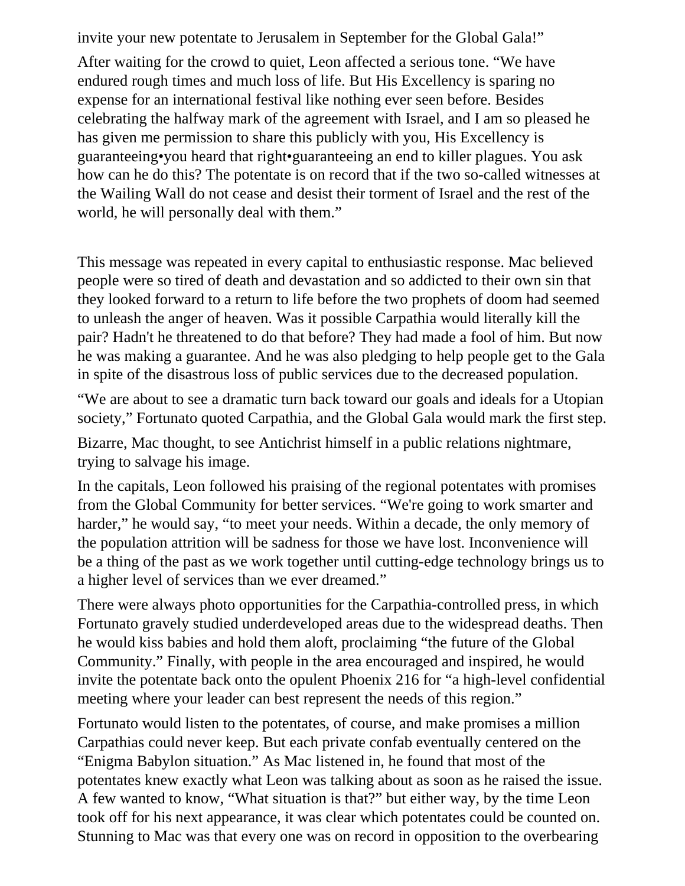invite your new potentate to Jerusalem in September for the Global Gala!"

After waiting for the crowd to quiet, Leon affected a serious tone. "We have endured rough times and much loss of life. But His Excellency is sparing no expense for an international festival like nothing ever seen before. Besides celebrating the halfway mark of the agreement with Israel, and I am so pleased he has given me permission to share this publicly with you, His Excellency is guaranteeing•you heard that right•guaranteeing an end to killer plagues. You ask how can he do this? The potentate is on record that if the two so-called witnesses at the Wailing Wall do not cease and desist their torment of Israel and the rest of the world, he will personally deal with them."

This message was repeated in every capital to enthusiastic response. Mac believed people were so tired of death and devastation and so addicted to their own sin that they looked forward to a return to life before the two prophets of doom had seemed to unleash the anger of heaven. Was it possible Carpathia would literally kill the pair? Hadn't he threatened to do that before? They had made a fool of him. But now he was making a guarantee. And he was also pledging to help people get to the Gala in spite of the disastrous loss of public services due to the decreased population.

"We are about to see a dramatic turn back toward our goals and ideals for a Utopian society," Fortunato quoted Carpathia, and the Global Gala would mark the first step.

Bizarre, Mac thought, to see Antichrist himself in a public relations nightmare, trying to salvage his image.

In the capitals, Leon followed his praising of the regional potentates with promises from the Global Community for better services. "We're going to work smarter and harder," he would say, "to meet your needs. Within a decade, the only memory of the population attrition will be sadness for those we have lost. Inconvenience will be a thing of the past as we work together until cutting-edge technology brings us to a higher level of services than we ever dreamed."

There were always photo opportunities for the Carpathia-controlled press, in which Fortunato gravely studied underdeveloped areas due to the widespread deaths. Then he would kiss babies and hold them aloft, proclaiming "the future of the Global Community." Finally, with people in the area encouraged and inspired, he would invite the potentate back onto the opulent Phoenix 216 for "a high-level confidential meeting where your leader can best represent the needs of this region."

Fortunato would listen to the potentates, of course, and make promises a million Carpathias could never keep. But each private confab eventually centered on the "Enigma Babylon situation." As Mac listened in, he found that most of the potentates knew exactly what Leon was talking about as soon as he raised the issue. A few wanted to know, "What situation is that?" but either way, by the time Leon took off for his next appearance, it was clear which potentates could be counted on. Stunning to Mac was that every one was on record in opposition to the overbearing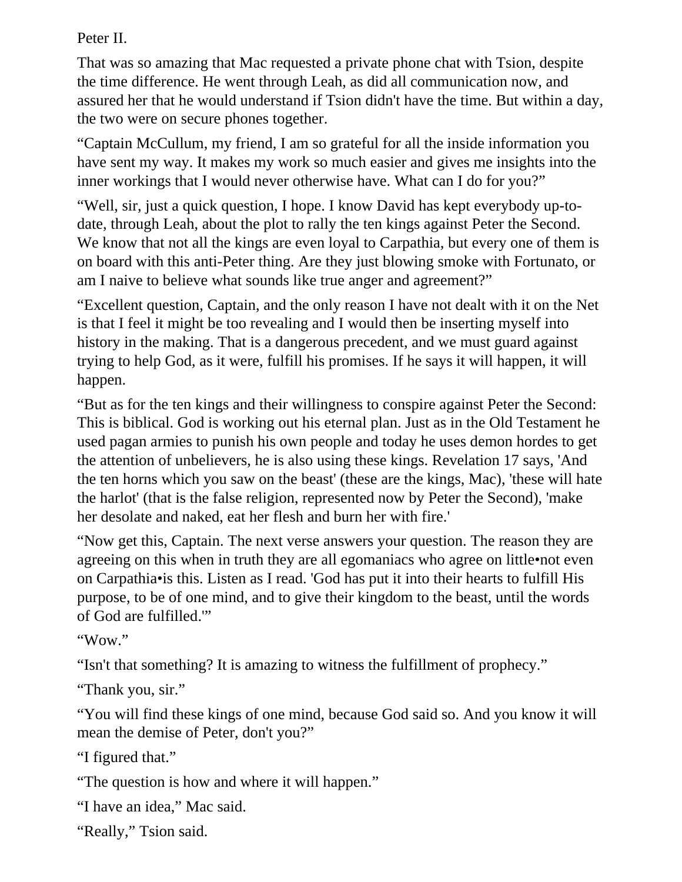Peter II.

That was so amazing that Mac requested a private phone chat with Tsion, despite the time difference. He went through Leah, as did all communication now, and assured her that he would understand if Tsion didn't have the time. But within a day, the two were on secure phones together.

“Captain McCullum, my friend, I am so grateful for all the inside information you have sent my way. It makes my work so much easier and gives me insights into the inner workings that I would never otherwise have. What can I do for you?”

“Well, sir, just a quick question, I hope. I know David has kept everybody up-to-date, through Leah, about the plot to rally the ten kings against Peter the Second. We know that not all the kings are even loyal to Carpathia, but every one of them is on board with this anti-Peter thing. Are they just blowing smoke with Fortunato, or am I naive to believe what sounds like true anger and agreement?”

“Excellent question, Captain, and the only reason I have not dealt with it on the Net is that I feel it might be too revealing and I would then be inserting myself into history in the making. That is a dangerous precedent, and we must guard against trying to help God, as it were, fulfill his promises. If he says it will happen, it will happen.

“But as for the ten kings and their willingness to conspire against Peter the Second: This is biblical. God is working out his eternal plan. Just as in the Old Testament he used pagan armies to punish his own people and today he uses demon hordes to get the attention of unbelievers, he is also using these kings. Revelation 17 says, 'And the ten horns which you saw on the beast' (these are the kings, Mac), 'these will hate the harlot' (that is the false religion, represented now by Peter the Second), 'make her desolate and naked, eat her flesh and burn her with fire.'

“Now get this, Captain. The next verse answers your question. The reason they are agreeing on this when in truth they are all egomaniacs who agree on little•not even on Carpathia•is this. Listen as I read. 'God has put it into their hearts to fulfill His purpose, to be of one mind, and to give their kingdom to the beast, until the words of God are fulfilled.'”

“Wow.”

“Isn't that something? It is amazing to witness the fulfillment of prophecy.”

“Thank you, sir.”

“You will find these kings of one mind, because God said so. And you know it will mean the demise of Peter, don't you?”

“I figured that.”

“The question is how and where it will happen.”

“I have an idea,” Mac said.

“Really,” Tsion said.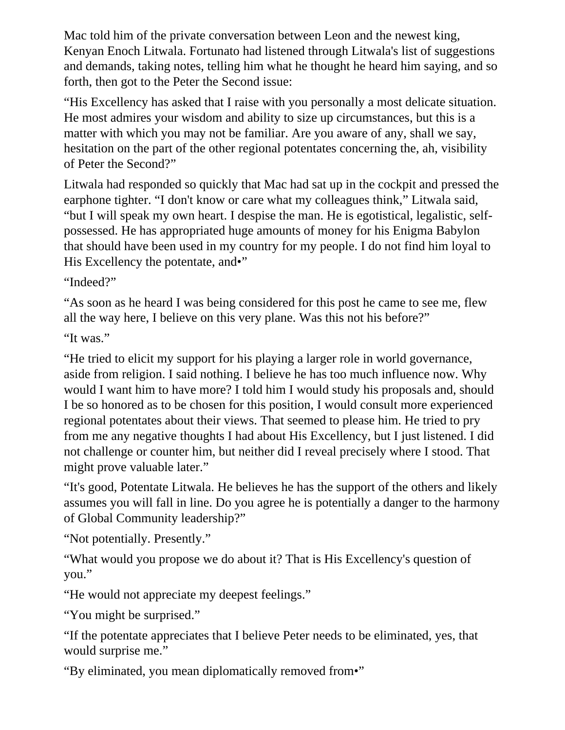Mac told him of the private conversation between Leon and the newest king, Kenyan Enoch Litwala. Fortunato had listened through Litwala's list of suggestions and demands, taking notes, telling him what he thought he heard him saying, and so forth, then got to the Peter the Second issue:

“His Excellency has asked that I raise with you personally a most delicate situation. He most admires your wisdom and ability to size up circumstances, but this is a matter with which you may not be familiar. Are you aware of any, shall we say, hesitation on the part of the other regional potentates concerning the, ah, visibility of Peter the Second?”

Litwala had responded so quickly that Mac had sat up in the cockpit and pressed the earphone tighter. “I don't know or care what my colleagues think,” Litwala said, “but I will speak my own heart. I despise the man. He is egotistical, legalistic, self-possessed. He has appropriated huge amounts of money for his Enigma Babylon that should have been used in my country for my people. I do not find him loyal to His Excellency the potentate, and•”

“Indeed?”

“As soon as he heard I was being considered for this post he came to see me, flew all the way here, I believe on this very plane. Was this not his before?”

“It was.”

“He tried to elicit my support for his playing a larger role in world governance, aside from religion. I said nothing. I believe he has too much influence now. Why would I want him to have more? I told him I would study his proposals and, should I be so honored as to be chosen for this position, I would consult more experienced regional potentates about their views. That seemed to please him. He tried to pry from me any negative thoughts I had about His Excellency, but I just listened. I did not challenge or counter him, but neither did I reveal precisely where I stood. That might prove valuable later.”

“It's good, Potentate Litwala. He believes he has the support of the others and likely assumes you will fall in line. Do you agree he is potentially a danger to the harmony of Global Community leadership?”

“Not potentially. Presently.”

“What would you propose we do about it? That is His Excellency's question of you.”

“He would not appreciate my deepest feelings.”

“You might be surprised.”

“If the potentate appreciates that I believe Peter needs to be eliminated, yes, that would surprise me.”

“By eliminated, you mean diplomatically removed from•”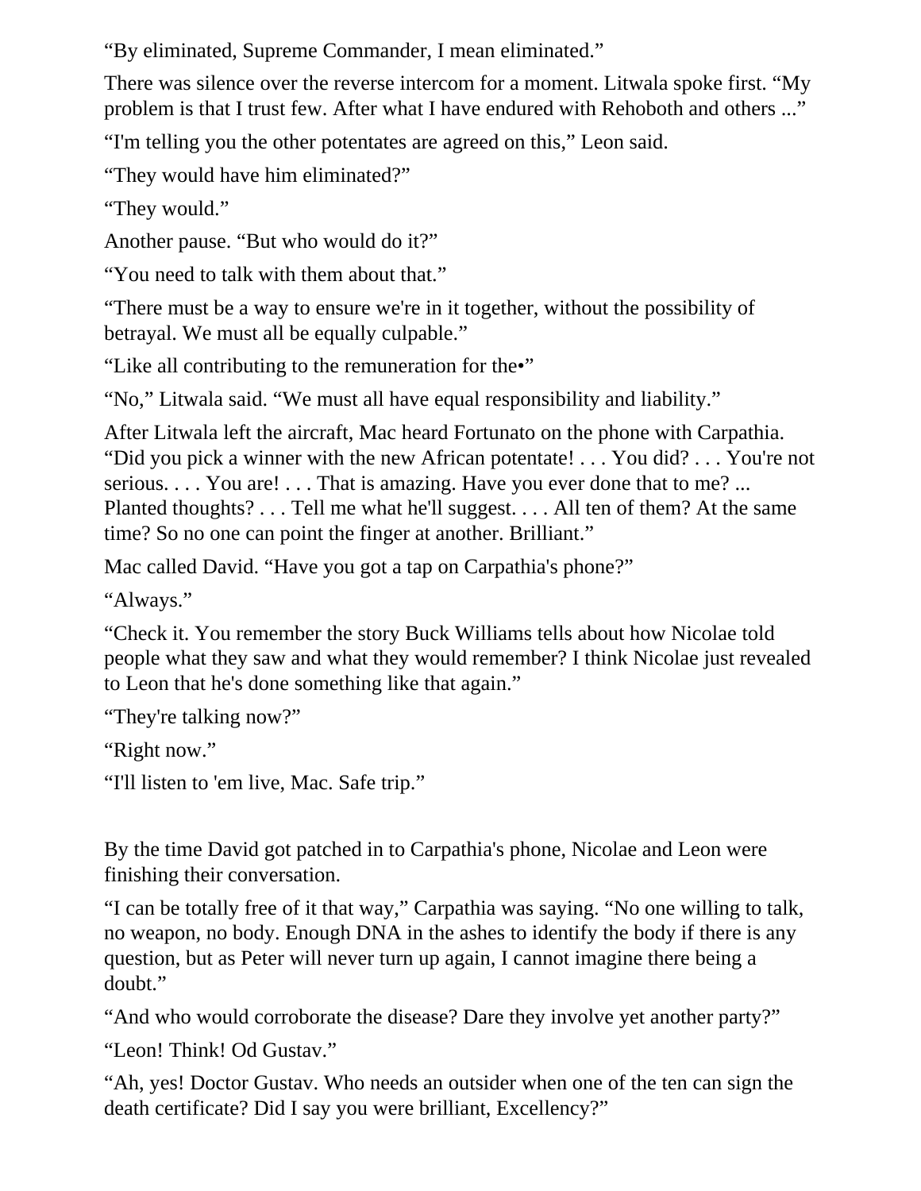"By eliminated, Supreme Commander, I mean eliminated."

There was silence over the reverse intercom for a moment. Litwala spoke first. "My problem is that I trust few. After what I have endured with Rehoboth and others ..."

"I'm telling you the other potentates are agreed on this," Leon said.

"They would have him eliminated?"

"They would."

Another pause. "But who would do it?"

"You need to talk with them about that."

"There must be a way to ensure we're in it together, without the possibility of betrayal. We must all be equally culpable."

"Like all contributing to the remuneration for the•"

"No," Litwala said. "We must all have equal responsibility and liability."

After Litwala left the aircraft, Mac heard Fortunato on the phone with Carpathia. "Did you pick a winner with the new African potentate! . . . You did? . . . You're not serious. . . . You are! . . . That is amazing. Have you ever done that to me? ... Planted thoughts? . . . Tell me what he'll suggest. . . . All ten of them? At the same time? So no one can point the finger at another. Brilliant."

Mac called David. "Have you got a tap on Carpathia's phone?"

"Always."

"Check it. You remember the story Buck Williams tells about how Nicolae told people what they saw and what they would remember? I think Nicolae just revealed to Leon that he's done something like that again."

"They're talking now?"

"Right now."

"I'll listen to 'em live, Mac. Safe trip."

By the time David got patched in to Carpathia's phone, Nicolae and Leon were finishing their conversation.

"I can be totally free of it that way," Carpathia was saying. "No one willing to talk, no weapon, no body. Enough DNA in the ashes to identify the body if there is any question, but as Peter will never turn up again, I cannot imagine there being a doubt."

"And who would corroborate the disease? Dare they involve yet another party?"

"Leon! Think! Od Gustav."

"Ah, yes! Doctor Gustav. Who needs an outsider when one of the ten can sign the death certificate? Did I say you were brilliant, Excellency?"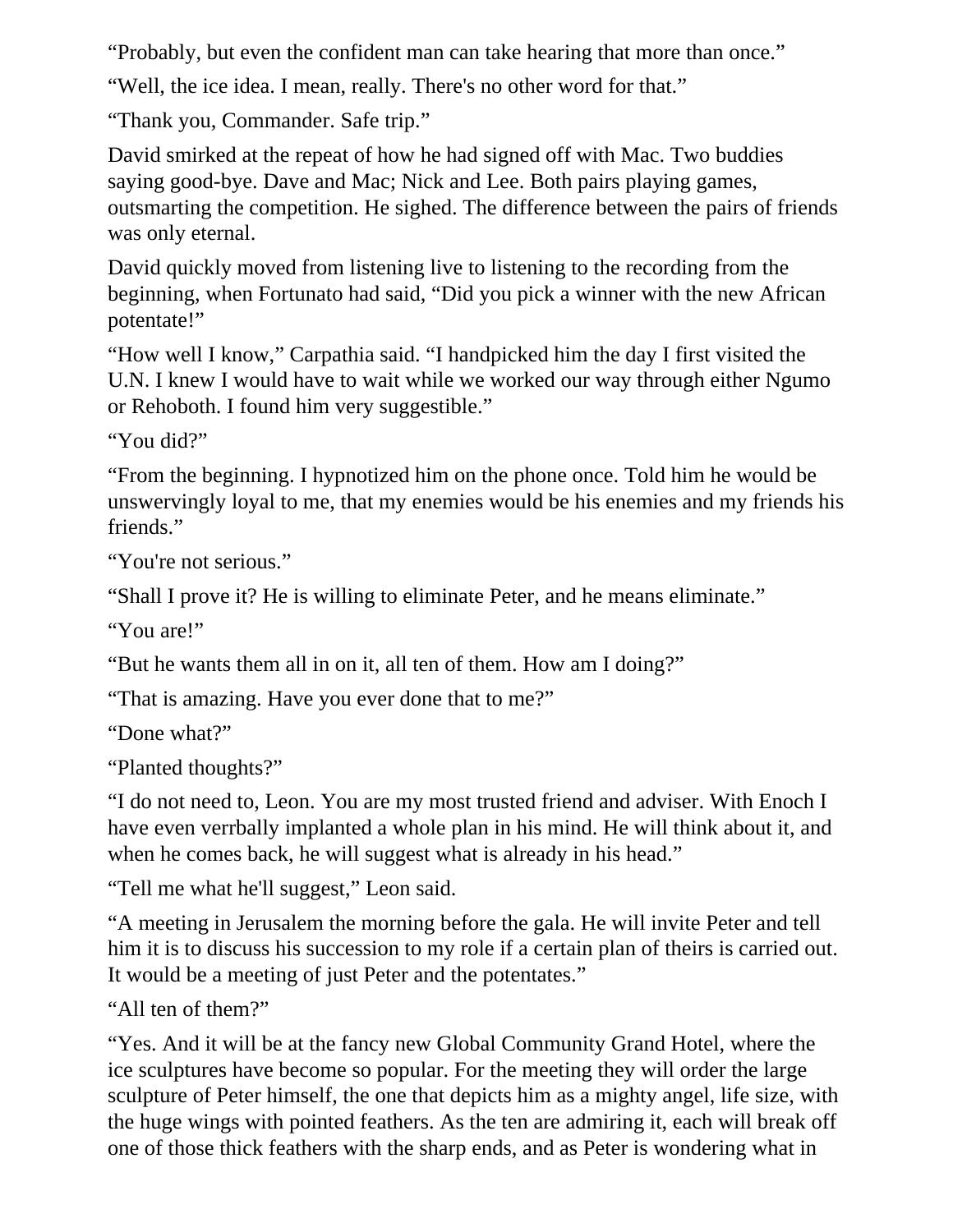"Probably, but even the confident man can take hearing that more than once."

"Well, the ice idea. I mean, really. There's no other word for that."

"Thank you, Commander. Safe trip."

David smirked at the repeat of how he had signed off with Mac. Two buddies saying good-bye. Dave and Mac; Nick and Lee. Both pairs playing games, outsmarting the competition. He sighed. The difference between the pairs of friends was only eternal.

David quickly moved from listening live to listening to the recording from the beginning, when Fortunato had said, "Did you pick a winner with the new African potentate!"

"How well I know," Carpathia said. "I handpicked him the day I first visited the U.N. I knew I would have to wait while we worked our way through either Ngumo or Rehoboth. I found him very suggestible."

"You did?"

"From the beginning. I hypnotized him on the phone once. Told him he would be unswervingly loyal to me, that my enemies would be his enemies and my friends his friends."

"You're not serious."

"Shall I prove it? He is willing to eliminate Peter, and he means eliminate."

"You are!"

"But he wants them all in on it, all ten of them. How am I doing?"

"That is amazing. Have you ever done that to me?"

"Done what?"

"Planted thoughts?"

"I do not need to, Leon. You are my most trusted friend and adviser. With Enoch I have even verrbally implanted a whole plan in his mind. He will think about it, and when he comes back, he will suggest what is already in his head."

"Tell me what he'll suggest," Leon said.

"A meeting in Jerusalem the morning before the gala. He will invite Peter and tell him it is to discuss his succession to my role if a certain plan of theirs is carried out. It would be a meeting of just Peter and the potentates."

"All ten of them?"

"Yes. And it will be at the fancy new Global Community Grand Hotel, where the ice sculptures have become so popular. For the meeting they will order the large sculpture of Peter himself, the one that depicts him as a mighty angel, life size, with the huge wings with pointed feathers. As the ten are admiring it, each will break off one of those thick feathers with the sharp ends, and as Peter is wondering what in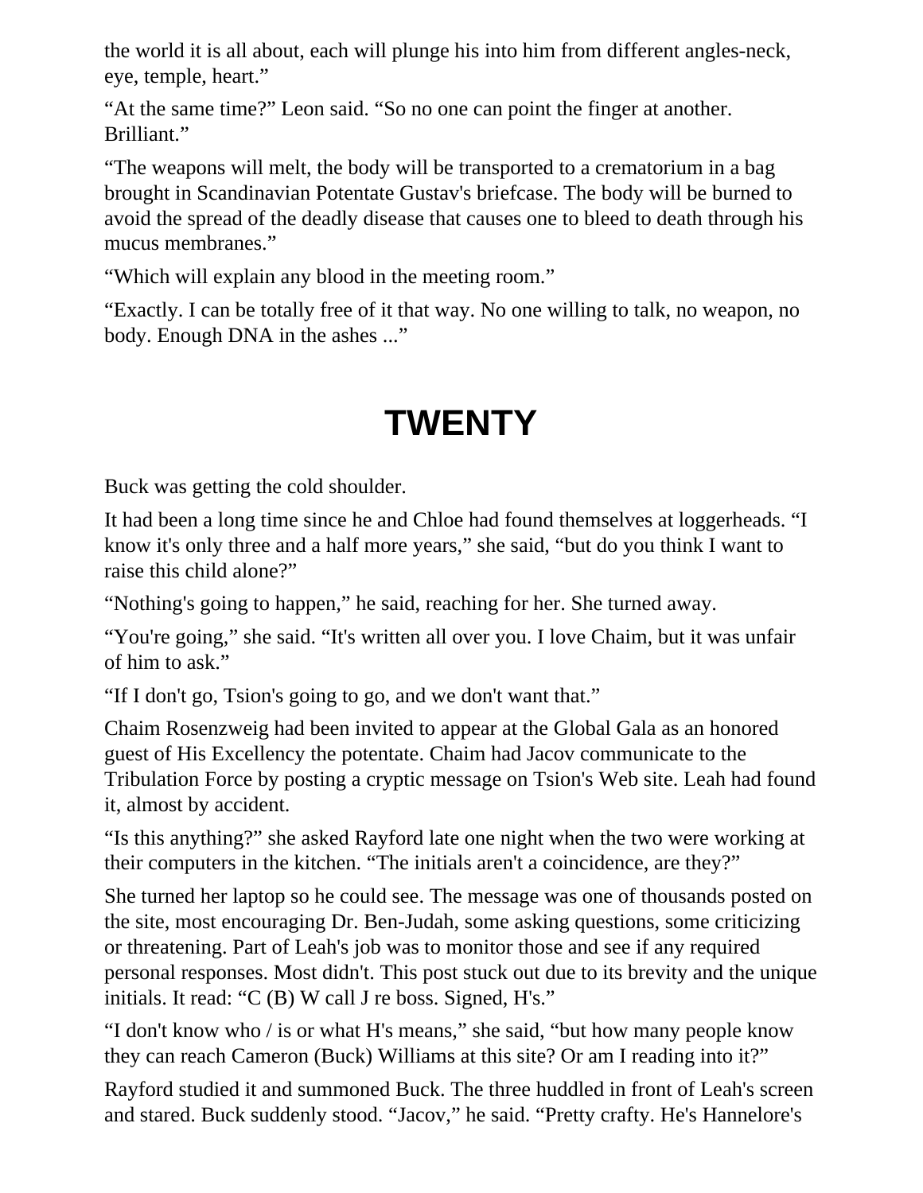the world it is all about, each will plunge his into him from different angles-neck, eye, temple, heart."

"At the same time?" Leon said. "So no one can point the finger at another. Brilliant."

"The weapons will melt, the body will be transported to a crematorium in a bag brought in Scandinavian Potentate Gustav's briefcase. The body will be burned to avoid the spread of the deadly disease that causes one to bleed to death through his mucus membranes."

"Which will explain any blood in the meeting room."

"Exactly. I can be totally free of it that way. No one willing to talk, no weapon, no body. Enough DNA in the ashes ..."

# TWENTY

Buck was getting the cold shoulder.

It had been a long time since he and Chloe had found themselves at loggerheads. "I know it's only three and a half more years," she said, "but do you think I want to raise this child alone?"

"Nothing's going to happen," he said, reaching for her. She turned away.

"You're going," she said. "It's written all over you. I love Chaim, but it was unfair of him to ask."

"If I don't go, Tsion's going to go, and we don't want that."

Chaim Rosenzweig had been invited to appear at the Global Gala as an honored guest of His Excellency the potentate. Chaim had Jacov communicate to the Tribulation Force by posting a cryptic message on Tsion's Web site. Leah had found it, almost by accident.

"Is this anything?" she asked Rayford late one night when the two were working at their computers in the kitchen. "The initials aren't a coincidence, are they?"

She turned her laptop so he could see. The message was one of thousands posted on the site, most encouraging Dr. Ben-Judah, some asking questions, some criticizing or threatening. Part of Leah's job was to monitor those and see if any required personal responses. Most didn't. This post stuck out due to its brevity and the unique initials. It read: "C (B) W call J re boss. Signed, H's."

"I don't know who / is or what H's means," she said, "but how many people know they can reach Cameron (Buck) Williams at this site? Or am I reading into it?"

Rayford studied it and summoned Buck. The three huddled in front of Leah's screen and stared. Buck suddenly stood. "Jacov," he said. "Pretty crafty. He's Hannelore's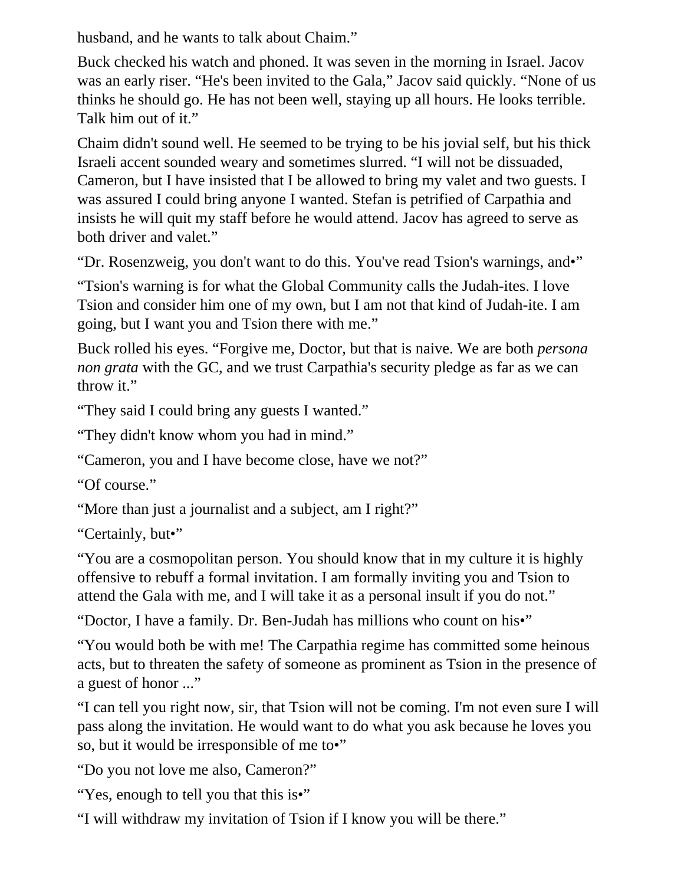husband, and he wants to talk about Chaim."

Buck checked his watch and phoned. It was seven in the morning in Israel. Jacov was an early riser. "He's been invited to the Gala," Jacov said quickly. "None of us thinks he should go. He has not been well, staying up all hours. He looks terrible. Talk him out of it."

Chaim didn't sound well. He seemed to be trying to be his jovial self, but his thick Israeli accent sounded weary and sometimes slurred. "I will not be dissuaded, Cameron, but I have insisted that I be allowed to bring my valet and two guests. I was assured I could bring anyone I wanted. Stefan is petrified of Carpathia and insists he will quit my staff before he would attend. Jacov has agreed to serve as both driver and valet."

"Dr. Rosenzweig, you don't want to do this. You've read Tsion's warnings, and•"

"Tsion's warning is for what the Global Community calls the Judah-ites. I love Tsion and consider him one of my own, but I am not that kind of Judah-ite. I am going, but I want you and Tsion there with me."

Buck rolled his eyes. "Forgive me, Doctor, but that is naive. We are both *persona non grata* with the GC, and we trust Carpathia's security pledge as far as we can throw it."

"They said I could bring any guests I wanted."

"They didn't know whom you had in mind."

"Cameron, you and I have become close, have we not?"

"Of course."

"More than just a journalist and a subject, am I right?"

"Certainly, but•"

"You are a cosmopolitan person. You should know that in my culture it is highly offensive to rebuff a formal invitation. I am formally inviting you and Tsion to attend the Gala with me, and I will take it as a personal insult if you do not."

"Doctor, I have a family. Dr. Ben-Judah has millions who count on his•"

"You would both be with me! The Carpathia regime has committed some heinous acts, but to threaten the safety of someone as prominent as Tsion in the presence of a guest of honor ..."

"I can tell you right now, sir, that Tsion will not be coming. I'm not even sure I will pass along the invitation. He would want to do what you ask because he loves you so, but it would be irresponsible of me to•"

"Do you not love me also, Cameron?"

"Yes, enough to tell you that this is•"

"I will withdraw my invitation of Tsion if I know you will be there."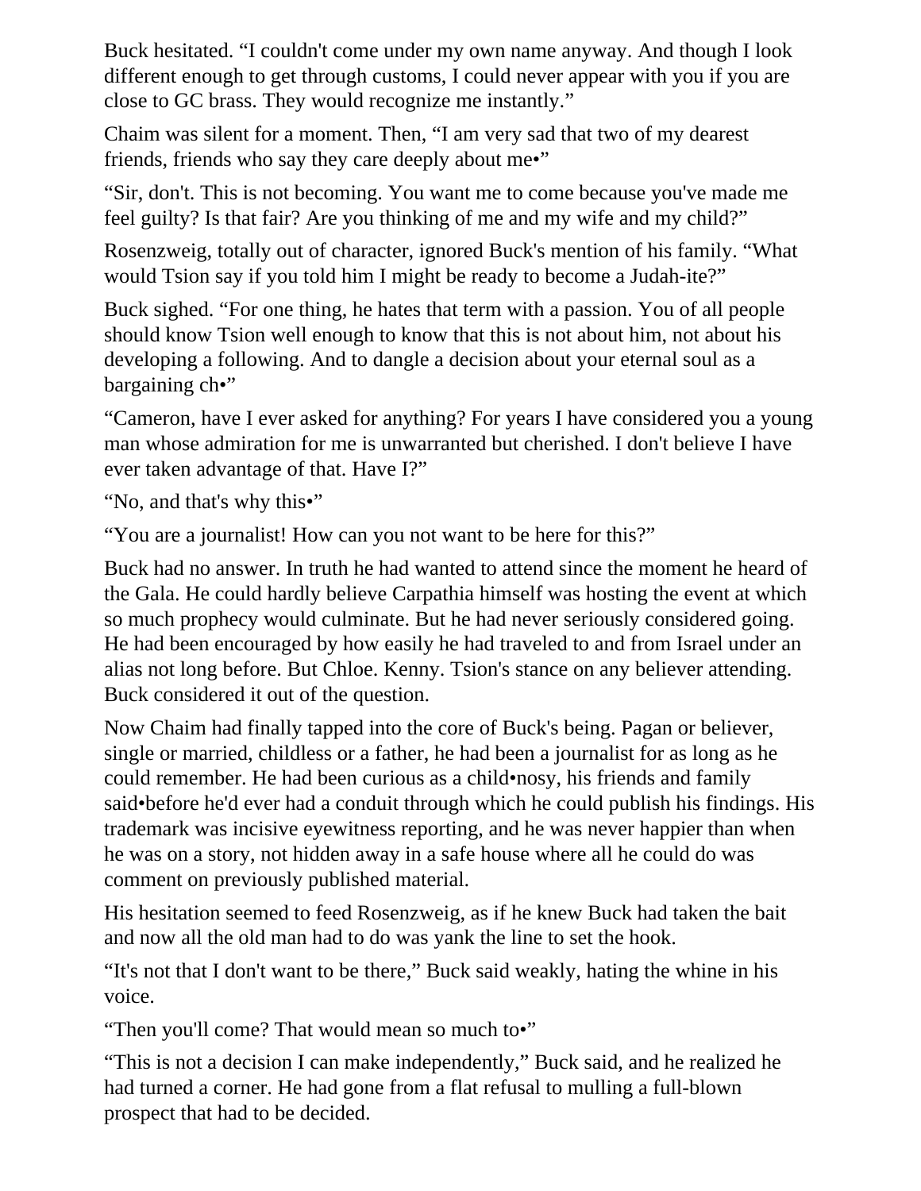Buck hesitated. “I couldn't come under my own name anyway. And though I look different enough to get through customs, I could never appear with you if you are close to GC brass. They would recognize me instantly.”

Chaim was silent for a moment. Then, “I am very sad that two of my dearest friends, friends who say they care deeply about me•”

“Sir, don't. This is not becoming. You want me to come because you've made me feel guilty? Is that fair? Are you thinking of me and my wife and my child?”

Rosenzweig, totally out of character, ignored Buck's mention of his family. “What would Tsion say if you told him I might be ready to become a Judah-ite?”

Buck sighed. “For one thing, he hates that term with a passion. You of all people should know Tsion well enough to know that this is not about him, not about his developing a following. And to dangle a decision about your eternal soul as a bargaining ch•”

“Cameron, have I ever asked for anything? For years I have considered you a young man whose admiration for me is unwarranted but cherished. I don't believe I have ever taken advantage of that. Have I?”

“No, and that's why this•”

“You are a journalist! How can you not want to be here for this?”

Buck had no answer. In truth he had wanted to attend since the moment he heard of the Gala. He could hardly believe Carpathia himself was hosting the event at which so much prophecy would culminate. But he had never seriously considered going. He had been encouraged by how easily he had traveled to and from Israel under an alias not long before. But Chloe. Kenny. Tsion's stance on any believer attending. Buck considered it out of the question.

Now Chaim had finally tapped into the core of Buck's being. Pagan or believer, single or married, childless or a father, he had been a journalist for as long as he could remember. He had been curious as a child•nosy, his friends and family said•before he'd ever had a conduit through which he could publish his findings. His trademark was incisive eyewitness reporting, and he was never happier than when he was on a story, not hidden away in a safe house where all he could do was comment on previously published material.

His hesitation seemed to feed Rosenzweig, as if he knew Buck had taken the bait and now all the old man had to do was yank the line to set the hook.

“It's not that I don't want to be there,” Buck said weakly, hating the whine in his voice.

“Then you'll come? That would mean so much to•”

“This is not a decision I can make independently,” Buck said, and he realized he had turned a corner. He had gone from a flat refusal to mulling a full-blown prospect that had to be decided.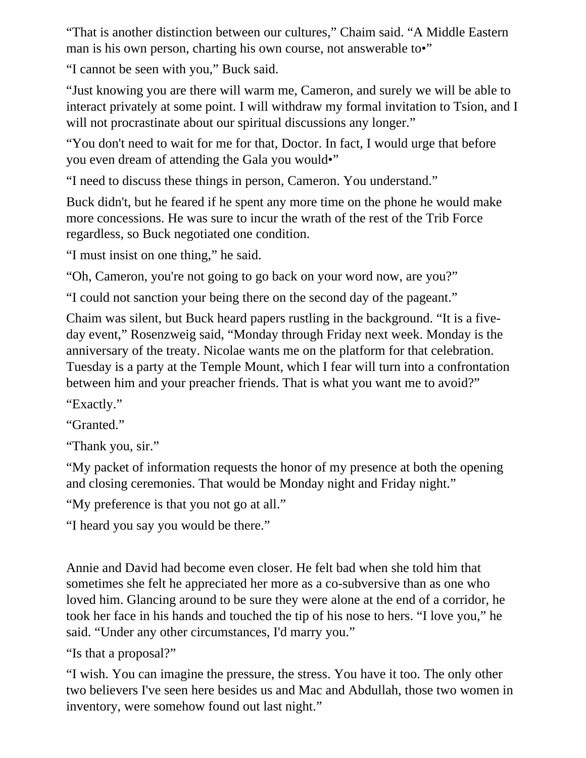"That is another distinction between our cultures," Chaim said. "A Middle Eastern man is his own person, charting his own course, not answerable to•"

"I cannot be seen with you," Buck said.

"Just knowing you are there will warm me, Cameron, and surely we will be able to interact privately at some point. I will withdraw my formal invitation to Tsion, and I will not procrastinate about our spiritual discussions any longer."

"You don't need to wait for me for that, Doctor. In fact, I would urge that before you even dream of attending the Gala you would•"

"I need to discuss these things in person, Cameron. You understand."

Buck didn't, but he feared if he spent any more time on the phone he would make more concessions. He was sure to incur the wrath of the rest of the Trib Force regardless, so Buck negotiated one condition.

"I must insist on one thing," he said.

"Oh, Cameron, you're not going to go back on your word now, are you?"

"I could not sanction your being there on the second day of the pageant."

Chaim was silent, but Buck heard papers rustling in the background. "It is a five-day event," Rosenzweig said, "Monday through Friday next week. Monday is the anniversary of the treaty. Nicolae wants me on the platform for that celebration. Tuesday is a party at the Temple Mount, which I fear will turn into a confrontation between him and your preacher friends. That is what you want me to avoid?"

"Exactly."

"Granted."

"Thank you, sir."

"My packet of information requests the honor of my presence at both the opening and closing ceremonies. That would be Monday night and Friday night."

"My preference is that you not go at all."

"I heard you say you would be there."

Annie and David had become even closer. He felt bad when she told him that sometimes she felt he appreciated her more as a co-subversive than as one who loved him. Glancing around to be sure they were alone at the end of a corridor, he took her face in his hands and touched the tip of his nose to hers. "I love you," he said. "Under any other circumstances, I'd marry you."

"Is that a proposal?"

"I wish. You can imagine the pressure, the stress. You have it too. The only other two believers I've seen here besides us and Mac and Abdullah, those two women in inventory, were somehow found out last night."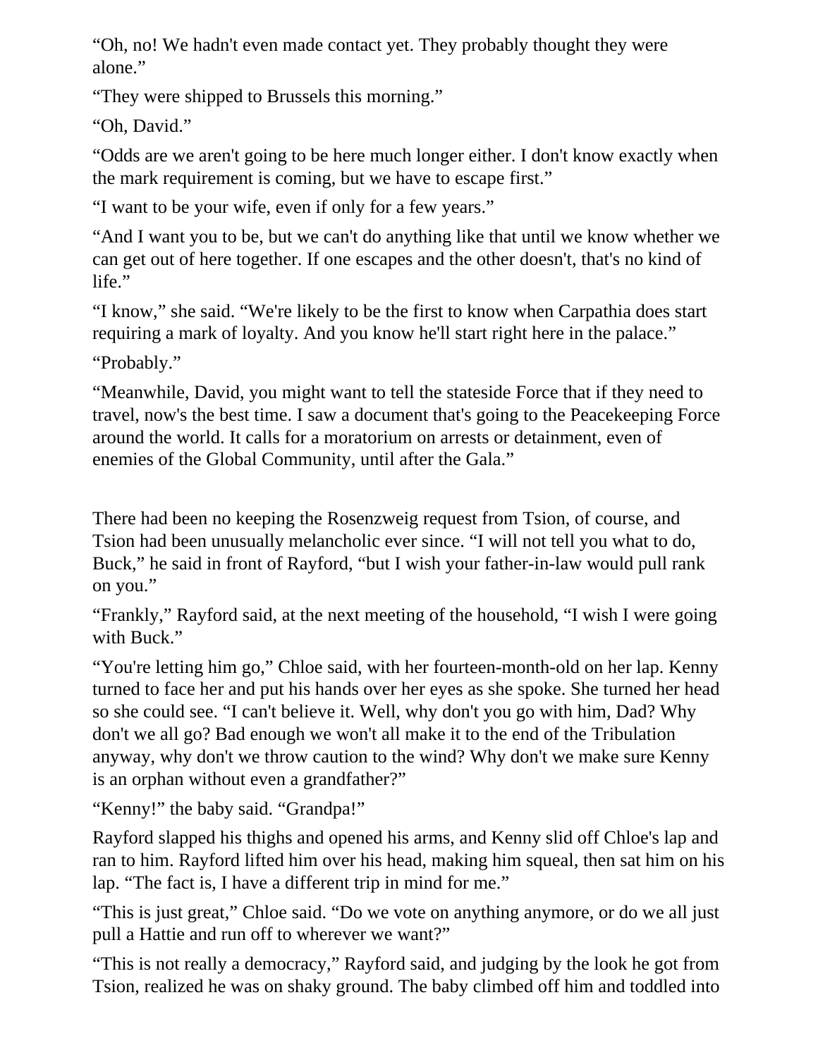"Oh, no! We hadn't even made contact yet. They probably thought they were alone."

"They were shipped to Brussels this morning."

"Oh, David."

"Odds are we aren't going to be here much longer either. I don't know exactly when the mark requirement is coming, but we have to escape first."

"I want to be your wife, even if only for a few years."

"And I want you to be, but we can't do anything like that until we know whether we can get out of here together. If one escapes and the other doesn't, that's no kind of life."

"I know," she said. "We're likely to be the first to know when Carpathia does start requiring a mark of loyalty. And you know he'll start right here in the palace."

"Probably."

"Meanwhile, David, you might want to tell the stateside Force that if they need to travel, now's the best time. I saw a document that's going to the Peacekeeping Force around the world. It calls for a moratorium on arrests or detainment, even of enemies of the Global Community, until after the Gala."

There had been no keeping the Rosenzweig request from Tsion, of course, and Tsion had been unusually melancholic ever since. "I will not tell you what to do, Buck," he said in front of Rayford, "but I wish your father-in-law would pull rank on you."

"Frankly," Rayford said, at the next meeting of the household, "I wish I were going with Buck."

"You're letting him go," Chloe said, with her fourteen-month-old on her lap. Kenny turned to face her and put his hands over her eyes as she spoke. She turned her head so she could see. "I can't believe it. Well, why don't you go with him, Dad? Why don't we all go? Bad enough we won't all make it to the end of the Tribulation anyway, why don't we throw caution to the wind? Why don't we make sure Kenny is an orphan without even a grandfather?"

"Kenny!" the baby said. "Grandpa!"

Rayford slapped his thighs and opened his arms, and Kenny slid off Chloe's lap and ran to him. Rayford lifted him over his head, making him squeal, then sat him on his lap. "The fact is, I have a different trip in mind for me."

"This is just great," Chloe said. "Do we vote on anything anymore, or do we all just pull a Hattie and run off to wherever we want?"

"This is not really a democracy," Rayford said, and judging by the look he got from Tsion, realized he was on shaky ground. The baby climbed off him and toddled into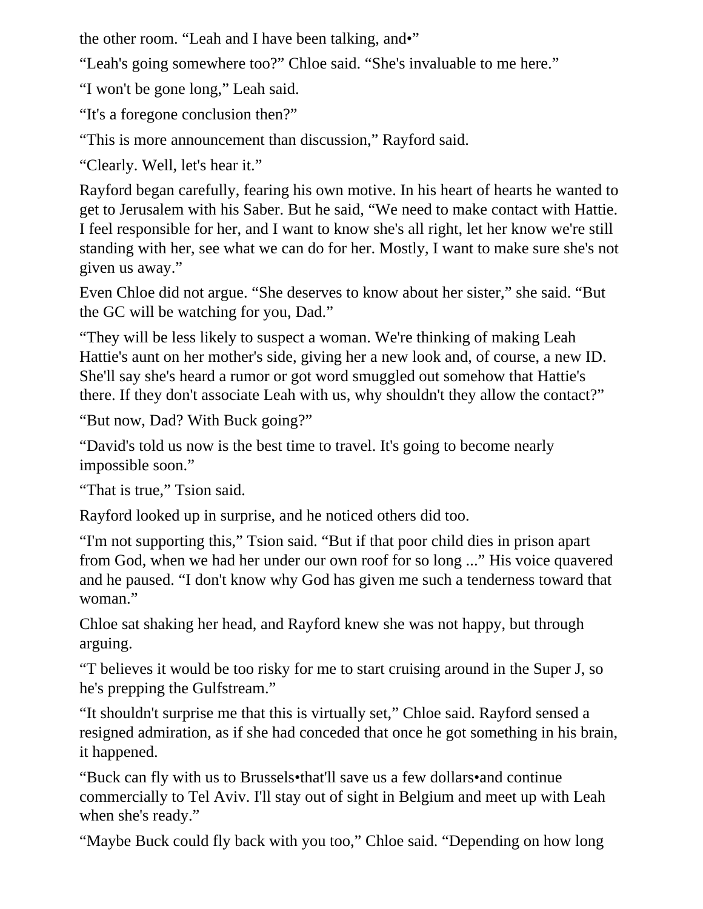the other room. “Leah and I have been talking, and•”

“Leah's going somewhere too?” Chloe said. “She's invaluable to me here.”

“I won't be gone long,” Leah said.

“It's a foregone conclusion then?”

“This is more announcement than discussion,” Rayford said.

“Clearly. Well, let's hear it.”

Rayford began carefully, fearing his own motive. In his heart of hearts he wanted to get to Jerusalem with his Saber. But he said, “We need to make contact with Hattie. I feel responsible for her, and I want to know she's all right, let her know we're still standing with her, see what we can do for her. Mostly, I want to make sure she's not given us away.”

Even Chloe did not argue. “She deserves to know about her sister,” she said. “But the GC will be watching for you, Dad.”

“They will be less likely to suspect a woman. We're thinking of making Leah Hattie's aunt on her mother's side, giving her a new look and, of course, a new ID. She'll say she's heard a rumor or got word smuggled out somehow that Hattie's there. If they don't associate Leah with us, why shouldn't they allow the contact?”

“But now, Dad? With Buck going?”

“David's told us now is the best time to travel. It's going to become nearly impossible soon.”

“That is true,” Tsion said.

Rayford looked up in surprise, and he noticed others did too.

“I'm not supporting this,” Tsion said. “But if that poor child dies in prison apart from God, when we had her under our own roof for so long ...” His voice quavered and he paused. “I don't know why God has given me such a tenderness toward that woman.”

Chloe sat shaking her head, and Rayford knew she was not happy, but through arguing.

“T believes it would be too risky for me to start cruising around in the Super J, so he's prepping the Gulfstream.”

“It shouldn't surprise me that this is virtually set,” Chloe said. Rayford sensed a resigned admiration, as if she had conceded that once he got something in his brain, it happened.

“Buck can fly with us to Brussels•that'll save us a few dollars•and continue commercially to Tel Aviv. I'll stay out of sight in Belgium and meet up with Leah when she's ready.”

“Maybe Buck could fly back with you too,” Chloe said. “Depending on how long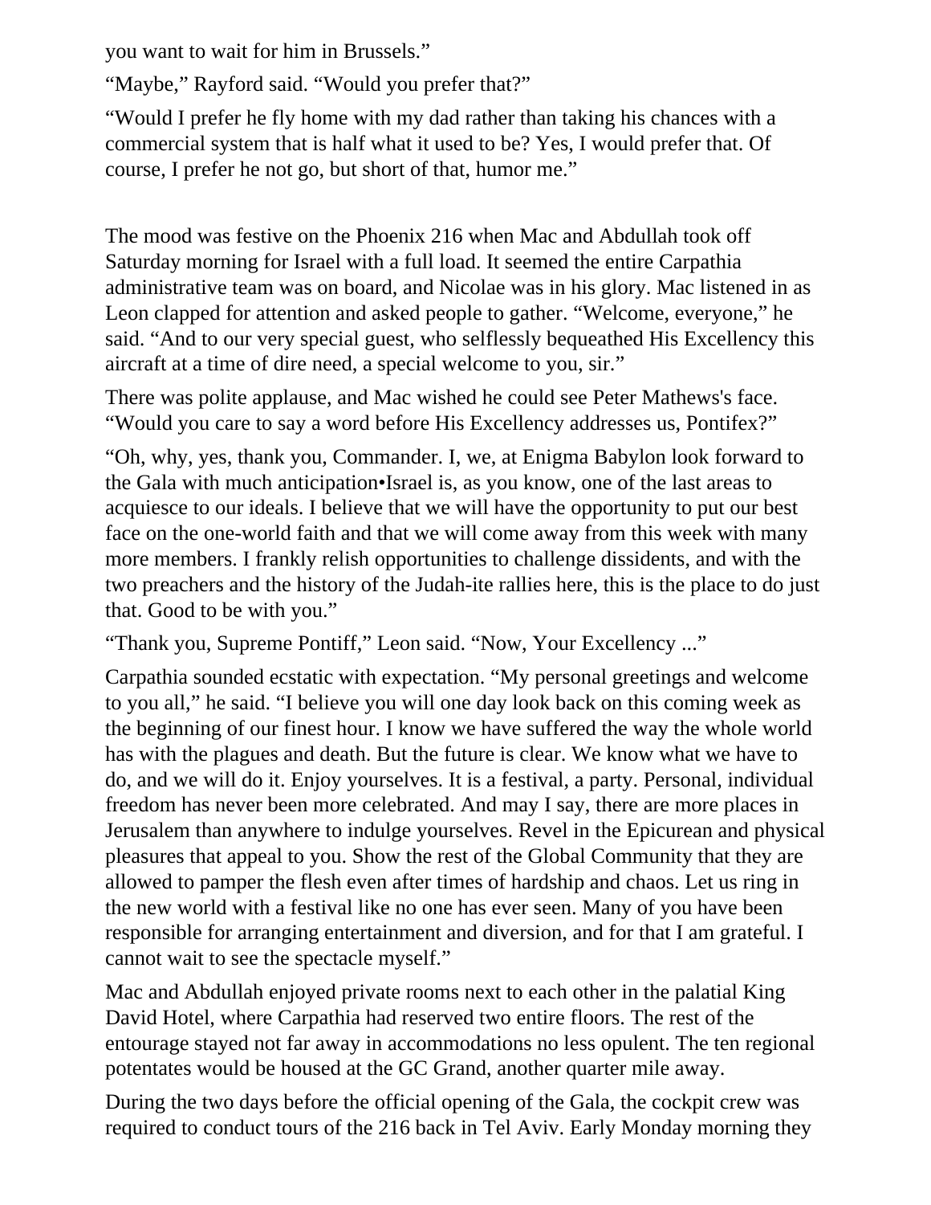you want to wait for him in Brussels."

"Maybe," Rayford said. "Would you prefer that?"

"Would I prefer he fly home with my dad rather than taking his chances with a commercial system that is half what it used to be? Yes, I would prefer that. Of course, I prefer he not go, but short of that, humor me."

The mood was festive on the Phoenix 216 when Mac and Abdullah took off Saturday morning for Israel with a full load. It seemed the entire Carpathia administrative team was on board, and Nicolae was in his glory. Mac listened in as Leon clapped for attention and asked people to gather. "Welcome, everyone," he said. "And to our very special guest, who selflessly bequeathed His Excellency this aircraft at a time of dire need, a special welcome to you, sir."

There was polite applause, and Mac wished he could see Peter Mathews's face. "Would you care to say a word before His Excellency addresses us, Pontifex?"

"Oh, why, yes, thank you, Commander. I, we, at Enigma Babylon look forward to the Gala with much anticipation•Israel is, as you know, one of the last areas to acquiesce to our ideals. I believe that we will have the opportunity to put our best face on the one-world faith and that we will come away from this week with many more members. I frankly relish opportunities to challenge dissidents, and with the two preachers and the history of the Judah-ite rallies here, this is the place to do just that. Good to be with you."

"Thank you, Supreme Pontiff," Leon said. "Now, Your Excellency ..."

Carpathia sounded ecstatic with expectation. "My personal greetings and welcome to you all," he said. "I believe you will one day look back on this coming week as the beginning of our finest hour. I know we have suffered the way the whole world has with the plagues and death. But the future is clear. We know what we have to do, and we will do it. Enjoy yourselves. It is a festival, a party. Personal, individual freedom has never been more celebrated. And may I say, there are more places in Jerusalem than anywhere to indulge yourselves. Revel in the Epicurean and physical pleasures that appeal to you. Show the rest of the Global Community that they are allowed to pamper the flesh even after times of hardship and chaos. Let us ring in the new world with a festival like no one has ever seen. Many of you have been responsible for arranging entertainment and diversion, and for that I am grateful. I cannot wait to see the spectacle myself."

Mac and Abdullah enjoyed private rooms next to each other in the palatial King David Hotel, where Carpathia had reserved two entire floors. The rest of the entourage stayed not far away in accommodations no less opulent. The ten regional potentates would be housed at the GC Grand, another quarter mile away.

During the two days before the official opening of the Gala, the cockpit crew was required to conduct tours of the 216 back in Tel Aviv. Early Monday morning they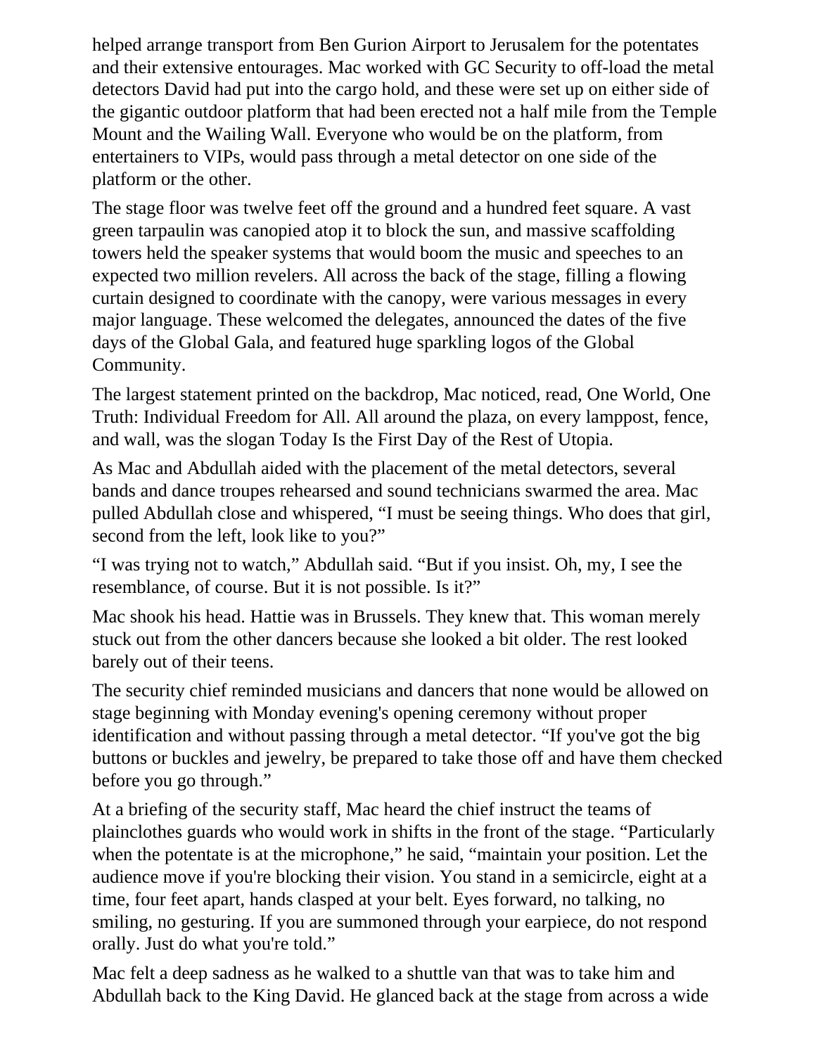helped arrange transport from Ben Gurion Airport to Jerusalem for the potentates and their extensive entourages. Mac worked with GC Security to off-load the metal detectors David had put into the cargo hold, and these were set up on either side of the gigantic outdoor platform that had been erected not a half mile from the Temple Mount and the Wailing Wall. Everyone who would be on the platform, from entertainers to VIPs, would pass through a metal detector on one side of the platform or the other.

The stage floor was twelve feet off the ground and a hundred feet square. A vast green tarpaulin was canopied atop it to block the sun, and massive scaffolding towers held the speaker systems that would boom the music and speeches to an expected two million revelers. All across the back of the stage, filling a flowing curtain designed to coordinate with the canopy, were various messages in every major language. These welcomed the delegates, announced the dates of the five days of the Global Gala, and featured huge sparkling logos of the Global Community.

The largest statement printed on the backdrop, Mac noticed, read, One World, One Truth: Individual Freedom for All. All around the plaza, on every lamppost, fence, and wall, was the slogan Today Is the First Day of the Rest of Utopia.

As Mac and Abdullah aided with the placement of the metal detectors, several bands and dance troupes rehearsed and sound technicians swarmed the area. Mac pulled Abdullah close and whispered, “I must be seeing things. Who does that girl, second from the left, look like to you?”

“I was trying not to watch,” Abdullah said. “But if you insist. Oh, my, I see the resemblance, of course. But it is not possible. Is it?”

Mac shook his head. Hattie was in Brussels. They knew that. This woman merely stuck out from the other dancers because she looked a bit older. The rest looked barely out of their teens.

The security chief reminded musicians and dancers that none would be allowed on stage beginning with Monday evening's opening ceremony without proper identification and without passing through a metal detector. “If you've got the big buttons or buckles and jewelry, be prepared to take those off and have them checked before you go through.”

At a briefing of the security staff, Mac heard the chief instruct the teams of plainclothes guards who would work in shifts in the front of the stage. “Particularly when the potentate is at the microphone,” he said, “maintain your position. Let the audience move if you're blocking their vision. You stand in a semicircle, eight at a time, four feet apart, hands clasped at your belt. Eyes forward, no talking, no smiling, no gesturing. If you are summoned through your earpiece, do not respond orally. Just do what you're told.”

Mac felt a deep sadness as he walked to a shuttle van that was to take him and Abdullah back to the King David. He glanced back at the stage from across a wide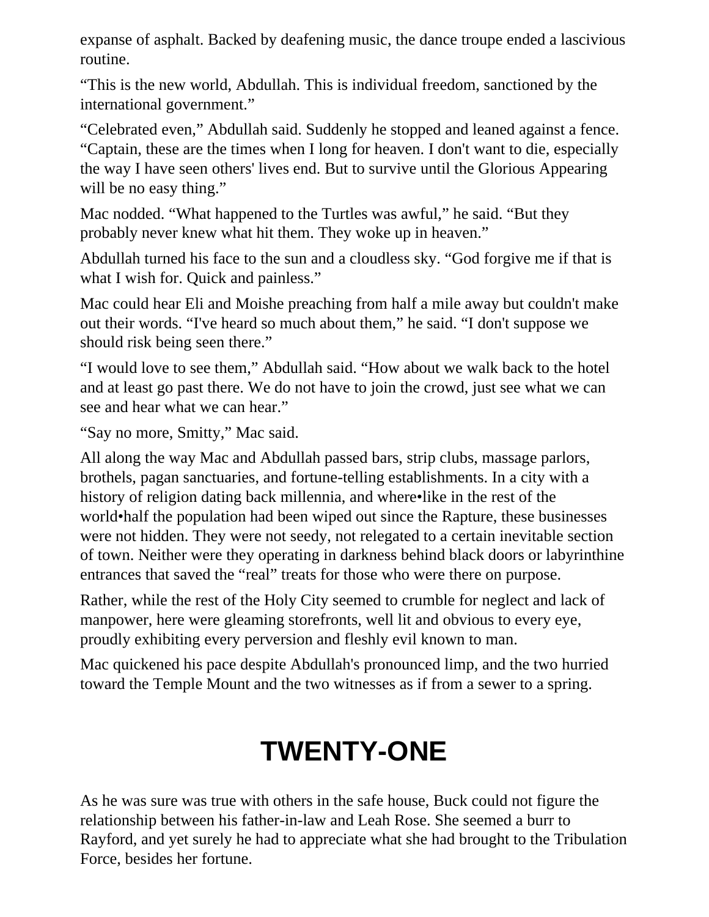expanse of asphalt. Backed by deafening music, the dance troupe ended a lascivious routine.

“This is the new world, Abdullah. This is individual freedom, sanctioned by the international government.”

“Celebrated even,” Abdullah said. Suddenly he stopped and leaned against a fence. “Captain, these are the times when I long for heaven. I don't want to die, especially the way I have seen others' lives end. But to survive until the Glorious Appearing will be no easy thing.”

Mac nodded. “What happened to the Turtles was awful,” he said. “But they probably never knew what hit them. They woke up in heaven.”

Abdullah turned his face to the sun and a cloudless sky. “God forgive me if that is what I wish for. Quick and painless.”

Mac could hear Eli and Moishe preaching from half a mile away but couldn't make out their words. “I've heard so much about them,” he said. “I don't suppose we should risk being seen there.”

“I would love to see them,” Abdullah said. “How about we walk back to the hotel and at least go past there. We do not have to join the crowd, just see what we can see and hear what we can hear.”

“Say no more, Smitty,” Mac said.

All along the way Mac and Abdullah passed bars, strip clubs, massage parlors, brothels, pagan sanctuaries, and fortune-telling establishments. In a city with a history of religion dating back millennia, and where•like in the rest of the world•half the population had been wiped out since the Rapture, these businesses were not hidden. They were not seedy, not relegated to a certain inevitable section of town. Neither were they operating in darkness behind black doors or labyrinthine entrances that saved the “real” treats for those who were there on purpose.

Rather, while the rest of the Holy City seemed to crumble for neglect and lack of manpower, here were gleaming storefronts, well lit and obvious to every eye, proudly exhibiting every perversion and fleshly evil known to man.

Mac quickened his pace despite Abdullah's pronounced limp, and the two hurried toward the Temple Mount and the two witnesses as if from a sewer to a spring.

# TWENTY-ONE

As he was sure was true with others in the safe house, Buck could not figure the relationship between his father-in-law and Leah Rose. She seemed a burr to Rayford, and yet surely he had to appreciate what she had brought to the Tribulation Force, besides her fortune.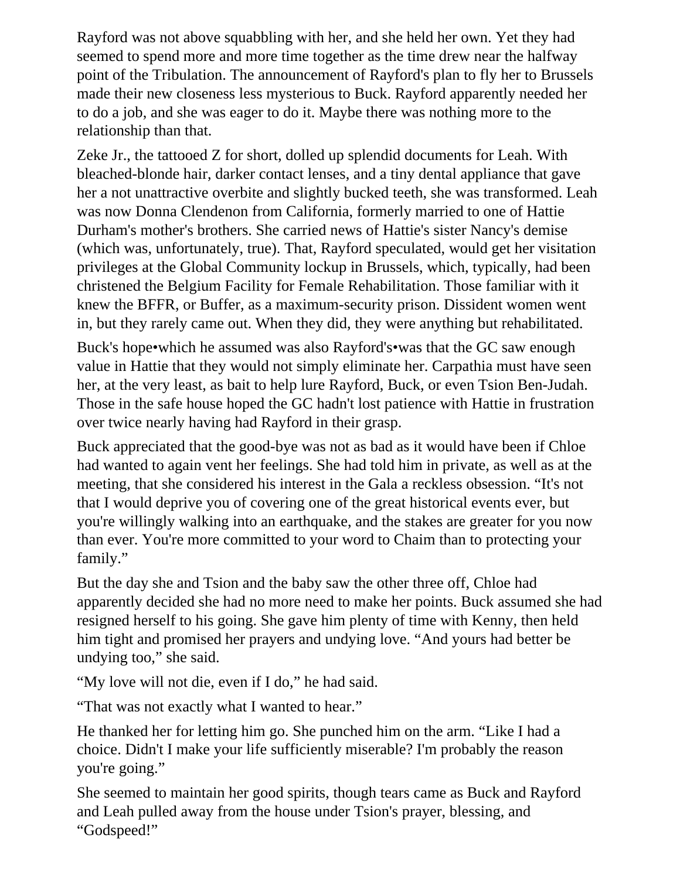Rayford was not above squabbling with her, and she held her own. Yet they had seemed to spend more and more time together as the time drew near the halfway point of the Tribulation. The announcement of Rayford's plan to fly her to Brussels made their new closeness less mysterious to Buck. Rayford apparently needed her to do a job, and she was eager to do it. Maybe there was nothing more to the relationship than that.

Zeke Jr., the tattooed Z for short, dolled up splendid documents for Leah. With bleached-blonde hair, darker contact lenses, and a tiny dental appliance that gave her a not unattractive overbite and slightly bucked teeth, she was transformed. Leah was now Donna Clendenon from California, formerly married to one of Hattie Durham's mother's brothers. She carried news of Hattie's sister Nancy's demise (which was, unfortunately, true). That, Rayford speculated, would get her visitation privileges at the Global Community lockup in Brussels, which, typically, had been christened the Belgium Facility for Female Rehabilitation. Those familiar with it knew the BFFR, or Buffer, as a maximum-security prison. Dissident women went in, but they rarely came out. When they did, they were anything but rehabilitated.

Buck's hope•which he assumed was also Rayford's•was that the GC saw enough value in Hattie that they would not simply eliminate her. Carpathia must have seen her, at the very least, as bait to help lure Rayford, Buck, or even Tsion Ben-Judah. Those in the safe house hoped the GC hadn't lost patience with Hattie in frustration over twice nearly having had Rayford in their grasp.

Buck appreciated that the good-bye was not as bad as it would have been if Chloe had wanted to again vent her feelings. She had told him in private, as well as at the meeting, that she considered his interest in the Gala a reckless obsession. “It's not that I would deprive you of covering one of the great historical events ever, but you're willingly walking into an earthquake, and the stakes are greater for you now than ever. You're more committed to your word to Chaim than to protecting your family.”

But the day she and Tsion and the baby saw the other three off, Chloe had apparently decided she had no more need to make her points. Buck assumed she had resigned herself to his going. She gave him plenty of time with Kenny, then held him tight and promised her prayers and undying love. “And yours had better be undying too,” she said.

“My love will not die, even if I do,” he had said.

“That was not exactly what I wanted to hear.”

He thanked her for letting him go. She punched him on the arm. “Like I had a choice. Didn't I make your life sufficiently miserable? I'm probably the reason you're going.”

She seemed to maintain her good spirits, though tears came as Buck and Rayford and Leah pulled away from the house under Tsion's prayer, blessing, and “Godspeed!”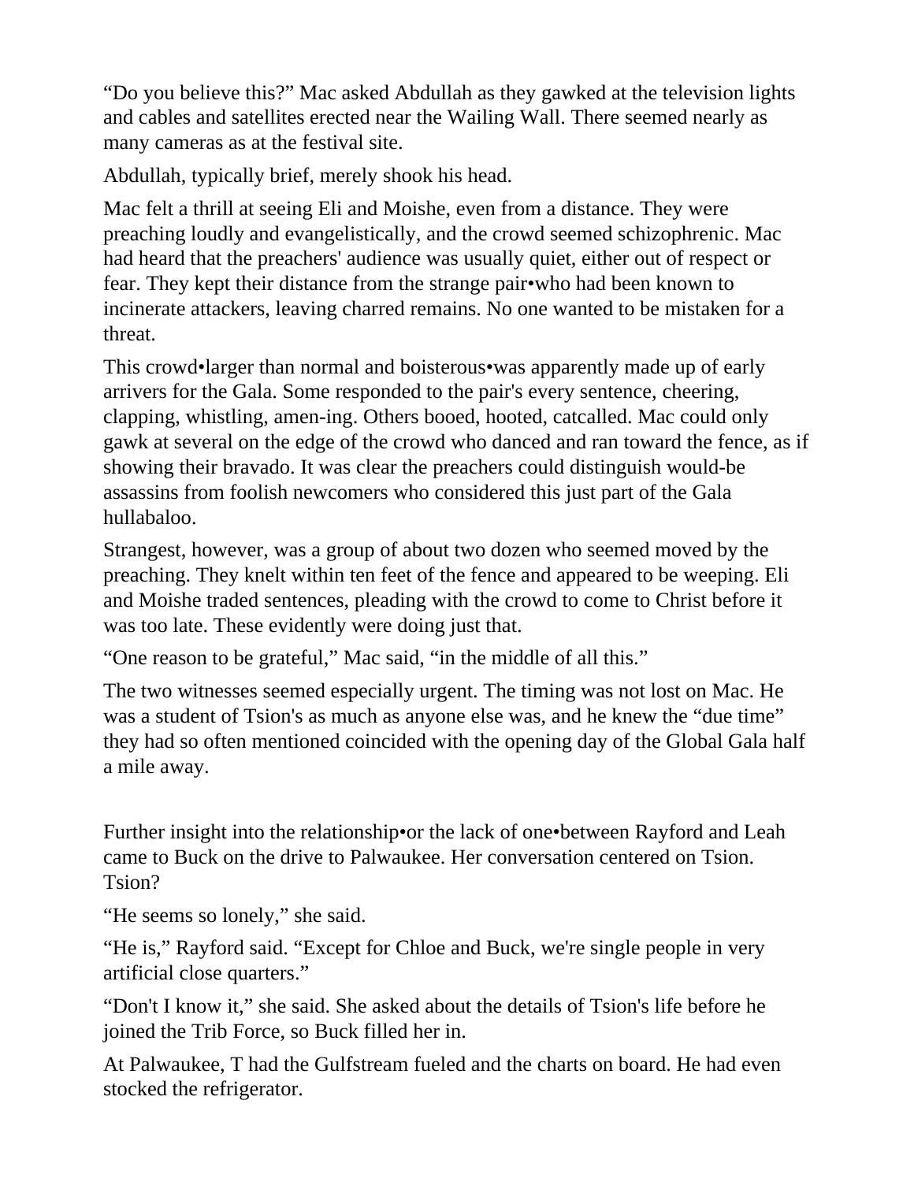"Do you believe this?" Mac asked Abdullah as they gawked at the television lights and cables and satellites erected near the Wailing Wall. There seemed nearly as many cameras as at the festival site.

Abdullah, typically brief, merely shook his head.

Mac felt a thrill at seeing Eli and Moishe, even from a distance. They were preaching loudly and evangelistically, and the crowd seemed schizophrenic. Mac had heard that the preachers' audience was usually quiet, either out of respect or fear. They kept their distance from the strange pair•who had been known to incinerate attackers, leaving charred remains. No one wanted to be mistaken for a threat.

This crowd•larger than normal and boisterous•was apparently made up of early arrivers for the Gala. Some responded to the pair's every sentence, cheering, clapping, whistling, amen-ing. Others booed, hooted, catcalled. Mac could only gawk at several on the edge of the crowd who danced and ran toward the fence, as if showing their bravado. It was clear the preachers could distinguish would-be assassins from foolish newcomers who considered this just part of the Gala hullabaloo.

Strangest, however, was a group of about two dozen who seemed moved by the preaching. They knelt within ten feet of the fence and appeared to be weeping. Eli and Moishe traded sentences, pleading with the crowd to come to Christ before it was too late. These evidently were doing just that.

"One reason to be grateful," Mac said, "in the middle of all this."

The two witnesses seemed especially urgent. The timing was not lost on Mac. He was a student of Tsion's as much as anyone else was, and he knew the "due time" they had so often mentioned coincided with the opening day of the Global Gala half a mile away.

Further insight into the relationship•or the lack of one•between Rayford and Leah came to Buck on the drive to Palwaukee. Her conversation centered on Tsion. Tsion?

"He seems so lonely," she said.

"He is," Rayford said. "Except for Chloe and Buck, we're single people in very artificial close quarters."

"Don't I know it," she said. She asked about the details of Tsion's life before he joined the Trib Force, so Buck filled her in.

At Palwaukee, T had the Gulfstream fueled and the charts on board. He had even stocked the refrigerator.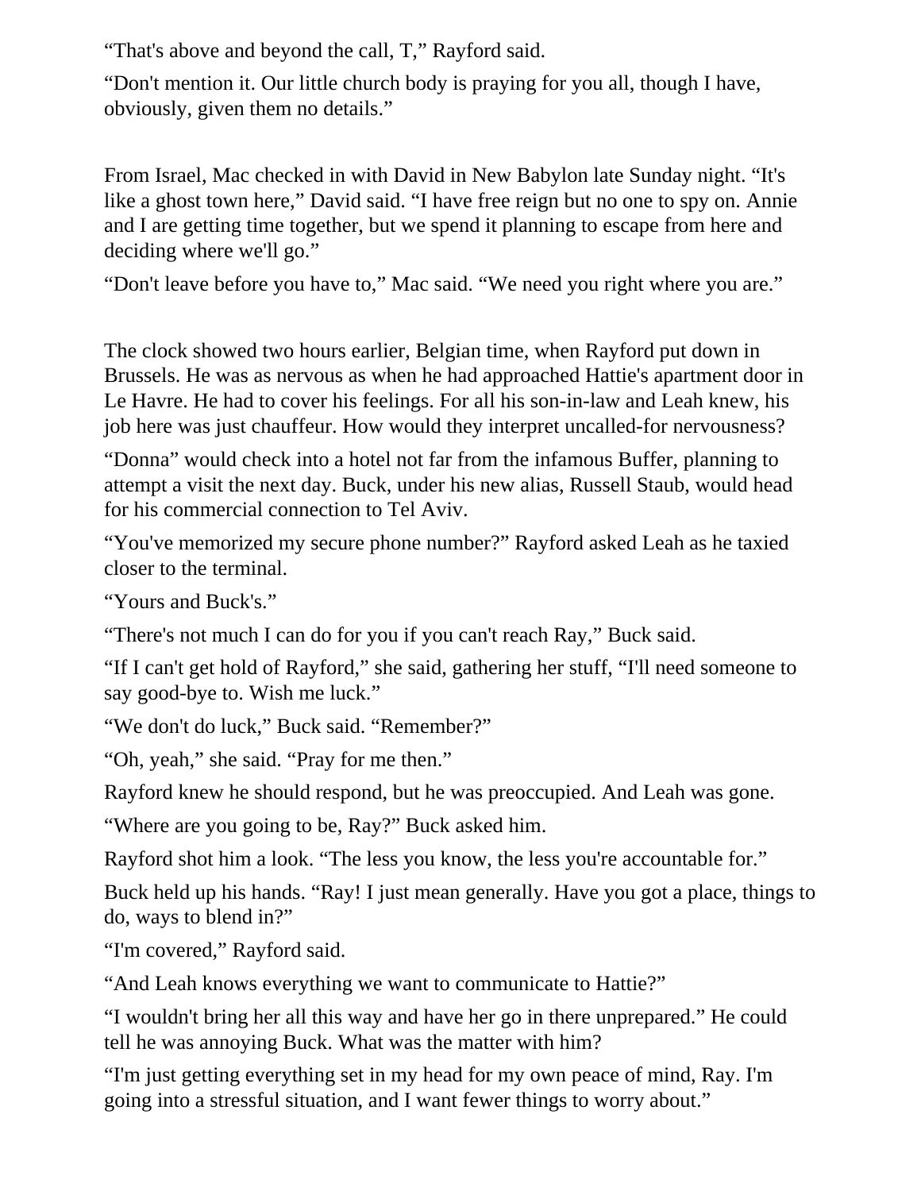“That's above and beyond the call, T,” Rayford said.

“Don't mention it. Our little church body is praying for you all, though I have, obviously, given them no details.”

From Israel, Mac checked in with David in New Babylon late Sunday night. “It's like a ghost town here,” David said. “I have free reign but no one to spy on. Annie and I are getting time together, but we spend it planning to escape from here and deciding where we'll go.”

“Don't leave before you have to,” Mac said. “We need you right where you are.”

The clock showed two hours earlier, Belgian time, when Rayford put down in Brussels. He was as nervous as when he had approached Hattie's apartment door in Le Havre. He had to cover his feelings. For all his son-in-law and Leah knew, his job here was just chauffeur. How would they interpret uncalled-for nervousness?

“Donna” would check into a hotel not far from the infamous Buffer, planning to attempt a visit the next day. Buck, under his new alias, Russell Staub, would head for his commercial connection to Tel Aviv.

“You've memorized my secure phone number?” Rayford asked Leah as he taxied closer to the terminal.

“Yours and Buck's.”

“There's not much I can do for you if you can't reach Ray,” Buck said.

“If I can't get hold of Rayford,” she said, gathering her stuff, “I'll need someone to say good-bye to. Wish me luck.”

“We don't do luck,” Buck said. “Remember?”

“Oh, yeah,” she said. “Pray for me then.”

Rayford knew he should respond, but he was preoccupied. And Leah was gone.

“Where are you going to be, Ray?” Buck asked him.

Rayford shot him a look. “The less you know, the less you're accountable for.”

Buck held up his hands. “Ray! I just mean generally. Have you got a place, things to do, ways to blend in?”

“I'm covered,” Rayford said.

“And Leah knows everything we want to communicate to Hattie?”

“I wouldn't bring her all this way and have her go in there unprepared.” He could tell he was annoying Buck. What was the matter with him?

“I'm just getting everything set in my head for my own peace of mind, Ray. I'm going into a stressful situation, and I want fewer things to worry about.”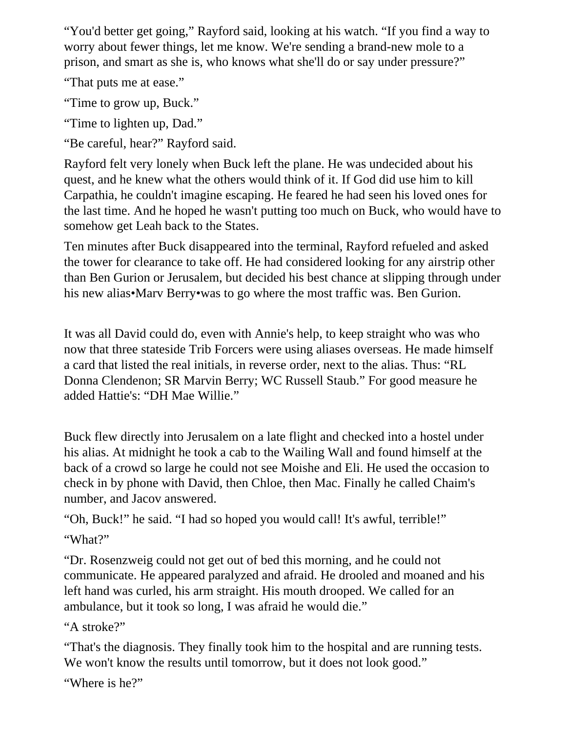“You'd better get going,” Rayford said, looking at his watch. “If you find a way to worry about fewer things, let me know. We're sending a brand-new mole to a prison, and smart as she is, who knows what she'll do or say under pressure?”

“That puts me at ease.”

“Time to grow up, Buck.”

“Time to lighten up, Dad.”

“Be careful, hear?” Rayford said.

Rayford felt very lonely when Buck left the plane. He was undecided about his quest, and he knew what the others would think of it. If God did use him to kill Carpathia, he couldn't imagine escaping. He feared he had seen his loved ones for the last time. And he hoped he wasn't putting too much on Buck, who would have to somehow get Leah back to the States.

Ten minutes after Buck disappeared into the terminal, Rayford refueled and asked the tower for clearance to take off. He had considered looking for any airstrip other than Ben Gurion or Jerusalem, but decided his best chance at slipping through under his new alias•Marv Berry•was to go where the most traffic was. Ben Gurion.

It was all David could do, even with Annie's help, to keep straight who was who now that three stateside Trib Forcers were using aliases overseas. He made himself a card that listed the real initials, in reverse order, next to the alias. Thus: “RL Donna Clendenon; SR Marvin Berry; WC Russell Staub.” For good measure he added Hattie's: “DH Mae Willie.”

Buck flew directly into Jerusalem on a late flight and checked into a hostel under his alias. At midnight he took a cab to the Wailing Wall and found himself at the back of a crowd so large he could not see Moishe and Eli. He used the occasion to check in by phone with David, then Chloe, then Mac. Finally he called Chaim's number, and Jacov answered.

“Oh, Buck!” he said. “I had so hoped you would call! It's awful, terrible!”

“What?”

“Dr. Rosenzweig could not get out of bed this morning, and he could not communicate. He appeared paralyzed and afraid. He drooled and moaned and his left hand was curled, his arm straight. His mouth drooped. We called for an ambulance, but it took so long, I was afraid he would die.”

“A stroke?”

“That's the diagnosis. They finally took him to the hospital and are running tests. We won't know the results until tomorrow, but it does not look good.”

“Where is he?”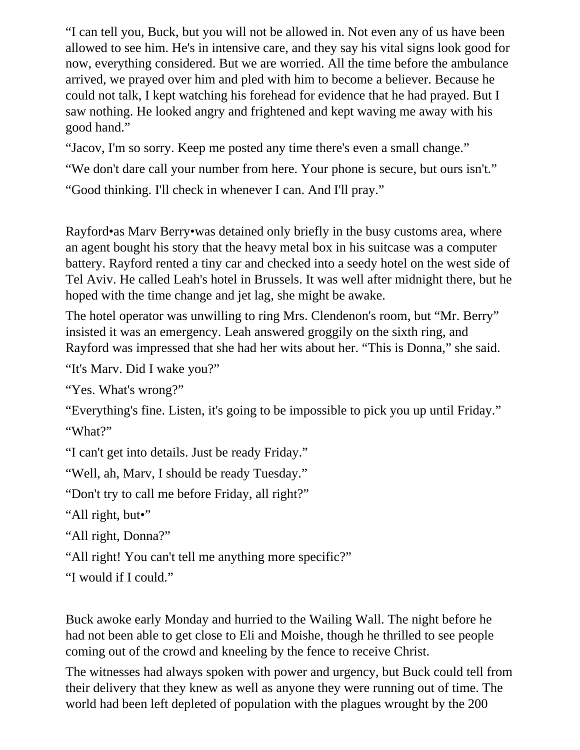"I can tell you, Buck, but you will not be allowed in. Not even any of us have been allowed to see him. He's in intensive care, and they say his vital signs look good for now, everything considered. But we are worried. All the time before the ambulance arrived, we prayed over him and pled with him to become a believer. Because he could not talk, I kept watching his forehead for evidence that he had prayed. But I saw nothing. He looked angry and frightened and kept waving me away with his good hand."

"Jacov, I'm so sorry. Keep me posted any time there's even a small change."

"We don't dare call your number from here. Your phone is secure, but ours isn't."

"Good thinking. I'll check in whenever I can. And I'll pray."

Rayford•as Marv Berry•was detained only briefly in the busy customs area, where an agent bought his story that the heavy metal box in his suitcase was a computer battery. Rayford rented a tiny car and checked into a seedy hotel on the west side of Tel Aviv. He called Leah's hotel in Brussels. It was well after midnight there, but he hoped with the time change and jet lag, she might be awake.

The hotel operator was unwilling to ring Mrs. Clendenon's room, but "Mr. Berry" insisted it was an emergency. Leah answered groggily on the sixth ring, and Rayford was impressed that she had her wits about her. "This is Donna," she said.

"It's Marv. Did I wake you?"

"Yes. What's wrong?"

"Everything's fine. Listen, it's going to be impossible to pick you up until Friday."

"What?"

"I can't get into details. Just be ready Friday."

"Well, ah, Marv, I should be ready Tuesday."

"Don't try to call me before Friday, all right?"

"All right, but•"

"All right, Donna?"

"All right! You can't tell me anything more specific?"

"I would if I could."

Buck awoke early Monday and hurried to the Wailing Wall. The night before he had not been able to get close to Eli and Moishe, though he thrilled to see people coming out of the crowd and kneeling by the fence to receive Christ.

The witnesses had always spoken with power and urgency, but Buck could tell from their delivery that they knew as well as anyone they were running out of time. The world had been left depleted of population with the plagues wrought by the 200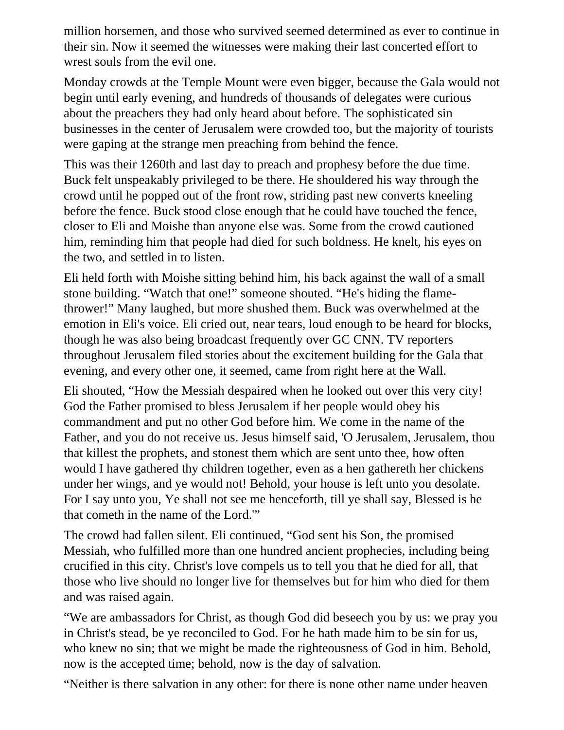million horsemen, and those who survived seemed determined as ever to continue in their sin. Now it seemed the witnesses were making their last concerted effort to wrest souls from the evil one.

Monday crowds at the Temple Mount were even bigger, because the Gala would not begin until early evening, and hundreds of thousands of delegates were curious about the preachers they had only heard about before. The sophisticated sin businesses in the center of Jerusalem were crowded too, but the majority of tourists were gaping at the strange men preaching from behind the fence.

This was their 1260th and last day to preach and prophesy before the due time. Buck felt unspeakably privileged to be there. He shouldered his way through the crowd until he popped out of the front row, striding past new converts kneeling before the fence. Buck stood close enough that he could have touched the fence, closer to Eli and Moishe than anyone else was. Some from the crowd cautioned him, reminding him that people had died for such boldness. He knelt, his eyes on the two, and settled in to listen.

Eli held forth with Moishe sitting behind him, his back against the wall of a small stone building. “Watch that one!” someone shouted. “He's hiding the flame-thrower!” Many laughed, but more shushed them. Buck was overwhelmed at the emotion in Eli's voice. Eli cried out, near tears, loud enough to be heard for blocks, though he was also being broadcast frequently over GC CNN. TV reporters throughout Jerusalem filed stories about the excitement building for the Gala that evening, and every other one, it seemed, came from right here at the Wall.

Eli shouted, “How the Messiah despaired when he looked out over this very city! God the Father promised to bless Jerusalem if her people would obey his commandment and put no other God before him. We come in the name of the Father, and you do not receive us. Jesus himself said, 'O Jerusalem, Jerusalem, thou that killest the prophets, and stonest them which are sent unto thee, how often would I have gathered thy children together, even as a hen gathereth her chickens under her wings, and ye would not! Behold, your house is left unto you desolate. For I say unto you, Ye shall not see me henceforth, till ye shall say, Blessed is he that cometh in the name of the Lord.'”

The crowd had fallen silent. Eli continued, “God sent his Son, the promised Messiah, who fulfilled more than one hundred ancient prophecies, including being crucified in this city. Christ's love compels us to tell you that he died for all, that those who live should no longer live for themselves but for him who died for them and was raised again.

“We are ambassadors for Christ, as though God did beseech you by us: we pray you in Christ's stead, be ye reconciled to God. For he hath made him to be sin for us, who knew no sin; that we might be made the righteousness of God in him. Behold, now is the accepted time; behold, now is the day of salvation.

“Neither is there salvation in any other: for there is none other name under heaven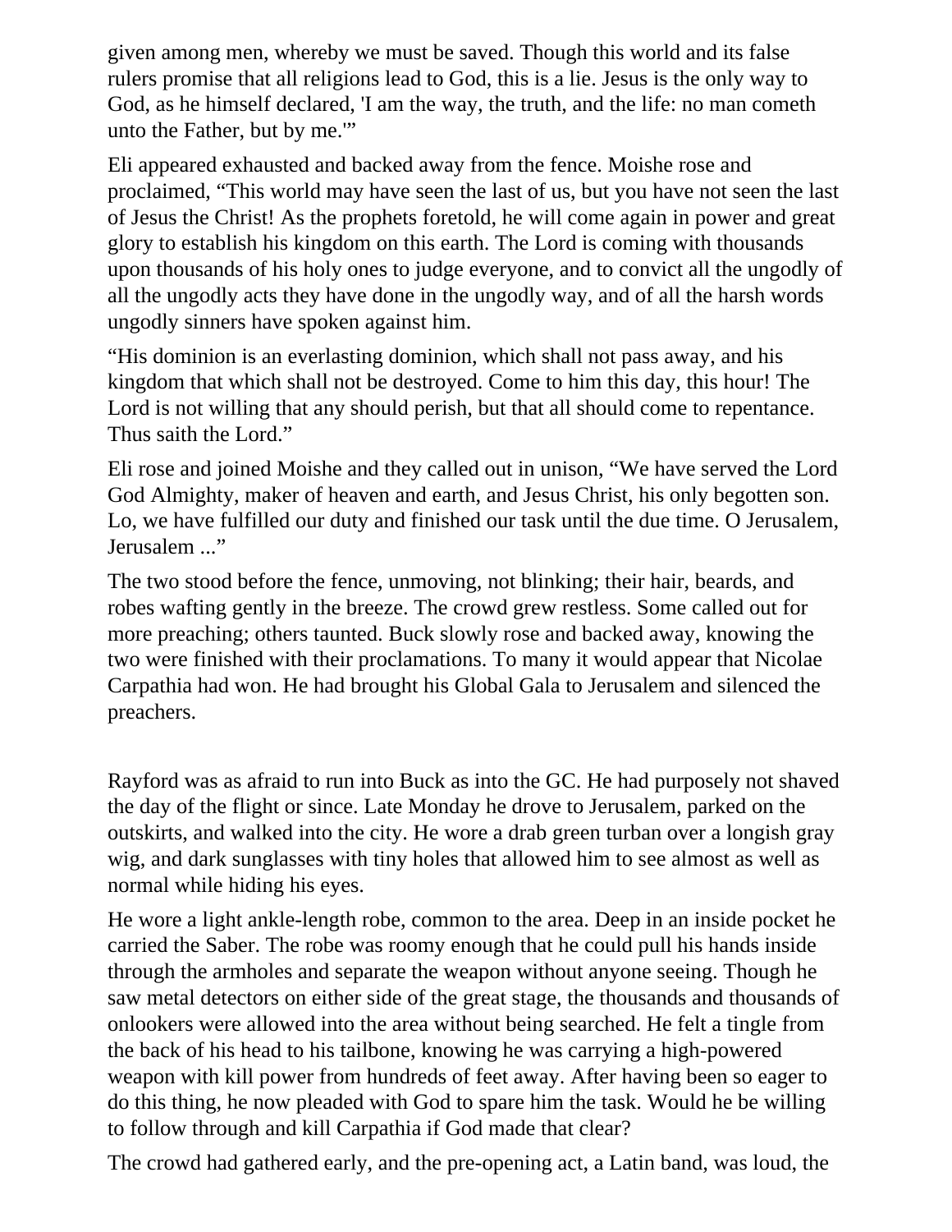given among men, whereby we must be saved. Though this world and its false rulers promise that all religions lead to God, this is a lie. Jesus is the only way to God, as he himself declared, 'I am the way, the truth, and the life: no man cometh unto the Father, but by me.'"

Eli appeared exhausted and backed away from the fence. Moishe rose and proclaimed, "This world may have seen the last of us, but you have not seen the last of Jesus the Christ! As the prophets foretold, he will come again in power and great glory to establish his kingdom on this earth. The Lord is coming with thousands upon thousands of his holy ones to judge everyone, and to convict all the ungodly of all the ungodly acts they have done in the ungodly way, and of all the harsh words ungodly sinners have spoken against him.

"His dominion is an everlasting dominion, which shall not pass away, and his kingdom that which shall not be destroyed. Come to him this day, this hour! The Lord is not willing that any should perish, but that all should come to repentance. Thus saith the Lord."

Eli rose and joined Moishe and they called out in unison, "We have served the Lord God Almighty, maker of heaven and earth, and Jesus Christ, his only begotten son. Lo, we have fulfilled our duty and finished our task until the due time. O Jerusalem, Jerusalem ..."

The two stood before the fence, unmoving, not blinking; their hair, beards, and robes wafting gently in the breeze. The crowd grew restless. Some called out for more preaching; others taunted. Buck slowly rose and backed away, knowing the two were finished with their proclamations. To many it would appear that Nicolae Carpathia had won. He had brought his Global Gala to Jerusalem and silenced the preachers.

Rayford was as afraid to run into Buck as into the GC. He had purposely not shaved the day of the flight or since. Late Monday he drove to Jerusalem, parked on the outskirts, and walked into the city. He wore a drab green turban over a longish gray wig, and dark sunglasses with tiny holes that allowed him to see almost as well as normal while hiding his eyes.

He wore a light ankle-length robe, common to the area. Deep in an inside pocket he carried the Saber. The robe was roomy enough that he could pull his hands inside through the armholes and separate the weapon without anyone seeing. Though he saw metal detectors on either side of the great stage, the thousands and thousands of onlookers were allowed into the area without being searched. He felt a tingle from the back of his head to his tailbone, knowing he was carrying a high-powered weapon with kill power from hundreds of feet away. After having been so eager to do this thing, he now pleaded with God to spare him the task. Would he be willing to follow through and kill Carpathia if God made that clear?

The crowd had gathered early, and the pre-opening act, a Latin band, was loud, the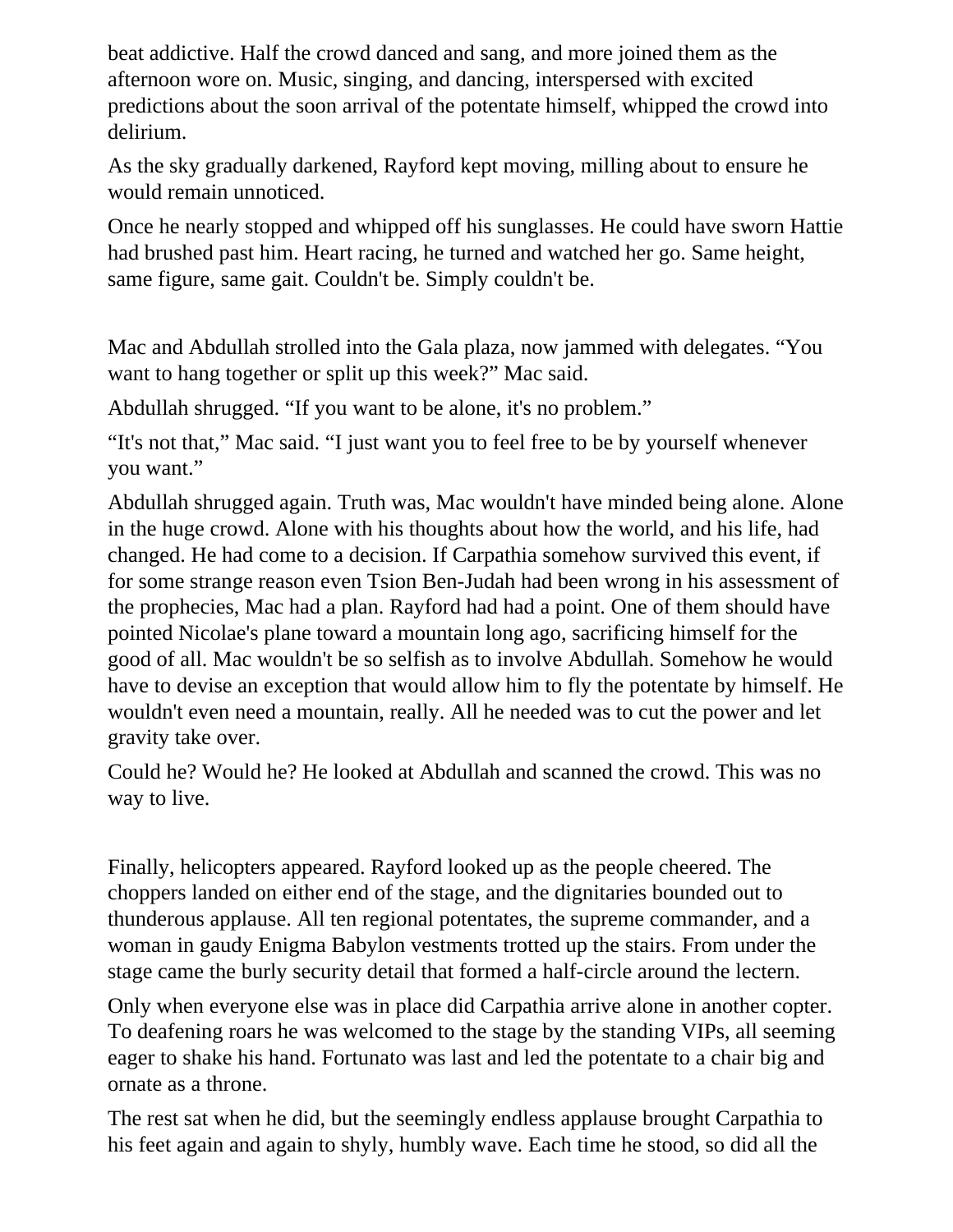beat addictive. Half the crowd danced and sang, and more joined them as the afternoon wore on. Music, singing, and dancing, interspersed with excited predictions about the soon arrival of the potentate himself, whipped the crowd into delirium.

As the sky gradually darkened, Rayford kept moving, milling about to ensure he would remain unnoticed.

Once he nearly stopped and whipped off his sunglasses. He could have sworn Hattie had brushed past him. Heart racing, he turned and watched her go. Same height, same figure, same gait. Couldn't be. Simply couldn't be.

Mac and Abdullah strolled into the Gala plaza, now jammed with delegates. "You want to hang together or split up this week?" Mac said.

Abdullah shrugged. "If you want to be alone, it's no problem."

"It's not that," Mac said. "I just want you to feel free to be by yourself whenever you want."

Abdullah shrugged again. Truth was, Mac wouldn't have minded being alone. Alone in the huge crowd. Alone with his thoughts about how the world, and his life, had changed. He had come to a decision. If Carpathia somehow survived this event, if for some strange reason even Tsion Ben-Judah had been wrong in his assessment of the prophecies, Mac had a plan. Rayford had had a point. One of them should have pointed Nicolae's plane toward a mountain long ago, sacrificing himself for the good of all. Mac wouldn't be so selfish as to involve Abdullah. Somehow he would have to devise an exception that would allow him to fly the potentate by himself. He wouldn't even need a mountain, really. All he needed was to cut the power and let gravity take over.

Could he? Would he? He looked at Abdullah and scanned the crowd. This was no way to live.

Finally, helicopters appeared. Rayford looked up as the people cheered. The choppers landed on either end of the stage, and the dignitaries bounded out to thunderous applause. All ten regional potentates, the supreme commander, and a woman in gaudy Enigma Babylon vestments trotted up the stairs. From under the stage came the burly security detail that formed a half-circle around the lectern.

Only when everyone else was in place did Carpathia arrive alone in another copter. To deafening roars he was welcomed to the stage by the standing VIPs, all seeming eager to shake his hand. Fortunato was last and led the potentate to a chair big and ornate as a throne.

The rest sat when he did, but the seemingly endless applause brought Carpathia to his feet again and again to shyly, humbly wave. Each time he stood, so did all the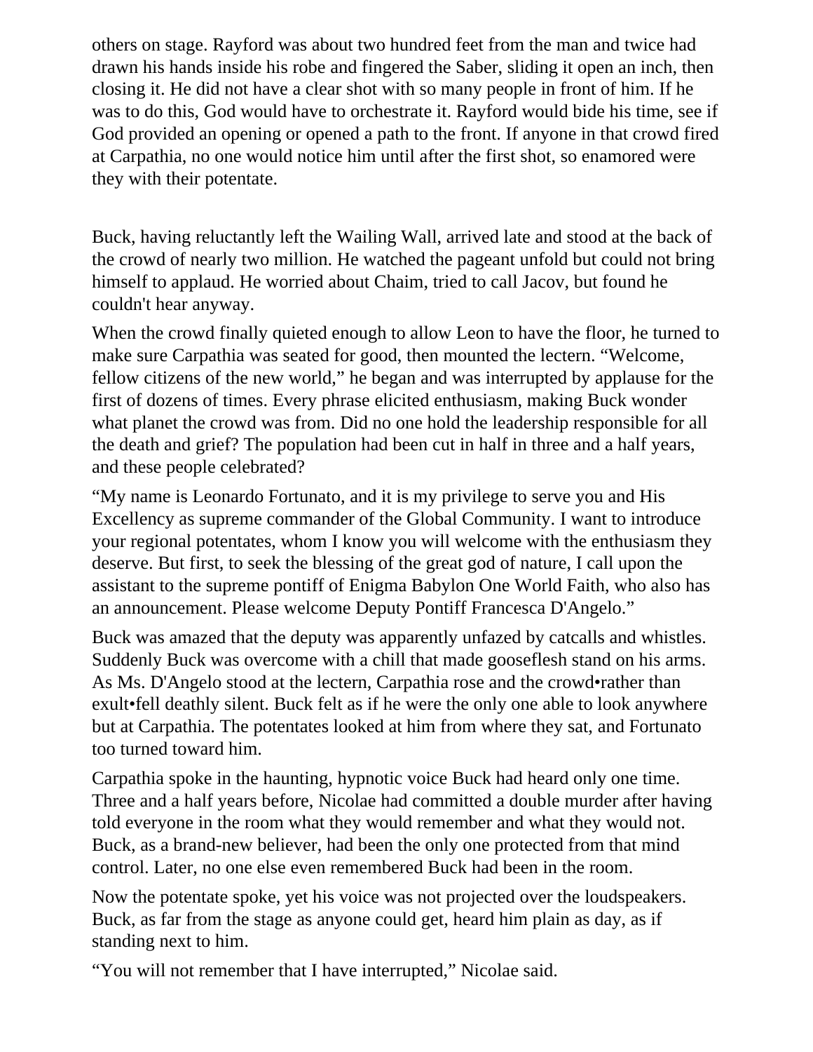others on stage. Rayford was about two hundred feet from the man and twice had drawn his hands inside his robe and fingered the Saber, sliding it open an inch, then closing it. He did not have a clear shot with so many people in front of him. If he was to do this, God would have to orchestrate it. Rayford would bide his time, see if God provided an opening or opened a path to the front. If anyone in that crowd fired at Carpathia, no one would notice him until after the first shot, so enamored were they with their potentate.

Buck, having reluctantly left the Wailing Wall, arrived late and stood at the back of the crowd of nearly two million. He watched the pageant unfold but could not bring himself to applaud. He worried about Chaim, tried to call Jacov, but found he couldn't hear anyway.

When the crowd finally quieted enough to allow Leon to have the floor, he turned to make sure Carpathia was seated for good, then mounted the lectern. “Welcome, fellow citizens of the new world,” he began and was interrupted by applause for the first of dozens of times. Every phrase elicited enthusiasm, making Buck wonder what planet the crowd was from. Did no one hold the leadership responsible for all the death and grief? The population had been cut in half in three and a half years, and these people celebrated?

“My name is Leonardo Fortunato, and it is my privilege to serve you and His Excellency as supreme commander of the Global Community. I want to introduce your regional potentates, whom I know you will welcome with the enthusiasm they deserve. But first, to seek the blessing of the great god of nature, I call upon the assistant to the supreme pontiff of Enigma Babylon One World Faith, who also has an announcement. Please welcome Deputy Pontiff Francesca D'Angelo.”

Buck was amazed that the deputy was apparently unfazed by catcalls and whistles. Suddenly Buck was overcome with a chill that made gooseflesh stand on his arms. As Ms. D'Angelo stood at the lectern, Carpathia rose and the crowd•rather than exult•fell deathly silent. Buck felt as if he were the only one able to look anywhere but at Carpathia. The potentates looked at him from where they sat, and Fortunato too turned toward him.

Carpathia spoke in the haunting, hypnotic voice Buck had heard only one time. Three and a half years before, Nicolae had committed a double murder after having told everyone in the room what they would remember and what they would not. Buck, as a brand-new believer, had been the only one protected from that mind control. Later, no one else even remembered Buck had been in the room.

Now the potentate spoke, yet his voice was not projected over the loudspeakers. Buck, as far from the stage as anyone could get, heard him plain as day, as if standing next to him.

“You will not remember that I have interrupted,” Nicolae said.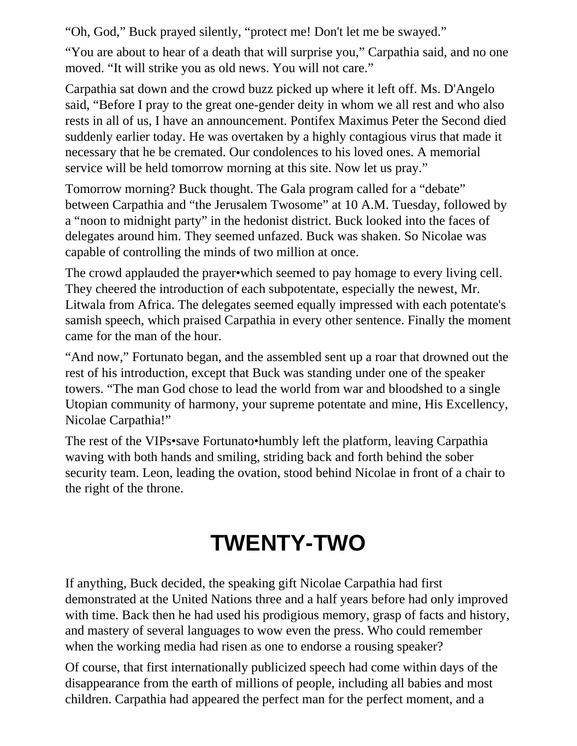"Oh, God," Buck prayed silently, "protect me! Don't let me be swayed."

"You are about to hear of a death that will surprise you," Carpathia said, and no one moved. "It will strike you as old news. You will not care."

Carpathia sat down and the crowd buzz picked up where it left off. Ms. D'Angelo said, "Before I pray to the great one-gender deity in whom we all rest and who also rests in all of us, I have an announcement. Pontifex Maximus Peter the Second died suddenly earlier today. He was overtaken by a highly contagious virus that made it necessary that he be cremated. Our condolences to his loved ones. A memorial service will be held tomorrow morning at this site. Now let us pray."

Tomorrow morning? Buck thought. The Gala program called for a "debate" between Carpathia and "the Jerusalem Twosome" at 10 A.M. Tuesday, followed by a "noon to midnight party" in the hedonist district. Buck looked into the faces of delegates around him. They seemed unfazed. Buck was shaken. So Nicolae was capable of controlling the minds of two million at once.

The crowd applauded the prayer•which seemed to pay homage to every living cell. They cheered the introduction of each subpotentate, especially the newest, Mr. Litwala from Africa. The delegates seemed equally impressed with each potentate's samish speech, which praised Carpathia in every other sentence. Finally the moment came for the man of the hour.

"And now," Fortunato began, and the assembled sent up a roar that drowned out the rest of his introduction, except that Buck was standing under one of the speaker towers. "The man God chose to lead the world from war and bloodshed to a single Utopian community of harmony, your supreme potentate and mine, His Excellency, Nicolae Carpathia!"

The rest of the VIPs•save Fortunato•humbly left the platform, leaving Carpathia waving with both hands and smiling, striding back and forth behind the sober security team. Leon, leading the ovation, stood behind Nicolae in front of a chair to the right of the throne.

# TWENTY-TWO

If anything, Buck decided, the speaking gift Nicolae Carpathia had first demonstrated at the United Nations three and a half years before had only improved with time. Back then he had used his prodigious memory, grasp of facts and history, and mastery of several languages to wow even the press. Who could remember when the working media had risen as one to endorse a rousing speaker?

Of course, that first internationally publicized speech had come within days of the disappearance from the earth of millions of people, including all babies and most children. Carpathia had appeared the perfect man for the perfect moment, and a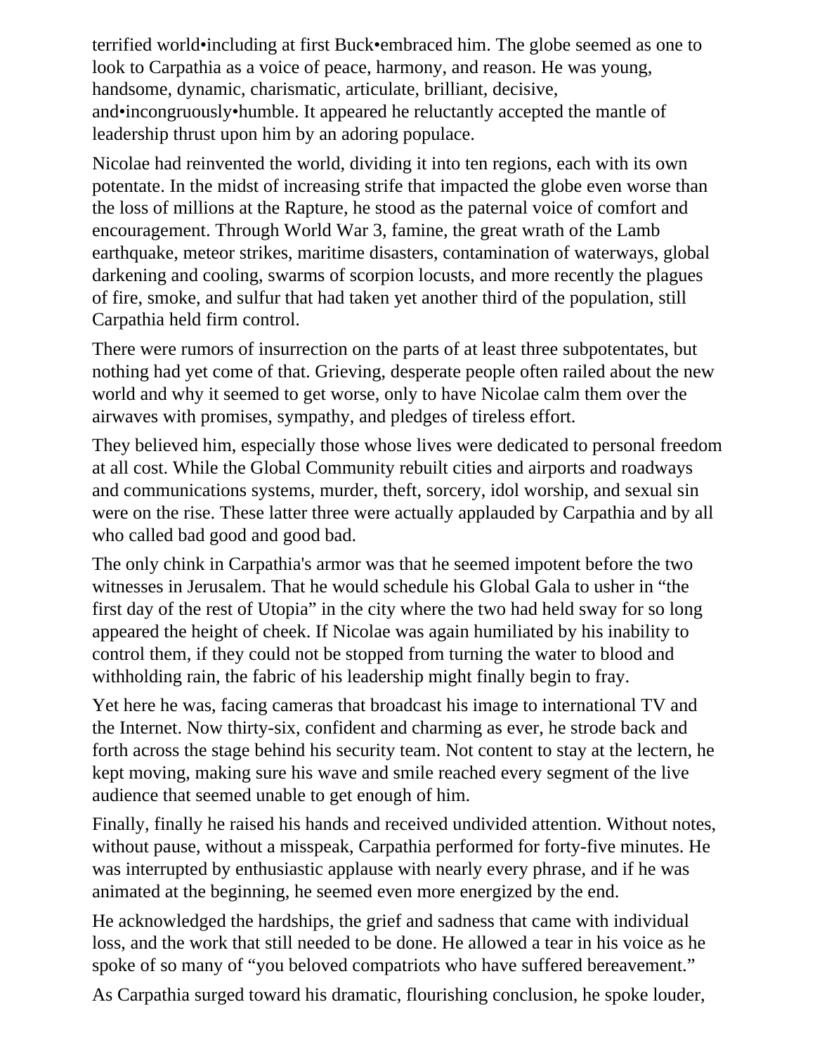terrified world•including at first Buck•embraced him. The globe seemed as one to look to Carpathia as a voice of peace, harmony, and reason. He was young, handsome, dynamic, charismatic, articulate, brilliant, decisive, and•incongruously•humble. It appeared he reluctantly accepted the mantle of leadership thrust upon him by an adoring populace.

Nicolae had reinvented the world, dividing it into ten regions, each with its own potentate. In the midst of increasing strife that impacted the globe even worse than the loss of millions at the Rapture, he stood as the paternal voice of comfort and encouragement. Through World War 3, famine, the great wrath of the Lamb earthquake, meteor strikes, maritime disasters, contamination of waterways, global darkening and cooling, swarms of scorpion locusts, and more recently the plagues of fire, smoke, and sulfur that had taken yet another third of the population, still Carpathia held firm control.

There were rumors of insurrection on the parts of at least three subpotentates, but nothing had yet come of that. Grieving, desperate people often railed about the new world and why it seemed to get worse, only to have Nicolae calm them over the airwaves with promises, sympathy, and pledges of tireless effort.

They believed him, especially those whose lives were dedicated to personal freedom at all cost. While the Global Community rebuilt cities and airports and roadways and communications systems, murder, theft, sorcery, idol worship, and sexual sin were on the rise. These latter three were actually applauded by Carpathia and by all who called bad good and good bad.

The only chink in Carpathia's armor was that he seemed impotent before the two witnesses in Jerusalem. That he would schedule his Global Gala to usher in “the first day of the rest of Utopia” in the city where the two had held sway for so long appeared the height of cheek. If Nicolae was again humiliated by his inability to control them, if they could not be stopped from turning the water to blood and withholding rain, the fabric of his leadership might finally begin to fray.

Yet here he was, facing cameras that broadcast his image to international TV and the Internet. Now thirty-six, confident and charming as ever, he strode back and forth across the stage behind his security team. Not content to stay at the lectern, he kept moving, making sure his wave and smile reached every segment of the live audience that seemed unable to get enough of him.

Finally, finally he raised his hands and received undivided attention. Without notes, without pause, without a misspeak, Carpathia performed for forty-five minutes. He was interrupted by enthusiastic applause with nearly every phrase, and if he was animated at the beginning, he seemed even more energized by the end.

He acknowledged the hardships, the grief and sadness that came with individual loss, and the work that still needed to be done. He allowed a tear in his voice as he spoke of so many of “you beloved compatriots who have suffered bereavement.”

As Carpathia surged toward his dramatic, flourishing conclusion, he spoke louder,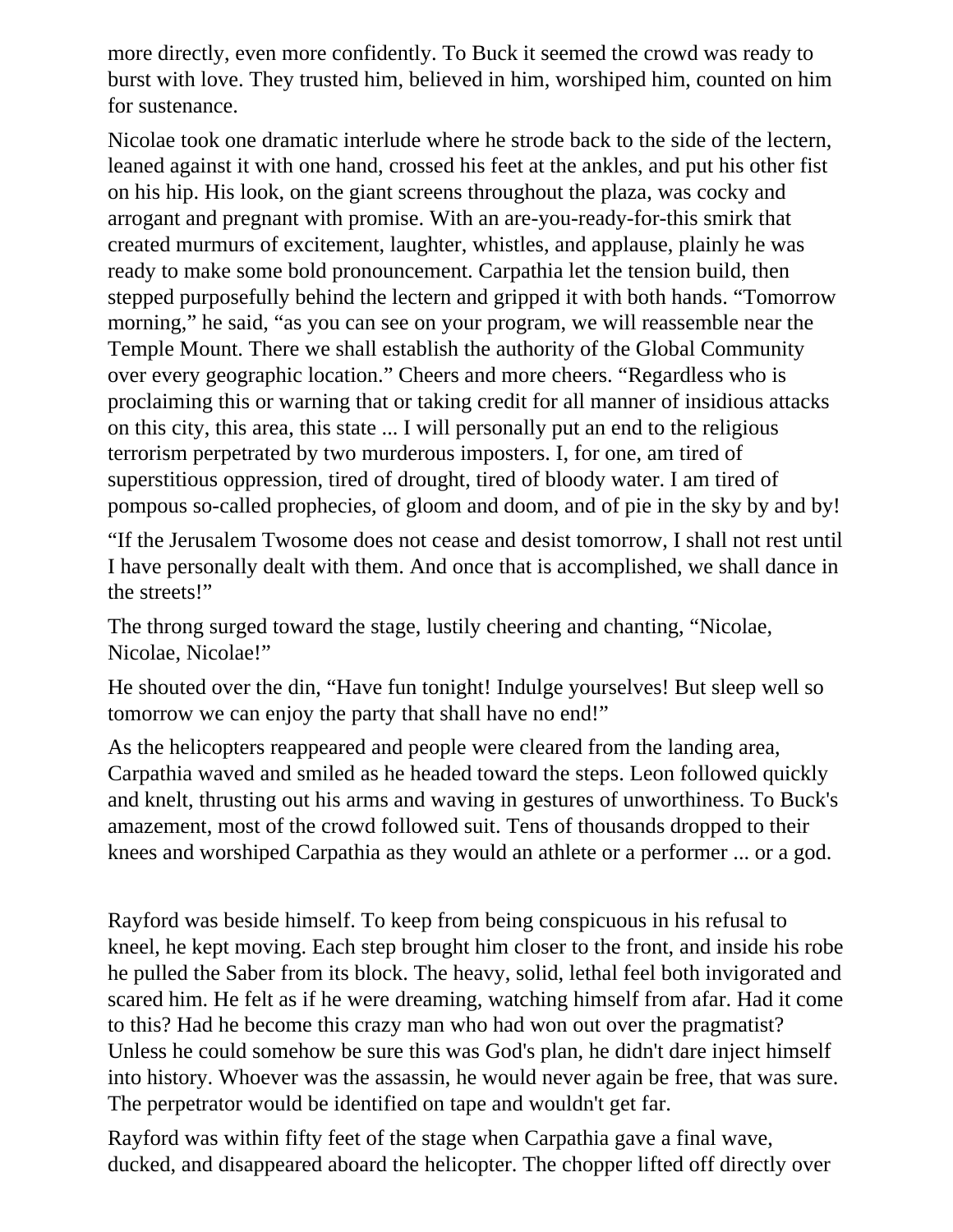more directly, even more confidently. To Buck it seemed the crowd was ready to burst with love. They trusted him, believed in him, worshiped him, counted on him for sustenance.

Nicolae took one dramatic interlude where he strode back to the side of the lectern, leaned against it with one hand, crossed his feet at the ankles, and put his other fist on his hip. His look, on the giant screens throughout the plaza, was cocky and arrogant and pregnant with promise. With an are-you-ready-for-this smirk that created murmurs of excitement, laughter, whistles, and applause, plainly he was ready to make some bold pronouncement. Carpathia let the tension build, then stepped purposefully behind the lectern and gripped it with both hands. “Tomorrow morning,” he said, “as you can see on your program, we will reassemble near the Temple Mount. There we shall establish the authority of the Global Community over every geographic location.” Cheers and more cheers. “Regardless who is proclaiming this or warning that or taking credit for all manner of insidious attacks on this city, this area, this state ... I will personally put an end to the religious terrorism perpetrated by two murderous imposters. I, for one, am tired of superstitious oppression, tired of drought, tired of bloody water. I am tired of pompous so-called prophecies, of gloom and doom, and of pie in the sky by and by!

“If the Jerusalem Twosome does not cease and desist tomorrow, I shall not rest until I have personally dealt with them. And once that is accomplished, we shall dance in the streets!”

The throng surged toward the stage, lustily cheering and chanting, “Nicolae, Nicolae, Nicolae!”

He shouted over the din, “Have fun tonight! Indulge yourselves! But sleep well so tomorrow we can enjoy the party that shall have no end!”

As the helicopters reappeared and people were cleared from the landing area, Carpathia waved and smiled as he headed toward the steps. Leon followed quickly and knelt, thrusting out his arms and waving in gestures of unworthiness. To Buck's amazement, most of the crowd followed suit. Tens of thousands dropped to their knees and worshiped Carpathia as they would an athlete or a performer ... or a god.

Rayford was beside himself. To keep from being conspicuous in his refusal to kneel, he kept moving. Each step brought him closer to the front, and inside his robe he pulled the Saber from its block. The heavy, solid, lethal feel both invigorated and scared him. He felt as if he were dreaming, watching himself from afar. Had it come to this? Had he become this crazy man who had won out over the pragmatist? Unless he could somehow be sure this was God's plan, he didn't dare inject himself into history. Whoever was the assassin, he would never again be free, that was sure. The perpetrator would be identified on tape and wouldn't get far.

Rayford was within fifty feet of the stage when Carpathia gave a final wave, ducked, and disappeared aboard the helicopter. The chopper lifted off directly over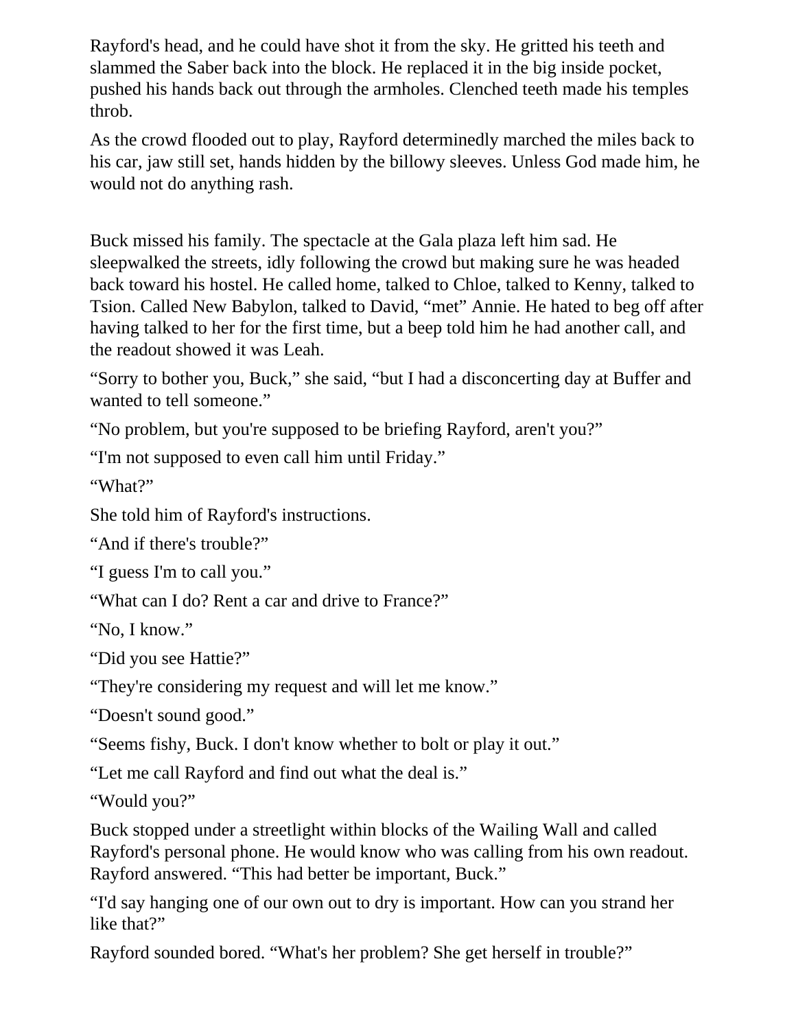Rayford's head, and he could have shot it from the sky. He gritted his teeth and slammed the Saber back into the block. He replaced it in the big inside pocket, pushed his hands back out through the armholes. Clenched teeth made his temples throb.

As the crowd flooded out to play, Rayford determinedly marched the miles back to his car, jaw still set, hands hidden by the billowy sleeves. Unless God made him, he would not do anything rash.

Buck missed his family. The spectacle at the Gala plaza left him sad. He sleepwalked the streets, idly following the crowd but making sure he was headed back toward his hostel. He called home, talked to Chloe, talked to Kenny, talked to Tsion. Called New Babylon, talked to David, "met" Annie. He hated to beg off after having talked to her for the first time, but a beep told him he had another call, and the readout showed it was Leah.

"Sorry to bother you, Buck," she said, "but I had a disconcerting day at Buffer and wanted to tell someone."

"No problem, but you're supposed to be briefing Rayford, aren't you?"

"I'm not supposed to even call him until Friday."

"What?"

She told him of Rayford's instructions.

"And if there's trouble?"

"I guess I'm to call you."

"What can I do? Rent a car and drive to France?"

"No, I know."

"Did you see Hattie?"

"They're considering my request and will let me know."

"Doesn't sound good."

"Seems fishy, Buck. I don't know whether to bolt or play it out."

"Let me call Rayford and find out what the deal is."

"Would you?"

Buck stopped under a streetlight within blocks of the Wailing Wall and called Rayford's personal phone. He would know who was calling from his own readout. Rayford answered. "This had better be important, Buck."

"I'd say hanging one of our own out to dry is important. How can you strand her like that?"

Rayford sounded bored. "What's her problem? She get herself in trouble?"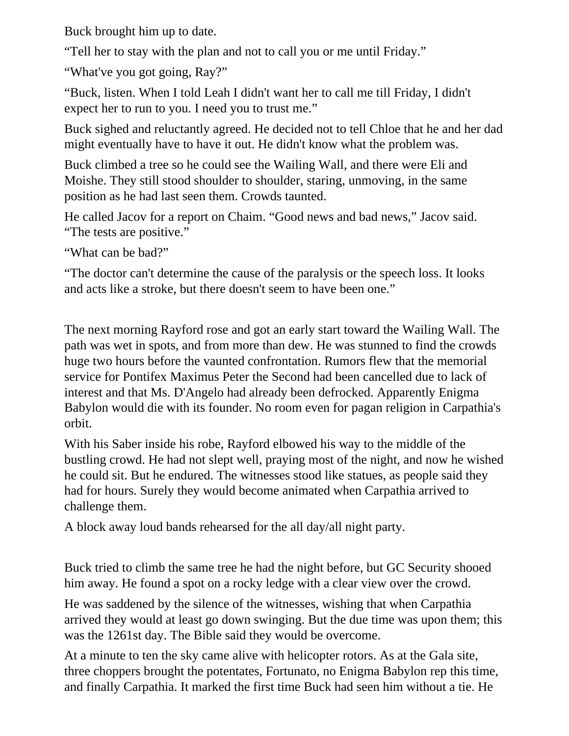Buck brought him up to date.

“Tell her to stay with the plan and not to call you or me until Friday.”

“What've you got going, Ray?”

“Buck, listen. When I told Leah I didn't want her to call me till Friday, I didn't expect her to run to you. I need you to trust me.”

Buck sighed and reluctantly agreed. He decided not to tell Chloe that he and her dad might eventually have to have it out. He didn't know what the problem was.

Buck climbed a tree so he could see the Wailing Wall, and there were Eli and Moishe. They still stood shoulder to shoulder, staring, unmoving, in the same position as he had last seen them. Crowds taunted.

He called Jacov for a report on Chaim. “Good news and bad news,” Jacov said. “The tests are positive.”

“What can be bad?”

“The doctor can't determine the cause of the paralysis or the speech loss. It looks and acts like a stroke, but there doesn't seem to have been one.”

The next morning Rayford rose and got an early start toward the Wailing Wall. The path was wet in spots, and from more than dew. He was stunned to find the crowds huge two hours before the vaunted confrontation. Rumors flew that the memorial service for Pontifex Maximus Peter the Second had been cancelled due to lack of interest and that Ms. D'Angelo had already been defrocked. Apparently Enigma Babylon would die with its founder. No room even for pagan religion in Carpathia's orbit.

With his Saber inside his robe, Rayford elbowed his way to the middle of the bustling crowd. He had not slept well, praying most of the night, and now he wished he could sit. But he endured. The witnesses stood like statues, as people said they had for hours. Surely they would become animated when Carpathia arrived to challenge them.

A block away loud bands rehearsed for the all day/all night party.

Buck tried to climb the same tree he had the night before, but GC Security shooed him away. He found a spot on a rocky ledge with a clear view over the crowd.

He was saddened by the silence of the witnesses, wishing that when Carpathia arrived they would at least go down swinging. But the due time was upon them; this was the 1261st day. The Bible said they would be overcome.

At a minute to ten the sky came alive with helicopter rotors. As at the Gala site, three choppers brought the potentates, Fortunato, no Enigma Babylon rep this time, and finally Carpathia. It marked the first time Buck had seen him without a tie. He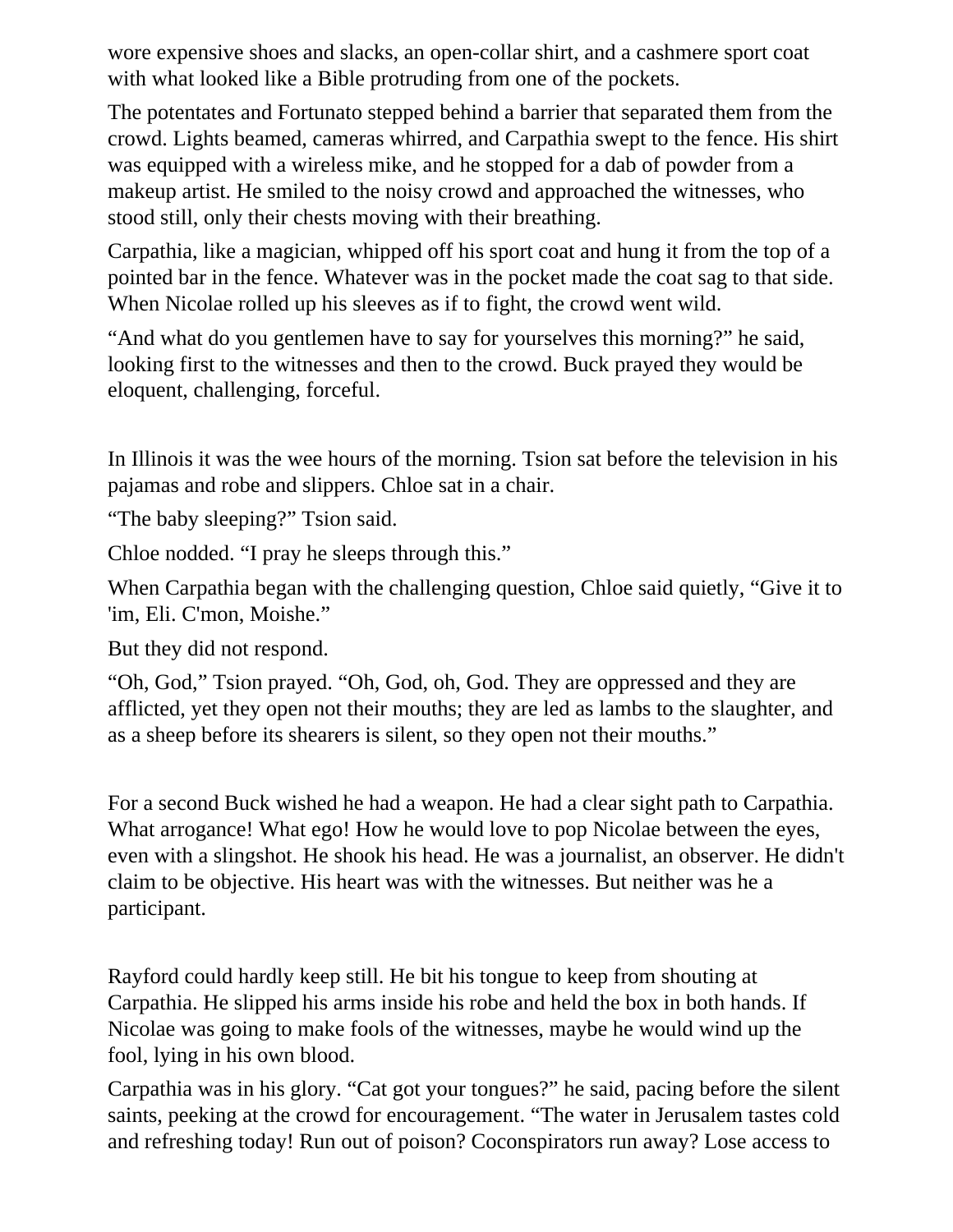wore expensive shoes and slacks, an open-collar shirt, and a cashmere sport coat with what looked like a Bible protruding from one of the pockets.

The potentates and Fortunato stepped behind a barrier that separated them from the crowd. Lights beamed, cameras whirred, and Carpathia swept to the fence. His shirt was equipped with a wireless mike, and he stopped for a dab of powder from a makeup artist. He smiled to the noisy crowd and approached the witnesses, who stood still, only their chests moving with their breathing.

Carpathia, like a magician, whipped off his sport coat and hung it from the top of a pointed bar in the fence. Whatever was in the pocket made the coat sag to that side. When Nicolae rolled up his sleeves as if to fight, the crowd went wild.

"And what do you gentlemen have to say for yourselves this morning?" he said, looking first to the witnesses and then to the crowd. Buck prayed they would be eloquent, challenging, forceful.

In Illinois it was the wee hours of the morning. Tsion sat before the television in his pajamas and robe and slippers. Chloe sat in a chair.

"The baby sleeping?" Tsion said.

Chloe nodded. "I pray he sleeps through this."

When Carpathia began with the challenging question, Chloe said quietly, "Give it to 'im, Eli. C'mon, Moishe."

But they did not respond.

"Oh, God," Tsion prayed. "Oh, God, oh, God. They are oppressed and they are afflicted, yet they open not their mouths; they are led as lambs to the slaughter, and as a sheep before its shearers is silent, so they open not their mouths."

For a second Buck wished he had a weapon. He had a clear sight path to Carpathia. What arrogance! What ego! How he would love to pop Nicolae between the eyes, even with a slingshot. He shook his head. He was a journalist, an observer. He didn't claim to be objective. His heart was with the witnesses. But neither was he a participant.

Rayford could hardly keep still. He bit his tongue to keep from shouting at Carpathia. He slipped his arms inside his robe and held the box in both hands. If Nicolae was going to make fools of the witnesses, maybe he would wind up the fool, lying in his own blood.

Carpathia was in his glory. "Cat got your tongues?" he said, pacing before the silent saints, peeking at the crowd for encouragement. "The water in Jerusalem tastes cold and refreshing today! Run out of poison? Coconspirators run away? Lose access to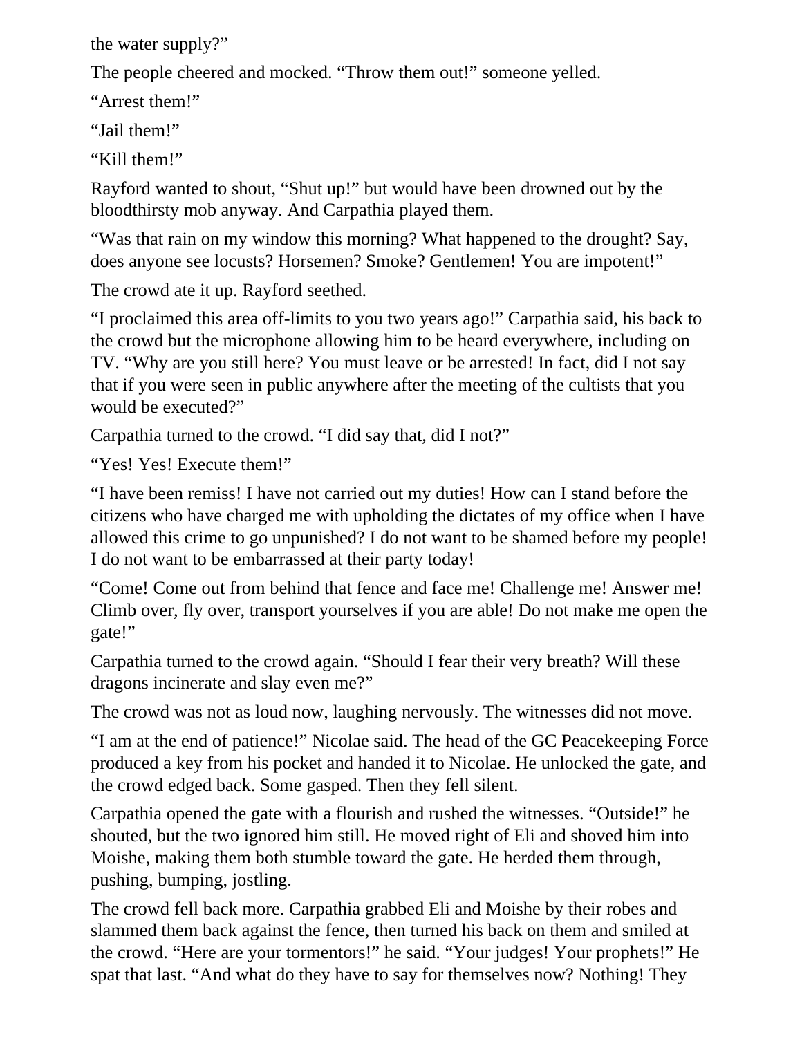the water supply?”

The people cheered and mocked. “Throw them out!” someone yelled.

“Arrest them!”

“Jail them!”

“Kill them!”

Rayford wanted to shout, “Shut up!” but would have been drowned out by the bloodthirsty mob anyway. And Carpathia played them.

“Was that rain on my window this morning? What happened to the drought? Say, does anyone see locusts? Horsemen? Smoke? Gentlemen! You are impotent!”

The crowd ate it up. Rayford seethed.

“I proclaimed this area off-limits to you two years ago!” Carpathia said, his back to the crowd but the microphone allowing him to be heard everywhere, including on TV. “Why are you still here? You must leave or be arrested! In fact, did I not say that if you were seen in public anywhere after the meeting of the cultists that you would be executed?”

Carpathia turned to the crowd. “I did say that, did I not?”

“Yes! Yes! Execute them!”

“I have been remiss! I have not carried out my duties! How can I stand before the citizens who have charged me with upholding the dictates of my office when I have allowed this crime to go unpunished? I do not want to be shamed before my people! I do not want to be embarrassed at their party today!

“Come! Come out from behind that fence and face me! Challenge me! Answer me! Climb over, fly over, transport yourselves if you are able! Do not make me open the gate!”

Carpathia turned to the crowd again. “Should I fear their very breath? Will these dragons incinerate and slay even me?”

The crowd was not as loud now, laughing nervously. The witnesses did not move.

“I am at the end of patience!” Nicolae said. The head of the GC Peacekeeping Force produced a key from his pocket and handed it to Nicolae. He unlocked the gate, and the crowd edged back. Some gasped. Then they fell silent.

Carpathia opened the gate with a flourish and rushed the witnesses. “Outside!” he shouted, but the two ignored him still. He moved right of Eli and shoved him into Moishe, making them both stumble toward the gate. He herded them through, pushing, bumping, jostling.

The crowd fell back more. Carpathia grabbed Eli and Moishe by their robes and slammed them back against the fence, then turned his back on them and smiled at the crowd. “Here are your tormentors!” he said. “Your judges! Your prophets!” He spat that last. “And what do they have to say for themselves now? Nothing! They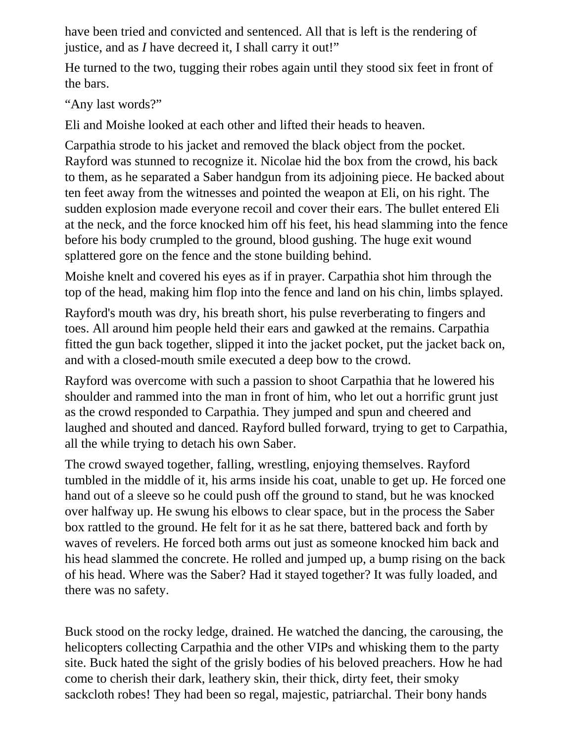have been tried and convicted and sentenced. All that is left is the rendering of justice, and as *I* have decreed it, I shall carry it out!"

He turned to the two, tugging their robes again until they stood six feet in front of the bars.

"Any last words?"

Eli and Moishe looked at each other and lifted their heads to heaven.

Carpathia strode to his jacket and removed the black object from the pocket. Rayford was stunned to recognize it. Nicolae hid the box from the crowd, his back to them, as he separated a Saber handgun from its adjoining piece. He backed about ten feet away from the witnesses and pointed the weapon at Eli, on his right. The sudden explosion made everyone recoil and cover their ears. The bullet entered Eli at the neck, and the force knocked him off his feet, his head slamming into the fence before his body crumpled to the ground, blood gushing. The huge exit wound splattered gore on the fence and the stone building behind.

Moishe knelt and covered his eyes as if in prayer. Carpathia shot him through the top of the head, making him flop into the fence and land on his chin, limbs splayed.

Rayford's mouth was dry, his breath short, his pulse reverberating to fingers and toes. All around him people held their ears and gawked at the remains. Carpathia fitted the gun back together, slipped it into the jacket pocket, put the jacket back on, and with a closed-mouth smile executed a deep bow to the crowd.

Rayford was overcome with such a passion to shoot Carpathia that he lowered his shoulder and rammed into the man in front of him, who let out a horrific grunt just as the crowd responded to Carpathia. They jumped and spun and cheered and laughed and shouted and danced. Rayford bulled forward, trying to get to Carpathia, all the while trying to detach his own Saber.

The crowd swayed together, falling, wrestling, enjoying themselves. Rayford tumbled in the middle of it, his arms inside his coat, unable to get up. He forced one hand out of a sleeve so he could push off the ground to stand, but he was knocked over halfway up. He swung his elbows to clear space, but in the process the Saber box rattled to the ground. He felt for it as he sat there, battered back and forth by waves of revelers. He forced both arms out just as someone knocked him back and his head slammed the concrete. He rolled and jumped up, a bump rising on the back of his head. Where was the Saber? Had it stayed together? It was fully loaded, and there was no safety.

Buck stood on the rocky ledge, drained. He watched the dancing, the carousing, the helicopters collecting Carpathia and the other VIPs and whisking them to the party site. Buck hated the sight of the grisly bodies of his beloved preachers. How he had come to cherish their dark, leathery skin, their thick, dirty feet, their smoky sackcloth robes! They had been so regal, majestic, patriarchal. Their bony hands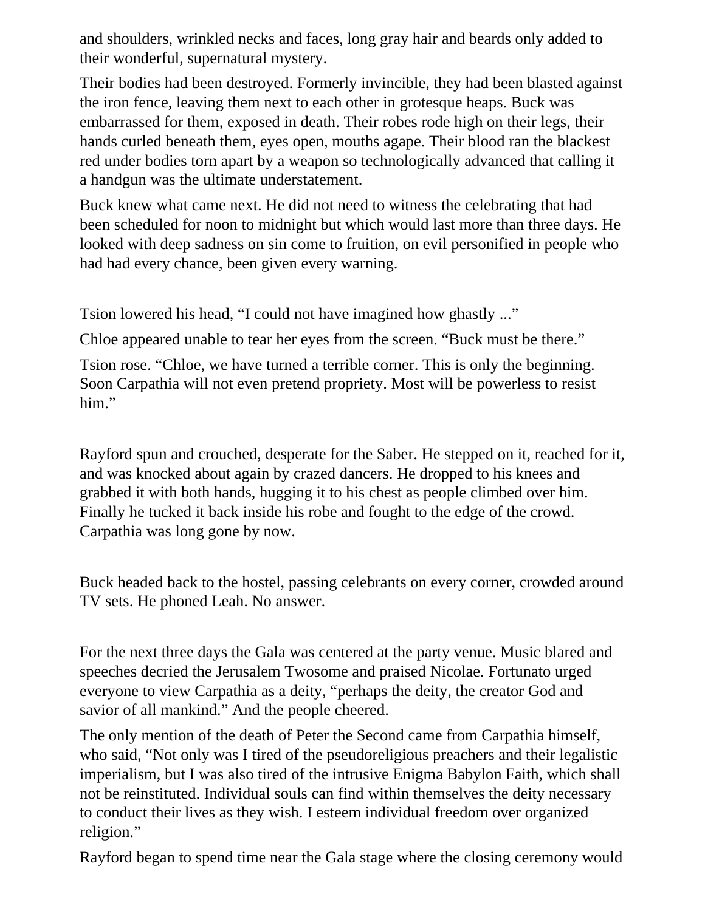and shoulders, wrinkled necks and faces, long gray hair and beards only added to their wonderful, supernatural mystery.

Their bodies had been destroyed. Formerly invincible, they had been blasted against the iron fence, leaving them next to each other in grotesque heaps. Buck was embarrassed for them, exposed in death. Their robes rode high on their legs, their hands curled beneath them, eyes open, mouths agape. Their blood ran the blackest red under bodies torn apart by a weapon so technologically advanced that calling it a handgun was the ultimate understatement.

Buck knew what came next. He did not need to witness the celebrating that had been scheduled for noon to midnight but which would last more than three days. He looked with deep sadness on sin come to fruition, on evil personified in people who had had every chance, been given every warning.

Tsion lowered his head, "I could not have imagined how ghastly ..."

Chloe appeared unable to tear her eyes from the screen. "Buck must be there."

Tsion rose. "Chloe, we have turned a terrible corner. This is only the beginning. Soon Carpathia will not even pretend propriety. Most will be powerless to resist him."

Rayford spun and crouched, desperate for the Saber. He stepped on it, reached for it, and was knocked about again by crazed dancers. He dropped to his knees and grabbed it with both hands, hugging it to his chest as people climbed over him. Finally he tucked it back inside his robe and fought to the edge of the crowd. Carpathia was long gone by now.

Buck headed back to the hostel, passing celebrants on every corner, crowded around TV sets. He phoned Leah. No answer.

For the next three days the Gala was centered at the party venue. Music blared and speeches decried the Jerusalem Twosome and praised Nicolae. Fortunato urged everyone to view Carpathia as a deity, "perhaps the deity, the creator God and savior of all mankind." And the people cheered.

The only mention of the death of Peter the Second came from Carpathia himself, who said, "Not only was I tired of the pseudoreligious preachers and their legalistic imperialism, but I was also tired of the intrusive Enigma Babylon Faith, which shall not be reinstituted. Individual souls can find within themselves the deity necessary to conduct their lives as they wish. I esteem individual freedom over organized religion."

Rayford began to spend time near the Gala stage where the closing ceremony would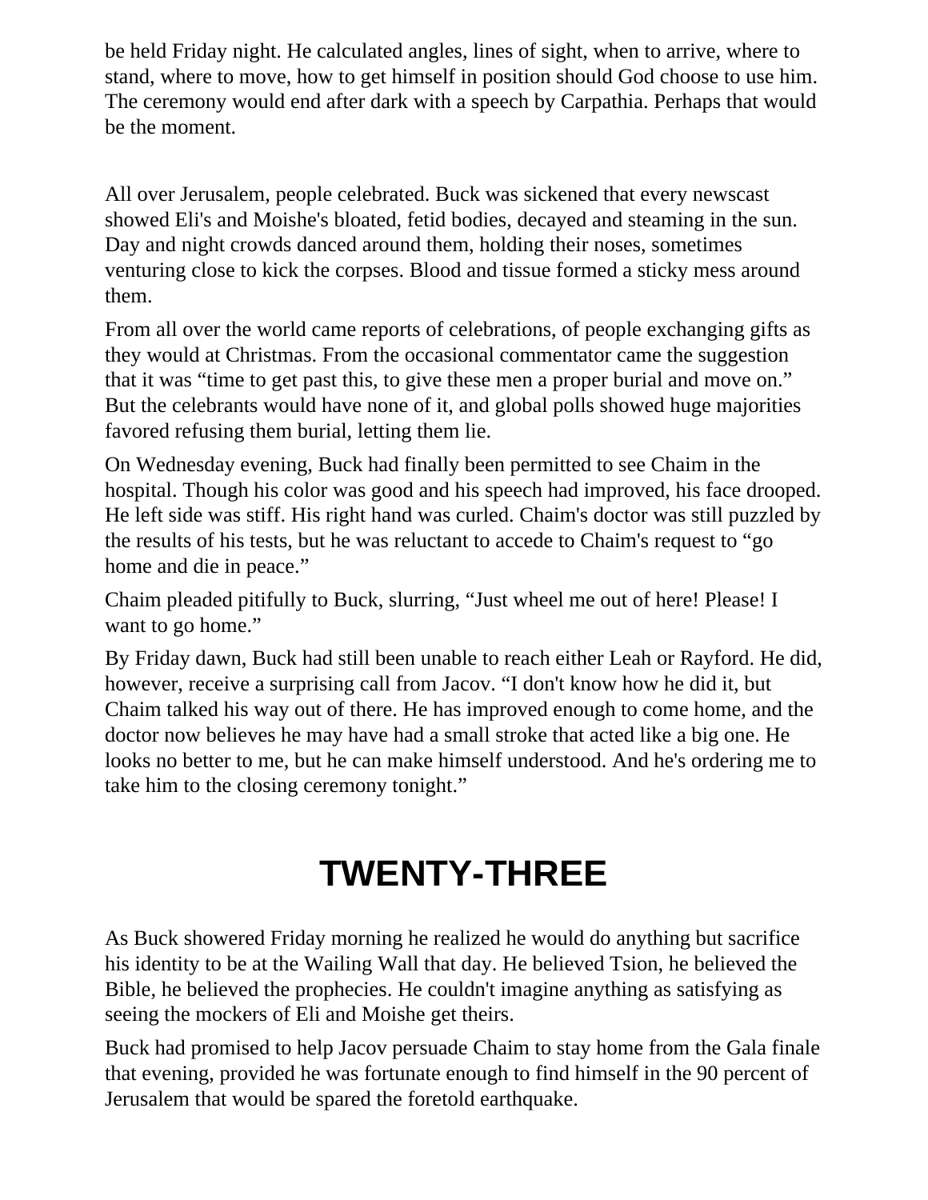be held Friday night. He calculated angles, lines of sight, when to arrive, where to stand, where to move, how to get himself in position should God choose to use him. The ceremony would end after dark with a speech by Carpathia. Perhaps that would be the moment.

All over Jerusalem, people celebrated. Buck was sickened that every newscast showed Eli's and Moishe's bloated, fetid bodies, decayed and steaming in the sun. Day and night crowds danced around them, holding their noses, sometimes venturing close to kick the corpses. Blood and tissue formed a sticky mess around them.

From all over the world came reports of celebrations, of people exchanging gifts as they would at Christmas. From the occasional commentator came the suggestion that it was “time to get past this, to give these men a proper burial and move on.” But the celebrants would have none of it, and global polls showed huge majorities favored refusing them burial, letting them lie.

On Wednesday evening, Buck had finally been permitted to see Chaim in the hospital. Though his color was good and his speech had improved, his face drooped. He left side was stiff. His right hand was curled. Chaim's doctor was still puzzled by the results of his tests, but he was reluctant to accede to Chaim's request to “go home and die in peace.”

Chaim pleaded pitifully to Buck, slurring, “Just wheel me out of here! Please! I want to go home.”

By Friday dawn, Buck had still been unable to reach either Leah or Rayford. He did, however, receive a surprising call from Jacov. “I don't know how he did it, but Chaim talked his way out of there. He has improved enough to come home, and the doctor now believes he may have had a small stroke that acted like a big one. He looks no better to me, but he can make himself understood. And he's ordering me to take him to the closing ceremony tonight.”

# TWENTY-THREE

As Buck showered Friday morning he realized he would do anything but sacrifice his identity to be at the Wailing Wall that day. He believed Tsion, he believed the Bible, he believed the prophecies. He couldn't imagine anything as satisfying as seeing the mockers of Eli and Moishe get theirs.

Buck had promised to help Jacov persuade Chaim to stay home from the Gala finale that evening, provided he was fortunate enough to find himself in the 90 percent of Jerusalem that would be spared the foretold earthquake.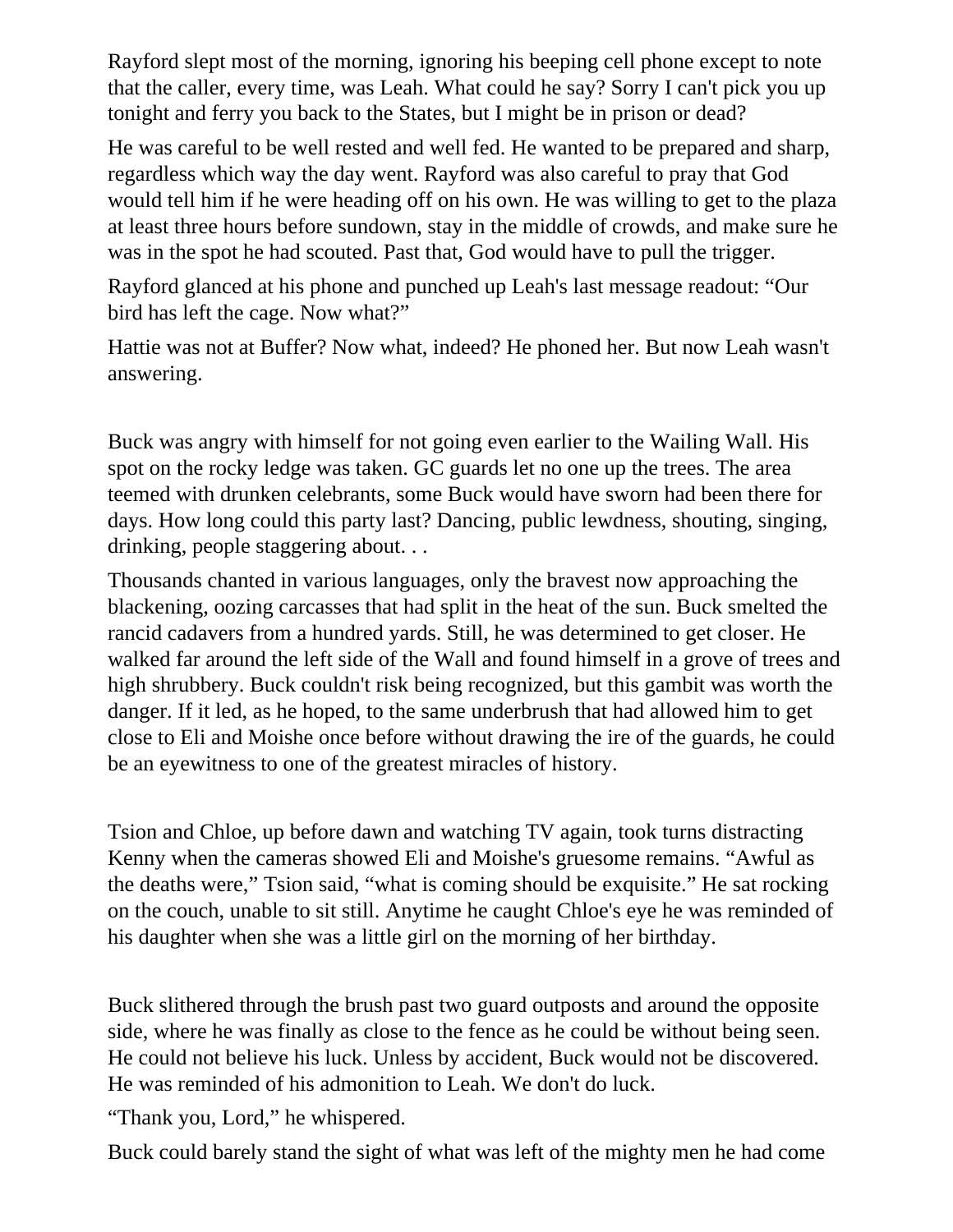Rayford slept most of the morning, ignoring his beeping cell phone except to note that the caller, every time, was Leah. What could he say? Sorry I can't pick you up tonight and ferry you back to the States, but I might be in prison or dead?

He was careful to be well rested and well fed. He wanted to be prepared and sharp, regardless which way the day went. Rayford was also careful to pray that God would tell him if he were heading off on his own. He was willing to get to the plaza at least three hours before sundown, stay in the middle of crowds, and make sure he was in the spot he had scouted. Past that, God would have to pull the trigger.

Rayford glanced at his phone and punched up Leah's last message readout: “Our bird has left the cage. Now what?”

Hattie was not at Buffer? Now what, indeed? He phoned her. But now Leah wasn't answering.

Buck was angry with himself for not going even earlier to the Wailing Wall. His spot on the rocky ledge was taken. GC guards let no one up the trees. The area teemed with drunken celebrants, some Buck would have sworn had been there for days. How long could this party last? Dancing, public lewdness, shouting, singing, drinking, people staggering about. . .

Thousands chanted in various languages, only the bravest now approaching the blackening, oozing carcasses that had split in the heat of the sun. Buck smelted the rancid cadavers from a hundred yards. Still, he was determined to get closer. He walked far around the left side of the Wall and found himself in a grove of trees and high shrubbery. Buck couldn't risk being recognized, but this gambit was worth the danger. If it led, as he hoped, to the same underbrush that had allowed him to get close to Eli and Moishe once before without drawing the ire of the guards, he could be an eyewitness to one of the greatest miracles of history.

Tsion and Chloe, up before dawn and watching TV again, took turns distracting Kenny when the cameras showed Eli and Moishe's gruesome remains. “Awful as the deaths were,” Tsion said, “what is coming should be exquisite.” He sat rocking on the couch, unable to sit still. Anytime he caught Chloe's eye he was reminded of his daughter when she was a little girl on the morning of her birthday.

Buck slithered through the brush past two guard outposts and around the opposite side, where he was finally as close to the fence as he could be without being seen. He could not believe his luck. Unless by accident, Buck would not be discovered. He was reminded of his admonition to Leah. We don't do luck.

“Thank you, Lord,” he whispered.

Buck could barely stand the sight of what was left of the mighty men he had come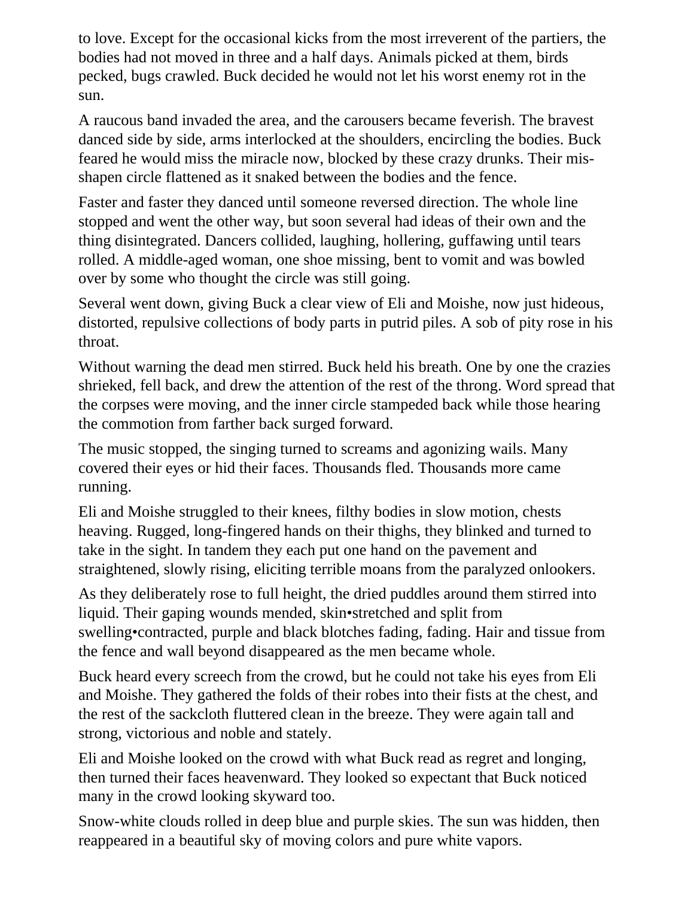to love. Except for the occasional kicks from the most irreverent of the partiers, the bodies had not moved in three and a half days. Animals picked at them, birds pecked, bugs crawled. Buck decided he would not let his worst enemy rot in the sun.

A raucous band invaded the area, and the carousers became feverish. The bravest danced side by side, arms interlocked at the shoulders, encircling the bodies. Buck feared he would miss the miracle now, blocked by these crazy drunks. Their misshapen circle flattened as it snaked between the bodies and the fence.

Faster and faster they danced until someone reversed direction. The whole line stopped and went the other way, but soon several had ideas of their own and the thing disintegrated. Dancers collided, laughing, hollering, guffawing until tears rolled. A middle-aged woman, one shoe missing, bent to vomit and was bowled over by some who thought the circle was still going.

Several went down, giving Buck a clear view of Eli and Moishe, now just hideous, distorted, repulsive collections of body parts in putrid piles. A sob of pity rose in his throat.

Without warning the dead men stirred. Buck held his breath. One by one the crazies shrieked, fell back, and drew the attention of the rest of the throng. Word spread that the corpses were moving, and the inner circle stampeded back while those hearing the commotion from farther back surged forward.

The music stopped, the singing turned to screams and agonizing wails. Many covered their eyes or hid their faces. Thousands fled. Thousands more came running.

Eli and Moishe struggled to their knees, filthy bodies in slow motion, chests heaving. Rugged, long-fingered hands on their thighs, they blinked and turned to take in the sight. In tandem they each put one hand on the pavement and straightened, slowly rising, eliciting terrible moans from the paralyzed onlookers.

As they deliberately rose to full height, the dried puddles around them stirred into liquid. Their gaping wounds mended, skin•stretched and split from swelling•contracted, purple and black blotches fading, fading. Hair and tissue from the fence and wall beyond disappeared as the men became whole.

Buck heard every screech from the crowd, but he could not take his eyes from Eli and Moishe. They gathered the folds of their robes into their fists at the chest, and the rest of the sackcloth fluttered clean in the breeze. They were again tall and strong, victorious and noble and stately.

Eli and Moishe looked on the crowd with what Buck read as regret and longing, then turned their faces heavenward. They looked so expectant that Buck noticed many in the crowd looking skyward too.

Snow-white clouds rolled in deep blue and purple skies. The sun was hidden, then reappeared in a beautiful sky of moving colors and pure white vapors.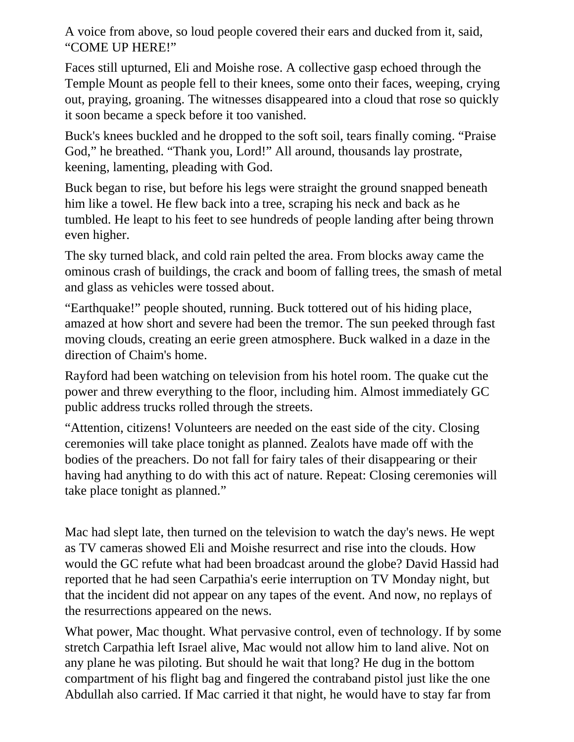A voice from above, so loud people covered their ears and ducked from it, said, "COME UP HERE!"

Faces still upturned, Eli and Moishe rose. A collective gasp echoed through the Temple Mount as people fell to their knees, some onto their faces, weeping, crying out, praying, groaning. The witnesses disappeared into a cloud that rose so quickly it soon became a speck before it too vanished.

Buck's knees buckled and he dropped to the soft soil, tears finally coming. "Praise God," he breathed. "Thank you, Lord!" All around, thousands lay prostrate, keening, lamenting, pleading with God.

Buck began to rise, but before his legs were straight the ground snapped beneath him like a towel. He flew back into a tree, scraping his neck and back as he tumbled. He leapt to his feet to see hundreds of people landing after being thrown even higher.

The sky turned black, and cold rain pelted the area. From blocks away came the ominous crash of buildings, the crack and boom of falling trees, the smash of metal and glass as vehicles were tossed about.

"Earthquake!" people shouted, running. Buck tottered out of his hiding place, amazed at how short and severe had been the tremor. The sun peeked through fast moving clouds, creating an eerie green atmosphere. Buck walked in a daze in the direction of Chaim's home.

Rayford had been watching on television from his hotel room. The quake cut the power and threw everything to the floor, including him. Almost immediately GC public address trucks rolled through the streets.

"Attention, citizens! Volunteers are needed on the east side of the city. Closing ceremonies will take place tonight as planned. Zealots have made off with the bodies of the preachers. Do not fall for fairy tales of their disappearing or their having had anything to do with this act of nature. Repeat: Closing ceremonies will take place tonight as planned."

Mac had slept late, then turned on the television to watch the day's news. He wept as TV cameras showed Eli and Moishe resurrect and rise into the clouds. How would the GC refute what had been broadcast around the globe? David Hassid had reported that he had seen Carpathia's eerie interruption on TV Monday night, but that the incident did not appear on any tapes of the event. And now, no replays of the resurrections appeared on the news.

What power, Mac thought. What pervasive control, even of technology. If by some stretch Carpathia left Israel alive, Mac would not allow him to land alive. Not on any plane he was piloting. But should he wait that long? He dug in the bottom compartment of his flight bag and fingered the contraband pistol just like the one Abdullah also carried. If Mac carried it that night, he would have to stay far from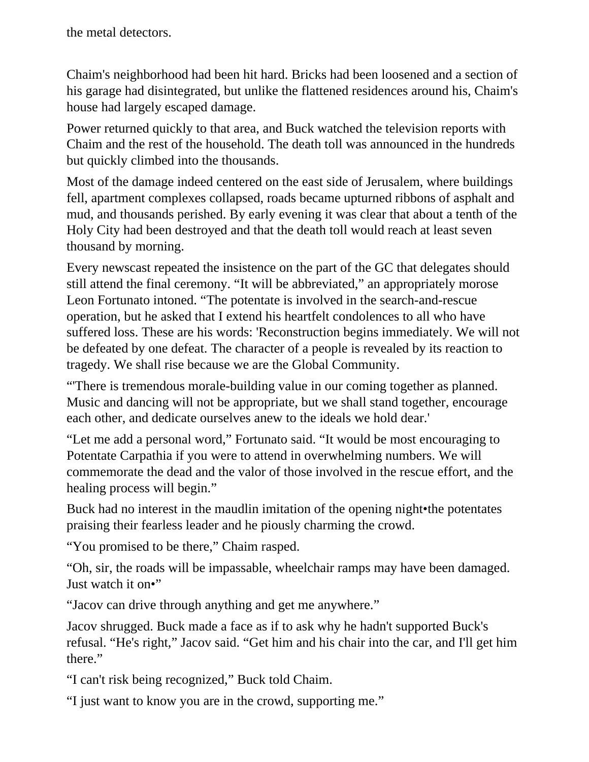the metal detectors.

Chaim's neighborhood had been hit hard. Bricks had been loosened and a section of his garage had disintegrated, but unlike the flattened residences around his, Chaim's house had largely escaped damage.

Power returned quickly to that area, and Buck watched the television reports with Chaim and the rest of the household. The death toll was announced in the hundreds but quickly climbed into the thousands.

Most of the damage indeed centered on the east side of Jerusalem, where buildings fell, apartment complexes collapsed, roads became upturned ribbons of asphalt and mud, and thousands perished. By early evening it was clear that about a tenth of the Holy City had been destroyed and that the death toll would reach at least seven thousand by morning.

Every newscast repeated the insistence on the part of the GC that delegates should still attend the final ceremony. "It will be abbreviated," an appropriately morose Leon Fortunato intoned. "The potentate is involved in the search-and-rescue operation, but he asked that I extend his heartfelt condolences to all who have suffered loss. These are his words: 'Reconstruction begins immediately. We will not be defeated by one defeat. The character of a people is revealed by its reaction to tragedy. We shall rise because we are the Global Community.

"'There is tremendous morale-building value in our coming together as planned. Music and dancing will not be appropriate, but we shall stand together, encourage each other, and dedicate ourselves anew to the ideals we hold dear.'

"Let me add a personal word," Fortunato said. "It would be most encouraging to Potentate Carpathia if you were to attend in overwhelming numbers. We will commemorate the dead and the valor of those involved in the rescue effort, and the healing process will begin."

Buck had no interest in the maudlin imitation of the opening night•the potentates praising their fearless leader and he piously charming the crowd.

"You promised to be there," Chaim rasped.

"Oh, sir, the roads will be impassable, wheelchair ramps may have been damaged. Just watch it on•"

"Jacov can drive through anything and get me anywhere."

Jacov shrugged. Buck made a face as if to ask why he hadn't supported Buck's refusal. "He's right," Jacov said. "Get him and his chair into the car, and I'll get him there."

"I can't risk being recognized," Buck told Chaim.

"I just want to know you are in the crowd, supporting me."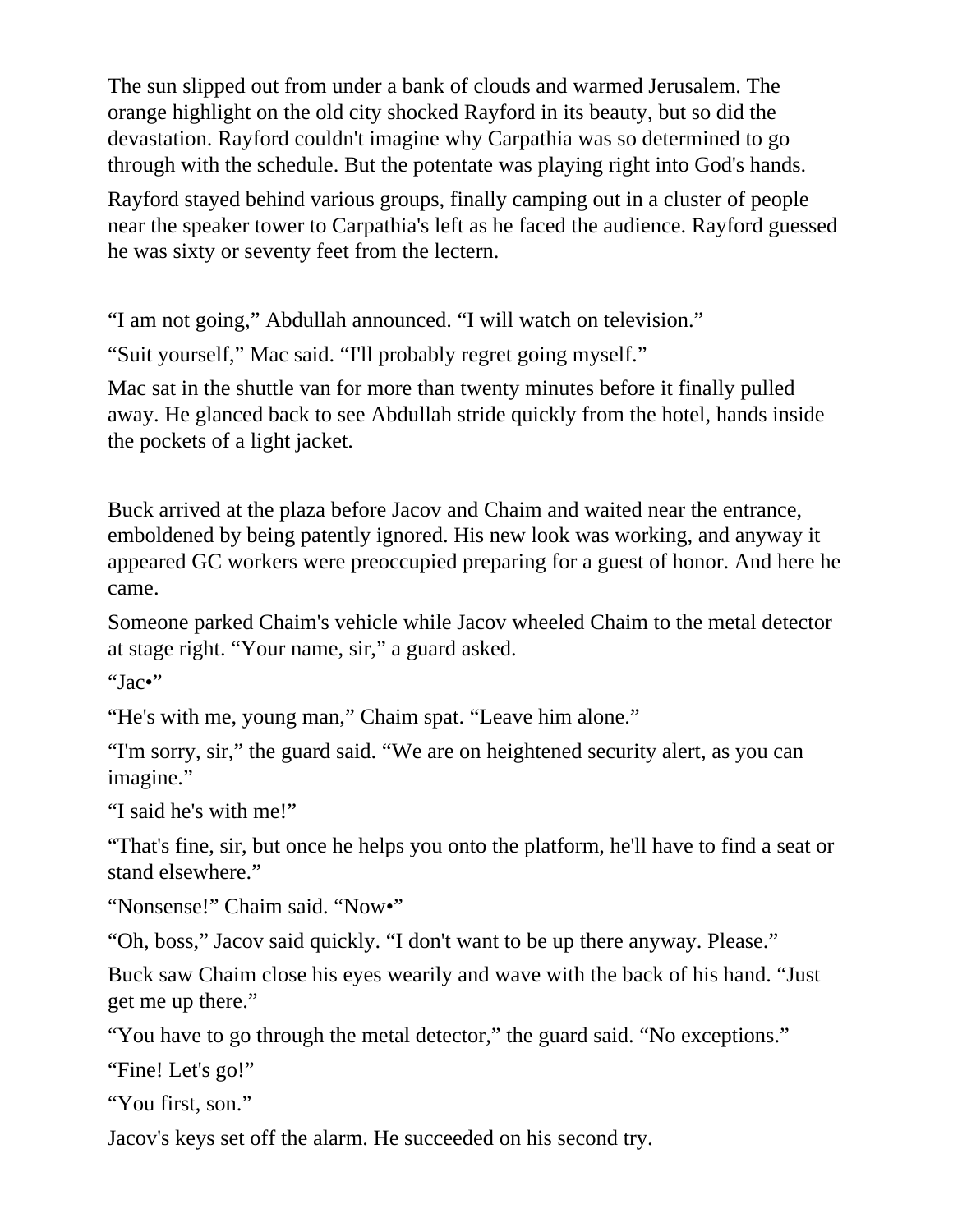The sun slipped out from under a bank of clouds and warmed Jerusalem. The orange highlight on the old city shocked Rayford in its beauty, but so did the devastation. Rayford couldn't imagine why Carpathia was so determined to go through with the schedule. But the potentate was playing right into God's hands.

Rayford stayed behind various groups, finally camping out in a cluster of people near the speaker tower to Carpathia's left as he faced the audience. Rayford guessed he was sixty or seventy feet from the lectern.

"I am not going," Abdullah announced. "I will watch on television."

"Suit yourself," Mac said. "I'll probably regret going myself."

Mac sat in the shuttle van for more than twenty minutes before it finally pulled away. He glanced back to see Abdullah stride quickly from the hotel, hands inside the pockets of a light jacket.

Buck arrived at the plaza before Jacov and Chaim and waited near the entrance, emboldened by being patently ignored. His new look was working, and anyway it appeared GC workers were preoccupied preparing for a guest of honor. And here he came.

Someone parked Chaim's vehicle while Jacov wheeled Chaim to the metal detector at stage right. "Your name, sir," a guard asked.

"Jac•"

"He's with me, young man," Chaim spat. "Leave him alone."

"I'm sorry, sir," the guard said. "We are on heightened security alert, as you can imagine."

"I said he's with me!"

"That's fine, sir, but once he helps you onto the platform, he'll have to find a seat or stand elsewhere."

"Nonsense!" Chaim said. "Now•"

"Oh, boss," Jacov said quickly. "I don't want to be up there anyway. Please."

Buck saw Chaim close his eyes wearily and wave with the back of his hand. "Just get me up there."

"You have to go through the metal detector," the guard said. "No exceptions."

"Fine! Let's go!"

"You first, son."

Jacov's keys set off the alarm. He succeeded on his second try.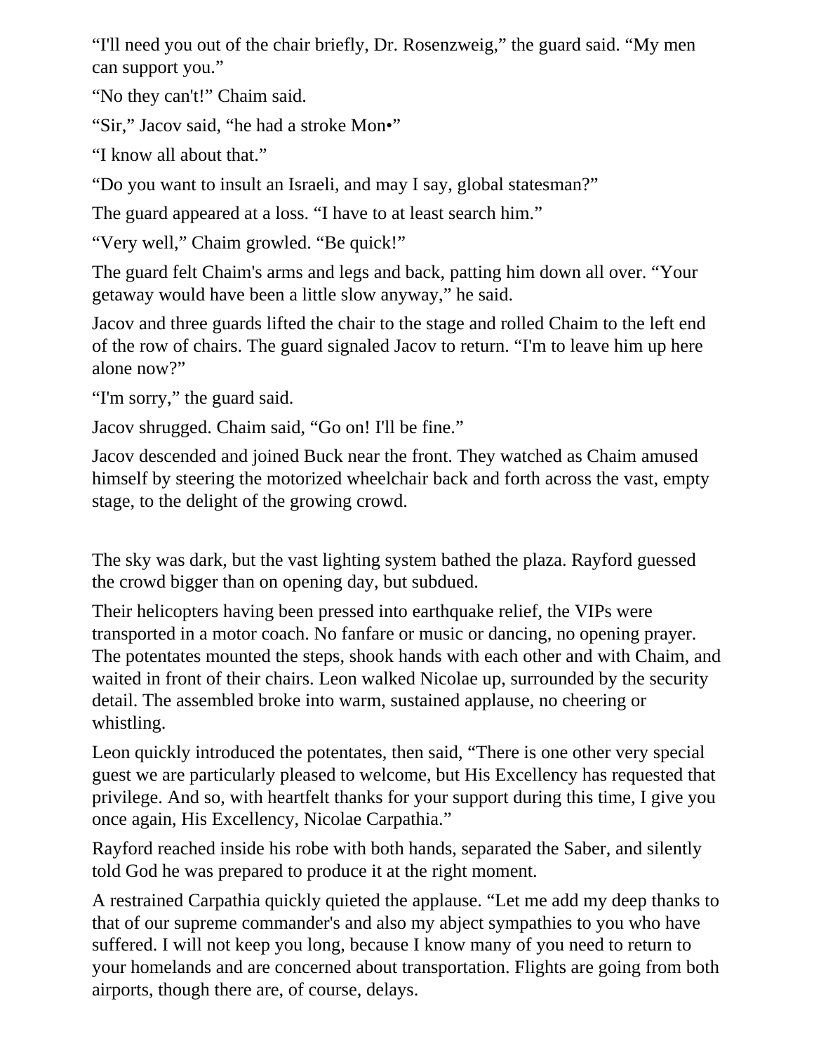“I'll need you out of the chair briefly, Dr. Rosenzweig,” the guard said. “My men can support you.”

“No they can't!” Chaim said.

“Sir,” Jacov said, “he had a stroke Mon•”

“I know all about that.”

“Do you want to insult an Israeli, and may I say, global statesman?”

The guard appeared at a loss. “I have to at least search him.”

“Very well,” Chaim growled. “Be quick!”

The guard felt Chaim's arms and legs and back, patting him down all over. “Your getaway would have been a little slow anyway,” he said.

Jacov and three guards lifted the chair to the stage and rolled Chaim to the left end of the row of chairs. The guard signaled Jacov to return. “I'm to leave him up here alone now?”

“I'm sorry,” the guard said.

Jacov shrugged. Chaim said, “Go on! I'll be fine.”

Jacov descended and joined Buck near the front. They watched as Chaim amused himself by steering the motorized wheelchair back and forth across the vast, empty stage, to the delight of the growing crowd.

The sky was dark, but the vast lighting system bathed the plaza. Rayford guessed the crowd bigger than on opening day, but subdued.

Their helicopters having been pressed into earthquake relief, the VIPs were transported in a motor coach. No fanfare or music or dancing, no opening prayer. The potentates mounted the steps, shook hands with each other and with Chaim, and waited in front of their chairs. Leon walked Nicolae up, surrounded by the security detail. The assembled broke into warm, sustained applause, no cheering or whistling.

Leon quickly introduced the potentates, then said, “There is one other very special guest we are particularly pleased to welcome, but His Excellency has requested that privilege. And so, with heartfelt thanks for your support during this time, I give you once again, His Excellency, Nicolae Carpathia.”

Rayford reached inside his robe with both hands, separated the Saber, and silently told God he was prepared to produce it at the right moment.

A restrained Carpathia quickly quieted the applause. “Let me add my deep thanks to that of our supreme commander's and also my abject sympathies to you who have suffered. I will not keep you long, because I know many of you need to return to your homelands and are concerned about transportation. Flights are going from both airports, though there are, of course, delays.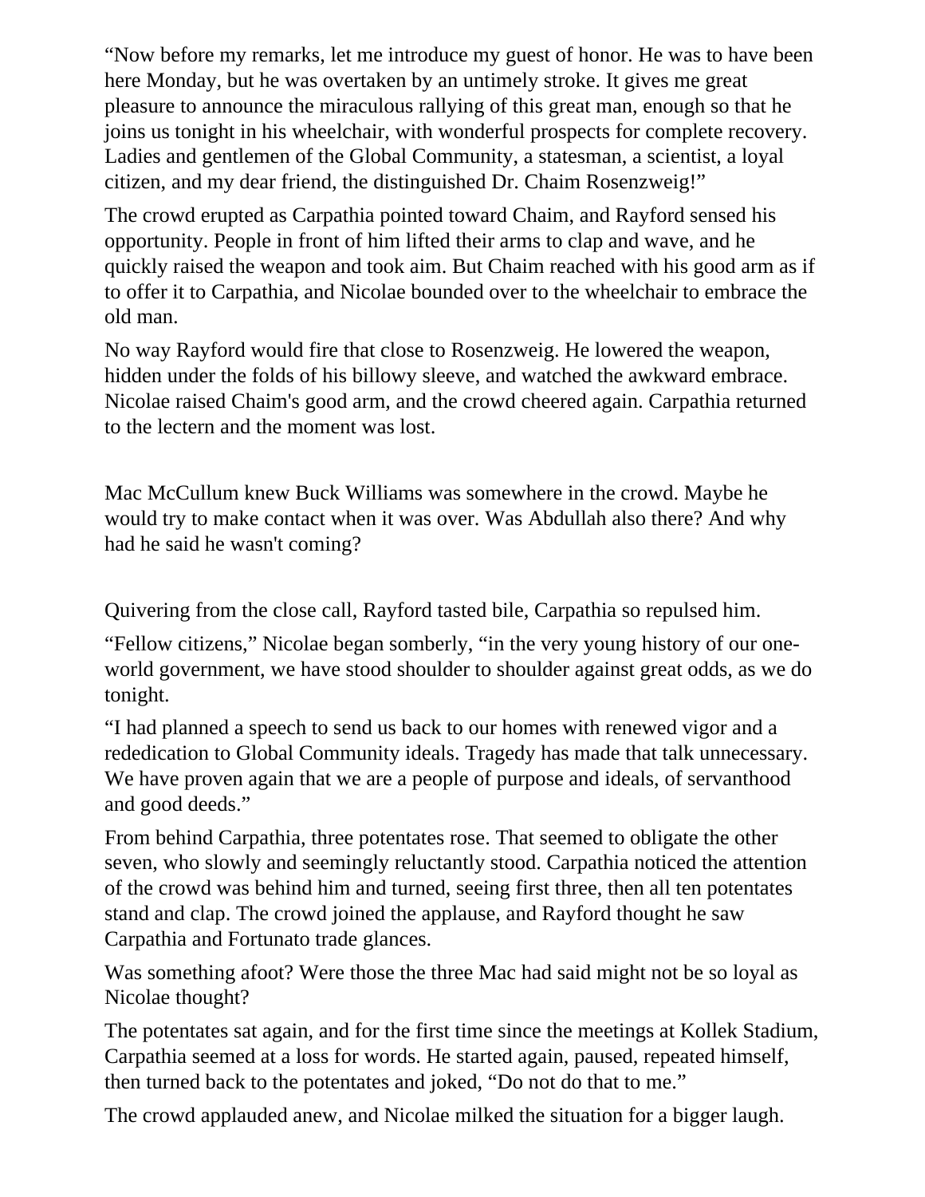“Now before my remarks, let me introduce my guest of honor. He was to have been here Monday, but he was overtaken by an untimely stroke. It gives me great pleasure to announce the miraculous rallying of this great man, enough so that he joins us tonight in his wheelchair, with wonderful prospects for complete recovery. Ladies and gentlemen of the Global Community, a statesman, a scientist, a loyal citizen, and my dear friend, the distinguished Dr. Chaim Rosenzweig!”

The crowd erupted as Carpathia pointed toward Chaim, and Rayford sensed his opportunity. People in front of him lifted their arms to clap and wave, and he quickly raised the weapon and took aim. But Chaim reached with his good arm as if to offer it to Carpathia, and Nicolae bounded over to the wheelchair to embrace the old man.

No way Rayford would fire that close to Rosenzweig. He lowered the weapon, hidden under the folds of his billowy sleeve, and watched the awkward embrace. Nicolae raised Chaim's good arm, and the crowd cheered again. Carpathia returned to the lectern and the moment was lost.

Mac McCullum knew Buck Williams was somewhere in the crowd. Maybe he would try to make contact when it was over. Was Abdullah also there? And why had he said he wasn't coming?

Quivering from the close call, Rayford tasted bile, Carpathia so repulsed him.

“Fellow citizens,” Nicolae began somberly, “in the very young history of our one-world government, we have stood shoulder to shoulder against great odds, as we do tonight.

“I had planned a speech to send us back to our homes with renewed vigor and a rededication to Global Community ideals. Tragedy has made that talk unnecessary. We have proven again that we are a people of purpose and ideals, of servanthood and good deeds.”

From behind Carpathia, three potentates rose. That seemed to obligate the other seven, who slowly and seemingly reluctantly stood. Carpathia noticed the attention of the crowd was behind him and turned, seeing first three, then all ten potentates stand and clap. The crowd joined the applause, and Rayford thought he saw Carpathia and Fortunato trade glances.

Was something afoot? Were those the three Mac had said might not be so loyal as Nicolae thought?

The potentates sat again, and for the first time since the meetings at Kollek Stadium, Carpathia seemed at a loss for words. He started again, paused, repeated himself, then turned back to the potentates and joked, “Do not do that to me.”

The crowd applauded anew, and Nicolae milked the situation for a bigger laugh.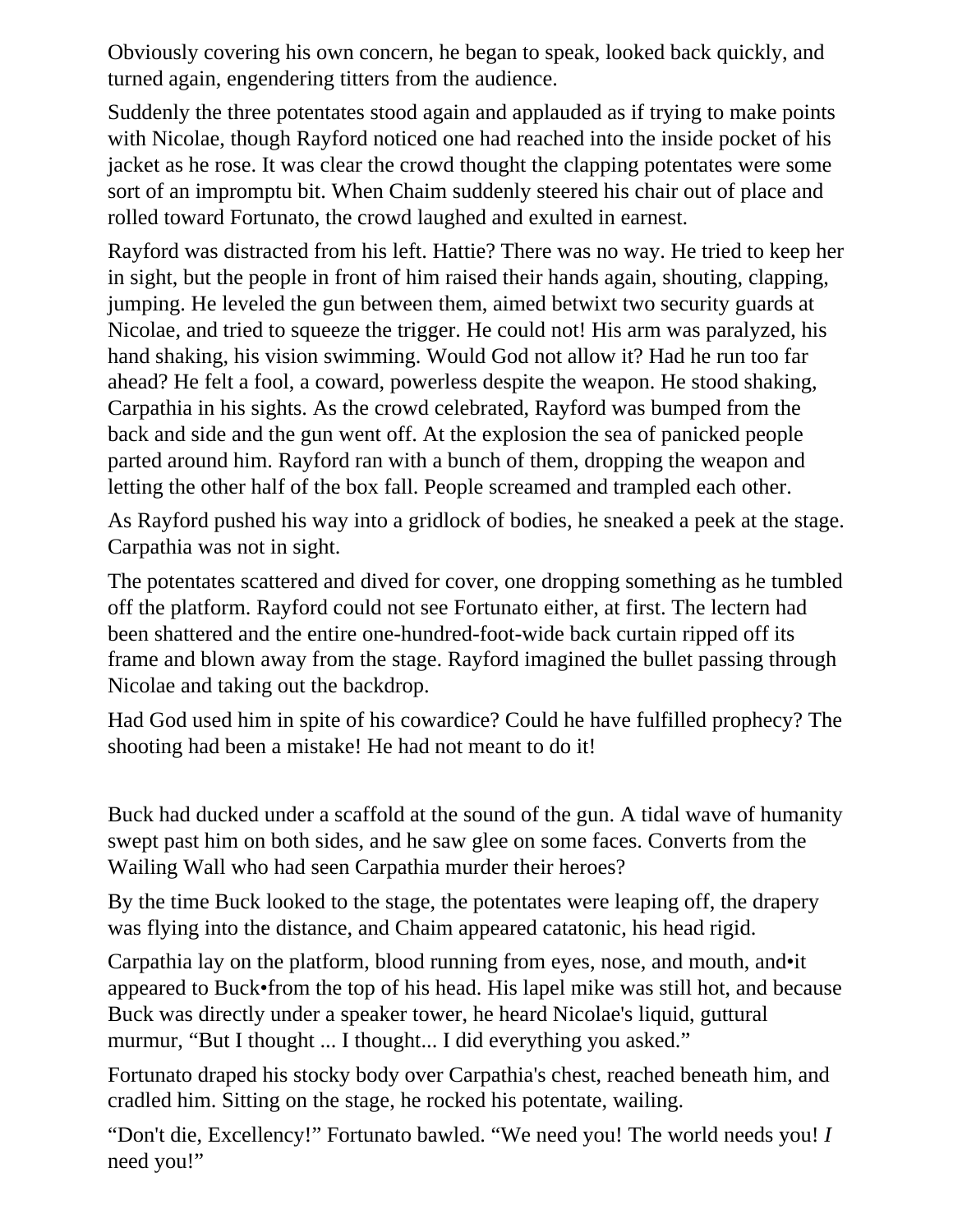Obviously covering his own concern, he began to speak, looked back quickly, and turned again, engendering titters from the audience.

Suddenly the three potentates stood again and applauded as if trying to make points with Nicolae, though Rayford noticed one had reached into the inside pocket of his jacket as he rose. It was clear the crowd thought the clapping potentates were some sort of an impromptu bit. When Chaim suddenly steered his chair out of place and rolled toward Fortunato, the crowd laughed and exulted in earnest.

Rayford was distracted from his left. Hattie? There was no way. He tried to keep her in sight, but the people in front of him raised their hands again, shouting, clapping, jumping. He leveled the gun between them, aimed betwixt two security guards at Nicolae, and tried to squeeze the trigger. He could not! His arm was paralyzed, his hand shaking, his vision swimming. Would God not allow it? Had he run too far ahead? He felt a fool, a coward, powerless despite the weapon. He stood shaking, Carpathia in his sights. As the crowd celebrated, Rayford was bumped from the back and side and the gun went off. At the explosion the sea of panicked people parted around him. Rayford ran with a bunch of them, dropping the weapon and letting the other half of the box fall. People screamed and trampled each other.

As Rayford pushed his way into a gridlock of bodies, he sneaked a peek at the stage. Carpathia was not in sight.

The potentates scattered and dived for cover, one dropping something as he tumbled off the platform. Rayford could not see Fortunato either, at first. The lectern had been shattered and the entire one-hundred-foot-wide back curtain ripped off its frame and blown away from the stage. Rayford imagined the bullet passing through Nicolae and taking out the backdrop.

Had God used him in spite of his cowardice? Could he have fulfilled prophecy? The shooting had been a mistake! He had not meant to do it!

Buck had ducked under a scaffold at the sound of the gun. A tidal wave of humanity swept past him on both sides, and he saw glee on some faces. Converts from the Wailing Wall who had seen Carpathia murder their heroes?

By the time Buck looked to the stage, the potentates were leaping off, the drapery was flying into the distance, and Chaim appeared catatonic, his head rigid.

Carpathia lay on the platform, blood running from eyes, nose, and mouth, and•it appeared to Buck•from the top of his head. His lapel mike was still hot, and because Buck was directly under a speaker tower, he heard Nicolae's liquid, guttural murmur, “But I thought ... I thought... I did everything you asked.”

Fortunato draped his stocky body over Carpathia's chest, reached beneath him, and cradled him. Sitting on the stage, he rocked his potentate, wailing.

“Don't die, Excellency!” Fortunato bawled. “We need you! The world needs you! *I* need you!”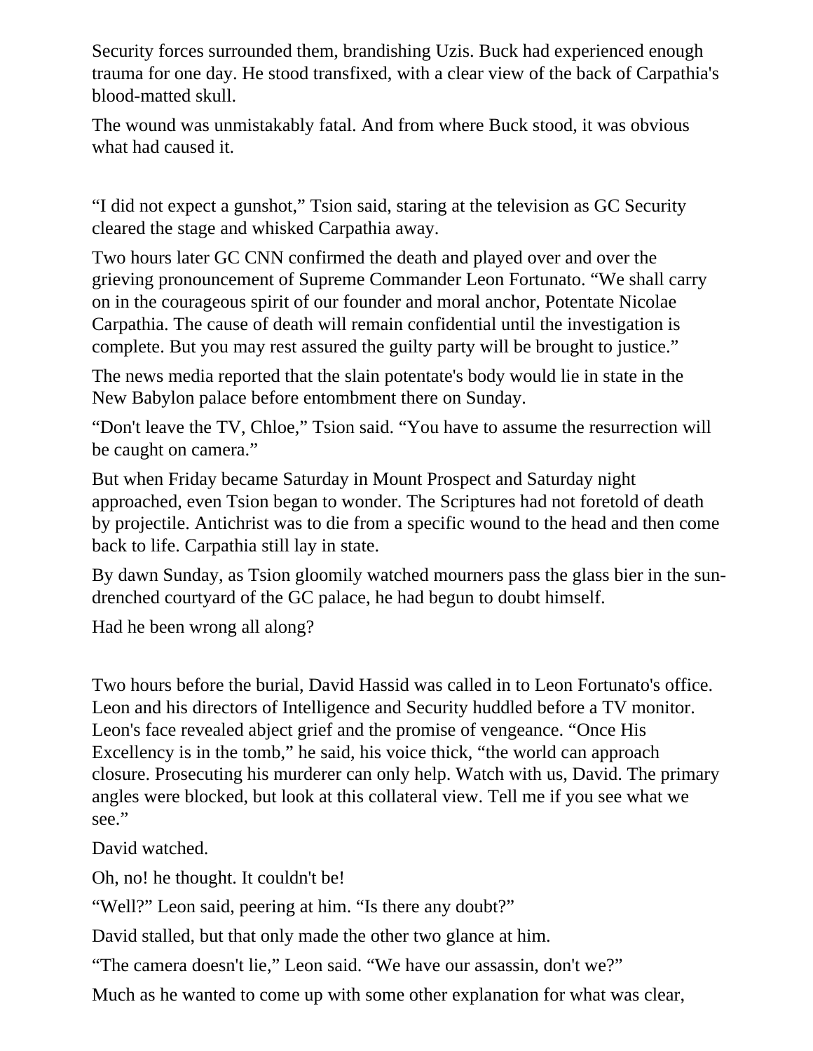Security forces surrounded them, brandishing Uzis. Buck had experienced enough trauma for one day. He stood transfixed, with a clear view of the back of Carpathia's blood-matted skull.

The wound was unmistakably fatal. And from where Buck stood, it was obvious what had caused it.

“I did not expect a gunshot,” Tsion said, staring at the television as GC Security cleared the stage and whisked Carpathia away.

Two hours later GC CNN confirmed the death and played over and over the grieving pronouncement of Supreme Commander Leon Fortunato. “We shall carry on in the courageous spirit of our founder and moral anchor, Potentate Nicolae Carpathia. The cause of death will remain confidential until the investigation is complete. But you may rest assured the guilty party will be brought to justice.”

The news media reported that the slain potentate's body would lie in state in the New Babylon palace before entombment there on Sunday.

“Don't leave the TV, Chloe,” Tsion said. “You have to assume the resurrection will be caught on camera.”

But when Friday became Saturday in Mount Prospect and Saturday night approached, even Tsion began to wonder. The Scriptures had not foretold of death by projectile. Antichrist was to die from a specific wound to the head and then come back to life. Carpathia still lay in state.

By dawn Sunday, as Tsion gloomily watched mourners pass the glass bier in the sun-drenched courtyard of the GC palace, he had begun to doubt himself.

Had he been wrong all along?

Two hours before the burial, David Hassid was called in to Leon Fortunato's office. Leon and his directors of Intelligence and Security huddled before a TV monitor. Leon's face revealed abject grief and the promise of vengeance. “Once His Excellency is in the tomb,” he said, his voice thick, “the world can approach closure. Prosecuting his murderer can only help. Watch with us, David. The primary angles were blocked, but look at this collateral view. Tell me if you see what we see.”

David watched.

Oh, no! he thought. It couldn't be!

“Well?” Leon said, peering at him. “Is there any doubt?”

David stalled, but that only made the other two glance at him.

“The camera doesn't lie,” Leon said. “We have our assassin, don't we?”

Much as he wanted to come up with some other explanation for what was clear,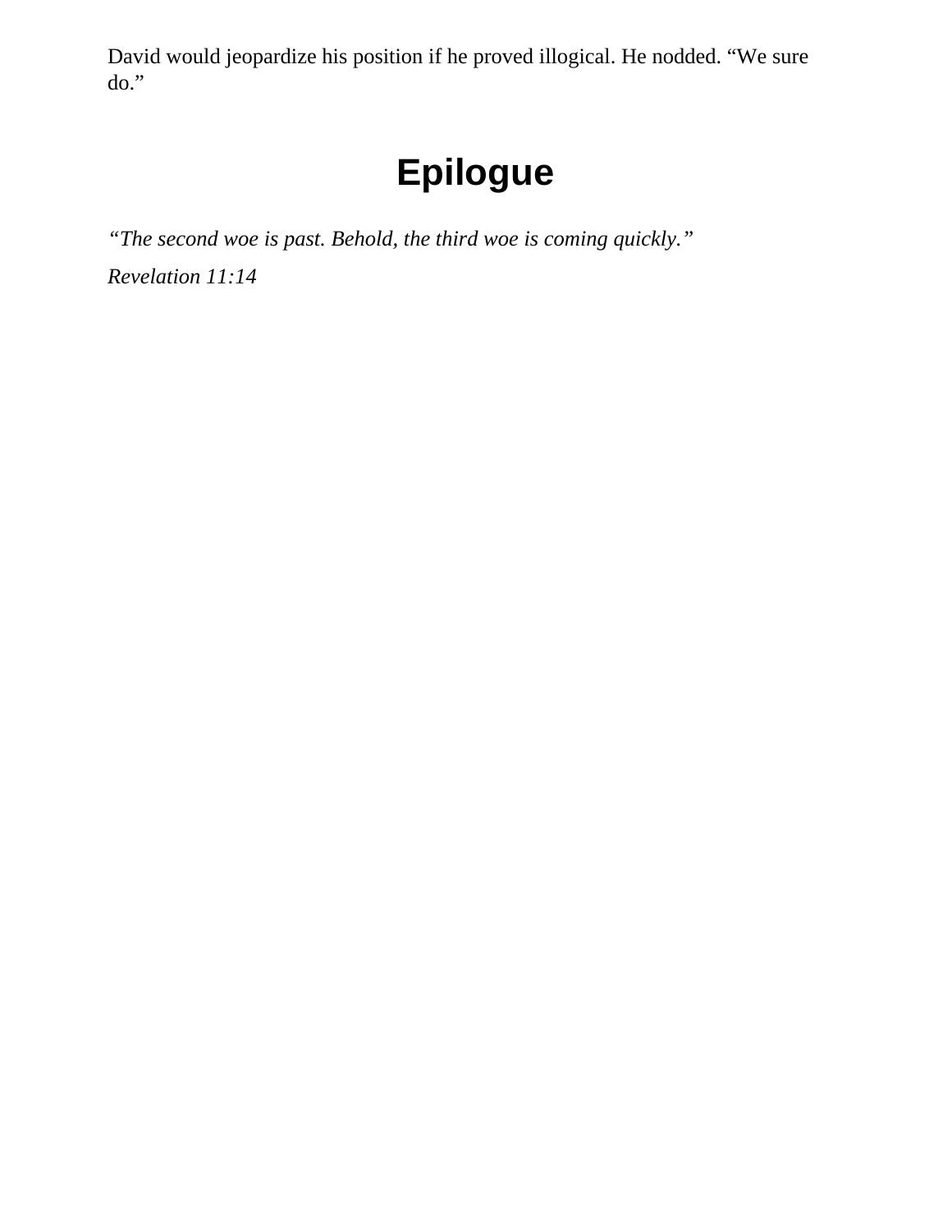David would jeopardize his position if he proved illogical. He nodded. “We sure do.”

# Epilogue

*“The second woe is past. Behold, the third woe is coming quickly.”*

*Revelation 11:14*